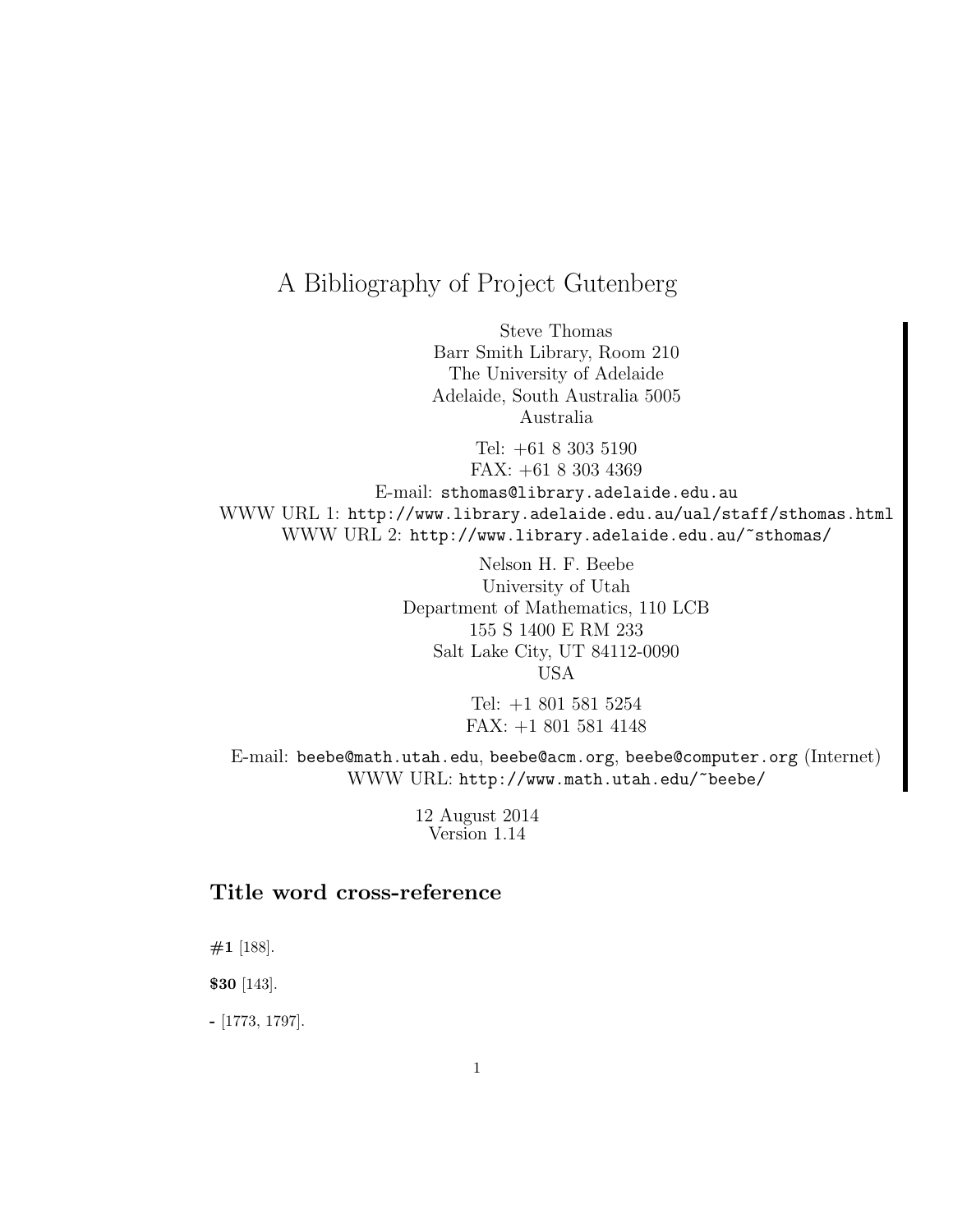# A Bibliography of Project Gutenberg

Steve Thomas
Barr Smith Library, Room 210
The University of Adelaide
Adelaide, South Australia 5005
Australia

Tel: +61 8 303 5190
FAX: +61 8 303 4369
E-mail: `sthomas@library.adelaide.edu.au`
WWW URL 1: `http://www.library.adelaide.edu.au/ual/staff/sthomas.html`
WWW URL 2: `http://www.library.adelaide.edu.au/~sthomas/`

Nelson H. F. Beebe
University of Utah
Department of Mathematics, 110 LCB
155 S 1400 E RM 233
Salt Lake City, UT 84112-0090
USA

Tel: +1 801 581 5254
FAX: +1 801 581 4148

E-mail: `beebe@math.utah.edu`, `beebe@acm.org`, `beebe@computer.org` (Internet)
WWW URL: `http://www.math.utah.edu/~beebe/`

12 August 2014
Version 1.14

## Title word cross-reference

**#1** [188].

**$30** [143].

**-** [1773, 1797].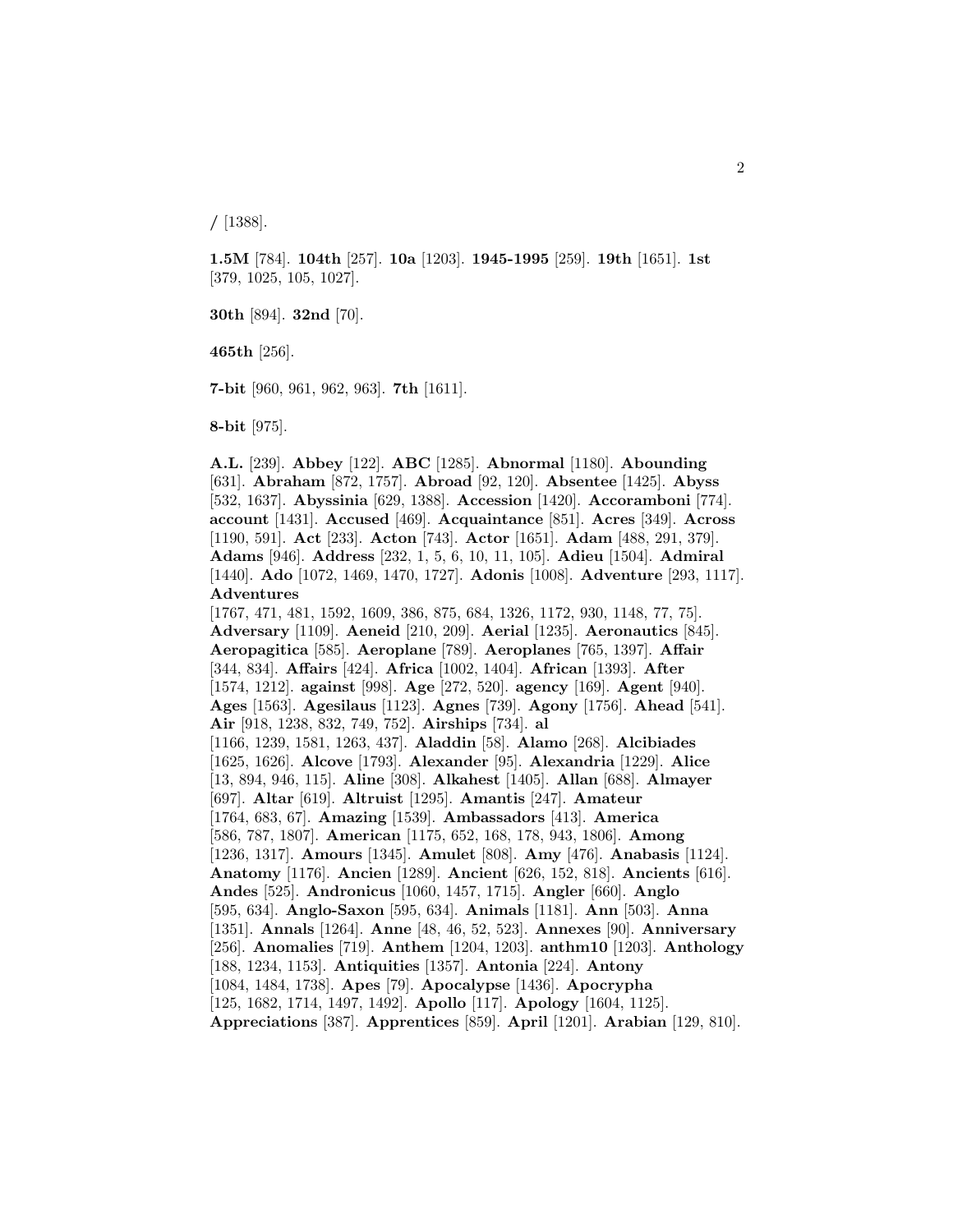/ [1388].

**1.5M** [784]. **104th** [257]. **10a** [1203]. **1945-1995** [259]. **19th** [1651]. **1st** [379, 1025, 105, 1027].

**30th** [894]. **32nd** [70].

**465th** [256].

**7-bit** [960, 961, 962, 963]. **7th** [1611].

**8-bit** [975].

**A.L.** [239]. **Abbey** [122]. **ABC** [1285]. **Abnormal** [1180]. **Abounding** [631]. **Abraham** [872, 1757]. **Abroad** [92, 120]. **Absentee** [1425]. **Abyss** [532, 1637]. **Abyssinia** [629, 1388]. **Accession** [1420]. **Accoramboni** [774]. **account** [1431]. **Accused** [469]. **Acquaintance** [851]. **Acres** [349]. **Across** [1190, 591]. **Act** [233]. **Acton** [743]. **Actor** [1651]. **Adam** [488, 291, 379]. **Adams** [946]. **Address** [232, 1, 5, 6, 10, 11, 105]. **Adieu** [1504]. **Admiral** [1440]. **Ado** [1072, 1469, 1470, 1727]. **Adonis** [1008]. **Adventure** [293, 1117]. **Adventures** [1767, 471, 481, 1592, 1609, 386, 875, 684, 1326, 1172, 930, 1148, 77, 75]. **Adversary** [1109]. **Aeneid** [210, 209]. **Aerial** [1235]. **Aeronautics** [845]. **Aeropagitica** [585]. **Aeroplane** [789]. **Aeroplanes** [765, 1397]. **Affair** [344, 834]. **Affairs** [424]. **Africa** [1002, 1404]. **African** [1393]. **After** [1574, 1212]. **against** [998]. **Age** [272, 520]. **agency** [169]. **Agent** [940]. **Ages** [1563]. **Agesilaus** [1123]. **Agnes** [739]. **Agony** [1756]. **Ahead** [541]. **Air** [918, 1238, 832, 749, 752]. **Airships** [734]. **al** [1166, 1239, 1581, 1263, 437]. **Aladdin** [58]. **Alamo** [268]. **Alcibiades** [1625, 1626]. **Alcove** [1793]. **Alexander** [95]. **Alexandria** [1229]. **Alice** [13, 894, 946, 115]. **Aline** [308]. **Alkahest** [1405]. **Allan** [688]. **Almayer** [697]. **Altar** [619]. **Altruist** [1295]. **Amantis** [247]. **Amateur** [1764, 683, 67]. **Amazing** [1539]. **Ambassadors** [413]. **America** [586, 787, 1807]. **American** [1175, 652, 168, 178, 943, 1806]. **Among** [1236, 1317]. **Amours** [1345]. **Amulet** [808]. **Amy** [476]. **Anabasis** [1124]. **Anatomy** [1176]. **Ancien** [1289]. **Ancient** [626, 152, 818]. **Ancients** [616]. **Andes** [525]. **Andronicus** [1060, 1457, 1715]. **Angler** [660]. **Anglo** [595, 634]. **Anglo-Saxon** [595, 634]. **Animals** [1181]. **Ann** [503]. **Anna** [1351]. **Annals** [1264]. **Anne** [48, 46, 52, 523]. **Annexes** [90]. **Anniversary** [256]. **Anomalies** [719]. **Anthem** [1204, 1203]. **anthm10** [1203]. **Anthology** [188, 1234, 1153]. **Antiquities** [1357]. **Antonia** [224]. **Antony** [1084, 1484, 1738]. **Apes** [79]. **Apocalypse** [1436]. **Apocrypha** [125, 1682, 1714, 1497, 1492]. **Apollo** [117]. **Apology** [1604, 1125]. **Appreciations** [387]. **Apprentices** [859]. **April** [1201]. **Arabian** [129, 810].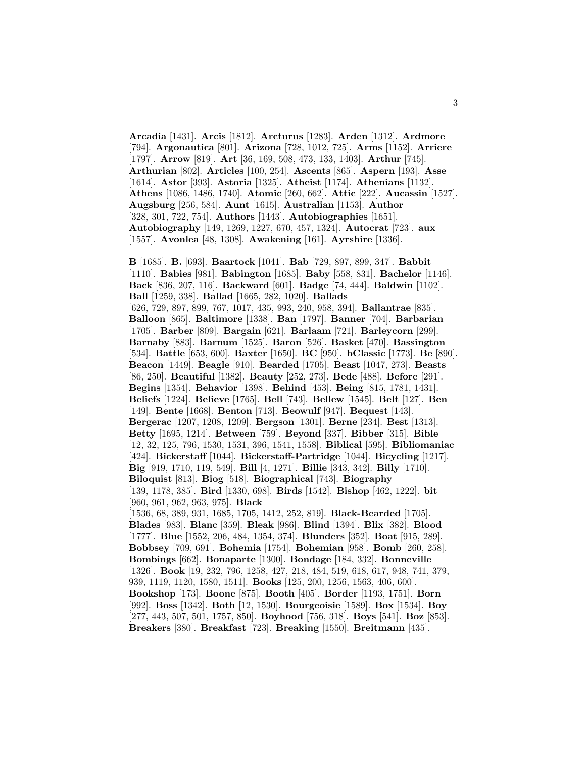**Arcadia** [1431]. **Arcis** [1812]. **Arcturus** [1283]. **Arden** [1312]. **Ardmore** [794]. **Argonautica** [801]. **Arizona** [728, 1012, 725]. **Arms** [1152]. **Arriere** [1797]. **Arrow** [819]. **Art** [36, 169, 508, 473, 133, 1403]. **Arthur** [745]. **Arthurian** [802]. **Articles** [100, 254]. **Ascents** [865]. **Aspern** [193]. **Asse** [1614]. **Astor** [393]. **Astoria** [1325]. **Atheist** [1174]. **Athenians** [1132]. **Athens** [1086, 1486, 1740]. **Atomic** [260, 662]. **Attic** [222]. **Aucassin** [1527]. **Augsburg** [256, 584]. **Aunt** [1615]. **Australian** [1153]. **Author** [328, 301, 722, 754]. **Authors** [1443]. **Autobiographies** [1651]. **Autobiography** [149, 1269, 1227, 670, 457, 1324]. **Autocrat** [723]. **aux** [1557]. **Avonlea** [48, 1308]. **Awakening** [161]. **Ayrshire** [1336].

**B** [1685]. **B.** [693]. **Baartock** [1041]. **Bab** [729, 897, 899, 347]. **Babbit** [1110]. **Babies** [981]. **Babington** [1685]. **Baby** [558, 831]. **Bachelor** [1146]. **Back** [836, 207, 116]. **Backward** [601]. **Badge** [74, 444]. **Baldwin** [1102]. **Ball** [1259, 338]. **Ballad** [1665, 282, 1020]. **Ballads** [626, 729, 897, 899, 767, 1017, 435, 993, 240, 958, 394]. **Ballantrae** [835]. **Balloon** [865]. **Baltimore** [1338]. **Ban** [1797]. **Banner** [704]. **Barbarian** [1705]. **Barber** [809]. **Bargain** [621]. **Barlaam** [721]. **Barleycorn** [299]. **Barnaby** [883]. **Barnum** [1525]. **Baron** [526]. **Basket** [470]. **Bassington** [534]. **Battle** [653, 600]. **Baxter** [1650]. **BC** [950]. **bClassic** [1773]. **Be** [890]. **Beacon** [1449]. **Beagle** [910]. **Bearded** [1705]. **Beast** [1047, 273]. **Beasts** [86, 250]. **Beautiful** [1382]. **Beauty** [252, 273]. **Bede** [488]. **Before** [291]. **Begins** [1354]. **Behavior** [1398]. **Behind** [453]. **Being** [815, 1781, 1431]. **Beliefs** [1224]. **Believe** [1765]. **Bell** [743]. **Bellew** [1545]. **Belt** [127]. **Ben** [149]. **Bente** [1668]. **Benton** [713]. **Beowulf** [947]. **Bequest** [143]. **Bergerac** [1207, 1208, 1209]. **Bergson** [1301]. **Berne** [234]. **Best** [1313]. **Betty** [1695, 1214]. **Between** [759]. **Beyond** [337]. **Bibber** [315]. **Bible** [12, 32, 125, 796, 1530, 1531, 396, 1541, 1558]. **Biblical** [595]. **Bibliomaniac** [424]. **Bickerstaff** [1044]. **Bickerstaff-Partridge** [1044]. **Bicycling** [1217]. **Big** [919, 1710, 119, 549]. **Bill** [4, 1271]. **Billie** [343, 342]. **Billy** [1710]. **Biloquist** [813]. **Biog** [518]. **Biographical** [743]. **Biography** [139, 1178, 385]. **Bird** [1330, 698]. **Birds** [1542]. **Bishop** [462, 1222]. **bit** [960, 961, 962, 963, 975]. **Black** [1536, 68, 389, 931, 1685, 1705, 1412, 252, 819]. **Black-Bearded** [1705]. **Blades** [983]. **Blanc** [359]. **Bleak** [986]. **Blind** [1394]. **Blix** [382]. **Blood** [1777]. **Blue** [1552, 206, 484, 1354, 374]. **Blunders** [352]. **Boat** [915, 289]. **Bobbsey** [709, 691]. **Bohemia** [1754]. **Bohemian** [958]. **Bomb** [260, 258]. **Bombings** [662]. **Bonaparte** [1300]. **Bondage** [184, 332]. **Bonneville** [1326]. **Book** [19, 232, 796, 1258, 427, 218, 484, 519, 618, 617, 948, 741, 379, 939, 1119, 1120, 1580, 1511]. **Books** [125, 200, 1256, 1563, 406, 600]. **Bookshop** [173]. **Boone** [875]. **Booth** [405]. **Border** [1193, 1751]. **Born** [992]. **Boss** [1342]. **Both** [12, 1530]. **Bourgeoisie** [1589]. **Box** [1534]. **Boy** [277, 443, 507, 501, 1757, 850]. **Boyhood** [756, 318]. **Boys** [541]. **Boz** [853]. **Breakers** [380]. **Breakfast** [723]. **Breaking** [1550]. **Breitmann** [435].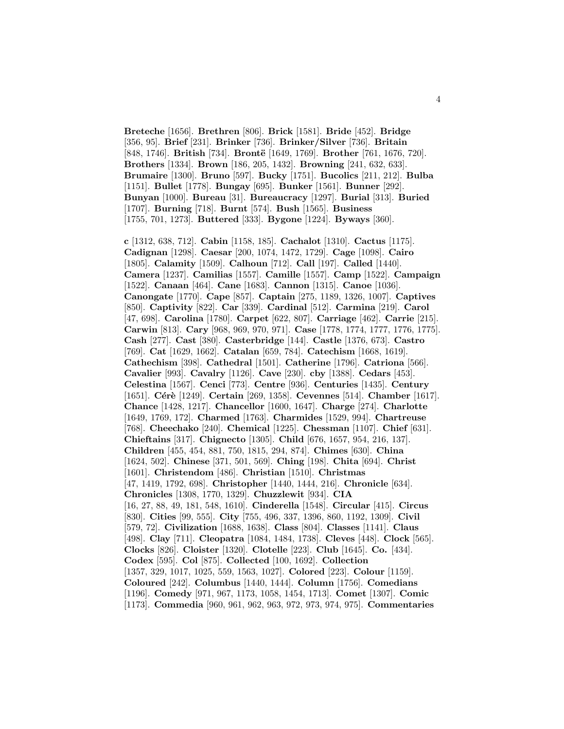**Breteche** [1656]. **Brethren** [806]. **Brick** [1581]. **Bride** [452]. **Bridge** [356, 95]. **Brief** [231]. **Brinker** [736]. **Brinker/Silver** [736]. **Britain** [848, 1746]. **British** [734]. **Brontë** [1649, 1769]. **Brother** [761, 1676, 720]. **Brothers** [1334]. **Brown** [186, 205, 1432]. **Browning** [241, 632, 633]. **Brumaire** [1300]. **Bruno** [597]. **Bucky** [1751]. **Bucolics** [211, 212]. **Bulba** [1151]. **Bullet** [1778]. **Bungay** [695]. **Bunker** [1561]. **Bunner** [292]. **Bunyan** [1000]. **Bureau** [31]. **Bureaucracy** [1297]. **Burial** [313]. **Buried** [1707]. **Burning** [718]. **Burnt** [574]. **Bush** [1565]. **Business** [1755, 701, 1273]. **Buttered** [333]. **Bygone** [1224]. **Byways** [360].

**c** [1312, 638, 712]. **Cabin** [1158, 185]. **Cachalot** [1310]. **Cactus** [1175]. **Cadignan** [1298]. **Caesar** [200, 1074, 1472, 1729]. **Cage** [1098]. **Cairo** [1805]. **Calamity** [1509]. **Calhoun** [712]. **Call** [197]. **Called** [1440]. **Camera** [1237]. **Camilias** [1557]. **Camille** [1557]. **Camp** [1522]. **Campaign** [1522]. **Canaan** [464]. **Cane** [1683]. **Cannon** [1315]. **Canoe** [1036]. **Canongate** [1770]. **Cape** [857]. **Captain** [275, 1189, 1326, 1007]. **Captives** [850]. **Captivity** [822]. **Car** [339]. **Cardinal** [512]. **Carmina** [219]. **Carol** [47, 698]. **Carolina** [1780]. **Carpet** [622, 807]. **Carriage** [462]. **Carrie** [215]. **Carwin** [813]. **Cary** [968, 969, 970, 971]. **Case** [1778, 1774, 1777, 1776, 1775]. **Cash** [277]. **Cast** [380]. **Casterbridge** [144]. **Castle** [1376, 673]. **Castro** [769]. **Cat** [1629, 1662]. **Catalan** [659, 784]. **Catechism** [1668, 1619]. **Cathechism** [398]. **Cathedral** [1501]. **Catherine** [1796]. **Catriona** [566]. **Cavalier** [993]. **Cavalry** [1126]. **Cave** [230]. **cby** [1388]. **Cedars** [453]. **Celestina** [1567]. **Cenci** [773]. **Centre** [936]. **Centuries** [1435]. **Century** [1651]. **Cérè** [1249]. **Certain** [269, 1358]. **Cevennes** [514]. **Chamber** [1617]. **Chance** [1428, 1217]. **Chancellor** [1600, 1647]. **Charge** [274]. **Charlotte** [1649, 1769, 172]. **Charmed** [1763]. **Charmides** [1529, 994]. **Chartreuse** [768]. **Cheechako** [240]. **Chemical** [1225]. **Chessman** [1107]. **Chief** [631]. **Chieftains** [317]. **Chignecto** [1305]. **Child** [676, 1657, 954, 216, 137]. **Children** [455, 454, 881, 750, 1815, 294, 874]. **Chimes** [630]. **China** [1624, 502]. **Chinese** [371, 501, 569]. **Ching** [198]. **Chita** [694]. **Christ** [1601]. **Christendom** [486]. **Christian** [1510]. **Christmas** [47, 1419, 1792, 698]. **Christopher** [1440, 1444, 216]. **Chronicle** [634]. **Chronicles** [1308, 1770, 1329]. **Chuzzlewit** [934]. **CIA** [16, 27, 88, 49, 181, 548, 1610]. **Cinderella** [1548]. **Circular** [415]. **Circus** [830]. **Cities** [99, 555]. **City** [755, 496, 337, 1396, 860, 1192, 1309]. **Civil** [579, 72]. **Civilization** [1688, 1638]. **Class** [804]. **Classes** [1141]. **Claus** [498]. **Clay** [711]. **Cleopatra** [1084, 1484, 1738]. **Cleves** [448]. **Clock** [565]. **Clocks** [826]. **Cloister** [1320]. **Clotelle** [223]. **Club** [1645]. **Co.** [434]. **Codex** [595]. **Col** [875]. **Collected** [100, 1692]. **Collection** [1357, 329, 1017, 1025, 559, 1563, 1027]. **Colored** [223]. **Colour** [1159]. **Coloured** [242]. **Columbus** [1440, 1444]. **Column** [1756]. **Comedians** [1196]. **Comedy** [971, 967, 1173, 1058, 1454, 1713]. **Comet** [1307]. **Comic** [1173]. **Commedia** [960, 961, 962, 963, 972, 973, 974, 975]. **Commentaries**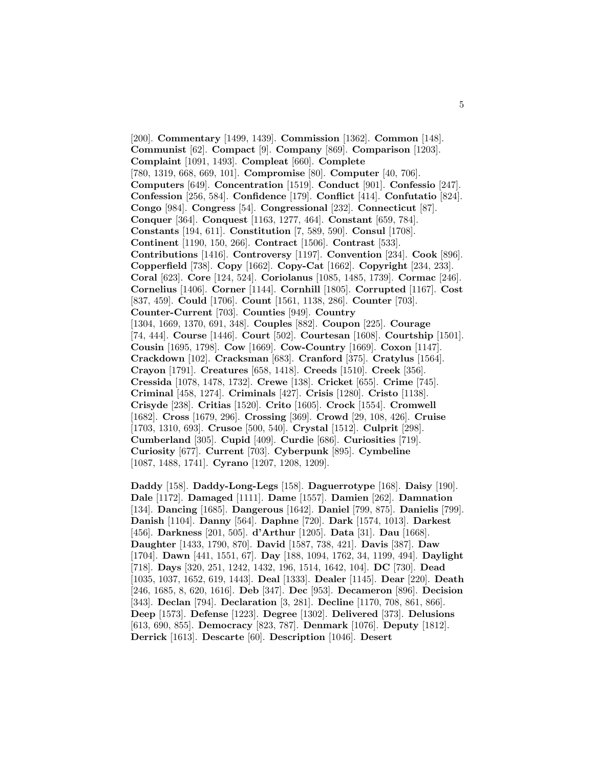[200]. **Commentary** [1499, 1439]. **Commission** [1362]. **Common** [148]. **Communist** [62]. **Compact** [9]. **Company** [869]. **Comparison** [1203]. **Complaint** [1091, 1493]. **Compleat** [660]. **Complete** [780, 1319, 668, 669, 101]. **Compromise** [80]. **Computer** [40, 706]. **Computers** [649]. **Concentration** [1519]. **Conduct** [901]. **Confessio** [247]. **Confession** [256, 584]. **Confidence** [179]. **Conflict** [414]. **Confutatio** [824]. **Congo** [984]. **Congress** [54]. **Congressional** [232]. **Connecticut** [87]. **Conquer** [364]. **Conquest** [1163, 1277, 464]. **Constant** [659, 784]. **Constants** [194, 611]. **Constitution** [7, 589, 590]. **Consul** [1708]. **Continent** [1190, 150, 266]. **Contract** [1506]. **Contrast** [533]. **Contributions** [1416]. **Controversy** [1197]. **Convention** [234]. **Cook** [896]. **Copperfield** [738]. **Copy** [1662]. **Copy-Cat** [1662]. **Copyright** [234, 233]. **Coral** [623]. **Core** [124, 524]. **Coriolanus** [1085, 1485, 1739]. **Cormac** [246]. **Cornelius** [1406]. **Corner** [1144]. **Cornhill** [1805]. **Corrupted** [1167]. **Cost** [837, 459]. **Could** [1706]. **Count** [1561, 1138, 286]. **Counter** [703]. **Counter-Current** [703]. **Counties** [949]. **Country** [1304, 1669, 1370, 691, 348]. **Couples** [882]. **Coupon** [225]. **Courage** [74, 444]. **Course** [1446]. **Court** [502]. **Courtesan** [1608]. **Courtship** [1501]. **Cousin** [1695, 1798]. **Cow** [1669]. **Cow-Country** [1669]. **Coxon** [1147]. **Crackdown** [102]. **Cracksman** [683]. **Cranford** [375]. **Cratylus** [1564]. **Crayon** [1791]. **Creatures** [658, 1418]. **Creeds** [1510]. **Creek** [356]. **Cressida** [1078, 1478, 1732]. **Crewe** [138]. **Cricket** [655]. **Crime** [745]. **Criminal** [458, 1274]. **Criminals** [427]. **Crisis** [1280]. **Cristo** [1138]. **Crisyde** [238]. **Critias** [1520]. **Crito** [1605]. **Crock** [1554]. **Cromwell** [1682]. **Cross** [1679, 296]. **Crossing** [369]. **Crowd** [29, 108, 426]. **Cruise** [1703, 1310, 693]. **Crusoe** [500, 540]. **Crystal** [1512]. **Culprit** [298]. **Cumberland** [305]. **Cupid** [409]. **Curdie** [686]. **Curiosities** [719]. **Curiosity** [677]. **Current** [703]. **Cyberpunk** [895]. **Cymbeline** [1087, 1488, 1741]. **Cyrano** [1207, 1208, 1209].

**Daddy** [158]. **Daddy-Long-Legs** [158]. **Daguerrotype** [168]. **Daisy** [190]. **Dale** [1172]. **Damaged** [1111]. **Dame** [1557]. **Damien** [262]. **Damnation** [134]. **Dancing** [1685]. **Dangerous** [1642]. **Daniel** [799, 875]. **Danielis** [799]. **Danish** [1104]. **Danny** [564]. **Daphne** [720]. **Dark** [1574, 1013]. **Darkest** [456]. **Darkness** [201, 505]. **d'Arthur** [1205]. **Data** [31]. **Dau** [1668]. **Daughter** [1433, 1790, 870]. **David** [1587, 738, 421]. **Davis** [387]. **Daw** [1704]. **Dawn** [441, 1551, 67]. **Day** [188, 1094, 1762, 34, 1199, 494]. **Daylight** [718]. **Days** [320, 251, 1242, 1432, 196, 1514, 1642, 104]. **DC** [730]. **Dead** [1035, 1037, 1652, 619, 1443]. **Deal** [1333]. **Dealer** [1145]. **Dear** [220]. **Death** [246, 1685, 8, 620, 1616]. **Deb** [347]. **Dec** [953]. **Decameron** [896]. **Decision** [343]. **Declan** [794]. **Declaration** [3, 281]. **Decline** [1170, 708, 861, 866]. **Deep** [1573]. **Defense** [1223]. **Degree** [1302]. **Delivered** [373]. **Delusions** [613, 690, 855]. **Democracy** [823, 787]. **Denmark** [1076]. **Deputy** [1812]. **Derrick** [1613]. **Descarte** [60]. **Description** [1046]. **Desert**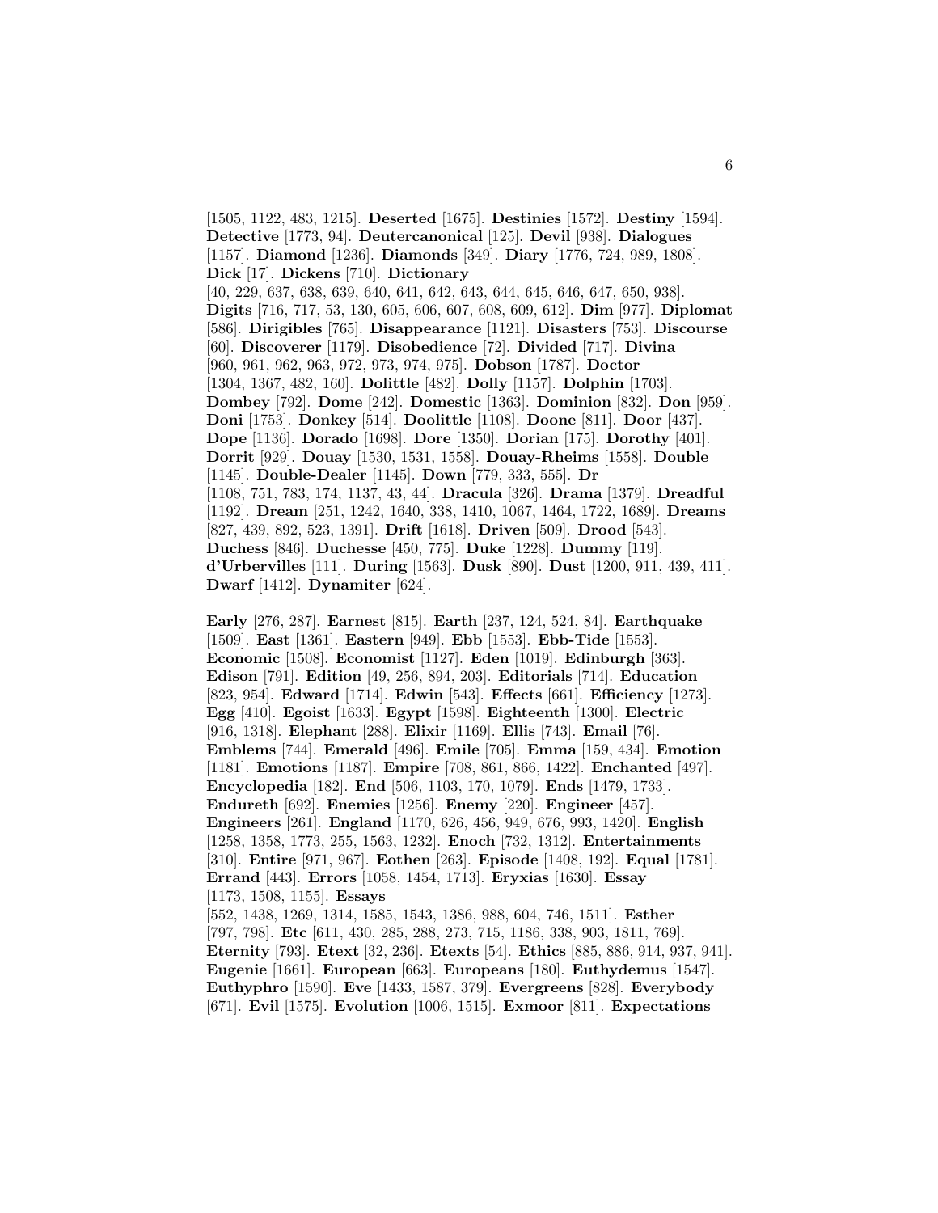[1505, 1122, 483, 1215]. **Deserted** [1675]. **Destinies** [1572]. **Destiny** [1594]. **Detective** [1773, 94]. **Deutercanonical** [125]. **Devil** [938]. **Dialogues** [1157]. **Diamond** [1236]. **Diamonds** [349]. **Diary** [1776, 724, 989, 1808]. **Dick** [17]. **Dickens** [710]. **Dictionary** [40, 229, 637, 638, 639, 640, 641, 642, 643, 644, 645, 646, 647, 650, 938]. **Digits** [716, 717, 53, 130, 605, 606, 607, 608, 609, 612]. **Dim** [977]. **Diplomat** [586]. **Dirigibles** [765]. **Disappearance** [1121]. **Disasters** [753]. **Discourse** [60]. **Discoverer** [1179]. **Disobedience** [72]. **Divided** [717]. **Divina** [960, 961, 962, 963, 972, 973, 974, 975]. **Dobson** [1787]. **Doctor** [1304, 1367, 482, 160]. **Dolittle** [482]. **Dolly** [1157]. **Dolphin** [1703]. **Dombey** [792]. **Dome** [242]. **Domestic** [1363]. **Dominion** [832]. **Don** [959]. **Doni** [1753]. **Donkey** [514]. **Doolittle** [1108]. **Doone** [811]. **Door** [437]. **Dope** [1136]. **Dorado** [1698]. **Dore** [1350]. **Dorian** [175]. **Dorothy** [401]. **Dorrit** [929]. **Douay** [1530, 1531, 1558]. **Douay-Rheims** [1558]. **Double** [1145]. **Double-Dealer** [1145]. **Down** [779, 333, 555]. **Dr** [1108, 751, 783, 174, 1137, 43, 44]. **Dracula** [326]. **Drama** [1379]. **Dreadful** [1192]. **Dream** [251, 1242, 1640, 338, 1410, 1067, 1464, 1722, 1689]. **Dreams** [827, 439, 892, 523, 1391]. **Drift** [1618]. **Driven** [509]. **Drood** [543]. **Duchess** [846]. **Duchesse** [450, 775]. **Duke** [1228]. **Dummy** [119]. **d'Urbervilles** [111]. **During** [1563]. **Dusk** [890]. **Dust** [1200, 911, 439, 411]. **Dwarf** [1412]. **Dynamiter** [624].

**Early** [276, 287]. **Earnest** [815]. **Earth** [237, 124, 524, 84]. **Earthquake** [1509]. **East** [1361]. **Eastern** [949]. **Ebb** [1553]. **Ebb-Tide** [1553]. **Economic** [1508]. **Economist** [1127]. **Eden** [1019]. **Edinburgh** [363]. **Edison** [791]. **Edition** [49, 256, 894, 203]. **Editorials** [714]. **Education** [823, 954]. **Edward** [1714]. **Edwin** [543]. **Effects** [661]. **Efficiency** [1273]. **Egg** [410]. **Egoist** [1633]. **Egypt** [1598]. **Eighteenth** [1300]. **Electric** [916, 1318]. **Elephant** [288]. **Elixir** [1169]. **Ellis** [743]. **Email** [76]. **Emblems** [744]. **Emerald** [496]. **Emile** [705]. **Emma** [159, 434]. **Emotion** [1181]. **Emotions** [1187]. **Empire** [708, 861, 866, 1422]. **Enchanted** [497]. **Encyclopedia** [182]. **End** [506, 1103, 170, 1079]. **Ends** [1479, 1733]. **Endureth** [692]. **Enemies** [1256]. **Enemy** [220]. **Engineer** [457]. **Engineers** [261]. **England** [1170, 626, 456, 949, 676, 993, 1420]. **English** [1258, 1358, 1773, 255, 1563, 1232]. **Enoch** [732, 1312]. **Entertainments** [310]. **Entire** [971, 967]. **Eothen** [263]. **Episode** [1408, 192]. **Equal** [1781]. **Errand** [443]. **Errors** [1058, 1454, 1713]. **Eryxias** [1630]. **Essay** [1173, 1508, 1155]. **Essays** [552, 1438, 1269, 1314, 1585, 1543, 1386, 988, 604, 746, 1511]. **Esther** [797, 798]. **Etc** [611, 430, 285, 288, 273, 715, 1186, 338, 903, 1811, 769]. **Eternity** [793]. **Etext** [32, 236]. **Etexts** [54]. **Ethics** [885, 886, 914, 937, 941]. **Eugenie** [1661]. **European** [663]. **Europeans** [180]. **Euthydemus** [1547]. **Euthyphro** [1590]. **Eve** [1433, 1587, 379]. **Evergreens** [828]. **Everybody** [671]. **Evil** [1575]. **Evolution** [1006, 1515]. **Exmoor** [811]. **Expectations**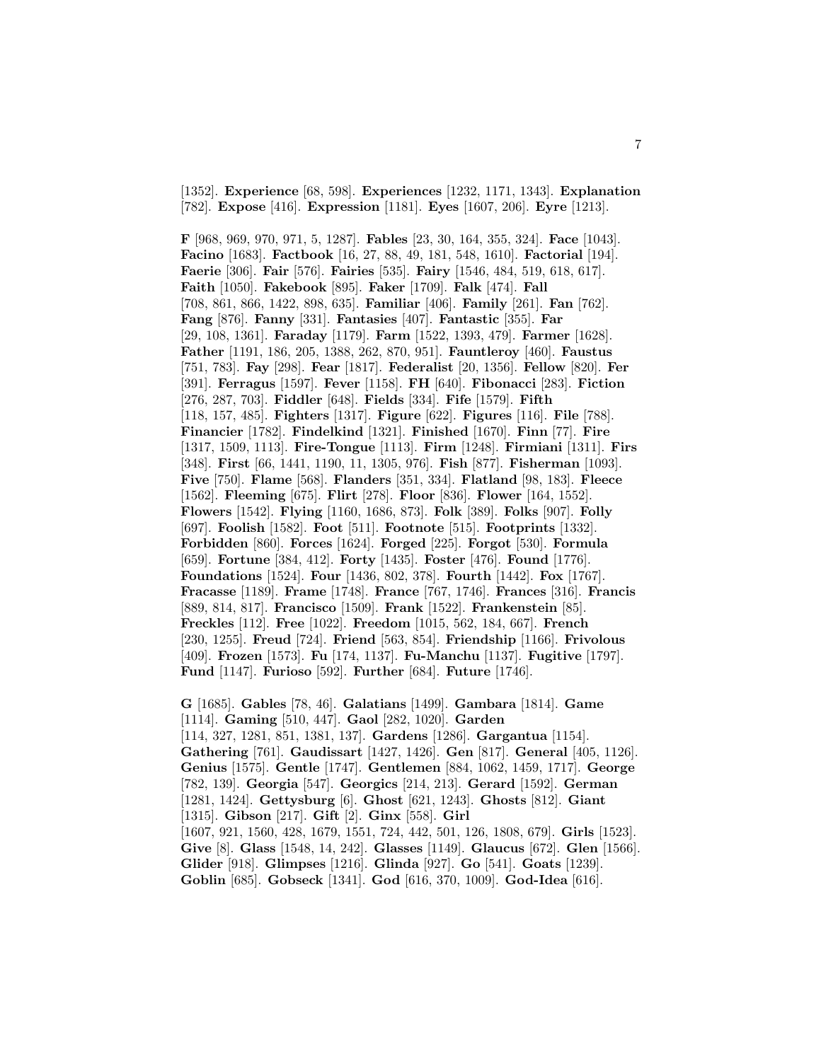[1352]. **Experience** [68, 598]. **Experiences** [1232, 1171, 1343]. **Explanation** [782]. **Expose** [416]. **Expression** [1181]. **Eyes** [1607, 206]. **Eyre** [1213].

**F** [968, 969, 970, 971, 5, 1287]. **Fables** [23, 30, 164, 355, 324]. **Face** [1043]. **Facino** [1683]. **Factbook** [16, 27, 88, 49, 181, 548, 1610]. **Factorial** [194]. **Faerie** [306]. **Fair** [576]. **Fairies** [535]. **Fairy** [1546, 484, 519, 618, 617]. **Faith** [1050]. **Fakebook** [895]. **Faker** [1709]. **Falk** [474]. **Fall** [708, 861, 866, 1422, 898, 635]. **Familiar** [406]. **Family** [261]. **Fan** [762]. **Fang** [876]. **Fanny** [331]. **Fantasies** [407]. **Fantastic** [355]. **Far** [29, 108, 1361]. **Faraday** [1179]. **Farm** [1522, 1393, 479]. **Farmer** [1628]. **Father** [1191, 186, 205, 1388, 262, 870, 951]. **Fauntleroy** [460]. **Faustus** [751, 783]. **Fay** [298]. **Fear** [1817]. **Federalist** [20, 1356]. **Fellow** [820]. **Fer** [391]. **Ferragus** [1597]. **Fever** [1158]. **FH** [640]. **Fibonacci** [283]. **Fiction** [276, 287, 703]. **Fiddler** [648]. **Fields** [334]. **Fife** [1579]. **Fifth** [118, 157, 485]. **Fighters** [1317]. **Figure** [622]. **Figures** [116]. **File** [788]. **Financier** [1782]. **Findelkind** [1321]. **Finished** [1670]. **Finn** [77]. **Fire** [1317, 1509, 1113]. **Fire-Tongue** [1113]. **Firm** [1248]. **Firmiani** [1311]. **Firs** [348]. **First** [66, 1441, 1190, 11, 1305, 976]. **Fish** [877]. **Fisherman** [1093]. **Five** [750]. **Flame** [568]. **Flanders** [351, 334]. **Flatland** [98, 183]. **Fleece** [1562]. **Fleeming** [675]. **Flirt** [278]. **Floor** [836]. **Flower** [164, 1552]. **Flowers** [1542]. **Flying** [1160, 1686, 873]. **Folk** [389]. **Folks** [907]. **Folly** [697]. **Foolish** [1582]. **Foot** [511]. **Footnote** [515]. **Footprints** [1332]. **Forbidden** [860]. **Forces** [1624]. **Forged** [225]. **Forgot** [530]. **Formula** [659]. **Fortune** [384, 412]. **Forty** [1435]. **Foster** [476]. **Found** [1776]. **Foundations** [1524]. **Four** [1436, 802, 378]. **Fourth** [1442]. **Fox** [1767]. **Fracasse** [1189]. **Frame** [1748]. **France** [767, 1746]. **Frances** [316]. **Francis** [889, 814, 817]. **Francisco** [1509]. **Frank** [1522]. **Frankenstein** [85]. **Freckles** [112]. **Free** [1022]. **Freedom** [1015, 562, 184, 667]. **French** [230, 1255]. **Freud** [724]. **Friend** [563, 854]. **Friendship** [1166]. **Frivolous** [409]. **Frozen** [1573]. **Fu** [174, 1137]. **Fu-Manchu** [1137]. **Fugitive** [1797]. **Fund** [1147]. **Furioso** [592]. **Further** [684]. **Future** [1746].

**G** [1685]. **Gables** [78, 46]. **Galatians** [1499]. **Gambara** [1814]. **Game** [1114]. **Gaming** [510, 447]. **Gaol** [282, 1020]. **Garden** [114, 327, 1281, 851, 1381, 137]. **Gardens** [1286]. **Gargantua** [1154]. **Gathering** [761]. **Gaudissart** [1427, 1426]. **Gen** [817]. **General** [405, 1126]. **Genius** [1575]. **Gentle** [1747]. **Gentlemen** [884, 1062, 1459, 1717]. **George** [782, 139]. **Georgia** [547]. **Georgics** [214, 213]. **Gerard** [1592]. **German** [1281, 1424]. **Gettysburg** [6]. **Ghost** [621, 1243]. **Ghosts** [812]. **Giant** [1315]. **Gibson** [217]. **Gift** [2]. **Ginx** [558]. **Girl** [1607, 921, 1560, 428, 1679, 1551, 724, 442, 501, 126, 1808, 679]. **Girls** [1523]. **Give** [8]. **Glass** [1548, 14, 242]. **Glasses** [1149]. **Glaucus** [672]. **Glen** [1566]. **Glider** [918]. **Glimpses** [1216]. **Glinda** [927]. **Go** [541]. **Goats** [1239]. **Goblin** [685]. **Gobseck** [1341]. **God** [616, 370, 1009]. **God-Idea** [616].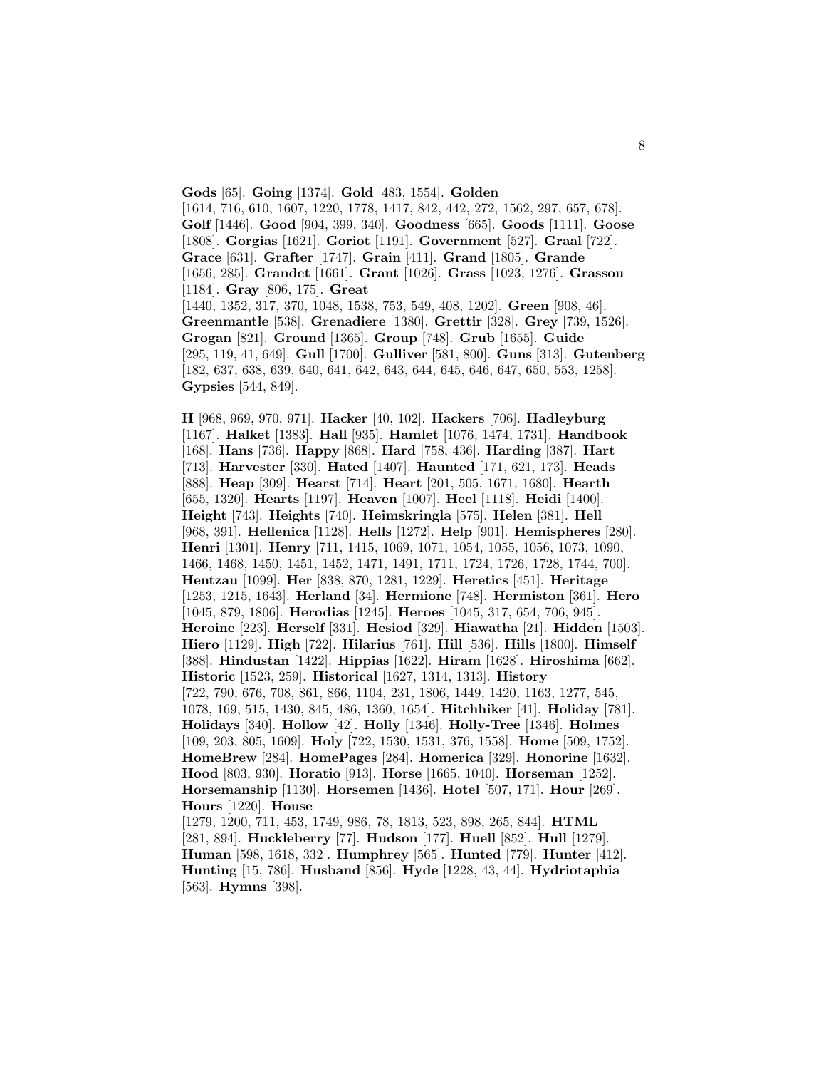**Gods** [65]. **Going** [1374]. **Gold** [483, 1554]. **Golden** [1614, 716, 610, 1607, 1220, 1778, 1417, 842, 442, 272, 1562, 297, 657, 678]. **Golf** [1446]. **Good** [904, 399, 340]. **Goodness** [665]. **Goods** [1111]. **Goose** [1808]. **Gorgias** [1621]. **Goriot** [1191]. **Government** [527]. **Graal** [722]. **Grace** [631]. **Grafter** [1747]. **Grain** [411]. **Grand** [1805]. **Grande** [1656, 285]. **Grandet** [1661]. **Grant** [1026]. **Grass** [1023, 1276]. **Grassou** [1184]. **Gray** [806, 175]. **Great** [1440, 1352, 317, 370, 1048, 1538, 753, 549, 408, 1202]. **Green** [908, 46]. **Greenmantle** [538]. **Grenadiere** [1380]. **Grettir** [328]. **Grey** [739, 1526]. **Grogan** [821]. **Ground** [1365]. **Group** [748]. **Grub** [1655]. **Guide** [295, 119, 41, 649]. **Gull** [1700]. **Gulliver** [581, 800]. **Guns** [313]. **Gutenberg** [182, 637, 638, 639, 640, 641, 642, 643, 644, 645, 646, 647, 650, 553, 1258]. **Gypsies** [544, 849].

**H** [968, 969, 970, 971]. **Hacker** [40, 102]. **Hackers** [706]. **Hadleyburg** [1167]. **Halket** [1383]. **Hall** [935]. **Hamlet** [1076, 1474, 1731]. **Handbook** [168]. **Hans** [736]. **Happy** [868]. **Hard** [758, 436]. **Harding** [387]. **Hart** [713]. **Harvester** [330]. **Hated** [1407]. **Haunted** [171, 621, 173]. **Heads** [888]. **Heap** [309]. **Hearst** [714]. **Heart** [201, 505, 1671, 1680]. **Hearth** [655, 1320]. **Hearts** [1197]. **Heaven** [1007]. **Heel** [1118]. **Heidi** [1400]. **Height** [743]. **Heights** [740]. **Heimskringla** [575]. **Helen** [381]. **Hell** [968, 391]. **Hellenica** [1128]. **Hells** [1272]. **Help** [901]. **Hemispheres** [280]. **Henri** [1301]. **Henry** [711, 1415, 1069, 1071, 1054, 1055, 1056, 1073, 1090, 1466, 1468, 1450, 1451, 1452, 1471, 1491, 1711, 1724, 1726, 1728, 1744, 700]. **Hentzau** [1099]. **Her** [838, 870, 1281, 1229]. **Heretics** [451]. **Heritage** [1253, 1215, 1643]. **Herland** [34]. **Hermione** [748]. **Hermiston** [361]. **Hero** [1045, 879, 1806]. **Herodias** [1245]. **Heroes** [1045, 317, 654, 706, 945]. **Heroine** [223]. **Herself** [331]. **Hesiod** [329]. **Hiawatha** [21]. **Hidden** [1503]. **Hiero** [1129]. **High** [722]. **Hilarius** [761]. **Hill** [536]. **Hills** [1800]. **Himself** [388]. **Hindustan** [1422]. **Hippias** [1622]. **Hiram** [1628]. **Hiroshima** [662]. **Historic** [1523, 259]. **Historical** [1627, 1314, 1313]. **History** [722, 790, 676, 708, 861, 866, 1104, 231, 1806, 1449, 1420, 1163, 1277, 545, 1078, 169, 515, 1430, 845, 486, 1360, 1654]. **Hitchhiker** [41]. **Holiday** [781]. **Holidays** [340]. **Hollow** [42]. **Holly** [1346]. **Holly-Tree** [1346]. **Holmes** [109, 203, 805, 1609]. **Holy** [722, 1530, 1531, 376, 1558]. **Home** [509, 1752]. **HomeBrew** [284]. **HomePages** [284]. **Homerica** [329]. **Honorine** [1632]. **Hood** [803, 930]. **Horatio** [913]. **Horse** [1665, 1040]. **Horseman** [1252]. **Horsemanship** [1130]. **Horsemen** [1436]. **Hotel** [507, 171]. **Hour** [269]. **Hours** [1220]. **House** [1279, 1200, 711, 453, 1749, 986, 78, 1813, 523, 898, 265, 844]. **HTML** [281, 894]. **Huckleberry** [77]. **Hudson** [177]. **Huell** [852]. **Hull** [1279]. **Human** [598, 1618, 332]. **Humphrey** [565]. **Hunted** [779]. **Hunter** [412]. **Hunting** [15, 786]. **Husband** [856]. **Hyde** [1228, 43, 44]. **Hydriotaphia** [563]. **Hymns** [398].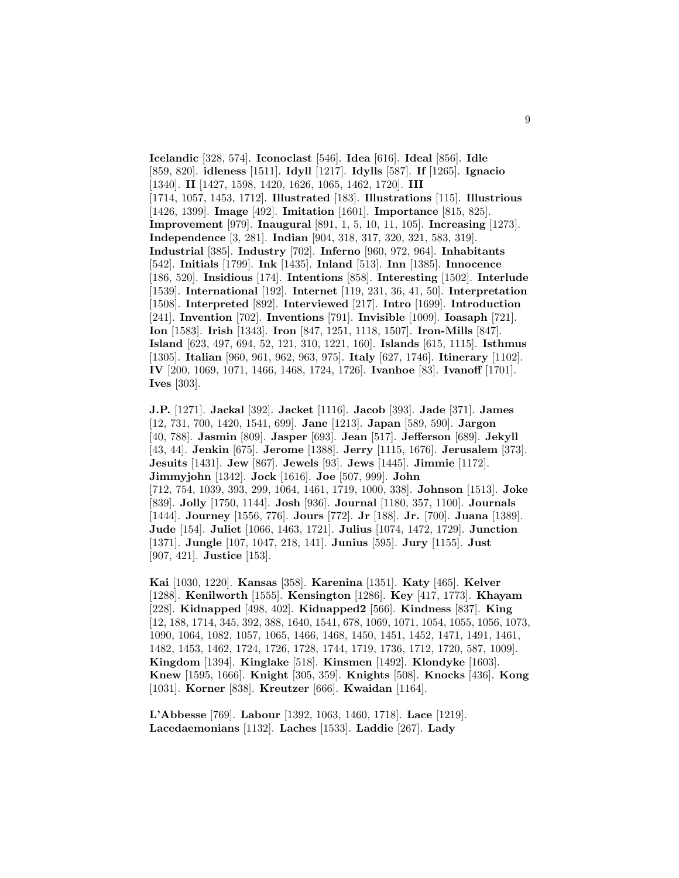**Icelandic** [328, 574]. **Iconoclast** [546]. **Idea** [616]. **Ideal** [856]. **Idle** [859, 820]. **idleness** [1511]. **Idyll** [1217]. **Idylls** [587]. **If** [1265]. **Ignacio** [1340]. **II** [1427, 1598, 1420, 1626, 1065, 1462, 1720]. **III** [1714, 1057, 1453, 1712]. **Illustrated** [183]. **Illustrations** [115]. **Illustrious** [1426, 1399]. **Image** [492]. **Imitation** [1601]. **Importance** [815, 825]. **Improvement** [979]. **Inaugural** [891, 1, 5, 10, 11, 105]. **Increasing** [1273]. **Independence** [3, 281]. **Indian** [904, 318, 317, 320, 321, 583, 319]. **Industrial** [385]. **Industry** [702]. **Inferno** [960, 972, 964]. **Inhabitants** [542]. **Initials** [1799]. **Ink** [1435]. **Inland** [513]. **Inn** [1385]. **Innocence** [186, 520]. **Insidious** [174]. **Intentions** [858]. **Interesting** [1502]. **Interlude** [1539]. **International** [192]. **Internet** [119, 231, 36, 41, 50]. **Interpretation** [1508]. **Interpreted** [892]. **Interviewed** [217]. **Intro** [1699]. **Introduction** [241]. **Invention** [702]. **Inventions** [791]. **Invisible** [1009]. **Ioasaph** [721]. **Ion** [1583]. **Irish** [1343]. **Iron** [847, 1251, 1118, 1507]. **Iron-Mills** [847]. **Island** [623, 497, 694, 52, 121, 310, 1221, 160]. **Islands** [615, 1115]. **Isthmus** [1305]. **Italian** [960, 961, 962, 963, 975]. **Italy** [627, 1746]. **Itinerary** [1102]. **IV** [200, 1069, 1071, 1466, 1468, 1724, 1726]. **Ivanhoe** [83]. **Ivanoff** [1701]. **Ives** [303].

**J.P.** [1271]. **Jackal** [392]. **Jacket** [1116]. **Jacob** [393]. **Jade** [371]. **James** [12, 731, 700, 1420, 1541, 699]. **Jane** [1213]. **Japan** [589, 590]. **Jargon** [40, 788]. **Jasmin** [809]. **Jasper** [693]. **Jean** [517]. **Jefferson** [689]. **Jekyll** [43, 44]. **Jenkin** [675]. **Jerome** [1388]. **Jerry** [1115, 1676]. **Jerusalem** [373]. **Jesuits** [1431]. **Jew** [867]. **Jewels** [93]. **Jews** [1445]. **Jimmie** [1172]. **Jimmyjohn** [1342]. **Jock** [1616]. **Joe** [507, 999]. **John** [712, 754, 1039, 393, 299, 1064, 1461, 1719, 1000, 338]. **Johnson** [1513]. **Joke** [839]. **Jolly** [1750, 1144]. **Josh** [936]. **Journal** [1180, 357, 1100]. **Journals** [1444]. **Journey** [1556, 776]. **Jours** [772]. **Jr** [188]. **Jr.** [700]. **Juana** [1389]. **Jude** [154]. **Juliet** [1066, 1463, 1721]. **Julius** [1074, 1472, 1729]. **Junction** [1371]. **Jungle** [107, 1047, 218, 141]. **Junius** [595]. **Jury** [1155]. **Just** [907, 421]. **Justice** [153].

**Kai** [1030, 1220]. **Kansas** [358]. **Karenina** [1351]. **Katy** [465]. **Kelver** [1288]. **Kenilworth** [1555]. **Kensington** [1286]. **Key** [417, 1773]. **Khayam** [228]. **Kidnapped** [498, 402]. **Kidnapped2** [566]. **Kindness** [837]. **King** [12, 188, 1714, 345, 392, 388, 1640, 1541, 678, 1069, 1071, 1054, 1055, 1056, 1073, 1090, 1064, 1082, 1057, 1065, 1466, 1468, 1450, 1451, 1452, 1471, 1491, 1461, 1482, 1453, 1462, 1724, 1726, 1728, 1744, 1719, 1736, 1712, 1720, 587, 1009]. **Kingdom** [1394]. **Kinglake** [518]. **Kinsmen** [1492]. **Klondyke** [1603]. **Knew** [1595, 1666]. **Knight** [305, 359]. **Knights** [508]. **Knocks** [436]. **Kong** [1031]. **Korner** [838]. **Kreutzer** [666]. **Kwaidan** [1164].

**L'Abbesse** [769]. **Labour** [1392, 1063, 1460, 1718]. **Lace** [1219]. **Lacedaemonians** [1132]. **Laches** [1533]. **Laddie** [267]. **Lady**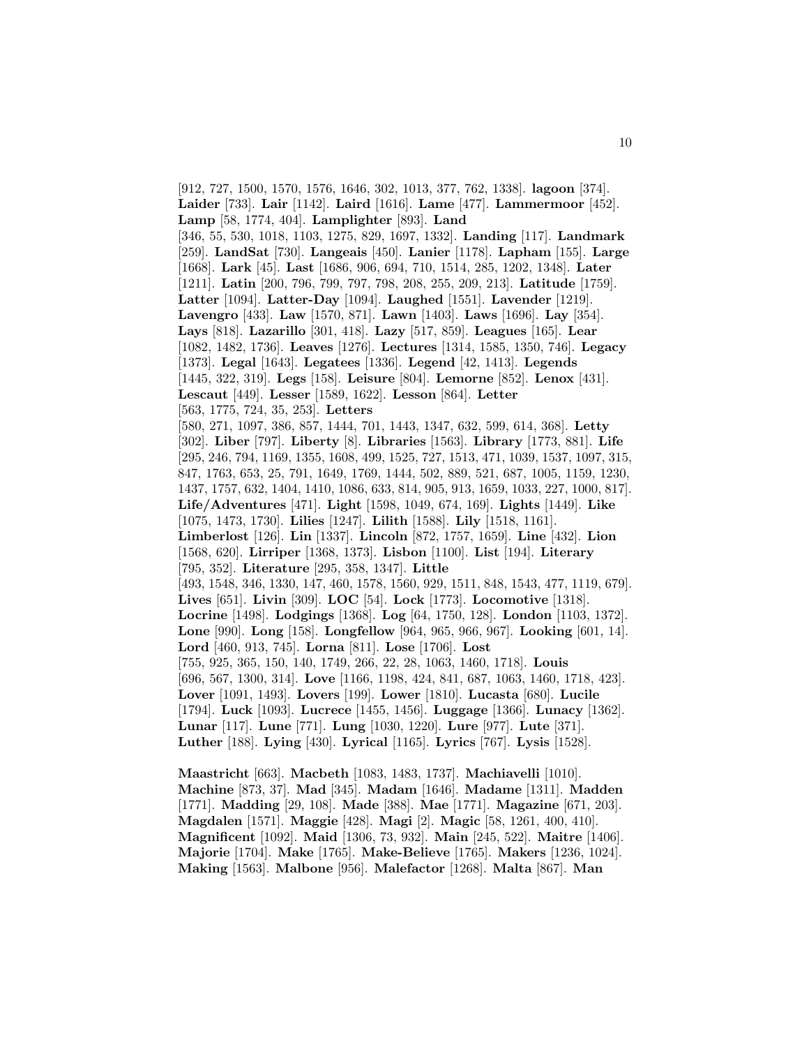[912, 727, 1500, 1570, 1576, 1646, 302, 1013, 377, 762, 1338]. **lagoon** [374]. **Laider** [733]. **Lair** [1142]. **Laird** [1616]. **Lame** [477]. **Lammermoor** [452]. **Lamp** [58, 1774, 404]. **Lamplighter** [893]. **Land** [346, 55, 530, 1018, 1103, 1275, 829, 1697, 1332]. **Landing** [117]. **Landmark** [259]. **LandSat** [730]. **Langeais** [450]. **Lanier** [1178]. **Lapham** [155]. **Large** [1668]. **Lark** [45]. **Last** [1686, 906, 694, 710, 1514, 285, 1202, 1348]. **Later** [1211]. **Latin** [200, 796, 799, 797, 798, 208, 255, 209, 213]. **Latitude** [1759]. **Latter** [1094]. **Latter-Day** [1094]. **Laughed** [1551]. **Lavender** [1219]. **Lavengro** [433]. **Law** [1570, 871]. **Lawn** [1403]. **Laws** [1696]. **Lay** [354]. **Lays** [818]. **Lazarillo** [301, 418]. **Lazy** [517, 859]. **Leagues** [165]. **Lear** [1082, 1482, 1736]. **Leaves** [1276]. **Lectures** [1314, 1585, 1350, 746]. **Legacy** [1373]. **Legal** [1643]. **Legatees** [1336]. **Legend** [42, 1413]. **Legends** [1445, 322, 319]. **Legs** [158]. **Leisure** [804]. **Lemorne** [852]. **Lenox** [431]. **Lescaut** [449]. **Lesser** [1589, 1622]. **Lesson** [864]. **Letter** [563, 1775, 724, 35, 253]. **Letters** [580, 271, 1097, 386, 857, 1444, 701, 1443, 1347, 632, 599, 614, 368]. **Letty** [302]. **Liber** [797]. **Liberty** [8]. **Libraries** [1563]. **Library** [1773, 881]. **Life** [295, 246, 794, 1169, 1355, 1608, 499, 1525, 727, 1513, 471, 1039, 1537, 1097, 315, 847, 1763, 653, 25, 791, 1649, 1769, 1444, 502, 889, 521, 687, 1005, 1159, 1230, 1437, 1757, 632, 1404, 1410, 1086, 633, 814, 905, 913, 1659, 1033, 227, 1000, 817]. **Life/Adventures** [471]. **Light** [1598, 1049, 674, 169]. **Lights** [1449]. **Like** [1075, 1473, 1730]. **Lilies** [1247]. **Lilith** [1588]. **Lily** [1518, 1161]. **Limberlost** [126]. **Lin** [1337]. **Lincoln** [872, 1757, 1659]. **Line** [432]. **Lion** [1568, 620]. **Lirriper** [1368, 1373]. **Lisbon** [1100]. **List** [194]. **Literary** [795, 352]. **Literature** [295, 358, 1347]. **Little** [493, 1548, 346, 1330, 147, 460, 1578, 1560, 929, 1511, 848, 1543, 477, 1119, 679]. **Lives** [651]. **Livin** [309]. **LOC** [54]. **Lock** [1773]. **Locomotive** [1318]. **Locrine** [1498]. **Lodgings** [1368]. **Log** [64, 1750, 128]. **London** [1103, 1372]. **Lone** [990]. **Long** [158]. **Longfellow** [964, 965, 966, 967]. **Looking** [601, 14]. **Lord** [460, 913, 745]. **Lorna** [811]. **Lose** [1706]. **Lost** [755, 925, 365, 150, 140, 1749, 266, 22, 28, 1063, 1460, 1718]. **Louis** [696, 567, 1300, 314]. **Love** [1166, 1198, 424, 841, 687, 1063, 1460, 1718, 423]. **Lover** [1091, 1493]. **Lovers** [199]. **Lower** [1810]. **Lucasta** [680]. **Lucile** [1794]. **Luck** [1093]. **Lucrece** [1455, 1456]. **Luggage** [1366]. **Lunacy** [1362]. **Lunar** [117]. **Lune** [771]. **Lung** [1030, 1220]. **Lure** [977]. **Lute** [371]. **Luther** [188]. **Lying** [430]. **Lyrical** [1165]. **Lyrics** [767]. **Lysis** [1528].

**Maastricht** [663]. **Macbeth** [1083, 1483, 1737]. **Machiavelli** [1010]. **Machine** [873, 37]. **Mad** [345]. **Madam** [1646]. **Madame** [1311]. **Madden** [1771]. **Madding** [29, 108]. **Made** [388]. **Mae** [1771]. **Magazine** [671, 203]. **Magdalen** [1571]. **Maggie** [428]. **Magi** [2]. **Magic** [58, 1261, 400, 410]. **Magnificent** [1092]. **Maid** [1306, 73, 932]. **Main** [245, 522]. **Maitre** [1406]. **Majorie** [1704]. **Make** [1765]. **Make-Believe** [1765]. **Makers** [1236, 1024]. **Making** [1563]. **Malbone** [956]. **Malefactor** [1268]. **Malta** [867]. **Man**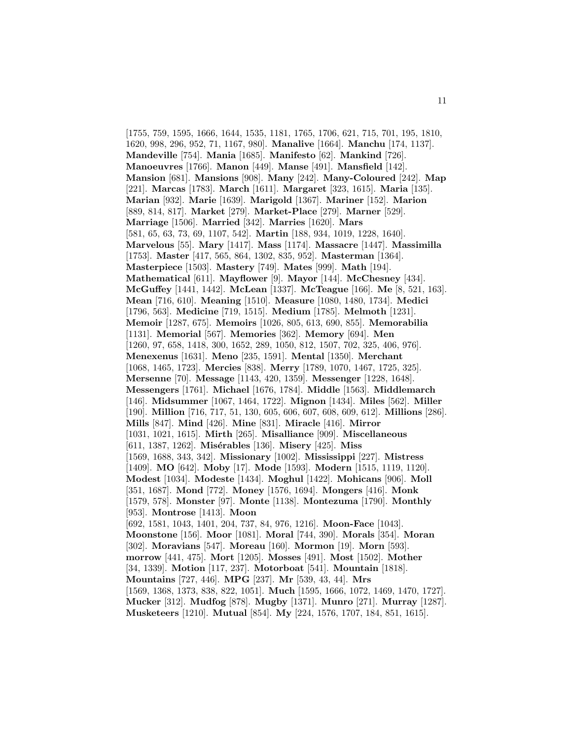[1755, 759, 1595, 1666, 1644, 1535, 1181, 1765, 1706, 621, 715, 701, 195, 1810, 1620, 998, 296, 952, 71, 1167, 980]. **Manalive** [1664]. **Manchu** [174, 1137]. **Mandeville** [754]. **Mania** [1685]. **Manifesto** [62]. **Mankind** [726]. **Manoeuvres** [1766]. **Manon** [449]. **Manse** [491]. **Mansfield** [142]. **Mansion** [681]. **Mansions** [908]. **Many** [242]. **Many-Coloured** [242]. **Map** [221]. **Marcas** [1783]. **March** [1611]. **Margaret** [323, 1615]. **Maria** [135]. **Marian** [932]. **Marie** [1639]. **Marigold** [1367]. **Mariner** [152]. **Marion** [889, 814, 817]. **Market** [279]. **Market-Place** [279]. **Marner** [529]. **Marriage** [1506]. **Married** [342]. **Marries** [1620]. **Mars** [581, 65, 63, 73, 69, 1107, 542]. **Martin** [188, 934, 1019, 1228, 1640]. **Marvelous** [55]. **Mary** [1417]. **Mass** [1174]. **Massacre** [1447]. **Massimilla** [1753]. **Master** [417, 565, 864, 1302, 835, 952]. **Masterman** [1364]. **Masterpiece** [1503]. **Mastery** [749]. **Mates** [999]. **Math** [194]. **Mathematical** [611]. **Mayflower** [9]. **Mayor** [144]. **McChesney** [434]. **McGuffey** [1441, 1442]. **McLean** [1337]. **McTeague** [166]. **Me** [8, 521, 163]. **Mean** [716, 610]. **Meaning** [1510]. **Measure** [1080, 1480, 1734]. **Medici** [1796, 563]. **Medicine** [719, 1515]. **Medium** [1785]. **Melmoth** [1231]. **Memoir** [1287, 675]. **Memoirs** [1026, 805, 613, 690, 855]. **Memorabilia** [1131]. **Memorial** [567]. **Memories** [362]. **Memory** [694]. **Men** [1260, 97, 658, 1418, 300, 1652, 289, 1050, 812, 1507, 702, 325, 406, 976]. **Menexenus** [1631]. **Meno** [235, 1591]. **Mental** [1350]. **Merchant** [1068, 1465, 1723]. **Mercies** [838]. **Merry** [1789, 1070, 1467, 1725, 325]. **Mersenne** [70]. **Message** [1143, 420, 1359]. **Messenger** [1228, 1648]. **Messengers** [1761]. **Michael** [1676, 1784]. **Middle** [1563]. **Middlemarch** [146]. **Midsummer** [1067, 1464, 1722]. **Mignon** [1434]. **Miles** [562]. **Miller** [190]. **Million** [716, 717, 51, 130, 605, 606, 607, 608, 609, 612]. **Millions** [286]. **Mills** [847]. **Mind** [426]. **Mine** [831]. **Miracle** [416]. **Mirror** [1031, 1021, 1615]. **Mirth** [265]. **Misalliance** [909]. **Miscellaneous** [611, 1387, 1262]. **Misérables** [136]. **Misery** [425]. **Miss** [1569, 1688, 343, 342]. **Missionary** [1002]. **Mississippi** [227]. **Mistress** [1409]. **MO** [642]. **Moby** [17]. **Mode** [1593]. **Modern** [1515, 1119, 1120]. **Modest** [1034]. **Modeste** [1434]. **Moghul** [1422]. **Mohicans** [906]. **Moll** [351, 1687]. **Mond** [772]. **Money** [1576, 1694]. **Mongers** [416]. **Monk** [1579, 578]. **Monster** [97]. **Monte** [1138]. **Montezuma** [1790]. **Monthly** [953]. **Montrose** [1413]. **Moon** [692, 1581, 1043, 1401, 204, 737, 84, 976, 1216]. **Moon-Face** [1043]. **Moonstone** [156]. **Moor** [1081]. **Moral** [744, 390]. **Morals** [354]. **Moran** [302]. **Moravians** [547]. **Moreau** [160]. **Mormon** [19]. **Morn** [593]. **morrow** [441, 475]. **Mort** [1205]. **Mosses** [491]. **Most** [1502]. **Mother** [34, 1339]. **Motion** [117, 237]. **Motorboat** [541]. **Mountain** [1818]. **Mountains** [727, 446]. **MPG** [237]. **Mr** [539, 43, 44]. **Mrs** [1569, 1368, 1373, 838, 822, 1051]. **Much** [1595, 1666, 1072, 1469, 1470, 1727]. **Mucker** [312]. **Mudfog** [878]. **Mugby** [1371]. **Munro** [271]. **Murray** [1287]. **Musketeers** [1210]. **Mutual** [854]. **My** [224, 1576, 1707, 184, 851, 1615].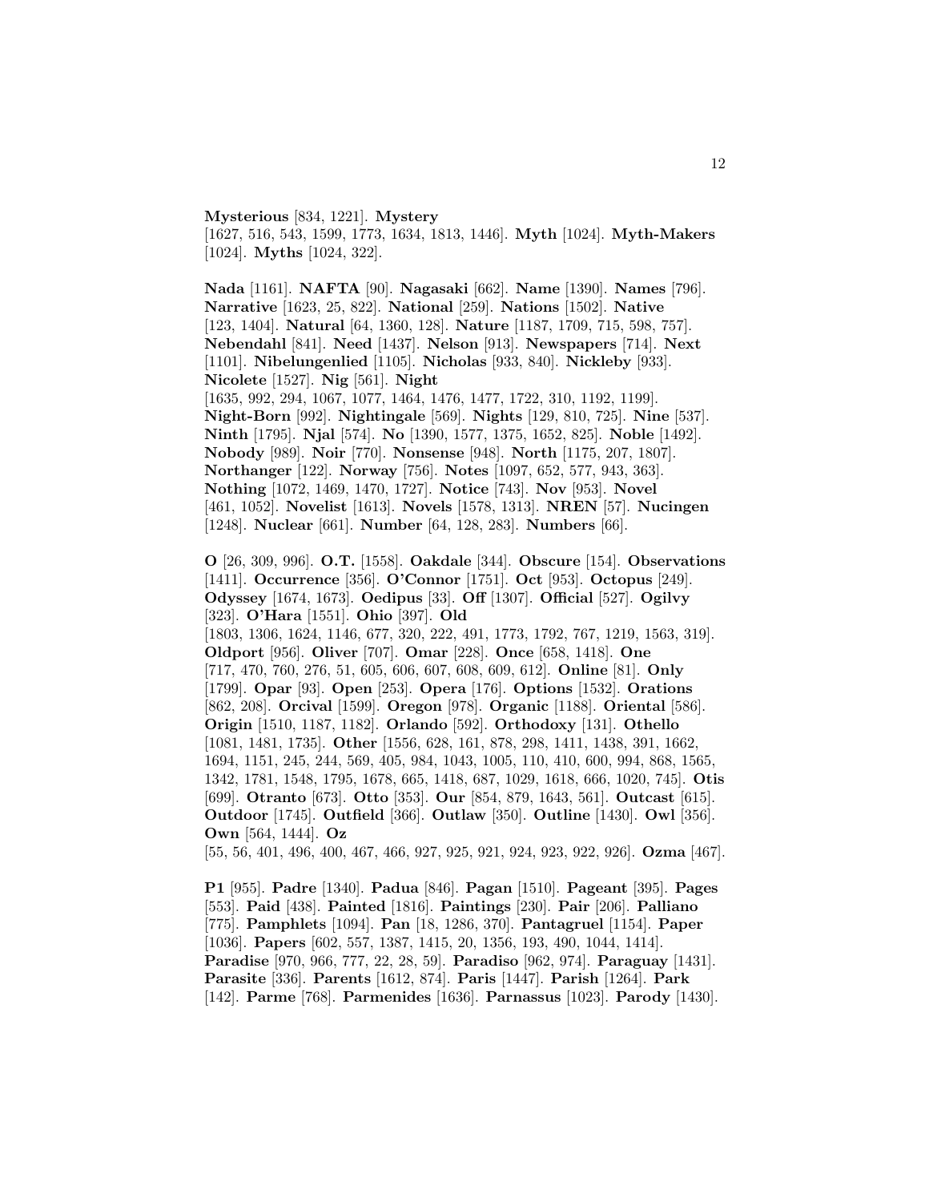**Mysterious** [834, 1221]. **Mystery** [1627, 516, 543, 1599, 1773, 1634, 1813, 1446]. **Myth** [1024]. **Myth-Makers** [1024]. **Myths** [1024, 322].

**Nada** [1161]. **NAFTA** [90]. **Nagasaki** [662]. **Name** [1390]. **Names** [796]. **Narrative** [1623, 25, 822]. **National** [259]. **Nations** [1502]. **Native** [123, 1404]. **Natural** [64, 1360, 128]. **Nature** [1187, 1709, 715, 598, 757]. **Nebendahl** [841]. **Need** [1437]. **Nelson** [913]. **Newspapers** [714]. **Next** [1101]. **Nibelungenlied** [1105]. **Nicholas** [933, 840]. **Nickleby** [933]. **Nicolete** [1527]. **Nig** [561]. **Night** [1635, 992, 294, 1067, 1077, 1464, 1476, 1477, 1722, 310, 1192, 1199]. **Night-Born** [992]. **Nightingale** [569]. **Nights** [129, 810, 725]. **Nine** [537]. **Ninth** [1795]. **Njal** [574]. **No** [1390, 1577, 1375, 1652, 825]. **Noble** [1492]. **Nobody** [989]. **Noir** [770]. **Nonsense** [948]. **North** [1175, 207, 1807]. **Northanger** [122]. **Norway** [756]. **Notes** [1097, 652, 577, 943, 363]. **Nothing** [1072, 1469, 1470, 1727]. **Notice** [743]. **Nov** [953]. **Novel** [461, 1052]. **Novelist** [1613]. **Novels** [1578, 1313]. **NREN** [57]. **Nucingen** [1248]. **Nuclear** [661]. **Number** [64, 128, 283]. **Numbers** [66].

**O** [26, 309, 996]. **O.T.** [1558]. **Oakdale** [344]. **Obscure** [154]. **Observations** [1411]. **Occurrence** [356]. **O'Connor** [1751]. **Oct** [953]. **Octopus** [249]. **Odyssey** [1674, 1673]. **Oedipus** [33]. **Off** [1307]. **Official** [527]. **Ogilvy** [323]. **O'Hara** [1551]. **Ohio** [397]. **Old** [1803, 1306, 1624, 1146, 677, 320, 222, 491, 1773, 1792, 767, 1219, 1563, 319]. **Oldport** [956]. **Oliver** [707]. **Omar** [228]. **Once** [658, 1418]. **One** [717, 470, 760, 276, 51, 605, 606, 607, 608, 609, 612]. **Online** [81]. **Only** [1799]. **Opar** [93]. **Open** [253]. **Opera** [176]. **Options** [1532]. **Orations** [862, 208]. **Orcival** [1599]. **Oregon** [978]. **Organic** [1188]. **Oriental** [586]. **Origin** [1510, 1187, 1182]. **Orlando** [592]. **Orthodoxy** [131]. **Othello** [1081, 1481, 1735]. **Other** [1556, 628, 161, 878, 298, 1411, 1438, 391, 1662, 1694, 1151, 245, 244, 569, 405, 984, 1043, 1005, 110, 410, 600, 994, 868, 1565, 1342, 1781, 1548, 1795, 1678, 665, 1418, 687, 1029, 1618, 666, 1020, 745]. **Otis** [699]. **Otranto** [673]. **Otto** [353]. **Our** [854, 879, 1643, 561]. **Outcast** [615]. **Outdoor** [1745]. **Outfield** [366]. **Outlaw** [350]. **Outline** [1430]. **Owl** [356]. **Own** [564, 1444]. **Oz** [55, 56, 401, 496, 400, 467, 466, 927, 925, 921, 924, 923, 922, 926]. **Ozma** [467].

**P1** [955]. **Padre** [1340]. **Padua** [846]. **Pagan** [1510]. **Pageant** [395]. **Pages** [553]. **Paid** [438]. **Painted** [1816]. **Paintings** [230]. **Pair** [206]. **Palliano** [775]. **Pamphlets** [1094]. **Pan** [18, 1286, 370]. **Pantagruel** [1154]. **Paper** [1036]. **Papers** [602, 557, 1387, 1415, 20, 1356, 193, 490, 1044, 1414]. **Paradise** [970, 966, 777, 22, 28, 59]. **Paradiso** [962, 974]. **Paraguay** [1431]. **Parasite** [336]. **Parents** [1612, 874]. **Paris** [1447]. **Parish** [1264]. **Park** [142]. **Parme** [768]. **Parmenides** [1636]. **Parnassus** [1023]. **Parody** [1430].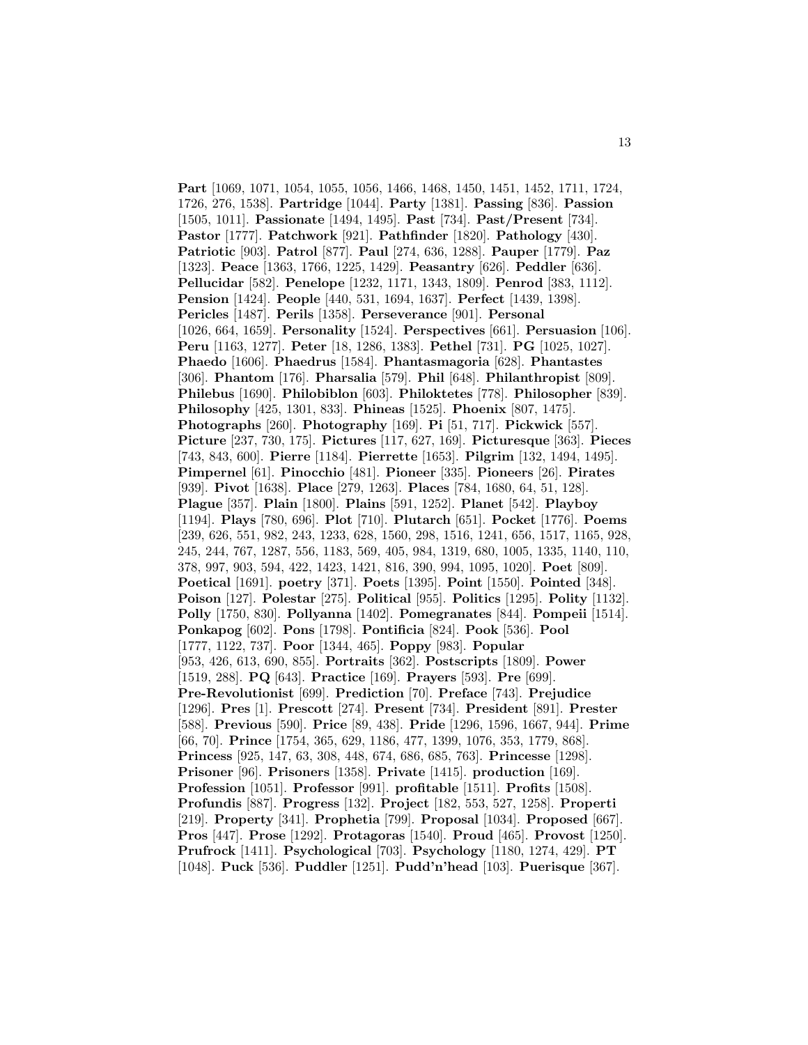**Part** [1069, 1071, 1054, 1055, 1056, 1466, 1468, 1450, 1451, 1452, 1711, 1724, 1726, 276, 1538]. **Partridge** [1044]. **Party** [1381]. **Passing** [836]. **Passion** [1505, 1011]. **Passionate** [1494, 1495]. **Past** [734]. **Past/Present** [734]. **Pastor** [1777]. **Patchwork** [921]. **Pathfinder** [1820]. **Pathology** [430]. **Patriotic** [903]. **Patrol** [877]. **Paul** [274, 636, 1288]. **Pauper** [1779]. **Paz** [1323]. **Peace** [1363, 1766, 1225, 1429]. **Peasantry** [626]. **Peddler** [636]. **Pellucidar** [582]. **Penelope** [1232, 1171, 1343, 1809]. **Penrod** [383, 1112]. **Pension** [1424]. **People** [440, 531, 1694, 1637]. **Perfect** [1439, 1398]. **Pericles** [1487]. **Perils** [1358]. **Perseverance** [901]. **Personal** [1026, 664, 1659]. **Personality** [1524]. **Perspectives** [661]. **Persuasion** [106]. **Peru** [1163, 1277]. **Peter** [18, 1286, 1383]. **Pethel** [731]. **PG** [1025, 1027]. **Phaedo** [1606]. **Phaedrus** [1584]. **Phantasmagoria** [628]. **Phantastes** [306]. **Phantom** [176]. **Pharsalia** [579]. **Phil** [648]. **Philanthropist** [809]. **Philebus** [1690]. **Philobiblon** [603]. **Philoktetes** [778]. **Philosopher** [839]. **Philosophy** [425, 1301, 833]. **Phineas** [1525]. **Phoenix** [807, 1475]. **Photographs** [260]. **Photography** [169]. **Pi** [51, 717]. **Pickwick** [557]. **Picture** [237, 730, 175]. **Pictures** [117, 627, 169]. **Picturesque** [363]. **Pieces** [743, 843, 600]. **Pierre** [1184]. **Pierrette** [1653]. **Pilgrim** [132, 1494, 1495]. **Pimpernel** [61]. **Pinocchio** [481]. **Pioneer** [335]. **Pioneers** [26]. **Pirates** [939]. **Pivot** [1638]. **Place** [279, 1263]. **Places** [784, 1680, 64, 51, 128]. **Plague** [357]. **Plain** [1800]. **Plains** [591, 1252]. **Planet** [542]. **Playboy** [1194]. **Plays** [780, 696]. **Plot** [710]. **Plutarch** [651]. **Pocket** [1776]. **Poems** [239, 626, 551, 982, 243, 1233, 628, 1560, 298, 1516, 1241, 656, 1517, 1165, 928, 245, 244, 767, 1287, 556, 1183, 569, 405, 984, 1319, 680, 1005, 1335, 1140, 110, 378, 997, 903, 594, 422, 1423, 1421, 816, 390, 994, 1095, 1020]. **Poet** [809]. **Poetical** [1691]. **poetry** [371]. **Poets** [1395]. **Point** [1550]. **Pointed** [348]. **Poison** [127]. **Polestar** [275]. **Political** [955]. **Politics** [1295]. **Polity** [1132]. **Polly** [1750, 830]. **Pollyanna** [1402]. **Pomegranates** [844]. **Pompeii** [1514]. **Ponkapog** [602]. **Pons** [1798]. **Pontificia** [824]. **Pook** [536]. **Pool** [1777, 1122, 737]. **Poor** [1344, 465]. **Poppy** [983]. **Popular** [953, 426, 613, 690, 855]. **Portraits** [362]. **Postscripts** [1809]. **Power** [1519, 288]. **PQ** [643]. **Practice** [169]. **Prayers** [593]. **Pre** [699]. **Pre-Revolutionist** [699]. **Prediction** [70]. **Preface** [743]. **Prejudice** [1296]. **Pres** [1]. **Prescott** [274]. **Present** [734]. **President** [891]. **Prester** [588]. **Previous** [590]. **Price** [89, 438]. **Pride** [1296, 1596, 1667, 944]. **Prime** [66, 70]. **Prince** [1754, 365, 629, 1186, 477, 1399, 1076, 353, 1779, 868]. **Princess** [925, 147, 63, 308, 448, 674, 686, 685, 763]. **Princesse** [1298]. **Prisoner** [96]. **Prisoners** [1358]. **Private** [1415]. **production** [169]. **Profession** [1051]. **Professor** [991]. **profitable** [1511]. **Profits** [1508]. **Profundis** [887]. **Progress** [132]. **Project** [182, 553, 527, 1258]. **Properti** [219]. **Property** [341]. **Prophetia** [799]. **Proposal** [1034]. **Proposed** [667]. **Pros** [447]. **Prose** [1292]. **Protagoras** [1540]. **Proud** [465]. **Provost** [1250]. **Prufrock** [1411]. **Psychological** [703]. **Psychology** [1180, 1274, 429]. **PT** [1048]. **Puck** [536]. **Puddler** [1251]. **Pudd'n'head** [103]. **Puerisque** [367].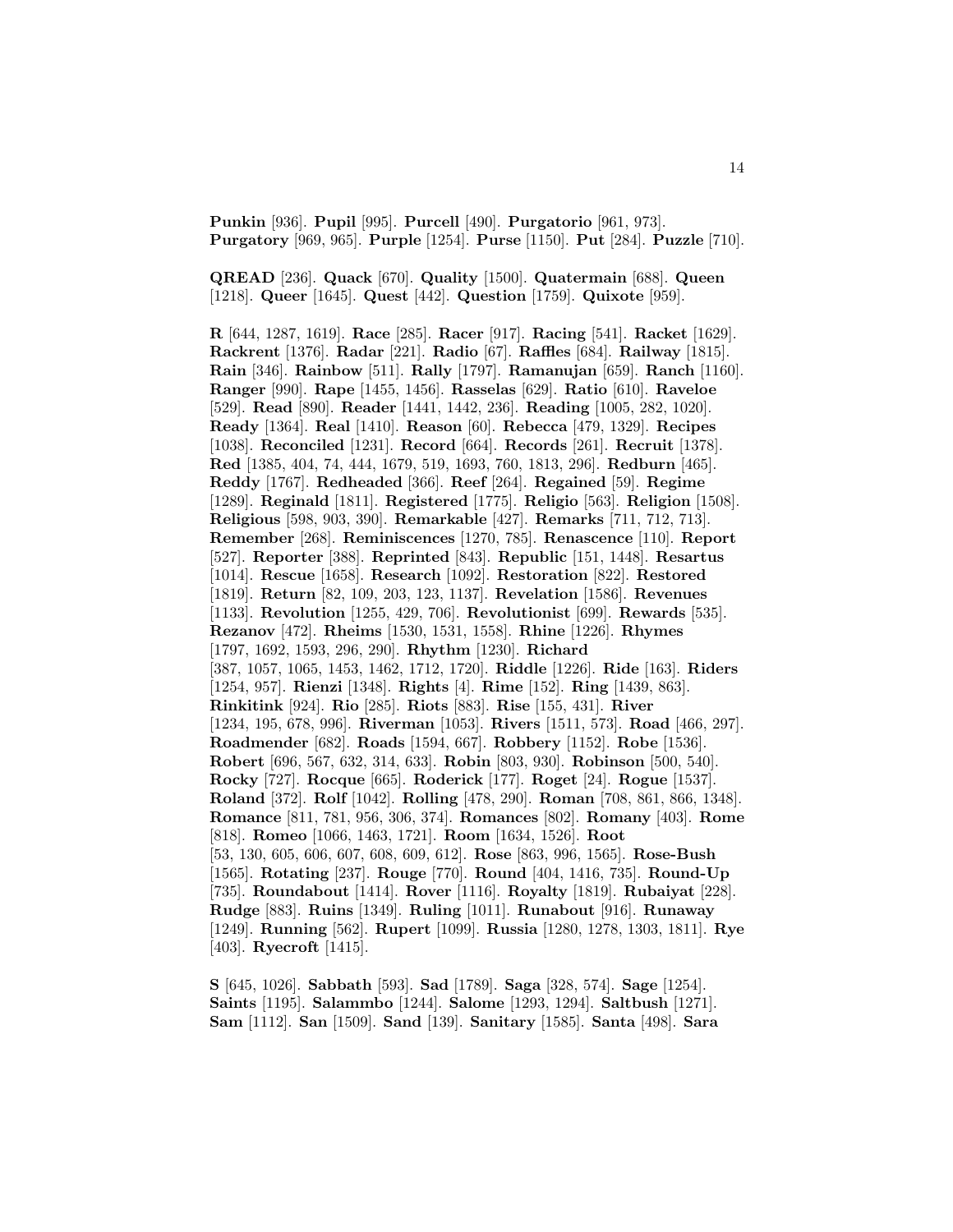**Punkin** [936]. **Pupil** [995]. **Purcell** [490]. **Purgatorio** [961, 973]. **Purgatory** [969, 965]. **Purple** [1254]. **Purse** [1150]. **Put** [284]. **Puzzle** [710].

**QREAD** [236]. **Quack** [670]. **Quality** [1500]. **Quatermain** [688]. **Queen** [1218]. **Queer** [1645]. **Quest** [442]. **Question** [1759]. **Quixote** [959].

**R** [644, 1287, 1619]. **Race** [285]. **Racer** [917]. **Racing** [541]. **Racket** [1629]. **Rackrent** [1376]. **Radar** [221]. **Radio** [67]. **Raffles** [684]. **Railway** [1815]. **Rain** [346]. **Rainbow** [511]. **Rally** [1797]. **Ramanujan** [659]. **Ranch** [1160]. **Ranger** [990]. **Rape** [1455, 1456]. **Rasselas** [629]. **Ratio** [610]. **Raveloe** [529]. **Read** [890]. **Reader** [1441, 1442, 236]. **Reading** [1005, 282, 1020]. **Ready** [1364]. **Real** [1410]. **Reason** [60]. **Rebecca** [479, 1329]. **Recipes** [1038]. **Reconciled** [1231]. **Record** [664]. **Records** [261]. **Recruit** [1378]. **Red** [1385, 404, 74, 444, 1679, 519, 1693, 760, 1813, 296]. **Redburn** [465]. **Reddy** [1767]. **Redheaded** [366]. **Reef** [264]. **Regained** [59]. **Regime** [1289]. **Reginald** [1811]. **Registered** [1775]. **Religio** [563]. **Religion** [1508]. **Religious** [598, 903, 390]. **Remarkable** [427]. **Remarks** [711, 712, 713]. **Remember** [268]. **Reminiscences** [1270, 785]. **Renascence** [110]. **Report** [527]. **Reporter** [388]. **Reprinted** [843]. **Republic** [151, 1448]. **Resartus** [1014]. **Rescue** [1658]. **Research** [1092]. **Restoration** [822]. **Restored** [1819]. **Return** [82, 109, 203, 123, 1137]. **Revelation** [1586]. **Revenues** [1133]. **Revolution** [1255, 429, 706]. **Revolutionist** [699]. **Rewards** [535]. **Rezanov** [472]. **Rheims** [1530, 1531, 1558]. **Rhine** [1226]. **Rhymes** [1797, 1692, 1593, 296, 290]. **Rhythm** [1230]. **Richard** [387, 1057, 1065, 1453, 1462, 1712, 1720]. **Riddle** [1226]. **Ride** [163]. **Riders** [1254, 957]. **Rienzi** [1348]. **Rights** [4]. **Rime** [152]. **Ring** [1439, 863]. **Rinkitink** [924]. **Rio** [285]. **Riots** [883]. **Rise** [155, 431]. **River** [1234, 195, 678, 996]. **Riverman** [1053]. **Rivers** [1511, 573]. **Road** [466, 297]. **Roadmender** [682]. **Roads** [1594, 667]. **Robbery** [1152]. **Robe** [1536]. **Robert** [696, 567, 632, 314, 633]. **Robin** [803, 930]. **Robinson** [500, 540]. **Rocky** [727]. **Rocque** [665]. **Roderick** [177]. **Roget** [24]. **Rogue** [1537]. **Roland** [372]. **Rolf** [1042]. **Rolling** [478, 290]. **Roman** [708, 861, 866, 1348]. **Romance** [811, 781, 956, 306, 374]. **Romances** [802]. **Romany** [403]. **Rome** [818]. **Romeo** [1066, 1463, 1721]. **Room** [1634, 1526]. **Root** [53, 130, 605, 606, 607, 608, 609, 612]. **Rose** [863, 996, 1565]. **Rose-Bush** [1565]. **Rotating** [237]. **Rouge** [770]. **Round** [404, 1416, 735]. **Round-Up** [735]. **Roundabout** [1414]. **Rover** [1116]. **Royalty** [1819]. **Rubaiyat** [228]. **Rudge** [883]. **Ruins** [1349]. **Ruling** [1011]. **Runabout** [916]. **Runaway** [1249]. **Running** [562]. **Rupert** [1099]. **Russia** [1280, 1278, 1303, 1811]. **Rye** [403]. **Ryecroft** [1415].

**S** [645, 1026]. **Sabbath** [593]. **Sad** [1789]. **Saga** [328, 574]. **Sage** [1254]. **Saints** [1195]. **Salammbo** [1244]. **Salome** [1293, 1294]. **Saltbush** [1271]. **Sam** [1112]. **San** [1509]. **Sand** [139]. **Sanitary** [1585]. **Santa** [498]. **Sara**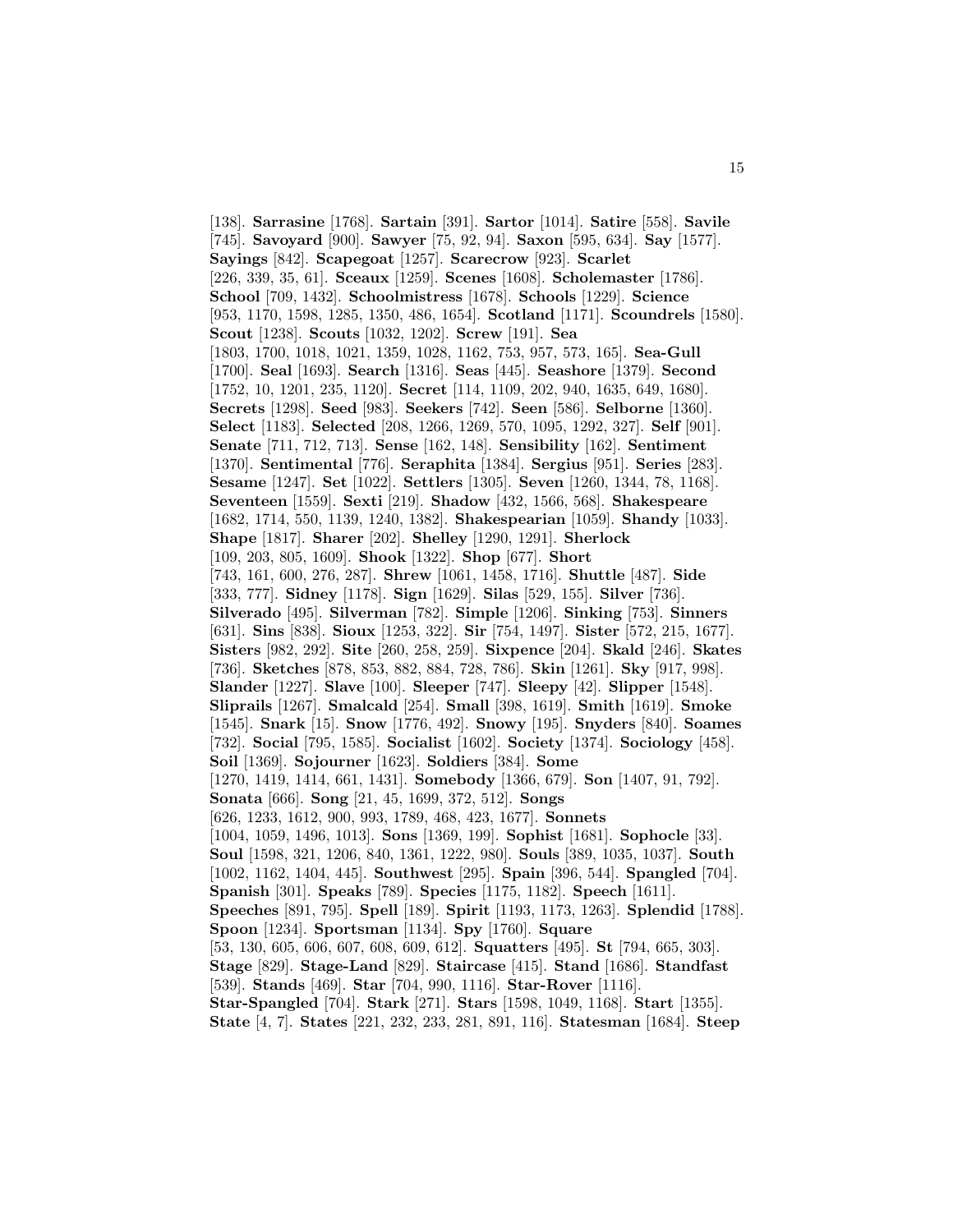[138]. **Sarrasine** [1768]. **Sartain** [391]. **Sartor** [1014]. **Satire** [558]. **Savile** [745]. **Savoyard** [900]. **Sawyer** [75, 92, 94]. **Saxon** [595, 634]. **Say** [1577]. **Sayings** [842]. **Scapegoat** [1257]. **Scarecrow** [923]. **Scarlet** [226, 339, 35, 61]. **Sceaux** [1259]. **Scenes** [1608]. **Scholemaster** [1786]. **School** [709, 1432]. **Schoolmistress** [1678]. **Schools** [1229]. **Science** [953, 1170, 1598, 1285, 1350, 486, 1654]. **Scotland** [1171]. **Scoundrels** [1580]. **Scout** [1238]. **Scouts** [1032, 1202]. **Screw** [191]. **Sea** [1803, 1700, 1018, 1021, 1359, 1028, 1162, 753, 957, 573, 165]. **Sea-Gull** [1700]. **Seal** [1693]. **Search** [1316]. **Seas** [445]. **Seashore** [1379]. **Second** [1752, 10, 1201, 235, 1120]. **Secret** [114, 1109, 202, 940, 1635, 649, 1680]. **Secrets** [1298]. **Seed** [983]. **Seekers** [742]. **Seen** [586]. **Selborne** [1360]. **Select** [1183]. **Selected** [208, 1266, 1269, 570, 1095, 1292, 327]. **Self** [901]. **Senate** [711, 712, 713]. **Sense** [162, 148]. **Sensibility** [162]. **Sentiment** [1370]. **Sentimental** [776]. **Seraphita** [1384]. **Sergius** [951]. **Series** [283]. **Sesame** [1247]. **Set** [1022]. **Settlers** [1305]. **Seven** [1260, 1344, 78, 1168]. **Seventeen** [1559]. **Sexti** [219]. **Shadow** [432, 1566, 568]. **Shakespeare** [1682, 1714, 550, 1139, 1240, 1382]. **Shakespearian** [1059]. **Shandy** [1033]. **Shape** [1817]. **Sharer** [202]. **Shelley** [1290, 1291]. **Sherlock** [109, 203, 805, 1609]. **Shook** [1322]. **Shop** [677]. **Short** [743, 161, 600, 276, 287]. **Shrew** [1061, 1458, 1716]. **Shuttle** [487]. **Side** [333, 777]. **Sidney** [1178]. **Sign** [1629]. **Silas** [529, 155]. **Silver** [736]. **Silverado** [495]. **Silverman** [782]. **Simple** [1206]. **Sinking** [753]. **Sinners** [631]. **Sins** [838]. **Sioux** [1253, 322]. **Sir** [754, 1497]. **Sister** [572, 215, 1677]. **Sisters** [982, 292]. **Site** [260, 258, 259]. **Sixpence** [204]. **Skald** [246]. **Skates** [736]. **Sketches** [878, 853, 882, 884, 728, 786]. **Skin** [1261]. **Sky** [917, 998]. **Slander** [1227]. **Slave** [100]. **Sleeper** [747]. **Sleepy** [42]. **Slipper** [1548]. **Sliprails** [1267]. **Smalcald** [254]. **Small** [398, 1619]. **Smith** [1619]. **Smoke** [1545]. **Snark** [15]. **Snow** [1776, 492]. **Snowy** [195]. **Snyders** [840]. **Soames** [732]. **Social** [795, 1585]. **Socialist** [1602]. **Society** [1374]. **Sociology** [458]. **Soil** [1369]. **Sojourner** [1623]. **Soldiers** [384]. **Some** [1270, 1419, 1414, 661, 1431]. **Somebody** [1366, 679]. **Son** [1407, 91, 792]. **Sonata** [666]. **Song** [21, 45, 1699, 372, 512]. **Songs** [626, 1233, 1612, 900, 993, 1789, 468, 423, 1677]. **Sonnets** [1004, 1059, 1496, 1013]. **Sons** [1369, 199]. **Sophist** [1681]. **Sophocle** [33]. **Soul** [1598, 321, 1206, 840, 1361, 1222, 980]. **Souls** [389, 1035, 1037]. **South** [1002, 1162, 1404, 445]. **Southwest** [295]. **Spain** [396, 544]. **Spangled** [704]. **Spanish** [301]. **Speaks** [789]. **Species** [1175, 1182]. **Speech** [1611]. **Speeches** [891, 795]. **Spell** [189]. **Spirit** [1193, 1173, 1263]. **Splendid** [1788]. **Spoon** [1234]. **Sportsman** [1134]. **Spy** [1760]. **Square** [53, 130, 605, 606, 607, 608, 609, 612]. **Squatters** [495]. **St** [794, 665, 303]. **Stage** [829]. **Stage-Land** [829]. **Staircase** [415]. **Stand** [1686]. **Standfast** [539]. **Stands** [469]. **Star** [704, 990, 1116]. **Star-Rover** [1116]. **Star-Spangled** [704]. **Stark** [271]. **Stars** [1598, 1049, 1168]. **Start** [1355]. **State** [4, 7]. **States** [221, 232, 233, 281, 891, 116]. **Statesman** [1684]. **Steep**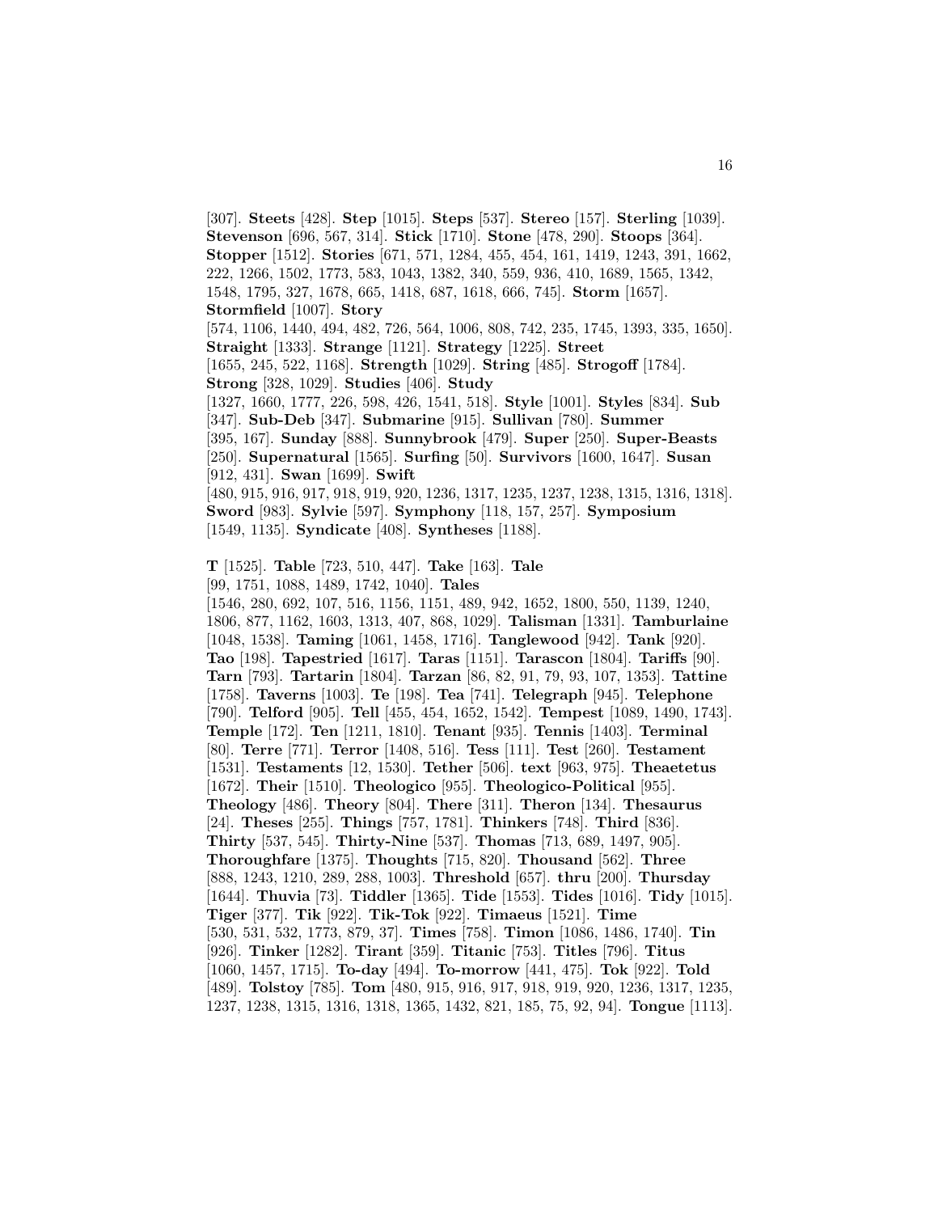[307]. **Steets** [428]. **Step** [1015]. **Steps** [537]. **Stereo** [157]. **Sterling** [1039]. **Stevenson** [696, 567, 314]. **Stick** [1710]. **Stone** [478, 290]. **Stoops** [364]. **Stopper** [1512]. **Stories** [671, 571, 1284, 455, 454, 161, 1419, 1243, 391, 1662, 222, 1266, 1502, 1773, 583, 1043, 1382, 340, 559, 936, 410, 1689, 1565, 1342, 1548, 1795, 327, 1678, 665, 1418, 687, 1618, 666, 745]. **Storm** [1657]. **Stormfield** [1007]. **Story** [574, 1106, 1440, 494, 482, 726, 564, 1006, 808, 742, 235, 1745, 1393, 335, 1650]. **Straight** [1333]. **Strange** [1121]. **Strategy** [1225]. **Street** [1655, 245, 522, 1168]. **Strength** [1029]. **String** [485]. **Strogoff** [1784]. **Strong** [328, 1029]. **Studies** [406]. **Study** [1327, 1660, 1777, 226, 598, 426, 1541, 518]. **Style** [1001]. **Styles** [834]. **Sub** [347]. **Sub-Deb** [347]. **Submarine** [915]. **Sullivan** [780]. **Summer** [395, 167]. **Sunday** [888]. **Sunnybrook** [479]. **Super** [250]. **Super-Beasts** [250]. **Supernatural** [1565]. **Surfing** [50]. **Survivors** [1600, 1647]. **Susan** [912, 431]. **Swan** [1699]. **Swift** [480, 915, 916, 917, 918, 919, 920, 1236, 1317, 1235, 1237, 1238, 1315, 1316, 1318]. **Sword** [983]. **Sylvie** [597]. **Symphony** [118, 157, 257]. **Symposium** [1549, 1135]. **Syndicate** [408]. **Syntheses** [1188].

**T** [1525]. **Table** [723, 510, 447]. **Take** [163]. **Tale** [99, 1751, 1088, 1489, 1742, 1040]. **Tales** [1546, 280, 692, 107, 516, 1156, 1151, 489, 942, 1652, 1800, 550, 1139, 1240, 1806, 877, 1162, 1603, 1313, 407, 868, 1029]. **Talisman** [1331]. **Tamburlaine** [1048, 1538]. **Taming** [1061, 1458, 1716]. **Tanglewood** [942]. **Tank** [920]. **Tao** [198]. **Tapestried** [1617]. **Taras** [1151]. **Tarascon** [1804]. **Tariffs** [90]. **Tarn** [793]. **Tartarin** [1804]. **Tarzan** [86, 82, 91, 79, 93, 107, 1353]. **Tattine** [1758]. **Taverns** [1003]. **Te** [198]. **Tea** [741]. **Telegraph** [945]. **Telephone** [790]. **Telford** [905]. **Tell** [455, 454, 1652, 1542]. **Tempest** [1089, 1490, 1743]. **Temple** [172]. **Ten** [1211, 1810]. **Tenant** [935]. **Tennis** [1403]. **Terminal** [80]. **Terre** [771]. **Terror** [1408, 516]. **Tess** [111]. **Test** [260]. **Testament** [1531]. **Testaments** [12, 1530]. **Tether** [506]. **text** [963, 975]. **Theaetetus** [1672]. **Their** [1510]. **Theologico** [955]. **Theologico-Political** [955]. **Theology** [486]. **Theory** [804]. **There** [311]. **Theron** [134]. **Thesaurus** [24]. **Theses** [255]. **Things** [757, 1781]. **Thinkers** [748]. **Third** [836]. **Thirty** [537, 545]. **Thirty-Nine** [537]. **Thomas** [713, 689, 1497, 905]. **Thoroughfare** [1375]. **Thoughts** [715, 820]. **Thousand** [562]. **Three** [888, 1243, 1210, 289, 288, 1003]. **Threshold** [657]. **thru** [200]. **Thursday** [1644]. **Thuvia** [73]. **Tiddler** [1365]. **Tide** [1553]. **Tides** [1016]. **Tidy** [1015]. **Tiger** [377]. **Tik** [922]. **Tik-Tok** [922]. **Timaeus** [1521]. **Time** [530, 531, 532, 1773, 879, 37]. **Times** [758]. **Timon** [1086, 1486, 1740]. **Tin** [926]. **Tinker** [1282]. **Tirant** [359]. **Titanic** [753]. **Titles** [796]. **Titus** [1060, 1457, 1715]. **To-day** [494]. **To-morrow** [441, 475]. **Tok** [922]. **Told** [489]. **Tolstoy** [785]. **Tom** [480, 915, 916, 917, 918, 919, 920, 1236, 1317, 1235, 1237, 1238, 1315, 1316, 1318, 1365, 1432, 821, 185, 75, 92, 94]. **Tongue** [1113].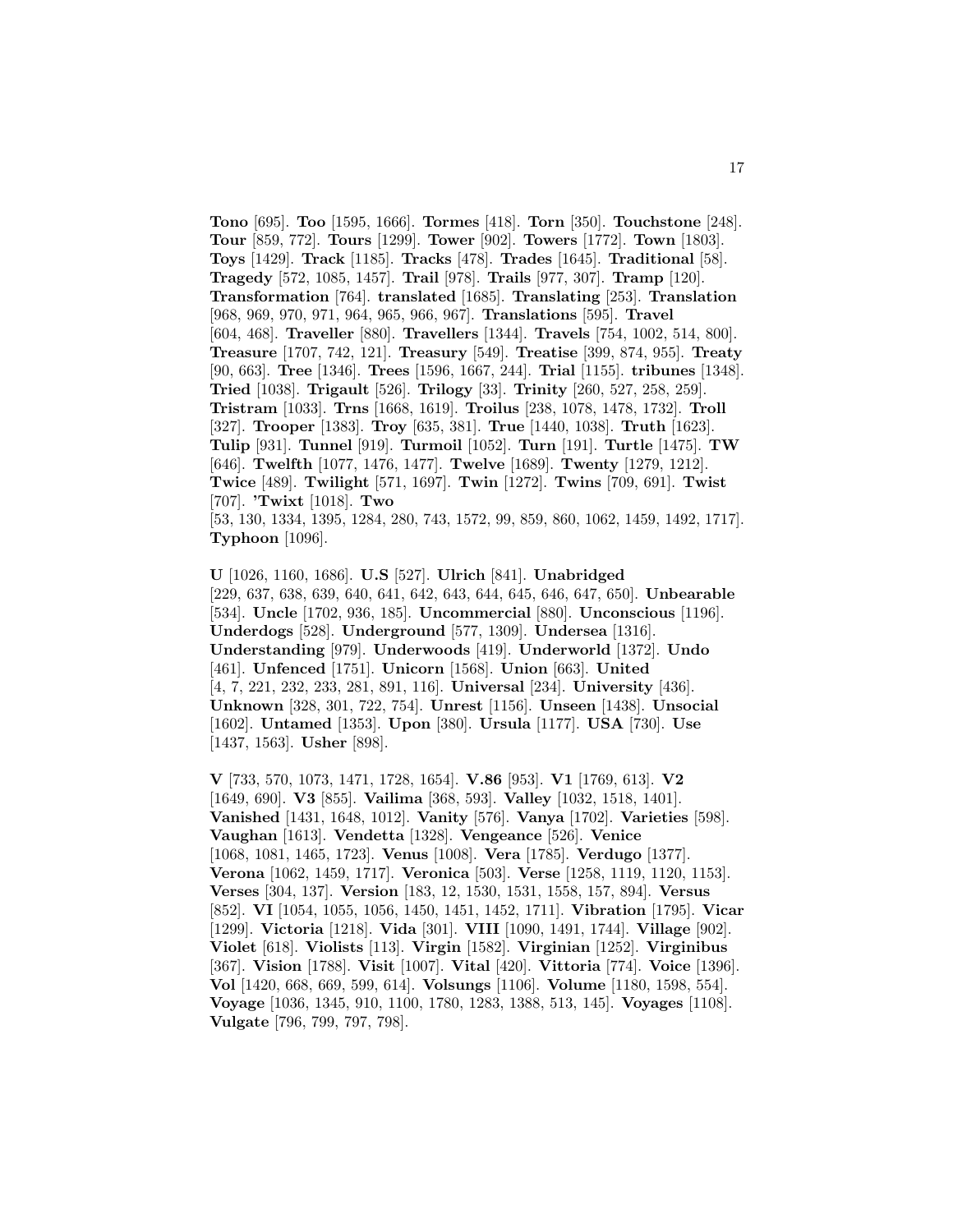**Tono** [695]. **Too** [1595, 1666]. **Tormes** [418]. **Torn** [350]. **Touchstone** [248]. **Tour** [859, 772]. **Tours** [1299]. **Tower** [902]. **Towers** [1772]. **Town** [1803]. **Toys** [1429]. **Track** [1185]. **Tracks** [478]. **Trades** [1645]. **Traditional** [58]. **Tragedy** [572, 1085, 1457]. **Trail** [978]. **Trails** [977, 307]. **Tramp** [120]. **Transformation** [764]. **translated** [1685]. **Translating** [253]. **Translation** [968, 969, 970, 971, 964, 965, 966, 967]. **Translations** [595]. **Travel** [604, 468]. **Traveller** [880]. **Travellers** [1344]. **Travels** [754, 1002, 514, 800]. **Treasure** [1707, 742, 121]. **Treasury** [549]. **Treatise** [399, 874, 955]. **Treaty** [90, 663]. **Tree** [1346]. **Trees** [1596, 1667, 244]. **Trial** [1155]. **tribunes** [1348]. **Tried** [1038]. **Trigault** [526]. **Trilogy** [33]. **Trinity** [260, 527, 258, 259]. **Tristram** [1033]. **Trns** [1668, 1619]. **Troilus** [238, 1078, 1478, 1732]. **Troll** [327]. **Trooper** [1383]. **Troy** [635, 381]. **True** [1440, 1038]. **Truth** [1623]. **Tulip** [931]. **Tunnel** [919]. **Turmoil** [1052]. **Turn** [191]. **Turtle** [1475]. **TW** [646]. **Twelfth** [1077, 1476, 1477]. **Twelve** [1689]. **Twenty** [1279, 1212]. **Twice** [489]. **Twilight** [571, 1697]. **Twin** [1272]. **Twins** [709, 691]. **Twist** [707]. **'Twixt** [1018]. **Two** [53, 130, 1334, 1395, 1284, 280, 743, 1572, 99, 859, 860, 1062, 1459, 1492, 1717]. **Typhoon** [1096].

**U** [1026, 1160, 1686]. **U.S** [527]. **Ulrich** [841]. **Unabridged** [229, 637, 638, 639, 640, 641, 642, 643, 644, 645, 646, 647, 650]. **Unbearable** [534]. **Uncle** [1702, 936, 185]. **Uncommercial** [880]. **Unconscious** [1196]. **Underdogs** [528]. **Underground** [577, 1309]. **Undersea** [1316]. **Understanding** [979]. **Underwoods** [419]. **Underworld** [1372]. **Undo** [461]. **Unfenced** [1751]. **Unicorn** [1568]. **Union** [663]. **United** [4, 7, 221, 232, 233, 281, 891, 116]. **Universal** [234]. **University** [436]. **Unknown** [328, 301, 722, 754]. **Unrest** [1156]. **Unseen** [1438]. **Unsocial** [1602]. **Untamed** [1353]. **Upon** [380]. **Ursula** [1177]. **USA** [730]. **Use** [1437, 1563]. **Usher** [898].

**V** [733, 570, 1073, 1471, 1728, 1654]. **V.86** [953]. **V1** [1769, 613]. **V2** [1649, 690]. **V3** [855]. **Vailima** [368, 593]. **Valley** [1032, 1518, 1401]. **Vanished** [1431, 1648, 1012]. **Vanity** [576]. **Vanya** [1702]. **Varieties** [598]. **Vaughan** [1613]. **Vendetta** [1328]. **Vengeance** [526]. **Venice** [1068, 1081, 1465, 1723]. **Venus** [1008]. **Vera** [1785]. **Verdugo** [1377]. **Verona** [1062, 1459, 1717]. **Veronica** [503]. **Verse** [1258, 1119, 1120, 1153]. **Verses** [304, 137]. **Version** [183, 12, 1530, 1531, 1558, 157, 894]. **Versus** [852]. **VI** [1054, 1055, 1056, 1450, 1451, 1452, 1711]. **Vibration** [1795]. **Vicar** [1299]. **Victoria** [1218]. **Vida** [301]. **VIII** [1090, 1491, 1744]. **Village** [902]. **Violet** [618]. **Violists** [113]. **Virgin** [1582]. **Virginian** [1252]. **Virginibus** [367]. **Vision** [1788]. **Visit** [1007]. **Vital** [420]. **Vittoria** [774]. **Voice** [1396]. **Vol** [1420, 668, 669, 599, 614]. **Volsungs** [1106]. **Volume** [1180, 1598, 554]. **Voyage** [1036, 1345, 910, 1100, 1780, 1283, 1388, 513, 145]. **Voyages** [1108]. **Vulgate** [796, 799, 797, 798].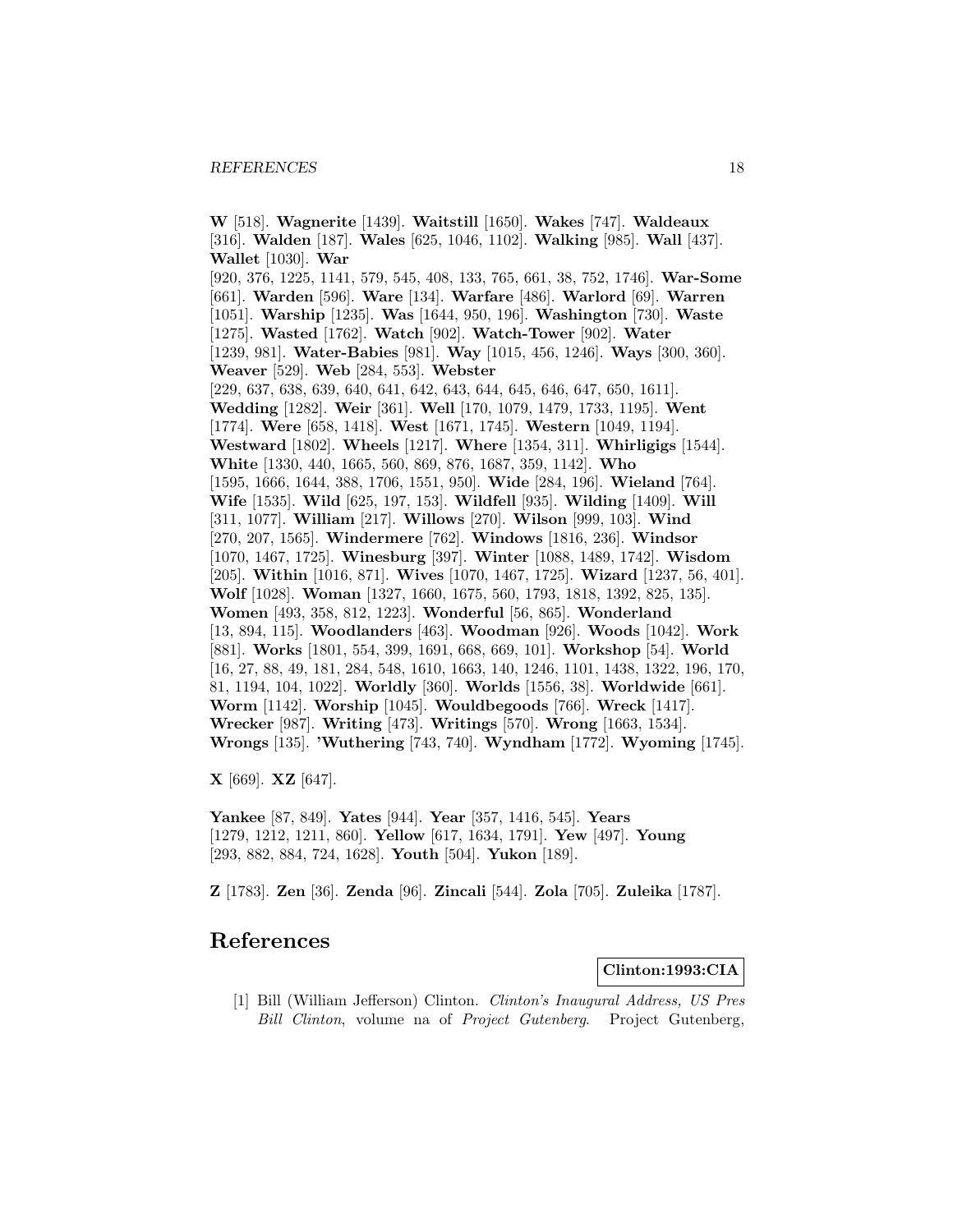**W** [518]. **Wagnerite** [1439]. **Waitstill** [1650]. **Wakes** [747]. **Waldeaux** [316]. **Walden** [187]. **Wales** [625, 1046, 1102]. **Walking** [985]. **Wall** [437]. **Wallet** [1030]. **War** [920, 376, 1225, 1141, 579, 545, 408, 133, 765, 661, 38, 752, 1746]. **War-Some** [661]. **Warden** [596]. **Ware** [134]. **Warfare** [486]. **Warlord** [69]. **Warren** [1051]. **Warship** [1235]. **Was** [1644, 950, 196]. **Washington** [730]. **Waste** [1275]. **Wasted** [1762]. **Watch** [902]. **Watch-Tower** [902]. **Water** [1239, 981]. **Water-Babies** [981]. **Way** [1015, 456, 1246]. **Ways** [300, 360]. **Weaver** [529]. **Web** [284, 553]. **Webster** [229, 637, 638, 639, 640, 641, 642, 643, 644, 645, 646, 647, 650, 1611]. **Wedding** [1282]. **Weir** [361]. **Well** [170, 1079, 1479, 1733, 1195]. **Went** [1774]. **Were** [658, 1418]. **West** [1671, 1745]. **Western** [1049, 1194]. **Westward** [1802]. **Wheels** [1217]. **Where** [1354, 311]. **Whirligigs** [1544]. **White** [1330, 440, 1665, 560, 869, 876, 1687, 359, 1142]. **Who** [1595, 1666, 1644, 388, 1706, 1551, 950]. **Wide** [284, 196]. **Wieland** [764]. **Wife** [1535]. **Wild** [625, 197, 153]. **Wildfell** [935]. **Wilding** [1409]. **Will** [311, 1077]. **William** [217]. **Willows** [270]. **Wilson** [999, 103]. **Wind** [270, 207, 1565]. **Windermere** [762]. **Windows** [1816, 236]. **Windsor** [1070, 1467, 1725]. **Winesburg** [397]. **Winter** [1088, 1489, 1742]. **Wisdom** [205]. **Within** [1016, 871]. **Wives** [1070, 1467, 1725]. **Wizard** [1237, 56, 401]. **Wolf** [1028]. **Woman** [1327, 1660, 1675, 560, 1793, 1818, 1392, 825, 135]. **Women** [493, 358, 812, 1223]. **Wonderful** [56, 865]. **Wonderland** [13, 894, 115]. **Woodlanders** [463]. **Woodman** [926]. **Woods** [1042]. **Work** [881]. **Works** [1801, 554, 399, 1691, 668, 669, 101]. **Workshop** [54]. **World** [16, 27, 88, 49, 181, 284, 548, 1610, 1663, 140, 1246, 1101, 1438, 1322, 196, 170, 81, 1194, 104, 1022]. **Worldly** [360]. **Worlds** [1556, 38]. **Worldwide** [661]. **Worm** [1142]. **Worship** [1045]. **Wouldbegoods** [766]. **Wreck** [1417]. **Wrecker** [987]. **Writing** [473]. **Writings** [570]. **Wrong** [1663, 1534]. **Wrongs** [135]. **'Wuthering** [743, 740]. **Wyndham** [1772]. **Wyoming** [1745].

**X** [669]. **XZ** [647].

**Yankee** [87, 849]. **Yates** [944]. **Year** [357, 1416, 545]. **Years** [1279, 1212, 1211, 860]. **Yellow** [617, 1634, 1791]. **Yew** [497]. **Young** [293, 882, 884, 724, 1628]. **Youth** [504]. **Yukon** [189].

**Z** [1783]. **Zen** [36]. **Zenda** [96]. **Zincali** [544]. **Zola** [705]. **Zuleika** [1787].

# References

**Clinton:1993:CIA**

[1] Bill (William Jefferson) Clinton. *Clinton's Inaugural Address, US Pres Bill Clinton*, volume na of *Project Gutenberg*. Project Gutenberg,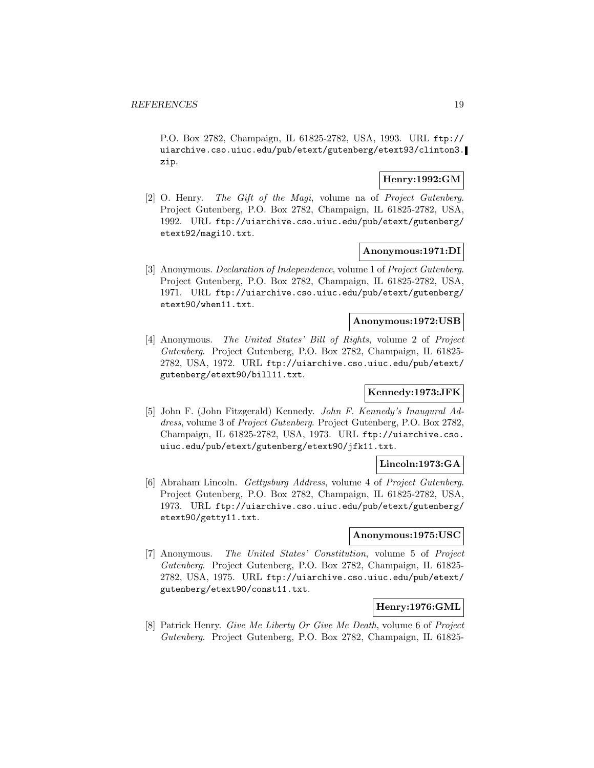P.O. Box 2782, Champaign, IL 61825-2782, USA, 1993. URL ftp://uiarchive.cso.uiuc.edu/pub/etext/gutenberg/etext93/clinton3.zip.

**Henry:1992:GM**

[2] O. Henry. *The Gift of the Magi*, volume na of *Project Gutenberg*. Project Gutenberg, P.O. Box 2782, Champaign, IL 61825-2782, USA, 1992. URL ftp://uiarchive.cso.uiuc.edu/pub/etext/gutenberg/etext92/magi10.txt.

**Anonymous:1971:DI**

[3] Anonymous. *Declaration of Independence*, volume 1 of *Project Gutenberg*. Project Gutenberg, P.O. Box 2782, Champaign, IL 61825-2782, USA, 1971. URL ftp://uiarchive.cso.uiuc.edu/pub/etext/gutenberg/etext90/when11.txt.

**Anonymous:1972:USB**

[4] Anonymous. *The United States' Bill of Rights*, volume 2 of *Project Gutenberg*. Project Gutenberg, P.O. Box 2782, Champaign, IL 61825-2782, USA, 1972. URL ftp://uiarchive.cso.uiuc.edu/pub/etext/gutenberg/etext90/bill11.txt.

**Kennedy:1973:JFK**

[5] John F. (John Fitzgerald) Kennedy. *John F. Kennedy's Inaugural Address*, volume 3 of *Project Gutenberg*. Project Gutenberg, P.O. Box 2782, Champaign, IL 61825-2782, USA, 1973. URL ftp://uiarchive.cso.uiuc.edu/pub/etext/gutenberg/etext90/jfk11.txt.

**Lincoln:1973:GA**

[6] Abraham Lincoln. *Gettysburg Address*, volume 4 of *Project Gutenberg*. Project Gutenberg, P.O. Box 2782, Champaign, IL 61825-2782, USA, 1973. URL ftp://uiarchive.cso.uiuc.edu/pub/etext/gutenberg/etext90/getty11.txt.

**Anonymous:1975:USC**

[7] Anonymous. *The United States' Constitution*, volume 5 of *Project Gutenberg*. Project Gutenberg, P.O. Box 2782, Champaign, IL 61825-2782, USA, 1975. URL ftp://uiarchive.cso.uiuc.edu/pub/etext/gutenberg/etext90/const11.txt.

**Henry:1976:GML**

[8] Patrick Henry. *Give Me Liberty Or Give Me Death*, volume 6 of *Project Gutenberg*. Project Gutenberg, P.O. Box 2782, Champaign, IL 61825-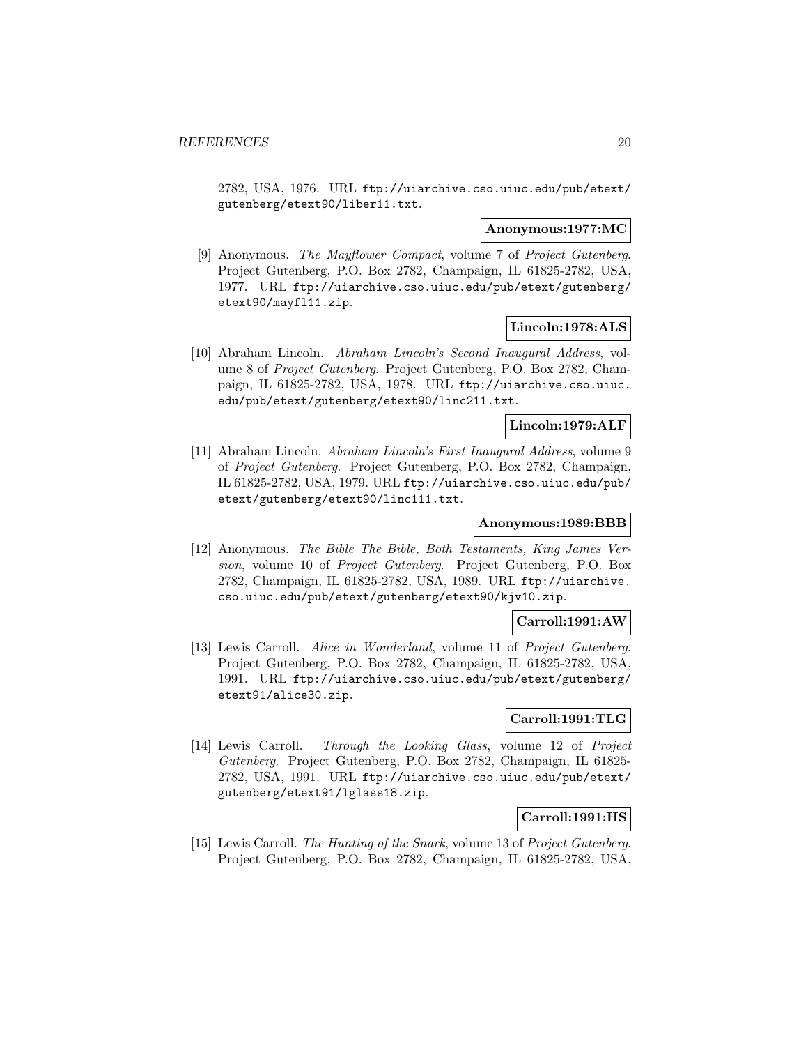2782, USA, 1976. URL ftp://uiarchive.cso.uiuc.edu/pub/etext/gutenberg/etext90/liber11.txt.

**Anonymous:1977:MC**

[9] Anonymous. *The Mayflower Compact*, volume 7 of *Project Gutenberg*. Project Gutenberg, P.O. Box 2782, Champaign, IL 61825-2782, USA, 1977. URL ftp://uiarchive.cso.uiuc.edu/pub/etext/gutenberg/etext90/mayfl11.zip.

**Lincoln:1978:ALS**

[10] Abraham Lincoln. *Abraham Lincoln's Second Inaugural Address*, volume 8 of *Project Gutenberg*. Project Gutenberg, P.O. Box 2782, Champaign, IL 61825-2782, USA, 1978. URL ftp://uiarchive.cso.uiuc.edu/pub/etext/gutenberg/etext90/linc211.txt.

**Lincoln:1979:ALF**

[11] Abraham Lincoln. *Abraham Lincoln's First Inaugural Address*, volume 9 of *Project Gutenberg*. Project Gutenberg, P.O. Box 2782, Champaign, IL 61825-2782, USA, 1979. URL ftp://uiarchive.cso.uiuc.edu/pub/etext/gutenberg/etext90/linc111.txt.

**Anonymous:1989:BBB**

[12] Anonymous. *The Bible The Bible, Both Testaments, King James Version*, volume 10 of *Project Gutenberg*. Project Gutenberg, P.O. Box 2782, Champaign, IL 61825-2782, USA, 1989. URL ftp://uiarchive.cso.uiuc.edu/pub/etext/gutenberg/etext90/kjv10.zip.

**Carroll:1991:AW**

[13] Lewis Carroll. *Alice in Wonderland*, volume 11 of *Project Gutenberg*. Project Gutenberg, P.O. Box 2782, Champaign, IL 61825-2782, USA, 1991. URL ftp://uiarchive.cso.uiuc.edu/pub/etext/gutenberg/etext91/alice30.zip.

**Carroll:1991:TLG**

[14] Lewis Carroll. *Through the Looking Glass*, volume 12 of *Project Gutenberg*. Project Gutenberg, P.O. Box 2782, Champaign, IL 61825-2782, USA, 1991. URL ftp://uiarchive.cso.uiuc.edu/pub/etext/gutenberg/etext91/lglass18.zip.

**Carroll:1991:HS**

[15] Lewis Carroll. *The Hunting of the Snark*, volume 13 of *Project Gutenberg*. Project Gutenberg, P.O. Box 2782, Champaign, IL 61825-2782, USA,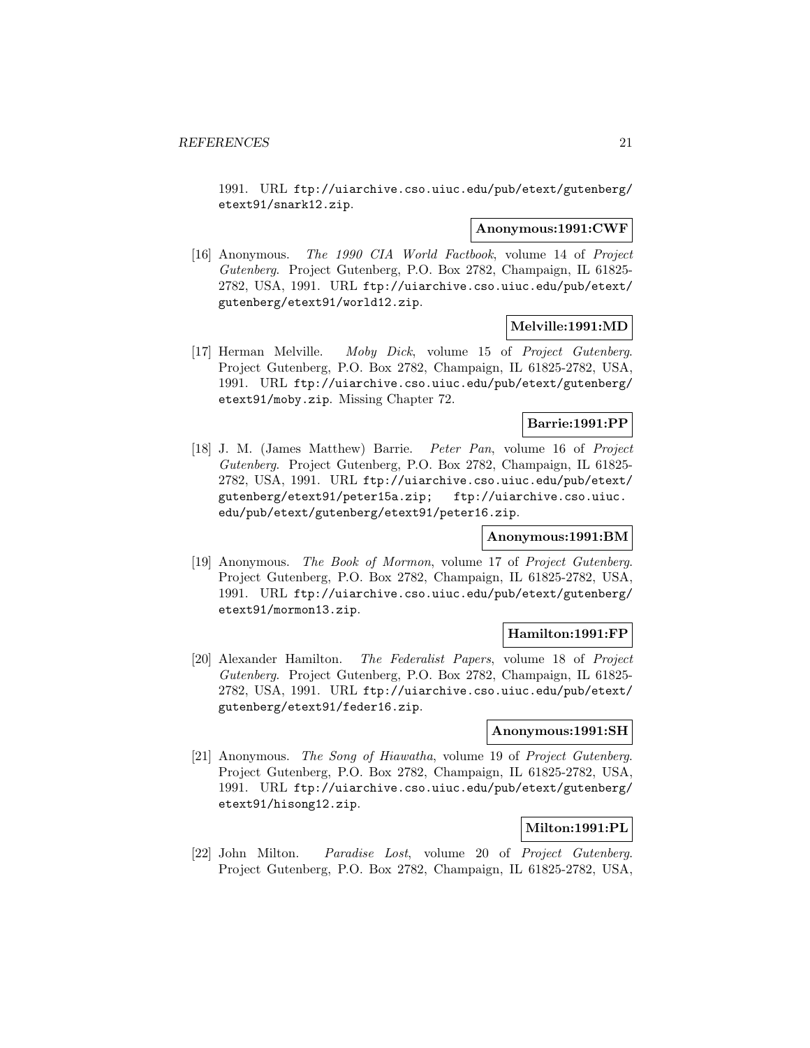1991. URL ftp://uiarchive.cso.uiuc.edu/pub/etext/gutenberg/etext91/snark12.zip.

**Anonymous:1991:CWF**

[16] Anonymous. *The 1990 CIA World Factbook*, volume 14 of *Project Gutenberg*. Project Gutenberg, P.O. Box 2782, Champaign, IL 61825-2782, USA, 1991. URL ftp://uiarchive.cso.uiuc.edu/pub/etext/gutenberg/etext91/world12.zip.

**Melville:1991:MD**

[17] Herman Melville. *Moby Dick*, volume 15 of *Project Gutenberg*. Project Gutenberg, P.O. Box 2782, Champaign, IL 61825-2782, USA, 1991. URL ftp://uiarchive.cso.uiuc.edu/pub/etext/gutenberg/etext91/moby.zip. Missing Chapter 72.

**Barrie:1991:PP**

[18] J. M. (James Matthew) Barrie. *Peter Pan*, volume 16 of *Project Gutenberg*. Project Gutenberg, P.O. Box 2782, Champaign, IL 61825-2782, USA, 1991. URL ftp://uiarchive.cso.uiuc.edu/pub/etext/gutenberg/etext91/peter15a.zip; ftp://uiarchive.cso.uiuc.edu/pub/etext/gutenberg/etext91/peter16.zip.

**Anonymous:1991:BM**

[19] Anonymous. *The Book of Mormon*, volume 17 of *Project Gutenberg*. Project Gutenberg, P.O. Box 2782, Champaign, IL 61825-2782, USA, 1991. URL ftp://uiarchive.cso.uiuc.edu/pub/etext/gutenberg/etext91/mormon13.zip.

**Hamilton:1991:FP**

[20] Alexander Hamilton. *The Federalist Papers*, volume 18 of *Project Gutenberg*. Project Gutenberg, P.O. Box 2782, Champaign, IL 61825-2782, USA, 1991. URL ftp://uiarchive.cso.uiuc.edu/pub/etext/gutenberg/etext91/feder16.zip.

**Anonymous:1991:SH**

[21] Anonymous. *The Song of Hiawatha*, volume 19 of *Project Gutenberg*. Project Gutenberg, P.O. Box 2782, Champaign, IL 61825-2782, USA, 1991. URL ftp://uiarchive.cso.uiuc.edu/pub/etext/gutenberg/etext91/hisong12.zip.

**Milton:1991:PL**

[22] John Milton. *Paradise Lost*, volume 20 of *Project Gutenberg*. Project Gutenberg, P.O. Box 2782, Champaign, IL 61825-2782, USA,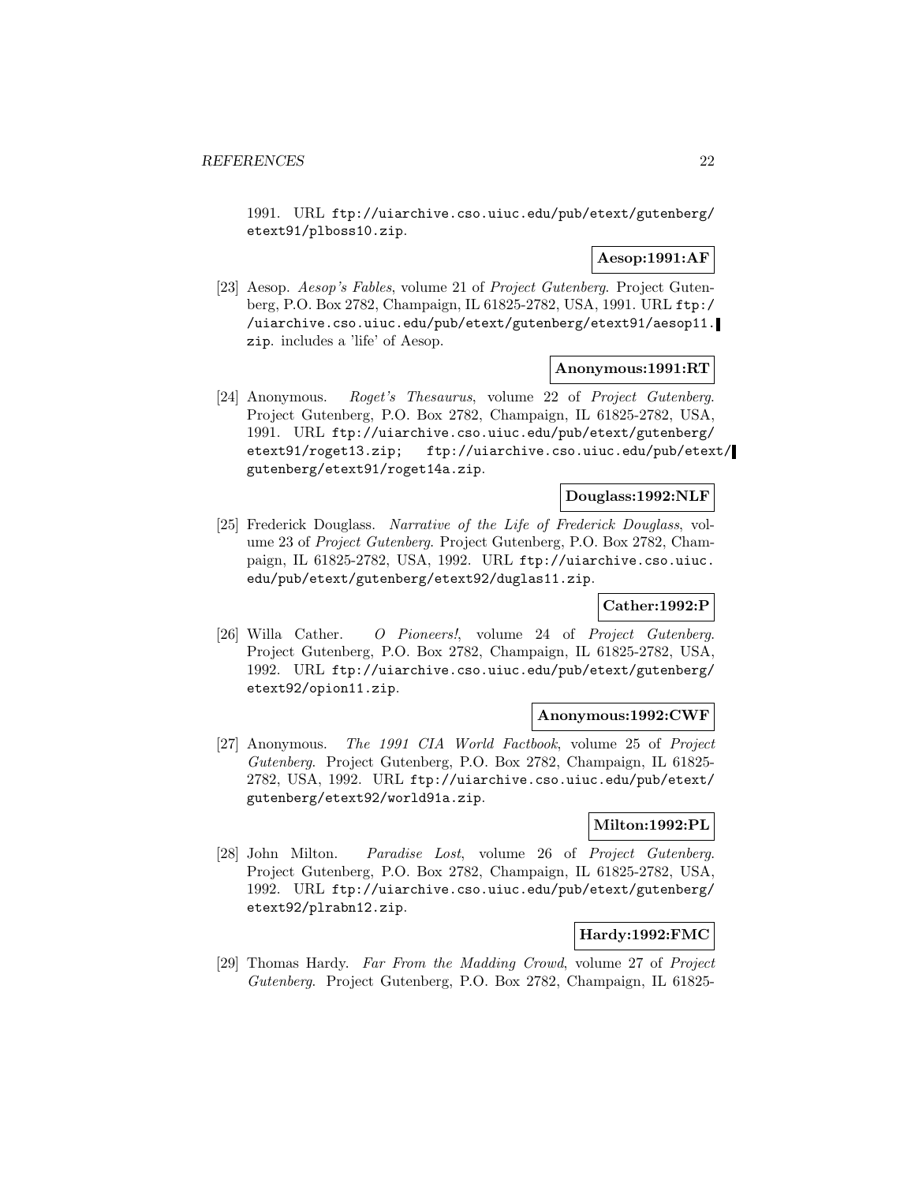1991. URL ftp://uiarchive.cso.uiuc.edu/pub/etext/gutenberg/etext91/plboss10.zip.

**Aesop:1991:AF**

[23] Aesop. *Aesop's Fables*, volume 21 of *Project Gutenberg*. Project Gutenberg, P.O. Box 2782, Champaign, IL 61825-2782, USA, 1991. URL ftp://uiarchive.cso.uiuc.edu/pub/etext/gutenberg/etext91/aesop11.zip. includes a 'life' of Aesop.

**Anonymous:1991:RT**

[24] Anonymous. *Roget's Thesaurus*, volume 22 of *Project Gutenberg*. Project Gutenberg, P.O. Box 2782, Champaign, IL 61825-2782, USA, 1991. URL ftp://uiarchive.cso.uiuc.edu/pub/etext/gutenberg/etext91/roget13.zip; ftp://uiarchive.cso.uiuc.edu/pub/etext/gutenberg/etext91/roget14a.zip.

**Douglass:1992:NLF**

[25] Frederick Douglass. *Narrative of the Life of Frederick Douglass*, volume 23 of *Project Gutenberg*. Project Gutenberg, P.O. Box 2782, Champaign, IL 61825-2782, USA, 1992. URL ftp://uiarchive.cso.uiuc.edu/pub/etext/gutenberg/etext92/duglas11.zip.

**Cather:1992:P**

[26] Willa Cather. *O Pioneers!*, volume 24 of *Project Gutenberg*. Project Gutenberg, P.O. Box 2782, Champaign, IL 61825-2782, USA, 1992. URL ftp://uiarchive.cso.uiuc.edu/pub/etext/gutenberg/etext92/opion11.zip.

**Anonymous:1992:CWF**

[27] Anonymous. *The 1991 CIA World Factbook*, volume 25 of *Project Gutenberg*. Project Gutenberg, P.O. Box 2782, Champaign, IL 61825-2782, USA, 1992. URL ftp://uiarchive.cso.uiuc.edu/pub/etext/gutenberg/etext92/world91a.zip.

**Milton:1992:PL**

[28] John Milton. *Paradise Lost*, volume 26 of *Project Gutenberg*. Project Gutenberg, P.O. Box 2782, Champaign, IL 61825-2782, USA, 1992. URL ftp://uiarchive.cso.uiuc.edu/pub/etext/gutenberg/etext92/plrabn12.zip.

**Hardy:1992:FMC**

[29] Thomas Hardy. *Far From the Madding Crowd*, volume 27 of *Project Gutenberg*. Project Gutenberg, P.O. Box 2782, Champaign, IL 61825-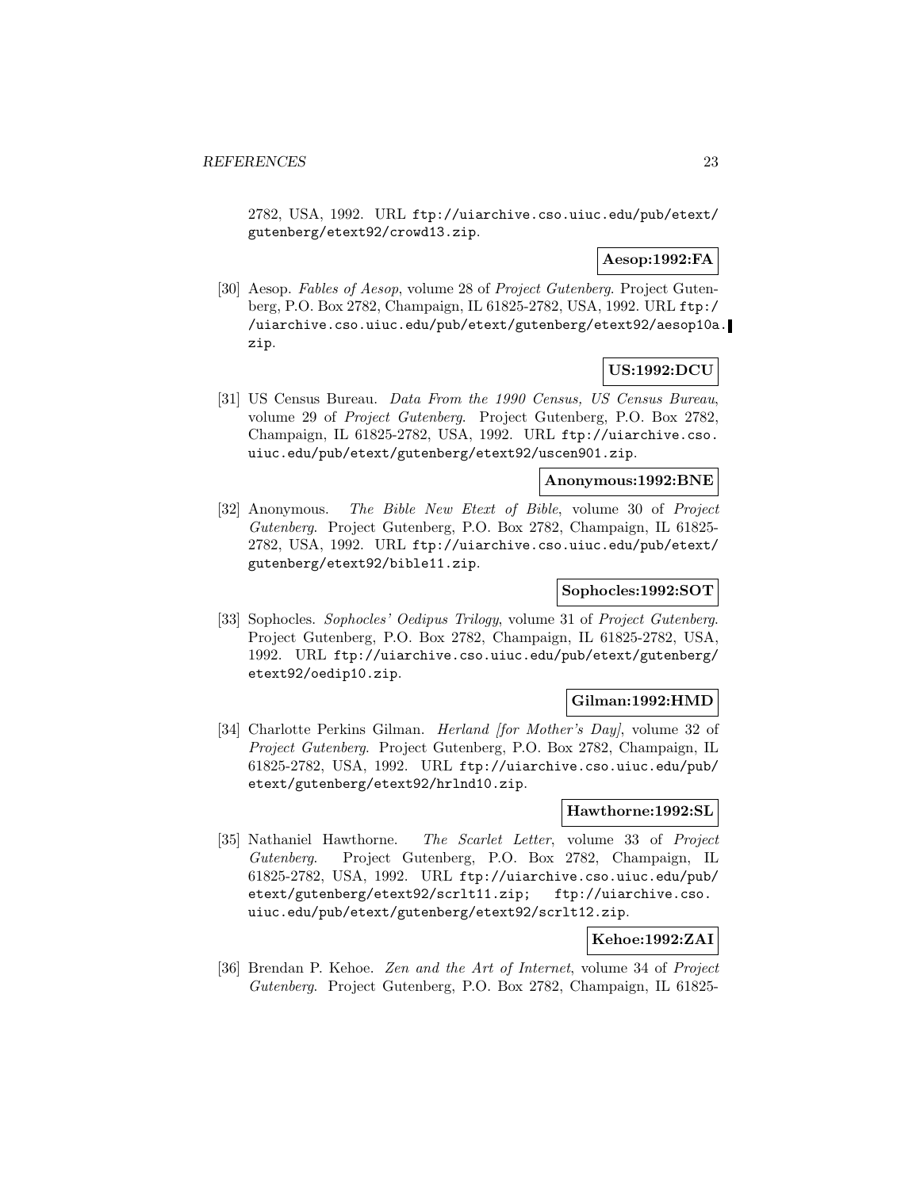2782, USA, 1992. URL ftp://uiarchive.cso.uiuc.edu/pub/etext/gutenberg/etext92/crowd13.zip.

**Aesop:1992:FA**

[30] Aesop. *Fables of Aesop*, volume 28 of *Project Gutenberg*. Project Gutenberg, P.O. Box 2782, Champaign, IL 61825-2782, USA, 1992. URL ftp://uiarchive.cso.uiuc.edu/pub/etext/gutenberg/etext92/aesop10a.zip.

**US:1992:DCU**

[31] US Census Bureau. *Data From the 1990 Census, US Census Bureau*, volume 29 of *Project Gutenberg*. Project Gutenberg, P.O. Box 2782, Champaign, IL 61825-2782, USA, 1992. URL ftp://uiarchive.cso.uiuc.edu/pub/etext/gutenberg/etext92/uscen901.zip.

**Anonymous:1992:BNE**

[32] Anonymous. *The Bible New Etext of Bible*, volume 30 of *Project Gutenberg*. Project Gutenberg, P.O. Box 2782, Champaign, IL 61825-2782, USA, 1992. URL ftp://uiarchive.cso.uiuc.edu/pub/etext/gutenberg/etext92/bible11.zip.

**Sophocles:1992:SOT**

[33] Sophocles. *Sophocles' Oedipus Trilogy*, volume 31 of *Project Gutenberg*. Project Gutenberg, P.O. Box 2782, Champaign, IL 61825-2782, USA, 1992. URL ftp://uiarchive.cso.uiuc.edu/pub/etext/gutenberg/etext92/oedip10.zip.

**Gilman:1992:HMD**

[34] Charlotte Perkins Gilman. *Herland [for Mother's Day]*, volume 32 of *Project Gutenberg*. Project Gutenberg, P.O. Box 2782, Champaign, IL 61825-2782, USA, 1992. URL ftp://uiarchive.cso.uiuc.edu/pub/etext/gutenberg/etext92/hrlnd10.zip.

**Hawthorne:1992:SL**

[35] Nathaniel Hawthorne. *The Scarlet Letter*, volume 33 of *Project Gutenberg*. Project Gutenberg, P.O. Box 2782, Champaign, IL 61825-2782, USA, 1992. URL ftp://uiarchive.cso.uiuc.edu/pub/etext/gutenberg/etext92/scrlt11.zip; ftp://uiarchive.cso.uiuc.edu/pub/etext/gutenberg/etext92/scrlt12.zip.

**Kehoe:1992:ZAI**

[36] Brendan P. Kehoe. *Zen and the Art of Internet*, volume 34 of *Project Gutenberg*. Project Gutenberg, P.O. Box 2782, Champaign, IL 61825-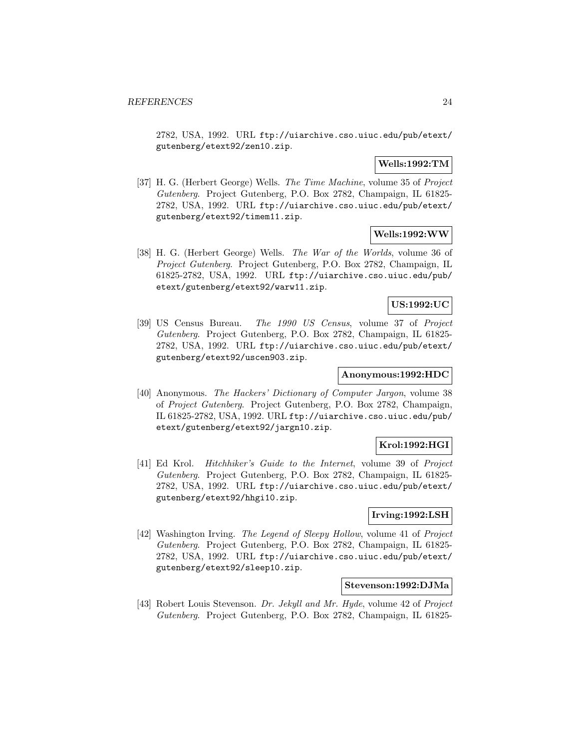2782, USA, 1992. URL `ftp://uiarchive.cso.uiuc.edu/pub/etext/gutenberg/etext92/zen10.zip`.

**Wells:1992:TM**

[37] H. G. (Herbert George) Wells. *The Time Machine*, volume 35 of *Project Gutenberg*. Project Gutenberg, P.O. Box 2782, Champaign, IL 61825-2782, USA, 1992. URL `ftp://uiarchive.cso.uiuc.edu/pub/etext/gutenberg/etext92/timem11.zip`.

**Wells:1992:WW**

[38] H. G. (Herbert George) Wells. *The War of the Worlds*, volume 36 of *Project Gutenberg*. Project Gutenberg, P.O. Box 2782, Champaign, IL 61825-2782, USA, 1992. URL `ftp://uiarchive.cso.uiuc.edu/pub/etext/gutenberg/etext92/warw11.zip`.

**US:1992:UC**

[39] US Census Bureau. *The 1990 US Census*, volume 37 of *Project Gutenberg*. Project Gutenberg, P.O. Box 2782, Champaign, IL 61825-2782, USA, 1992. URL `ftp://uiarchive.cso.uiuc.edu/pub/etext/gutenberg/etext92/uscen903.zip`.

**Anonymous:1992:HDC**

[40] Anonymous. *The Hackers' Dictionary of Computer Jargon*, volume 38 of *Project Gutenberg*. Project Gutenberg, P.O. Box 2782, Champaign, IL 61825-2782, USA, 1992. URL `ftp://uiarchive.cso.uiuc.edu/pub/etext/gutenberg/etext92/jargn10.zip`.

**Krol:1992:HGI**

[41] Ed Krol. *Hitchhiker's Guide to the Internet*, volume 39 of *Project Gutenberg*. Project Gutenberg, P.O. Box 2782, Champaign, IL 61825-2782, USA, 1992. URL `ftp://uiarchive.cso.uiuc.edu/pub/etext/gutenberg/etext92/hhgi10.zip`.

**Irving:1992:LSH**

[42] Washington Irving. *The Legend of Sleepy Hollow*, volume 41 of *Project Gutenberg*. Project Gutenberg, P.O. Box 2782, Champaign, IL 61825-2782, USA, 1992. URL `ftp://uiarchive.cso.uiuc.edu/pub/etext/gutenberg/etext92/sleep10.zip`.

**Stevenson:1992:DJMa**

[43] Robert Louis Stevenson. *Dr. Jekyll and Mr. Hyde*, volume 42 of *Project Gutenberg*. Project Gutenberg, P.O. Box 2782, Champaign, IL 61825-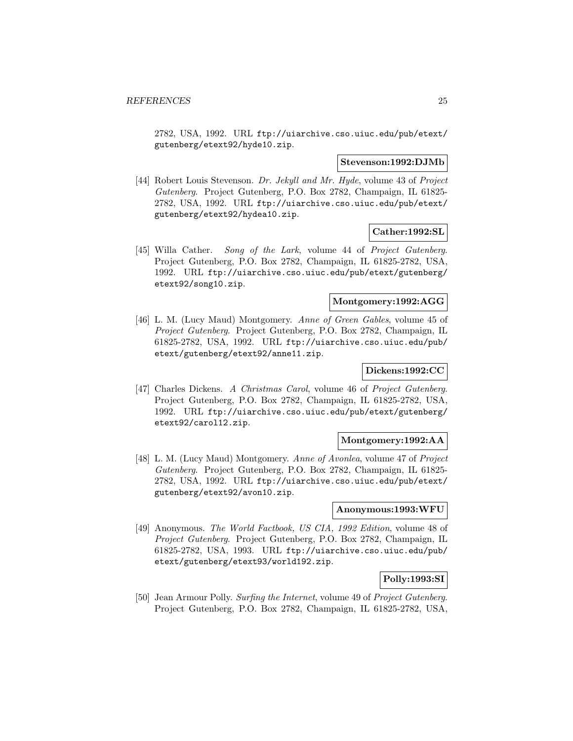2782, USA, 1992. URL `ftp://uiarchive.cso.uiuc.edu/pub/etext/gutenberg/etext92/hyde10.zip`.

**Stevenson:1992:DJMb**

[44] Robert Louis Stevenson. *Dr. Jekyll and Mr. Hyde*, volume 43 of *Project Gutenberg*. Project Gutenberg, P.O. Box 2782, Champaign, IL 61825-2782, USA, 1992. URL `ftp://uiarchive.cso.uiuc.edu/pub/etext/gutenberg/etext92/hydea10.zip`.

**Cather:1992:SL**

[45] Willa Cather. *Song of the Lark*, volume 44 of *Project Gutenberg*. Project Gutenberg, P.O. Box 2782, Champaign, IL 61825-2782, USA, 1992. URL `ftp://uiarchive.cso.uiuc.edu/pub/etext/gutenberg/etext92/song10.zip`.

**Montgomery:1992:AGG**

[46] L. M. (Lucy Maud) Montgomery. *Anne of Green Gables*, volume 45 of *Project Gutenberg*. Project Gutenberg, P.O. Box 2782, Champaign, IL 61825-2782, USA, 1992. URL `ftp://uiarchive.cso.uiuc.edu/pub/etext/gutenberg/etext92/anne11.zip`.

**Dickens:1992:CC**

[47] Charles Dickens. *A Christmas Carol*, volume 46 of *Project Gutenberg*. Project Gutenberg, P.O. Box 2782, Champaign, IL 61825-2782, USA, 1992. URL `ftp://uiarchive.cso.uiuc.edu/pub/etext/gutenberg/etext92/carol12.zip`.

**Montgomery:1992:AA**

[48] L. M. (Lucy Maud) Montgomery. *Anne of Avonlea*, volume 47 of *Project Gutenberg*. Project Gutenberg, P.O. Box 2782, Champaign, IL 61825-2782, USA, 1992. URL `ftp://uiarchive.cso.uiuc.edu/pub/etext/gutenberg/etext92/avon10.zip`.

**Anonymous:1993:WFU**

[49] Anonymous. *The World Factbook, US CIA, 1992 Edition*, volume 48 of *Project Gutenberg*. Project Gutenberg, P.O. Box 2782, Champaign, IL 61825-2782, USA, 1993. URL `ftp://uiarchive.cso.uiuc.edu/pub/etext/gutenberg/etext93/world192.zip`.

**Polly:1993:SI**

[50] Jean Armour Polly. *Surfing the Internet*, volume 49 of *Project Gutenberg*. Project Gutenberg, P.O. Box 2782, Champaign, IL 61825-2782, USA,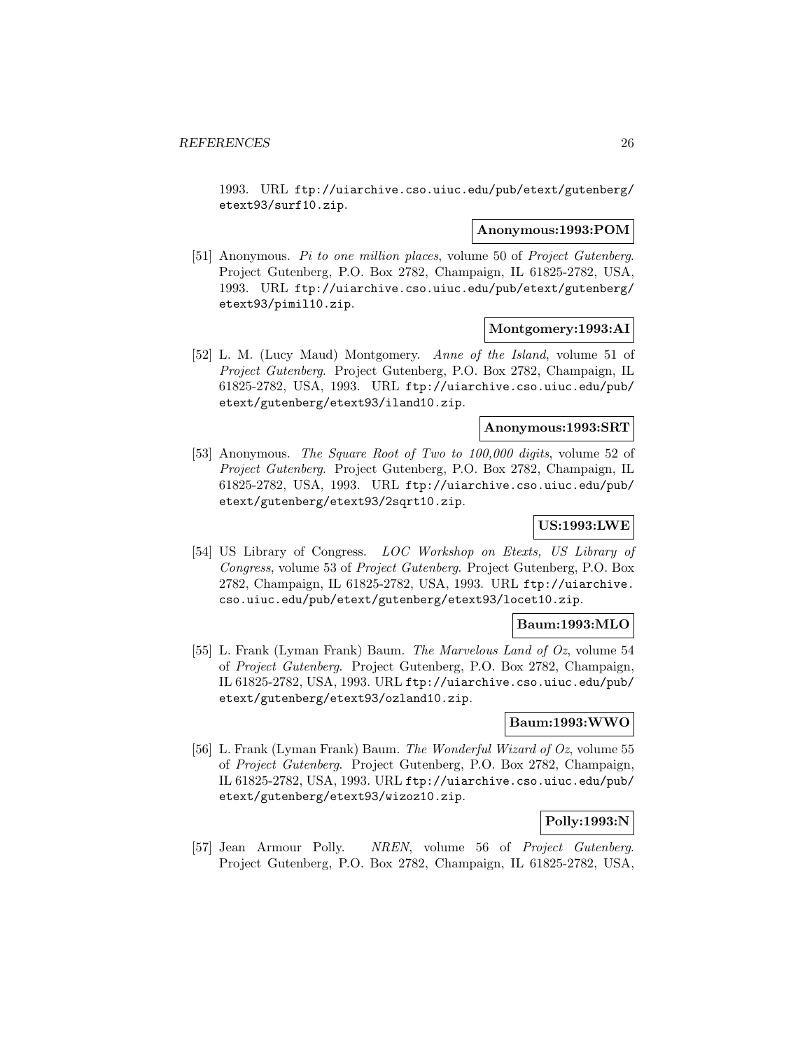1993. URL ftp://uiarchive.cso.uiuc.edu/pub/etext/gutenberg/etext93/surf10.zip.

**Anonymous:1993:POM**

[51] Anonymous. *Pi to one million places*, volume 50 of *Project Gutenberg*. Project Gutenberg, P.O. Box 2782, Champaign, IL 61825-2782, USA, 1993. URL ftp://uiarchive.cso.uiuc.edu/pub/etext/gutenberg/etext93/pimil10.zip.

**Montgomery:1993:AI**

[52] L. M. (Lucy Maud) Montgomery. *Anne of the Island*, volume 51 of *Project Gutenberg*. Project Gutenberg, P.O. Box 2782, Champaign, IL 61825-2782, USA, 1993. URL ftp://uiarchive.cso.uiuc.edu/pub/etext/gutenberg/etext93/iland10.zip.

**Anonymous:1993:SRT**

[53] Anonymous. *The Square Root of Two to 100,000 digits*, volume 52 of *Project Gutenberg*. Project Gutenberg, P.O. Box 2782, Champaign, IL 61825-2782, USA, 1993. URL ftp://uiarchive.cso.uiuc.edu/pub/etext/gutenberg/etext93/2sqrt10.zip.

**US:1993:LWE**

[54] US Library of Congress. *LOC Workshop on Etexts, US Library of Congress*, volume 53 of *Project Gutenberg*. Project Gutenberg, P.O. Box 2782, Champaign, IL 61825-2782, USA, 1993. URL ftp://uiarchive.cso.uiuc.edu/pub/etext/gutenberg/etext93/locet10.zip.

**Baum:1993:MLO**

[55] L. Frank (Lyman Frank) Baum. *The Marvelous Land of Oz*, volume 54 of *Project Gutenberg*. Project Gutenberg, P.O. Box 2782, Champaign, IL 61825-2782, USA, 1993. URL ftp://uiarchive.cso.uiuc.edu/pub/etext/gutenberg/etext93/ozland10.zip.

**Baum:1993:WWO**

[56] L. Frank (Lyman Frank) Baum. *The Wonderful Wizard of Oz*, volume 55 of *Project Gutenberg*. Project Gutenberg, P.O. Box 2782, Champaign, IL 61825-2782, USA, 1993. URL ftp://uiarchive.cso.uiuc.edu/pub/etext/gutenberg/etext93/wizoz10.zip.

**Polly:1993:N**

[57] Jean Armour Polly. *NREN*, volume 56 of *Project Gutenberg*. Project Gutenberg, P.O. Box 2782, Champaign, IL 61825-2782, USA,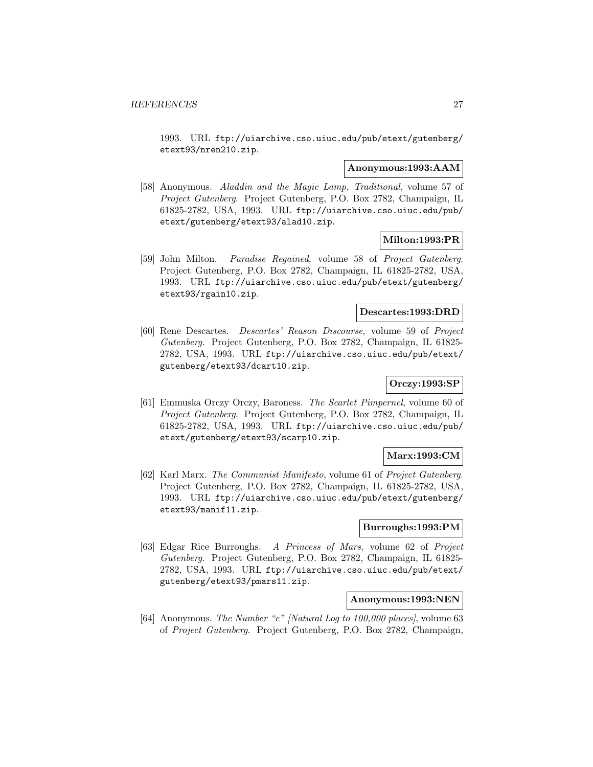1993. URL ftp://uiarchive.cso.uiuc.edu/pub/etext/gutenberg/etext93/nren210.zip.

**Anonymous:1993:AAM**

[58] Anonymous. *Aladdin and the Magic Lamp, Traditional*, volume 57 of *Project Gutenberg*. Project Gutenberg, P.O. Box 2782, Champaign, IL 61825-2782, USA, 1993. URL ftp://uiarchive.cso.uiuc.edu/pub/etext/gutenberg/etext93/alad10.zip.

**Milton:1993:PR**

[59] John Milton. *Paradise Regained*, volume 58 of *Project Gutenberg*. Project Gutenberg, P.O. Box 2782, Champaign, IL 61825-2782, USA, 1993. URL ftp://uiarchive.cso.uiuc.edu/pub/etext/gutenberg/etext93/rgain10.zip.

**Descartes:1993:DRD**

[60] Rene Descartes. *Descartes' Reason Discourse*, volume 59 of *Project Gutenberg*. Project Gutenberg, P.O. Box 2782, Champaign, IL 61825-2782, USA, 1993. URL ftp://uiarchive.cso.uiuc.edu/pub/etext/gutenberg/etext93/dcart10.zip.

**Orczy:1993:SP**

[61] Emmuska Orczy Orczy, Baroness. *The Scarlet Pimpernel*, volume 60 of *Project Gutenberg*. Project Gutenberg, P.O. Box 2782, Champaign, IL 61825-2782, USA, 1993. URL ftp://uiarchive.cso.uiuc.edu/pub/etext/gutenberg/etext93/scarp10.zip.

**Marx:1993:CM**

[62] Karl Marx. *The Communist Manifesto*, volume 61 of *Project Gutenberg*. Project Gutenberg, P.O. Box 2782, Champaign, IL 61825-2782, USA, 1993. URL ftp://uiarchive.cso.uiuc.edu/pub/etext/gutenberg/etext93/manif11.zip.

**Burroughs:1993:PM**

[63] Edgar Rice Burroughs. *A Princess of Mars*, volume 62 of *Project Gutenberg*. Project Gutenberg, P.O. Box 2782, Champaign, IL 61825-2782, USA, 1993. URL ftp://uiarchive.cso.uiuc.edu/pub/etext/gutenberg/etext93/pmars11.zip.

**Anonymous:1993:NEN**

[64] Anonymous. *The Number "e" [Natural Log to 100,000 places]*, volume 63 of *Project Gutenberg*. Project Gutenberg, P.O. Box 2782, Champaign,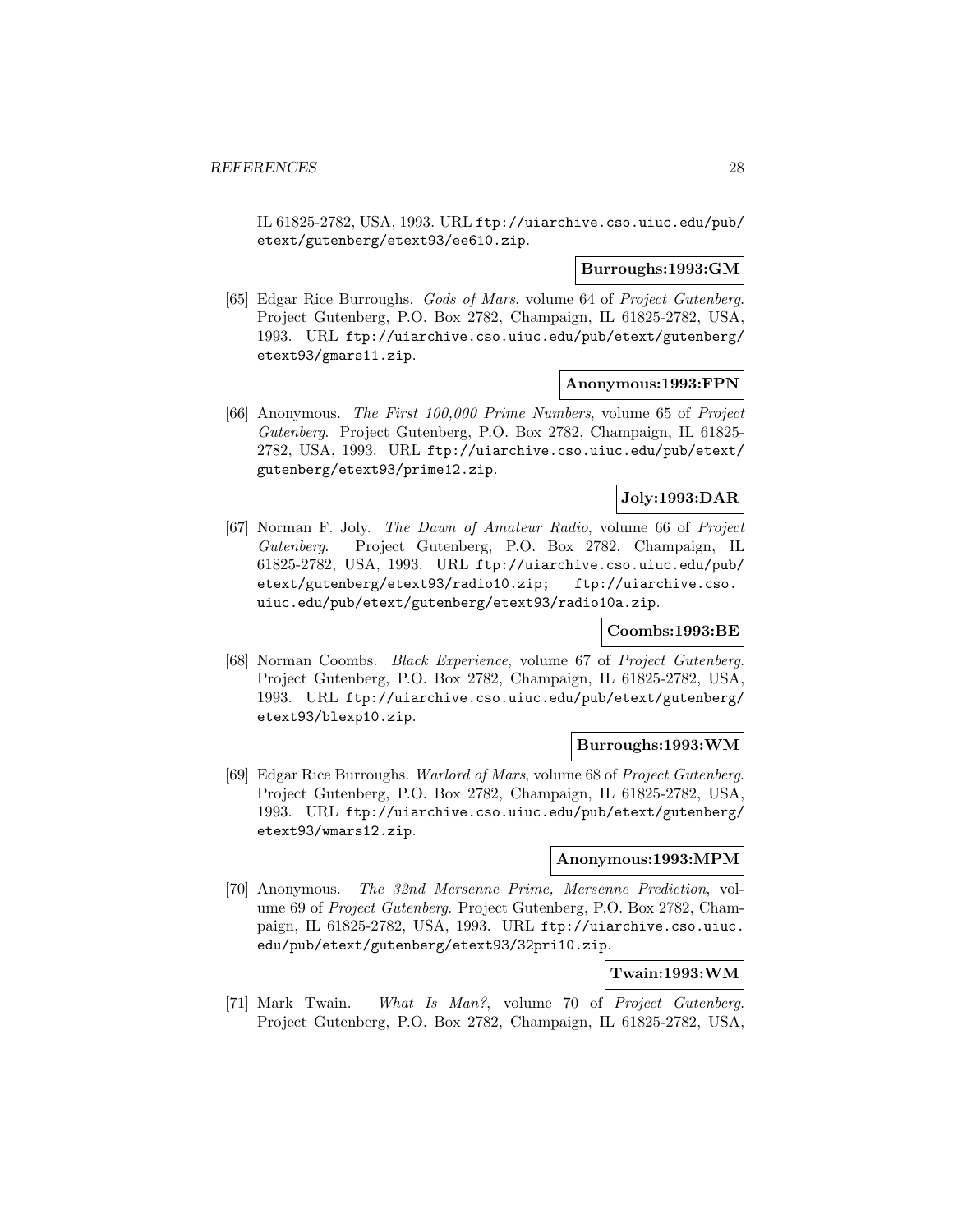IL 61825-2782, USA, 1993. URL ftp://uiarchive.cso.uiuc.edu/pub/etext/gutenberg/etext93/ee610.zip.

**Burroughs:1993:GM**

[65] Edgar Rice Burroughs. *Gods of Mars*, volume 64 of *Project Gutenberg*. Project Gutenberg, P.O. Box 2782, Champaign, IL 61825-2782, USA, 1993. URL ftp://uiarchive.cso.uiuc.edu/pub/etext/gutenberg/etext93/gmars11.zip.

**Anonymous:1993:FPN**

[66] Anonymous. *The First 100,000 Prime Numbers*, volume 65 of *Project Gutenberg*. Project Gutenberg, P.O. Box 2782, Champaign, IL 61825-2782, USA, 1993. URL ftp://uiarchive.cso.uiuc.edu/pub/etext/gutenberg/etext93/prime12.zip.

**Joly:1993:DAR**

[67] Norman F. Joly. *The Dawn of Amateur Radio*, volume 66 of *Project Gutenberg*. Project Gutenberg, P.O. Box 2782, Champaign, IL 61825-2782, USA, 1993. URL ftp://uiarchive.cso.uiuc.edu/pub/etext/gutenberg/etext93/radio10.zip; ftp://uiarchive.cso.uiuc.edu/pub/etext/gutenberg/etext93/radio10a.zip.

**Coombs:1993:BE**

[68] Norman Coombs. *Black Experience*, volume 67 of *Project Gutenberg*. Project Gutenberg, P.O. Box 2782, Champaign, IL 61825-2782, USA, 1993. URL ftp://uiarchive.cso.uiuc.edu/pub/etext/gutenberg/etext93/blexp10.zip.

**Burroughs:1993:WM**

[69] Edgar Rice Burroughs. *Warlord of Mars*, volume 68 of *Project Gutenberg*. Project Gutenberg, P.O. Box 2782, Champaign, IL 61825-2782, USA, 1993. URL ftp://uiarchive.cso.uiuc.edu/pub/etext/gutenberg/etext93/wmars12.zip.

**Anonymous:1993:MPM**

[70] Anonymous. *The 32nd Mersenne Prime, Mersenne Prediction*, volume 69 of *Project Gutenberg*. Project Gutenberg, P.O. Box 2782, Champaign, IL 61825-2782, USA, 1993. URL ftp://uiarchive.cso.uiuc.edu/pub/etext/gutenberg/etext93/32pri10.zip.

**Twain:1993:WM**

[71] Mark Twain. *What Is Man?*, volume 70 of *Project Gutenberg*. Project Gutenberg, P.O. Box 2782, Champaign, IL 61825-2782, USA,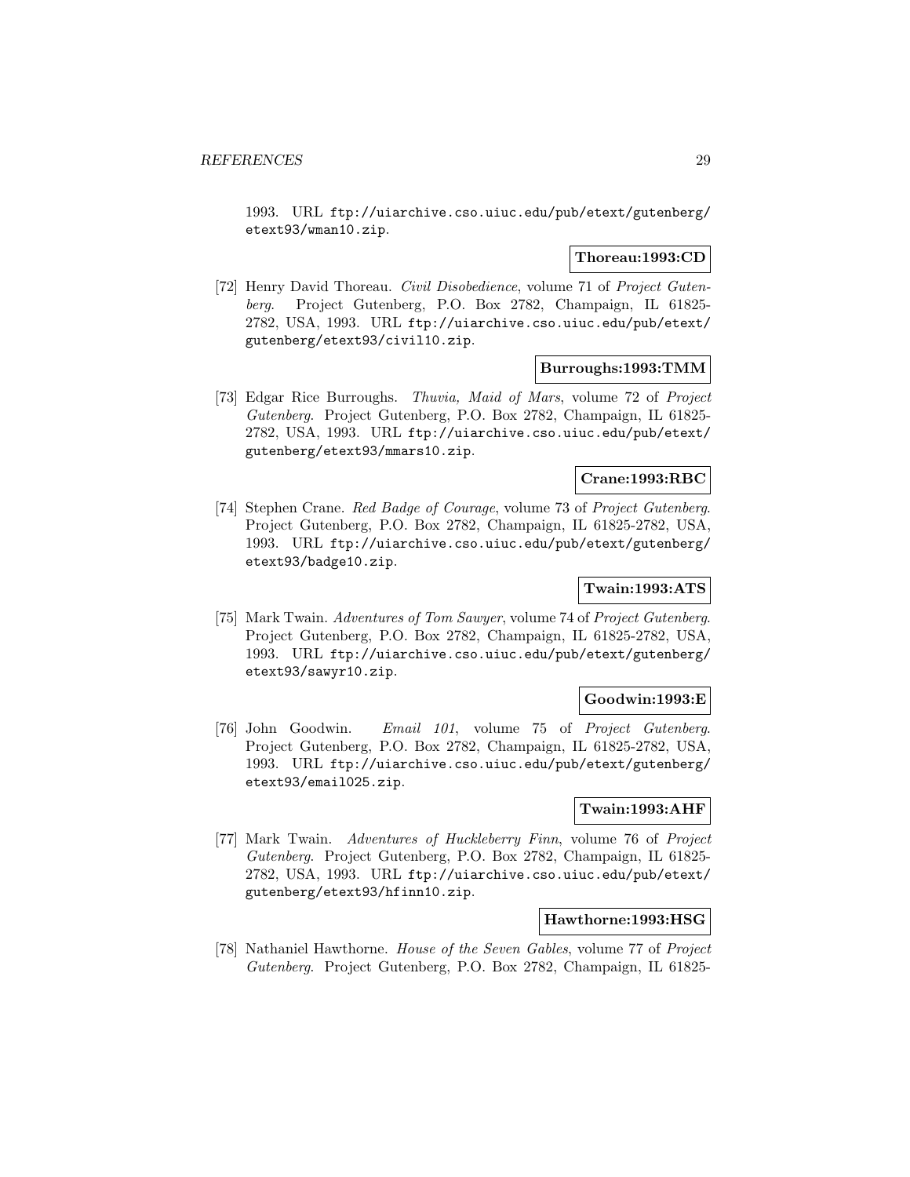1993. URL ftp://uiarchive.cso.uiuc.edu/pub/etext/gutenberg/etext93/wman10.zip.

**Thoreau:1993:CD**

[72] Henry David Thoreau. *Civil Disobedience*, volume 71 of *Project Gutenberg*. Project Gutenberg, P.O. Box 2782, Champaign, IL 61825-2782, USA, 1993. URL ftp://uiarchive.cso.uiuc.edu/pub/etext/gutenberg/etext93/civil10.zip.

**Burroughs:1993:TMM**

[73] Edgar Rice Burroughs. *Thuvia, Maid of Mars*, volume 72 of *Project Gutenberg*. Project Gutenberg, P.O. Box 2782, Champaign, IL 61825-2782, USA, 1993. URL ftp://uiarchive.cso.uiuc.edu/pub/etext/gutenberg/etext93/mmars10.zip.

**Crane:1993:RBC**

[74] Stephen Crane. *Red Badge of Courage*, volume 73 of *Project Gutenberg*. Project Gutenberg, P.O. Box 2782, Champaign, IL 61825-2782, USA, 1993. URL ftp://uiarchive.cso.uiuc.edu/pub/etext/gutenberg/etext93/badge10.zip.

**Twain:1993:ATS**

[75] Mark Twain. *Adventures of Tom Sawyer*, volume 74 of *Project Gutenberg*. Project Gutenberg, P.O. Box 2782, Champaign, IL 61825-2782, USA, 1993. URL ftp://uiarchive.cso.uiuc.edu/pub/etext/gutenberg/etext93/sawyr10.zip.

**Goodwin:1993:E**

[76] John Goodwin. *Email 101*, volume 75 of *Project Gutenberg*. Project Gutenberg, P.O. Box 2782, Champaign, IL 61825-2782, USA, 1993. URL ftp://uiarchive.cso.uiuc.edu/pub/etext/gutenberg/etext93/email025.zip.

**Twain:1993:AHF**

[77] Mark Twain. *Adventures of Huckleberry Finn*, volume 76 of *Project Gutenberg*. Project Gutenberg, P.O. Box 2782, Champaign, IL 61825-2782, USA, 1993. URL ftp://uiarchive.cso.uiuc.edu/pub/etext/gutenberg/etext93/hfinn10.zip.

**Hawthorne:1993:HSG**

[78] Nathaniel Hawthorne. *House of the Seven Gables*, volume 77 of *Project Gutenberg*. Project Gutenberg, P.O. Box 2782, Champaign, IL 61825-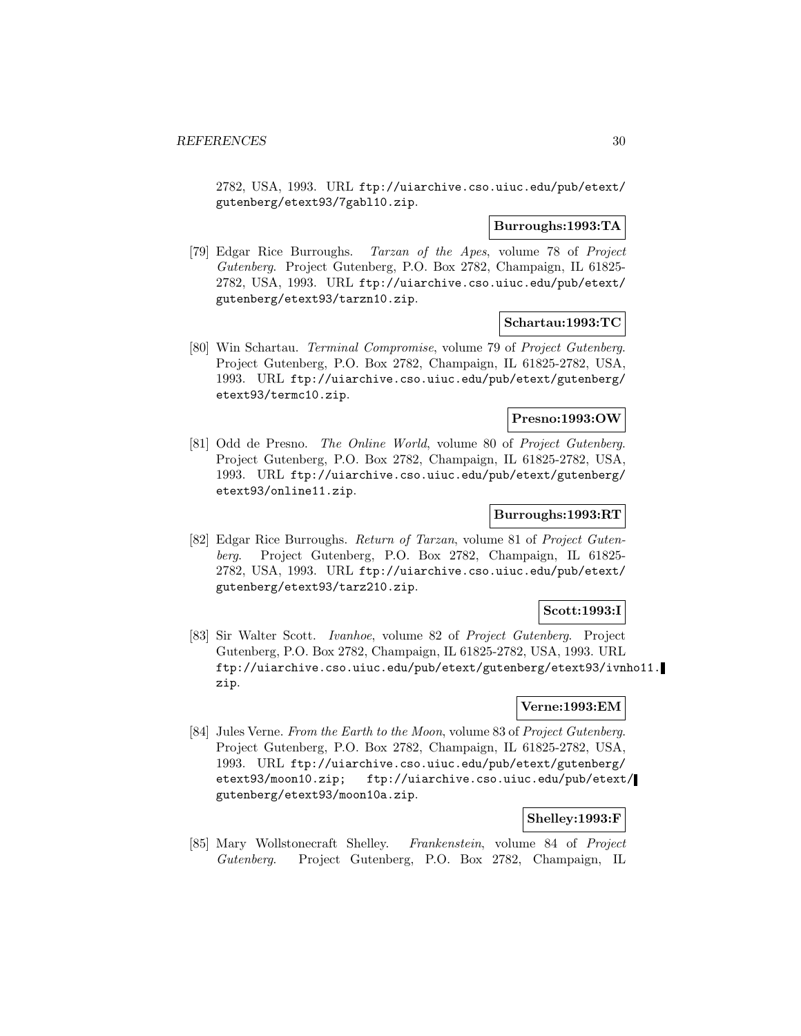2782, USA, 1993. URL ftp://uiarchive.cso.uiuc.edu/pub/etext/gutenberg/etext93/7gabl10.zip.

**Burroughs:1993:TA**

[79] Edgar Rice Burroughs. *Tarzan of the Apes*, volume 78 of *Project Gutenberg*. Project Gutenberg, P.O. Box 2782, Champaign, IL 61825-2782, USA, 1993. URL ftp://uiarchive.cso.uiuc.edu/pub/etext/gutenberg/etext93/tarzn10.zip.

**Schartau:1993:TC**

[80] Win Schartau. *Terminal Compromise*, volume 79 of *Project Gutenberg*. Project Gutenberg, P.O. Box 2782, Champaign, IL 61825-2782, USA, 1993. URL ftp://uiarchive.cso.uiuc.edu/pub/etext/gutenberg/etext93/termc10.zip.

**Presno:1993:OW**

[81] Odd de Presno. *The Online World*, volume 80 of *Project Gutenberg*. Project Gutenberg, P.O. Box 2782, Champaign, IL 61825-2782, USA, 1993. URL ftp://uiarchive.cso.uiuc.edu/pub/etext/gutenberg/etext93/online11.zip.

**Burroughs:1993:RT**

[82] Edgar Rice Burroughs. *Return of Tarzan*, volume 81 of *Project Gutenberg*. Project Gutenberg, P.O. Box 2782, Champaign, IL 61825-2782, USA, 1993. URL ftp://uiarchive.cso.uiuc.edu/pub/etext/gutenberg/etext93/tarz210.zip.

**Scott:1993:I**

[83] Sir Walter Scott. *Ivanhoe*, volume 82 of *Project Gutenberg*. Project Gutenberg, P.O. Box 2782, Champaign, IL 61825-2782, USA, 1993. URL ftp://uiarchive.cso.uiuc.edu/pub/etext/gutenberg/etext93/ivnho11.zip.

**Verne:1993:EM**

[84] Jules Verne. *From the Earth to the Moon*, volume 83 of *Project Gutenberg*. Project Gutenberg, P.O. Box 2782, Champaign, IL 61825-2782, USA, 1993. URL ftp://uiarchive.cso.uiuc.edu/pub/etext/gutenberg/etext93/moon10.zip; ftp://uiarchive.cso.uiuc.edu/pub/etext/gutenberg/etext93/moon10a.zip.

**Shelley:1993:F**

[85] Mary Wollstonecraft Shelley. *Frankenstein*, volume 84 of *Project Gutenberg*. Project Gutenberg, P.O. Box 2782, Champaign, IL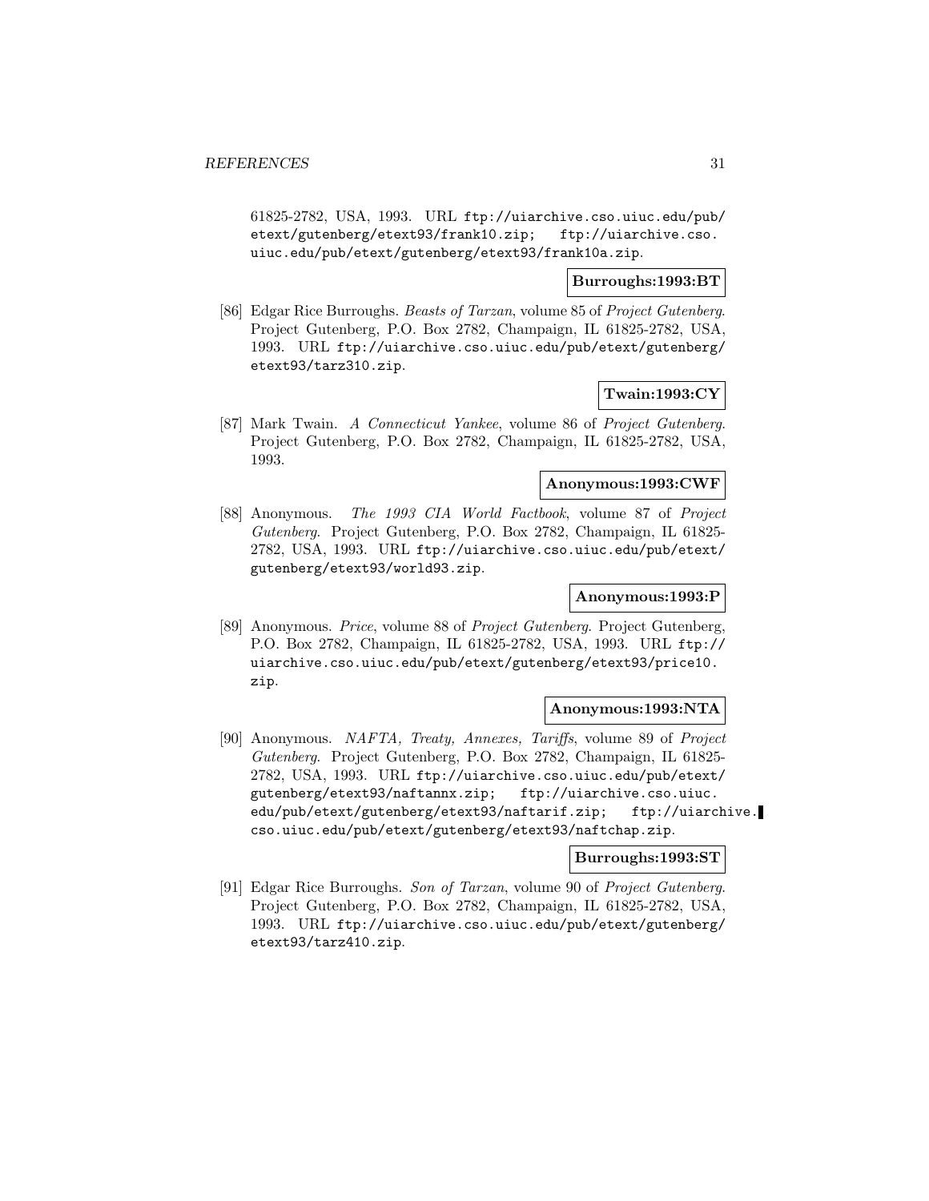61825-2782, USA, 1993. URL ftp://uiarchive.cso.uiuc.edu/pub/etext/gutenberg/etext93/frank10.zip; ftp://uiarchive.cso.uiuc.edu/pub/etext/gutenberg/etext93/frank10a.zip.

**Burroughs:1993:BT**

[86] Edgar Rice Burroughs. *Beasts of Tarzan*, volume 85 of *Project Gutenberg*. Project Gutenberg, P.O. Box 2782, Champaign, IL 61825-2782, USA, 1993. URL ftp://uiarchive.cso.uiuc.edu/pub/etext/gutenberg/etext93/tarz310.zip.

**Twain:1993:CY**

[87] Mark Twain. *A Connecticut Yankee*, volume 86 of *Project Gutenberg*. Project Gutenberg, P.O. Box 2782, Champaign, IL 61825-2782, USA, 1993.

**Anonymous:1993:CWF**

[88] Anonymous. *The 1993 CIA World Factbook*, volume 87 of *Project Gutenberg*. Project Gutenberg, P.O. Box 2782, Champaign, IL 61825-2782, USA, 1993. URL ftp://uiarchive.cso.uiuc.edu/pub/etext/gutenberg/etext93/world93.zip.

**Anonymous:1993:P**

[89] Anonymous. *Price*, volume 88 of *Project Gutenberg*. Project Gutenberg, P.O. Box 2782, Champaign, IL 61825-2782, USA, 1993. URL ftp://uiarchive.cso.uiuc.edu/pub/etext/gutenberg/etext93/price10.zip.

**Anonymous:1993:NTA**

[90] Anonymous. *NAFTA, Treaty, Annexes, Tariffs*, volume 89 of *Project Gutenberg*. Project Gutenberg, P.O. Box 2782, Champaign, IL 61825-2782, USA, 1993. URL ftp://uiarchive.cso.uiuc.edu/pub/etext/gutenberg/etext93/naftannx.zip; ftp://uiarchive.cso.uiuc.edu/pub/etext/gutenberg/etext93/naftarif.zip; ftp://uiarchive.cso.uiuc.edu/pub/etext/gutenberg/etext93/naftchap.zip.

**Burroughs:1993:ST**

[91] Edgar Rice Burroughs. *Son of Tarzan*, volume 90 of *Project Gutenberg*. Project Gutenberg, P.O. Box 2782, Champaign, IL 61825-2782, USA, 1993. URL ftp://uiarchive.cso.uiuc.edu/pub/etext/gutenberg/etext93/tarz410.zip.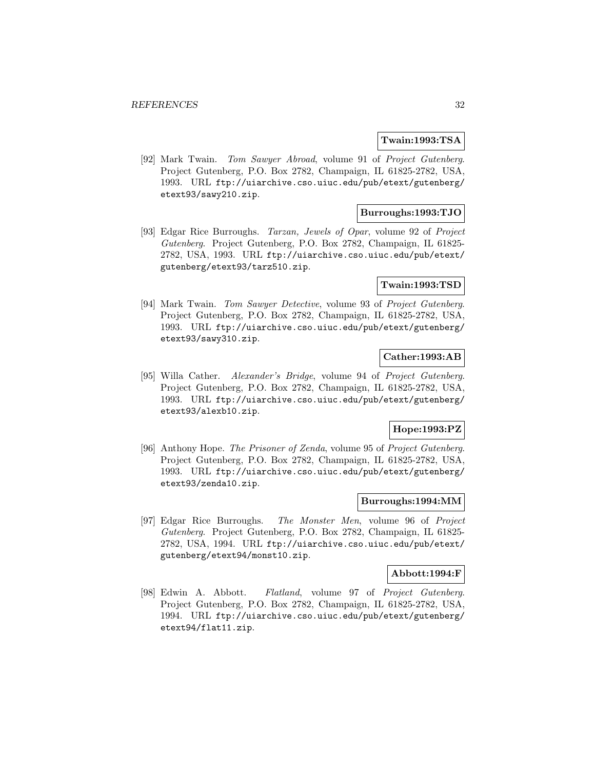**Twain:1993:TSA**

[92] Mark Twain. *Tom Sawyer Abroad*, volume 91 of *Project Gutenberg*. Project Gutenberg, P.O. Box 2782, Champaign, IL 61825-2782, USA, 1993. URL `ftp://uiarchive.cso.uiuc.edu/pub/etext/gutenberg/etext93/sawy210.zip`.

**Burroughs:1993:TJO**

[93] Edgar Rice Burroughs. *Tarzan, Jewels of Opar*, volume 92 of *Project Gutenberg*. Project Gutenberg, P.O. Box 2782, Champaign, IL 61825-2782, USA, 1993. URL `ftp://uiarchive.cso.uiuc.edu/pub/etext/gutenberg/etext93/tarz510.zip`.

**Twain:1993:TSD**

[94] Mark Twain. *Tom Sawyer Detective*, volume 93 of *Project Gutenberg*. Project Gutenberg, P.O. Box 2782, Champaign, IL 61825-2782, USA, 1993. URL `ftp://uiarchive.cso.uiuc.edu/pub/etext/gutenberg/etext93/sawy310.zip`.

**Cather:1993:AB**

[95] Willa Cather. *Alexander's Bridge*, volume 94 of *Project Gutenberg*. Project Gutenberg, P.O. Box 2782, Champaign, IL 61825-2782, USA, 1993. URL `ftp://uiarchive.cso.uiuc.edu/pub/etext/gutenberg/etext93/alexb10.zip`.

**Hope:1993:PZ**

[96] Anthony Hope. *The Prisoner of Zenda*, volume 95 of *Project Gutenberg*. Project Gutenberg, P.O. Box 2782, Champaign, IL 61825-2782, USA, 1993. URL `ftp://uiarchive.cso.uiuc.edu/pub/etext/gutenberg/etext93/zenda10.zip`.

**Burroughs:1994:MM**

[97] Edgar Rice Burroughs. *The Monster Men*, volume 96 of *Project Gutenberg*. Project Gutenberg, P.O. Box 2782, Champaign, IL 61825-2782, USA, 1994. URL `ftp://uiarchive.cso.uiuc.edu/pub/etext/gutenberg/etext94/monst10.zip`.

**Abbott:1994:F**

[98] Edwin A. Abbott. *Flatland*, volume 97 of *Project Gutenberg*. Project Gutenberg, P.O. Box 2782, Champaign, IL 61825-2782, USA, 1994. URL `ftp://uiarchive.cso.uiuc.edu/pub/etext/gutenberg/etext94/flat11.zip`.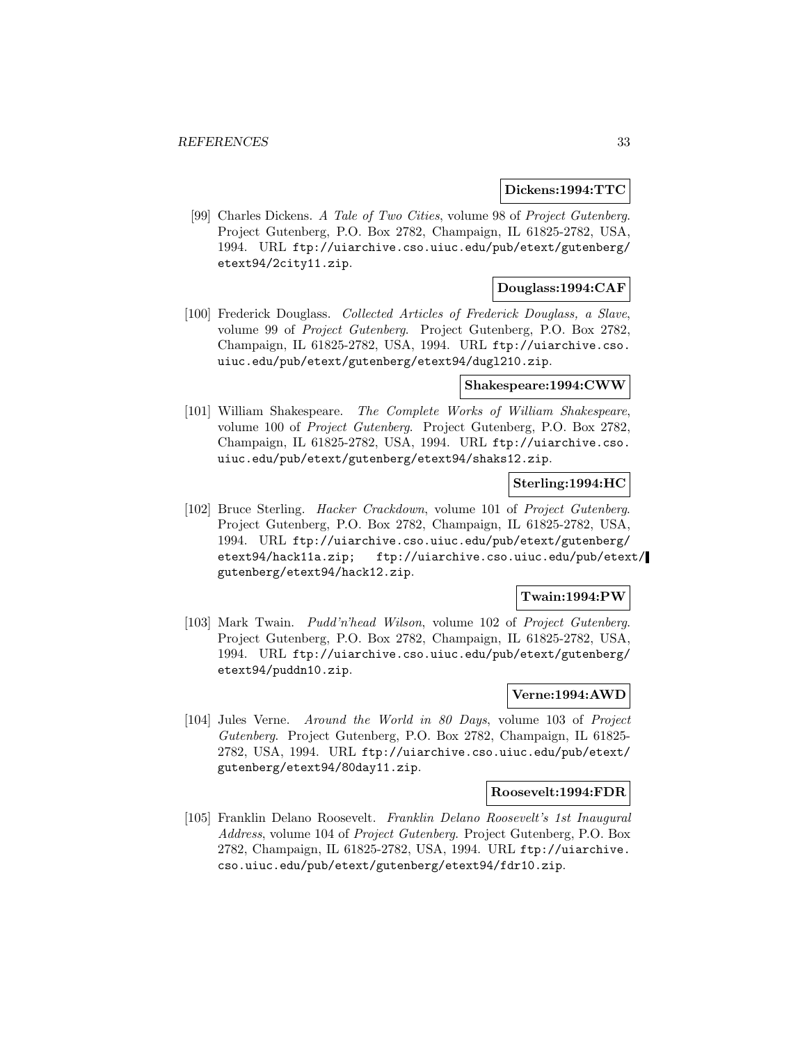**Dickens:1994:TTC**

[99] Charles Dickens. *A Tale of Two Cities*, volume 98 of *Project Gutenberg*. Project Gutenberg, P.O. Box 2782, Champaign, IL 61825-2782, USA, 1994. URL `ftp://uiarchive.cso.uiuc.edu/pub/etext/gutenberg/etext94/2city11.zip`.

**Douglass:1994:CAF**

[100] Frederick Douglass. *Collected Articles of Frederick Douglass, a Slave*, volume 99 of *Project Gutenberg*. Project Gutenberg, P.O. Box 2782, Champaign, IL 61825-2782, USA, 1994. URL `ftp://uiarchive.cso.uiuc.edu/pub/etext/gutenberg/etext94/dugl210.zip`.

**Shakespeare:1994:CWW**

[101] William Shakespeare. *The Complete Works of William Shakespeare*, volume 100 of *Project Gutenberg*. Project Gutenberg, P.O. Box 2782, Champaign, IL 61825-2782, USA, 1994. URL `ftp://uiarchive.cso.uiuc.edu/pub/etext/gutenberg/etext94/shaks12.zip`.

**Sterling:1994:HC**

[102] Bruce Sterling. *Hacker Crackdown*, volume 101 of *Project Gutenberg*. Project Gutenberg, P.O. Box 2782, Champaign, IL 61825-2782, USA, 1994. URL `ftp://uiarchive.cso.uiuc.edu/pub/etext/gutenberg/etext94/hack11a.zip; ftp://uiarchive.cso.uiuc.edu/pub/etext/gutenberg/etext94/hack12.zip`.

**Twain:1994:PW**

[103] Mark Twain. *Pudd'n'head Wilson*, volume 102 of *Project Gutenberg*. Project Gutenberg, P.O. Box 2782, Champaign, IL 61825-2782, USA, 1994. URL `ftp://uiarchive.cso.uiuc.edu/pub/etext/gutenberg/etext94/puddn10.zip`.

**Verne:1994:AWD**

[104] Jules Verne. *Around the World in 80 Days*, volume 103 of *Project Gutenberg*. Project Gutenberg, P.O. Box 2782, Champaign, IL 61825-2782, USA, 1994. URL `ftp://uiarchive.cso.uiuc.edu/pub/etext/gutenberg/etext94/80day11.zip`.

**Roosevelt:1994:FDR**

[105] Franklin Delano Roosevelt. *Franklin Delano Roosevelt's 1st Inaugural Address*, volume 104 of *Project Gutenberg*. Project Gutenberg, P.O. Box 2782, Champaign, IL 61825-2782, USA, 1994. URL `ftp://uiarchive.cso.uiuc.edu/pub/etext/gutenberg/etext94/fdr10.zip`.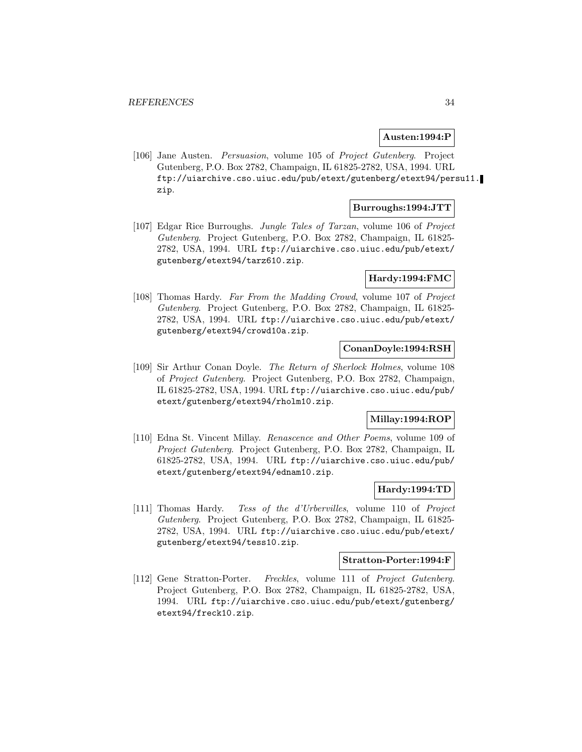**Austen:1994:P**

[106] Jane Austen. *Persuasion*, volume 105 of *Project Gutenberg*. Project Gutenberg, P.O. Box 2782, Champaign, IL 61825-2782, USA, 1994. URL ftp://uiarchive.cso.uiuc.edu/pub/etext/gutenberg/etext94/persu11.zip.

**Burroughs:1994:JTT**

[107] Edgar Rice Burroughs. *Jungle Tales of Tarzan*, volume 106 of *Project Gutenberg*. Project Gutenberg, P.O. Box 2782, Champaign, IL 61825-2782, USA, 1994. URL ftp://uiarchive.cso.uiuc.edu/pub/etext/gutenberg/etext94/tarz610.zip.

**Hardy:1994:FMC**

[108] Thomas Hardy. *Far From the Madding Crowd*, volume 107 of *Project Gutenberg*. Project Gutenberg, P.O. Box 2782, Champaign, IL 61825-2782, USA, 1994. URL ftp://uiarchive.cso.uiuc.edu/pub/etext/gutenberg/etext94/crowd10a.zip.

**ConanDoyle:1994:RSH**

[109] Sir Arthur Conan Doyle. *The Return of Sherlock Holmes*, volume 108 of *Project Gutenberg*. Project Gutenberg, P.O. Box 2782, Champaign, IL 61825-2782, USA, 1994. URL ftp://uiarchive.cso.uiuc.edu/pub/etext/gutenberg/etext94/rholm10.zip.

**Millay:1994:ROP**

[110] Edna St. Vincent Millay. *Renascence and Other Poems*, volume 109 of *Project Gutenberg*. Project Gutenberg, P.O. Box 2782, Champaign, IL 61825-2782, USA, 1994. URL ftp://uiarchive.cso.uiuc.edu/pub/etext/gutenberg/etext94/ednam10.zip.

**Hardy:1994:TD**

[111] Thomas Hardy. *Tess of the d'Urbervilles*, volume 110 of *Project Gutenberg*. Project Gutenberg, P.O. Box 2782, Champaign, IL 61825-2782, USA, 1994. URL ftp://uiarchive.cso.uiuc.edu/pub/etext/gutenberg/etext94/tess10.zip.

**Stratton-Porter:1994:F**

[112] Gene Stratton-Porter. *Freckles*, volume 111 of *Project Gutenberg*. Project Gutenberg, P.O. Box 2782, Champaign, IL 61825-2782, USA, 1994. URL ftp://uiarchive.cso.uiuc.edu/pub/etext/gutenberg/etext94/freck10.zip.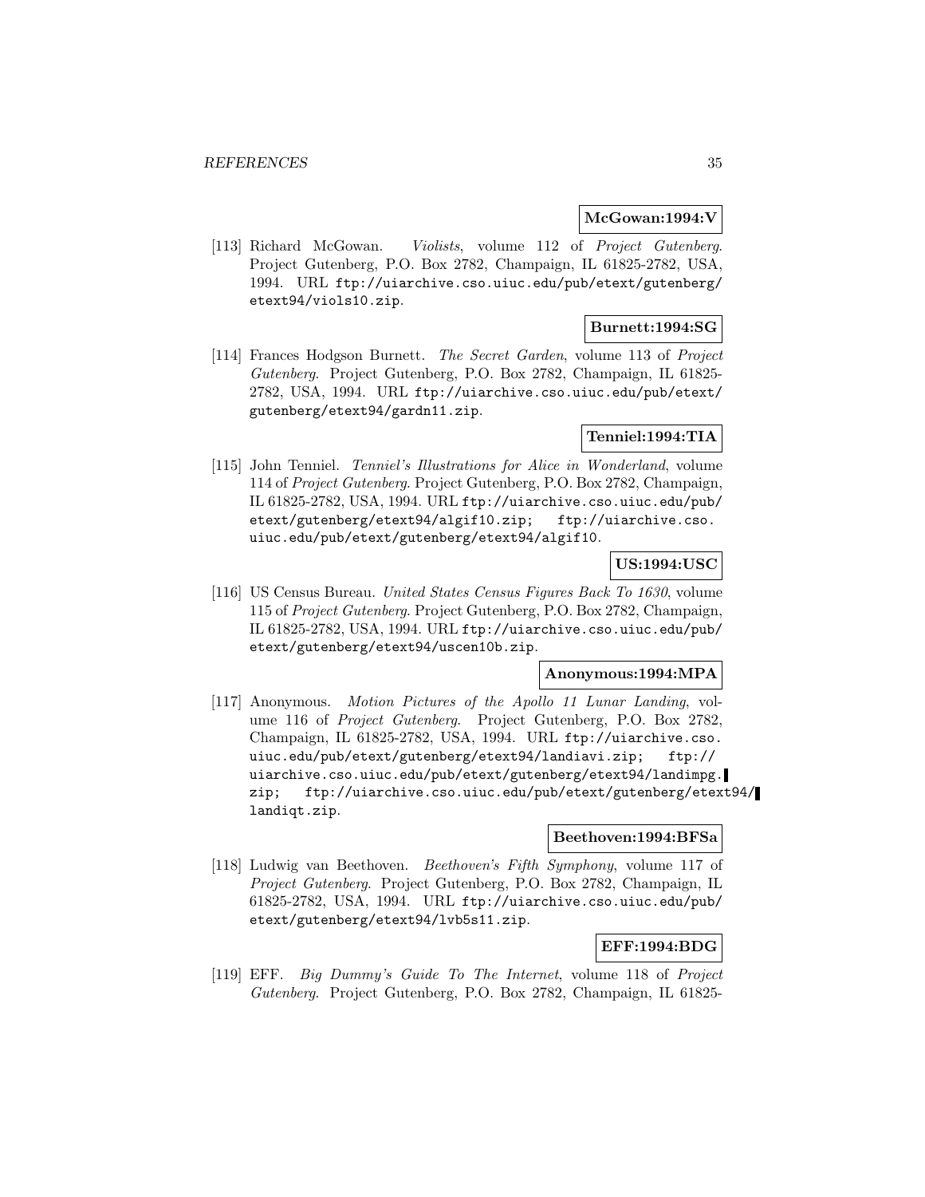**McGowan:1994:V**

[113] Richard McGowan. *Violists*, volume 112 of *Project Gutenberg*. Project Gutenberg, P.O. Box 2782, Champaign, IL 61825-2782, USA, 1994. URL ftp://uiarchive.cso.uiuc.edu/pub/etext/gutenberg/etext94/viols10.zip.

**Burnett:1994:SG**

[114] Frances Hodgson Burnett. *The Secret Garden*, volume 113 of *Project Gutenberg*. Project Gutenberg, P.O. Box 2782, Champaign, IL 61825-2782, USA, 1994. URL ftp://uiarchive.cso.uiuc.edu/pub/etext/gutenberg/etext94/gardn11.zip.

**Tenniel:1994:TIA**

[115] John Tenniel. *Tenniel's Illustrations for Alice in Wonderland*, volume 114 of *Project Gutenberg*. Project Gutenberg, P.O. Box 2782, Champaign, IL 61825-2782, USA, 1994. URL ftp://uiarchive.cso.uiuc.edu/pub/etext/gutenberg/etext94/algif10.zip; ftp://uiarchive.cso.uiuc.edu/pub/etext/gutenberg/etext94/algif10.

**US:1994:USC**

[116] US Census Bureau. *United States Census Figures Back To 1630*, volume 115 of *Project Gutenberg*. Project Gutenberg, P.O. Box 2782, Champaign, IL 61825-2782, USA, 1994. URL ftp://uiarchive.cso.uiuc.edu/pub/etext/gutenberg/etext94/uscen10b.zip.

**Anonymous:1994:MPA**

[117] Anonymous. *Motion Pictures of the Apollo 11 Lunar Landing*, volume 116 of *Project Gutenberg*. Project Gutenberg, P.O. Box 2782, Champaign, IL 61825-2782, USA, 1994. URL ftp://uiarchive.cso.uiuc.edu/pub/etext/gutenberg/etext94/landiavi.zip; ftp://uiarchive.cso.uiuc.edu/pub/etext/gutenberg/etext94/landimpg.zip; ftp://uiarchive.cso.uiuc.edu/pub/etext/gutenberg/etext94/landiqt.zip.

**Beethoven:1994:BFSa**

[118] Ludwig van Beethoven. *Beethoven's Fifth Symphony*, volume 117 of *Project Gutenberg*. Project Gutenberg, P.O. Box 2782, Champaign, IL 61825-2782, USA, 1994. URL ftp://uiarchive.cso.uiuc.edu/pub/etext/gutenberg/etext94/lvb5s11.zip.

**EFF:1994:BDG**

[119] EFF. *Big Dummy's Guide To The Internet*, volume 118 of *Project Gutenberg*. Project Gutenberg, P.O. Box 2782, Champaign, IL 61825-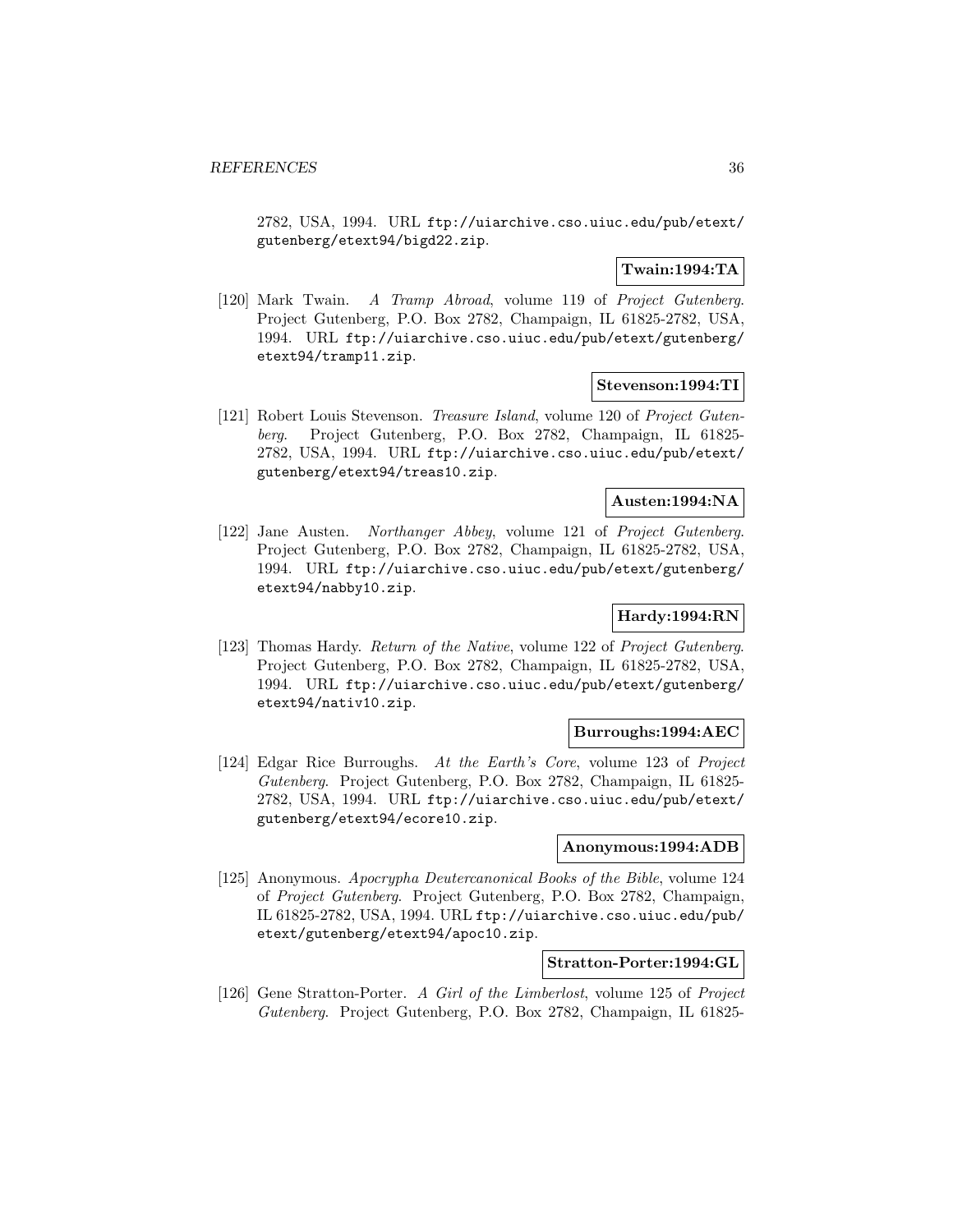2782, USA, 1994. URL ftp://uiarchive.cso.uiuc.edu/pub/etext/gutenberg/etext94/bigd22.zip.

**Twain:1994:TA**

[120] Mark Twain. *A Tramp Abroad*, volume 119 of *Project Gutenberg*. Project Gutenberg, P.O. Box 2782, Champaign, IL 61825-2782, USA, 1994. URL ftp://uiarchive.cso.uiuc.edu/pub/etext/gutenberg/etext94/tramp11.zip.

**Stevenson:1994:TI**

[121] Robert Louis Stevenson. *Treasure Island*, volume 120 of *Project Gutenberg*. Project Gutenberg, P.O. Box 2782, Champaign, IL 61825-2782, USA, 1994. URL ftp://uiarchive.cso.uiuc.edu/pub/etext/gutenberg/etext94/treas10.zip.

**Austen:1994:NA**

[122] Jane Austen. *Northanger Abbey*, volume 121 of *Project Gutenberg*. Project Gutenberg, P.O. Box 2782, Champaign, IL 61825-2782, USA, 1994. URL ftp://uiarchive.cso.uiuc.edu/pub/etext/gutenberg/etext94/nabby10.zip.

**Hardy:1994:RN**

[123] Thomas Hardy. *Return of the Native*, volume 122 of *Project Gutenberg*. Project Gutenberg, P.O. Box 2782, Champaign, IL 61825-2782, USA, 1994. URL ftp://uiarchive.cso.uiuc.edu/pub/etext/gutenberg/etext94/nativ10.zip.

**Burroughs:1994:AEC**

[124] Edgar Rice Burroughs. *At the Earth's Core*, volume 123 of *Project Gutenberg*. Project Gutenberg, P.O. Box 2782, Champaign, IL 61825-2782, USA, 1994. URL ftp://uiarchive.cso.uiuc.edu/pub/etext/gutenberg/etext94/ecore10.zip.

**Anonymous:1994:ADB**

[125] Anonymous. *Apocrypha Deutercanonical Books of the Bible*, volume 124 of *Project Gutenberg*. Project Gutenberg, P.O. Box 2782, Champaign, IL 61825-2782, USA, 1994. URL ftp://uiarchive.cso.uiuc.edu/pub/etext/gutenberg/etext94/apoc10.zip.

**Stratton-Porter:1994:GL**

[126] Gene Stratton-Porter. *A Girl of the Limberlost*, volume 125 of *Project Gutenberg*. Project Gutenberg, P.O. Box 2782, Champaign, IL 61825-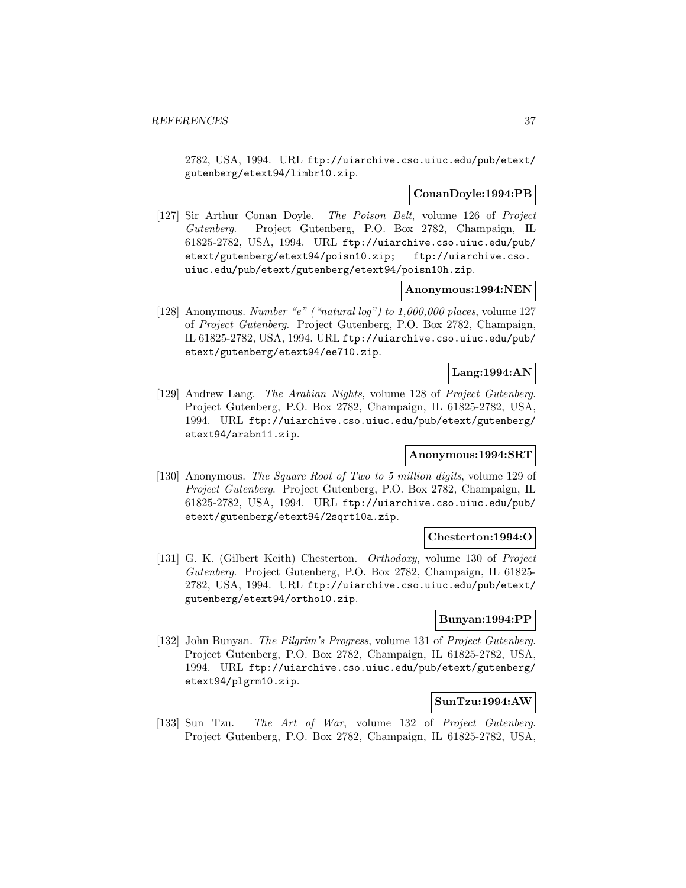2782, USA, 1994. URL ftp://uiarchive.cso.uiuc.edu/pub/etext/gutenberg/etext94/limbr10.zip.

**ConanDoyle:1994:PB**

[127] Sir Arthur Conan Doyle. *The Poison Belt*, volume 126 of *Project Gutenberg*. Project Gutenberg, P.O. Box 2782, Champaign, IL 61825-2782, USA, 1994. URL ftp://uiarchive.cso.uiuc.edu/pub/etext/gutenberg/etext94/poisn10.zip; ftp://uiarchive.cso.uiuc.edu/pub/etext/gutenberg/etext94/poisn10h.zip.

**Anonymous:1994:NEN**

[128] Anonymous. *Number "e" ("natural log") to 1,000,000 places*, volume 127 of *Project Gutenberg*. Project Gutenberg, P.O. Box 2782, Champaign, IL 61825-2782, USA, 1994. URL ftp://uiarchive.cso.uiuc.edu/pub/etext/gutenberg/etext94/ee710.zip.

**Lang:1994:AN**

[129] Andrew Lang. *The Arabian Nights*, volume 128 of *Project Gutenberg*. Project Gutenberg, P.O. Box 2782, Champaign, IL 61825-2782, USA, 1994. URL ftp://uiarchive.cso.uiuc.edu/pub/etext/gutenberg/etext94/arabn11.zip.

**Anonymous:1994:SRT**

[130] Anonymous. *The Square Root of Two to 5 million digits*, volume 129 of *Project Gutenberg*. Project Gutenberg, P.O. Box 2782, Champaign, IL 61825-2782, USA, 1994. URL ftp://uiarchive.cso.uiuc.edu/pub/etext/gutenberg/etext94/2sqrt10a.zip.

**Chesterton:1994:O**

[131] G. K. (Gilbert Keith) Chesterton. *Orthodoxy*, volume 130 of *Project Gutenberg*. Project Gutenberg, P.O. Box 2782, Champaign, IL 61825-2782, USA, 1994. URL ftp://uiarchive.cso.uiuc.edu/pub/etext/gutenberg/etext94/ortho10.zip.

**Bunyan:1994:PP**

[132] John Bunyan. *The Pilgrim's Progress*, volume 131 of *Project Gutenberg*. Project Gutenberg, P.O. Box 2782, Champaign, IL 61825-2782, USA, 1994. URL ftp://uiarchive.cso.uiuc.edu/pub/etext/gutenberg/etext94/plgrm10.zip.

**SunTzu:1994:AW**

[133] Sun Tzu. *The Art of War*, volume 132 of *Project Gutenberg*. Project Gutenberg, P.O. Box 2782, Champaign, IL 61825-2782, USA,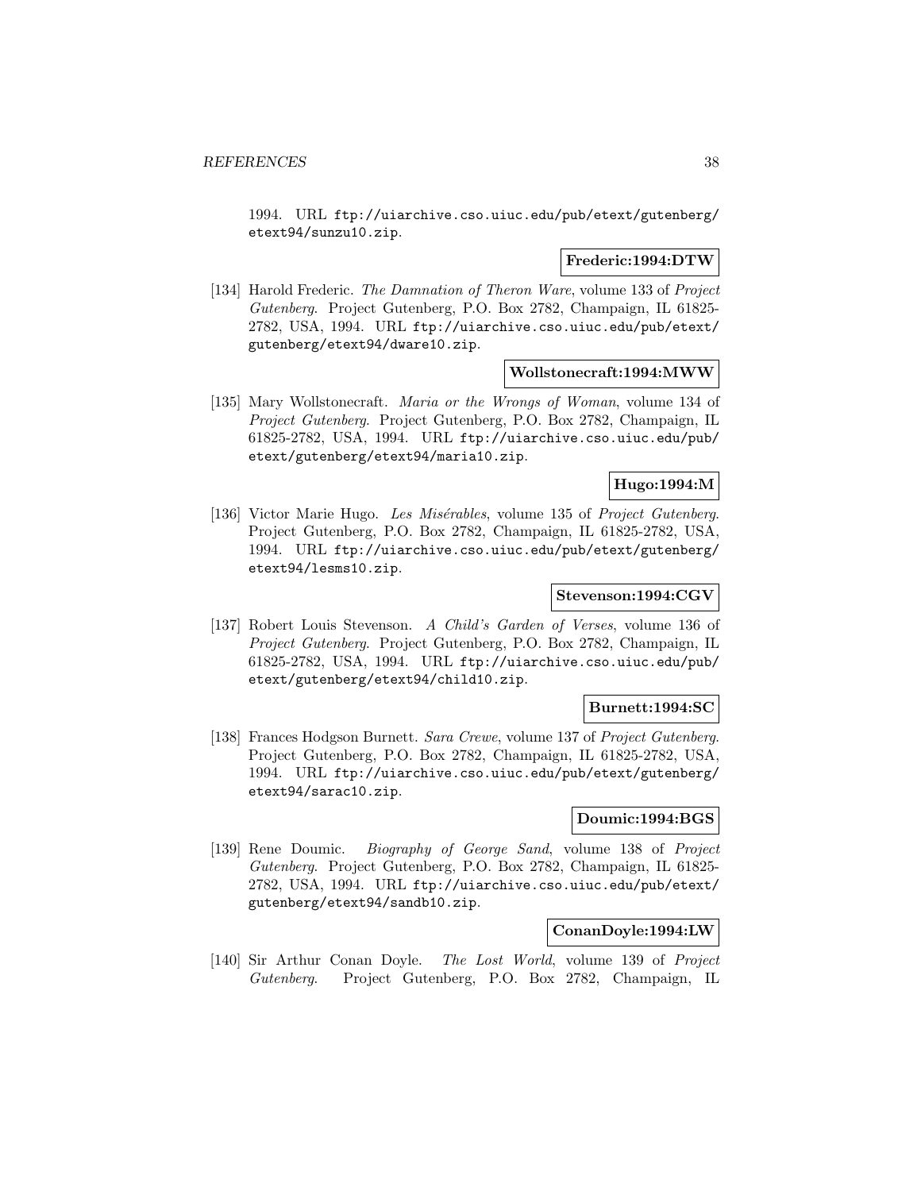1994. URL `ftp://uiarchive.cso.uiuc.edu/pub/etext/gutenberg/etext94/sunzu10.zip`.

**Frederic:1994:DTW**

[134] Harold Frederic. *The Damnation of Theron Ware*, volume 133 of *Project Gutenberg*. Project Gutenberg, P.O. Box 2782, Champaign, IL 61825-2782, USA, 1994. URL `ftp://uiarchive.cso.uiuc.edu/pub/etext/gutenberg/etext94/dware10.zip`.

**Wollstonecraft:1994:MWW**

[135] Mary Wollstonecraft. *Maria or the Wrongs of Woman*, volume 134 of *Project Gutenberg*. Project Gutenberg, P.O. Box 2782, Champaign, IL 61825-2782, USA, 1994. URL `ftp://uiarchive.cso.uiuc.edu/pub/etext/gutenberg/etext94/maria10.zip`.

**Hugo:1994:M**

[136] Victor Marie Hugo. *Les Misérables*, volume 135 of *Project Gutenberg*. Project Gutenberg, P.O. Box 2782, Champaign, IL 61825-2782, USA, 1994. URL `ftp://uiarchive.cso.uiuc.edu/pub/etext/gutenberg/etext94/lesms10.zip`.

**Stevenson:1994:CGV**

[137] Robert Louis Stevenson. *A Child's Garden of Verses*, volume 136 of *Project Gutenberg*. Project Gutenberg, P.O. Box 2782, Champaign, IL 61825-2782, USA, 1994. URL `ftp://uiarchive.cso.uiuc.edu/pub/etext/gutenberg/etext94/child10.zip`.

**Burnett:1994:SC**

[138] Frances Hodgson Burnett. *Sara Crewe*, volume 137 of *Project Gutenberg*. Project Gutenberg, P.O. Box 2782, Champaign, IL 61825-2782, USA, 1994. URL `ftp://uiarchive.cso.uiuc.edu/pub/etext/gutenberg/etext94/sarac10.zip`.

**Doumic:1994:BGS**

[139] Rene Doumic. *Biography of George Sand*, volume 138 of *Project Gutenberg*. Project Gutenberg, P.O. Box 2782, Champaign, IL 61825-2782, USA, 1994. URL `ftp://uiarchive.cso.uiuc.edu/pub/etext/gutenberg/etext94/sandb10.zip`.

**ConanDoyle:1994:LW**

[140] Sir Arthur Conan Doyle. *The Lost World*, volume 139 of *Project Gutenberg*. Project Gutenberg, P.O. Box 2782, Champaign, IL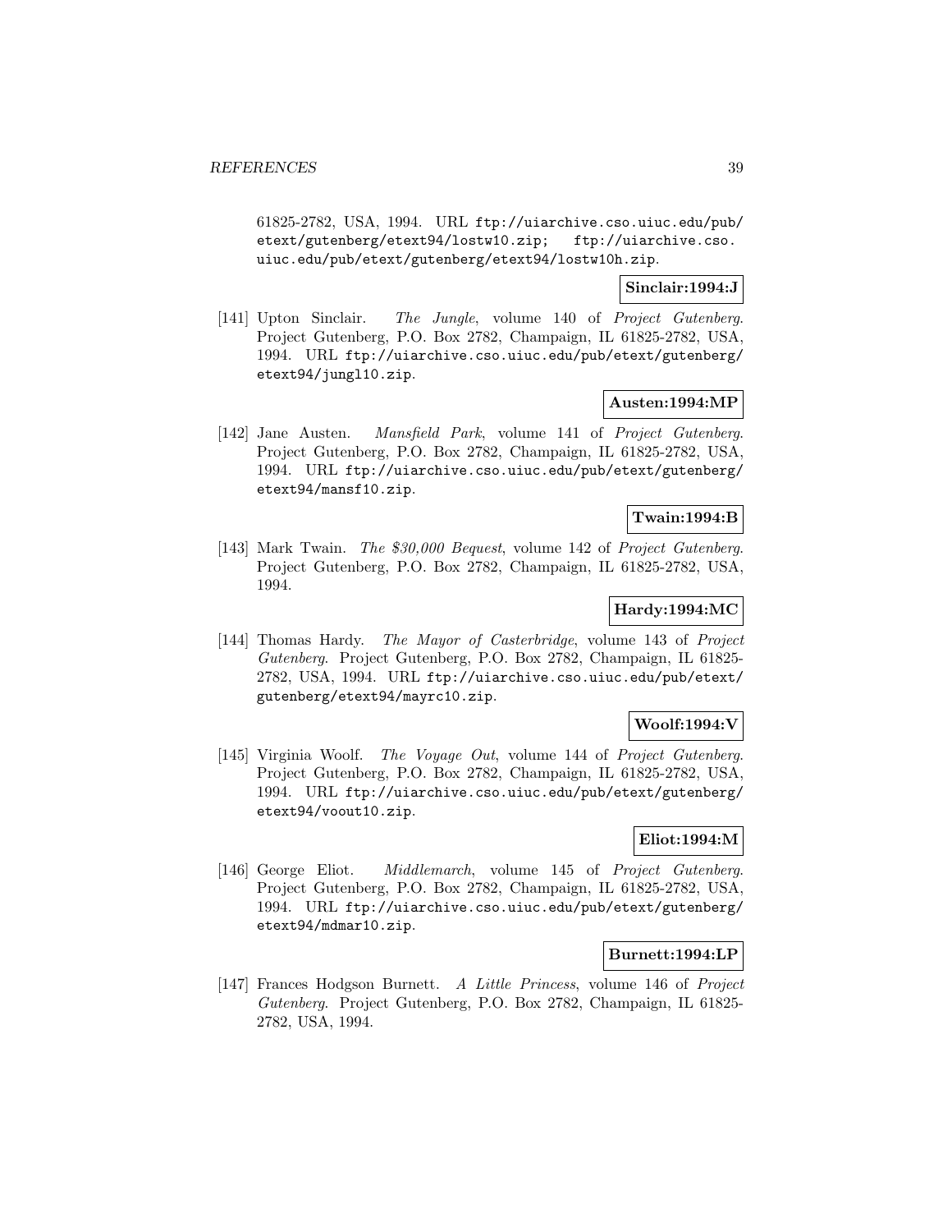61825-2782, USA, 1994. URL ftp://uiarchive.cso.uiuc.edu/pub/etext/gutenberg/etext94/lostw10.zip; ftp://uiarchive.cso.uiuc.edu/pub/etext/gutenberg/etext94/lostw10h.zip.

**Sinclair:1994:J**

[141] Upton Sinclair. *The Jungle*, volume 140 of *Project Gutenberg*. Project Gutenberg, P.O. Box 2782, Champaign, IL 61825-2782, USA, 1994. URL ftp://uiarchive.cso.uiuc.edu/pub/etext/gutenberg/etext94/jungl10.zip.

**Austen:1994:MP**

[142] Jane Austen. *Mansfield Park*, volume 141 of *Project Gutenberg*. Project Gutenberg, P.O. Box 2782, Champaign, IL 61825-2782, USA, 1994. URL ftp://uiarchive.cso.uiuc.edu/pub/etext/gutenberg/etext94/mansf10.zip.

**Twain:1994:B**

[143] Mark Twain. *The $30,000 Bequest*, volume 142 of *Project Gutenberg*. Project Gutenberg, P.O. Box 2782, Champaign, IL 61825-2782, USA, 1994.

**Hardy:1994:MC**

[144] Thomas Hardy. *The Mayor of Casterbridge*, volume 143 of *Project Gutenberg*. Project Gutenberg, P.O. Box 2782, Champaign, IL 61825-2782, USA, 1994. URL ftp://uiarchive.cso.uiuc.edu/pub/etext/gutenberg/etext94/mayrc10.zip.

**Woolf:1994:V**

[145] Virginia Woolf. *The Voyage Out*, volume 144 of *Project Gutenberg*. Project Gutenberg, P.O. Box 2782, Champaign, IL 61825-2782, USA, 1994. URL ftp://uiarchive.cso.uiuc.edu/pub/etext/gutenberg/etext94/voout10.zip.

**Eliot:1994:M**

[146] George Eliot. *Middlemarch*, volume 145 of *Project Gutenberg*. Project Gutenberg, P.O. Box 2782, Champaign, IL 61825-2782, USA, 1994. URL ftp://uiarchive.cso.uiuc.edu/pub/etext/gutenberg/etext94/mdmar10.zip.

**Burnett:1994:LP**

[147] Frances Hodgson Burnett. *A Little Princess*, volume 146 of *Project Gutenberg*. Project Gutenberg, P.O. Box 2782, Champaign, IL 61825-2782, USA, 1994.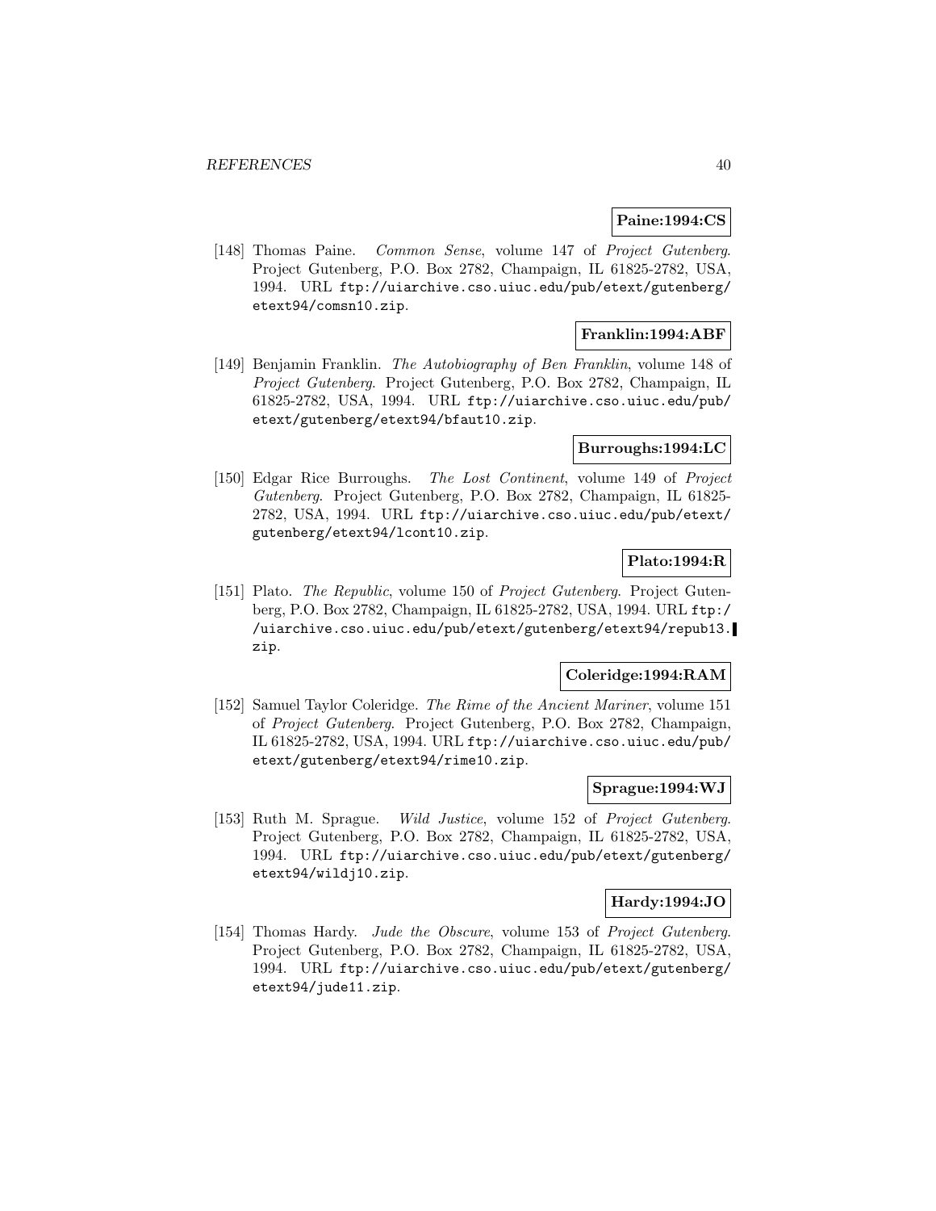**Paine:1994:CS**

[148] Thomas Paine. *Common Sense*, volume 147 of *Project Gutenberg*. Project Gutenberg, P.O. Box 2782, Champaign, IL 61825-2782, USA, 1994. URL `ftp://uiarchive.cso.uiuc.edu/pub/etext/gutenberg/etext94/comsn10.zip`.

**Franklin:1994:ABF**

[149] Benjamin Franklin. *The Autobiography of Ben Franklin*, volume 148 of *Project Gutenberg*. Project Gutenberg, P.O. Box 2782, Champaign, IL 61825-2782, USA, 1994. URL `ftp://uiarchive.cso.uiuc.edu/pub/etext/gutenberg/etext94/bfaut10.zip`.

**Burroughs:1994:LC**

[150] Edgar Rice Burroughs. *The Lost Continent*, volume 149 of *Project Gutenberg*. Project Gutenberg, P.O. Box 2782, Champaign, IL 61825-2782, USA, 1994. URL `ftp://uiarchive.cso.uiuc.edu/pub/etext/gutenberg/etext94/lcont10.zip`.

**Plato:1994:R**

[151] Plato. *The Republic*, volume 150 of *Project Gutenberg*. Project Gutenberg, P.O. Box 2782, Champaign, IL 61825-2782, USA, 1994. URL `ftp://uiarchive.cso.uiuc.edu/pub/etext/gutenberg/etext94/repub13.zip`.

**Coleridge:1994:RAM**

[152] Samuel Taylor Coleridge. *The Rime of the Ancient Mariner*, volume 151 of *Project Gutenberg*. Project Gutenberg, P.O. Box 2782, Champaign, IL 61825-2782, USA, 1994. URL `ftp://uiarchive.cso.uiuc.edu/pub/etext/gutenberg/etext94/rime10.zip`.

**Sprague:1994:WJ**

[153] Ruth M. Sprague. *Wild Justice*, volume 152 of *Project Gutenberg*. Project Gutenberg, P.O. Box 2782, Champaign, IL 61825-2782, USA, 1994. URL `ftp://uiarchive.cso.uiuc.edu/pub/etext/gutenberg/etext94/wildj10.zip`.

**Hardy:1994:JO**

[154] Thomas Hardy. *Jude the Obscure*, volume 153 of *Project Gutenberg*. Project Gutenberg, P.O. Box 2782, Champaign, IL 61825-2782, USA, 1994. URL `ftp://uiarchive.cso.uiuc.edu/pub/etext/gutenberg/etext94/jude11.zip`.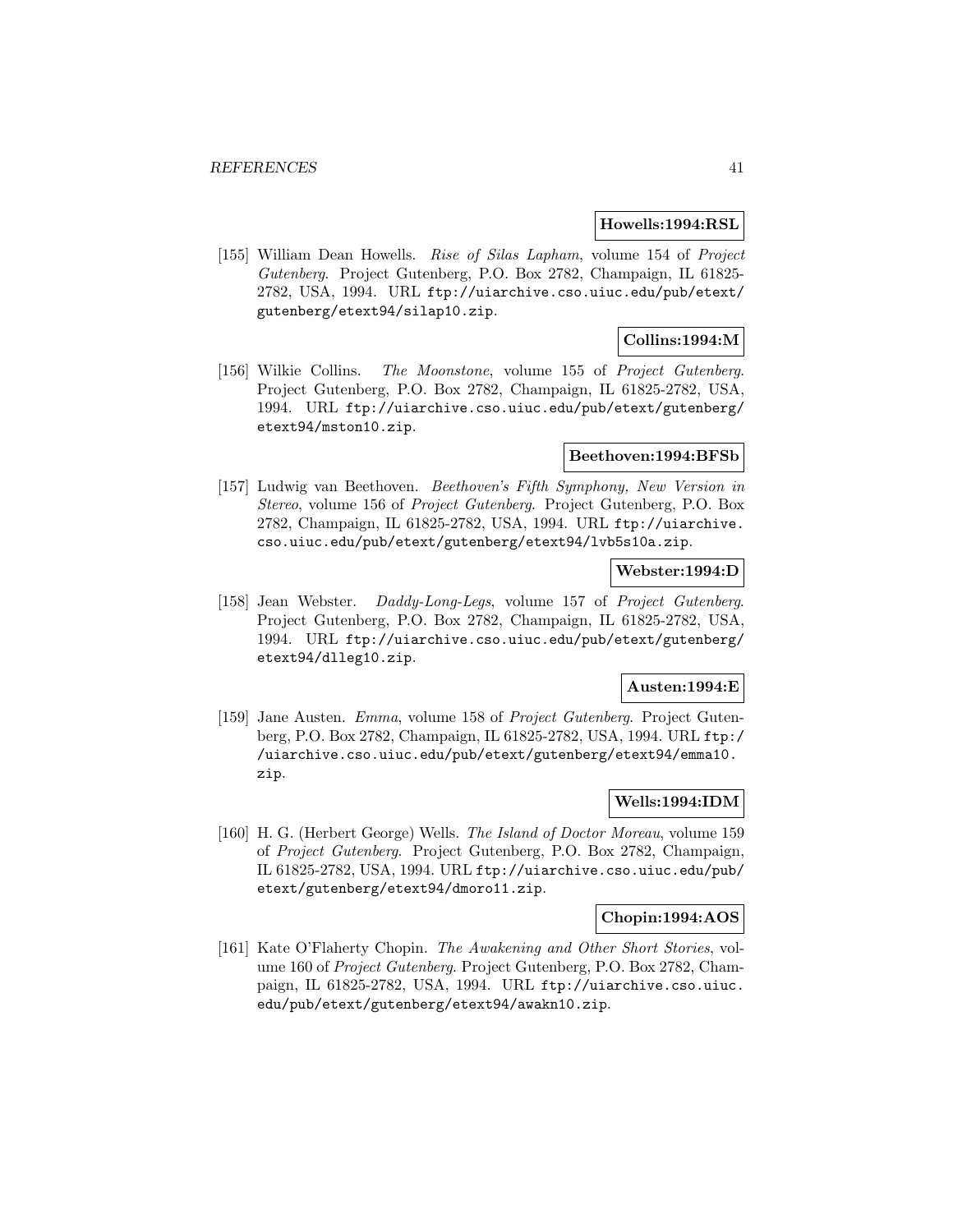**Howells:1994:RSL**

[155] William Dean Howells. *Rise of Silas Lapham*, volume 154 of *Project Gutenberg*. Project Gutenberg, P.O. Box 2782, Champaign, IL 61825-2782, USA, 1994. URL `ftp://uiarchive.cso.uiuc.edu/pub/etext/gutenberg/etext94/silap10.zip`.

**Collins:1994:M**

[156] Wilkie Collins. *The Moonstone*, volume 155 of *Project Gutenberg*. Project Gutenberg, P.O. Box 2782, Champaign, IL 61825-2782, USA, 1994. URL `ftp://uiarchive.cso.uiuc.edu/pub/etext/gutenberg/etext94/mston10.zip`.

**Beethoven:1994:BFSb**

[157] Ludwig van Beethoven. *Beethoven's Fifth Symphony, New Version in Stereo*, volume 156 of *Project Gutenberg*. Project Gutenberg, P.O. Box 2782, Champaign, IL 61825-2782, USA, 1994. URL `ftp://uiarchive.cso.uiuc.edu/pub/etext/gutenberg/etext94/lvb5s10a.zip`.

**Webster:1994:D**

[158] Jean Webster. *Daddy-Long-Legs*, volume 157 of *Project Gutenberg*. Project Gutenberg, P.O. Box 2782, Champaign, IL 61825-2782, USA, 1994. URL `ftp://uiarchive.cso.uiuc.edu/pub/etext/gutenberg/etext94/dlleg10.zip`.

**Austen:1994:E**

[159] Jane Austen. *Emma*, volume 158 of *Project Gutenberg*. Project Gutenberg, P.O. Box 2782, Champaign, IL 61825-2782, USA, 1994. URL `ftp://uiarchive.cso.uiuc.edu/pub/etext/gutenberg/etext94/emma10.zip`.

**Wells:1994:IDM**

[160] H. G. (Herbert George) Wells. *The Island of Doctor Moreau*, volume 159 of *Project Gutenberg*. Project Gutenberg, P.O. Box 2782, Champaign, IL 61825-2782, USA, 1994. URL `ftp://uiarchive.cso.uiuc.edu/pub/etext/gutenberg/etext94/dmoro11.zip`.

**Chopin:1994:AOS**

[161] Kate O'Flaherty Chopin. *The Awakening and Other Short Stories*, volume 160 of *Project Gutenberg*. Project Gutenberg, P.O. Box 2782, Champaign, IL 61825-2782, USA, 1994. URL `ftp://uiarchive.cso.uiuc.edu/pub/etext/gutenberg/etext94/awakn10.zip`.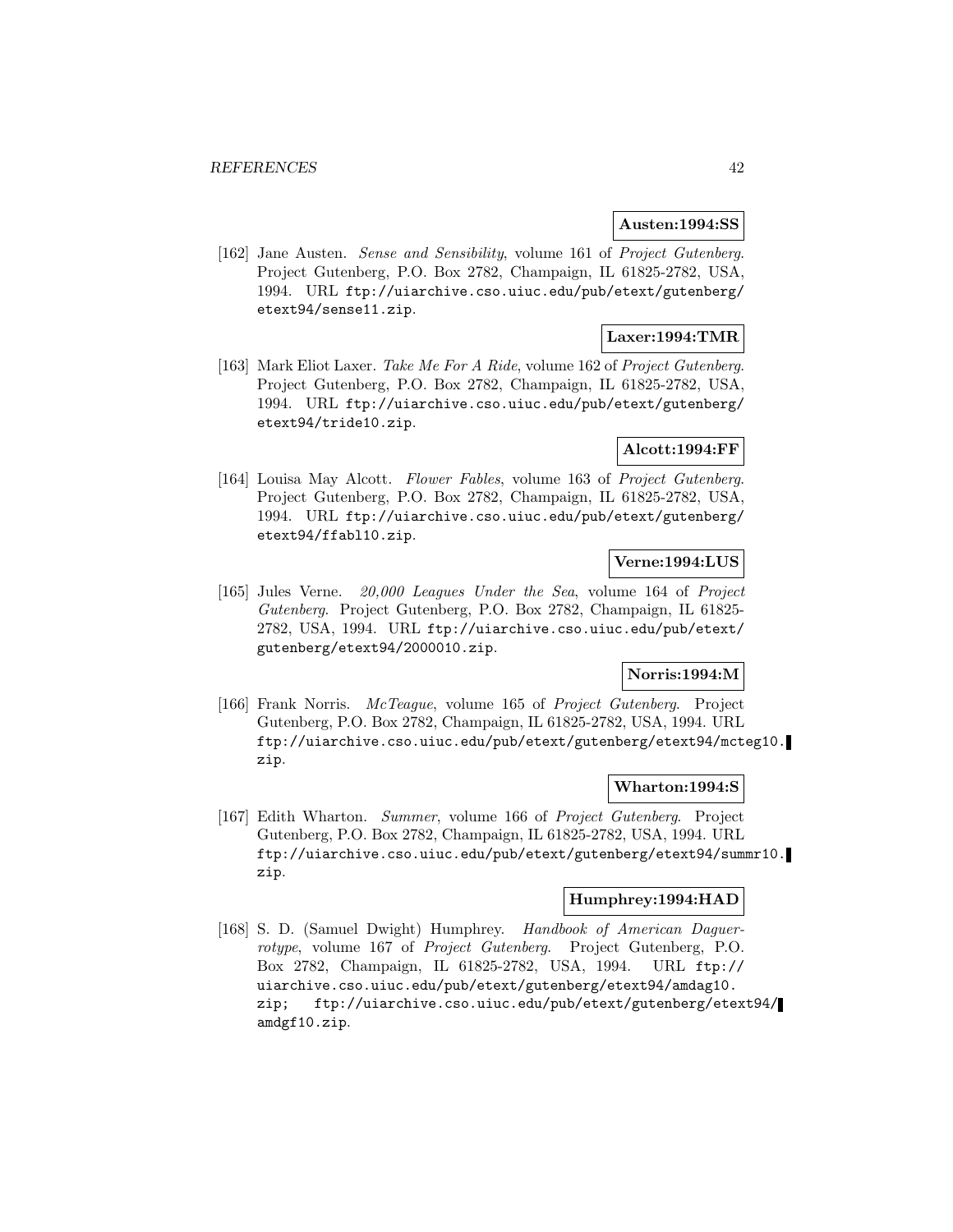**Austen:1994:SS**

[162] Jane Austen. *Sense and Sensibility*, volume 161 of *Project Gutenberg*. Project Gutenberg, P.O. Box 2782, Champaign, IL 61825-2782, USA, 1994. URL ftp://uiarchive.cso.uiuc.edu/pub/etext/gutenberg/etext94/sense11.zip.

**Laxer:1994:TMR**

[163] Mark Eliot Laxer. *Take Me For A Ride*, volume 162 of *Project Gutenberg*. Project Gutenberg, P.O. Box 2782, Champaign, IL 61825-2782, USA, 1994. URL ftp://uiarchive.cso.uiuc.edu/pub/etext/gutenberg/etext94/tride10.zip.

**Alcott:1994:FF**

[164] Louisa May Alcott. *Flower Fables*, volume 163 of *Project Gutenberg*. Project Gutenberg, P.O. Box 2782, Champaign, IL 61825-2782, USA, 1994. URL ftp://uiarchive.cso.uiuc.edu/pub/etext/gutenberg/etext94/ffabl10.zip.

**Verne:1994:LUS**

[165] Jules Verne. *20,000 Leagues Under the Sea*, volume 164 of *Project Gutenberg*. Project Gutenberg, P.O. Box 2782, Champaign, IL 61825-2782, USA, 1994. URL ftp://uiarchive.cso.uiuc.edu/pub/etext/gutenberg/etext94/2000010.zip.

**Norris:1994:M**

[166] Frank Norris. *McTeague*, volume 165 of *Project Gutenberg*. Project Gutenberg, P.O. Box 2782, Champaign, IL 61825-2782, USA, 1994. URL ftp://uiarchive.cso.uiuc.edu/pub/etext/gutenberg/etext94/mcteg10.zip.

**Wharton:1994:S**

[167] Edith Wharton. *Summer*, volume 166 of *Project Gutenberg*. Project Gutenberg, P.O. Box 2782, Champaign, IL 61825-2782, USA, 1994. URL ftp://uiarchive.cso.uiuc.edu/pub/etext/gutenberg/etext94/summr10.zip.

**Humphrey:1994:HAD**

[168] S. D. (Samuel Dwight) Humphrey. *Handbook of American Daguerrotype*, volume 167 of *Project Gutenberg*. Project Gutenberg, P.O. Box 2782, Champaign, IL 61825-2782, USA, 1994. URL ftp://uiarchive.cso.uiuc.edu/pub/etext/gutenberg/etext94/amdag10.zip; ftp://uiarchive.cso.uiuc.edu/pub/etext/gutenberg/etext94/amdgf10.zip.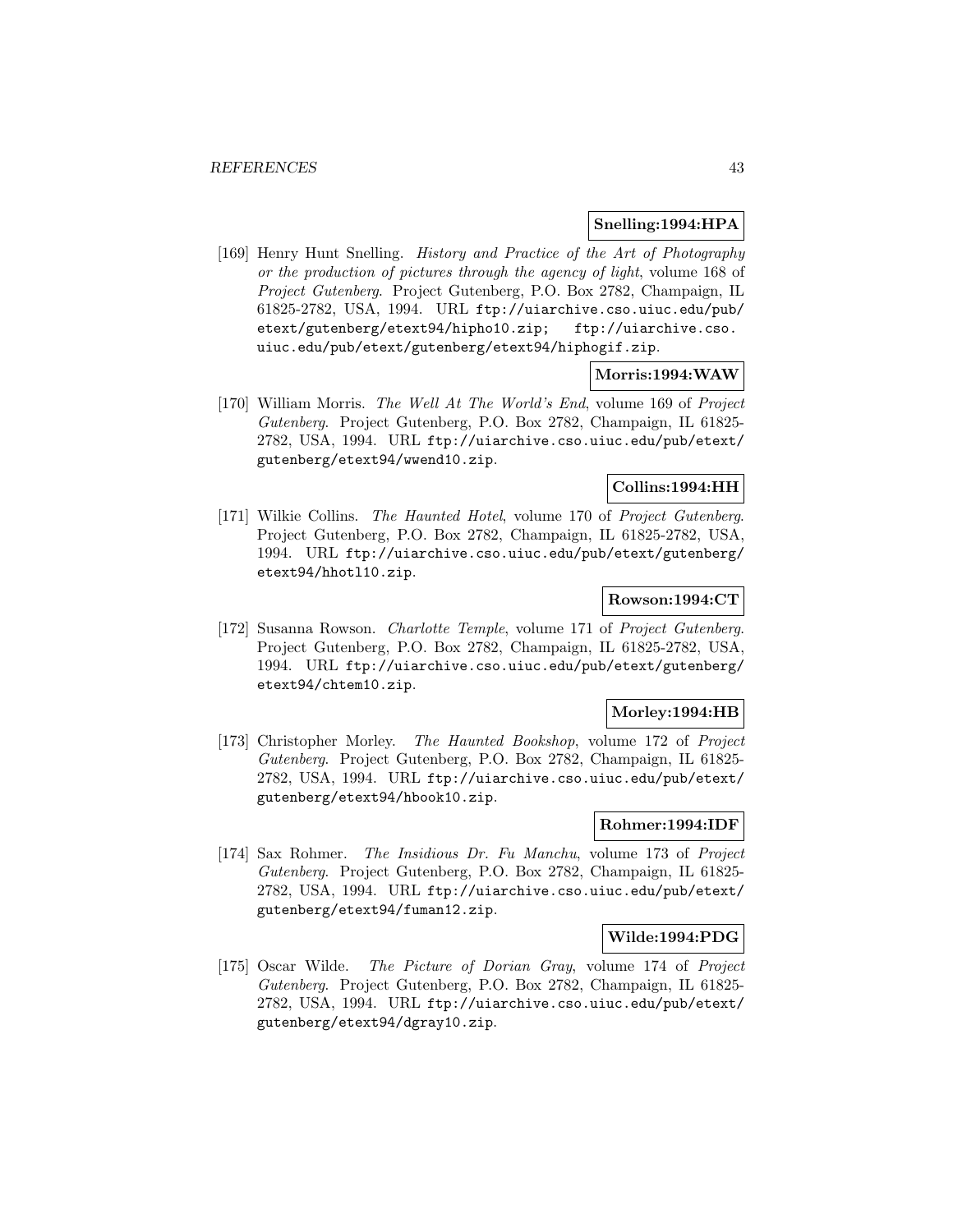**Snelling:1994:HPA**

[169] Henry Hunt Snelling. *History and Practice of the Art of Photography or the production of pictures through the agency of light*, volume 168 of *Project Gutenberg*. Project Gutenberg, P.O. Box 2782, Champaign, IL 61825-2782, USA, 1994. URL `ftp://uiarchive.cso.uiuc.edu/pub/etext/gutenberg/etext94/hipho10.zip; ftp://uiarchive.cso.uiuc.edu/pub/etext/gutenberg/etext94/hiphogif.zip`.

**Morris:1994:WAW**

[170] William Morris. *The Well At The World's End*, volume 169 of *Project Gutenberg*. Project Gutenberg, P.O. Box 2782, Champaign, IL 61825-2782, USA, 1994. URL `ftp://uiarchive.cso.uiuc.edu/pub/etext/gutenberg/etext94/wwend10.zip`.

**Collins:1994:HH**

[171] Wilkie Collins. *The Haunted Hotel*, volume 170 of *Project Gutenberg*. Project Gutenberg, P.O. Box 2782, Champaign, IL 61825-2782, USA, 1994. URL `ftp://uiarchive.cso.uiuc.edu/pub/etext/gutenberg/etext94/hhotl10.zip`.

**Rowson:1994:CT**

[172] Susanna Rowson. *Charlotte Temple*, volume 171 of *Project Gutenberg*. Project Gutenberg, P.O. Box 2782, Champaign, IL 61825-2782, USA, 1994. URL `ftp://uiarchive.cso.uiuc.edu/pub/etext/gutenberg/etext94/chtem10.zip`.

**Morley:1994:HB**

[173] Christopher Morley. *The Haunted Bookshop*, volume 172 of *Project Gutenberg*. Project Gutenberg, P.O. Box 2782, Champaign, IL 61825-2782, USA, 1994. URL `ftp://uiarchive.cso.uiuc.edu/pub/etext/gutenberg/etext94/hbook10.zip`.

**Rohmer:1994:IDF**

[174] Sax Rohmer. *The Insidious Dr. Fu Manchu*, volume 173 of *Project Gutenberg*. Project Gutenberg, P.O. Box 2782, Champaign, IL 61825-2782, USA, 1994. URL `ftp://uiarchive.cso.uiuc.edu/pub/etext/gutenberg/etext94/fuman12.zip`.

**Wilde:1994:PDG**

[175] Oscar Wilde. *The Picture of Dorian Gray*, volume 174 of *Project Gutenberg*. Project Gutenberg, P.O. Box 2782, Champaign, IL 61825-2782, USA, 1994. URL `ftp://uiarchive.cso.uiuc.edu/pub/etext/gutenberg/etext94/dgray10.zip`.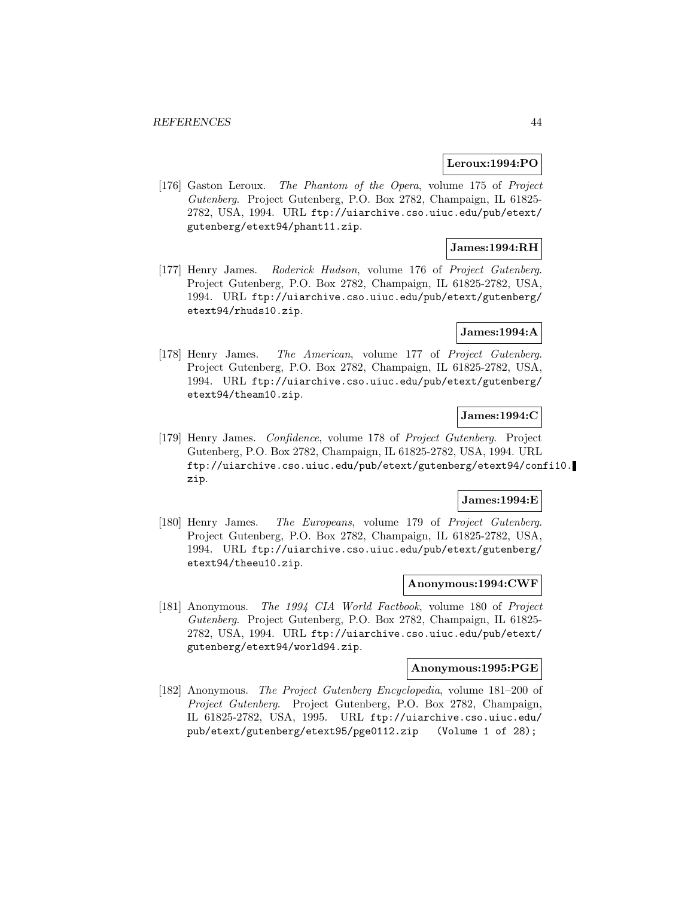**Leroux:1994:PO**

[176] Gaston Leroux. *The Phantom of the Opera*, volume 175 of *Project Gutenberg*. Project Gutenberg, P.O. Box 2782, Champaign, IL 61825-2782, USA, 1994. URL `ftp://uiarchive.cso.uiuc.edu/pub/etext/gutenberg/etext94/phant11.zip`.

**James:1994:RH**

[177] Henry James. *Roderick Hudson*, volume 176 of *Project Gutenberg*. Project Gutenberg, P.O. Box 2782, Champaign, IL 61825-2782, USA, 1994. URL `ftp://uiarchive.cso.uiuc.edu/pub/etext/gutenberg/etext94/rhuds10.zip`.

**James:1994:A**

[178] Henry James. *The American*, volume 177 of *Project Gutenberg*. Project Gutenberg, P.O. Box 2782, Champaign, IL 61825-2782, USA, 1994. URL `ftp://uiarchive.cso.uiuc.edu/pub/etext/gutenberg/etext94/theam10.zip`.

**James:1994:C**

[179] Henry James. *Confidence*, volume 178 of *Project Gutenberg*. Project Gutenberg, P.O. Box 2782, Champaign, IL 61825-2782, USA, 1994. URL `ftp://uiarchive.cso.uiuc.edu/pub/etext/gutenberg/etext94/confi10.zip`.

**James:1994:E**

[180] Henry James. *The Europeans*, volume 179 of *Project Gutenberg*. Project Gutenberg, P.O. Box 2782, Champaign, IL 61825-2782, USA, 1994. URL `ftp://uiarchive.cso.uiuc.edu/pub/etext/gutenberg/etext94/theeu10.zip`.

**Anonymous:1994:CWF**

[181] Anonymous. *The 1994 CIA World Factbook*, volume 180 of *Project Gutenberg*. Project Gutenberg, P.O. Box 2782, Champaign, IL 61825-2782, USA, 1994. URL `ftp://uiarchive.cso.uiuc.edu/pub/etext/gutenberg/etext94/world94.zip`.

**Anonymous:1995:PGE**

[182] Anonymous. *The Project Gutenberg Encyclopedia*, volume 181–200 of *Project Gutenberg*. Project Gutenberg, P.O. Box 2782, Champaign, IL 61825-2782, USA, 1995. URL `ftp://uiarchive.cso.uiuc.edu/pub/etext/gutenberg/etext95/pge0112.zip (Volume 1 of 28);`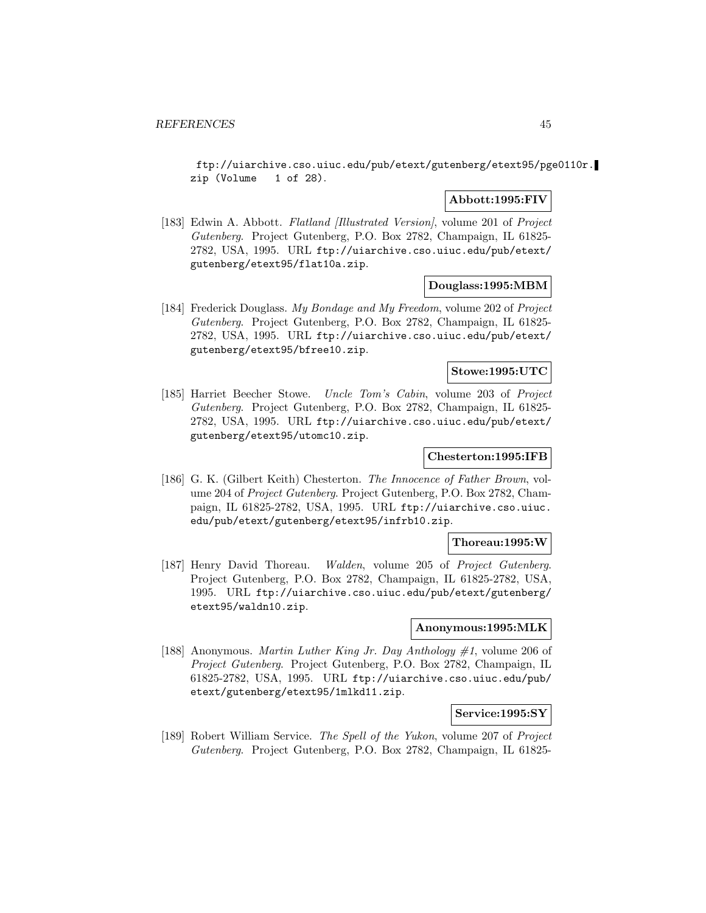ftp://uiarchive.cso.uiuc.edu/pub/etext/gutenberg/etext95/pge0110r.zip (Volume 1 of 28).

**Abbott:1995:FIV**

[183] Edwin A. Abbott. *Flatland [Illustrated Version]*, volume 201 of *Project Gutenberg*. Project Gutenberg, P.O. Box 2782, Champaign, IL 61825-2782, USA, 1995. URL ftp://uiarchive.cso.uiuc.edu/pub/etext/gutenberg/etext95/flat10a.zip.

**Douglass:1995:MBM**

[184] Frederick Douglass. *My Bondage and My Freedom*, volume 202 of *Project Gutenberg*. Project Gutenberg, P.O. Box 2782, Champaign, IL 61825-2782, USA, 1995. URL ftp://uiarchive.cso.uiuc.edu/pub/etext/gutenberg/etext95/bfree10.zip.

**Stowe:1995:UTC**

[185] Harriet Beecher Stowe. *Uncle Tom's Cabin*, volume 203 of *Project Gutenberg*. Project Gutenberg, P.O. Box 2782, Champaign, IL 61825-2782, USA, 1995. URL ftp://uiarchive.cso.uiuc.edu/pub/etext/gutenberg/etext95/utomc10.zip.

**Chesterton:1995:IFB**

[186] G. K. (Gilbert Keith) Chesterton. *The Innocence of Father Brown*, volume 204 of *Project Gutenberg*. Project Gutenberg, P.O. Box 2782, Champaign, IL 61825-2782, USA, 1995. URL ftp://uiarchive.cso.uiuc.edu/pub/etext/gutenberg/etext95/infrb10.zip.

**Thoreau:1995:W**

[187] Henry David Thoreau. *Walden*, volume 205 of *Project Gutenberg*. Project Gutenberg, P.O. Box 2782, Champaign, IL 61825-2782, USA, 1995. URL ftp://uiarchive.cso.uiuc.edu/pub/etext/gutenberg/etext95/waldn10.zip.

**Anonymous:1995:MLK**

[188] Anonymous. *Martin Luther King Jr. Day Anthology #1*, volume 206 of *Project Gutenberg*. Project Gutenberg, P.O. Box 2782, Champaign, IL 61825-2782, USA, 1995. URL ftp://uiarchive.cso.uiuc.edu/pub/etext/gutenberg/etext95/1mlkd11.zip.

**Service:1995:SY**

[189] Robert William Service. *The Spell of the Yukon*, volume 207 of *Project Gutenberg*. Project Gutenberg, P.O. Box 2782, Champaign, IL 61825-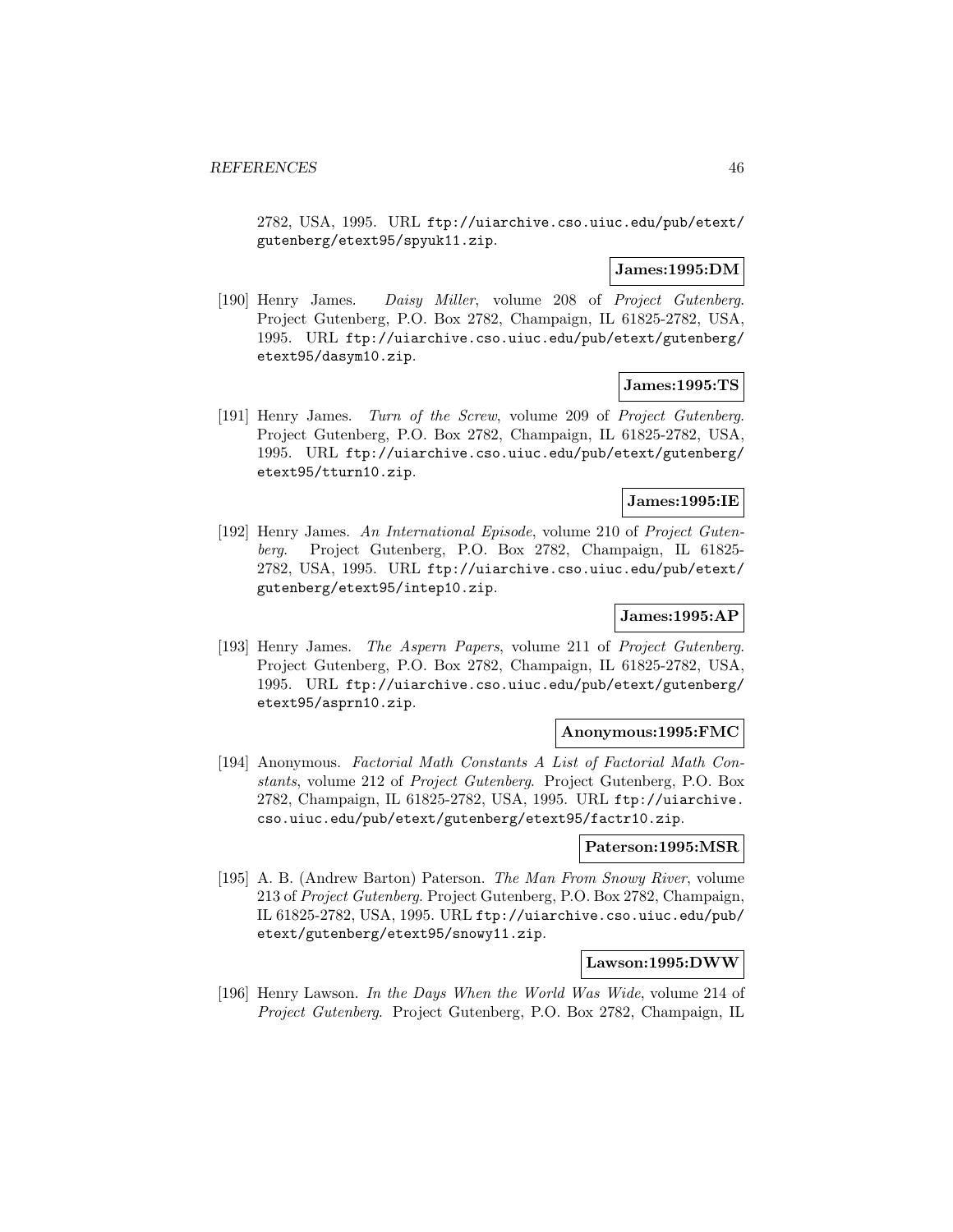2782, USA, 1995. URL ftp://uiarchive.cso.uiuc.edu/pub/etext/gutenberg/etext95/spyuk11.zip.

**James:1995:DM**

[190] Henry James. *Daisy Miller*, volume 208 of *Project Gutenberg*. Project Gutenberg, P.O. Box 2782, Champaign, IL 61825-2782, USA, 1995. URL ftp://uiarchive.cso.uiuc.edu/pub/etext/gutenberg/etext95/dasym10.zip.

**James:1995:TS**

[191] Henry James. *Turn of the Screw*, volume 209 of *Project Gutenberg*. Project Gutenberg, P.O. Box 2782, Champaign, IL 61825-2782, USA, 1995. URL ftp://uiarchive.cso.uiuc.edu/pub/etext/gutenberg/etext95/tturn10.zip.

**James:1995:IE**

[192] Henry James. *An International Episode*, volume 210 of *Project Gutenberg*. Project Gutenberg, P.O. Box 2782, Champaign, IL 61825-2782, USA, 1995. URL ftp://uiarchive.cso.uiuc.edu/pub/etext/gutenberg/etext95/intep10.zip.

**James:1995:AP**

[193] Henry James. *The Aspern Papers*, volume 211 of *Project Gutenberg*. Project Gutenberg, P.O. Box 2782, Champaign, IL 61825-2782, USA, 1995. URL ftp://uiarchive.cso.uiuc.edu/pub/etext/gutenberg/etext95/asprn10.zip.

**Anonymous:1995:FMC**

[194] Anonymous. *Factorial Math Constants A List of Factorial Math Constants*, volume 212 of *Project Gutenberg*. Project Gutenberg, P.O. Box 2782, Champaign, IL 61825-2782, USA, 1995. URL ftp://uiarchive.cso.uiuc.edu/pub/etext/gutenberg/etext95/factr10.zip.

**Paterson:1995:MSR**

[195] A. B. (Andrew Barton) Paterson. *The Man From Snowy River*, volume 213 of *Project Gutenberg*. Project Gutenberg, P.O. Box 2782, Champaign, IL 61825-2782, USA, 1995. URL ftp://uiarchive.cso.uiuc.edu/pub/etext/gutenberg/etext95/snowy11.zip.

**Lawson:1995:DWW**

[196] Henry Lawson. *In the Days When the World Was Wide*, volume 214 of *Project Gutenberg*. Project Gutenberg, P.O. Box 2782, Champaign, IL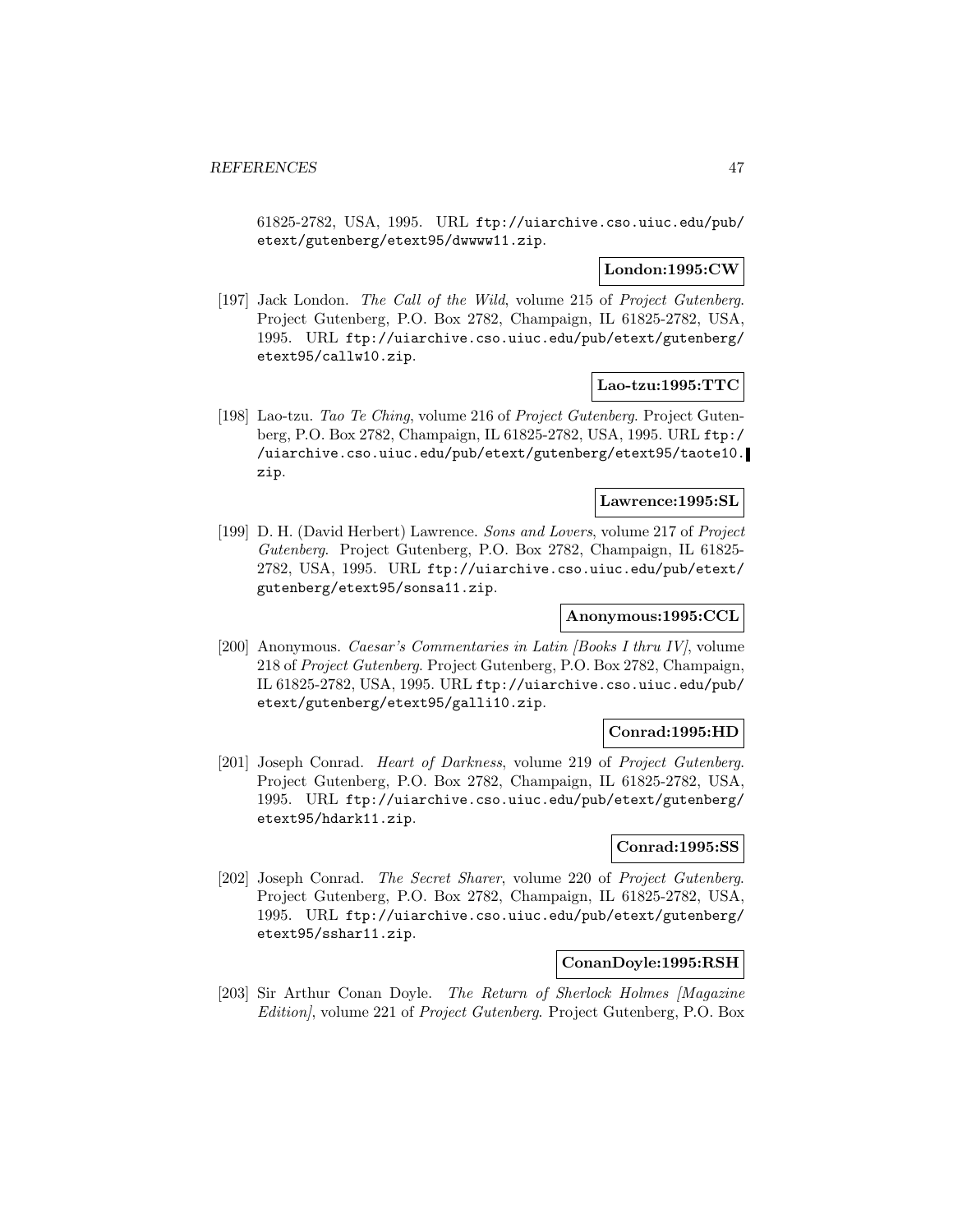61825-2782, USA, 1995. URL ftp://uiarchive.cso.uiuc.edu/pub/etext/gutenberg/etext95/dwwww11.zip.

**London:1995:CW**

[197] Jack London. *The Call of the Wild*, volume 215 of *Project Gutenberg*. Project Gutenberg, P.O. Box 2782, Champaign, IL 61825-2782, USA, 1995. URL ftp://uiarchive.cso.uiuc.edu/pub/etext/gutenberg/etext95/callw10.zip.

**Lao-tzu:1995:TTC**

[198] Lao-tzu. *Tao Te Ching*, volume 216 of *Project Gutenberg*. Project Gutenberg, P.O. Box 2782, Champaign, IL 61825-2782, USA, 1995. URL ftp://uiarchive.cso.uiuc.edu/pub/etext/gutenberg/etext95/taote10.zip.

**Lawrence:1995:SL**

[199] D. H. (David Herbert) Lawrence. *Sons and Lovers*, volume 217 of *Project Gutenberg*. Project Gutenberg, P.O. Box 2782, Champaign, IL 61825-2782, USA, 1995. URL ftp://uiarchive.cso.uiuc.edu/pub/etext/gutenberg/etext95/sonsa11.zip.

**Anonymous:1995:CCL**

[200] Anonymous. *Caesar's Commentaries in Latin [Books I thru IV]*, volume 218 of *Project Gutenberg*. Project Gutenberg, P.O. Box 2782, Champaign, IL 61825-2782, USA, 1995. URL ftp://uiarchive.cso.uiuc.edu/pub/etext/gutenberg/etext95/galli10.zip.

**Conrad:1995:HD**

[201] Joseph Conrad. *Heart of Darkness*, volume 219 of *Project Gutenberg*. Project Gutenberg, P.O. Box 2782, Champaign, IL 61825-2782, USA, 1995. URL ftp://uiarchive.cso.uiuc.edu/pub/etext/gutenberg/etext95/hdark11.zip.

**Conrad:1995:SS**

[202] Joseph Conrad. *The Secret Sharer*, volume 220 of *Project Gutenberg*. Project Gutenberg, P.O. Box 2782, Champaign, IL 61825-2782, USA, 1995. URL ftp://uiarchive.cso.uiuc.edu/pub/etext/gutenberg/etext95/sshar11.zip.

**ConanDoyle:1995:RSH**

[203] Sir Arthur Conan Doyle. *The Return of Sherlock Holmes [Magazine Edition]*, volume 221 of *Project Gutenberg*. Project Gutenberg, P.O. Box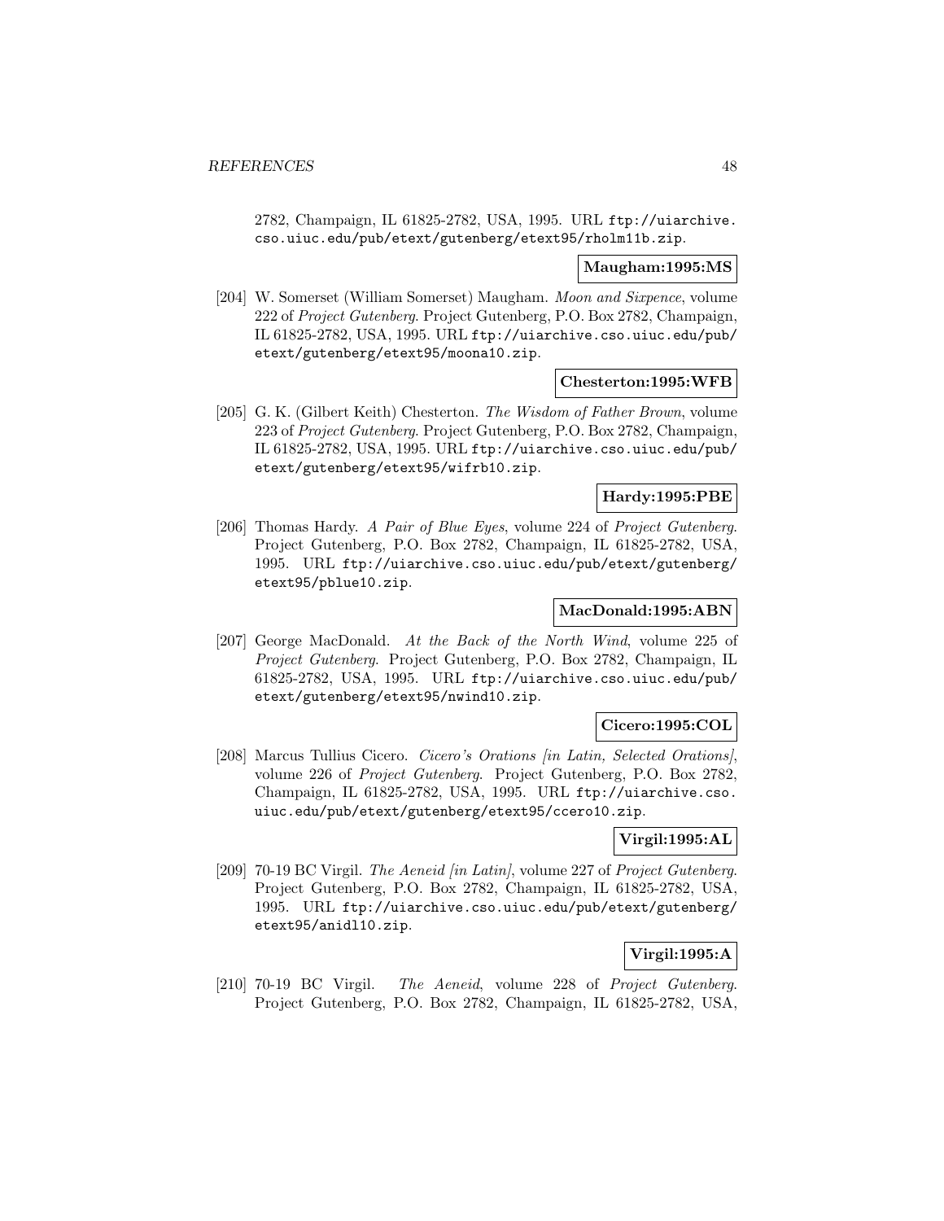2782, Champaign, IL 61825-2782, USA, 1995. URL ftp://uiarchive.cso.uiuc.edu/pub/etext/gutenberg/etext95/rholm11b.zip.

**Maugham:1995:MS**

[204] W. Somerset (William Somerset) Maugham. *Moon and Sixpence*, volume 222 of *Project Gutenberg*. Project Gutenberg, P.O. Box 2782, Champaign, IL 61825-2782, USA, 1995. URL ftp://uiarchive.cso.uiuc.edu/pub/etext/gutenberg/etext95/moona10.zip.

**Chesterton:1995:WFB**

[205] G. K. (Gilbert Keith) Chesterton. *The Wisdom of Father Brown*, volume 223 of *Project Gutenberg*. Project Gutenberg, P.O. Box 2782, Champaign, IL 61825-2782, USA, 1995. URL ftp://uiarchive.cso.uiuc.edu/pub/etext/gutenberg/etext95/wifrb10.zip.

**Hardy:1995:PBE**

[206] Thomas Hardy. *A Pair of Blue Eyes*, volume 224 of *Project Gutenberg*. Project Gutenberg, P.O. Box 2782, Champaign, IL 61825-2782, USA, 1995. URL ftp://uiarchive.cso.uiuc.edu/pub/etext/gutenberg/etext95/pblue10.zip.

**MacDonald:1995:ABN**

[207] George MacDonald. *At the Back of the North Wind*, volume 225 of *Project Gutenberg*. Project Gutenberg, P.O. Box 2782, Champaign, IL 61825-2782, USA, 1995. URL ftp://uiarchive.cso.uiuc.edu/pub/etext/gutenberg/etext95/nwind10.zip.

**Cicero:1995:COL**

[208] Marcus Tullius Cicero. *Cicero's Orations [in Latin, Selected Orations]*, volume 226 of *Project Gutenberg*. Project Gutenberg, P.O. Box 2782, Champaign, IL 61825-2782, USA, 1995. URL ftp://uiarchive.cso.uiuc.edu/pub/etext/gutenberg/etext95/ccero10.zip.

**Virgil:1995:AL**

[209] 70-19 BC Virgil. *The Aeneid [in Latin]*, volume 227 of *Project Gutenberg*. Project Gutenberg, P.O. Box 2782, Champaign, IL 61825-2782, USA, 1995. URL ftp://uiarchive.cso.uiuc.edu/pub/etext/gutenberg/etext95/anidl10.zip.

**Virgil:1995:A**

[210] 70-19 BC Virgil. *The Aeneid*, volume 228 of *Project Gutenberg*. Project Gutenberg, P.O. Box 2782, Champaign, IL 61825-2782, USA,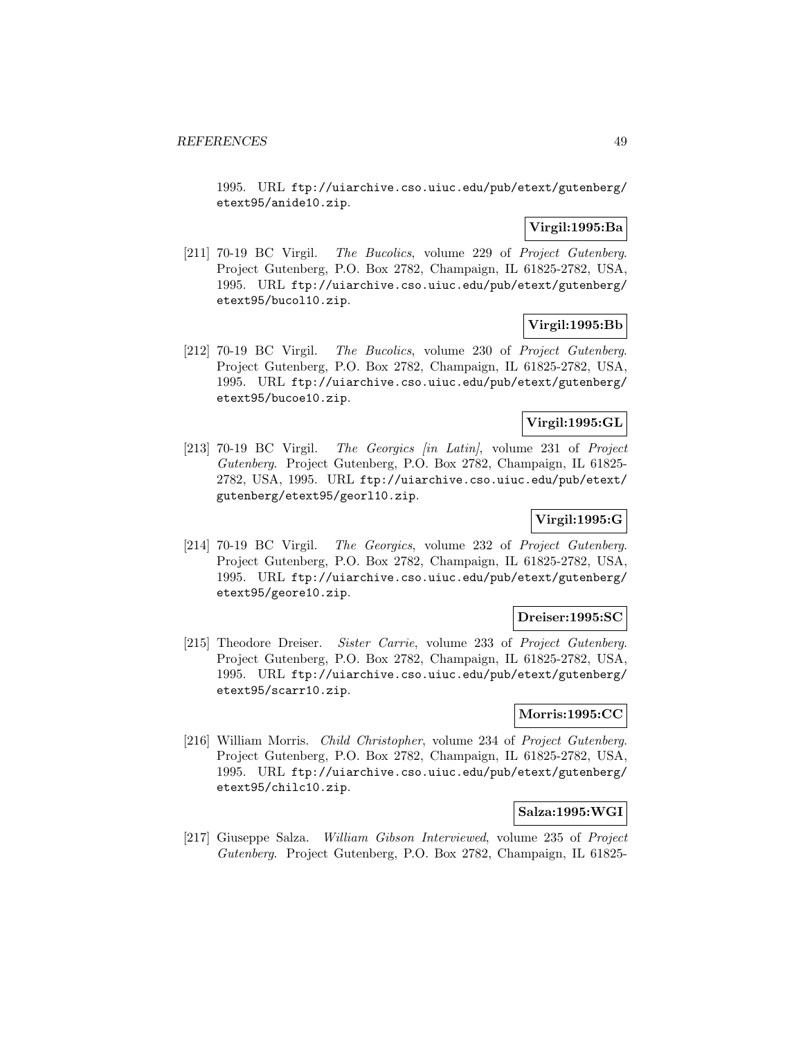1995. URL ftp://uiarchive.cso.uiuc.edu/pub/etext/gutenberg/etext95/anide10.zip.

**Virgil:1995:Ba**

[211] 70-19 BC Virgil. *The Bucolics*, volume 229 of *Project Gutenberg*. Project Gutenberg, P.O. Box 2782, Champaign, IL 61825-2782, USA, 1995. URL ftp://uiarchive.cso.uiuc.edu/pub/etext/gutenberg/etext95/bucol10.zip.

**Virgil:1995:Bb**

[212] 70-19 BC Virgil. *The Bucolics*, volume 230 of *Project Gutenberg*. Project Gutenberg, P.O. Box 2782, Champaign, IL 61825-2782, USA, 1995. URL ftp://uiarchive.cso.uiuc.edu/pub/etext/gutenberg/etext95/bucoe10.zip.

**Virgil:1995:GL**

[213] 70-19 BC Virgil. *The Georgics [in Latin]*, volume 231 of *Project Gutenberg*. Project Gutenberg, P.O. Box 2782, Champaign, IL 61825-2782, USA, 1995. URL ftp://uiarchive.cso.uiuc.edu/pub/etext/gutenberg/etext95/georl10.zip.

**Virgil:1995:G**

[214] 70-19 BC Virgil. *The Georgics*, volume 232 of *Project Gutenberg*. Project Gutenberg, P.O. Box 2782, Champaign, IL 61825-2782, USA, 1995. URL ftp://uiarchive.cso.uiuc.edu/pub/etext/gutenberg/etext95/geore10.zip.

**Dreiser:1995:SC**

[215] Theodore Dreiser. *Sister Carrie*, volume 233 of *Project Gutenberg*. Project Gutenberg, P.O. Box 2782, Champaign, IL 61825-2782, USA, 1995. URL ftp://uiarchive.cso.uiuc.edu/pub/etext/gutenberg/etext95/scarr10.zip.

**Morris:1995:CC**

[216] William Morris. *Child Christopher*, volume 234 of *Project Gutenberg*. Project Gutenberg, P.O. Box 2782, Champaign, IL 61825-2782, USA, 1995. URL ftp://uiarchive.cso.uiuc.edu/pub/etext/gutenberg/etext95/chilc10.zip.

**Salza:1995:WGI**

[217] Giuseppe Salza. *William Gibson Interviewed*, volume 235 of *Project Gutenberg*. Project Gutenberg, P.O. Box 2782, Champaign, IL 61825-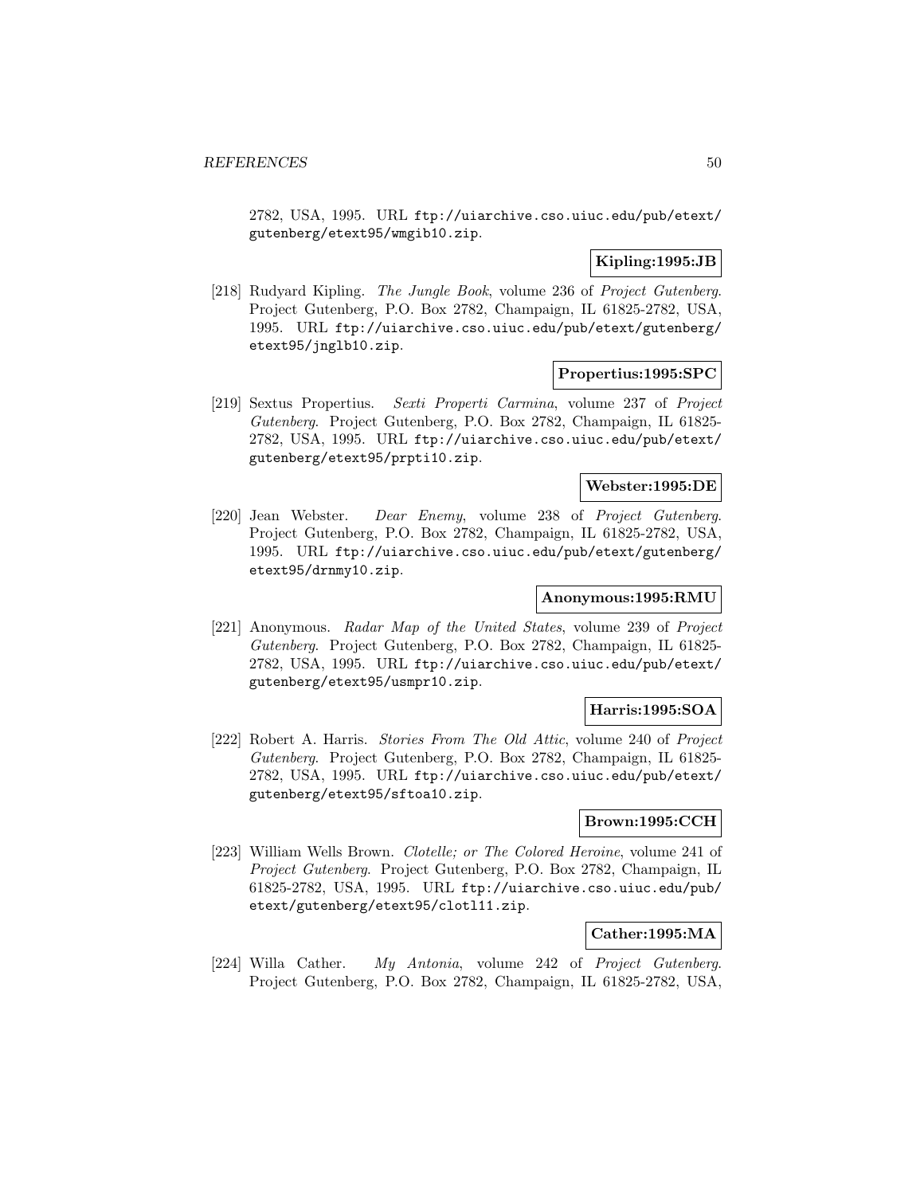2782, USA, 1995. URL `ftp://uiarchive.cso.uiuc.edu/pub/etext/gutenberg/etext95/wmgib10.zip`.

**Kipling:1995:JB**

[218] Rudyard Kipling. *The Jungle Book*, volume 236 of *Project Gutenberg*. Project Gutenberg, P.O. Box 2782, Champaign, IL 61825-2782, USA, 1995. URL `ftp://uiarchive.cso.uiuc.edu/pub/etext/gutenberg/etext95/jnglb10.zip`.

**Propertius:1995:SPC**

[219] Sextus Propertius. *Sexti Properti Carmina*, volume 237 of *Project Gutenberg*. Project Gutenberg, P.O. Box 2782, Champaign, IL 61825-2782, USA, 1995. URL `ftp://uiarchive.cso.uiuc.edu/pub/etext/gutenberg/etext95/prpti10.zip`.

**Webster:1995:DE**

[220] Jean Webster. *Dear Enemy*, volume 238 of *Project Gutenberg*. Project Gutenberg, P.O. Box 2782, Champaign, IL 61825-2782, USA, 1995. URL `ftp://uiarchive.cso.uiuc.edu/pub/etext/gutenberg/etext95/drnmy10.zip`.

**Anonymous:1995:RMU**

[221] Anonymous. *Radar Map of the United States*, volume 239 of *Project Gutenberg*. Project Gutenberg, P.O. Box 2782, Champaign, IL 61825-2782, USA, 1995. URL `ftp://uiarchive.cso.uiuc.edu/pub/etext/gutenberg/etext95/usmpr10.zip`.

**Harris:1995:SOA**

[222] Robert A. Harris. *Stories From The Old Attic*, volume 240 of *Project Gutenberg*. Project Gutenberg, P.O. Box 2782, Champaign, IL 61825-2782, USA, 1995. URL `ftp://uiarchive.cso.uiuc.edu/pub/etext/gutenberg/etext95/sftoa10.zip`.

**Brown:1995:CCH**

[223] William Wells Brown. *Clotelle; or The Colored Heroine*, volume 241 of *Project Gutenberg*. Project Gutenberg, P.O. Box 2782, Champaign, IL 61825-2782, USA, 1995. URL `ftp://uiarchive.cso.uiuc.edu/pub/etext/gutenberg/etext95/clotl11.zip`.

**Cather:1995:MA**

[224] Willa Cather. *My Antonia*, volume 242 of *Project Gutenberg*. Project Gutenberg, P.O. Box 2782, Champaign, IL 61825-2782, USA,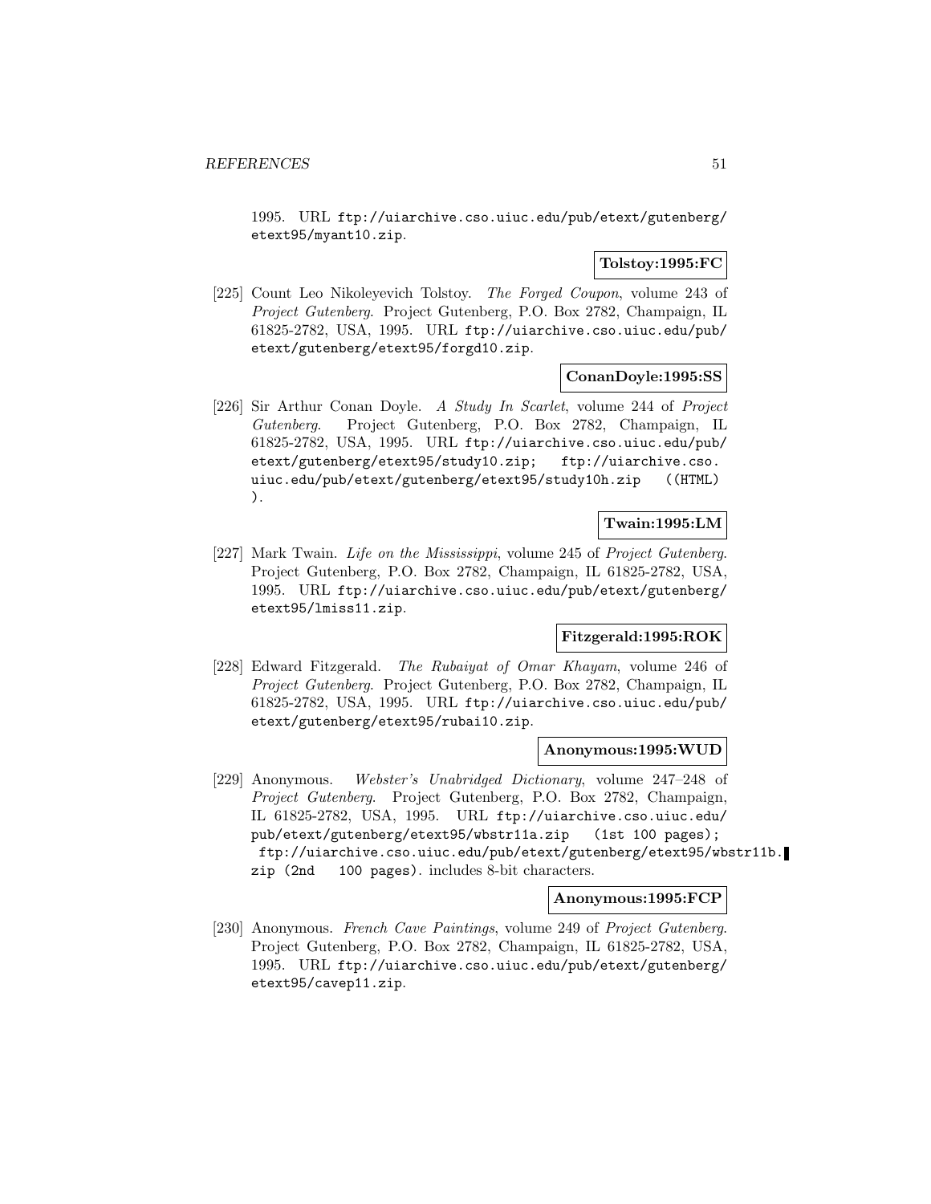1995. URL `ftp://uiarchive.cso.uiuc.edu/pub/etext/gutenberg/etext95/myant10.zip`.

**Tolstoy:1995:FC**

[225] Count Leo Nikoleyevich Tolstoy. *The Forged Coupon*, volume 243 of *Project Gutenberg*. Project Gutenberg, P.O. Box 2782, Champaign, IL 61825-2782, USA, 1995. URL `ftp://uiarchive.cso.uiuc.edu/pub/etext/gutenberg/etext95/forgd10.zip`.

**ConanDoyle:1995:SS**

[226] Sir Arthur Conan Doyle. *A Study In Scarlet*, volume 244 of *Project Gutenberg*. Project Gutenberg, P.O. Box 2782, Champaign, IL 61825-2782, USA, 1995. URL `ftp://uiarchive.cso.uiuc.edu/pub/etext/gutenberg/etext95/study10.zip; ftp://uiarchive.cso.uiuc.edu/pub/etext/gutenberg/etext95/study10h.zip ((HTML))`.

**Twain:1995:LM**

[227] Mark Twain. *Life on the Mississippi*, volume 245 of *Project Gutenberg*. Project Gutenberg, P.O. Box 2782, Champaign, IL 61825-2782, USA, 1995. URL `ftp://uiarchive.cso.uiuc.edu/pub/etext/gutenberg/etext95/lmiss11.zip`.

**Fitzgerald:1995:ROK**

[228] Edward Fitzgerald. *The Rubaiyat of Omar Khayam*, volume 246 of *Project Gutenberg*. Project Gutenberg, P.O. Box 2782, Champaign, IL 61825-2782, USA, 1995. URL `ftp://uiarchive.cso.uiuc.edu/pub/etext/gutenberg/etext95/rubai10.zip`.

**Anonymous:1995:WUD**

[229] Anonymous. *Webster's Unabridged Dictionary*, volume 247–248 of *Project Gutenberg*. Project Gutenberg, P.O. Box 2782, Champaign, IL 61825-2782, USA, 1995. URL `ftp://uiarchive.cso.uiuc.edu/pub/etext/gutenberg/etext95/wbstr11a.zip (1st 100 pages); ftp://uiarchive.cso.uiuc.edu/pub/etext/gutenberg/etext95/wbstr11b.zip (2nd 100 pages)`. includes 8-bit characters.

**Anonymous:1995:FCP**

[230] Anonymous. *French Cave Paintings*, volume 249 of *Project Gutenberg*. Project Gutenberg, P.O. Box 2782, Champaign, IL 61825-2782, USA, 1995. URL `ftp://uiarchive.cso.uiuc.edu/pub/etext/gutenberg/etext95/cavep11.zip`.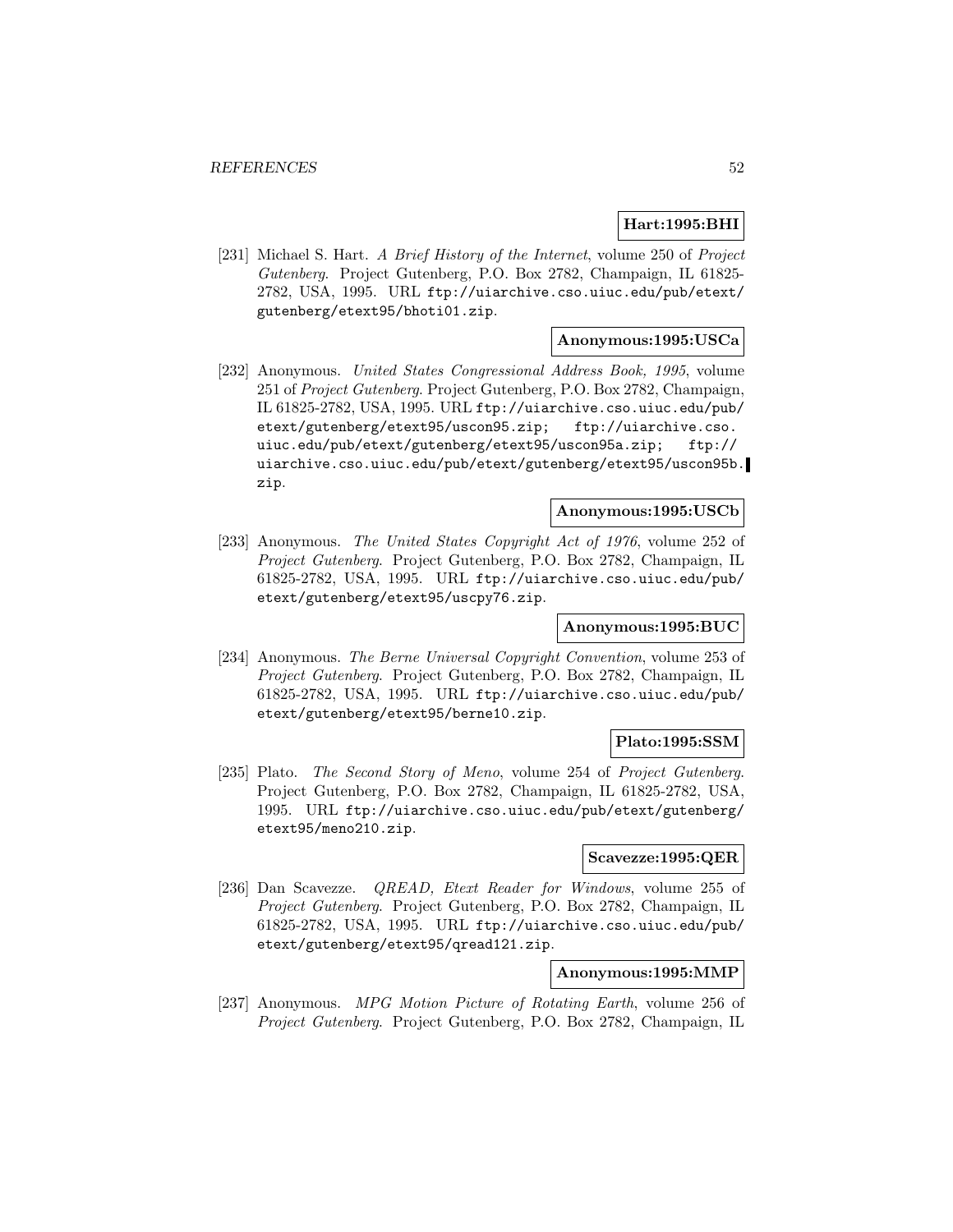**Hart:1995:BHI**

[231] Michael S. Hart. *A Brief History of the Internet*, volume 250 of *Project Gutenberg*. Project Gutenberg, P.O. Box 2782, Champaign, IL 61825-2782, USA, 1995. URL `ftp://uiarchive.cso.uiuc.edu/pub/etext/gutenberg/etext95/bhoti01.zip`.

**Anonymous:1995:USCa**

[232] Anonymous. *United States Congressional Address Book, 1995*, volume 251 of *Project Gutenberg*. Project Gutenberg, P.O. Box 2782, Champaign, IL 61825-2782, USA, 1995. URL `ftp://uiarchive.cso.uiuc.edu/pub/etext/gutenberg/etext95/uscon95.zip; ftp://uiarchive.cso.uiuc.edu/pub/etext/gutenberg/etext95/uscon95a.zip; ftp://uiarchive.cso.uiuc.edu/pub/etext/gutenberg/etext95/uscon95b.zip`.

**Anonymous:1995:USCb**

[233] Anonymous. *The United States Copyright Act of 1976*, volume 252 of *Project Gutenberg*. Project Gutenberg, P.O. Box 2782, Champaign, IL 61825-2782, USA, 1995. URL `ftp://uiarchive.cso.uiuc.edu/pub/etext/gutenberg/etext95/uscpy76.zip`.

**Anonymous:1995:BUC**

[234] Anonymous. *The Berne Universal Copyright Convention*, volume 253 of *Project Gutenberg*. Project Gutenberg, P.O. Box 2782, Champaign, IL 61825-2782, USA, 1995. URL `ftp://uiarchive.cso.uiuc.edu/pub/etext/gutenberg/etext95/berne10.zip`.

**Plato:1995:SSM**

[235] Plato. *The Second Story of Meno*, volume 254 of *Project Gutenberg*. Project Gutenberg, P.O. Box 2782, Champaign, IL 61825-2782, USA, 1995. URL `ftp://uiarchive.cso.uiuc.edu/pub/etext/gutenberg/etext95/meno210.zip`.

**Scavezze:1995:QER**

[236] Dan Scavezze. *QREAD, Etext Reader for Windows*, volume 255 of *Project Gutenberg*. Project Gutenberg, P.O. Box 2782, Champaign, IL 61825-2782, USA, 1995. URL `ftp://uiarchive.cso.uiuc.edu/pub/etext/gutenberg/etext95/qread121.zip`.

**Anonymous:1995:MMP**

[237] Anonymous. *MPG Motion Picture of Rotating Earth*, volume 256 of *Project Gutenberg*. Project Gutenberg, P.O. Box 2782, Champaign, IL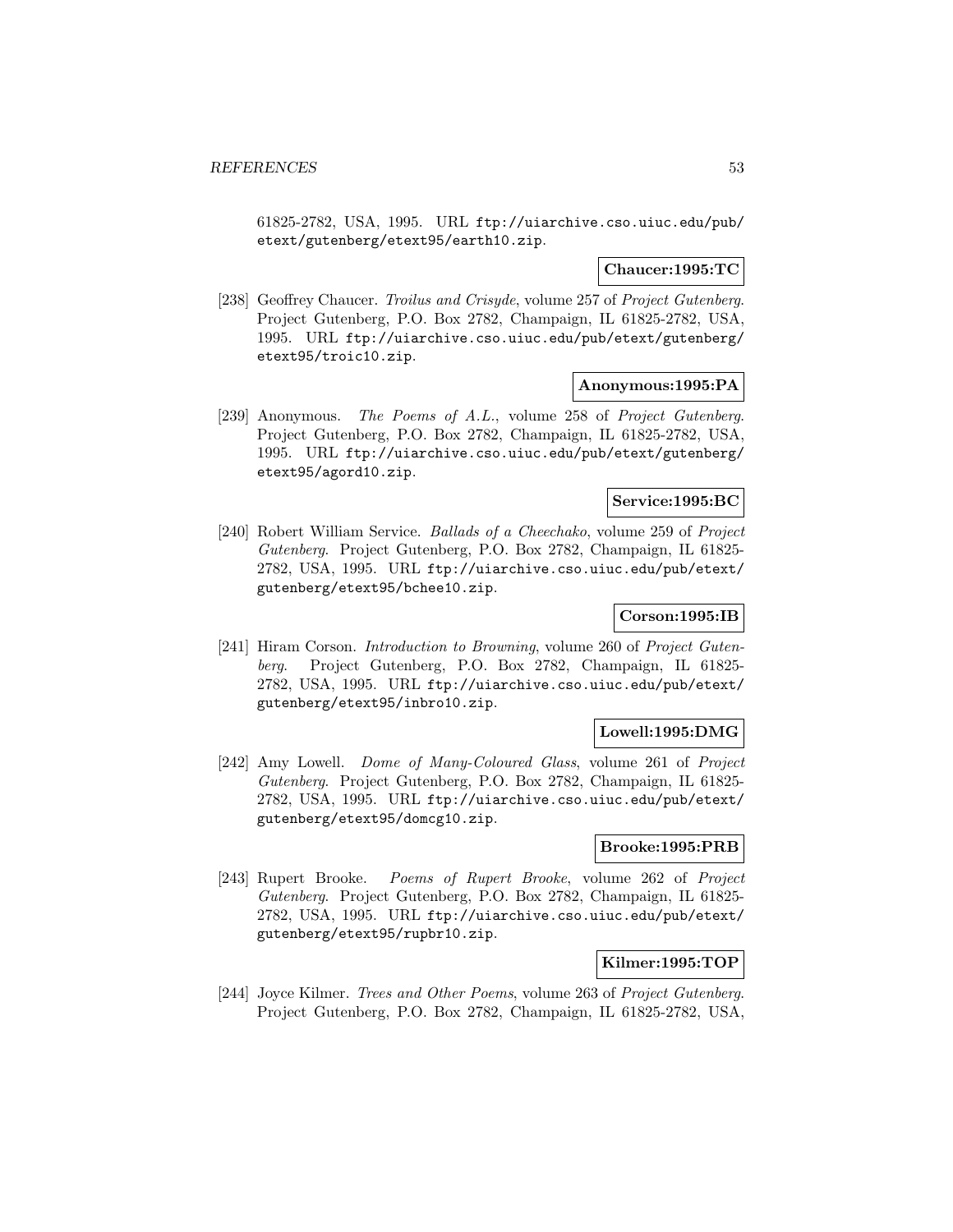61825-2782, USA, 1995. URL ftp://uiarchive.cso.uiuc.edu/pub/etext/gutenberg/etext95/earth10.zip.

**Chaucer:1995:TC**

[238] Geoffrey Chaucer. *Troilus and Crisyde*, volume 257 of *Project Gutenberg*. Project Gutenberg, P.O. Box 2782, Champaign, IL 61825-2782, USA, 1995. URL ftp://uiarchive.cso.uiuc.edu/pub/etext/gutenberg/etext95/troic10.zip.

**Anonymous:1995:PA**

[239] Anonymous. *The Poems of A.L.*, volume 258 of *Project Gutenberg*. Project Gutenberg, P.O. Box 2782, Champaign, IL 61825-2782, USA, 1995. URL ftp://uiarchive.cso.uiuc.edu/pub/etext/gutenberg/etext95/agord10.zip.

**Service:1995:BC**

[240] Robert William Service. *Ballads of a Cheechako*, volume 259 of *Project Gutenberg*. Project Gutenberg, P.O. Box 2782, Champaign, IL 61825-2782, USA, 1995. URL ftp://uiarchive.cso.uiuc.edu/pub/etext/gutenberg/etext95/bchee10.zip.

**Corson:1995:IB**

[241] Hiram Corson. *Introduction to Browning*, volume 260 of *Project Gutenberg*. Project Gutenberg, P.O. Box 2782, Champaign, IL 61825-2782, USA, 1995. URL ftp://uiarchive.cso.uiuc.edu/pub/etext/gutenberg/etext95/inbro10.zip.

**Lowell:1995:DMG**

[242] Amy Lowell. *Dome of Many-Coloured Glass*, volume 261 of *Project Gutenberg*. Project Gutenberg, P.O. Box 2782, Champaign, IL 61825-2782, USA, 1995. URL ftp://uiarchive.cso.uiuc.edu/pub/etext/gutenberg/etext95/domcg10.zip.

**Brooke:1995:PRB**

[243] Rupert Brooke. *Poems of Rupert Brooke*, volume 262 of *Project Gutenberg*. Project Gutenberg, P.O. Box 2782, Champaign, IL 61825-2782, USA, 1995. URL ftp://uiarchive.cso.uiuc.edu/pub/etext/gutenberg/etext95/rupbr10.zip.

**Kilmer:1995:TOP**

[244] Joyce Kilmer. *Trees and Other Poems*, volume 263 of *Project Gutenberg*. Project Gutenberg, P.O. Box 2782, Champaign, IL 61825-2782, USA,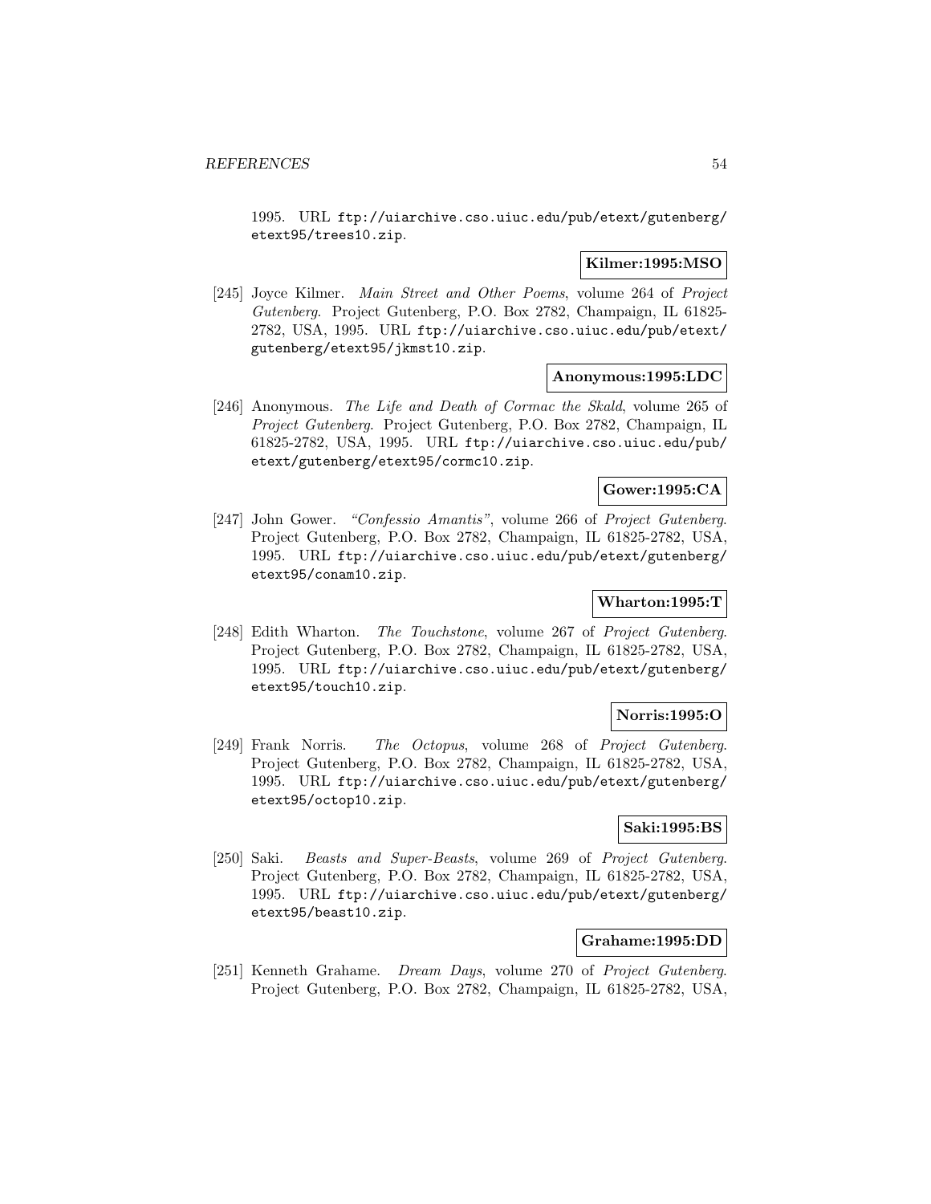1995. URL ftp://uiarchive.cso.uiuc.edu/pub/etext/gutenberg/etext95/trees10.zip.

**Kilmer:1995:MSO**

[245] Joyce Kilmer. *Main Street and Other Poems*, volume 264 of *Project Gutenberg*. Project Gutenberg, P.O. Box 2782, Champaign, IL 61825-2782, USA, 1995. URL ftp://uiarchive.cso.uiuc.edu/pub/etext/gutenberg/etext95/jkmst10.zip.

**Anonymous:1995:LDC**

[246] Anonymous. *The Life and Death of Cormac the Skald*, volume 265 of *Project Gutenberg*. Project Gutenberg, P.O. Box 2782, Champaign, IL 61825-2782, USA, 1995. URL ftp://uiarchive.cso.uiuc.edu/pub/etext/gutenberg/etext95/cormc10.zip.

**Gower:1995:CA**

[247] John Gower. *"Confessio Amantis"*, volume 266 of *Project Gutenberg*. Project Gutenberg, P.O. Box 2782, Champaign, IL 61825-2782, USA, 1995. URL ftp://uiarchive.cso.uiuc.edu/pub/etext/gutenberg/etext95/conam10.zip.

**Wharton:1995:T**

[248] Edith Wharton. *The Touchstone*, volume 267 of *Project Gutenberg*. Project Gutenberg, P.O. Box 2782, Champaign, IL 61825-2782, USA, 1995. URL ftp://uiarchive.cso.uiuc.edu/pub/etext/gutenberg/etext95/touch10.zip.

**Norris:1995:O**

[249] Frank Norris. *The Octopus*, volume 268 of *Project Gutenberg*. Project Gutenberg, P.O. Box 2782, Champaign, IL 61825-2782, USA, 1995. URL ftp://uiarchive.cso.uiuc.edu/pub/etext/gutenberg/etext95/octop10.zip.

**Saki:1995:BS**

[250] Saki. *Beasts and Super-Beasts*, volume 269 of *Project Gutenberg*. Project Gutenberg, P.O. Box 2782, Champaign, IL 61825-2782, USA, 1995. URL ftp://uiarchive.cso.uiuc.edu/pub/etext/gutenberg/etext95/beast10.zip.

**Grahame:1995:DD**

[251] Kenneth Grahame. *Dream Days*, volume 270 of *Project Gutenberg*. Project Gutenberg, P.O. Box 2782, Champaign, IL 61825-2782, USA,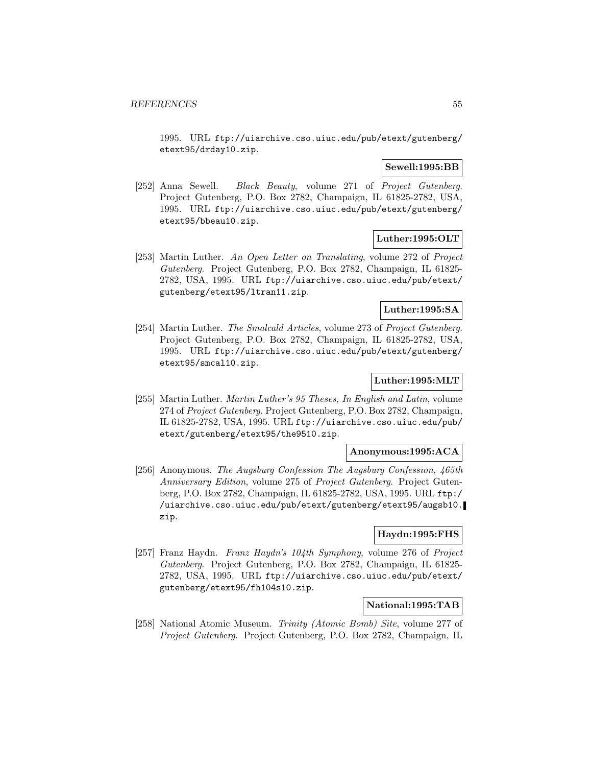1995. URL ftp://uiarchive.cso.uiuc.edu/pub/etext/gutenberg/etext95/drday10.zip.

**Sewell:1995:BB**

[252] Anna Sewell. *Black Beauty*, volume 271 of *Project Gutenberg*. Project Gutenberg, P.O. Box 2782, Champaign, IL 61825-2782, USA, 1995. URL ftp://uiarchive.cso.uiuc.edu/pub/etext/gutenberg/etext95/bbeau10.zip.

**Luther:1995:OLT**

[253] Martin Luther. *An Open Letter on Translating*, volume 272 of *Project Gutenberg*. Project Gutenberg, P.O. Box 2782, Champaign, IL 61825-2782, USA, 1995. URL ftp://uiarchive.cso.uiuc.edu/pub/etext/gutenberg/etext95/ltran11.zip.

**Luther:1995:SA**

[254] Martin Luther. *The Smalcald Articles*, volume 273 of *Project Gutenberg*. Project Gutenberg, P.O. Box 2782, Champaign, IL 61825-2782, USA, 1995. URL ftp://uiarchive.cso.uiuc.edu/pub/etext/gutenberg/etext95/smcal10.zip.

**Luther:1995:MLT**

[255] Martin Luther. *Martin Luther's 95 Theses, In English and Latin*, volume 274 of *Project Gutenberg*. Project Gutenberg, P.O. Box 2782, Champaign, IL 61825-2782, USA, 1995. URL ftp://uiarchive.cso.uiuc.edu/pub/etext/gutenberg/etext95/the9510.zip.

**Anonymous:1995:ACA**

[256] Anonymous. *The Augsburg Confession The Augsburg Confession, 465th Anniversary Edition*, volume 275 of *Project Gutenberg*. Project Gutenberg, P.O. Box 2782, Champaign, IL 61825-2782, USA, 1995. URL ftp://uiarchive.cso.uiuc.edu/pub/etext/gutenberg/etext95/augsb10.zip.

**Haydn:1995:FHS**

[257] Franz Haydn. *Franz Haydn's 104th Symphony*, volume 276 of *Project Gutenberg*. Project Gutenberg, P.O. Box 2782, Champaign, IL 61825-2782, USA, 1995. URL ftp://uiarchive.cso.uiuc.edu/pub/etext/gutenberg/etext95/fh104s10.zip.

**National:1995:TAB**

[258] National Atomic Museum. *Trinity (Atomic Bomb) Site*, volume 277 of *Project Gutenberg*. Project Gutenberg, P.O. Box 2782, Champaign, IL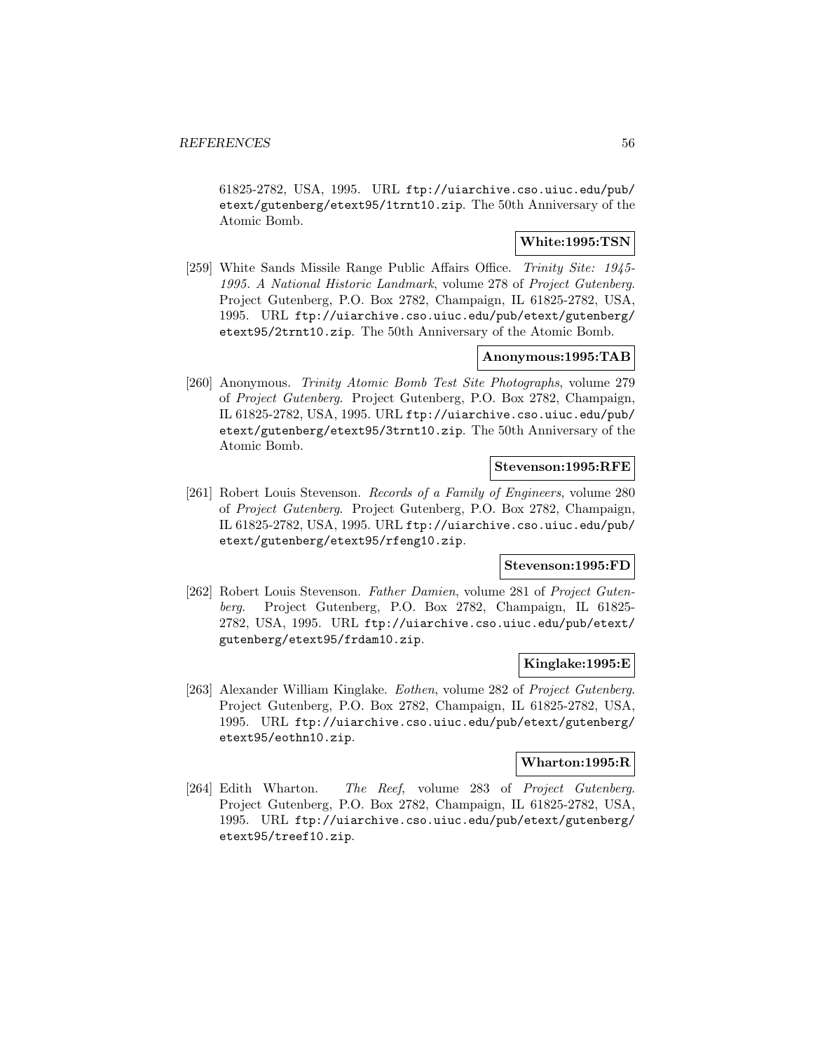61825-2782, USA, 1995. URL ftp://uiarchive.cso.uiuc.edu/pub/etext/gutenberg/etext95/1trnt10.zip. The 50th Anniversary of the Atomic Bomb.

**White:1995:TSN**

[259] White Sands Missile Range Public Affairs Office. *Trinity Site: 1945-1995. A National Historic Landmark*, volume 278 of *Project Gutenberg*. Project Gutenberg, P.O. Box 2782, Champaign, IL 61825-2782, USA, 1995. URL ftp://uiarchive.cso.uiuc.edu/pub/etext/gutenberg/etext95/2trnt10.zip. The 50th Anniversary of the Atomic Bomb.

**Anonymous:1995:TAB**

[260] Anonymous. *Trinity Atomic Bomb Test Site Photographs*, volume 279 of *Project Gutenberg*. Project Gutenberg, P.O. Box 2782, Champaign, IL 61825-2782, USA, 1995. URL ftp://uiarchive.cso.uiuc.edu/pub/etext/gutenberg/etext95/3trnt10.zip. The 50th Anniversary of the Atomic Bomb.

**Stevenson:1995:RFE**

[261] Robert Louis Stevenson. *Records of a Family of Engineers*, volume 280 of *Project Gutenberg*. Project Gutenberg, P.O. Box 2782, Champaign, IL 61825-2782, USA, 1995. URL ftp://uiarchive.cso.uiuc.edu/pub/etext/gutenberg/etext95/rfeng10.zip.

**Stevenson:1995:FD**

[262] Robert Louis Stevenson. *Father Damien*, volume 281 of *Project Gutenberg*. Project Gutenberg, P.O. Box 2782, Champaign, IL 61825-2782, USA, 1995. URL ftp://uiarchive.cso.uiuc.edu/pub/etext/gutenberg/etext95/frdam10.zip.

**Kinglake:1995:E**

[263] Alexander William Kinglake. *Eothen*, volume 282 of *Project Gutenberg*. Project Gutenberg, P.O. Box 2782, Champaign, IL 61825-2782, USA, 1995. URL ftp://uiarchive.cso.uiuc.edu/pub/etext/gutenberg/etext95/eothn10.zip.

**Wharton:1995:R**

[264] Edith Wharton. *The Reef*, volume 283 of *Project Gutenberg*. Project Gutenberg, P.O. Box 2782, Champaign, IL 61825-2782, USA, 1995. URL ftp://uiarchive.cso.uiuc.edu/pub/etext/gutenberg/etext95/treef10.zip.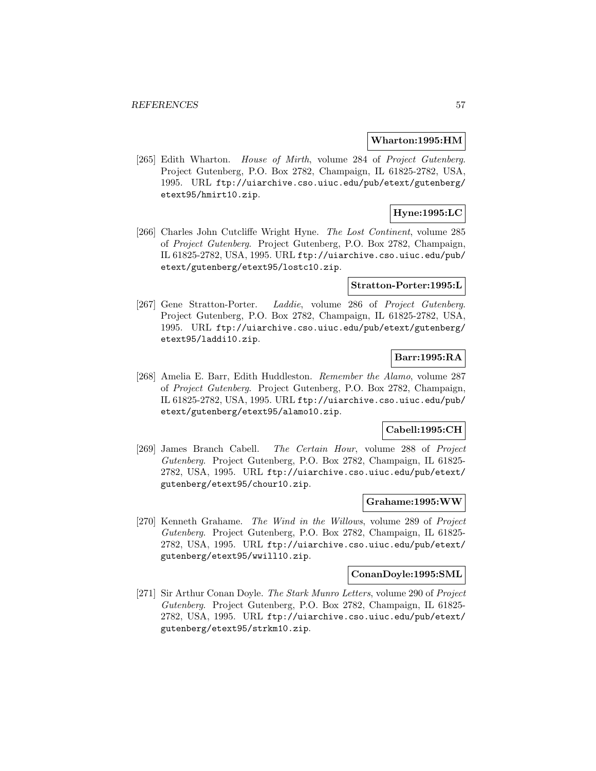**Wharton:1995:HM**

[265] Edith Wharton. *House of Mirth*, volume 284 of *Project Gutenberg*. Project Gutenberg, P.O. Box 2782, Champaign, IL 61825-2782, USA, 1995. URL `ftp://uiarchive.cso.uiuc.edu/pub/etext/gutenberg/etext95/hmirt10.zip`.

**Hyne:1995:LC**

[266] Charles John Cutcliffe Wright Hyne. *The Lost Continent*, volume 285 of *Project Gutenberg*. Project Gutenberg, P.O. Box 2782, Champaign, IL 61825-2782, USA, 1995. URL `ftp://uiarchive.cso.uiuc.edu/pub/etext/gutenberg/etext95/lostc10.zip`.

**Stratton-Porter:1995:L**

[267] Gene Stratton-Porter. *Laddie*, volume 286 of *Project Gutenberg*. Project Gutenberg, P.O. Box 2782, Champaign, IL 61825-2782, USA, 1995. URL `ftp://uiarchive.cso.uiuc.edu/pub/etext/gutenberg/etext95/laddi10.zip`.

**Barr:1995:RA**

[268] Amelia E. Barr, Edith Huddleston. *Remember the Alamo*, volume 287 of *Project Gutenberg*. Project Gutenberg, P.O. Box 2782, Champaign, IL 61825-2782, USA, 1995. URL `ftp://uiarchive.cso.uiuc.edu/pub/etext/gutenberg/etext95/alamo10.zip`.

**Cabell:1995:CH**

[269] James Branch Cabell. *The Certain Hour*, volume 288 of *Project Gutenberg*. Project Gutenberg, P.O. Box 2782, Champaign, IL 61825-2782, USA, 1995. URL `ftp://uiarchive.cso.uiuc.edu/pub/etext/gutenberg/etext95/chour10.zip`.

**Grahame:1995:WW**

[270] Kenneth Grahame. *The Wind in the Willows*, volume 289 of *Project Gutenberg*. Project Gutenberg, P.O. Box 2782, Champaign, IL 61825-2782, USA, 1995. URL `ftp://uiarchive.cso.uiuc.edu/pub/etext/gutenberg/etext95/wwill10.zip`.

**ConanDoyle:1995:SML**

[271] Sir Arthur Conan Doyle. *The Stark Munro Letters*, volume 290 of *Project Gutenberg*. Project Gutenberg, P.O. Box 2782, Champaign, IL 61825-2782, USA, 1995. URL `ftp://uiarchive.cso.uiuc.edu/pub/etext/gutenberg/etext95/strkm10.zip`.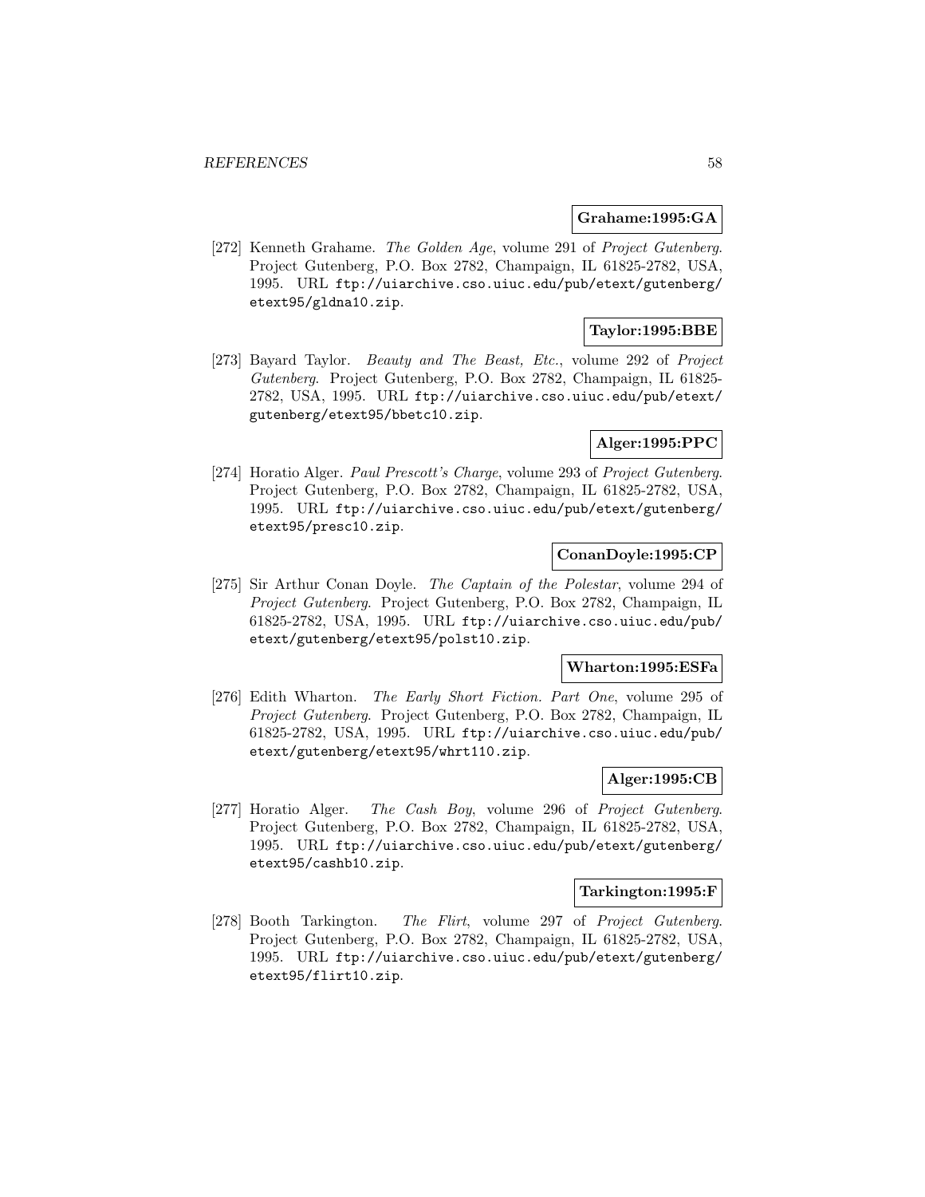**Grahame:1995:GA**

[272] Kenneth Grahame. *The Golden Age*, volume 291 of *Project Gutenberg*. Project Gutenberg, P.O. Box 2782, Champaign, IL 61825-2782, USA, 1995. URL `ftp://uiarchive.cso.uiuc.edu/pub/etext/gutenberg/etext95/gldna10.zip`.

**Taylor:1995:BBE**

[273] Bayard Taylor. *Beauty and The Beast, Etc.*, volume 292 of *Project Gutenberg*. Project Gutenberg, P.O. Box 2782, Champaign, IL 61825-2782, USA, 1995. URL `ftp://uiarchive.cso.uiuc.edu/pub/etext/gutenberg/etext95/bbetc10.zip`.

**Alger:1995:PPC**

[274] Horatio Alger. *Paul Prescott's Charge*, volume 293 of *Project Gutenberg*. Project Gutenberg, P.O. Box 2782, Champaign, IL 61825-2782, USA, 1995. URL `ftp://uiarchive.cso.uiuc.edu/pub/etext/gutenberg/etext95/presc10.zip`.

**ConanDoyle:1995:CP**

[275] Sir Arthur Conan Doyle. *The Captain of the Polestar*, volume 294 of *Project Gutenberg*. Project Gutenberg, P.O. Box 2782, Champaign, IL 61825-2782, USA, 1995. URL `ftp://uiarchive.cso.uiuc.edu/pub/etext/gutenberg/etext95/polst10.zip`.

**Wharton:1995:ESFa**

[276] Edith Wharton. *The Early Short Fiction. Part One*, volume 295 of *Project Gutenberg*. Project Gutenberg, P.O. Box 2782, Champaign, IL 61825-2782, USA, 1995. URL `ftp://uiarchive.cso.uiuc.edu/pub/etext/gutenberg/etext95/whrt110.zip`.

**Alger:1995:CB**

[277] Horatio Alger. *The Cash Boy*, volume 296 of *Project Gutenberg*. Project Gutenberg, P.O. Box 2782, Champaign, IL 61825-2782, USA, 1995. URL `ftp://uiarchive.cso.uiuc.edu/pub/etext/gutenberg/etext95/cashb10.zip`.

**Tarkington:1995:F**

[278] Booth Tarkington. *The Flirt*, volume 297 of *Project Gutenberg*. Project Gutenberg, P.O. Box 2782, Champaign, IL 61825-2782, USA, 1995. URL `ftp://uiarchive.cso.uiuc.edu/pub/etext/gutenberg/etext95/flirt10.zip`.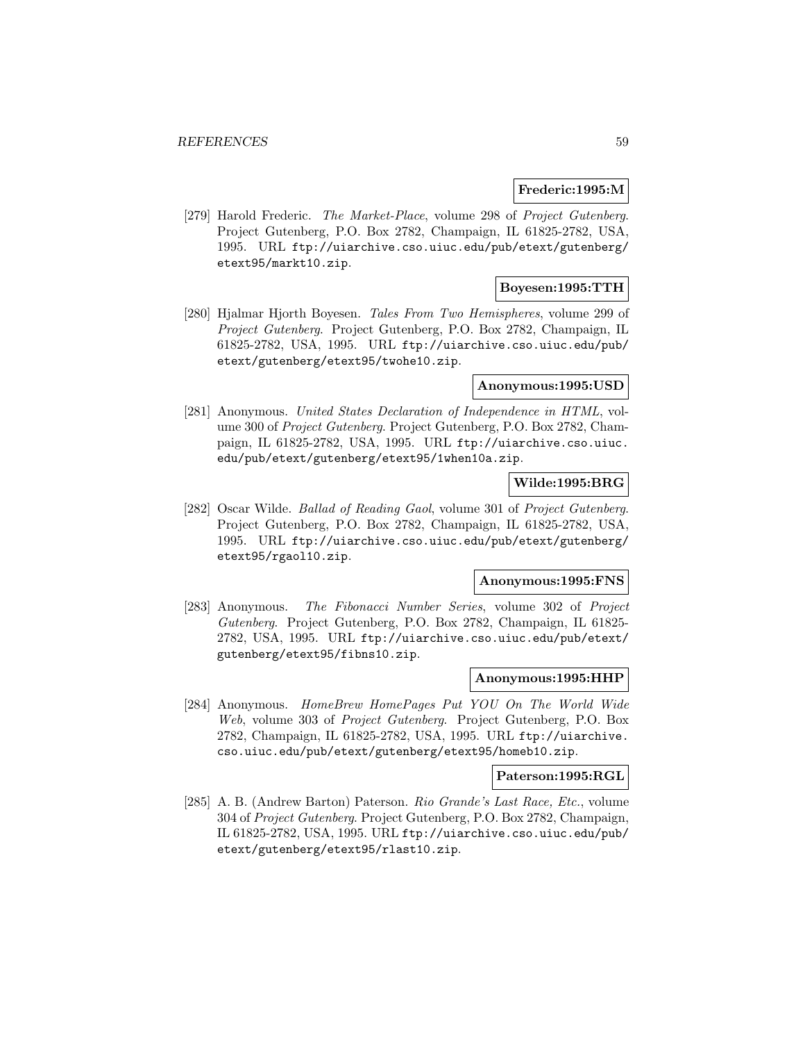**Frederic:1995:M**

[279] Harold Frederic. *The Market-Place*, volume 298 of *Project Gutenberg*. Project Gutenberg, P.O. Box 2782, Champaign, IL 61825-2782, USA, 1995. URL `ftp://uiarchive.cso.uiuc.edu/pub/etext/gutenberg/etext95/markt10.zip`.

**Boyesen:1995:TTH**

[280] Hjalmar Hjorth Boyesen. *Tales From Two Hemispheres*, volume 299 of *Project Gutenberg*. Project Gutenberg, P.O. Box 2782, Champaign, IL 61825-2782, USA, 1995. URL `ftp://uiarchive.cso.uiuc.edu/pub/etext/gutenberg/etext95/twohe10.zip`.

**Anonymous:1995:USD**

[281] Anonymous. *United States Declaration of Independence in HTML*, volume 300 of *Project Gutenberg*. Project Gutenberg, P.O. Box 2782, Champaign, IL 61825-2782, USA, 1995. URL `ftp://uiarchive.cso.uiuc.edu/pub/etext/gutenberg/etext95/1when10a.zip`.

**Wilde:1995:BRG**

[282] Oscar Wilde. *Ballad of Reading Gaol*, volume 301 of *Project Gutenberg*. Project Gutenberg, P.O. Box 2782, Champaign, IL 61825-2782, USA, 1995. URL `ftp://uiarchive.cso.uiuc.edu/pub/etext/gutenberg/etext95/rgaol10.zip`.

**Anonymous:1995:FNS**

[283] Anonymous. *The Fibonacci Number Series*, volume 302 of *Project Gutenberg*. Project Gutenberg, P.O. Box 2782, Champaign, IL 61825-2782, USA, 1995. URL `ftp://uiarchive.cso.uiuc.edu/pub/etext/gutenberg/etext95/fibns10.zip`.

**Anonymous:1995:HHP**

[284] Anonymous. *HomeBrew HomePages Put YOU On The World Wide Web*, volume 303 of *Project Gutenberg*. Project Gutenberg, P.O. Box 2782, Champaign, IL 61825-2782, USA, 1995. URL `ftp://uiarchive.cso.uiuc.edu/pub/etext/gutenberg/etext95/homeb10.zip`.

**Paterson:1995:RGL**

[285] A. B. (Andrew Barton) Paterson. *Rio Grande's Last Race, Etc.*, volume 304 of *Project Gutenberg*. Project Gutenberg, P.O. Box 2782, Champaign, IL 61825-2782, USA, 1995. URL `ftp://uiarchive.cso.uiuc.edu/pub/etext/gutenberg/etext95/rlast10.zip`.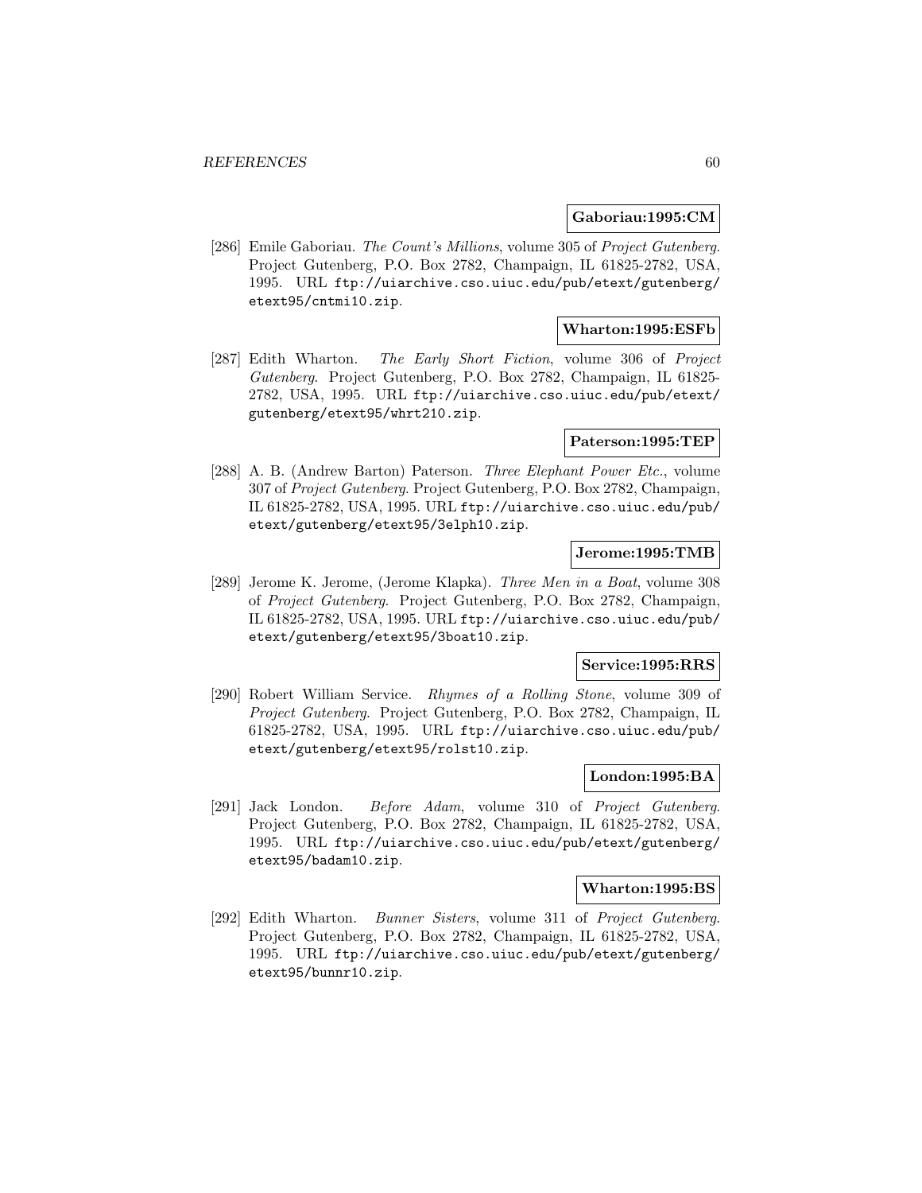**Gaboriau:1995:CM**

[286] Emile Gaboriau. *The Count's Millions*, volume 305 of *Project Gutenberg*. Project Gutenberg, P.O. Box 2782, Champaign, IL 61825-2782, USA, 1995. URL `ftp://uiarchive.cso.uiuc.edu/pub/etext/gutenberg/etext95/cntmi10.zip`.

**Wharton:1995:ESFb**

[287] Edith Wharton. *The Early Short Fiction*, volume 306 of *Project Gutenberg*. Project Gutenberg, P.O. Box 2782, Champaign, IL 61825-2782, USA, 1995. URL `ftp://uiarchive.cso.uiuc.edu/pub/etext/gutenberg/etext95/whrt210.zip`.

**Paterson:1995:TEP**

[288] A. B. (Andrew Barton) Paterson. *Three Elephant Power Etc.*, volume 307 of *Project Gutenberg*. Project Gutenberg, P.O. Box 2782, Champaign, IL 61825-2782, USA, 1995. URL `ftp://uiarchive.cso.uiuc.edu/pub/etext/gutenberg/etext95/3elph10.zip`.

**Jerome:1995:TMB**

[289] Jerome K. Jerome, (Jerome Klapka). *Three Men in a Boat*, volume 308 of *Project Gutenberg*. Project Gutenberg, P.O. Box 2782, Champaign, IL 61825-2782, USA, 1995. URL `ftp://uiarchive.cso.uiuc.edu/pub/etext/gutenberg/etext95/3boat10.zip`.

**Service:1995:RRS**

[290] Robert William Service. *Rhymes of a Rolling Stone*, volume 309 of *Project Gutenberg*. Project Gutenberg, P.O. Box 2782, Champaign, IL 61825-2782, USA, 1995. URL `ftp://uiarchive.cso.uiuc.edu/pub/etext/gutenberg/etext95/rolst10.zip`.

**London:1995:BA**

[291] Jack London. *Before Adam*, volume 310 of *Project Gutenberg*. Project Gutenberg, P.O. Box 2782, Champaign, IL 61825-2782, USA, 1995. URL `ftp://uiarchive.cso.uiuc.edu/pub/etext/gutenberg/etext95/badam10.zip`.

**Wharton:1995:BS**

[292] Edith Wharton. *Bunner Sisters*, volume 311 of *Project Gutenberg*. Project Gutenberg, P.O. Box 2782, Champaign, IL 61825-2782, USA, 1995. URL `ftp://uiarchive.cso.uiuc.edu/pub/etext/gutenberg/etext95/bunnr10.zip`.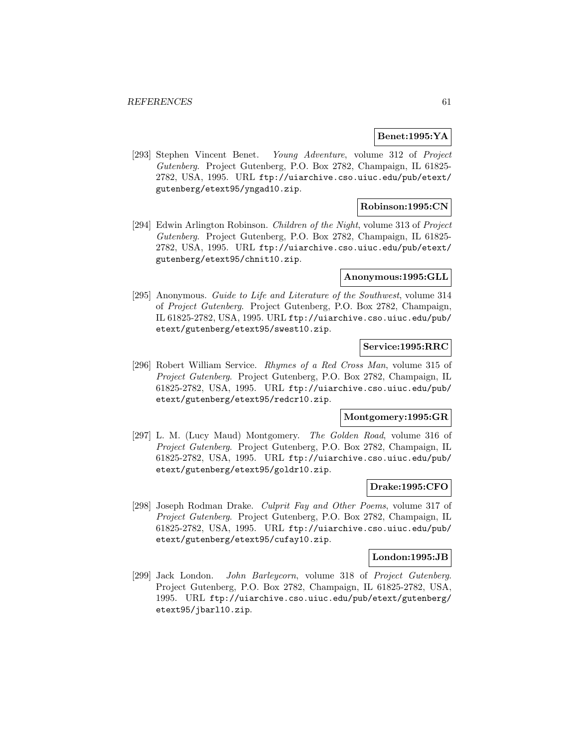**Benet:1995:YA**

[293] Stephen Vincent Benet. *Young Adventure*, volume 312 of *Project Gutenberg*. Project Gutenberg, P.O. Box 2782, Champaign, IL 61825-2782, USA, 1995. URL `ftp://uiarchive.cso.uiuc.edu/pub/etext/gutenberg/etext95/yngad10.zip`.

**Robinson:1995:CN**

[294] Edwin Arlington Robinson. *Children of the Night*, volume 313 of *Project Gutenberg*. Project Gutenberg, P.O. Box 2782, Champaign, IL 61825-2782, USA, 1995. URL `ftp://uiarchive.cso.uiuc.edu/pub/etext/gutenberg/etext95/chnit10.zip`.

**Anonymous:1995:GLL**

[295] Anonymous. *Guide to Life and Literature of the Southwest*, volume 314 of *Project Gutenberg*. Project Gutenberg, P.O. Box 2782, Champaign, IL 61825-2782, USA, 1995. URL `ftp://uiarchive.cso.uiuc.edu/pub/etext/gutenberg/etext95/swest10.zip`.

**Service:1995:RRC**

[296] Robert William Service. *Rhymes of a Red Cross Man*, volume 315 of *Project Gutenberg*. Project Gutenberg, P.O. Box 2782, Champaign, IL 61825-2782, USA, 1995. URL `ftp://uiarchive.cso.uiuc.edu/pub/etext/gutenberg/etext95/redcr10.zip`.

**Montgomery:1995:GR**

[297] L. M. (Lucy Maud) Montgomery. *The Golden Road*, volume 316 of *Project Gutenberg*. Project Gutenberg, P.O. Box 2782, Champaign, IL 61825-2782, USA, 1995. URL `ftp://uiarchive.cso.uiuc.edu/pub/etext/gutenberg/etext95/goldr10.zip`.

**Drake:1995:CFO**

[298] Joseph Rodman Drake. *Culprit Fay and Other Poems*, volume 317 of *Project Gutenberg*. Project Gutenberg, P.O. Box 2782, Champaign, IL 61825-2782, USA, 1995. URL `ftp://uiarchive.cso.uiuc.edu/pub/etext/gutenberg/etext95/cufay10.zip`.

**London:1995:JB**

[299] Jack London. *John Barleycorn*, volume 318 of *Project Gutenberg*. Project Gutenberg, P.O. Box 2782, Champaign, IL 61825-2782, USA, 1995. URL `ftp://uiarchive.cso.uiuc.edu/pub/etext/gutenberg/etext95/jbarl10.zip`.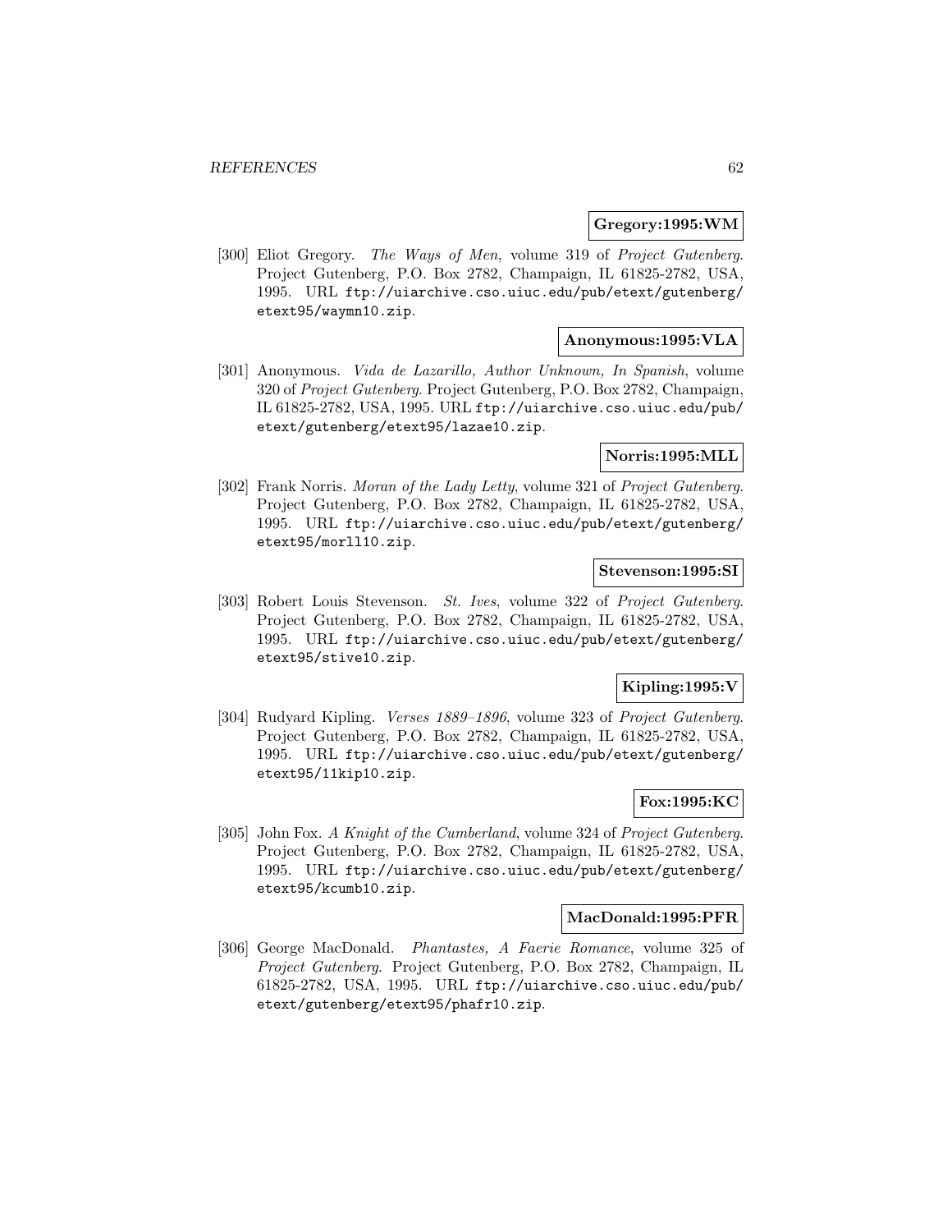**Gregory:1995:WM**

[300] Eliot Gregory. *The Ways of Men*, volume 319 of *Project Gutenberg*. Project Gutenberg, P.O. Box 2782, Champaign, IL 61825-2782, USA, 1995. URL `ftp://uiarchive.cso.uiuc.edu/pub/etext/gutenberg/etext95/waymn10.zip`.

**Anonymous:1995:VLA**

[301] Anonymous. *Vida de Lazarillo, Author Unknown, In Spanish*, volume 320 of *Project Gutenberg*. Project Gutenberg, P.O. Box 2782, Champaign, IL 61825-2782, USA, 1995. URL `ftp://uiarchive.cso.uiuc.edu/pub/etext/gutenberg/etext95/lazae10.zip`.

**Norris:1995:MLL**

[302] Frank Norris. *Moran of the Lady Letty*, volume 321 of *Project Gutenberg*. Project Gutenberg, P.O. Box 2782, Champaign, IL 61825-2782, USA, 1995. URL `ftp://uiarchive.cso.uiuc.edu/pub/etext/gutenberg/etext95/morll10.zip`.

**Stevenson:1995:SI**

[303] Robert Louis Stevenson. *St. Ives*, volume 322 of *Project Gutenberg*. Project Gutenberg, P.O. Box 2782, Champaign, IL 61825-2782, USA, 1995. URL `ftp://uiarchive.cso.uiuc.edu/pub/etext/gutenberg/etext95/stive10.zip`.

**Kipling:1995:V**

[304] Rudyard Kipling. *Verses 1889–1896*, volume 323 of *Project Gutenberg*. Project Gutenberg, P.O. Box 2782, Champaign, IL 61825-2782, USA, 1995. URL `ftp://uiarchive.cso.uiuc.edu/pub/etext/gutenberg/etext95/11kip10.zip`.

**Fox:1995:KC**

[305] John Fox. *A Knight of the Cumberland*, volume 324 of *Project Gutenberg*. Project Gutenberg, P.O. Box 2782, Champaign, IL 61825-2782, USA, 1995. URL `ftp://uiarchive.cso.uiuc.edu/pub/etext/gutenberg/etext95/kcumb10.zip`.

**MacDonald:1995:PFR**

[306] George MacDonald. *Phantastes, A Faerie Romance*, volume 325 of *Project Gutenberg*. Project Gutenberg, P.O. Box 2782, Champaign, IL 61825-2782, USA, 1995. URL `ftp://uiarchive.cso.uiuc.edu/pub/etext/gutenberg/etext95/phafr10.zip`.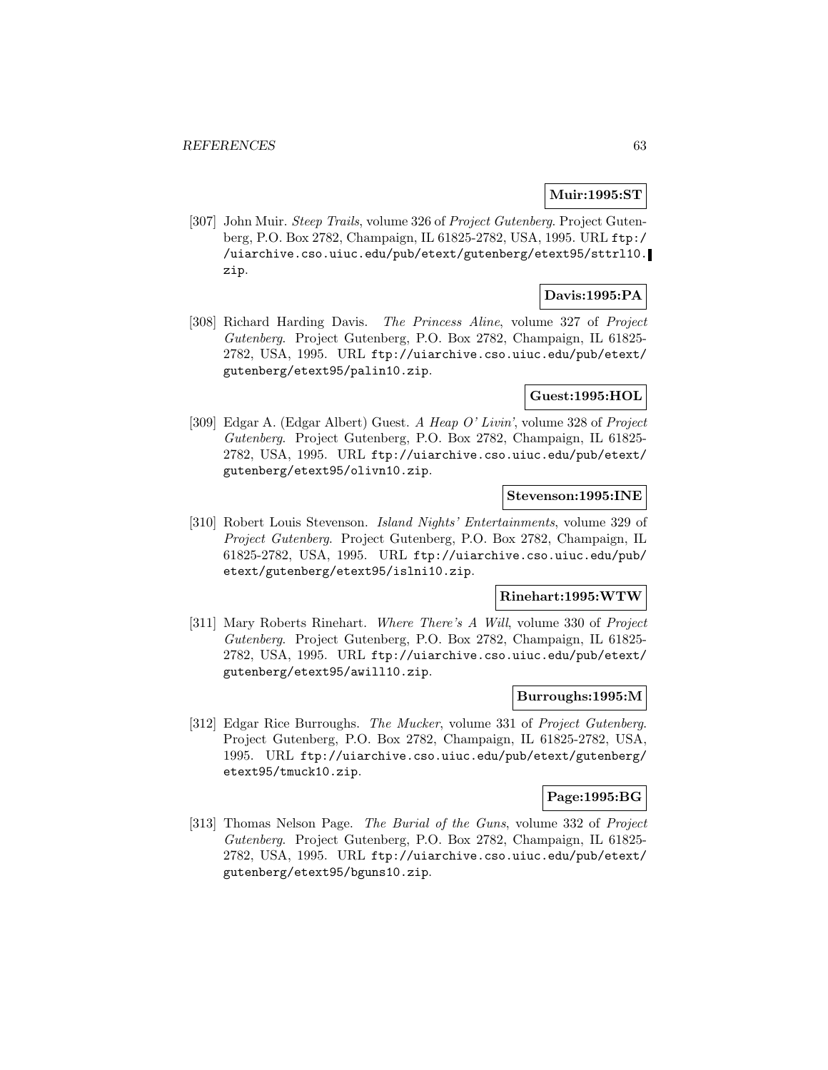**Muir:1995:ST**

[307] John Muir. *Steep Trails*, volume 326 of *Project Gutenberg*. Project Gutenberg, P.O. Box 2782, Champaign, IL 61825-2782, USA, 1995. URL `ftp://uiarchive.cso.uiuc.edu/pub/etext/gutenberg/etext95/sttrl10.zip`.

**Davis:1995:PA**

[308] Richard Harding Davis. *The Princess Aline*, volume 327 of *Project Gutenberg*. Project Gutenberg, P.O. Box 2782, Champaign, IL 61825-2782, USA, 1995. URL `ftp://uiarchive.cso.uiuc.edu/pub/etext/gutenberg/etext95/palin10.zip`.

**Guest:1995:HOL**

[309] Edgar A. (Edgar Albert) Guest. *A Heap O' Livin'*, volume 328 of *Project Gutenberg*. Project Gutenberg, P.O. Box 2782, Champaign, IL 61825-2782, USA, 1995. URL `ftp://uiarchive.cso.uiuc.edu/pub/etext/gutenberg/etext95/olivn10.zip`.

**Stevenson:1995:INE**

[310] Robert Louis Stevenson. *Island Nights' Entertainments*, volume 329 of *Project Gutenberg*. Project Gutenberg, P.O. Box 2782, Champaign, IL 61825-2782, USA, 1995. URL `ftp://uiarchive.cso.uiuc.edu/pub/etext/gutenberg/etext95/islni10.zip`.

**Rinehart:1995:WTW**

[311] Mary Roberts Rinehart. *Where There's A Will*, volume 330 of *Project Gutenberg*. Project Gutenberg, P.O. Box 2782, Champaign, IL 61825-2782, USA, 1995. URL `ftp://uiarchive.cso.uiuc.edu/pub/etext/gutenberg/etext95/awill10.zip`.

**Burroughs:1995:M**

[312] Edgar Rice Burroughs. *The Mucker*, volume 331 of *Project Gutenberg*. Project Gutenberg, P.O. Box 2782, Champaign, IL 61825-2782, USA, 1995. URL `ftp://uiarchive.cso.uiuc.edu/pub/etext/gutenberg/etext95/tmuck10.zip`.

**Page:1995:BG**

[313] Thomas Nelson Page. *The Burial of the Guns*, volume 332 of *Project Gutenberg*. Project Gutenberg, P.O. Box 2782, Champaign, IL 61825-2782, USA, 1995. URL `ftp://uiarchive.cso.uiuc.edu/pub/etext/gutenberg/etext95/bguns10.zip`.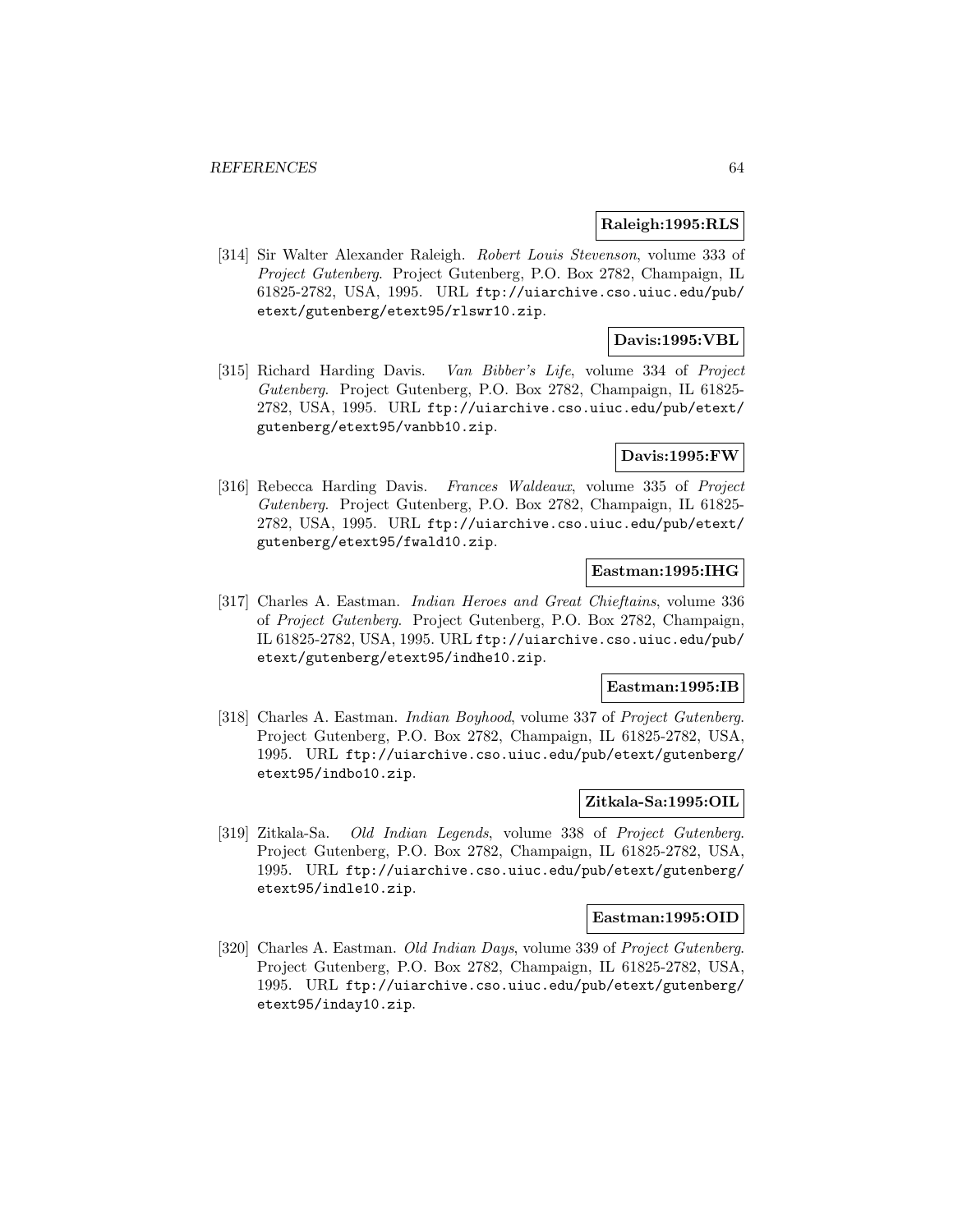**Raleigh:1995:RLS**

[314] Sir Walter Alexander Raleigh. *Robert Louis Stevenson*, volume 333 of *Project Gutenberg*. Project Gutenberg, P.O. Box 2782, Champaign, IL 61825-2782, USA, 1995. URL `ftp://uiarchive.cso.uiuc.edu/pub/etext/gutenberg/etext95/rlswr10.zip`.

**Davis:1995:VBL**

[315] Richard Harding Davis. *Van Bibber's Life*, volume 334 of *Project Gutenberg*. Project Gutenberg, P.O. Box 2782, Champaign, IL 61825-2782, USA, 1995. URL `ftp://uiarchive.cso.uiuc.edu/pub/etext/gutenberg/etext95/vanbb10.zip`.

**Davis:1995:FW**

[316] Rebecca Harding Davis. *Frances Waldeaux*, volume 335 of *Project Gutenberg*. Project Gutenberg, P.O. Box 2782, Champaign, IL 61825-2782, USA, 1995. URL `ftp://uiarchive.cso.uiuc.edu/pub/etext/gutenberg/etext95/fwald10.zip`.

**Eastman:1995:IHG**

[317] Charles A. Eastman. *Indian Heroes and Great Chieftains*, volume 336 of *Project Gutenberg*. Project Gutenberg, P.O. Box 2782, Champaign, IL 61825-2782, USA, 1995. URL `ftp://uiarchive.cso.uiuc.edu/pub/etext/gutenberg/etext95/indhe10.zip`.

**Eastman:1995:IB**

[318] Charles A. Eastman. *Indian Boyhood*, volume 337 of *Project Gutenberg*. Project Gutenberg, P.O. Box 2782, Champaign, IL 61825-2782, USA, 1995. URL `ftp://uiarchive.cso.uiuc.edu/pub/etext/gutenberg/etext95/indbo10.zip`.

**Zitkala-Sa:1995:OIL**

[319] Zitkala-Sa. *Old Indian Legends*, volume 338 of *Project Gutenberg*. Project Gutenberg, P.O. Box 2782, Champaign, IL 61825-2782, USA, 1995. URL `ftp://uiarchive.cso.uiuc.edu/pub/etext/gutenberg/etext95/indle10.zip`.

**Eastman:1995:OID**

[320] Charles A. Eastman. *Old Indian Days*, volume 339 of *Project Gutenberg*. Project Gutenberg, P.O. Box 2782, Champaign, IL 61825-2782, USA, 1995. URL `ftp://uiarchive.cso.uiuc.edu/pub/etext/gutenberg/etext95/inday10.zip`.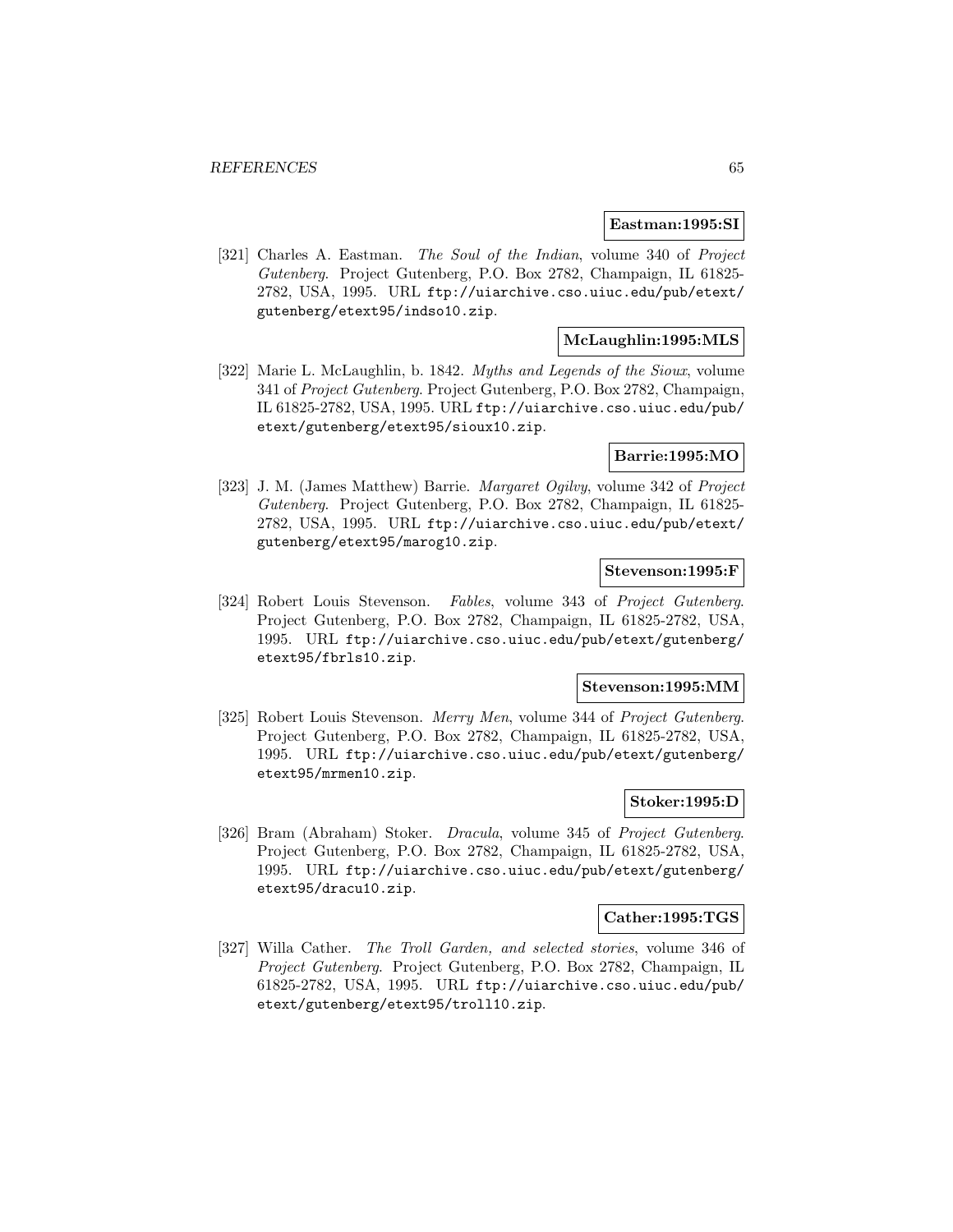**Eastman:1995:SI**

[321] Charles A. Eastman. *The Soul of the Indian*, volume 340 of *Project Gutenberg*. Project Gutenberg, P.O. Box 2782, Champaign, IL 61825-2782, USA, 1995. URL `ftp://uiarchive.cso.uiuc.edu/pub/etext/gutenberg/etext95/indso10.zip`.

**McLaughlin:1995:MLS**

[322] Marie L. McLaughlin, b. 1842. *Myths and Legends of the Sioux*, volume 341 of *Project Gutenberg*. Project Gutenberg, P.O. Box 2782, Champaign, IL 61825-2782, USA, 1995. URL `ftp://uiarchive.cso.uiuc.edu/pub/etext/gutenberg/etext95/sioux10.zip`.

**Barrie:1995:MO**

[323] J. M. (James Matthew) Barrie. *Margaret Ogilvy*, volume 342 of *Project Gutenberg*. Project Gutenberg, P.O. Box 2782, Champaign, IL 61825-2782, USA, 1995. URL `ftp://uiarchive.cso.uiuc.edu/pub/etext/gutenberg/etext95/marog10.zip`.

**Stevenson:1995:F**

[324] Robert Louis Stevenson. *Fables*, volume 343 of *Project Gutenberg*. Project Gutenberg, P.O. Box 2782, Champaign, IL 61825-2782, USA, 1995. URL `ftp://uiarchive.cso.uiuc.edu/pub/etext/gutenberg/etext95/fbrls10.zip`.

**Stevenson:1995:MM**

[325] Robert Louis Stevenson. *Merry Men*, volume 344 of *Project Gutenberg*. Project Gutenberg, P.O. Box 2782, Champaign, IL 61825-2782, USA, 1995. URL `ftp://uiarchive.cso.uiuc.edu/pub/etext/gutenberg/etext95/mrmen10.zip`.

**Stoker:1995:D**

[326] Bram (Abraham) Stoker. *Dracula*, volume 345 of *Project Gutenberg*. Project Gutenberg, P.O. Box 2782, Champaign, IL 61825-2782, USA, 1995. URL `ftp://uiarchive.cso.uiuc.edu/pub/etext/gutenberg/etext95/dracu10.zip`.

**Cather:1995:TGS**

[327] Willa Cather. *The Troll Garden, and selected stories*, volume 346 of *Project Gutenberg*. Project Gutenberg, P.O. Box 2782, Champaign, IL 61825-2782, USA, 1995. URL `ftp://uiarchive.cso.uiuc.edu/pub/etext/gutenberg/etext95/troll10.zip`.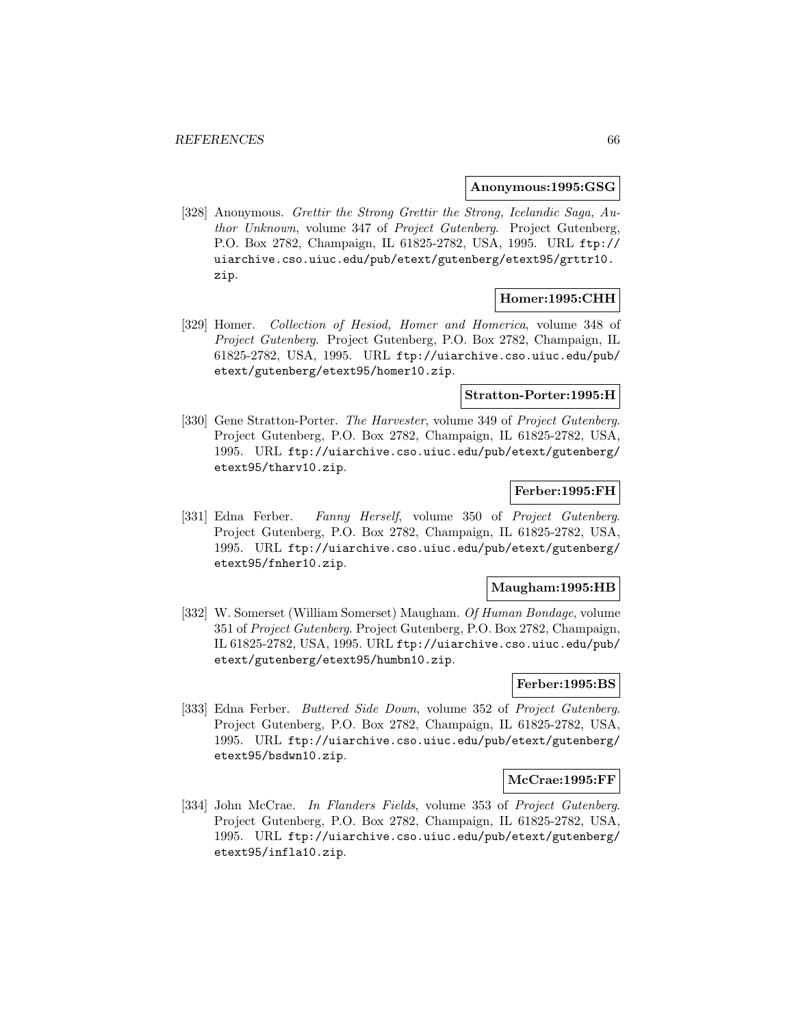**Anonymous:1995:GSG**

[328] Anonymous. *Grettir the Strong Grettir the Strong, Icelandic Saga, Author Unknown*, volume 347 of *Project Gutenberg*. Project Gutenberg, P.O. Box 2782, Champaign, IL 61825-2782, USA, 1995. URL ftp://uiarchive.cso.uiuc.edu/pub/etext/gutenberg/etext95/grttr10.zip.

**Homer:1995:CHH**

[329] Homer. *Collection of Hesiod, Homer and Homerica*, volume 348 of *Project Gutenberg*. Project Gutenberg, P.O. Box 2782, Champaign, IL 61825-2782, USA, 1995. URL ftp://uiarchive.cso.uiuc.edu/pub/etext/gutenberg/etext95/homer10.zip.

**Stratton-Porter:1995:H**

[330] Gene Stratton-Porter. *The Harvester*, volume 349 of *Project Gutenberg*. Project Gutenberg, P.O. Box 2782, Champaign, IL 61825-2782, USA, 1995. URL ftp://uiarchive.cso.uiuc.edu/pub/etext/gutenberg/etext95/tharv10.zip.

**Ferber:1995:FH**

[331] Edna Ferber. *Fanny Herself*, volume 350 of *Project Gutenberg*. Project Gutenberg, P.O. Box 2782, Champaign, IL 61825-2782, USA, 1995. URL ftp://uiarchive.cso.uiuc.edu/pub/etext/gutenberg/etext95/fnher10.zip.

**Maugham:1995:HB**

[332] W. Somerset (William Somerset) Maugham. *Of Human Bondage*, volume 351 of *Project Gutenberg*. Project Gutenberg, P.O. Box 2782, Champaign, IL 61825-2782, USA, 1995. URL ftp://uiarchive.cso.uiuc.edu/pub/etext/gutenberg/etext95/humbn10.zip.

**Ferber:1995:BS**

[333] Edna Ferber. *Buttered Side Down*, volume 352 of *Project Gutenberg*. Project Gutenberg, P.O. Box 2782, Champaign, IL 61825-2782, USA, 1995. URL ftp://uiarchive.cso.uiuc.edu/pub/etext/gutenberg/etext95/bsdwn10.zip.

**McCrae:1995:FF**

[334] John McCrae. *In Flanders Fields*, volume 353 of *Project Gutenberg*. Project Gutenberg, P.O. Box 2782, Champaign, IL 61825-2782, USA, 1995. URL ftp://uiarchive.cso.uiuc.edu/pub/etext/gutenberg/etext95/infla10.zip.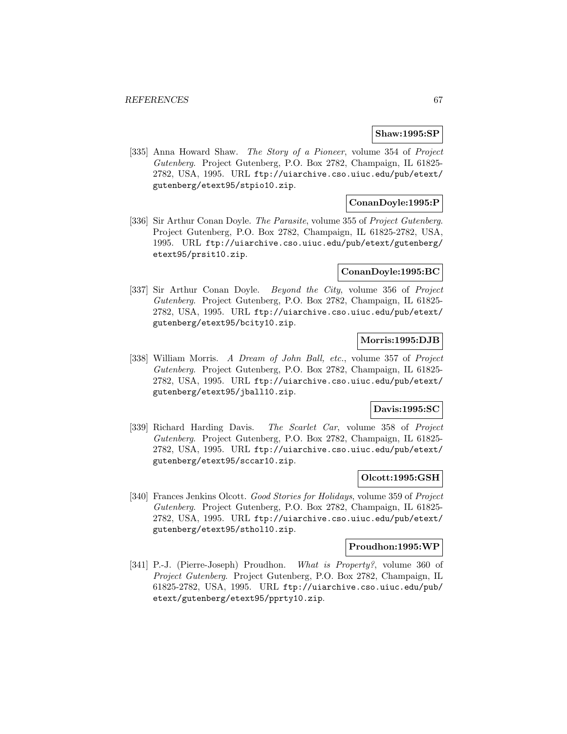**Shaw:1995:SP**

[335] Anna Howard Shaw. *The Story of a Pioneer*, volume 354 of *Project Gutenberg*. Project Gutenberg, P.O. Box 2782, Champaign, IL 61825-2782, USA, 1995. URL ftp://uiarchive.cso.uiuc.edu/pub/etext/gutenberg/etext95/stpio10.zip.

**ConanDoyle:1995:P**

[336] Sir Arthur Conan Doyle. *The Parasite*, volume 355 of *Project Gutenberg*. Project Gutenberg, P.O. Box 2782, Champaign, IL 61825-2782, USA, 1995. URL ftp://uiarchive.cso.uiuc.edu/pub/etext/gutenberg/etext95/prsit10.zip.

**ConanDoyle:1995:BC**

[337] Sir Arthur Conan Doyle. *Beyond the City*, volume 356 of *Project Gutenberg*. Project Gutenberg, P.O. Box 2782, Champaign, IL 61825-2782, USA, 1995. URL ftp://uiarchive.cso.uiuc.edu/pub/etext/gutenberg/etext95/bcity10.zip.

**Morris:1995:DJB**

[338] William Morris. *A Dream of John Ball, etc.*, volume 357 of *Project Gutenberg*. Project Gutenberg, P.O. Box 2782, Champaign, IL 61825-2782, USA, 1995. URL ftp://uiarchive.cso.uiuc.edu/pub/etext/gutenberg/etext95/jball10.zip.

**Davis:1995:SC**

[339] Richard Harding Davis. *The Scarlet Car*, volume 358 of *Project Gutenberg*. Project Gutenberg, P.O. Box 2782, Champaign, IL 61825-2782, USA, 1995. URL ftp://uiarchive.cso.uiuc.edu/pub/etext/gutenberg/etext95/sccar10.zip.

**Olcott:1995:GSH**

[340] Frances Jenkins Olcott. *Good Stories for Holidays*, volume 359 of *Project Gutenberg*. Project Gutenberg, P.O. Box 2782, Champaign, IL 61825-2782, USA, 1995. URL ftp://uiarchive.cso.uiuc.edu/pub/etext/gutenberg/etext95/sthol10.zip.

**Proudhon:1995:WP**

[341] P.-J. (Pierre-Joseph) Proudhon. *What is Property?*, volume 360 of *Project Gutenberg*. Project Gutenberg, P.O. Box 2782, Champaign, IL 61825-2782, USA, 1995. URL ftp://uiarchive.cso.uiuc.edu/pub/etext/gutenberg/etext95/pprty10.zip.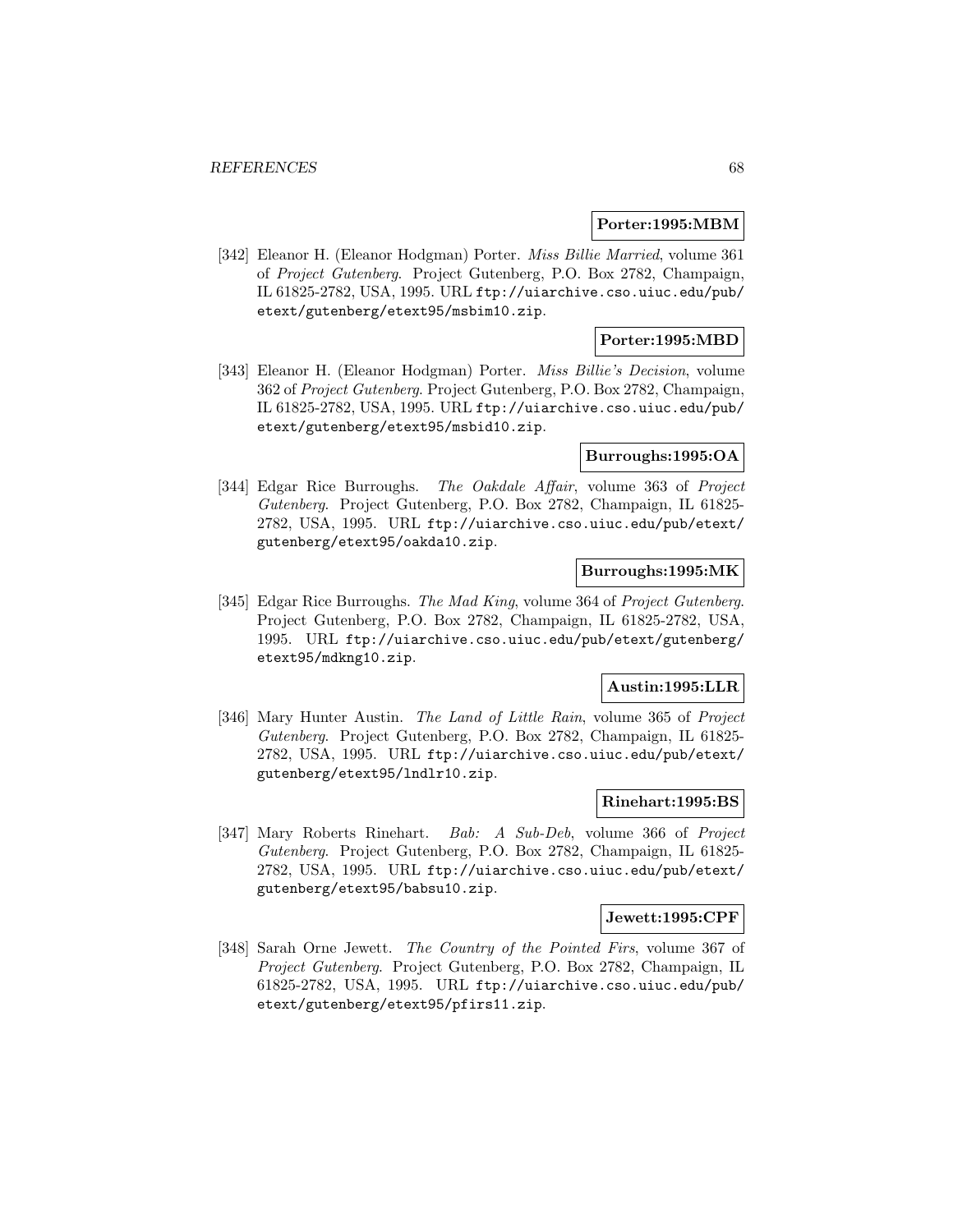**Porter:1995:MBM**

[342] Eleanor H. (Eleanor Hodgman) Porter. *Miss Billie Married*, volume 361 of *Project Gutenberg*. Project Gutenberg, P.O. Box 2782, Champaign, IL 61825-2782, USA, 1995. URL `ftp://uiarchive.cso.uiuc.edu/pub/etext/gutenberg/etext95/msbim10.zip`.

**Porter:1995:MBD**

[343] Eleanor H. (Eleanor Hodgman) Porter. *Miss Billie's Decision*, volume 362 of *Project Gutenberg*. Project Gutenberg, P.O. Box 2782, Champaign, IL 61825-2782, USA, 1995. URL `ftp://uiarchive.cso.uiuc.edu/pub/etext/gutenberg/etext95/msbid10.zip`.

**Burroughs:1995:OA**

[344] Edgar Rice Burroughs. *The Oakdale Affair*, volume 363 of *Project Gutenberg*. Project Gutenberg, P.O. Box 2782, Champaign, IL 61825-2782, USA, 1995. URL `ftp://uiarchive.cso.uiuc.edu/pub/etext/gutenberg/etext95/oakda10.zip`.

**Burroughs:1995:MK**

[345] Edgar Rice Burroughs. *The Mad King*, volume 364 of *Project Gutenberg*. Project Gutenberg, P.O. Box 2782, Champaign, IL 61825-2782, USA, 1995. URL `ftp://uiarchive.cso.uiuc.edu/pub/etext/gutenberg/etext95/mdkng10.zip`.

**Austin:1995:LLR**

[346] Mary Hunter Austin. *The Land of Little Rain*, volume 365 of *Project Gutenberg*. Project Gutenberg, P.O. Box 2782, Champaign, IL 61825-2782, USA, 1995. URL `ftp://uiarchive.cso.uiuc.edu/pub/etext/gutenberg/etext95/lndlr10.zip`.

**Rinehart:1995:BS**

[347] Mary Roberts Rinehart. *Bab: A Sub-Deb*, volume 366 of *Project Gutenberg*. Project Gutenberg, P.O. Box 2782, Champaign, IL 61825-2782, USA, 1995. URL `ftp://uiarchive.cso.uiuc.edu/pub/etext/gutenberg/etext95/babsu10.zip`.

**Jewett:1995:CPF**

[348] Sarah Orne Jewett. *The Country of the Pointed Firs*, volume 367 of *Project Gutenberg*. Project Gutenberg, P.O. Box 2782, Champaign, IL 61825-2782, USA, 1995. URL `ftp://uiarchive.cso.uiuc.edu/pub/etext/gutenberg/etext95/pfirs11.zip`.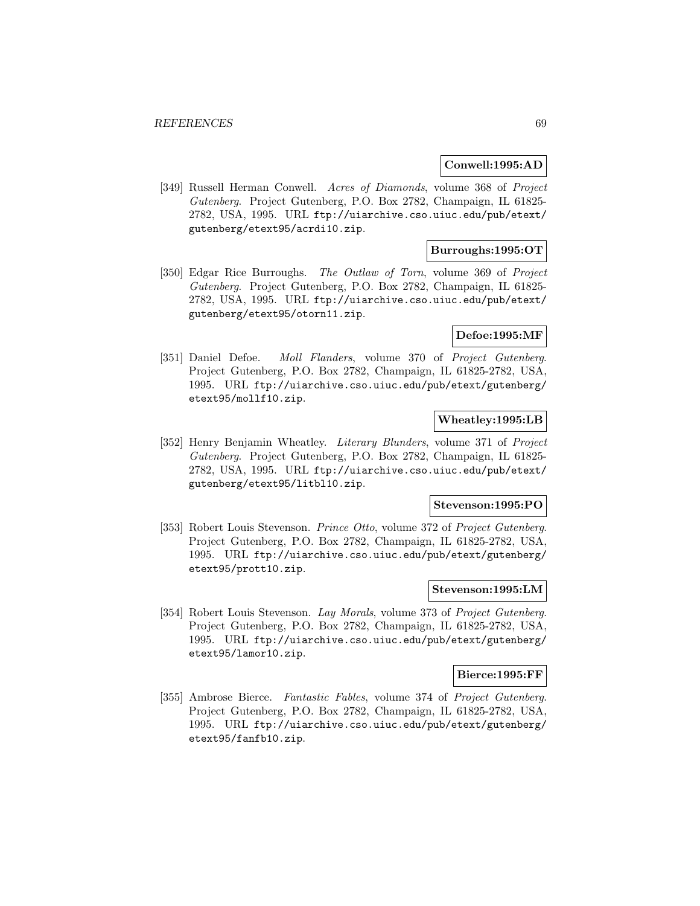**Conwell:1995:AD**

[349] Russell Herman Conwell. *Acres of Diamonds*, volume 368 of *Project Gutenberg*. Project Gutenberg, P.O. Box 2782, Champaign, IL 61825-2782, USA, 1995. URL ftp://uiarchive.cso.uiuc.edu/pub/etext/gutenberg/etext95/acrdi10.zip.

**Burroughs:1995:OT**

[350] Edgar Rice Burroughs. *The Outlaw of Torn*, volume 369 of *Project Gutenberg*. Project Gutenberg, P.O. Box 2782, Champaign, IL 61825-2782, USA, 1995. URL ftp://uiarchive.cso.uiuc.edu/pub/etext/gutenberg/etext95/otorn11.zip.

**Defoe:1995:MF**

[351] Daniel Defoe. *Moll Flanders*, volume 370 of *Project Gutenberg*. Project Gutenberg, P.O. Box 2782, Champaign, IL 61825-2782, USA, 1995. URL ftp://uiarchive.cso.uiuc.edu/pub/etext/gutenberg/etext95/mollf10.zip.

**Wheatley:1995:LB**

[352] Henry Benjamin Wheatley. *Literary Blunders*, volume 371 of *Project Gutenberg*. Project Gutenberg, P.O. Box 2782, Champaign, IL 61825-2782, USA, 1995. URL ftp://uiarchive.cso.uiuc.edu/pub/etext/gutenberg/etext95/litbl10.zip.

**Stevenson:1995:PO**

[353] Robert Louis Stevenson. *Prince Otto*, volume 372 of *Project Gutenberg*. Project Gutenberg, P.O. Box 2782, Champaign, IL 61825-2782, USA, 1995. URL ftp://uiarchive.cso.uiuc.edu/pub/etext/gutenberg/etext95/prott10.zip.

**Stevenson:1995:LM**

[354] Robert Louis Stevenson. *Lay Morals*, volume 373 of *Project Gutenberg*. Project Gutenberg, P.O. Box 2782, Champaign, IL 61825-2782, USA, 1995. URL ftp://uiarchive.cso.uiuc.edu/pub/etext/gutenberg/etext95/lamor10.zip.

**Bierce:1995:FF**

[355] Ambrose Bierce. *Fantastic Fables*, volume 374 of *Project Gutenberg*. Project Gutenberg, P.O. Box 2782, Champaign, IL 61825-2782, USA, 1995. URL ftp://uiarchive.cso.uiuc.edu/pub/etext/gutenberg/etext95/fanfb10.zip.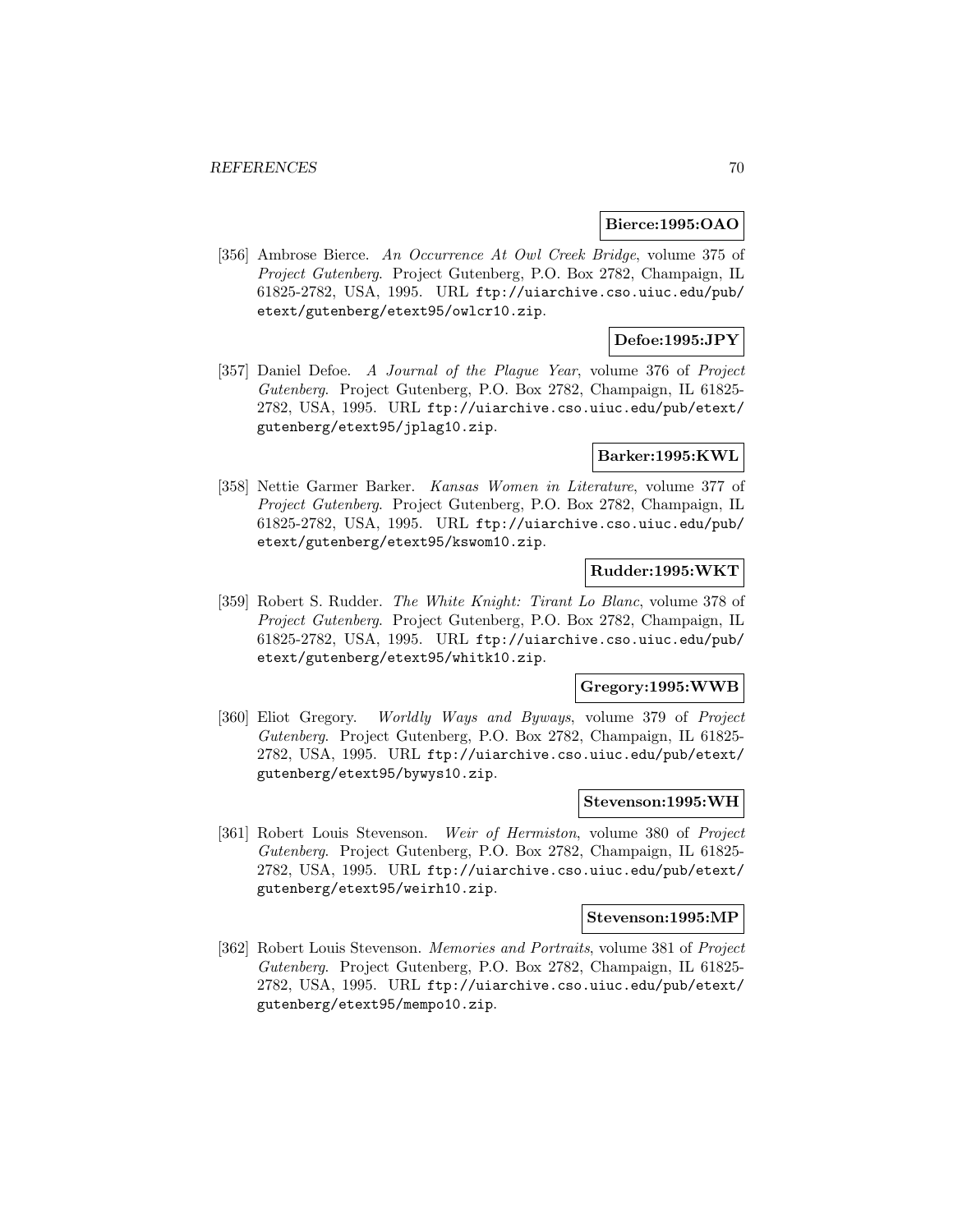**Bierce:1995:OAO**

[356] Ambrose Bierce. *An Occurrence At Owl Creek Bridge*, volume 375 of *Project Gutenberg*. Project Gutenberg, P.O. Box 2782, Champaign, IL 61825-2782, USA, 1995. URL `ftp://uiarchive.cso.uiuc.edu/pub/etext/gutenberg/etext95/owlcr10.zip`.

**Defoe:1995:JPY**

[357] Daniel Defoe. *A Journal of the Plague Year*, volume 376 of *Project Gutenberg*. Project Gutenberg, P.O. Box 2782, Champaign, IL 61825-2782, USA, 1995. URL `ftp://uiarchive.cso.uiuc.edu/pub/etext/gutenberg/etext95/jplag10.zip`.

**Barker:1995:KWL**

[358] Nettie Garmer Barker. *Kansas Women in Literature*, volume 377 of *Project Gutenberg*. Project Gutenberg, P.O. Box 2782, Champaign, IL 61825-2782, USA, 1995. URL `ftp://uiarchive.cso.uiuc.edu/pub/etext/gutenberg/etext95/kswom10.zip`.

**Rudder:1995:WKT**

[359] Robert S. Rudder. *The White Knight: Tirant Lo Blanc*, volume 378 of *Project Gutenberg*. Project Gutenberg, P.O. Box 2782, Champaign, IL 61825-2782, USA, 1995. URL `ftp://uiarchive.cso.uiuc.edu/pub/etext/gutenberg/etext95/whitk10.zip`.

**Gregory:1995:WWB**

[360] Eliot Gregory. *Worldly Ways and Byways*, volume 379 of *Project Gutenberg*. Project Gutenberg, P.O. Box 2782, Champaign, IL 61825-2782, USA, 1995. URL `ftp://uiarchive.cso.uiuc.edu/pub/etext/gutenberg/etext95/bywys10.zip`.

**Stevenson:1995:WH**

[361] Robert Louis Stevenson. *Weir of Hermiston*, volume 380 of *Project Gutenberg*. Project Gutenberg, P.O. Box 2782, Champaign, IL 61825-2782, USA, 1995. URL `ftp://uiarchive.cso.uiuc.edu/pub/etext/gutenberg/etext95/weirh10.zip`.

**Stevenson:1995:MP**

[362] Robert Louis Stevenson. *Memories and Portraits*, volume 381 of *Project Gutenberg*. Project Gutenberg, P.O. Box 2782, Champaign, IL 61825-2782, USA, 1995. URL `ftp://uiarchive.cso.uiuc.edu/pub/etext/gutenberg/etext95/mempo10.zip`.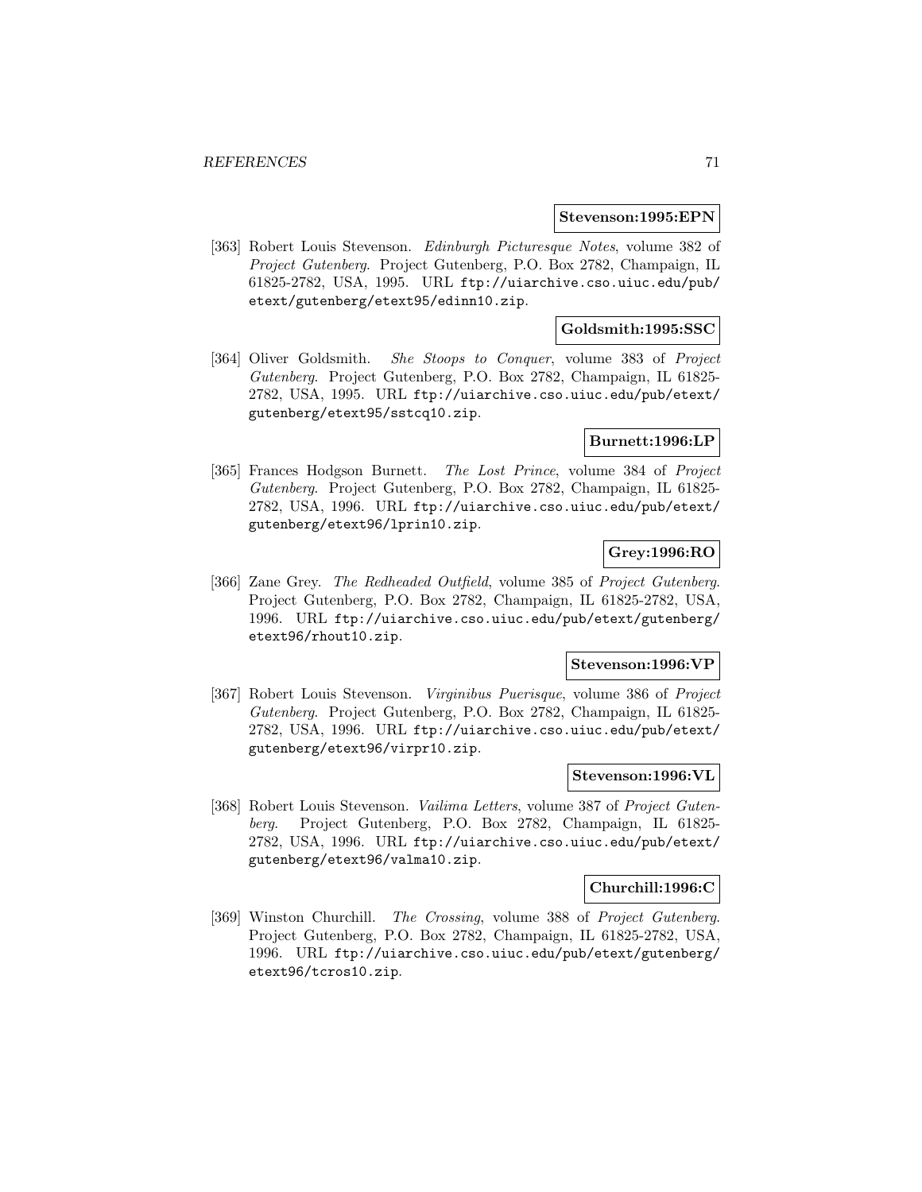**Stevenson:1995:EPN**

[363] Robert Louis Stevenson. *Edinburgh Picturesque Notes*, volume 382 of *Project Gutenberg*. Project Gutenberg, P.O. Box 2782, Champaign, IL 61825-2782, USA, 1995. URL `ftp://uiarchive.cso.uiuc.edu/pub/etext/gutenberg/etext95/edinn10.zip`.

**Goldsmith:1995:SSC**

[364] Oliver Goldsmith. *She Stoops to Conquer*, volume 383 of *Project Gutenberg*. Project Gutenberg, P.O. Box 2782, Champaign, IL 61825-2782, USA, 1995. URL `ftp://uiarchive.cso.uiuc.edu/pub/etext/gutenberg/etext95/sstcq10.zip`.

**Burnett:1996:LP**

[365] Frances Hodgson Burnett. *The Lost Prince*, volume 384 of *Project Gutenberg*. Project Gutenberg, P.O. Box 2782, Champaign, IL 61825-2782, USA, 1996. URL `ftp://uiarchive.cso.uiuc.edu/pub/etext/gutenberg/etext96/lprin10.zip`.

**Grey:1996:RO**

[366] Zane Grey. *The Redheaded Outfield*, volume 385 of *Project Gutenberg*. Project Gutenberg, P.O. Box 2782, Champaign, IL 61825-2782, USA, 1996. URL `ftp://uiarchive.cso.uiuc.edu/pub/etext/gutenberg/etext96/rhout10.zip`.

**Stevenson:1996:VP**

[367] Robert Louis Stevenson. *Virginibus Puerisque*, volume 386 of *Project Gutenberg*. Project Gutenberg, P.O. Box 2782, Champaign, IL 61825-2782, USA, 1996. URL `ftp://uiarchive.cso.uiuc.edu/pub/etext/gutenberg/etext96/virpr10.zip`.

**Stevenson:1996:VL**

[368] Robert Louis Stevenson. *Vailima Letters*, volume 387 of *Project Gutenberg*. Project Gutenberg, P.O. Box 2782, Champaign, IL 61825-2782, USA, 1996. URL `ftp://uiarchive.cso.uiuc.edu/pub/etext/gutenberg/etext96/valma10.zip`.

**Churchill:1996:C**

[369] Winston Churchill. *The Crossing*, volume 388 of *Project Gutenberg*. Project Gutenberg, P.O. Box 2782, Champaign, IL 61825-2782, USA, 1996. URL `ftp://uiarchive.cso.uiuc.edu/pub/etext/gutenberg/etext96/tcros10.zip`.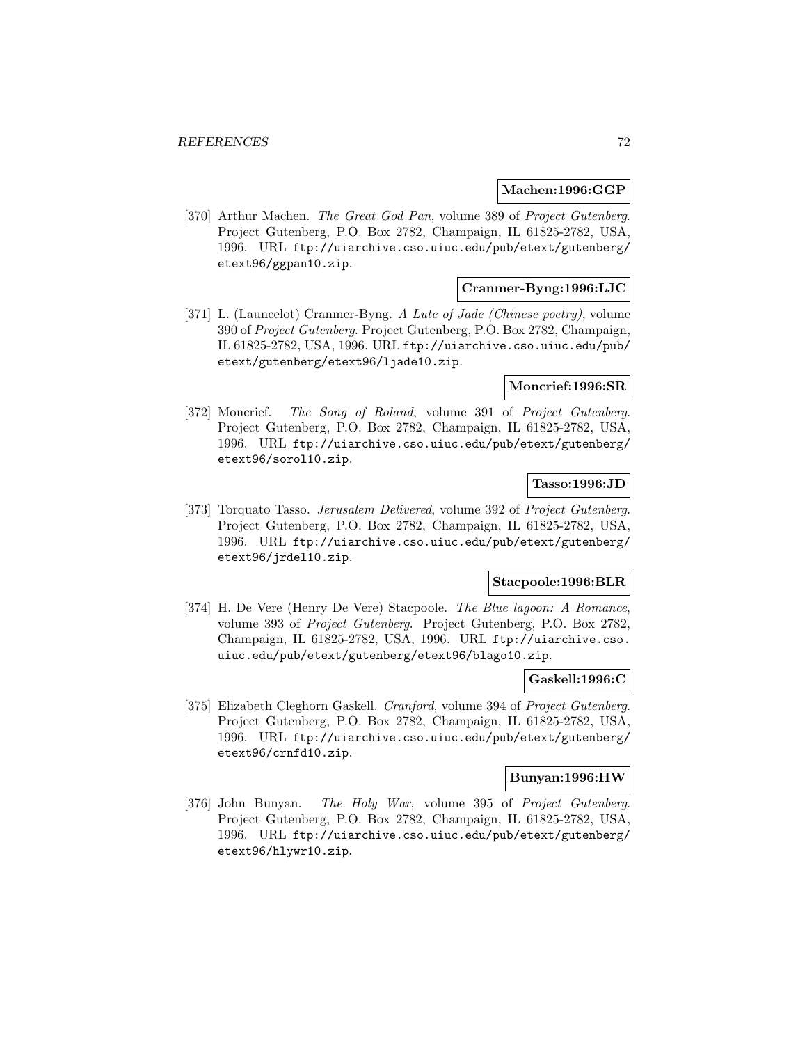**Machen:1996:GGP**

[370] Arthur Machen. *The Great God Pan*, volume 389 of *Project Gutenberg*. Project Gutenberg, P.O. Box 2782, Champaign, IL 61825-2782, USA, 1996. URL ftp://uiarchive.cso.uiuc.edu/pub/etext/gutenberg/etext96/ggpan10.zip.

**Cranmer-Byng:1996:LJC**

[371] L. (Launcelot) Cranmer-Byng. *A Lute of Jade (Chinese poetry)*, volume 390 of *Project Gutenberg*. Project Gutenberg, P.O. Box 2782, Champaign, IL 61825-2782, USA, 1996. URL ftp://uiarchive.cso.uiuc.edu/pub/etext/gutenberg/etext96/ljade10.zip.

**Moncrief:1996:SR**

[372] Moncrief. *The Song of Roland*, volume 391 of *Project Gutenberg*. Project Gutenberg, P.O. Box 2782, Champaign, IL 61825-2782, USA, 1996. URL ftp://uiarchive.cso.uiuc.edu/pub/etext/gutenberg/etext96/sorol10.zip.

**Tasso:1996:JD**

[373] Torquato Tasso. *Jerusalem Delivered*, volume 392 of *Project Gutenberg*. Project Gutenberg, P.O. Box 2782, Champaign, IL 61825-2782, USA, 1996. URL ftp://uiarchive.cso.uiuc.edu/pub/etext/gutenberg/etext96/jrdel10.zip.

**Stacpoole:1996:BLR**

[374] H. De Vere (Henry De Vere) Stacpoole. *The Blue lagoon: A Romance*, volume 393 of *Project Gutenberg*. Project Gutenberg, P.O. Box 2782, Champaign, IL 61825-2782, USA, 1996. URL ftp://uiarchive.cso.uiuc.edu/pub/etext/gutenberg/etext96/blago10.zip.

**Gaskell:1996:C**

[375] Elizabeth Cleghorn Gaskell. *Cranford*, volume 394 of *Project Gutenberg*. Project Gutenberg, P.O. Box 2782, Champaign, IL 61825-2782, USA, 1996. URL ftp://uiarchive.cso.uiuc.edu/pub/etext/gutenberg/etext96/crnfd10.zip.

**Bunyan:1996:HW**

[376] John Bunyan. *The Holy War*, volume 395 of *Project Gutenberg*. Project Gutenberg, P.O. Box 2782, Champaign, IL 61825-2782, USA, 1996. URL ftp://uiarchive.cso.uiuc.edu/pub/etext/gutenberg/etext96/hlywr10.zip.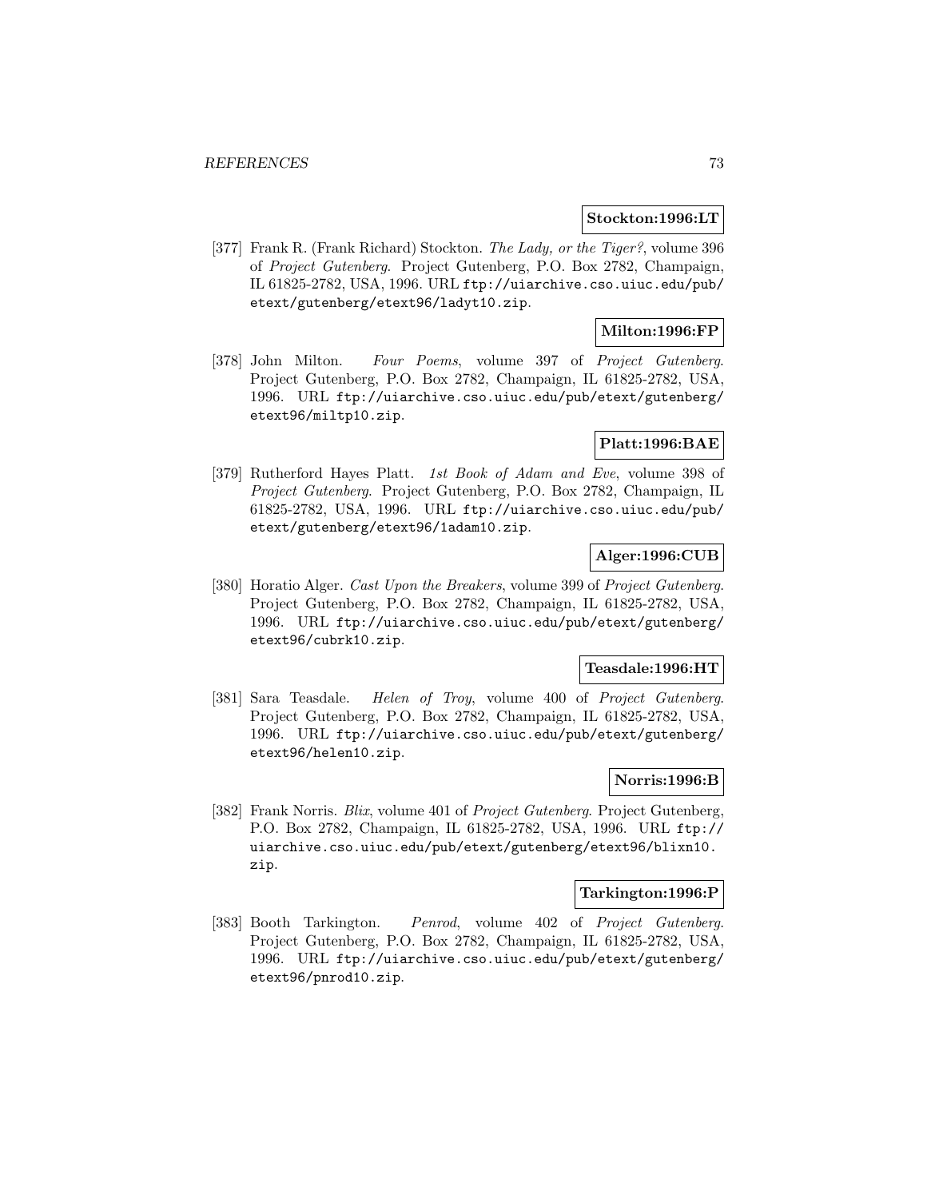**Stockton:1996:LT**

[377] Frank R. (Frank Richard) Stockton. *The Lady, or the Tiger?*, volume 396 of *Project Gutenberg*. Project Gutenberg, P.O. Box 2782, Champaign, IL 61825-2782, USA, 1996. URL `ftp://uiarchive.cso.uiuc.edu/pub/etext/gutenberg/etext96/ladyt10.zip`.

**Milton:1996:FP**

[378] John Milton. *Four Poems*, volume 397 of *Project Gutenberg*. Project Gutenberg, P.O. Box 2782, Champaign, IL 61825-2782, USA, 1996. URL `ftp://uiarchive.cso.uiuc.edu/pub/etext/gutenberg/etext96/miltp10.zip`.

**Platt:1996:BAE**

[379] Rutherford Hayes Platt. *1st Book of Adam and Eve*, volume 398 of *Project Gutenberg*. Project Gutenberg, P.O. Box 2782, Champaign, IL 61825-2782, USA, 1996. URL `ftp://uiarchive.cso.uiuc.edu/pub/etext/gutenberg/etext96/1adam10.zip`.

**Alger:1996:CUB**

[380] Horatio Alger. *Cast Upon the Breakers*, volume 399 of *Project Gutenberg*. Project Gutenberg, P.O. Box 2782, Champaign, IL 61825-2782, USA, 1996. URL `ftp://uiarchive.cso.uiuc.edu/pub/etext/gutenberg/etext96/cubrk10.zip`.

**Teasdale:1996:HT**

[381] Sara Teasdale. *Helen of Troy*, volume 400 of *Project Gutenberg*. Project Gutenberg, P.O. Box 2782, Champaign, IL 61825-2782, USA, 1996. URL `ftp://uiarchive.cso.uiuc.edu/pub/etext/gutenberg/etext96/helen10.zip`.

**Norris:1996:B**

[382] Frank Norris. *Blix*, volume 401 of *Project Gutenberg*. Project Gutenberg, P.O. Box 2782, Champaign, IL 61825-2782, USA, 1996. URL `ftp://uiarchive.cso.uiuc.edu/pub/etext/gutenberg/etext96/blixn10.zip`.

**Tarkington:1996:P**

[383] Booth Tarkington. *Penrod*, volume 402 of *Project Gutenberg*. Project Gutenberg, P.O. Box 2782, Champaign, IL 61825-2782, USA, 1996. URL `ftp://uiarchive.cso.uiuc.edu/pub/etext/gutenberg/etext96/pnrod10.zip`.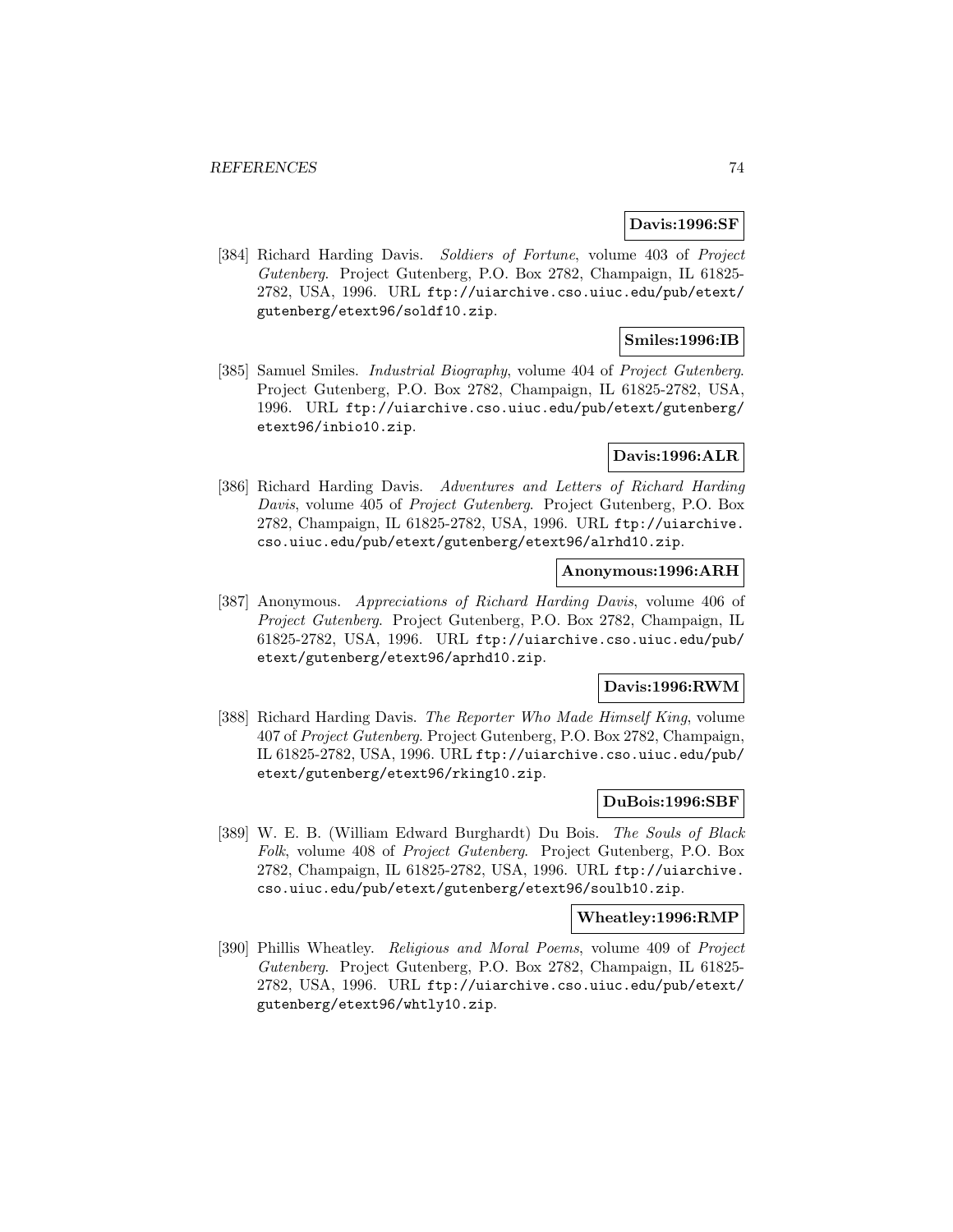**Davis:1996:SF**

[384] Richard Harding Davis. *Soldiers of Fortune*, volume 403 of *Project Gutenberg*. Project Gutenberg, P.O. Box 2782, Champaign, IL 61825-2782, USA, 1996. URL `ftp://uiarchive.cso.uiuc.edu/pub/etext/gutenberg/etext96/soldf10.zip`.

**Smiles:1996:IB**

[385] Samuel Smiles. *Industrial Biography*, volume 404 of *Project Gutenberg*. Project Gutenberg, P.O. Box 2782, Champaign, IL 61825-2782, USA, 1996. URL `ftp://uiarchive.cso.uiuc.edu/pub/etext/gutenberg/etext96/inbio10.zip`.

**Davis:1996:ALR**

[386] Richard Harding Davis. *Adventures and Letters of Richard Harding Davis*, volume 405 of *Project Gutenberg*. Project Gutenberg, P.O. Box 2782, Champaign, IL 61825-2782, USA, 1996. URL `ftp://uiarchive.cso.uiuc.edu/pub/etext/gutenberg/etext96/alrhd10.zip`.

**Anonymous:1996:ARH**

[387] Anonymous. *Appreciations of Richard Harding Davis*, volume 406 of *Project Gutenberg*. Project Gutenberg, P.O. Box 2782, Champaign, IL 61825-2782, USA, 1996. URL `ftp://uiarchive.cso.uiuc.edu/pub/etext/gutenberg/etext96/aprhd10.zip`.

**Davis:1996:RWM**

[388] Richard Harding Davis. *The Reporter Who Made Himself King*, volume 407 of *Project Gutenberg*. Project Gutenberg, P.O. Box 2782, Champaign, IL 61825-2782, USA, 1996. URL `ftp://uiarchive.cso.uiuc.edu/pub/etext/gutenberg/etext96/rking10.zip`.

**DuBois:1996:SBF**

[389] W. E. B. (William Edward Burghardt) Du Bois. *The Souls of Black Folk*, volume 408 of *Project Gutenberg*. Project Gutenberg, P.O. Box 2782, Champaign, IL 61825-2782, USA, 1996. URL `ftp://uiarchive.cso.uiuc.edu/pub/etext/gutenberg/etext96/soulb10.zip`.

**Wheatley:1996:RMP**

[390] Phillis Wheatley. *Religious and Moral Poems*, volume 409 of *Project Gutenberg*. Project Gutenberg, P.O. Box 2782, Champaign, IL 61825-2782, USA, 1996. URL `ftp://uiarchive.cso.uiuc.edu/pub/etext/gutenberg/etext96/whtly10.zip`.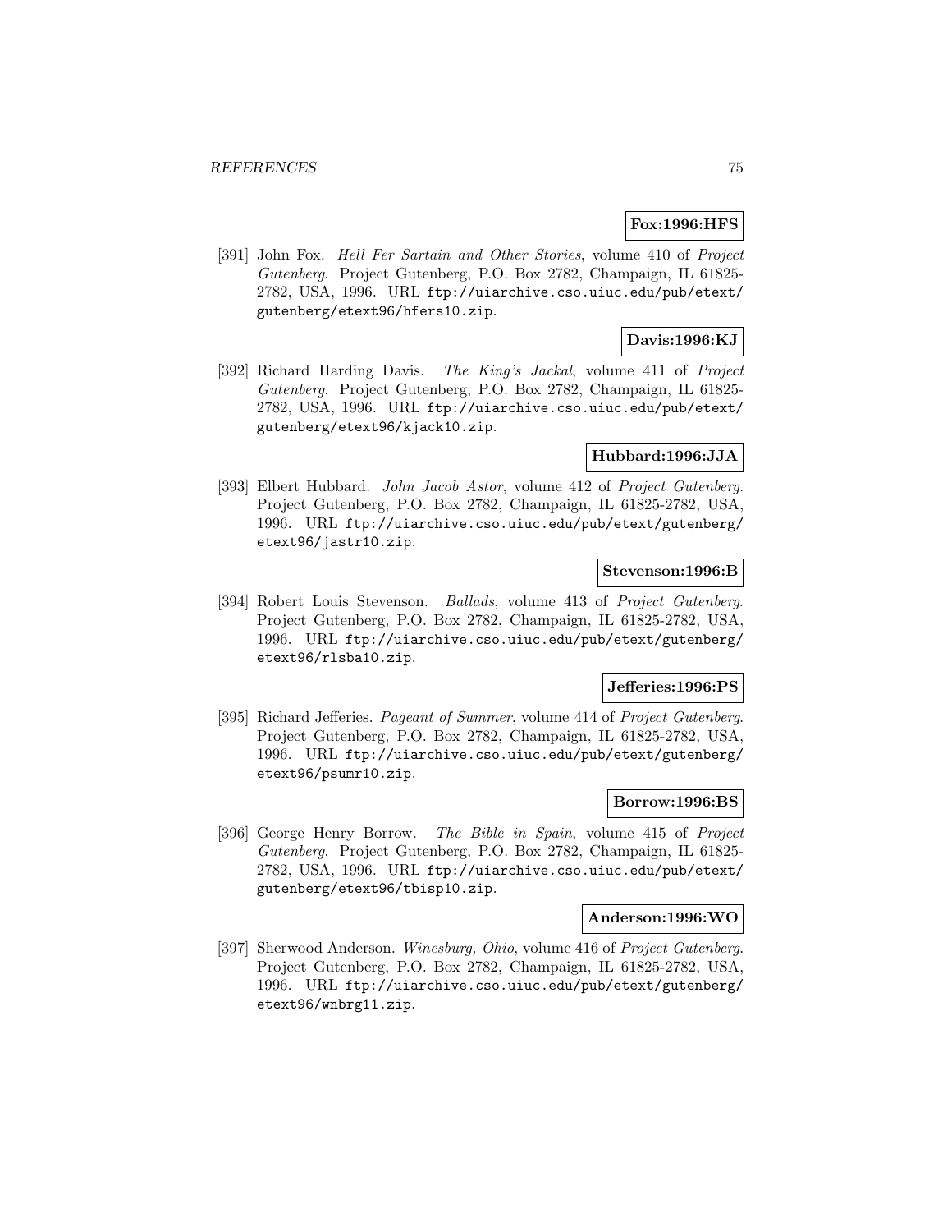**Fox:1996:HFS**

[391] John Fox. *Hell Fer Sartain and Other Stories*, volume 410 of *Project Gutenberg*. Project Gutenberg, P.O. Box 2782, Champaign, IL 61825-2782, USA, 1996. URL `ftp://uiarchive.cso.uiuc.edu/pub/etext/gutenberg/etext96/hfers10.zip`.

**Davis:1996:KJ**

[392] Richard Harding Davis. *The King's Jackal*, volume 411 of *Project Gutenberg*. Project Gutenberg, P.O. Box 2782, Champaign, IL 61825-2782, USA, 1996. URL `ftp://uiarchive.cso.uiuc.edu/pub/etext/gutenberg/etext96/kjack10.zip`.

**Hubbard:1996:JJA**

[393] Elbert Hubbard. *John Jacob Astor*, volume 412 of *Project Gutenberg*. Project Gutenberg, P.O. Box 2782, Champaign, IL 61825-2782, USA, 1996. URL `ftp://uiarchive.cso.uiuc.edu/pub/etext/gutenberg/etext96/jastr10.zip`.

**Stevenson:1996:B**

[394] Robert Louis Stevenson. *Ballads*, volume 413 of *Project Gutenberg*. Project Gutenberg, P.O. Box 2782, Champaign, IL 61825-2782, USA, 1996. URL `ftp://uiarchive.cso.uiuc.edu/pub/etext/gutenberg/etext96/rlsba10.zip`.

**Jefferies:1996:PS**

[395] Richard Jefferies. *Pageant of Summer*, volume 414 of *Project Gutenberg*. Project Gutenberg, P.O. Box 2782, Champaign, IL 61825-2782, USA, 1996. URL `ftp://uiarchive.cso.uiuc.edu/pub/etext/gutenberg/etext96/psumr10.zip`.

**Borrow:1996:BS**

[396] George Henry Borrow. *The Bible in Spain*, volume 415 of *Project Gutenberg*. Project Gutenberg, P.O. Box 2782, Champaign, IL 61825-2782, USA, 1996. URL `ftp://uiarchive.cso.uiuc.edu/pub/etext/gutenberg/etext96/tbisp10.zip`.

**Anderson:1996:WO**

[397] Sherwood Anderson. *Winesburg, Ohio*, volume 416 of *Project Gutenberg*. Project Gutenberg, P.O. Box 2782, Champaign, IL 61825-2782, USA, 1996. URL `ftp://uiarchive.cso.uiuc.edu/pub/etext/gutenberg/etext96/wnbrg11.zip`.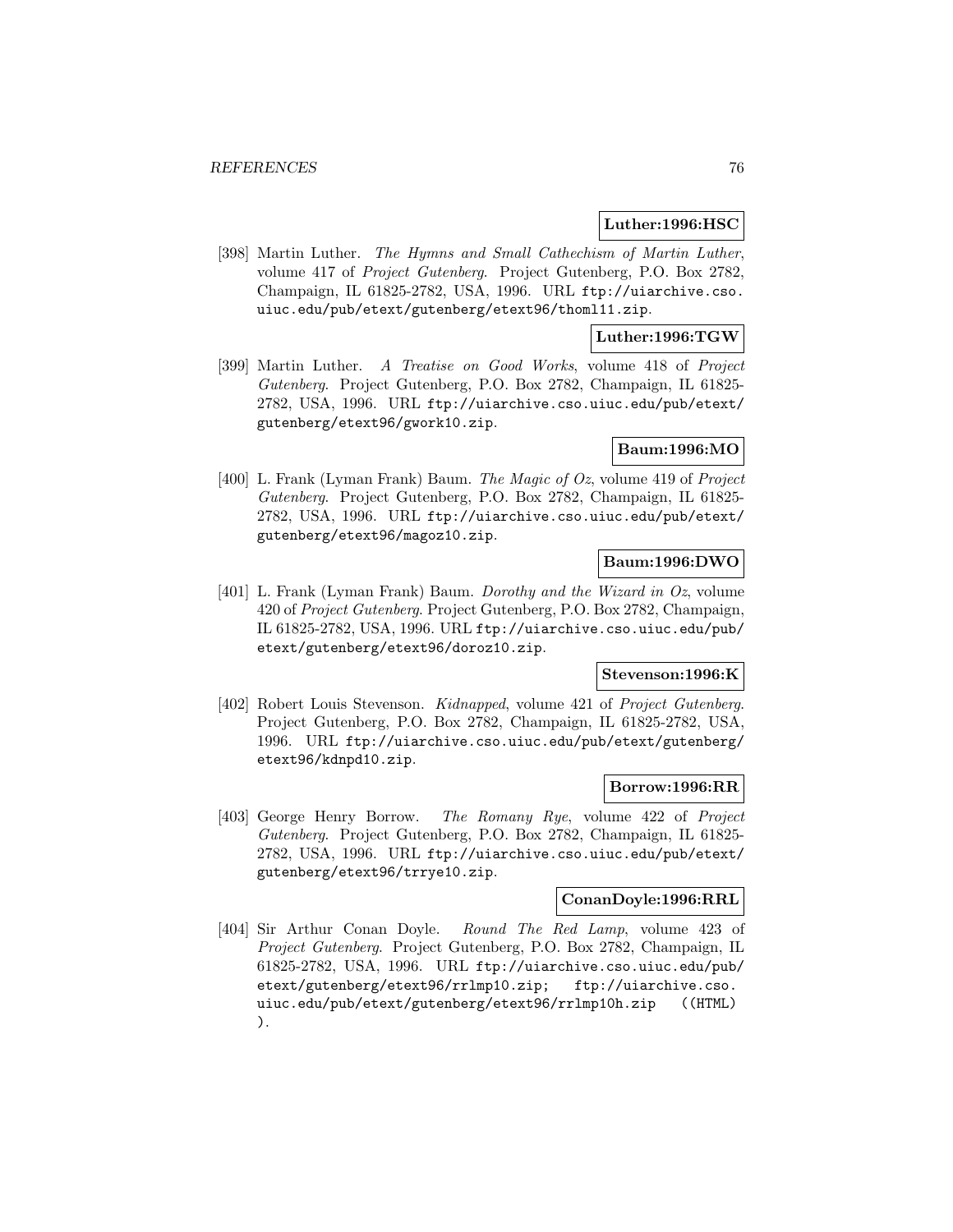**Luther:1996:HSC**

[398] Martin Luther. *The Hymns and Small Cathechism of Martin Luther*, volume 417 of *Project Gutenberg*. Project Gutenberg, P.O. Box 2782, Champaign, IL 61825-2782, USA, 1996. URL `ftp://uiarchive.cso.uiuc.edu/pub/etext/gutenberg/etext96/thoml11.zip`.

**Luther:1996:TGW**

[399] Martin Luther. *A Treatise on Good Works*, volume 418 of *Project Gutenberg*. Project Gutenberg, P.O. Box 2782, Champaign, IL 61825-2782, USA, 1996. URL `ftp://uiarchive.cso.uiuc.edu/pub/etext/gutenberg/etext96/gwork10.zip`.

**Baum:1996:MO**

[400] L. Frank (Lyman Frank) Baum. *The Magic of Oz*, volume 419 of *Project Gutenberg*. Project Gutenberg, P.O. Box 2782, Champaign, IL 61825-2782, USA, 1996. URL `ftp://uiarchive.cso.uiuc.edu/pub/etext/gutenberg/etext96/magoz10.zip`.

**Baum:1996:DWO**

[401] L. Frank (Lyman Frank) Baum. *Dorothy and the Wizard in Oz*, volume 420 of *Project Gutenberg*. Project Gutenberg, P.O. Box 2782, Champaign, IL 61825-2782, USA, 1996. URL `ftp://uiarchive.cso.uiuc.edu/pub/etext/gutenberg/etext96/doroz10.zip`.

**Stevenson:1996:K**

[402] Robert Louis Stevenson. *Kidnapped*, volume 421 of *Project Gutenberg*. Project Gutenberg, P.O. Box 2782, Champaign, IL 61825-2782, USA, 1996. URL `ftp://uiarchive.cso.uiuc.edu/pub/etext/gutenberg/etext96/kdnpd10.zip`.

**Borrow:1996:RR**

[403] George Henry Borrow. *The Romany Rye*, volume 422 of *Project Gutenberg*. Project Gutenberg, P.O. Box 2782, Champaign, IL 61825-2782, USA, 1996. URL `ftp://uiarchive.cso.uiuc.edu/pub/etext/gutenberg/etext96/trrye10.zip`.

**ConanDoyle:1996:RRL**

[404] Sir Arthur Conan Doyle. *Round The Red Lamp*, volume 423 of *Project Gutenberg*. Project Gutenberg, P.O. Box 2782, Champaign, IL 61825-2782, USA, 1996. URL `ftp://uiarchive.cso.uiuc.edu/pub/etext/gutenberg/etext96/rrlmp10.zip; ftp://uiarchive.cso.uiuc.edu/pub/etext/gutenberg/etext96/rrlmp10h.zip ((HTML) )`.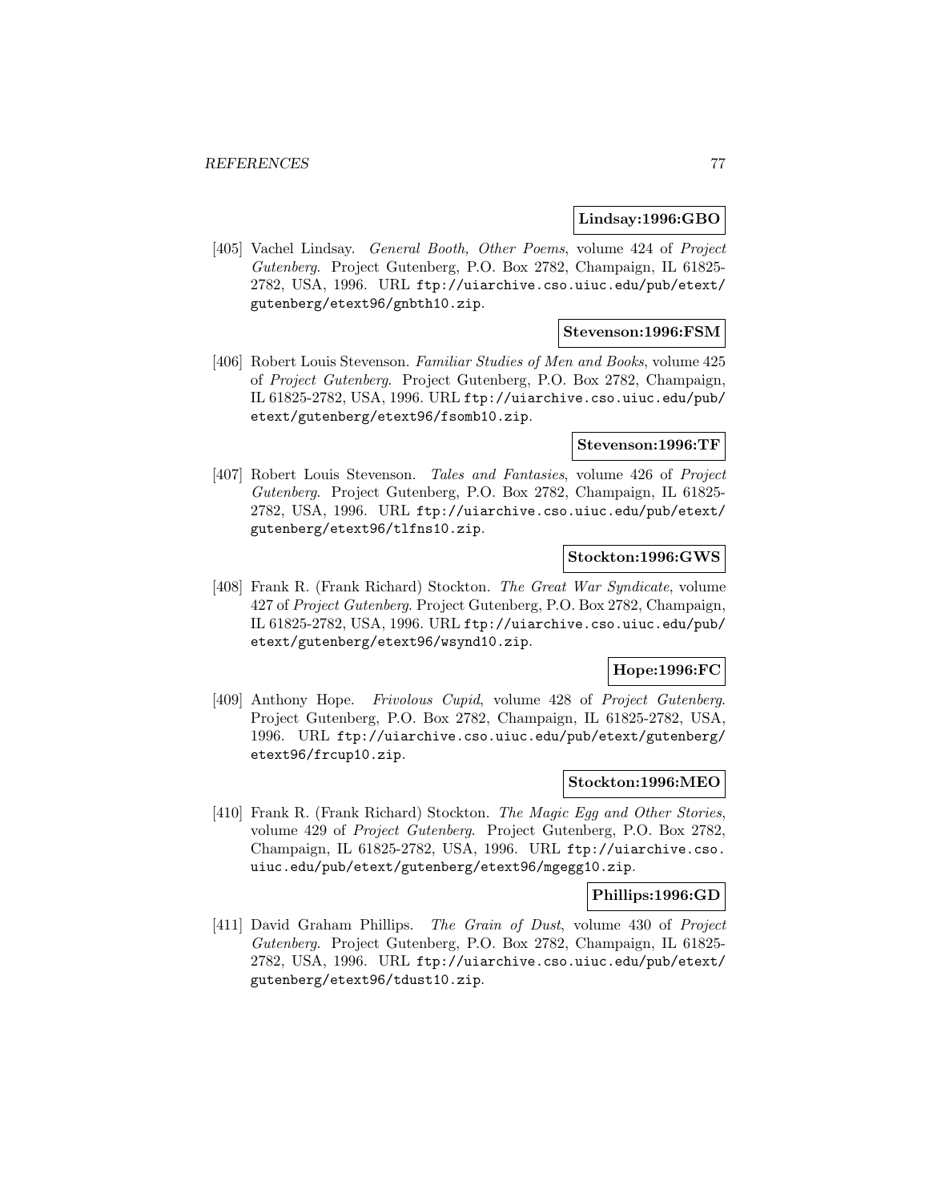**Lindsay:1996:GBO**

[405] Vachel Lindsay. *General Booth, Other Poems*, volume 424 of *Project Gutenberg*. Project Gutenberg, P.O. Box 2782, Champaign, IL 61825-2782, USA, 1996. URL ftp://uiarchive.cso.uiuc.edu/pub/etext/gutenberg/etext96/gnbth10.zip.

**Stevenson:1996:FSM**

[406] Robert Louis Stevenson. *Familiar Studies of Men and Books*, volume 425 of *Project Gutenberg*. Project Gutenberg, P.O. Box 2782, Champaign, IL 61825-2782, USA, 1996. URL ftp://uiarchive.cso.uiuc.edu/pub/etext/gutenberg/etext96/fsomb10.zip.

**Stevenson:1996:TF**

[407] Robert Louis Stevenson. *Tales and Fantasies*, volume 426 of *Project Gutenberg*. Project Gutenberg, P.O. Box 2782, Champaign, IL 61825-2782, USA, 1996. URL ftp://uiarchive.cso.uiuc.edu/pub/etext/gutenberg/etext96/tlfns10.zip.

**Stockton:1996:GWS**

[408] Frank R. (Frank Richard) Stockton. *The Great War Syndicate*, volume 427 of *Project Gutenberg*. Project Gutenberg, P.O. Box 2782, Champaign, IL 61825-2782, USA, 1996. URL ftp://uiarchive.cso.uiuc.edu/pub/etext/gutenberg/etext96/wsynd10.zip.

**Hope:1996:FC**

[409] Anthony Hope. *Frivolous Cupid*, volume 428 of *Project Gutenberg*. Project Gutenberg, P.O. Box 2782, Champaign, IL 61825-2782, USA, 1996. URL ftp://uiarchive.cso.uiuc.edu/pub/etext/gutenberg/etext96/frcup10.zip.

**Stockton:1996:MEO**

[410] Frank R. (Frank Richard) Stockton. *The Magic Egg and Other Stories*, volume 429 of *Project Gutenberg*. Project Gutenberg, P.O. Box 2782, Champaign, IL 61825-2782, USA, 1996. URL ftp://uiarchive.cso.uiuc.edu/pub/etext/gutenberg/etext96/mgegg10.zip.

**Phillips:1996:GD**

[411] David Graham Phillips. *The Grain of Dust*, volume 430 of *Project Gutenberg*. Project Gutenberg, P.O. Box 2782, Champaign, IL 61825-2782, USA, 1996. URL ftp://uiarchive.cso.uiuc.edu/pub/etext/gutenberg/etext96/tdust10.zip.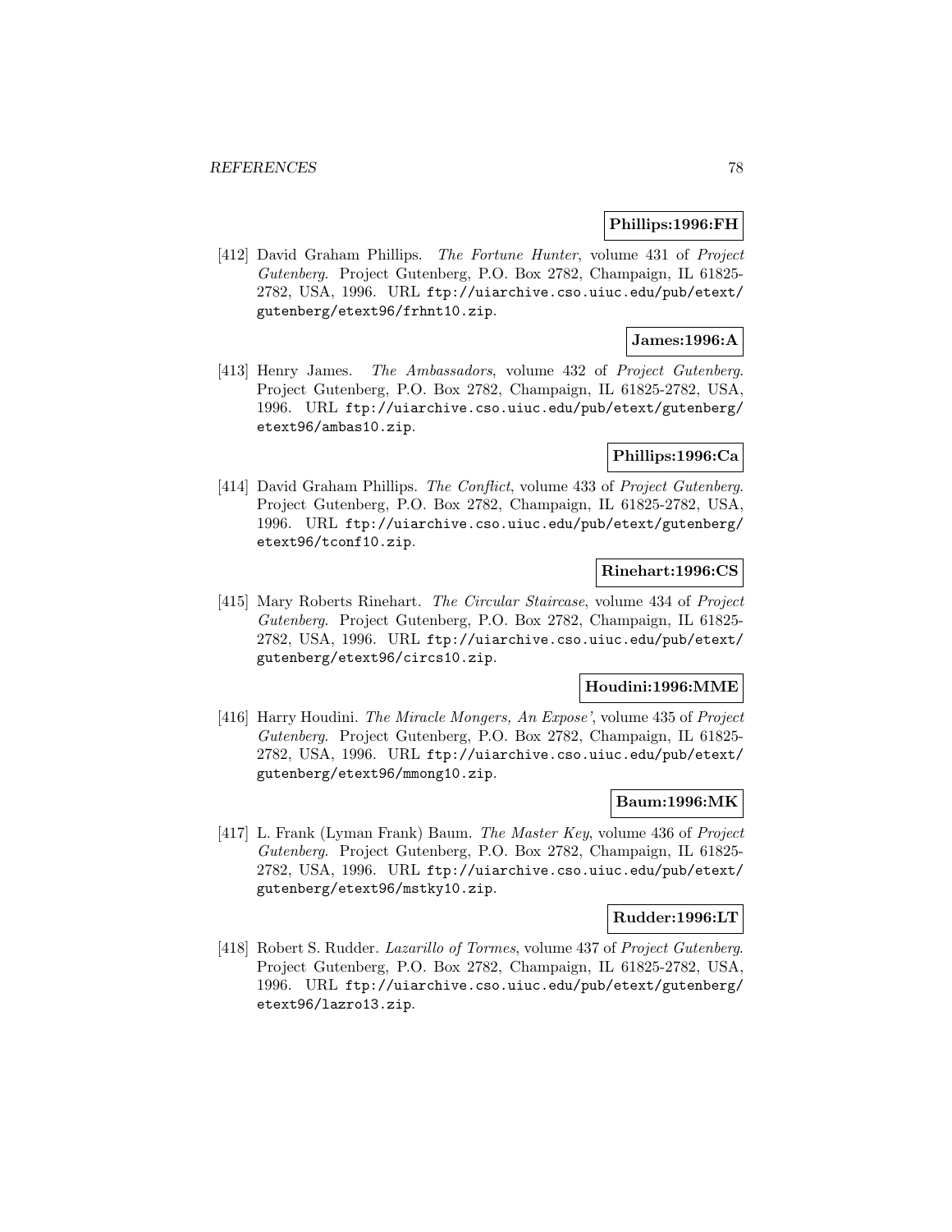**Phillips:1996:FH**

[412] David Graham Phillips. *The Fortune Hunter*, volume 431 of *Project Gutenberg*. Project Gutenberg, P.O. Box 2782, Champaign, IL 61825-2782, USA, 1996. URL `ftp://uiarchive.cso.uiuc.edu/pub/etext/gutenberg/etext96/frhnt10.zip`.

**James:1996:A**

[413] Henry James. *The Ambassadors*, volume 432 of *Project Gutenberg*. Project Gutenberg, P.O. Box 2782, Champaign, IL 61825-2782, USA, 1996. URL `ftp://uiarchive.cso.uiuc.edu/pub/etext/gutenberg/etext96/ambas10.zip`.

**Phillips:1996:Ca**

[414] David Graham Phillips. *The Conflict*, volume 433 of *Project Gutenberg*. Project Gutenberg, P.O. Box 2782, Champaign, IL 61825-2782, USA, 1996. URL `ftp://uiarchive.cso.uiuc.edu/pub/etext/gutenberg/etext96/tconf10.zip`.

**Rinehart:1996:CS**

[415] Mary Roberts Rinehart. *The Circular Staircase*, volume 434 of *Project Gutenberg*. Project Gutenberg, P.O. Box 2782, Champaign, IL 61825-2782, USA, 1996. URL `ftp://uiarchive.cso.uiuc.edu/pub/etext/gutenberg/etext96/circs10.zip`.

**Houdini:1996:MME**

[416] Harry Houdini. *The Miracle Mongers, An Expose'*, volume 435 of *Project Gutenberg*. Project Gutenberg, P.O. Box 2782, Champaign, IL 61825-2782, USA, 1996. URL `ftp://uiarchive.cso.uiuc.edu/pub/etext/gutenberg/etext96/mmong10.zip`.

**Baum:1996:MK**

[417] L. Frank (Lyman Frank) Baum. *The Master Key*, volume 436 of *Project Gutenberg*. Project Gutenberg, P.O. Box 2782, Champaign, IL 61825-2782, USA, 1996. URL `ftp://uiarchive.cso.uiuc.edu/pub/etext/gutenberg/etext96/mstky10.zip`.

**Rudder:1996:LT**

[418] Robert S. Rudder. *Lazarillo of Tormes*, volume 437 of *Project Gutenberg*. Project Gutenberg, P.O. Box 2782, Champaign, IL 61825-2782, USA, 1996. URL `ftp://uiarchive.cso.uiuc.edu/pub/etext/gutenberg/etext96/lazro13.zip`.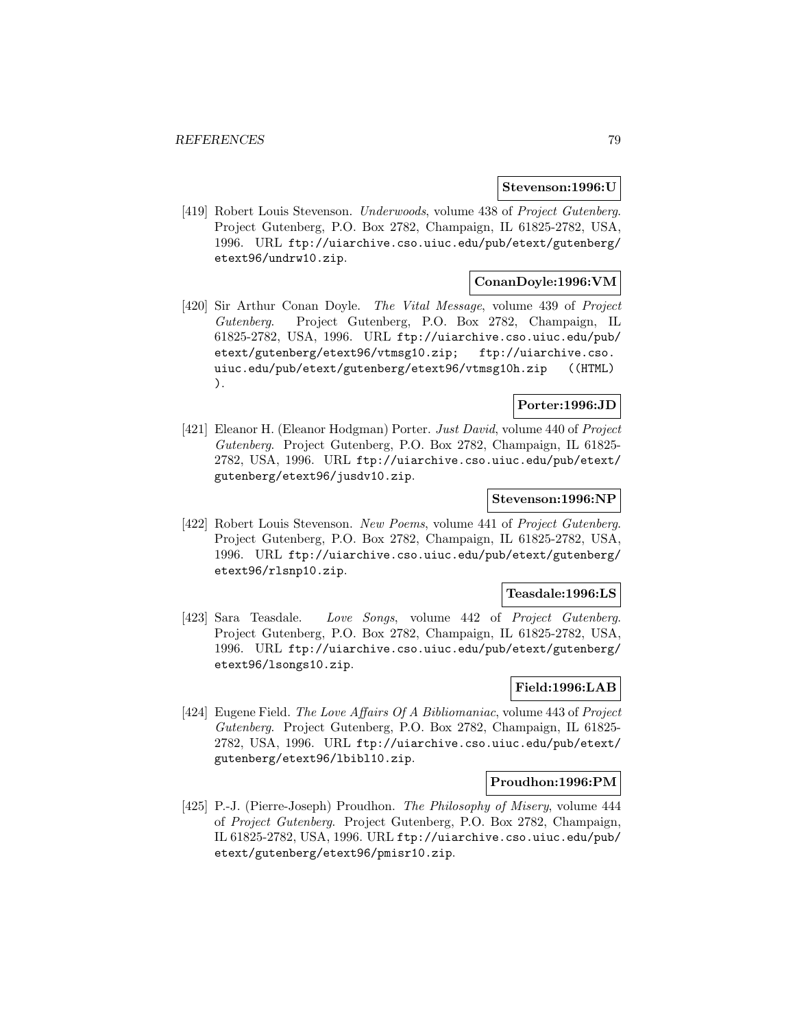**Stevenson:1996:U**

[419] Robert Louis Stevenson. *Underwoods*, volume 438 of *Project Gutenberg*. Project Gutenberg, P.O. Box 2782, Champaign, IL 61825-2782, USA, 1996. URL `ftp://uiarchive.cso.uiuc.edu/pub/etext/gutenberg/etext96/undrw10.zip`.

**ConanDoyle:1996:VM**

[420] Sir Arthur Conan Doyle. *The Vital Message*, volume 439 of *Project Gutenberg*. Project Gutenberg, P.O. Box 2782, Champaign, IL 61825-2782, USA, 1996. URL `ftp://uiarchive.cso.uiuc.edu/pub/etext/gutenberg/etext96/vtmsg10.zip; ftp://uiarchive.cso.uiuc.edu/pub/etext/gutenberg/etext96/vtmsg10h.zip ((HTML) )`.

**Porter:1996:JD**

[421] Eleanor H. (Eleanor Hodgman) Porter. *Just David*, volume 440 of *Project Gutenberg*. Project Gutenberg, P.O. Box 2782, Champaign, IL 61825-2782, USA, 1996. URL `ftp://uiarchive.cso.uiuc.edu/pub/etext/gutenberg/etext96/jusdv10.zip`.

**Stevenson:1996:NP**

[422] Robert Louis Stevenson. *New Poems*, volume 441 of *Project Gutenberg*. Project Gutenberg, P.O. Box 2782, Champaign, IL 61825-2782, USA, 1996. URL `ftp://uiarchive.cso.uiuc.edu/pub/etext/gutenberg/etext96/rlsnp10.zip`.

**Teasdale:1996:LS**

[423] Sara Teasdale. *Love Songs*, volume 442 of *Project Gutenberg*. Project Gutenberg, P.O. Box 2782, Champaign, IL 61825-2782, USA, 1996. URL `ftp://uiarchive.cso.uiuc.edu/pub/etext/gutenberg/etext96/lsongs10.zip`.

**Field:1996:LAB**

[424] Eugene Field. *The Love Affairs Of A Bibliomaniac*, volume 443 of *Project Gutenberg*. Project Gutenberg, P.O. Box 2782, Champaign, IL 61825-2782, USA, 1996. URL `ftp://uiarchive.cso.uiuc.edu/pub/etext/gutenberg/etext96/lbibl10.zip`.

**Proudhon:1996:PM**

[425] P.-J. (Pierre-Joseph) Proudhon. *The Philosophy of Misery*, volume 444 of *Project Gutenberg*. Project Gutenberg, P.O. Box 2782, Champaign, IL 61825-2782, USA, 1996. URL `ftp://uiarchive.cso.uiuc.edu/pub/etext/gutenberg/etext96/pmisr10.zip`.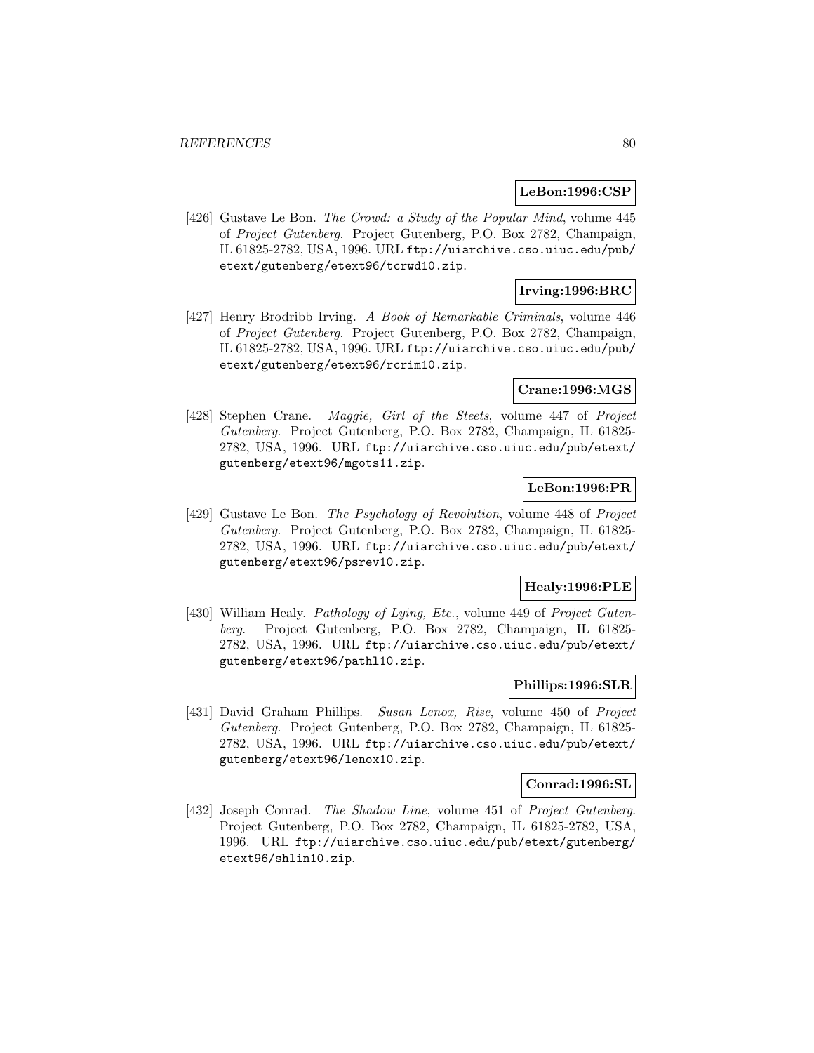**LeBon:1996:CSP**

[426] Gustave Le Bon. *The Crowd: a Study of the Popular Mind*, volume 445 of *Project Gutenberg*. Project Gutenberg, P.O. Box 2782, Champaign, IL 61825-2782, USA, 1996. URL `ftp://uiarchive.cso.uiuc.edu/pub/etext/gutenberg/etext96/tcrwd10.zip`.

**Irving:1996:BRC**

[427] Henry Brodribb Irving. *A Book of Remarkable Criminals*, volume 446 of *Project Gutenberg*. Project Gutenberg, P.O. Box 2782, Champaign, IL 61825-2782, USA, 1996. URL `ftp://uiarchive.cso.uiuc.edu/pub/etext/gutenberg/etext96/rcrim10.zip`.

**Crane:1996:MGS**

[428] Stephen Crane. *Maggie, Girl of the Steets*, volume 447 of *Project Gutenberg*. Project Gutenberg, P.O. Box 2782, Champaign, IL 61825-2782, USA, 1996. URL `ftp://uiarchive.cso.uiuc.edu/pub/etext/gutenberg/etext96/mgots11.zip`.

**LeBon:1996:PR**

[429] Gustave Le Bon. *The Psychology of Revolution*, volume 448 of *Project Gutenberg*. Project Gutenberg, P.O. Box 2782, Champaign, IL 61825-2782, USA, 1996. URL `ftp://uiarchive.cso.uiuc.edu/pub/etext/gutenberg/etext96/psrev10.zip`.

**Healy:1996:PLE**

[430] William Healy. *Pathology of Lying, Etc.*, volume 449 of *Project Gutenberg*. Project Gutenberg, P.O. Box 2782, Champaign, IL 61825-2782, USA, 1996. URL `ftp://uiarchive.cso.uiuc.edu/pub/etext/gutenberg/etext96/pathl10.zip`.

**Phillips:1996:SLR**

[431] David Graham Phillips. *Susan Lenox, Rise*, volume 450 of *Project Gutenberg*. Project Gutenberg, P.O. Box 2782, Champaign, IL 61825-2782, USA, 1996. URL `ftp://uiarchive.cso.uiuc.edu/pub/etext/gutenberg/etext96/lenox10.zip`.

**Conrad:1996:SL**

[432] Joseph Conrad. *The Shadow Line*, volume 451 of *Project Gutenberg*. Project Gutenberg, P.O. Box 2782, Champaign, IL 61825-2782, USA, 1996. URL `ftp://uiarchive.cso.uiuc.edu/pub/etext/gutenberg/etext96/shlin10.zip`.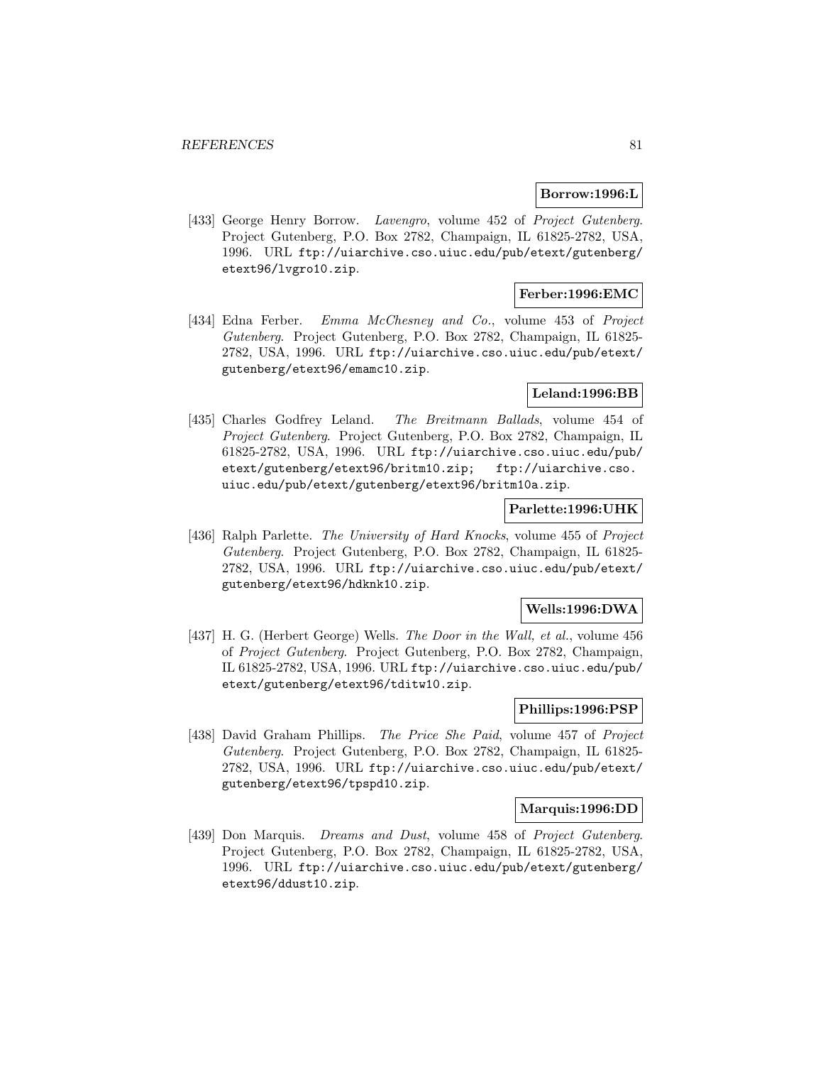**Borrow:1996:L**

[433] George Henry Borrow. *Lavengro*, volume 452 of *Project Gutenberg*. Project Gutenberg, P.O. Box 2782, Champaign, IL 61825-2782, USA, 1996. URL ftp://uiarchive.cso.uiuc.edu/pub/etext/gutenberg/etext96/lvgro10.zip.

**Ferber:1996:EMC**

[434] Edna Ferber. *Emma McChesney and Co.*, volume 453 of *Project Gutenberg*. Project Gutenberg, P.O. Box 2782, Champaign, IL 61825-2782, USA, 1996. URL ftp://uiarchive.cso.uiuc.edu/pub/etext/gutenberg/etext96/emamc10.zip.

**Leland:1996:BB**

[435] Charles Godfrey Leland. *The Breitmann Ballads*, volume 454 of *Project Gutenberg*. Project Gutenberg, P.O. Box 2782, Champaign, IL 61825-2782, USA, 1996. URL ftp://uiarchive.cso.uiuc.edu/pub/etext/gutenberg/etext96/britm10.zip; ftp://uiarchive.cso.uiuc.edu/pub/etext/gutenberg/etext96/britm10a.zip.

**Parlette:1996:UHK**

[436] Ralph Parlette. *The University of Hard Knocks*, volume 455 of *Project Gutenberg*. Project Gutenberg, P.O. Box 2782, Champaign, IL 61825-2782, USA, 1996. URL ftp://uiarchive.cso.uiuc.edu/pub/etext/gutenberg/etext96/hdknk10.zip.

**Wells:1996:DWA**

[437] H. G. (Herbert George) Wells. *The Door in the Wall, et al.*, volume 456 of *Project Gutenberg*. Project Gutenberg, P.O. Box 2782, Champaign, IL 61825-2782, USA, 1996. URL ftp://uiarchive.cso.uiuc.edu/pub/etext/gutenberg/etext96/tditw10.zip.

**Phillips:1996:PSP**

[438] David Graham Phillips. *The Price She Paid*, volume 457 of *Project Gutenberg*. Project Gutenberg, P.O. Box 2782, Champaign, IL 61825-2782, USA, 1996. URL ftp://uiarchive.cso.uiuc.edu/pub/etext/gutenberg/etext96/tpspd10.zip.

**Marquis:1996:DD**

[439] Don Marquis. *Dreams and Dust*, volume 458 of *Project Gutenberg*. Project Gutenberg, P.O. Box 2782, Champaign, IL 61825-2782, USA, 1996. URL ftp://uiarchive.cso.uiuc.edu/pub/etext/gutenberg/etext96/ddust10.zip.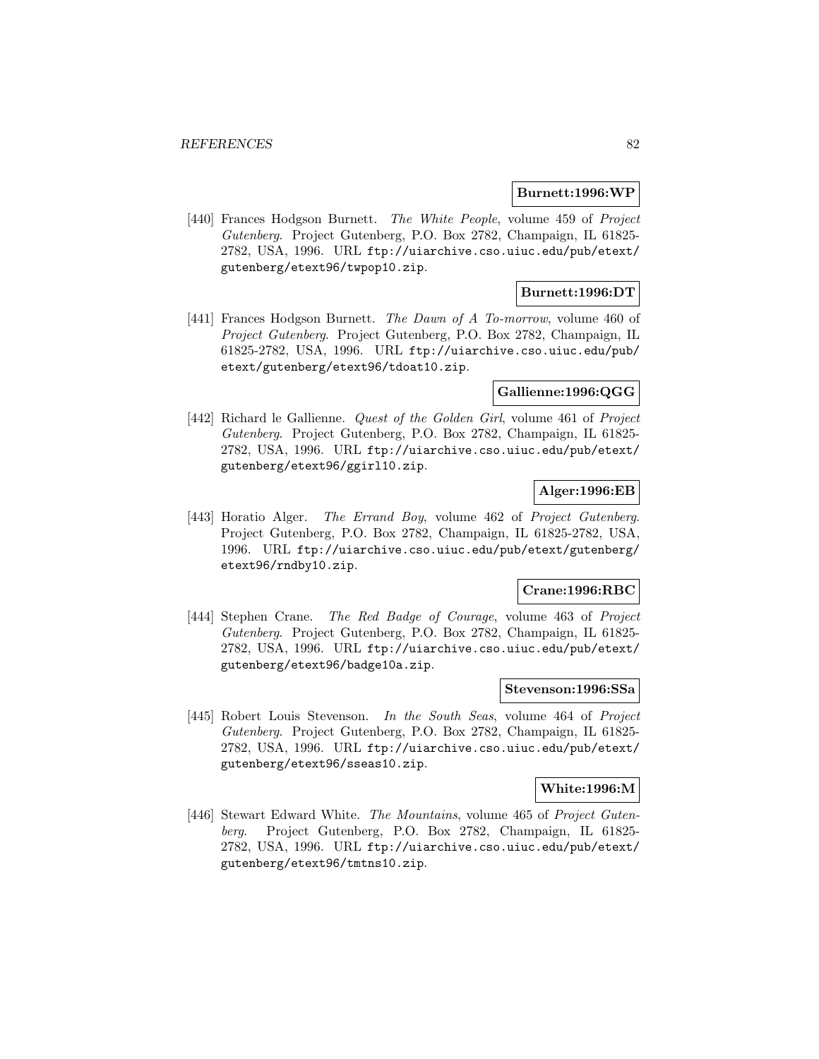**Burnett:1996:WP**

[440] Frances Hodgson Burnett. *The White People*, volume 459 of *Project Gutenberg*. Project Gutenberg, P.O. Box 2782, Champaign, IL 61825-2782, USA, 1996. URL `ftp://uiarchive.cso.uiuc.edu/pub/etext/gutenberg/etext96/twpop10.zip`.

**Burnett:1996:DT**

[441] Frances Hodgson Burnett. *The Dawn of A To-morrow*, volume 460 of *Project Gutenberg*. Project Gutenberg, P.O. Box 2782, Champaign, IL 61825-2782, USA, 1996. URL `ftp://uiarchive.cso.uiuc.edu/pub/etext/gutenberg/etext96/tdoat10.zip`.

**Gallienne:1996:QGG**

[442] Richard le Gallienne. *Quest of the Golden Girl*, volume 461 of *Project Gutenberg*. Project Gutenberg, P.O. Box 2782, Champaign, IL 61825-2782, USA, 1996. URL `ftp://uiarchive.cso.uiuc.edu/pub/etext/gutenberg/etext96/ggirl10.zip`.

**Alger:1996:EB**

[443] Horatio Alger. *The Errand Boy*, volume 462 of *Project Gutenberg*. Project Gutenberg, P.O. Box 2782, Champaign, IL 61825-2782, USA, 1996. URL `ftp://uiarchive.cso.uiuc.edu/pub/etext/gutenberg/etext96/rndby10.zip`.

**Crane:1996:RBC**

[444] Stephen Crane. *The Red Badge of Courage*, volume 463 of *Project Gutenberg*. Project Gutenberg, P.O. Box 2782, Champaign, IL 61825-2782, USA, 1996. URL `ftp://uiarchive.cso.uiuc.edu/pub/etext/gutenberg/etext96/badge10a.zip`.

**Stevenson:1996:SSa**

[445] Robert Louis Stevenson. *In the South Seas*, volume 464 of *Project Gutenberg*. Project Gutenberg, P.O. Box 2782, Champaign, IL 61825-2782, USA, 1996. URL `ftp://uiarchive.cso.uiuc.edu/pub/etext/gutenberg/etext96/sseas10.zip`.

**White:1996:M**

[446] Stewart Edward White. *The Mountains*, volume 465 of *Project Gutenberg*. Project Gutenberg, P.O. Box 2782, Champaign, IL 61825-2782, USA, 1996. URL `ftp://uiarchive.cso.uiuc.edu/pub/etext/gutenberg/etext96/tmtns10.zip`.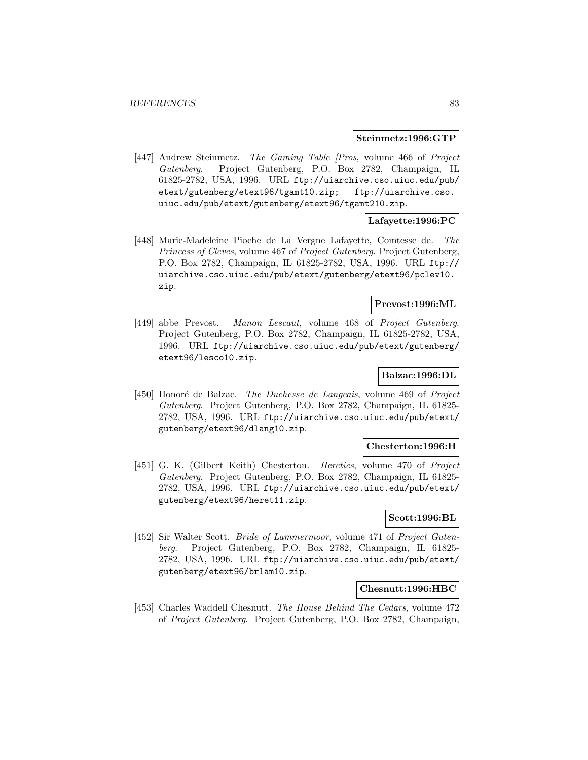**Steinmetz:1996:GTP**

[447] Andrew Steinmetz. *The Gaming Table [Pros*, volume 466 of *Project Gutenberg*. Project Gutenberg, P.O. Box 2782, Champaign, IL 61825-2782, USA, 1996. URL ftp://uiarchive.cso.uiuc.edu/pub/etext/gutenberg/etext96/tgamt10.zip; ftp://uiarchive.cso.uiuc.edu/pub/etext/gutenberg/etext96/tgamt210.zip.

**Lafayette:1996:PC**

[448] Marie-Madeleine Pioche de La Vergne Lafayette, Comtesse de. *The Princess of Cleves*, volume 467 of *Project Gutenberg*. Project Gutenberg, P.O. Box 2782, Champaign, IL 61825-2782, USA, 1996. URL ftp://uiarchive.cso.uiuc.edu/pub/etext/gutenberg/etext96/pclev10.zip.

**Prevost:1996:ML**

[449] abbe Prevost. *Manon Lescaut*, volume 468 of *Project Gutenberg*. Project Gutenberg, P.O. Box 2782, Champaign, IL 61825-2782, USA, 1996. URL ftp://uiarchive.cso.uiuc.edu/pub/etext/gutenberg/etext96/lesco10.zip.

**Balzac:1996:DL**

[450] Honoré de Balzac. *The Duchesse de Langeais*, volume 469 of *Project Gutenberg*. Project Gutenberg, P.O. Box 2782, Champaign, IL 61825-2782, USA, 1996. URL ftp://uiarchive.cso.uiuc.edu/pub/etext/gutenberg/etext96/dlang10.zip.

**Chesterton:1996:H**

[451] G. K. (Gilbert Keith) Chesterton. *Heretics*, volume 470 of *Project Gutenberg*. Project Gutenberg, P.O. Box 2782, Champaign, IL 61825-2782, USA, 1996. URL ftp://uiarchive.cso.uiuc.edu/pub/etext/gutenberg/etext96/heret11.zip.

**Scott:1996:BL**

[452] Sir Walter Scott. *Bride of Lammermoor*, volume 471 of *Project Gutenberg*. Project Gutenberg, P.O. Box 2782, Champaign, IL 61825-2782, USA, 1996. URL ftp://uiarchive.cso.uiuc.edu/pub/etext/gutenberg/etext96/brlam10.zip.

**Chesnutt:1996:HBC**

[453] Charles Waddell Chesnutt. *The House Behind The Cedars*, volume 472 of *Project Gutenberg*. Project Gutenberg, P.O. Box 2782, Champaign,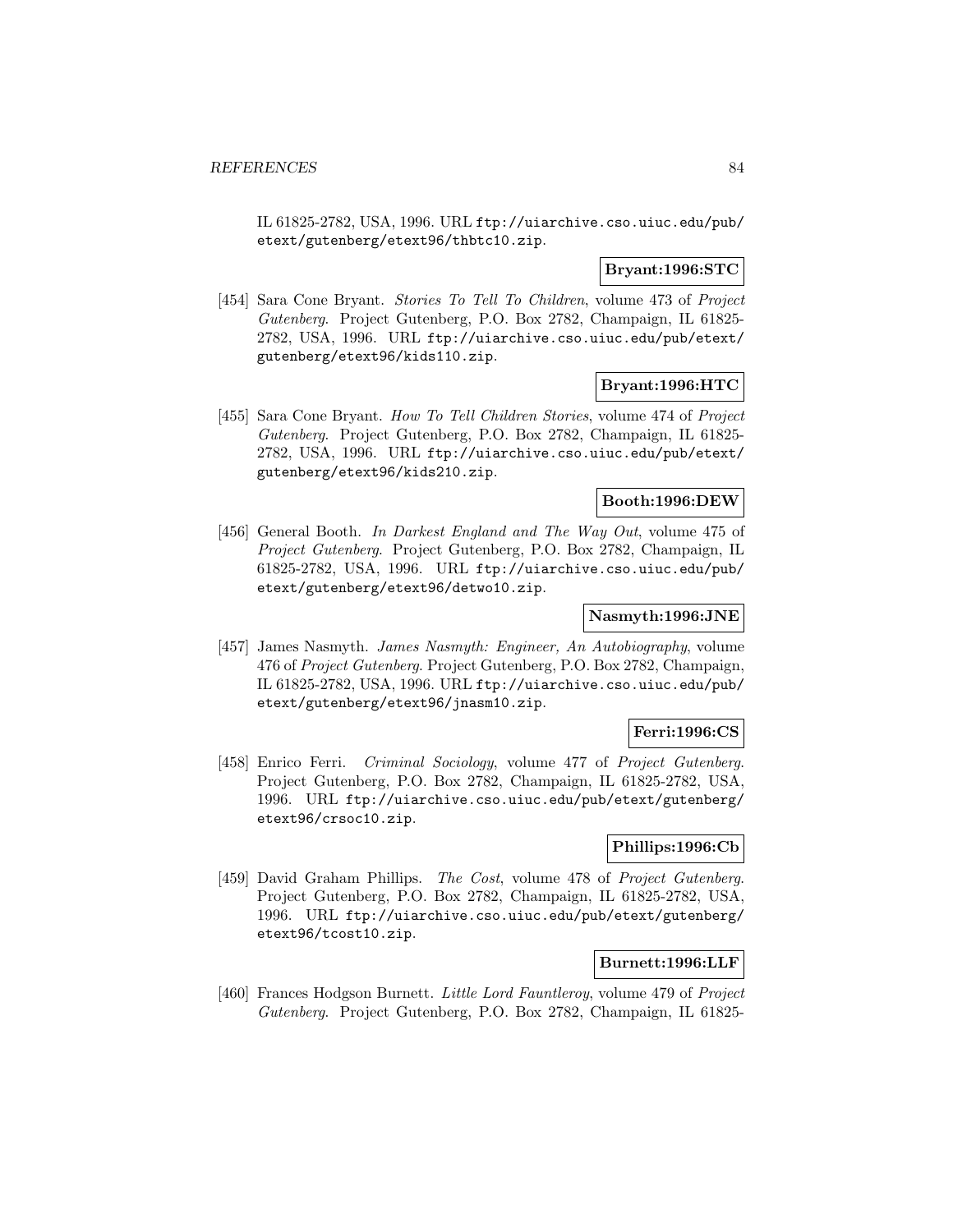IL 61825-2782, USA, 1996. URL `ftp://uiarchive.cso.uiuc.edu/pub/etext/gutenberg/etext96/thbtc10.zip`.

**Bryant:1996:STC**

[454] Sara Cone Bryant. *Stories To Tell To Children*, volume 473 of *Project Gutenberg*. Project Gutenberg, P.O. Box 2782, Champaign, IL 61825-2782, USA, 1996. URL `ftp://uiarchive.cso.uiuc.edu/pub/etext/gutenberg/etext96/kids110.zip`.

**Bryant:1996:HTC**

[455] Sara Cone Bryant. *How To Tell Children Stories*, volume 474 of *Project Gutenberg*. Project Gutenberg, P.O. Box 2782, Champaign, IL 61825-2782, USA, 1996. URL `ftp://uiarchive.cso.uiuc.edu/pub/etext/gutenberg/etext96/kids210.zip`.

**Booth:1996:DEW**

[456] General Booth. *In Darkest England and The Way Out*, volume 475 of *Project Gutenberg*. Project Gutenberg, P.O. Box 2782, Champaign, IL 61825-2782, USA, 1996. URL `ftp://uiarchive.cso.uiuc.edu/pub/etext/gutenberg/etext96/detwo10.zip`.

**Nasmyth:1996:JNE**

[457] James Nasmyth. *James Nasmyth: Engineer, An Autobiography*, volume 476 of *Project Gutenberg*. Project Gutenberg, P.O. Box 2782, Champaign, IL 61825-2782, USA, 1996. URL `ftp://uiarchive.cso.uiuc.edu/pub/etext/gutenberg/etext96/jnasm10.zip`.

**Ferri:1996:CS**

[458] Enrico Ferri. *Criminal Sociology*, volume 477 of *Project Gutenberg*. Project Gutenberg, P.O. Box 2782, Champaign, IL 61825-2782, USA, 1996. URL `ftp://uiarchive.cso.uiuc.edu/pub/etext/gutenberg/etext96/crsoc10.zip`.

**Phillips:1996:Cb**

[459] David Graham Phillips. *The Cost*, volume 478 of *Project Gutenberg*. Project Gutenberg, P.O. Box 2782, Champaign, IL 61825-2782, USA, 1996. URL `ftp://uiarchive.cso.uiuc.edu/pub/etext/gutenberg/etext96/tcost10.zip`.

**Burnett:1996:LLF**

[460] Frances Hodgson Burnett. *Little Lord Fauntleroy*, volume 479 of *Project Gutenberg*. Project Gutenberg, P.O. Box 2782, Champaign, IL 61825-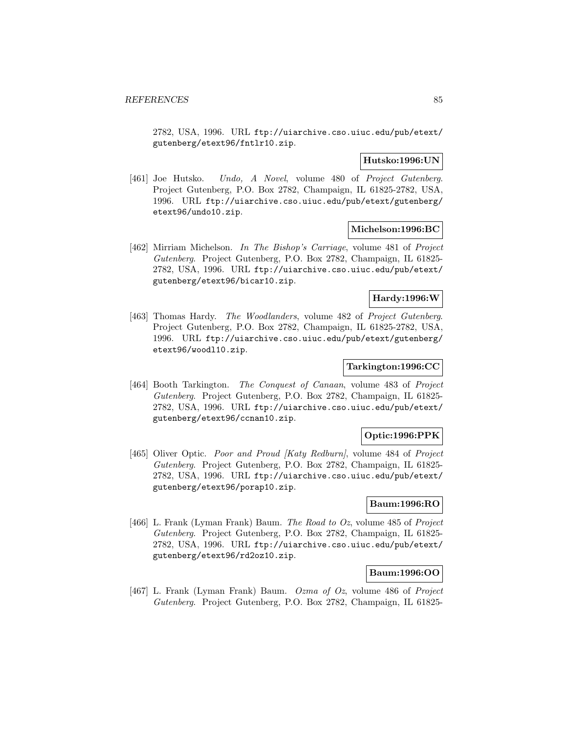2782, USA, 1996. URL ftp://uiarchive.cso.uiuc.edu/pub/etext/gutenberg/etext96/fntlr10.zip.

**Hutsko:1996:UN**

[461] Joe Hutsko. *Undo, A Novel*, volume 480 of *Project Gutenberg*. Project Gutenberg, P.O. Box 2782, Champaign, IL 61825-2782, USA, 1996. URL ftp://uiarchive.cso.uiuc.edu/pub/etext/gutenberg/etext96/undo10.zip.

**Michelson:1996:BC**

[462] Mirriam Michelson. *In The Bishop's Carriage*, volume 481 of *Project Gutenberg*. Project Gutenberg, P.O. Box 2782, Champaign, IL 61825-2782, USA, 1996. URL ftp://uiarchive.cso.uiuc.edu/pub/etext/gutenberg/etext96/bicar10.zip.

**Hardy:1996:W**

[463] Thomas Hardy. *The Woodlanders*, volume 482 of *Project Gutenberg*. Project Gutenberg, P.O. Box 2782, Champaign, IL 61825-2782, USA, 1996. URL ftp://uiarchive.cso.uiuc.edu/pub/etext/gutenberg/etext96/woodl10.zip.

**Tarkington:1996:CC**

[464] Booth Tarkington. *The Conquest of Canaan*, volume 483 of *Project Gutenberg*. Project Gutenberg, P.O. Box 2782, Champaign, IL 61825-2782, USA, 1996. URL ftp://uiarchive.cso.uiuc.edu/pub/etext/gutenberg/etext96/ccnan10.zip.

**Optic:1996:PPK**

[465] Oliver Optic. *Poor and Proud [Katy Redburn]*, volume 484 of *Project Gutenberg*. Project Gutenberg, P.O. Box 2782, Champaign, IL 61825-2782, USA, 1996. URL ftp://uiarchive.cso.uiuc.edu/pub/etext/gutenberg/etext96/porap10.zip.

**Baum:1996:RO**

[466] L. Frank (Lyman Frank) Baum. *The Road to Oz*, volume 485 of *Project Gutenberg*. Project Gutenberg, P.O. Box 2782, Champaign, IL 61825-2782, USA, 1996. URL ftp://uiarchive.cso.uiuc.edu/pub/etext/gutenberg/etext96/rd2oz10.zip.

**Baum:1996:OO**

[467] L. Frank (Lyman Frank) Baum. *Ozma of Oz*, volume 486 of *Project Gutenberg*. Project Gutenberg, P.O. Box 2782, Champaign, IL 61825-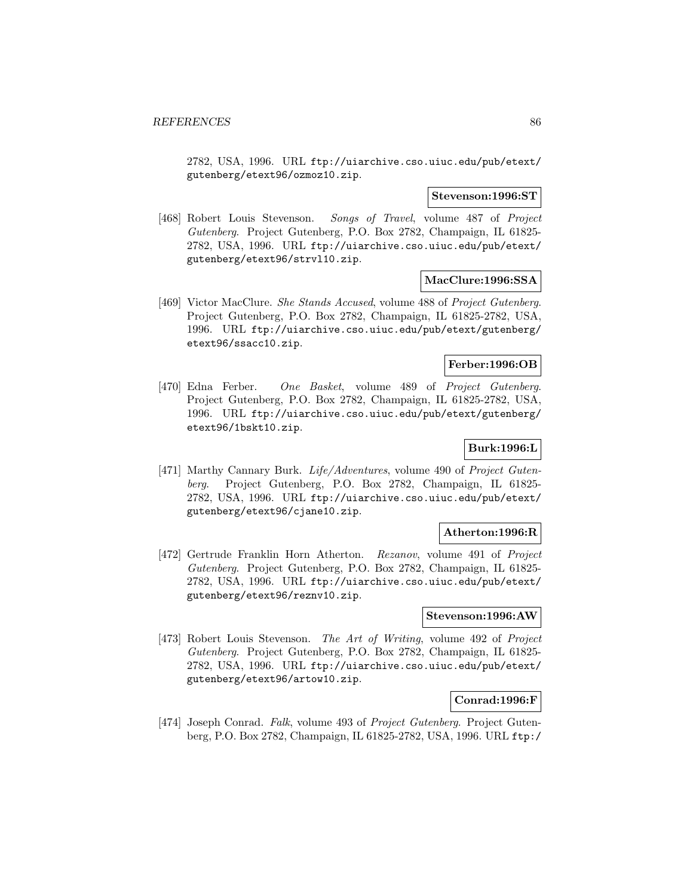2782, USA, 1996. URL ftp://uiarchive.cso.uiuc.edu/pub/etext/gutenberg/etext96/ozmoz10.zip.

**Stevenson:1996:ST**

[468] Robert Louis Stevenson. *Songs of Travel*, volume 487 of *Project Gutenberg*. Project Gutenberg, P.O. Box 2782, Champaign, IL 61825-2782, USA, 1996. URL ftp://uiarchive.cso.uiuc.edu/pub/etext/gutenberg/etext96/strvl10.zip.

**MacClure:1996:SSA**

[469] Victor MacClure. *She Stands Accused*, volume 488 of *Project Gutenberg*. Project Gutenberg, P.O. Box 2782, Champaign, IL 61825-2782, USA, 1996. URL ftp://uiarchive.cso.uiuc.edu/pub/etext/gutenberg/etext96/ssacc10.zip.

**Ferber:1996:OB**

[470] Edna Ferber. *One Basket*, volume 489 of *Project Gutenberg*. Project Gutenberg, P.O. Box 2782, Champaign, IL 61825-2782, USA, 1996. URL ftp://uiarchive.cso.uiuc.edu/pub/etext/gutenberg/etext96/1bskt10.zip.

**Burk:1996:L**

[471] Marthy Cannary Burk. *Life/Adventures*, volume 490 of *Project Gutenberg*. Project Gutenberg, P.O. Box 2782, Champaign, IL 61825-2782, USA, 1996. URL ftp://uiarchive.cso.uiuc.edu/pub/etext/gutenberg/etext96/cjane10.zip.

**Atherton:1996:R**

[472] Gertrude Franklin Horn Atherton. *Rezanov*, volume 491 of *Project Gutenberg*. Project Gutenberg, P.O. Box 2782, Champaign, IL 61825-2782, USA, 1996. URL ftp://uiarchive.cso.uiuc.edu/pub/etext/gutenberg/etext96/reznv10.zip.

**Stevenson:1996:AW**

[473] Robert Louis Stevenson. *The Art of Writing*, volume 492 of *Project Gutenberg*. Project Gutenberg, P.O. Box 2782, Champaign, IL 61825-2782, USA, 1996. URL ftp://uiarchive.cso.uiuc.edu/pub/etext/gutenberg/etext96/artow10.zip.

**Conrad:1996:F**

[474] Joseph Conrad. *Falk*, volume 493 of *Project Gutenberg*. Project Gutenberg, P.O. Box 2782, Champaign, IL 61825-2782, USA, 1996. URL ftp:/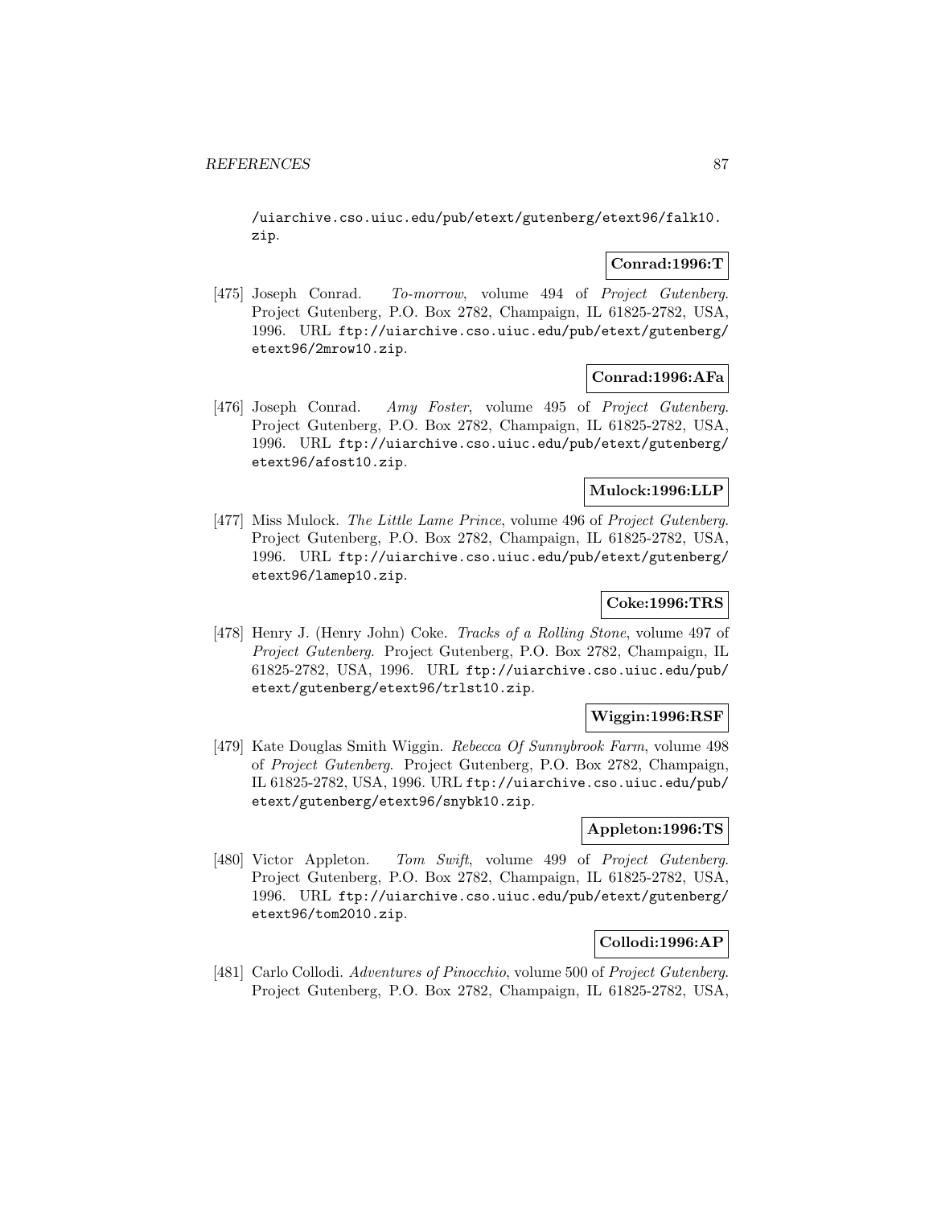/uiarchive.cso.uiuc.edu/pub/etext/gutenberg/etext96/falk10.zip.

**Conrad:1996:T**

[475] Joseph Conrad. *To-morrow*, volume 494 of *Project Gutenberg*. Project Gutenberg, P.O. Box 2782, Champaign, IL 61825-2782, USA, 1996. URL ftp://uiarchive.cso.uiuc.edu/pub/etext/gutenberg/etext96/2mrow10.zip.

**Conrad:1996:AFa**

[476] Joseph Conrad. *Amy Foster*, volume 495 of *Project Gutenberg*. Project Gutenberg, P.O. Box 2782, Champaign, IL 61825-2782, USA, 1996. URL ftp://uiarchive.cso.uiuc.edu/pub/etext/gutenberg/etext96/afost10.zip.

**Mulock:1996:LLP**

[477] Miss Mulock. *The Little Lame Prince*, volume 496 of *Project Gutenberg*. Project Gutenberg, P.O. Box 2782, Champaign, IL 61825-2782, USA, 1996. URL ftp://uiarchive.cso.uiuc.edu/pub/etext/gutenberg/etext96/lamep10.zip.

**Coke:1996:TRS**

[478] Henry J. (Henry John) Coke. *Tracks of a Rolling Stone*, volume 497 of *Project Gutenberg*. Project Gutenberg, P.O. Box 2782, Champaign, IL 61825-2782, USA, 1996. URL ftp://uiarchive.cso.uiuc.edu/pub/etext/gutenberg/etext96/trlst10.zip.

**Wiggin:1996:RSF**

[479] Kate Douglas Smith Wiggin. *Rebecca Of Sunnybrook Farm*, volume 498 of *Project Gutenberg*. Project Gutenberg, P.O. Box 2782, Champaign, IL 61825-2782, USA, 1996. URL ftp://uiarchive.cso.uiuc.edu/pub/etext/gutenberg/etext96/snybk10.zip.

**Appleton:1996:TS**

[480] Victor Appleton. *Tom Swift*, volume 499 of *Project Gutenberg*. Project Gutenberg, P.O. Box 2782, Champaign, IL 61825-2782, USA, 1996. URL ftp://uiarchive.cso.uiuc.edu/pub/etext/gutenberg/etext96/tom2010.zip.

**Collodi:1996:AP**

[481] Carlo Collodi. *Adventures of Pinocchio*, volume 500 of *Project Gutenberg*. Project Gutenberg, P.O. Box 2782, Champaign, IL 61825-2782, USA,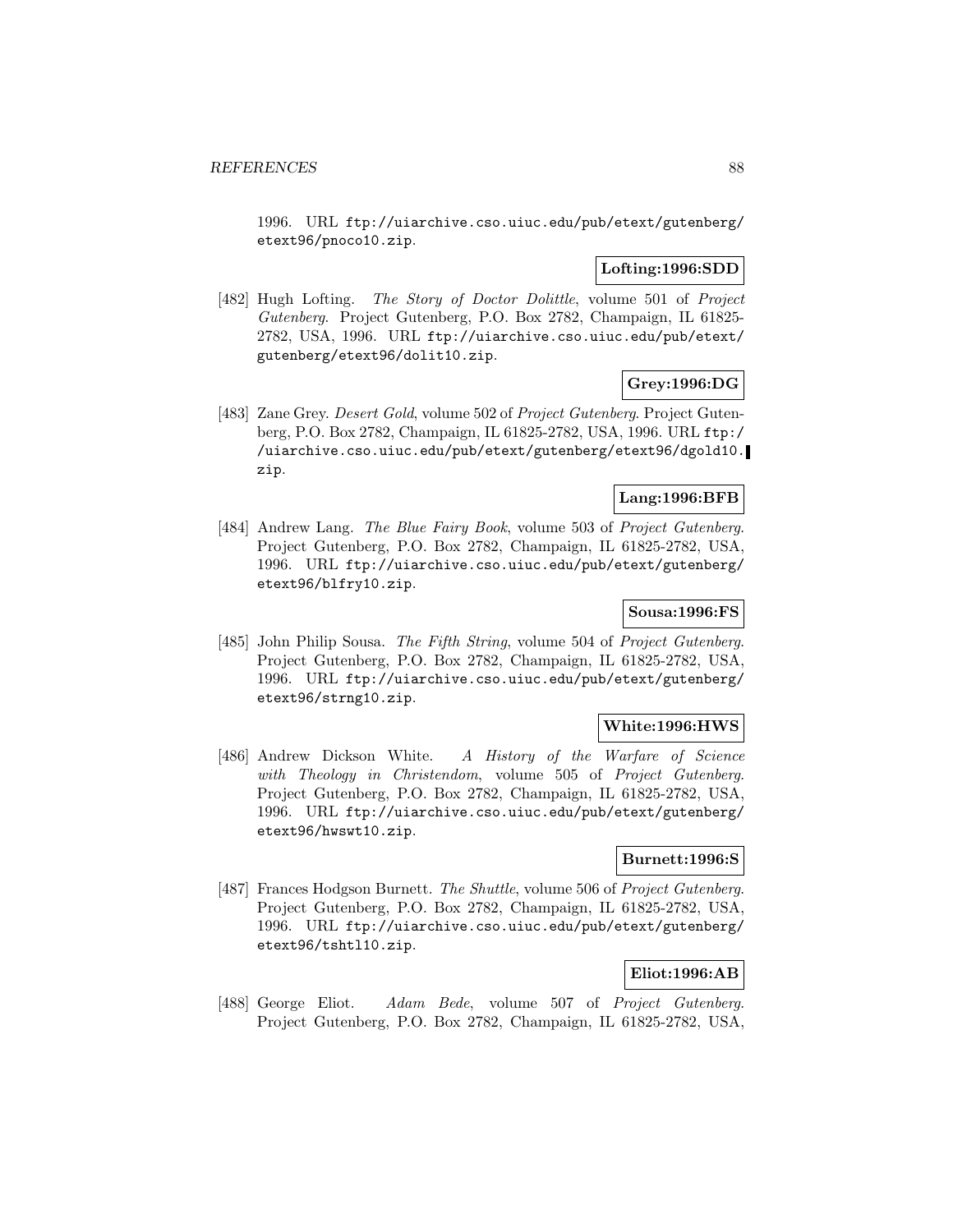1996. URL ftp://uiarchive.cso.uiuc.edu/pub/etext/gutenberg/etext96/pnoco10.zip.

**Lofting:1996:SDD**

[482] Hugh Lofting. *The Story of Doctor Dolittle*, volume 501 of *Project Gutenberg*. Project Gutenberg, P.O. Box 2782, Champaign, IL 61825-2782, USA, 1996. URL ftp://uiarchive.cso.uiuc.edu/pub/etext/gutenberg/etext96/dolit10.zip.

**Grey:1996:DG**

[483] Zane Grey. *Desert Gold*, volume 502 of *Project Gutenberg*. Project Gutenberg, P.O. Box 2782, Champaign, IL 61825-2782, USA, 1996. URL ftp://uiarchive.cso.uiuc.edu/pub/etext/gutenberg/etext96/dgold10.zip.

**Lang:1996:BFB**

[484] Andrew Lang. *The Blue Fairy Book*, volume 503 of *Project Gutenberg*. Project Gutenberg, P.O. Box 2782, Champaign, IL 61825-2782, USA, 1996. URL ftp://uiarchive.cso.uiuc.edu/pub/etext/gutenberg/etext96/blfry10.zip.

**Sousa:1996:FS**

[485] John Philip Sousa. *The Fifth String*, volume 504 of *Project Gutenberg*. Project Gutenberg, P.O. Box 2782, Champaign, IL 61825-2782, USA, 1996. URL ftp://uiarchive.cso.uiuc.edu/pub/etext/gutenberg/etext96/strng10.zip.

**White:1996:HWS**

[486] Andrew Dickson White. *A History of the Warfare of Science with Theology in Christendom*, volume 505 of *Project Gutenberg*. Project Gutenberg, P.O. Box 2782, Champaign, IL 61825-2782, USA, 1996. URL ftp://uiarchive.cso.uiuc.edu/pub/etext/gutenberg/etext96/hwswt10.zip.

**Burnett:1996:S**

[487] Frances Hodgson Burnett. *The Shuttle*, volume 506 of *Project Gutenberg*. Project Gutenberg, P.O. Box 2782, Champaign, IL 61825-2782, USA, 1996. URL ftp://uiarchive.cso.uiuc.edu/pub/etext/gutenberg/etext96/tshtl10.zip.

**Eliot:1996:AB**

[488] George Eliot. *Adam Bede*, volume 507 of *Project Gutenberg*. Project Gutenberg, P.O. Box 2782, Champaign, IL 61825-2782, USA,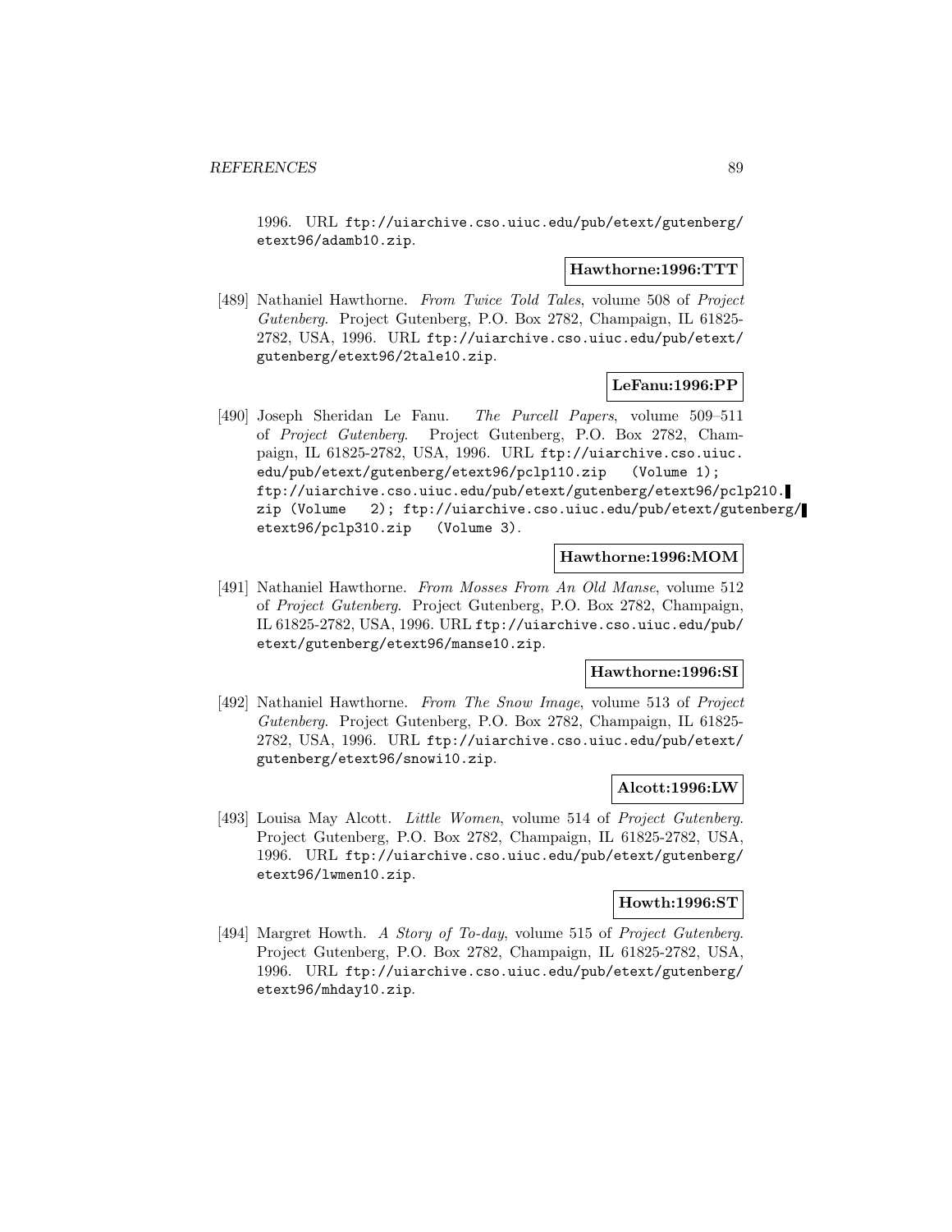1996. URL ftp://uiarchive.cso.uiuc.edu/pub/etext/gutenberg/etext96/adamb10.zip.

**Hawthorne:1996:TTT**

[489] Nathaniel Hawthorne. *From Twice Told Tales*, volume 508 of *Project Gutenberg*. Project Gutenberg, P.O. Box 2782, Champaign, IL 61825-2782, USA, 1996. URL ftp://uiarchive.cso.uiuc.edu/pub/etext/gutenberg/etext96/2tale10.zip.

**LeFanu:1996:PP**

[490] Joseph Sheridan Le Fanu. *The Purcell Papers*, volume 509–511 of *Project Gutenberg*. Project Gutenberg, P.O. Box 2782, Champaign, IL 61825-2782, USA, 1996. URL ftp://uiarchive.cso.uiuc.edu/pub/etext/gutenberg/etext96/pclp110.zip (Volume 1); ftp://uiarchive.cso.uiuc.edu/pub/etext/gutenberg/etext96/pclp210.zip (Volume 2); ftp://uiarchive.cso.uiuc.edu/pub/etext/gutenberg/etext96/pclp310.zip (Volume 3).

**Hawthorne:1996:MOM**

[491] Nathaniel Hawthorne. *From Mosses From An Old Manse*, volume 512 of *Project Gutenberg*. Project Gutenberg, P.O. Box 2782, Champaign, IL 61825-2782, USA, 1996. URL ftp://uiarchive.cso.uiuc.edu/pub/etext/gutenberg/etext96/manse10.zip.

**Hawthorne:1996:SI**

[492] Nathaniel Hawthorne. *From The Snow Image*, volume 513 of *Project Gutenberg*. Project Gutenberg, P.O. Box 2782, Champaign, IL 61825-2782, USA, 1996. URL ftp://uiarchive.cso.uiuc.edu/pub/etext/gutenberg/etext96/snowi10.zip.

**Alcott:1996:LW**

[493] Louisa May Alcott. *Little Women*, volume 514 of *Project Gutenberg*. Project Gutenberg, P.O. Box 2782, Champaign, IL 61825-2782, USA, 1996. URL ftp://uiarchive.cso.uiuc.edu/pub/etext/gutenberg/etext96/lwmen10.zip.

**Howth:1996:ST**

[494] Margret Howth. *A Story of To-day*, volume 515 of *Project Gutenberg*. Project Gutenberg, P.O. Box 2782, Champaign, IL 61825-2782, USA, 1996. URL ftp://uiarchive.cso.uiuc.edu/pub/etext/gutenberg/etext96/mhday10.zip.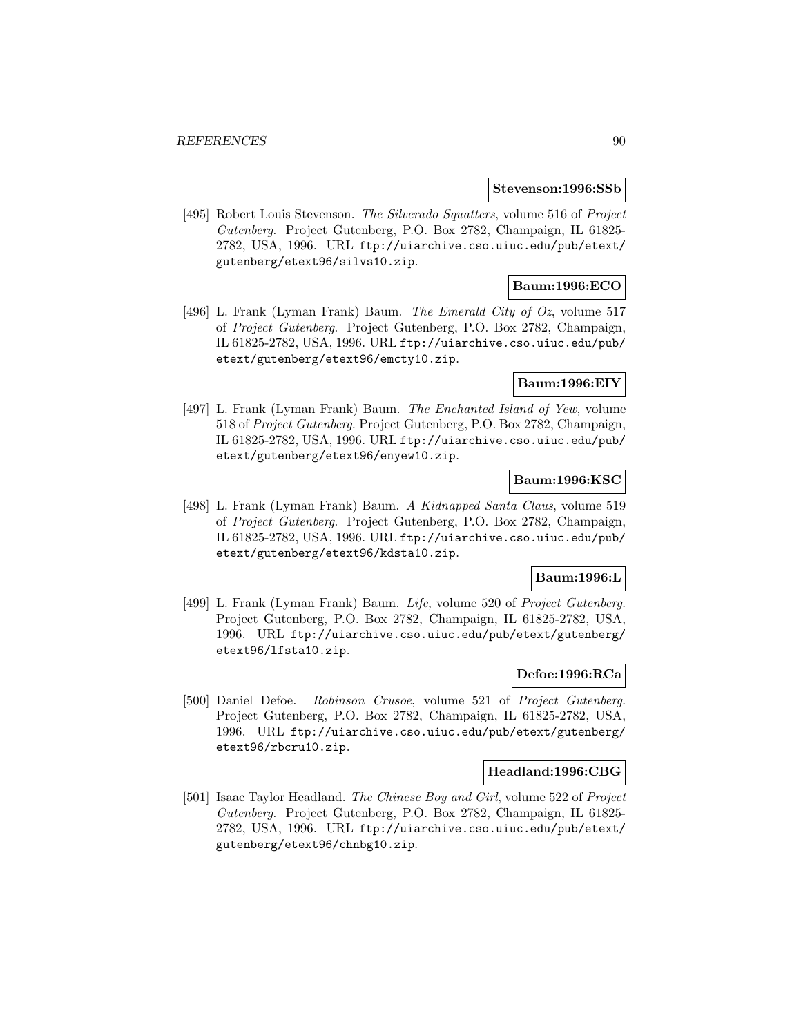**Stevenson:1996:SSb**

[495] Robert Louis Stevenson. *The Silverado Squatters*, volume 516 of *Project Gutenberg*. Project Gutenberg, P.O. Box 2782, Champaign, IL 61825-2782, USA, 1996. URL `ftp://uiarchive.cso.uiuc.edu/pub/etext/gutenberg/etext96/silvs10.zip`.

**Baum:1996:ECO**

[496] L. Frank (Lyman Frank) Baum. *The Emerald City of Oz*, volume 517 of *Project Gutenberg*. Project Gutenberg, P.O. Box 2782, Champaign, IL 61825-2782, USA, 1996. URL `ftp://uiarchive.cso.uiuc.edu/pub/etext/gutenberg/etext96/emcty10.zip`.

**Baum:1996:EIY**

[497] L. Frank (Lyman Frank) Baum. *The Enchanted Island of Yew*, volume 518 of *Project Gutenberg*. Project Gutenberg, P.O. Box 2782, Champaign, IL 61825-2782, USA, 1996. URL `ftp://uiarchive.cso.uiuc.edu/pub/etext/gutenberg/etext96/enyew10.zip`.

**Baum:1996:KSC**

[498] L. Frank (Lyman Frank) Baum. *A Kidnapped Santa Claus*, volume 519 of *Project Gutenberg*. Project Gutenberg, P.O. Box 2782, Champaign, IL 61825-2782, USA, 1996. URL `ftp://uiarchive.cso.uiuc.edu/pub/etext/gutenberg/etext96/kdsta10.zip`.

**Baum:1996:L**

[499] L. Frank (Lyman Frank) Baum. *Life*, volume 520 of *Project Gutenberg*. Project Gutenberg, P.O. Box 2782, Champaign, IL 61825-2782, USA, 1996. URL `ftp://uiarchive.cso.uiuc.edu/pub/etext/gutenberg/etext96/lfsta10.zip`.

**Defoe:1996:RCa**

[500] Daniel Defoe. *Robinson Crusoe*, volume 521 of *Project Gutenberg*. Project Gutenberg, P.O. Box 2782, Champaign, IL 61825-2782, USA, 1996. URL `ftp://uiarchive.cso.uiuc.edu/pub/etext/gutenberg/etext96/rbcru10.zip`.

**Headland:1996:CBG**

[501] Isaac Taylor Headland. *The Chinese Boy and Girl*, volume 522 of *Project Gutenberg*. Project Gutenberg, P.O. Box 2782, Champaign, IL 61825-2782, USA, 1996. URL `ftp://uiarchive.cso.uiuc.edu/pub/etext/gutenberg/etext96/chnbg10.zip`.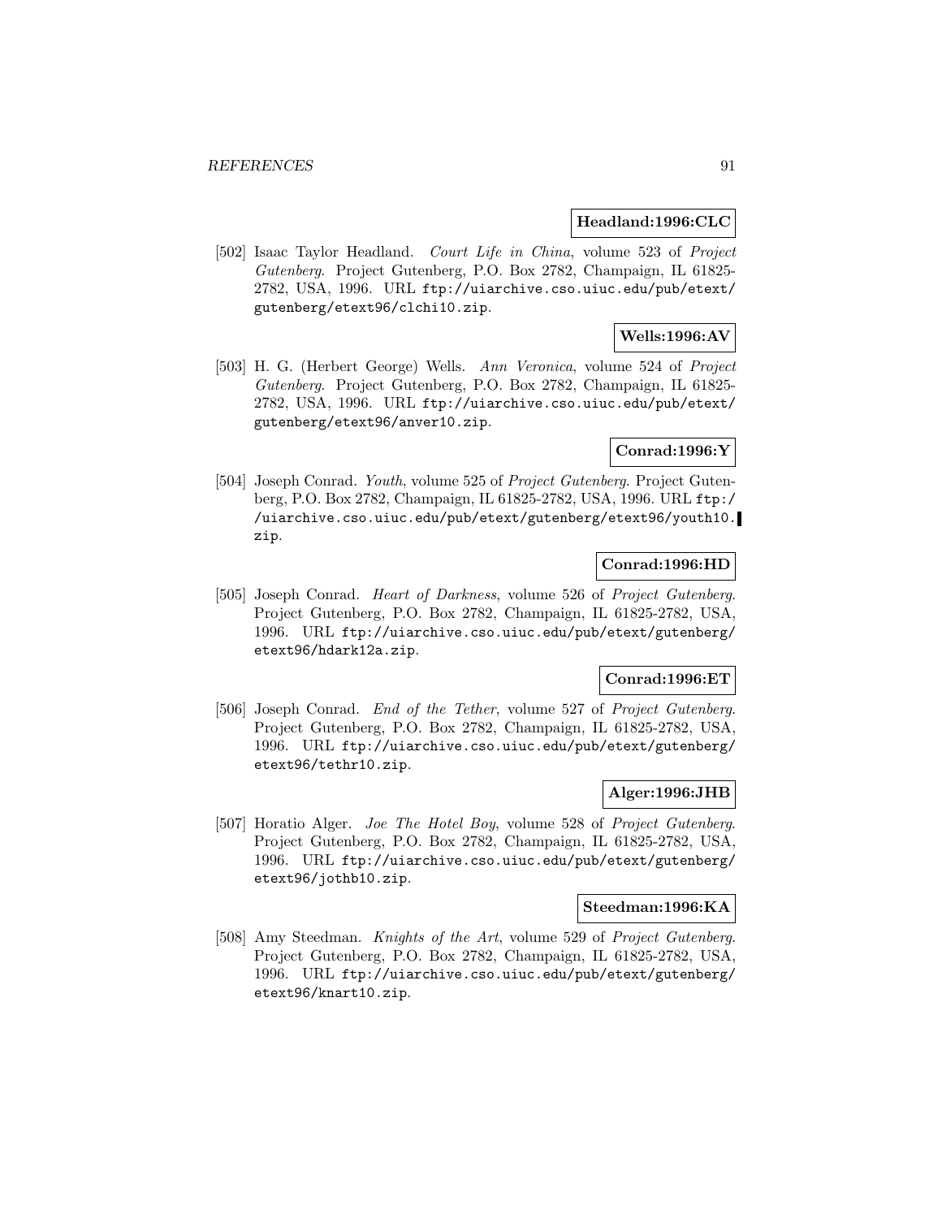**Headland:1996:CLC**

[502] Isaac Taylor Headland. *Court Life in China*, volume 523 of *Project Gutenberg*. Project Gutenberg, P.O. Box 2782, Champaign, IL 61825-2782, USA, 1996. URL `ftp://uiarchive.cso.uiuc.edu/pub/etext/gutenberg/etext96/clchi10.zip`.

**Wells:1996:AV**

[503] H. G. (Herbert George) Wells. *Ann Veronica*, volume 524 of *Project Gutenberg*. Project Gutenberg, P.O. Box 2782, Champaign, IL 61825-2782, USA, 1996. URL `ftp://uiarchive.cso.uiuc.edu/pub/etext/gutenberg/etext96/anver10.zip`.

**Conrad:1996:Y**

[504] Joseph Conrad. *Youth*, volume 525 of *Project Gutenberg*. Project Gutenberg, P.O. Box 2782, Champaign, IL 61825-2782, USA, 1996. URL `ftp://uiarchive.cso.uiuc.edu/pub/etext/gutenberg/etext96/youth10.zip`.

**Conrad:1996:HD**

[505] Joseph Conrad. *Heart of Darkness*, volume 526 of *Project Gutenberg*. Project Gutenberg, P.O. Box 2782, Champaign, IL 61825-2782, USA, 1996. URL `ftp://uiarchive.cso.uiuc.edu/pub/etext/gutenberg/etext96/hdark12a.zip`.

**Conrad:1996:ET**

[506] Joseph Conrad. *End of the Tether*, volume 527 of *Project Gutenberg*. Project Gutenberg, P.O. Box 2782, Champaign, IL 61825-2782, USA, 1996. URL `ftp://uiarchive.cso.uiuc.edu/pub/etext/gutenberg/etext96/tethr10.zip`.

**Alger:1996:JHB**

[507] Horatio Alger. *Joe The Hotel Boy*, volume 528 of *Project Gutenberg*. Project Gutenberg, P.O. Box 2782, Champaign, IL 61825-2782, USA, 1996. URL `ftp://uiarchive.cso.uiuc.edu/pub/etext/gutenberg/etext96/jothb10.zip`.

**Steedman:1996:KA**

[508] Amy Steedman. *Knights of the Art*, volume 529 of *Project Gutenberg*. Project Gutenberg, P.O. Box 2782, Champaign, IL 61825-2782, USA, 1996. URL `ftp://uiarchive.cso.uiuc.edu/pub/etext/gutenberg/etext96/knart10.zip`.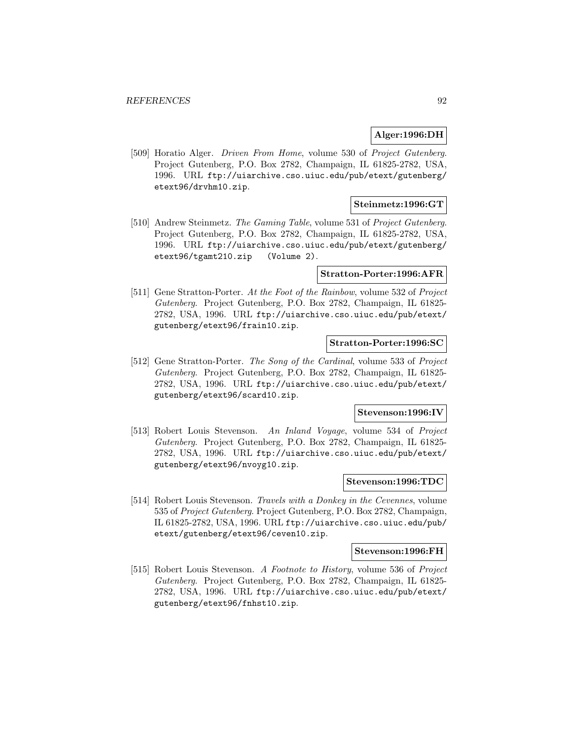**Alger:1996:DH**

[509] Horatio Alger. *Driven From Home*, volume 530 of *Project Gutenberg*. Project Gutenberg, P.O. Box 2782, Champaign, IL 61825-2782, USA, 1996. URL ftp://uiarchive.cso.uiuc.edu/pub/etext/gutenberg/etext96/drvhm10.zip.

**Steinmetz:1996:GT**

[510] Andrew Steinmetz. *The Gaming Table*, volume 531 of *Project Gutenberg*. Project Gutenberg, P.O. Box 2782, Champaign, IL 61825-2782, USA, 1996. URL ftp://uiarchive.cso.uiuc.edu/pub/etext/gutenberg/etext96/tgamt210.zip (Volume 2).

**Stratton-Porter:1996:AFR**

[511] Gene Stratton-Porter. *At the Foot of the Rainbow*, volume 532 of *Project Gutenberg*. Project Gutenberg, P.O. Box 2782, Champaign, IL 61825-2782, USA, 1996. URL ftp://uiarchive.cso.uiuc.edu/pub/etext/gutenberg/etext96/frain10.zip.

**Stratton-Porter:1996:SC**

[512] Gene Stratton-Porter. *The Song of the Cardinal*, volume 533 of *Project Gutenberg*. Project Gutenberg, P.O. Box 2782, Champaign, IL 61825-2782, USA, 1996. URL ftp://uiarchive.cso.uiuc.edu/pub/etext/gutenberg/etext96/scard10.zip.

**Stevenson:1996:IV**

[513] Robert Louis Stevenson. *An Inland Voyage*, volume 534 of *Project Gutenberg*. Project Gutenberg, P.O. Box 2782, Champaign, IL 61825-2782, USA, 1996. URL ftp://uiarchive.cso.uiuc.edu/pub/etext/gutenberg/etext96/nvoyg10.zip.

**Stevenson:1996:TDC**

[514] Robert Louis Stevenson. *Travels with a Donkey in the Cevennes*, volume 535 of *Project Gutenberg*. Project Gutenberg, P.O. Box 2782, Champaign, IL 61825-2782, USA, 1996. URL ftp://uiarchive.cso.uiuc.edu/pub/etext/gutenberg/etext96/ceven10.zip.

**Stevenson:1996:FH**

[515] Robert Louis Stevenson. *A Footnote to History*, volume 536 of *Project Gutenberg*. Project Gutenberg, P.O. Box 2782, Champaign, IL 61825-2782, USA, 1996. URL ftp://uiarchive.cso.uiuc.edu/pub/etext/gutenberg/etext96/fnhst10.zip.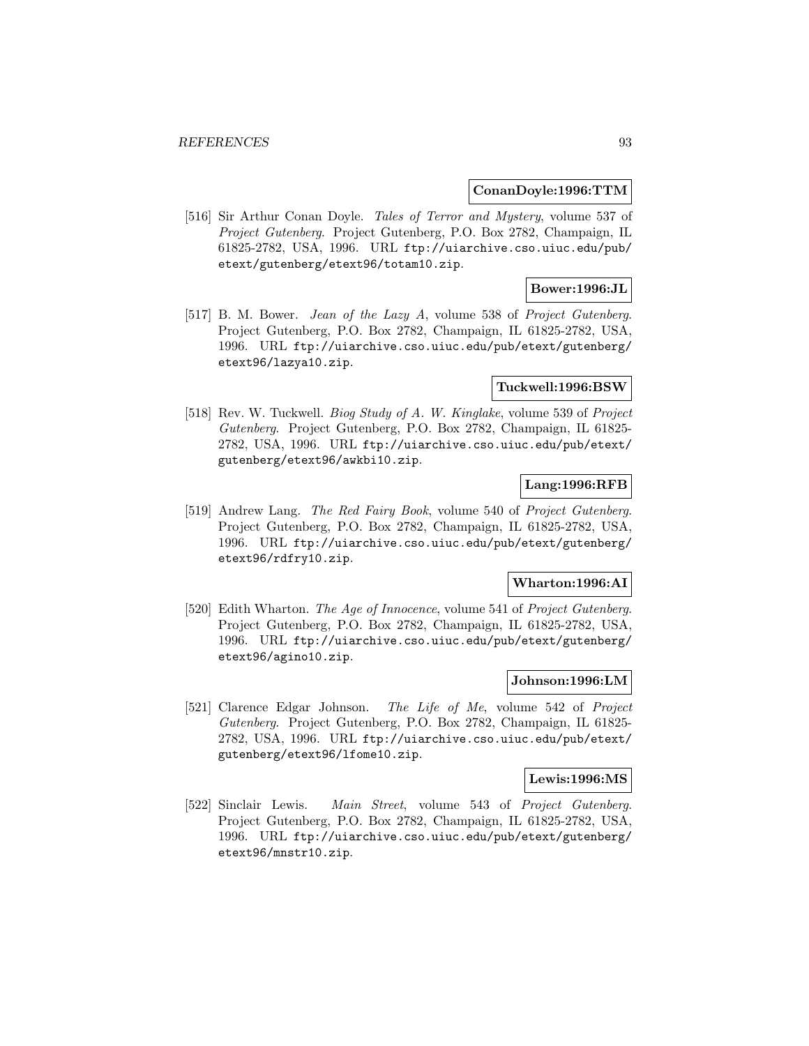**ConanDoyle:1996:TTM**

[516] Sir Arthur Conan Doyle. *Tales of Terror and Mystery*, volume 537 of *Project Gutenberg*. Project Gutenberg, P.O. Box 2782, Champaign, IL 61825-2782, USA, 1996. URL ftp://uiarchive.cso.uiuc.edu/pub/etext/gutenberg/etext96/totam10.zip.

**Bower:1996:JL**

[517] B. M. Bower. *Jean of the Lazy A*, volume 538 of *Project Gutenberg*. Project Gutenberg, P.O. Box 2782, Champaign, IL 61825-2782, USA, 1996. URL ftp://uiarchive.cso.uiuc.edu/pub/etext/gutenberg/etext96/lazya10.zip.

**Tuckwell:1996:BSW**

[518] Rev. W. Tuckwell. *Biog Study of A. W. Kinglake*, volume 539 of *Project Gutenberg*. Project Gutenberg, P.O. Box 2782, Champaign, IL 61825-2782, USA, 1996. URL ftp://uiarchive.cso.uiuc.edu/pub/etext/gutenberg/etext96/awkbi10.zip.

**Lang:1996:RFB**

[519] Andrew Lang. *The Red Fairy Book*, volume 540 of *Project Gutenberg*. Project Gutenberg, P.O. Box 2782, Champaign, IL 61825-2782, USA, 1996. URL ftp://uiarchive.cso.uiuc.edu/pub/etext/gutenberg/etext96/rdfry10.zip.

**Wharton:1996:AI**

[520] Edith Wharton. *The Age of Innocence*, volume 541 of *Project Gutenberg*. Project Gutenberg, P.O. Box 2782, Champaign, IL 61825-2782, USA, 1996. URL ftp://uiarchive.cso.uiuc.edu/pub/etext/gutenberg/etext96/agino10.zip.

**Johnson:1996:LM**

[521] Clarence Edgar Johnson. *The Life of Me*, volume 542 of *Project Gutenberg*. Project Gutenberg, P.O. Box 2782, Champaign, IL 61825-2782, USA, 1996. URL ftp://uiarchive.cso.uiuc.edu/pub/etext/gutenberg/etext96/lfome10.zip.

**Lewis:1996:MS**

[522] Sinclair Lewis. *Main Street*, volume 543 of *Project Gutenberg*. Project Gutenberg, P.O. Box 2782, Champaign, IL 61825-2782, USA, 1996. URL ftp://uiarchive.cso.uiuc.edu/pub/etext/gutenberg/etext96/mnstr10.zip.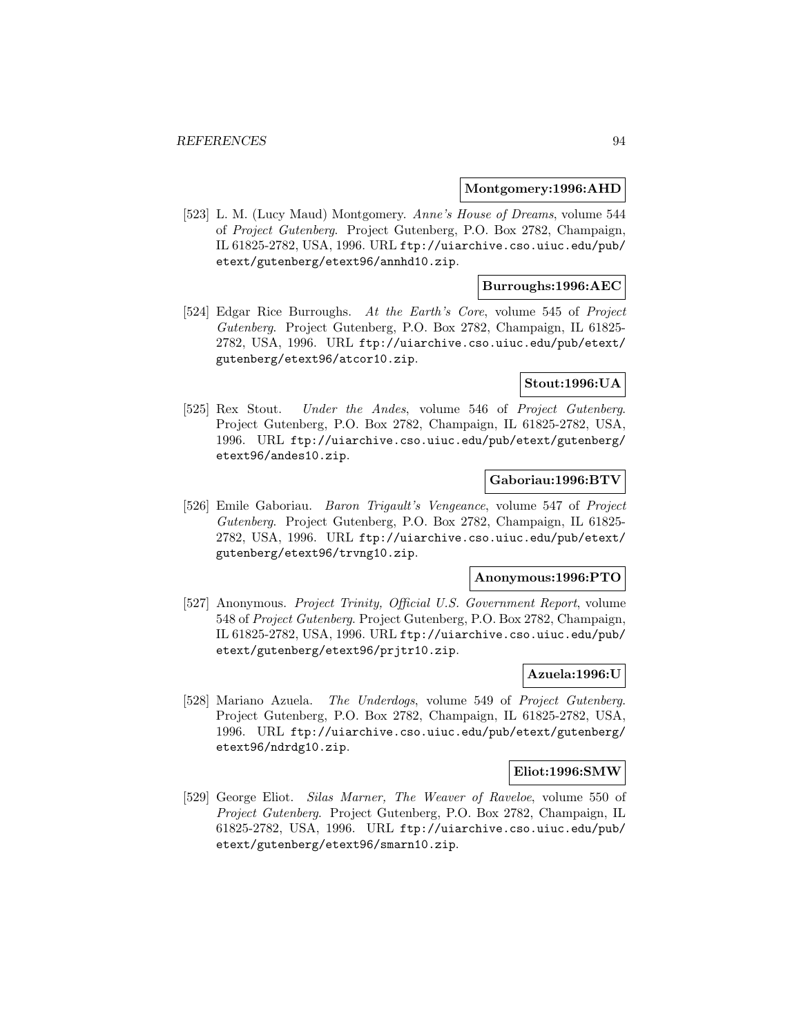**Montgomery:1996:AHD**

[523] L. M. (Lucy Maud) Montgomery. *Anne's House of Dreams*, volume 544 of *Project Gutenberg*. Project Gutenberg, P.O. Box 2782, Champaign, IL 61825-2782, USA, 1996. URL `ftp://uiarchive.cso.uiuc.edu/pub/etext/gutenberg/etext96/annhd10.zip`.

**Burroughs:1996:AEC**

[524] Edgar Rice Burroughs. *At the Earth's Core*, volume 545 of *Project Gutenberg*. Project Gutenberg, P.O. Box 2782, Champaign, IL 61825-2782, USA, 1996. URL `ftp://uiarchive.cso.uiuc.edu/pub/etext/gutenberg/etext96/atcor10.zip`.

**Stout:1996:UA**

[525] Rex Stout. *Under the Andes*, volume 546 of *Project Gutenberg*. Project Gutenberg, P.O. Box 2782, Champaign, IL 61825-2782, USA, 1996. URL `ftp://uiarchive.cso.uiuc.edu/pub/etext/gutenberg/etext96/andes10.zip`.

**Gaboriau:1996:BTV**

[526] Emile Gaboriau. *Baron Trigault's Vengeance*, volume 547 of *Project Gutenberg*. Project Gutenberg, P.O. Box 2782, Champaign, IL 61825-2782, USA, 1996. URL `ftp://uiarchive.cso.uiuc.edu/pub/etext/gutenberg/etext96/trvng10.zip`.

**Anonymous:1996:PTO**

[527] Anonymous. *Project Trinity, Official U.S. Government Report*, volume 548 of *Project Gutenberg*. Project Gutenberg, P.O. Box 2782, Champaign, IL 61825-2782, USA, 1996. URL `ftp://uiarchive.cso.uiuc.edu/pub/etext/gutenberg/etext96/prjtr10.zip`.

**Azuela:1996:U**

[528] Mariano Azuela. *The Underdogs*, volume 549 of *Project Gutenberg*. Project Gutenberg, P.O. Box 2782, Champaign, IL 61825-2782, USA, 1996. URL `ftp://uiarchive.cso.uiuc.edu/pub/etext/gutenberg/etext96/ndrdg10.zip`.

**Eliot:1996:SMW**

[529] George Eliot. *Silas Marner, The Weaver of Raveloe*, volume 550 of *Project Gutenberg*. Project Gutenberg, P.O. Box 2782, Champaign, IL 61825-2782, USA, 1996. URL `ftp://uiarchive.cso.uiuc.edu/pub/etext/gutenberg/etext96/smarn10.zip`.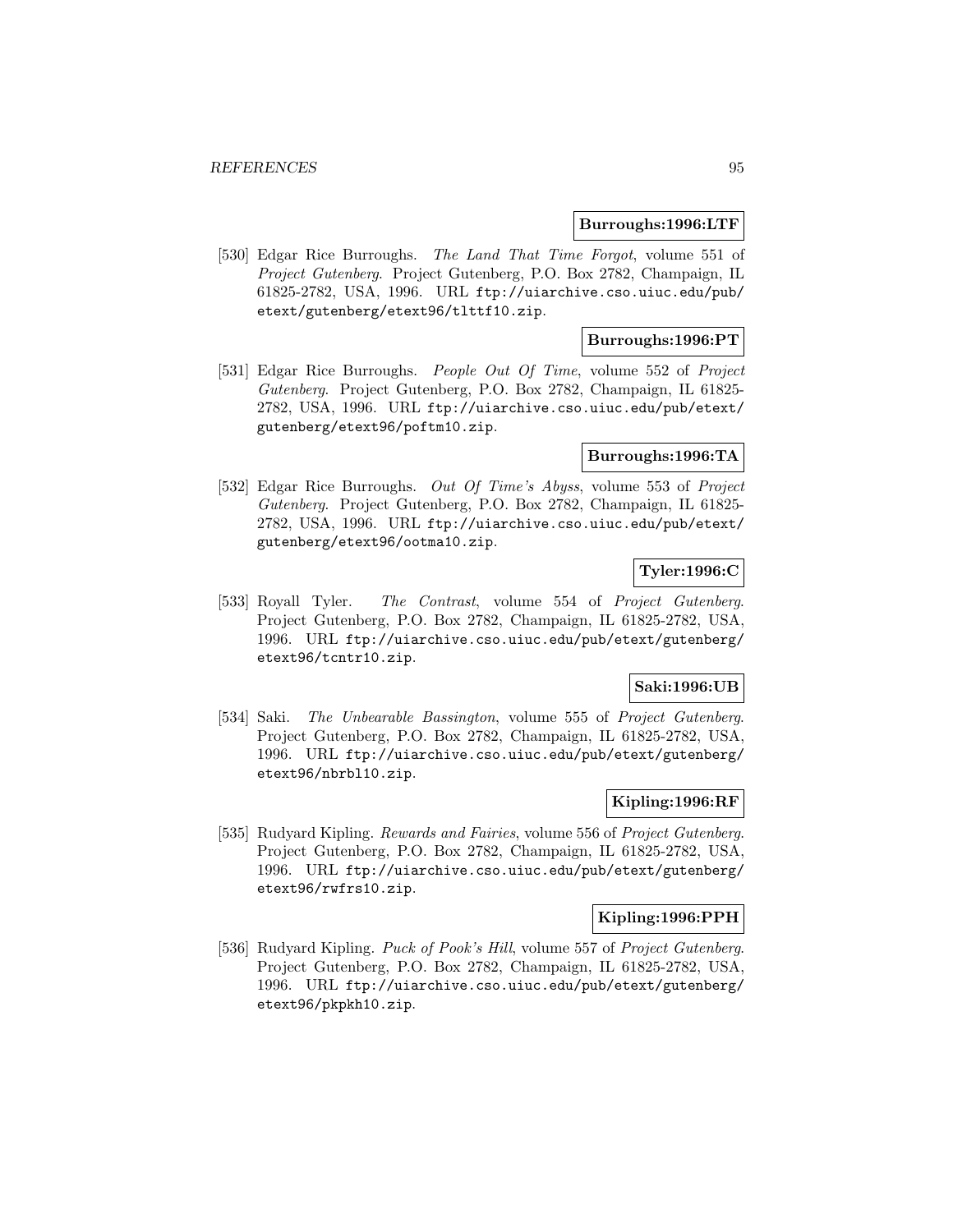**Burroughs:1996:LTF**

[530] Edgar Rice Burroughs. *The Land That Time Forgot*, volume 551 of *Project Gutenberg*. Project Gutenberg, P.O. Box 2782, Champaign, IL 61825-2782, USA, 1996. URL ftp://uiarchive.cso.uiuc.edu/pub/etext/gutenberg/etext96/tlttf10.zip.

**Burroughs:1996:PT**

[531] Edgar Rice Burroughs. *People Out Of Time*, volume 552 of *Project Gutenberg*. Project Gutenberg, P.O. Box 2782, Champaign, IL 61825-2782, USA, 1996. URL ftp://uiarchive.cso.uiuc.edu/pub/etext/gutenberg/etext96/poftm10.zip.

**Burroughs:1996:TA**

[532] Edgar Rice Burroughs. *Out Of Time's Abyss*, volume 553 of *Project Gutenberg*. Project Gutenberg, P.O. Box 2782, Champaign, IL 61825-2782, USA, 1996. URL ftp://uiarchive.cso.uiuc.edu/pub/etext/gutenberg/etext96/ootma10.zip.

**Tyler:1996:C**

[533] Royall Tyler. *The Contrast*, volume 554 of *Project Gutenberg*. Project Gutenberg, P.O. Box 2782, Champaign, IL 61825-2782, USA, 1996. URL ftp://uiarchive.cso.uiuc.edu/pub/etext/gutenberg/etext96/tcntr10.zip.

**Saki:1996:UB**

[534] Saki. *The Unbearable Bassington*, volume 555 of *Project Gutenberg*. Project Gutenberg, P.O. Box 2782, Champaign, IL 61825-2782, USA, 1996. URL ftp://uiarchive.cso.uiuc.edu/pub/etext/gutenberg/etext96/nbrbl10.zip.

**Kipling:1996:RF**

[535] Rudyard Kipling. *Rewards and Fairies*, volume 556 of *Project Gutenberg*. Project Gutenberg, P.O. Box 2782, Champaign, IL 61825-2782, USA, 1996. URL ftp://uiarchive.cso.uiuc.edu/pub/etext/gutenberg/etext96/rwfrs10.zip.

**Kipling:1996:PPH**

[536] Rudyard Kipling. *Puck of Pook's Hill*, volume 557 of *Project Gutenberg*. Project Gutenberg, P.O. Box 2782, Champaign, IL 61825-2782, USA, 1996. URL ftp://uiarchive.cso.uiuc.edu/pub/etext/gutenberg/etext96/pkpkh10.zip.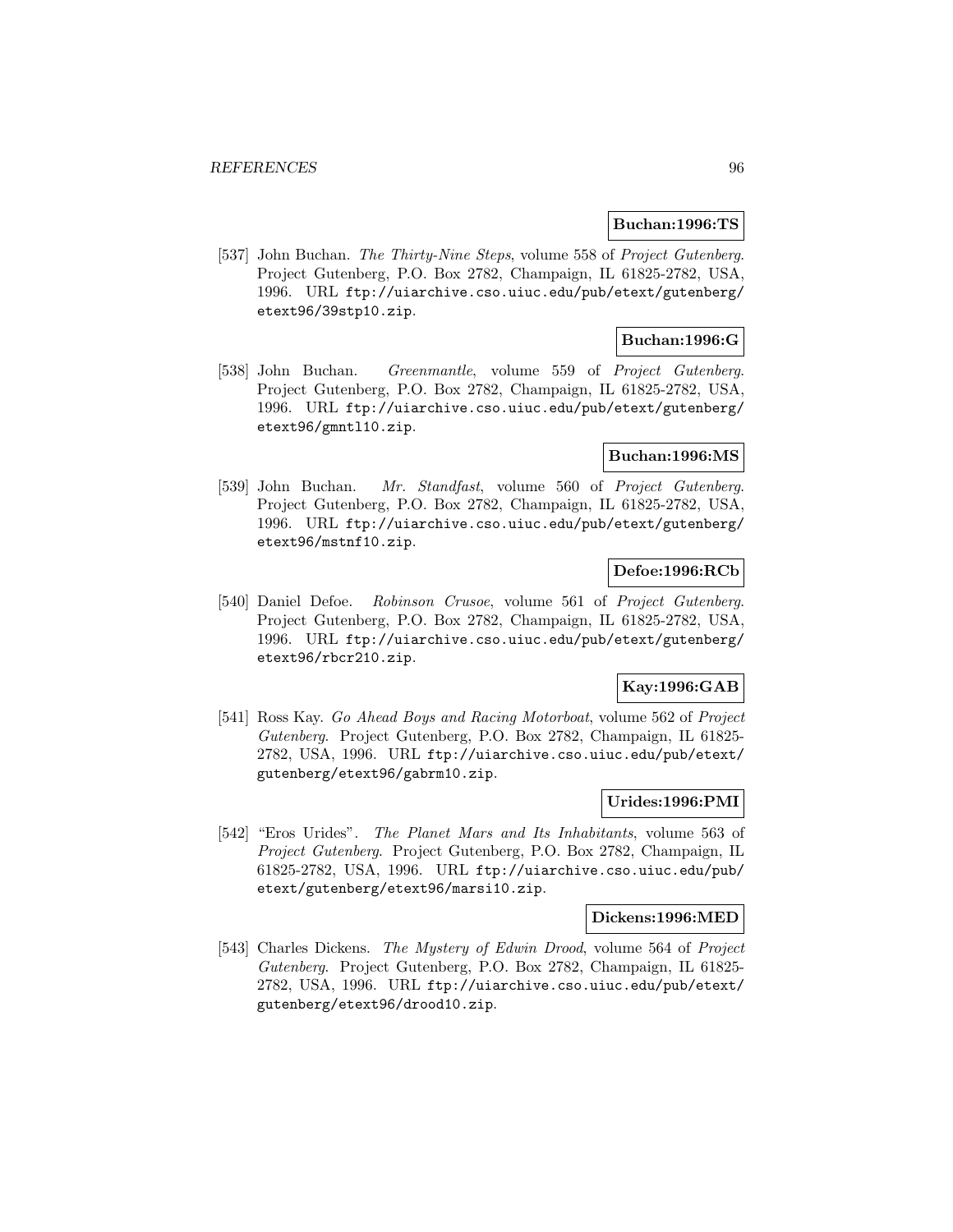**Buchan:1996:TS**

[537] John Buchan. *The Thirty-Nine Steps*, volume 558 of *Project Gutenberg*. Project Gutenberg, P.O. Box 2782, Champaign, IL 61825-2782, USA, 1996. URL `ftp://uiarchive.cso.uiuc.edu/pub/etext/gutenberg/etext96/39stp10.zip`.

**Buchan:1996:G**

[538] John Buchan. *Greenmantle*, volume 559 of *Project Gutenberg*. Project Gutenberg, P.O. Box 2782, Champaign, IL 61825-2782, USA, 1996. URL `ftp://uiarchive.cso.uiuc.edu/pub/etext/gutenberg/etext96/gmntl10.zip`.

**Buchan:1996:MS**

[539] John Buchan. *Mr. Standfast*, volume 560 of *Project Gutenberg*. Project Gutenberg, P.O. Box 2782, Champaign, IL 61825-2782, USA, 1996. URL `ftp://uiarchive.cso.uiuc.edu/pub/etext/gutenberg/etext96/mstnf10.zip`.

**Defoe:1996:RCb**

[540] Daniel Defoe. *Robinson Crusoe*, volume 561 of *Project Gutenberg*. Project Gutenberg, P.O. Box 2782, Champaign, IL 61825-2782, USA, 1996. URL `ftp://uiarchive.cso.uiuc.edu/pub/etext/gutenberg/etext96/rbcr210.zip`.

**Kay:1996:GAB**

[541] Ross Kay. *Go Ahead Boys and Racing Motorboat*, volume 562 of *Project Gutenberg*. Project Gutenberg, P.O. Box 2782, Champaign, IL 61825-2782, USA, 1996. URL `ftp://uiarchive.cso.uiuc.edu/pub/etext/gutenberg/etext96/gabrm10.zip`.

**Urides:1996:PMI**

[542] "Eros Urides". *The Planet Mars and Its Inhabitants*, volume 563 of *Project Gutenberg*. Project Gutenberg, P.O. Box 2782, Champaign, IL 61825-2782, USA, 1996. URL `ftp://uiarchive.cso.uiuc.edu/pub/etext/gutenberg/etext96/marsi10.zip`.

**Dickens:1996:MED**

[543] Charles Dickens. *The Mystery of Edwin Drood*, volume 564 of *Project Gutenberg*. Project Gutenberg, P.O. Box 2782, Champaign, IL 61825-2782, USA, 1996. URL `ftp://uiarchive.cso.uiuc.edu/pub/etext/gutenberg/etext96/drood10.zip`.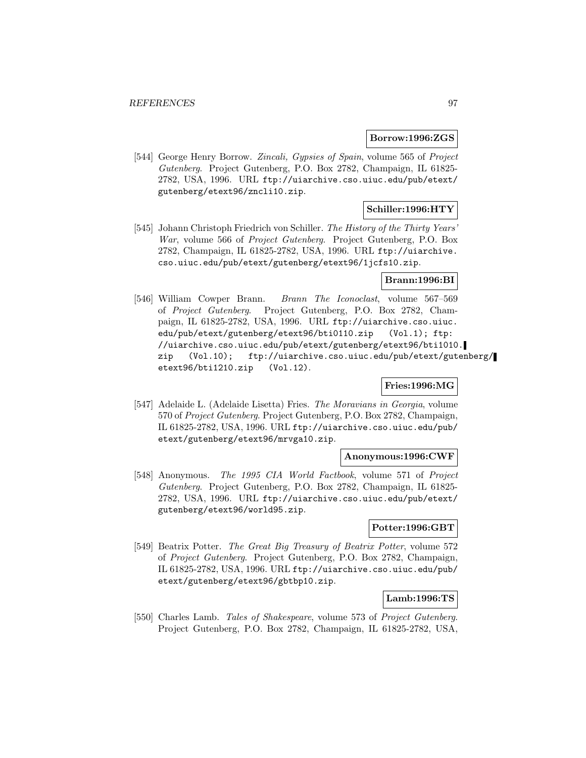**Borrow:1996:ZGS**

[544] George Henry Borrow. *Zincali, Gypsies of Spain*, volume 565 of *Project Gutenberg*. Project Gutenberg, P.O. Box 2782, Champaign, IL 61825-2782, USA, 1996. URL `ftp://uiarchive.cso.uiuc.edu/pub/etext/gutenberg/etext96/zncli10.zip`.

**Schiller:1996:HTY**

[545] Johann Christoph Friedrich von Schiller. *The History of the Thirty Years' War*, volume 566 of *Project Gutenberg*. Project Gutenberg, P.O. Box 2782, Champaign, IL 61825-2782, USA, 1996. URL `ftp://uiarchive.cso.uiuc.edu/pub/etext/gutenberg/etext96/1jcfs10.zip`.

**Brann:1996:BI**

[546] William Cowper Brann. *Brann The Iconoclast*, volume 567–569 of *Project Gutenberg*. Project Gutenberg, P.O. Box 2782, Champaign, IL 61825-2782, USA, 1996. URL `ftp://uiarchive.cso.uiuc.edu/pub/etext/gutenberg/etext96/bti0110.zip (Vol.1); ftp://uiarchive.cso.uiuc.edu/pub/etext/gutenberg/etext96/bti1010.zip (Vol.10); ftp://uiarchive.cso.uiuc.edu/pub/etext/gutenberg/etext96/bti1210.zip (Vol.12)`.

**Fries:1996:MG**

[547] Adelaide L. (Adelaide Lisetta) Fries. *The Moravians in Georgia*, volume 570 of *Project Gutenberg*. Project Gutenberg, P.O. Box 2782, Champaign, IL 61825-2782, USA, 1996. URL `ftp://uiarchive.cso.uiuc.edu/pub/etext/gutenberg/etext96/mrvga10.zip`.

**Anonymous:1996:CWF**

[548] Anonymous. *The 1995 CIA World Factbook*, volume 571 of *Project Gutenberg*. Project Gutenberg, P.O. Box 2782, Champaign, IL 61825-2782, USA, 1996. URL `ftp://uiarchive.cso.uiuc.edu/pub/etext/gutenberg/etext96/world95.zip`.

**Potter:1996:GBT**

[549] Beatrix Potter. *The Great Big Treasury of Beatrix Potter*, volume 572 of *Project Gutenberg*. Project Gutenberg, P.O. Box 2782, Champaign, IL 61825-2782, USA, 1996. URL `ftp://uiarchive.cso.uiuc.edu/pub/etext/gutenberg/etext96/gbtbp10.zip`.

**Lamb:1996:TS**

[550] Charles Lamb. *Tales of Shakespeare*, volume 573 of *Project Gutenberg*. Project Gutenberg, P.O. Box 2782, Champaign, IL 61825-2782, USA,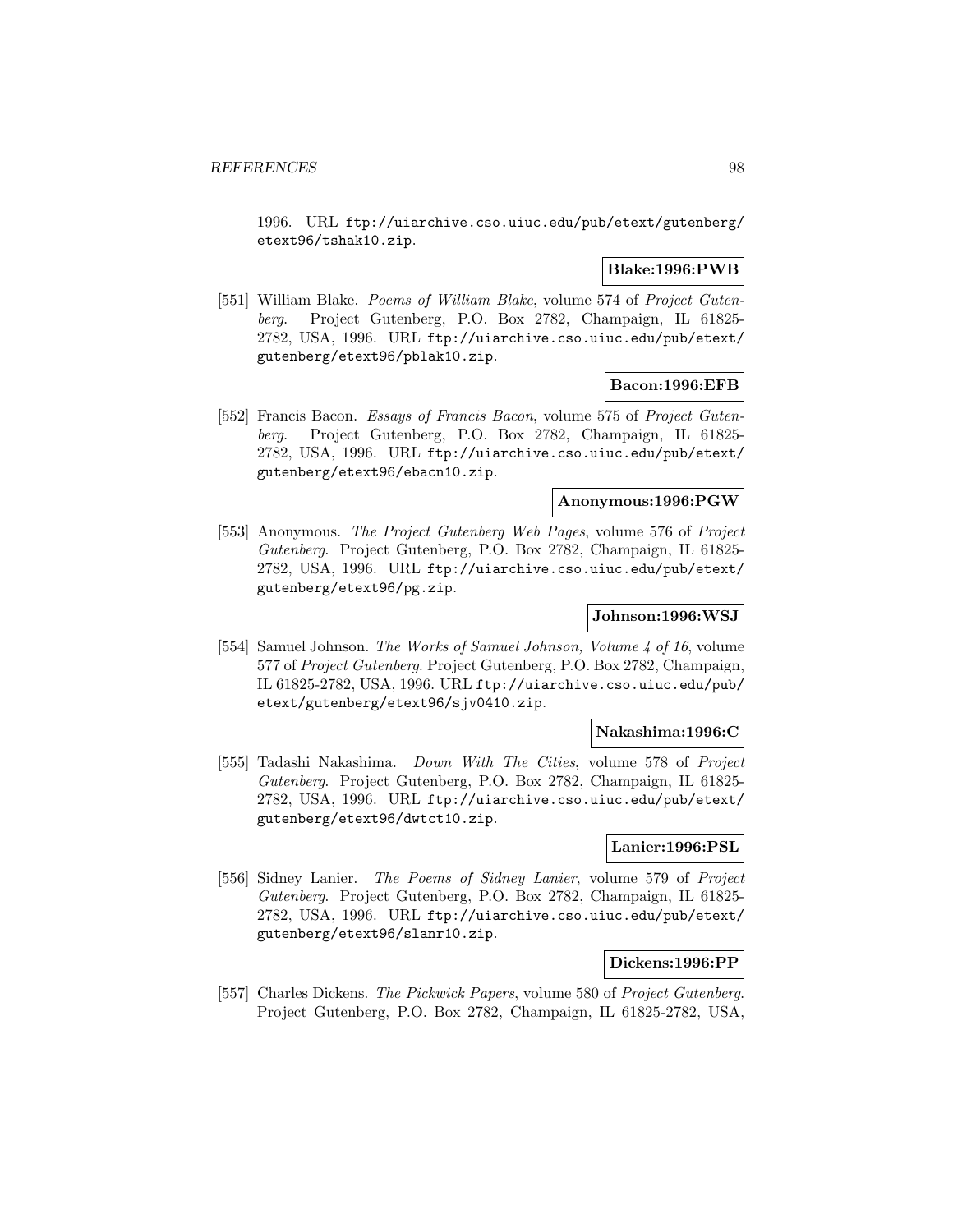1996. URL ftp://uiarchive.cso.uiuc.edu/pub/etext/gutenberg/etext96/tshak10.zip.

**Blake:1996:PWB**

[551] William Blake. *Poems of William Blake*, volume 574 of *Project Gutenberg*. Project Gutenberg, P.O. Box 2782, Champaign, IL 61825-2782, USA, 1996. URL ftp://uiarchive.cso.uiuc.edu/pub/etext/gutenberg/etext96/pblak10.zip.

**Bacon:1996:EFB**

[552] Francis Bacon. *Essays of Francis Bacon*, volume 575 of *Project Gutenberg*. Project Gutenberg, P.O. Box 2782, Champaign, IL 61825-2782, USA, 1996. URL ftp://uiarchive.cso.uiuc.edu/pub/etext/gutenberg/etext96/ebacn10.zip.

**Anonymous:1996:PGW**

[553] Anonymous. *The Project Gutenberg Web Pages*, volume 576 of *Project Gutenberg*. Project Gutenberg, P.O. Box 2782, Champaign, IL 61825-2782, USA, 1996. URL ftp://uiarchive.cso.uiuc.edu/pub/etext/gutenberg/etext96/pg.zip.

**Johnson:1996:WSJ**

[554] Samuel Johnson. *The Works of Samuel Johnson, Volume 4 of 16*, volume 577 of *Project Gutenberg*. Project Gutenberg, P.O. Box 2782, Champaign, IL 61825-2782, USA, 1996. URL ftp://uiarchive.cso.uiuc.edu/pub/etext/gutenberg/etext96/sjv0410.zip.

**Nakashima:1996:C**

[555] Tadashi Nakashima. *Down With The Cities*, volume 578 of *Project Gutenberg*. Project Gutenberg, P.O. Box 2782, Champaign, IL 61825-2782, USA, 1996. URL ftp://uiarchive.cso.uiuc.edu/pub/etext/gutenberg/etext96/dwtct10.zip.

**Lanier:1996:PSL**

[556] Sidney Lanier. *The Poems of Sidney Lanier*, volume 579 of *Project Gutenberg*. Project Gutenberg, P.O. Box 2782, Champaign, IL 61825-2782, USA, 1996. URL ftp://uiarchive.cso.uiuc.edu/pub/etext/gutenberg/etext96/slanr10.zip.

**Dickens:1996:PP**

[557] Charles Dickens. *The Pickwick Papers*, volume 580 of *Project Gutenberg*. Project Gutenberg, P.O. Box 2782, Champaign, IL 61825-2782, USA,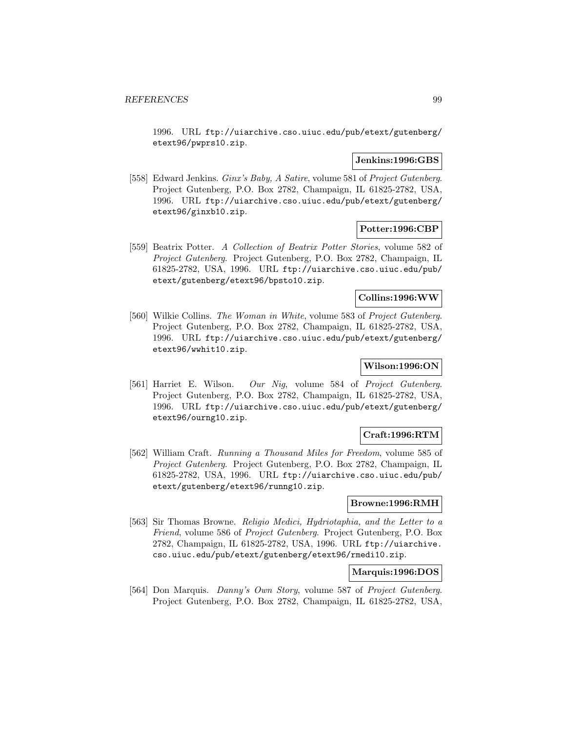1996. URL ftp://uiarchive.cso.uiuc.edu/pub/etext/gutenberg/etext96/pwprs10.zip.

**Jenkins:1996:GBS**

[558] Edward Jenkins. *Ginx's Baby, A Satire*, volume 581 of *Project Gutenberg*. Project Gutenberg, P.O. Box 2782, Champaign, IL 61825-2782, USA, 1996. URL ftp://uiarchive.cso.uiuc.edu/pub/etext/gutenberg/etext96/ginxb10.zip.

**Potter:1996:CBP**

[559] Beatrix Potter. *A Collection of Beatrix Potter Stories*, volume 582 of *Project Gutenberg*. Project Gutenberg, P.O. Box 2782, Champaign, IL 61825-2782, USA, 1996. URL ftp://uiarchive.cso.uiuc.edu/pub/etext/gutenberg/etext96/bpsto10.zip.

**Collins:1996:WW**

[560] Wilkie Collins. *The Woman in White*, volume 583 of *Project Gutenberg*. Project Gutenberg, P.O. Box 2782, Champaign, IL 61825-2782, USA, 1996. URL ftp://uiarchive.cso.uiuc.edu/pub/etext/gutenberg/etext96/wwhit10.zip.

**Wilson:1996:ON**

[561] Harriet E. Wilson. *Our Nig*, volume 584 of *Project Gutenberg*. Project Gutenberg, P.O. Box 2782, Champaign, IL 61825-2782, USA, 1996. URL ftp://uiarchive.cso.uiuc.edu/pub/etext/gutenberg/etext96/ourng10.zip.

**Craft:1996:RTM**

[562] William Craft. *Running a Thousand Miles for Freedom*, volume 585 of *Project Gutenberg*. Project Gutenberg, P.O. Box 2782, Champaign, IL 61825-2782, USA, 1996. URL ftp://uiarchive.cso.uiuc.edu/pub/etext/gutenberg/etext96/runng10.zip.

**Browne:1996:RMH**

[563] Sir Thomas Browne. *Religio Medici, Hydriotaphia, and the Letter to a Friend*, volume 586 of *Project Gutenberg*. Project Gutenberg, P.O. Box 2782, Champaign, IL 61825-2782, USA, 1996. URL ftp://uiarchive.cso.uiuc.edu/pub/etext/gutenberg/etext96/rmedi10.zip.

**Marquis:1996:DOS**

[564] Don Marquis. *Danny's Own Story*, volume 587 of *Project Gutenberg*. Project Gutenberg, P.O. Box 2782, Champaign, IL 61825-2782, USA,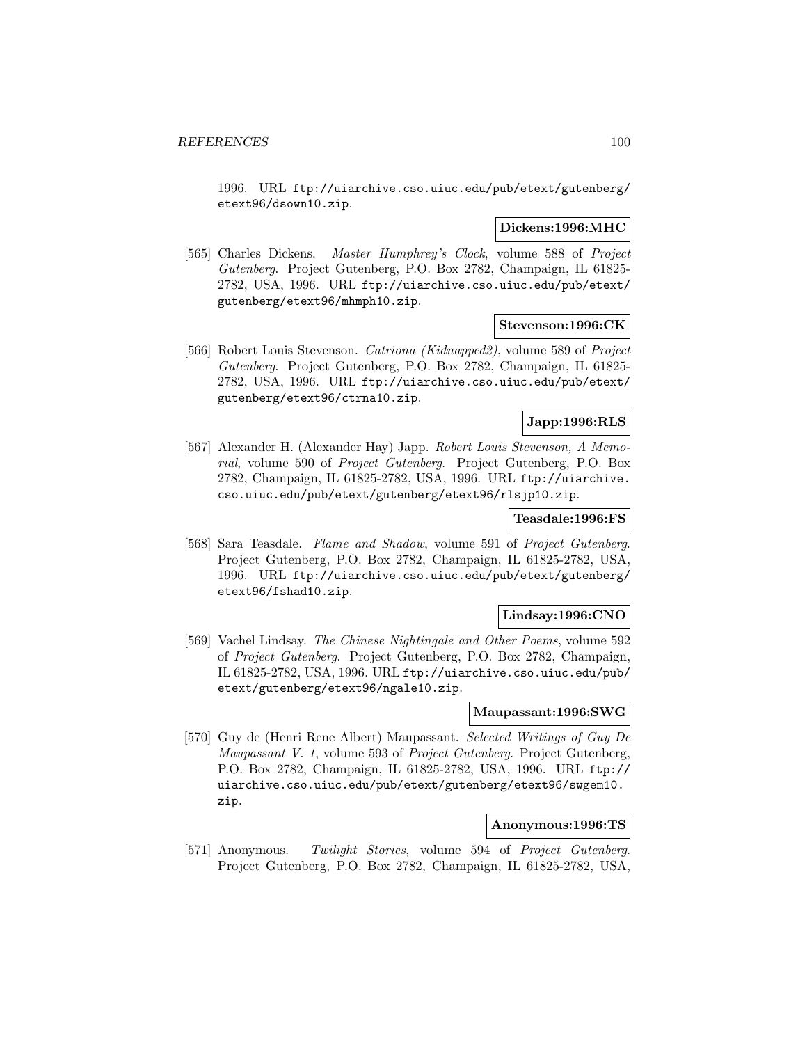1996. URL ftp://uiarchive.cso.uiuc.edu/pub/etext/gutenberg/etext96/dsown10.zip.

**Dickens:1996:MHC**

[565] Charles Dickens. *Master Humphrey's Clock*, volume 588 of *Project Gutenberg*. Project Gutenberg, P.O. Box 2782, Champaign, IL 61825-2782, USA, 1996. URL ftp://uiarchive.cso.uiuc.edu/pub/etext/gutenberg/etext96/mhmph10.zip.

**Stevenson:1996:CK**

[566] Robert Louis Stevenson. *Catriona (Kidnapped2)*, volume 589 of *Project Gutenberg*. Project Gutenberg, P.O. Box 2782, Champaign, IL 61825-2782, USA, 1996. URL ftp://uiarchive.cso.uiuc.edu/pub/etext/gutenberg/etext96/ctrna10.zip.

**Japp:1996:RLS**

[567] Alexander H. (Alexander Hay) Japp. *Robert Louis Stevenson, A Memorial*, volume 590 of *Project Gutenberg*. Project Gutenberg, P.O. Box 2782, Champaign, IL 61825-2782, USA, 1996. URL ftp://uiarchive.cso.uiuc.edu/pub/etext/gutenberg/etext96/rlsjp10.zip.

**Teasdale:1996:FS**

[568] Sara Teasdale. *Flame and Shadow*, volume 591 of *Project Gutenberg*. Project Gutenberg, P.O. Box 2782, Champaign, IL 61825-2782, USA, 1996. URL ftp://uiarchive.cso.uiuc.edu/pub/etext/gutenberg/etext96/fshad10.zip.

**Lindsay:1996:CNO**

[569] Vachel Lindsay. *The Chinese Nightingale and Other Poems*, volume 592 of *Project Gutenberg*. Project Gutenberg, P.O. Box 2782, Champaign, IL 61825-2782, USA, 1996. URL ftp://uiarchive.cso.uiuc.edu/pub/etext/gutenberg/etext96/ngale10.zip.

**Maupassant:1996:SWG**

[570] Guy de (Henri Rene Albert) Maupassant. *Selected Writings of Guy De Maupassant V. 1*, volume 593 of *Project Gutenberg*. Project Gutenberg, P.O. Box 2782, Champaign, IL 61825-2782, USA, 1996. URL ftp://uiarchive.cso.uiuc.edu/pub/etext/gutenberg/etext96/swgem10.zip.

**Anonymous:1996:TS**

[571] Anonymous. *Twilight Stories*, volume 594 of *Project Gutenberg*. Project Gutenberg, P.O. Box 2782, Champaign, IL 61825-2782, USA,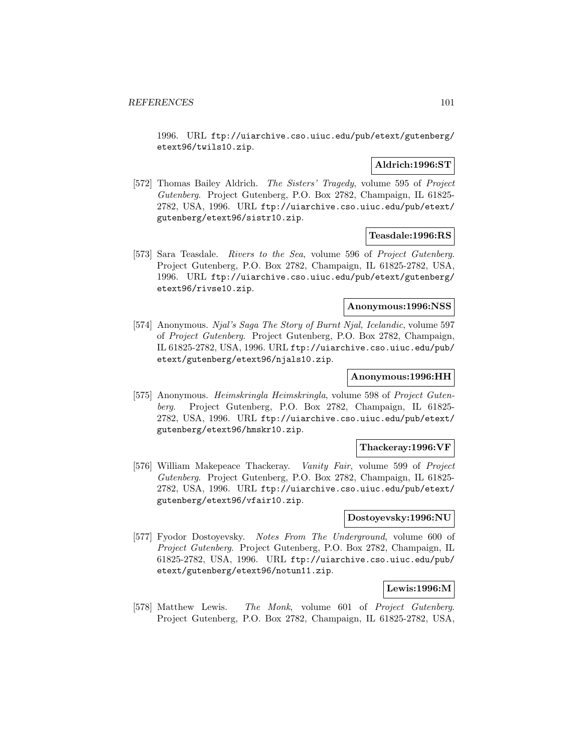1996. URL ftp://uiarchive.cso.uiuc.edu/pub/etext/gutenberg/etext96/twils10.zip.

**Aldrich:1996:ST**

[572] Thomas Bailey Aldrich. *The Sisters' Tragedy*, volume 595 of *Project Gutenberg*. Project Gutenberg, P.O. Box 2782, Champaign, IL 61825-2782, USA, 1996. URL ftp://uiarchive.cso.uiuc.edu/pub/etext/gutenberg/etext96/sistr10.zip.

**Teasdale:1996:RS**

[573] Sara Teasdale. *Rivers to the Sea*, volume 596 of *Project Gutenberg*. Project Gutenberg, P.O. Box 2782, Champaign, IL 61825-2782, USA, 1996. URL ftp://uiarchive.cso.uiuc.edu/pub/etext/gutenberg/etext96/rivse10.zip.

**Anonymous:1996:NSS**

[574] Anonymous. *Njal's Saga The Story of Burnt Njal, Icelandic*, volume 597 of *Project Gutenberg*. Project Gutenberg, P.O. Box 2782, Champaign, IL 61825-2782, USA, 1996. URL ftp://uiarchive.cso.uiuc.edu/pub/etext/gutenberg/etext96/njals10.zip.

**Anonymous:1996:HH**

[575] Anonymous. *Heimskringla Heimskringla*, volume 598 of *Project Gutenberg*. Project Gutenberg, P.O. Box 2782, Champaign, IL 61825-2782, USA, 1996. URL ftp://uiarchive.cso.uiuc.edu/pub/etext/gutenberg/etext96/hmskr10.zip.

**Thackeray:1996:VF**

[576] William Makepeace Thackeray. *Vanity Fair*, volume 599 of *Project Gutenberg*. Project Gutenberg, P.O. Box 2782, Champaign, IL 61825-2782, USA, 1996. URL ftp://uiarchive.cso.uiuc.edu/pub/etext/gutenberg/etext96/vfair10.zip.

**Dostoyevsky:1996:NU**

[577] Fyodor Dostoyevsky. *Notes From The Underground*, volume 600 of *Project Gutenberg*. Project Gutenberg, P.O. Box 2782, Champaign, IL 61825-2782, USA, 1996. URL ftp://uiarchive.cso.uiuc.edu/pub/etext/gutenberg/etext96/notun11.zip.

**Lewis:1996:M**

[578] Matthew Lewis. *The Monk*, volume 601 of *Project Gutenberg*. Project Gutenberg, P.O. Box 2782, Champaign, IL 61825-2782, USA,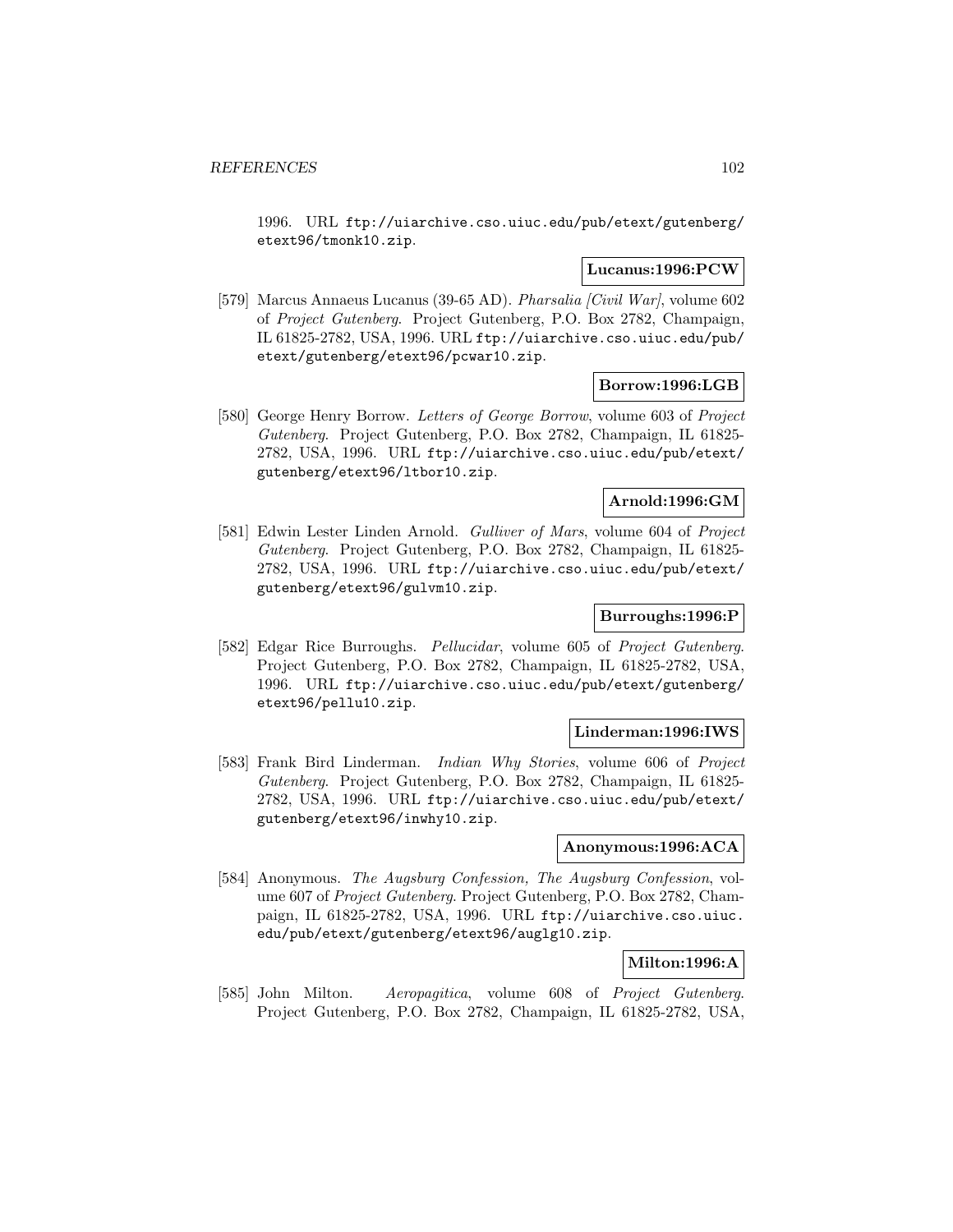1996. URL `ftp://uiarchive.cso.uiuc.edu/pub/etext/gutenberg/etext96/tmonk10.zip`.

**Lucanus:1996:PCW**

[579] Marcus Annaeus Lucanus (39-65 AD). *Pharsalia [Civil War]*, volume 602 of *Project Gutenberg*. Project Gutenberg, P.O. Box 2782, Champaign, IL 61825-2782, USA, 1996. URL `ftp://uiarchive.cso.uiuc.edu/pub/etext/gutenberg/etext96/pcwar10.zip`.

**Borrow:1996:LGB**

[580] George Henry Borrow. *Letters of George Borrow*, volume 603 of *Project Gutenberg*. Project Gutenberg, P.O. Box 2782, Champaign, IL 61825-2782, USA, 1996. URL `ftp://uiarchive.cso.uiuc.edu/pub/etext/gutenberg/etext96/ltbor10.zip`.

**Arnold:1996:GM**

[581] Edwin Lester Linden Arnold. *Gulliver of Mars*, volume 604 of *Project Gutenberg*. Project Gutenberg, P.O. Box 2782, Champaign, IL 61825-2782, USA, 1996. URL `ftp://uiarchive.cso.uiuc.edu/pub/etext/gutenberg/etext96/gulvm10.zip`.

**Burroughs:1996:P**

[582] Edgar Rice Burroughs. *Pellucidar*, volume 605 of *Project Gutenberg*. Project Gutenberg, P.O. Box 2782, Champaign, IL 61825-2782, USA, 1996. URL `ftp://uiarchive.cso.uiuc.edu/pub/etext/gutenberg/etext96/pellu10.zip`.

**Linderman:1996:IWS**

[583] Frank Bird Linderman. *Indian Why Stories*, volume 606 of *Project Gutenberg*. Project Gutenberg, P.O. Box 2782, Champaign, IL 61825-2782, USA, 1996. URL `ftp://uiarchive.cso.uiuc.edu/pub/etext/gutenberg/etext96/inwhy10.zip`.

**Anonymous:1996:ACA**

[584] Anonymous. *The Augsburg Confession, The Augsburg Confession*, volume 607 of *Project Gutenberg*. Project Gutenberg, P.O. Box 2782, Champaign, IL 61825-2782, USA, 1996. URL `ftp://uiarchive.cso.uiuc.edu/pub/etext/gutenberg/etext96/auglg10.zip`.

**Milton:1996:A**

[585] John Milton. *Aeropagitica*, volume 608 of *Project Gutenberg*. Project Gutenberg, P.O. Box 2782, Champaign, IL 61825-2782, USA,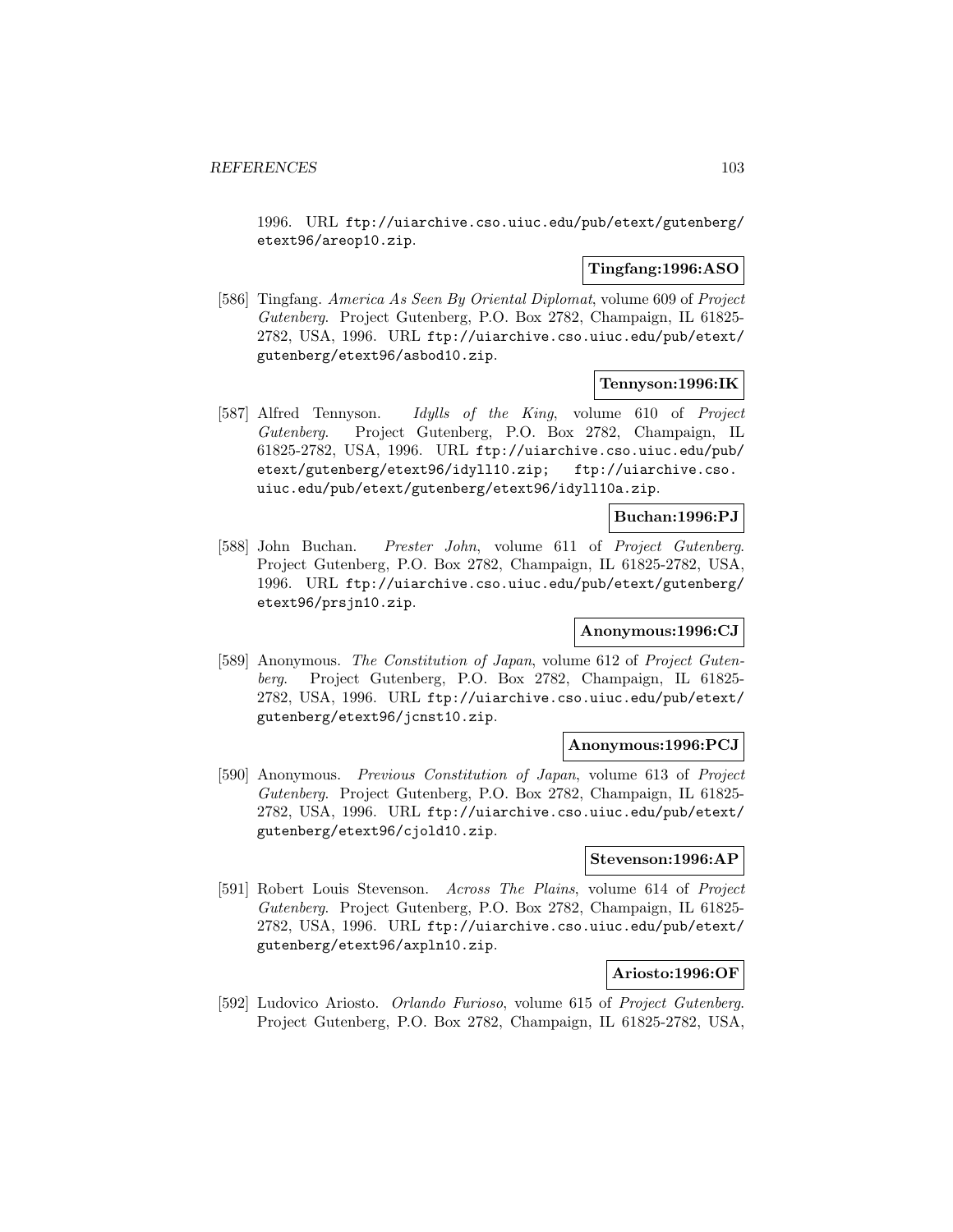1996. URL ftp://uiarchive.cso.uiuc.edu/pub/etext/gutenberg/etext96/areop10.zip.

**Tingfang:1996:ASO**

[586] Tingfang. *America As Seen By Oriental Diplomat*, volume 609 of *Project Gutenberg*. Project Gutenberg, P.O. Box 2782, Champaign, IL 61825-2782, USA, 1996. URL ftp://uiarchive.cso.uiuc.edu/pub/etext/gutenberg/etext96/asbod10.zip.

**Tennyson:1996:IK**

[587] Alfred Tennyson. *Idylls of the King*, volume 610 of *Project Gutenberg*. Project Gutenberg, P.O. Box 2782, Champaign, IL 61825-2782, USA, 1996. URL ftp://uiarchive.cso.uiuc.edu/pub/etext/gutenberg/etext96/idyll10.zip; ftp://uiarchive.cso.uiuc.edu/pub/etext/gutenberg/etext96/idyll10a.zip.

**Buchan:1996:PJ**

[588] John Buchan. *Prester John*, volume 611 of *Project Gutenberg*. Project Gutenberg, P.O. Box 2782, Champaign, IL 61825-2782, USA, 1996. URL ftp://uiarchive.cso.uiuc.edu/pub/etext/gutenberg/etext96/prsjn10.zip.

**Anonymous:1996:CJ**

[589] Anonymous. *The Constitution of Japan*, volume 612 of *Project Gutenberg*. Project Gutenberg, P.O. Box 2782, Champaign, IL 61825-2782, USA, 1996. URL ftp://uiarchive.cso.uiuc.edu/pub/etext/gutenberg/etext96/jcnst10.zip.

**Anonymous:1996:PCJ**

[590] Anonymous. *Previous Constitution of Japan*, volume 613 of *Project Gutenberg*. Project Gutenberg, P.O. Box 2782, Champaign, IL 61825-2782, USA, 1996. URL ftp://uiarchive.cso.uiuc.edu/pub/etext/gutenberg/etext96/cjold10.zip.

**Stevenson:1996:AP**

[591] Robert Louis Stevenson. *Across The Plains*, volume 614 of *Project Gutenberg*. Project Gutenberg, P.O. Box 2782, Champaign, IL 61825-2782, USA, 1996. URL ftp://uiarchive.cso.uiuc.edu/pub/etext/gutenberg/etext96/axpln10.zip.

**Ariosto:1996:OF**

[592] Ludovico Ariosto. *Orlando Furioso*, volume 615 of *Project Gutenberg*. Project Gutenberg, P.O. Box 2782, Champaign, IL 61825-2782, USA,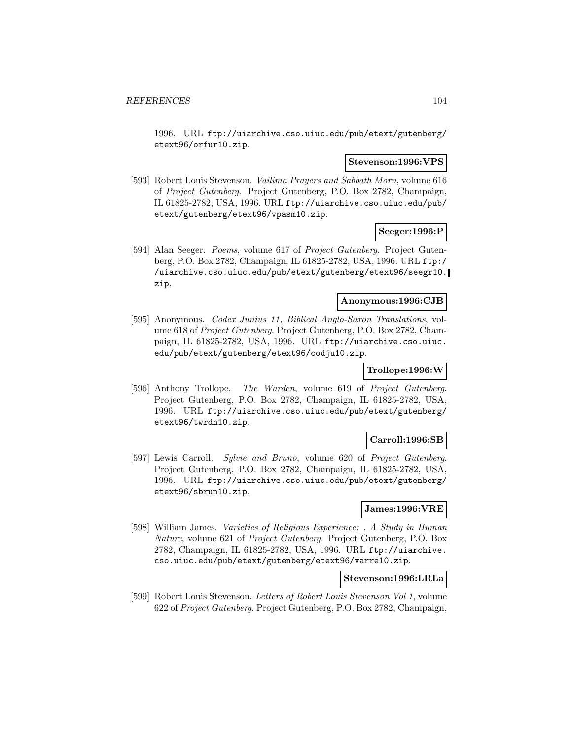1996. URL ftp://uiarchive.cso.uiuc.edu/pub/etext/gutenberg/etext96/orfur10.zip.

**Stevenson:1996:VPS**

[593] Robert Louis Stevenson. *Vailima Prayers and Sabbath Morn*, volume 616 of *Project Gutenberg*. Project Gutenberg, P.O. Box 2782, Champaign, IL 61825-2782, USA, 1996. URL ftp://uiarchive.cso.uiuc.edu/pub/etext/gutenberg/etext96/vpasm10.zip.

**Seeger:1996:P**

[594] Alan Seeger. *Poems*, volume 617 of *Project Gutenberg*. Project Gutenberg, P.O. Box 2782, Champaign, IL 61825-2782, USA, 1996. URL ftp://uiarchive.cso.uiuc.edu/pub/etext/gutenberg/etext96/seegr10.zip.

**Anonymous:1996:CJB**

[595] Anonymous. *Codex Junius 11, Biblical Anglo-Saxon Translations*, volume 618 of *Project Gutenberg*. Project Gutenberg, P.O. Box 2782, Champaign, IL 61825-2782, USA, 1996. URL ftp://uiarchive.cso.uiuc.edu/pub/etext/gutenberg/etext96/codju10.zip.

**Trollope:1996:W**

[596] Anthony Trollope. *The Warden*, volume 619 of *Project Gutenberg*. Project Gutenberg, P.O. Box 2782, Champaign, IL 61825-2782, USA, 1996. URL ftp://uiarchive.cso.uiuc.edu/pub/etext/gutenberg/etext96/twrdn10.zip.

**Carroll:1996:SB**

[597] Lewis Carroll. *Sylvie and Bruno*, volume 620 of *Project Gutenberg*. Project Gutenberg, P.O. Box 2782, Champaign, IL 61825-2782, USA, 1996. URL ftp://uiarchive.cso.uiuc.edu/pub/etext/gutenberg/etext96/sbrun10.zip.

**James:1996:VRE**

[598] William James. *Varieties of Religious Experience: . A Study in Human Nature*, volume 621 of *Project Gutenberg*. Project Gutenberg, P.O. Box 2782, Champaign, IL 61825-2782, USA, 1996. URL ftp://uiarchive.cso.uiuc.edu/pub/etext/gutenberg/etext96/varre10.zip.

**Stevenson:1996:LRLa**

[599] Robert Louis Stevenson. *Letters of Robert Louis Stevenson Vol 1*, volume 622 of *Project Gutenberg*. Project Gutenberg, P.O. Box 2782, Champaign,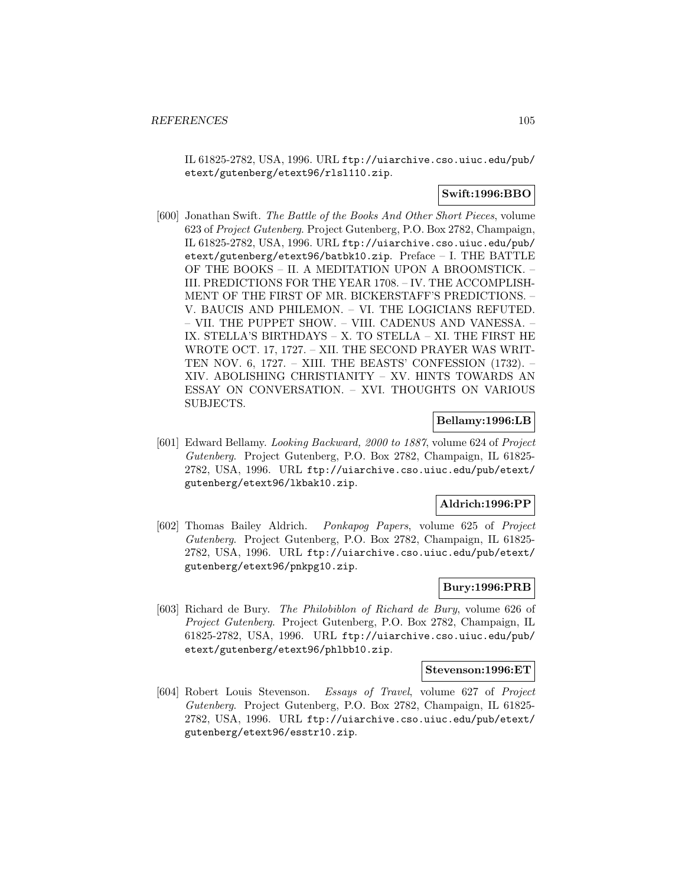IL 61825-2782, USA, 1996. URL ftp://uiarchive.cso.uiuc.edu/pub/etext/gutenberg/etext96/rlsl110.zip.

**Swift:1996:BBO**

[600] Jonathan Swift. *The Battle of the Books And Other Short Pieces*, volume 623 of *Project Gutenberg*. Project Gutenberg, P.O. Box 2782, Champaign, IL 61825-2782, USA, 1996. URL ftp://uiarchive.cso.uiuc.edu/pub/etext/gutenberg/etext96/batbk10.zip. Preface – I. THE BATTLE OF THE BOOKS – II. A MEDITATION UPON A BROOMSTICK. – III. PREDICTIONS FOR THE YEAR 1708. – IV. THE ACCOMPLISHMENT OF THE FIRST OF MR. BICKERSTAFF'S PREDICTIONS. – V. BAUCIS AND PHILEMON. – VI. THE LOGICIANS REFUTED. – VII. THE PUPPET SHOW. – VIII. CADENUS AND VANESSA. – IX. STELLA'S BIRTHDAYS – X. TO STELLA – XI. THE FIRST HE WROTE OCT. 17, 1727. – XII. THE SECOND PRAYER WAS WRITTEN NOV. 6, 1727. – XIII. THE BEASTS' CONFESSION (1732). – XIV. ABOLISHING CHRISTIANITY – XV. HINTS TOWARDS AN ESSAY ON CONVERSATION. – XVI. THOUGHTS ON VARIOUS SUBJECTS.

**Bellamy:1996:LB**

[601] Edward Bellamy. *Looking Backward, 2000 to 1887*, volume 624 of *Project Gutenberg*. Project Gutenberg, P.O. Box 2782, Champaign, IL 61825-2782, USA, 1996. URL ftp://uiarchive.cso.uiuc.edu/pub/etext/gutenberg/etext96/lkbak10.zip.

**Aldrich:1996:PP**

[602] Thomas Bailey Aldrich. *Ponkapog Papers*, volume 625 of *Project Gutenberg*. Project Gutenberg, P.O. Box 2782, Champaign, IL 61825-2782, USA, 1996. URL ftp://uiarchive.cso.uiuc.edu/pub/etext/gutenberg/etext96/pnkpg10.zip.

**Bury:1996:PRB**

[603] Richard de Bury. *The Philobiblon of Richard de Bury*, volume 626 of *Project Gutenberg*. Project Gutenberg, P.O. Box 2782, Champaign, IL 61825-2782, USA, 1996. URL ftp://uiarchive.cso.uiuc.edu/pub/etext/gutenberg/etext96/phlbb10.zip.

**Stevenson:1996:ET**

[604] Robert Louis Stevenson. *Essays of Travel*, volume 627 of *Project Gutenberg*. Project Gutenberg, P.O. Box 2782, Champaign, IL 61825-2782, USA, 1996. URL ftp://uiarchive.cso.uiuc.edu/pub/etext/gutenberg/etext96/esstr10.zip.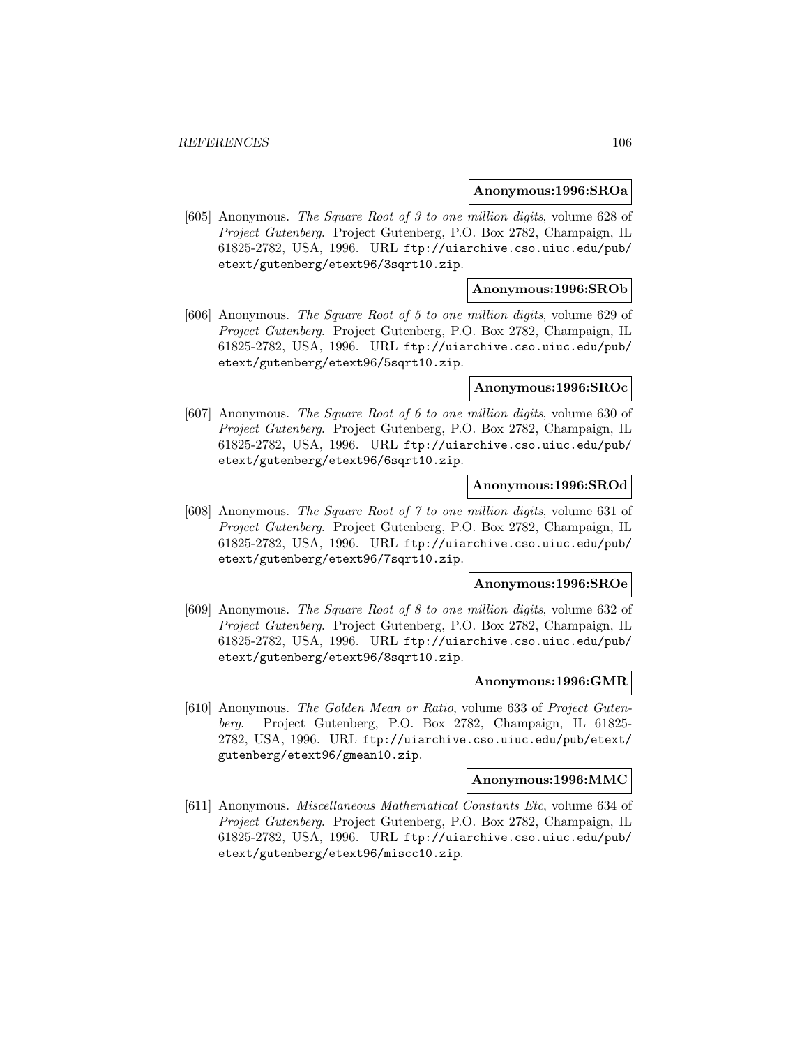**Anonymous:1996:SROa**

[605] Anonymous. *The Square Root of 3 to one million digits*, volume 628 of *Project Gutenberg*. Project Gutenberg, P.O. Box 2782, Champaign, IL 61825-2782, USA, 1996. URL ftp://uiarchive.cso.uiuc.edu/pub/etext/gutenberg/etext96/3sqrt10.zip.

**Anonymous:1996:SROb**

[606] Anonymous. *The Square Root of 5 to one million digits*, volume 629 of *Project Gutenberg*. Project Gutenberg, P.O. Box 2782, Champaign, IL 61825-2782, USA, 1996. URL ftp://uiarchive.cso.uiuc.edu/pub/etext/gutenberg/etext96/5sqrt10.zip.

**Anonymous:1996:SROc**

[607] Anonymous. *The Square Root of 6 to one million digits*, volume 630 of *Project Gutenberg*. Project Gutenberg, P.O. Box 2782, Champaign, IL 61825-2782, USA, 1996. URL ftp://uiarchive.cso.uiuc.edu/pub/etext/gutenberg/etext96/6sqrt10.zip.

**Anonymous:1996:SROd**

[608] Anonymous. *The Square Root of 7 to one million digits*, volume 631 of *Project Gutenberg*. Project Gutenberg, P.O. Box 2782, Champaign, IL 61825-2782, USA, 1996. URL ftp://uiarchive.cso.uiuc.edu/pub/etext/gutenberg/etext96/7sqrt10.zip.

**Anonymous:1996:SROe**

[609] Anonymous. *The Square Root of 8 to one million digits*, volume 632 of *Project Gutenberg*. Project Gutenberg, P.O. Box 2782, Champaign, IL 61825-2782, USA, 1996. URL ftp://uiarchive.cso.uiuc.edu/pub/etext/gutenberg/etext96/8sqrt10.zip.

**Anonymous:1996:GMR**

[610] Anonymous. *The Golden Mean or Ratio*, volume 633 of *Project Gutenberg*. Project Gutenberg, P.O. Box 2782, Champaign, IL 61825-2782, USA, 1996. URL ftp://uiarchive.cso.uiuc.edu/pub/etext/gutenberg/etext96/gmean10.zip.

**Anonymous:1996:MMC**

[611] Anonymous. *Miscellaneous Mathematical Constants Etc*, volume 634 of *Project Gutenberg*. Project Gutenberg, P.O. Box 2782, Champaign, IL 61825-2782, USA, 1996. URL ftp://uiarchive.cso.uiuc.edu/pub/etext/gutenberg/etext96/miscc10.zip.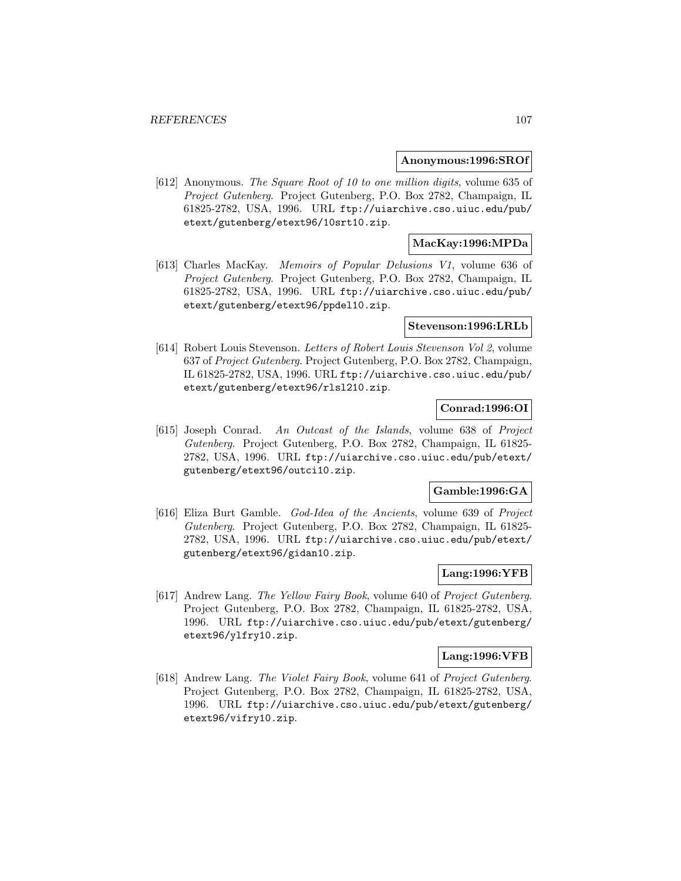**Anonymous:1996:SROf**

[612] Anonymous. *The Square Root of 10 to one million digits*, volume 635 of *Project Gutenberg*. Project Gutenberg, P.O. Box 2782, Champaign, IL 61825-2782, USA, 1996. URL ftp://uiarchive.cso.uiuc.edu/pub/etext/gutenberg/etext96/10srt10.zip.

**MacKay:1996:MPDa**

[613] Charles MacKay. *Memoirs of Popular Delusions V1*, volume 636 of *Project Gutenberg*. Project Gutenberg, P.O. Box 2782, Champaign, IL 61825-2782, USA, 1996. URL ftp://uiarchive.cso.uiuc.edu/pub/etext/gutenberg/etext96/ppdel10.zip.

**Stevenson:1996:LRLb**

[614] Robert Louis Stevenson. *Letters of Robert Louis Stevenson Vol 2*, volume 637 of *Project Gutenberg*. Project Gutenberg, P.O. Box 2782, Champaign, IL 61825-2782, USA, 1996. URL ftp://uiarchive.cso.uiuc.edu/pub/etext/gutenberg/etext96/rlsl210.zip.

**Conrad:1996:OI**

[615] Joseph Conrad. *An Outcast of the Islands*, volume 638 of *Project Gutenberg*. Project Gutenberg, P.O. Box 2782, Champaign, IL 61825-2782, USA, 1996. URL ftp://uiarchive.cso.uiuc.edu/pub/etext/gutenberg/etext96/outci10.zip.

**Gamble:1996:GA**

[616] Eliza Burt Gamble. *God-Idea of the Ancients*, volume 639 of *Project Gutenberg*. Project Gutenberg, P.O. Box 2782, Champaign, IL 61825-2782, USA, 1996. URL ftp://uiarchive.cso.uiuc.edu/pub/etext/gutenberg/etext96/gidan10.zip.

**Lang:1996:YFB**

[617] Andrew Lang. *The Yellow Fairy Book*, volume 640 of *Project Gutenberg*. Project Gutenberg, P.O. Box 2782, Champaign, IL 61825-2782, USA, 1996. URL ftp://uiarchive.cso.uiuc.edu/pub/etext/gutenberg/etext96/ylfry10.zip.

**Lang:1996:VFB**

[618] Andrew Lang. *The Violet Fairy Book*, volume 641 of *Project Gutenberg*. Project Gutenberg, P.O. Box 2782, Champaign, IL 61825-2782, USA, 1996. URL ftp://uiarchive.cso.uiuc.edu/pub/etext/gutenberg/etext96/vifry10.zip.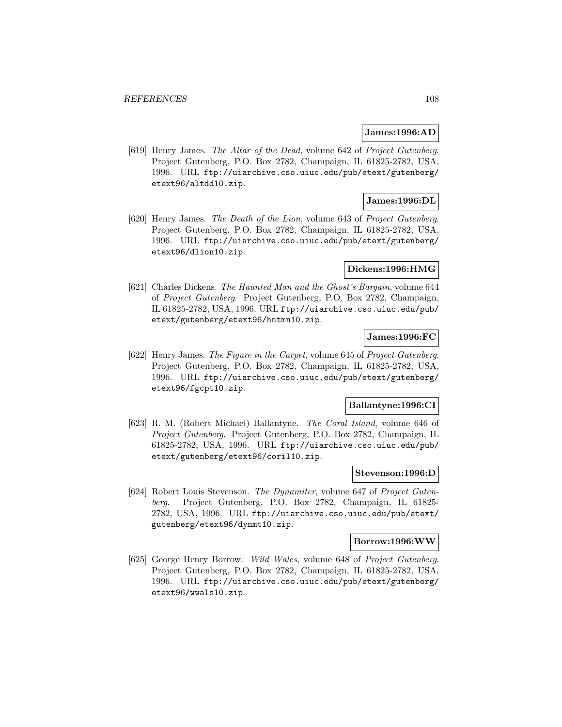**James:1996:AD**

[619] Henry James. *The Altar of the Dead*, volume 642 of *Project Gutenberg*. Project Gutenberg, P.O. Box 2782, Champaign, IL 61825-2782, USA, 1996. URL ftp://uiarchive.cso.uiuc.edu/pub/etext/gutenberg/etext96/altdd10.zip.

**James:1996:DL**

[620] Henry James. *The Death of the Lion*, volume 643 of *Project Gutenberg*. Project Gutenberg, P.O. Box 2782, Champaign, IL 61825-2782, USA, 1996. URL ftp://uiarchive.cso.uiuc.edu/pub/etext/gutenberg/etext96/dlion10.zip.

**Dickens:1996:HMG**

[621] Charles Dickens. *The Haunted Man and the Ghost's Bargain*, volume 644 of *Project Gutenberg*. Project Gutenberg, P.O. Box 2782, Champaign, IL 61825-2782, USA, 1996. URL ftp://uiarchive.cso.uiuc.edu/pub/etext/gutenberg/etext96/hntmn10.zip.

**James:1996:FC**

[622] Henry James. *The Figure in the Carpet*, volume 645 of *Project Gutenberg*. Project Gutenberg, P.O. Box 2782, Champaign, IL 61825-2782, USA, 1996. URL ftp://uiarchive.cso.uiuc.edu/pub/etext/gutenberg/etext96/fgcpt10.zip.

**Ballantyne:1996:CI**

[623] R. M. (Robert Michael) Ballantyne. *The Coral Island*, volume 646 of *Project Gutenberg*. Project Gutenberg, P.O. Box 2782, Champaign, IL 61825-2782, USA, 1996. URL ftp://uiarchive.cso.uiuc.edu/pub/etext/gutenberg/etext96/coril10.zip.

**Stevenson:1996:D**

[624] Robert Louis Stevenson. *The Dynamiter*, volume 647 of *Project Gutenberg*. Project Gutenberg, P.O. Box 2782, Champaign, IL 61825-2782, USA, 1996. URL ftp://uiarchive.cso.uiuc.edu/pub/etext/gutenberg/etext96/dynmt10.zip.

**Borrow:1996:WW**

[625] George Henry Borrow. *Wild Wales*, volume 648 of *Project Gutenberg*. Project Gutenberg, P.O. Box 2782, Champaign, IL 61825-2782, USA, 1996. URL ftp://uiarchive.cso.uiuc.edu/pub/etext/gutenberg/etext96/wwals10.zip.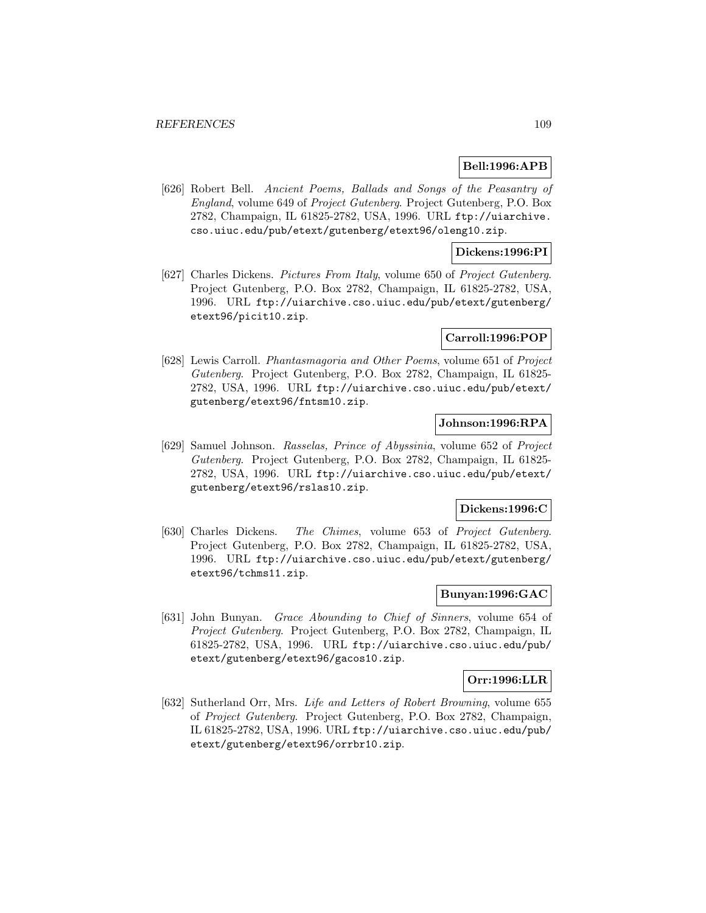**Bell:1996:APB**

[626] Robert Bell. *Ancient Poems, Ballads and Songs of the Peasantry of England*, volume 649 of *Project Gutenberg*. Project Gutenberg, P.O. Box 2782, Champaign, IL 61825-2782, USA, 1996. URL `ftp://uiarchive.cso.uiuc.edu/pub/etext/gutenberg/etext96/oleng10.zip`.

**Dickens:1996:PI**

[627] Charles Dickens. *Pictures From Italy*, volume 650 of *Project Gutenberg*. Project Gutenberg, P.O. Box 2782, Champaign, IL 61825-2782, USA, 1996. URL `ftp://uiarchive.cso.uiuc.edu/pub/etext/gutenberg/etext96/picit10.zip`.

**Carroll:1996:POP**

[628] Lewis Carroll. *Phantasmagoria and Other Poems*, volume 651 of *Project Gutenberg*. Project Gutenberg, P.O. Box 2782, Champaign, IL 61825-2782, USA, 1996. URL `ftp://uiarchive.cso.uiuc.edu/pub/etext/gutenberg/etext96/fntsm10.zip`.

**Johnson:1996:RPA**

[629] Samuel Johnson. *Rasselas, Prince of Abyssinia*, volume 652 of *Project Gutenberg*. Project Gutenberg, P.O. Box 2782, Champaign, IL 61825-2782, USA, 1996. URL `ftp://uiarchive.cso.uiuc.edu/pub/etext/gutenberg/etext96/rslas10.zip`.

**Dickens:1996:C**

[630] Charles Dickens. *The Chimes*, volume 653 of *Project Gutenberg*. Project Gutenberg, P.O. Box 2782, Champaign, IL 61825-2782, USA, 1996. URL `ftp://uiarchive.cso.uiuc.edu/pub/etext/gutenberg/etext96/tchms11.zip`.

**Bunyan:1996:GAC**

[631] John Bunyan. *Grace Abounding to Chief of Sinners*, volume 654 of *Project Gutenberg*. Project Gutenberg, P.O. Box 2782, Champaign, IL 61825-2782, USA, 1996. URL `ftp://uiarchive.cso.uiuc.edu/pub/etext/gutenberg/etext96/gacos10.zip`.

**Orr:1996:LLR**

[632] Sutherland Orr, Mrs. *Life and Letters of Robert Browning*, volume 655 of *Project Gutenberg*. Project Gutenberg, P.O. Box 2782, Champaign, IL 61825-2782, USA, 1996. URL `ftp://uiarchive.cso.uiuc.edu/pub/etext/gutenberg/etext96/orrbr10.zip`.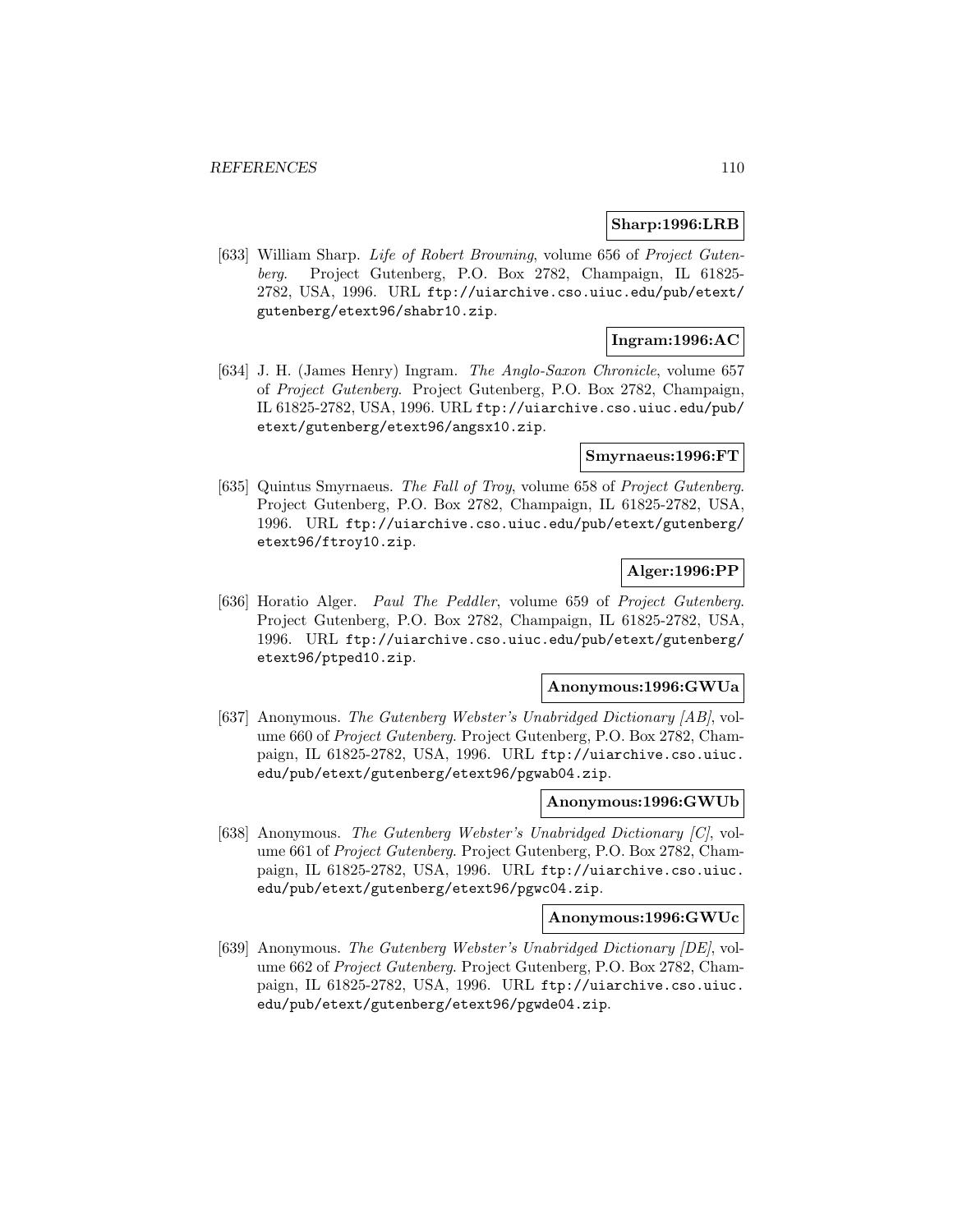**Sharp:1996:LRB**

[633] William Sharp. *Life of Robert Browning*, volume 656 of *Project Gutenberg*. Project Gutenberg, P.O. Box 2782, Champaign, IL 61825-2782, USA, 1996. URL ftp://uiarchive.cso.uiuc.edu/pub/etext/gutenberg/etext96/shabr10.zip.

**Ingram:1996:AC**

[634] J. H. (James Henry) Ingram. *The Anglo-Saxon Chronicle*, volume 657 of *Project Gutenberg*. Project Gutenberg, P.O. Box 2782, Champaign, IL 61825-2782, USA, 1996. URL ftp://uiarchive.cso.uiuc.edu/pub/etext/gutenberg/etext96/angsx10.zip.

**Smyrnaeus:1996:FT**

[635] Quintus Smyrnaeus. *The Fall of Troy*, volume 658 of *Project Gutenberg*. Project Gutenberg, P.O. Box 2782, Champaign, IL 61825-2782, USA, 1996. URL ftp://uiarchive.cso.uiuc.edu/pub/etext/gutenberg/etext96/ftroy10.zip.

**Alger:1996:PP**

[636] Horatio Alger. *Paul The Peddler*, volume 659 of *Project Gutenberg*. Project Gutenberg, P.O. Box 2782, Champaign, IL 61825-2782, USA, 1996. URL ftp://uiarchive.cso.uiuc.edu/pub/etext/gutenberg/etext96/ptped10.zip.

**Anonymous:1996:GWUa**

[637] Anonymous. *The Gutenberg Webster's Unabridged Dictionary [AB]*, volume 660 of *Project Gutenberg*. Project Gutenberg, P.O. Box 2782, Champaign, IL 61825-2782, USA, 1996. URL ftp://uiarchive.cso.uiuc.edu/pub/etext/gutenberg/etext96/pgwab04.zip.

**Anonymous:1996:GWUb**

[638] Anonymous. *The Gutenberg Webster's Unabridged Dictionary [C]*, volume 661 of *Project Gutenberg*. Project Gutenberg, P.O. Box 2782, Champaign, IL 61825-2782, USA, 1996. URL ftp://uiarchive.cso.uiuc.edu/pub/etext/gutenberg/etext96/pgwc04.zip.

**Anonymous:1996:GWUc**

[639] Anonymous. *The Gutenberg Webster's Unabridged Dictionary [DE]*, volume 662 of *Project Gutenberg*. Project Gutenberg, P.O. Box 2782, Champaign, IL 61825-2782, USA, 1996. URL ftp://uiarchive.cso.uiuc.edu/pub/etext/gutenberg/etext96/pgwde04.zip.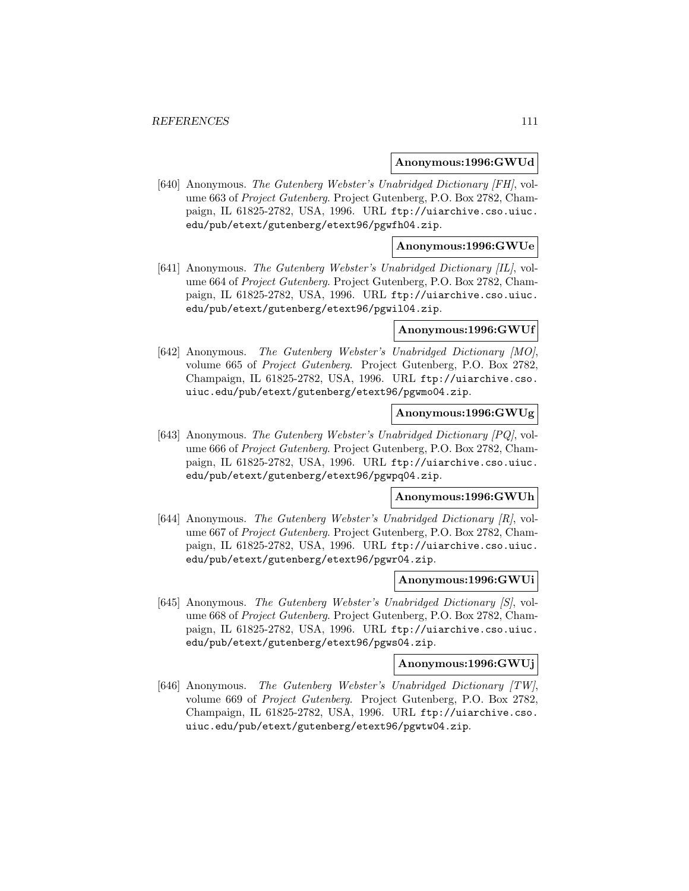**Anonymous:1996:GWUd**

[640] Anonymous. *The Gutenberg Webster's Unabridged Dictionary [FH]*, volume 663 of *Project Gutenberg*. Project Gutenberg, P.O. Box 2782, Champaign, IL 61825-2782, USA, 1996. URL ftp://uiarchive.cso.uiuc.edu/pub/etext/gutenberg/etext96/pgwfh04.zip.

**Anonymous:1996:GWUe**

[641] Anonymous. *The Gutenberg Webster's Unabridged Dictionary [IL]*, volume 664 of *Project Gutenberg*. Project Gutenberg, P.O. Box 2782, Champaign, IL 61825-2782, USA, 1996. URL ftp://uiarchive.cso.uiuc.edu/pub/etext/gutenberg/etext96/pgwil04.zip.

**Anonymous:1996:GWUf**

[642] Anonymous. *The Gutenberg Webster's Unabridged Dictionary [MO]*, volume 665 of *Project Gutenberg*. Project Gutenberg, P.O. Box 2782, Champaign, IL 61825-2782, USA, 1996. URL ftp://uiarchive.cso.uiuc.edu/pub/etext/gutenberg/etext96/pgwmo04.zip.

**Anonymous:1996:GWUg**

[643] Anonymous. *The Gutenberg Webster's Unabridged Dictionary [PQ]*, volume 666 of *Project Gutenberg*. Project Gutenberg, P.O. Box 2782, Champaign, IL 61825-2782, USA, 1996. URL ftp://uiarchive.cso.uiuc.edu/pub/etext/gutenberg/etext96/pgwpq04.zip.

**Anonymous:1996:GWUh**

[644] Anonymous. *The Gutenberg Webster's Unabridged Dictionary [R]*, volume 667 of *Project Gutenberg*. Project Gutenberg, P.O. Box 2782, Champaign, IL 61825-2782, USA, 1996. URL ftp://uiarchive.cso.uiuc.edu/pub/etext/gutenberg/etext96/pgwr04.zip.

**Anonymous:1996:GWUi**

[645] Anonymous. *The Gutenberg Webster's Unabridged Dictionary [S]*, volume 668 of *Project Gutenberg*. Project Gutenberg, P.O. Box 2782, Champaign, IL 61825-2782, USA, 1996. URL ftp://uiarchive.cso.uiuc.edu/pub/etext/gutenberg/etext96/pgws04.zip.

**Anonymous:1996:GWUj**

[646] Anonymous. *The Gutenberg Webster's Unabridged Dictionary [TW]*, volume 669 of *Project Gutenberg*. Project Gutenberg, P.O. Box 2782, Champaign, IL 61825-2782, USA, 1996. URL ftp://uiarchive.cso.uiuc.edu/pub/etext/gutenberg/etext96/pgwtw04.zip.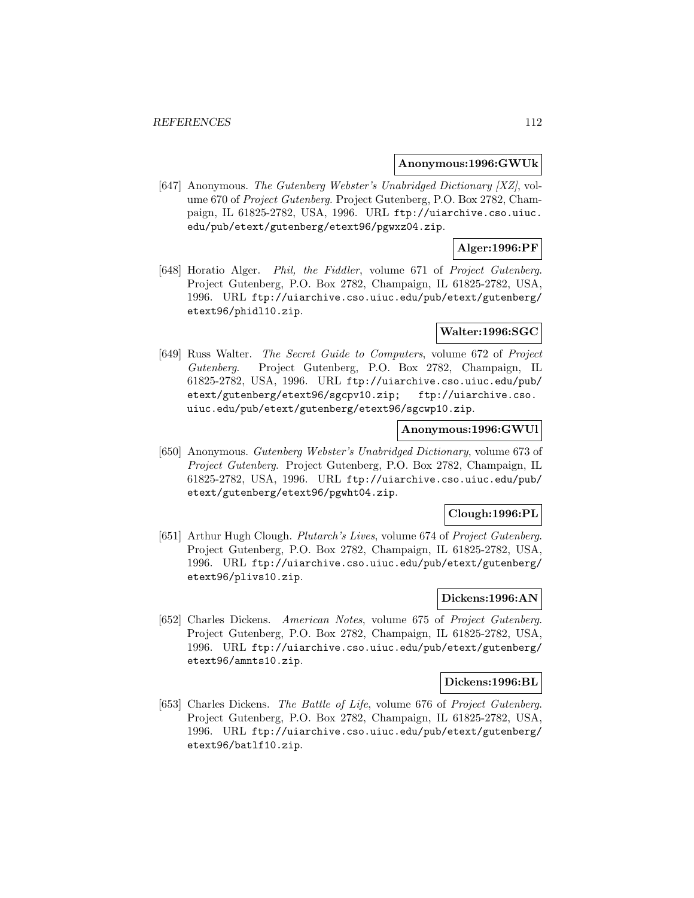**Anonymous:1996:GWUk**

[647] Anonymous. *The Gutenberg Webster's Unabridged Dictionary [XZ]*, volume 670 of *Project Gutenberg*. Project Gutenberg, P.O. Box 2782, Champaign, IL 61825-2782, USA, 1996. URL `ftp://uiarchive.cso.uiuc.edu/pub/etext/gutenberg/etext96/pgwxz04.zip`.

**Alger:1996:PF**

[648] Horatio Alger. *Phil, the Fiddler*, volume 671 of *Project Gutenberg*. Project Gutenberg, P.O. Box 2782, Champaign, IL 61825-2782, USA, 1996. URL `ftp://uiarchive.cso.uiuc.edu/pub/etext/gutenberg/etext96/phidl10.zip`.

**Walter:1996:SGC**

[649] Russ Walter. *The Secret Guide to Computers*, volume 672 of *Project Gutenberg*. Project Gutenberg, P.O. Box 2782, Champaign, IL 61825-2782, USA, 1996. URL `ftp://uiarchive.cso.uiuc.edu/pub/etext/gutenberg/etext96/sgcpv10.zip; ftp://uiarchive.cso.uiuc.edu/pub/etext/gutenberg/etext96/sgcwp10.zip`.

**Anonymous:1996:GWUl**

[650] Anonymous. *Gutenberg Webster's Unabridged Dictionary*, volume 673 of *Project Gutenberg*. Project Gutenberg, P.O. Box 2782, Champaign, IL 61825-2782, USA, 1996. URL `ftp://uiarchive.cso.uiuc.edu/pub/etext/gutenberg/etext96/pgwht04.zip`.

**Clough:1996:PL**

[651] Arthur Hugh Clough. *Plutarch's Lives*, volume 674 of *Project Gutenberg*. Project Gutenberg, P.O. Box 2782, Champaign, IL 61825-2782, USA, 1996. URL `ftp://uiarchive.cso.uiuc.edu/pub/etext/gutenberg/etext96/plivs10.zip`.

**Dickens:1996:AN**

[652] Charles Dickens. *American Notes*, volume 675 of *Project Gutenberg*. Project Gutenberg, P.O. Box 2782, Champaign, IL 61825-2782, USA, 1996. URL `ftp://uiarchive.cso.uiuc.edu/pub/etext/gutenberg/etext96/amnts10.zip`.

**Dickens:1996:BL**

[653] Charles Dickens. *The Battle of Life*, volume 676 of *Project Gutenberg*. Project Gutenberg, P.O. Box 2782, Champaign, IL 61825-2782, USA, 1996. URL `ftp://uiarchive.cso.uiuc.edu/pub/etext/gutenberg/etext96/batlf10.zip`.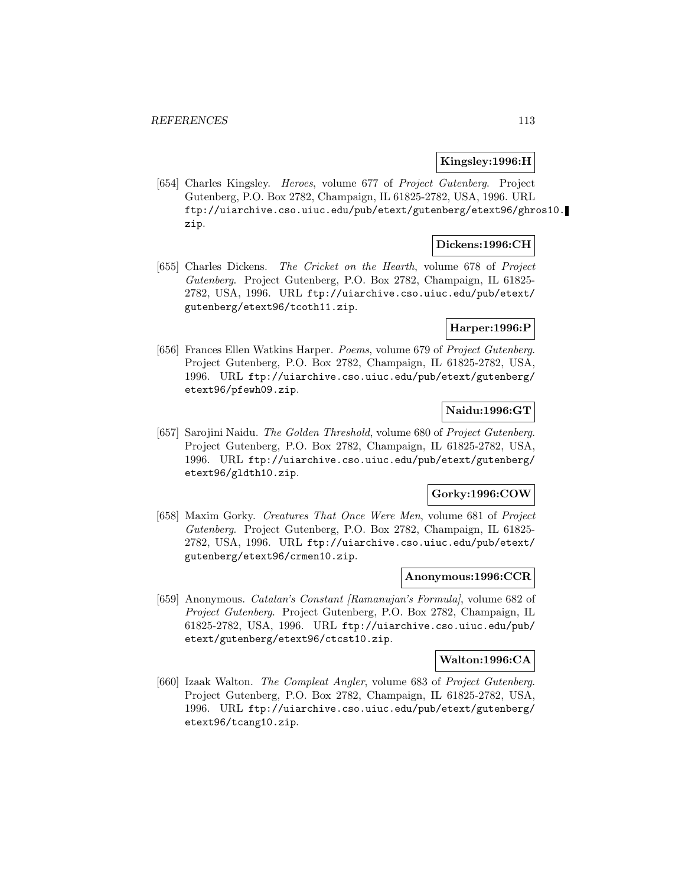**Kingsley:1996:H**

[654] Charles Kingsley. *Heroes*, volume 677 of *Project Gutenberg*. Project Gutenberg, P.O. Box 2782, Champaign, IL 61825-2782, USA, 1996. URL `ftp://uiarchive.cso.uiuc.edu/pub/etext/gutenberg/etext96/ghros10.zip`.

**Dickens:1996:CH**

[655] Charles Dickens. *The Cricket on the Hearth*, volume 678 of *Project Gutenberg*. Project Gutenberg, P.O. Box 2782, Champaign, IL 61825-2782, USA, 1996. URL `ftp://uiarchive.cso.uiuc.edu/pub/etext/gutenberg/etext96/tcoth11.zip`.

**Harper:1996:P**

[656] Frances Ellen Watkins Harper. *Poems*, volume 679 of *Project Gutenberg*. Project Gutenberg, P.O. Box 2782, Champaign, IL 61825-2782, USA, 1996. URL `ftp://uiarchive.cso.uiuc.edu/pub/etext/gutenberg/etext96/pfewh09.zip`.

**Naidu:1996:GT**

[657] Sarojini Naidu. *The Golden Threshold*, volume 680 of *Project Gutenberg*. Project Gutenberg, P.O. Box 2782, Champaign, IL 61825-2782, USA, 1996. URL `ftp://uiarchive.cso.uiuc.edu/pub/etext/gutenberg/etext96/gldth10.zip`.

**Gorky:1996:COW**

[658] Maxim Gorky. *Creatures That Once Were Men*, volume 681 of *Project Gutenberg*. Project Gutenberg, P.O. Box 2782, Champaign, IL 61825-2782, USA, 1996. URL `ftp://uiarchive.cso.uiuc.edu/pub/etext/gutenberg/etext96/crmen10.zip`.

**Anonymous:1996:CCR**

[659] Anonymous. *Catalan's Constant [Ramanujan's Formula]*, volume 682 of *Project Gutenberg*. Project Gutenberg, P.O. Box 2782, Champaign, IL 61825-2782, USA, 1996. URL `ftp://uiarchive.cso.uiuc.edu/pub/etext/gutenberg/etext96/ctcst10.zip`.

**Walton:1996:CA**

[660] Izaak Walton. *The Compleat Angler*, volume 683 of *Project Gutenberg*. Project Gutenberg, P.O. Box 2782, Champaign, IL 61825-2782, USA, 1996. URL `ftp://uiarchive.cso.uiuc.edu/pub/etext/gutenberg/etext96/tcang10.zip`.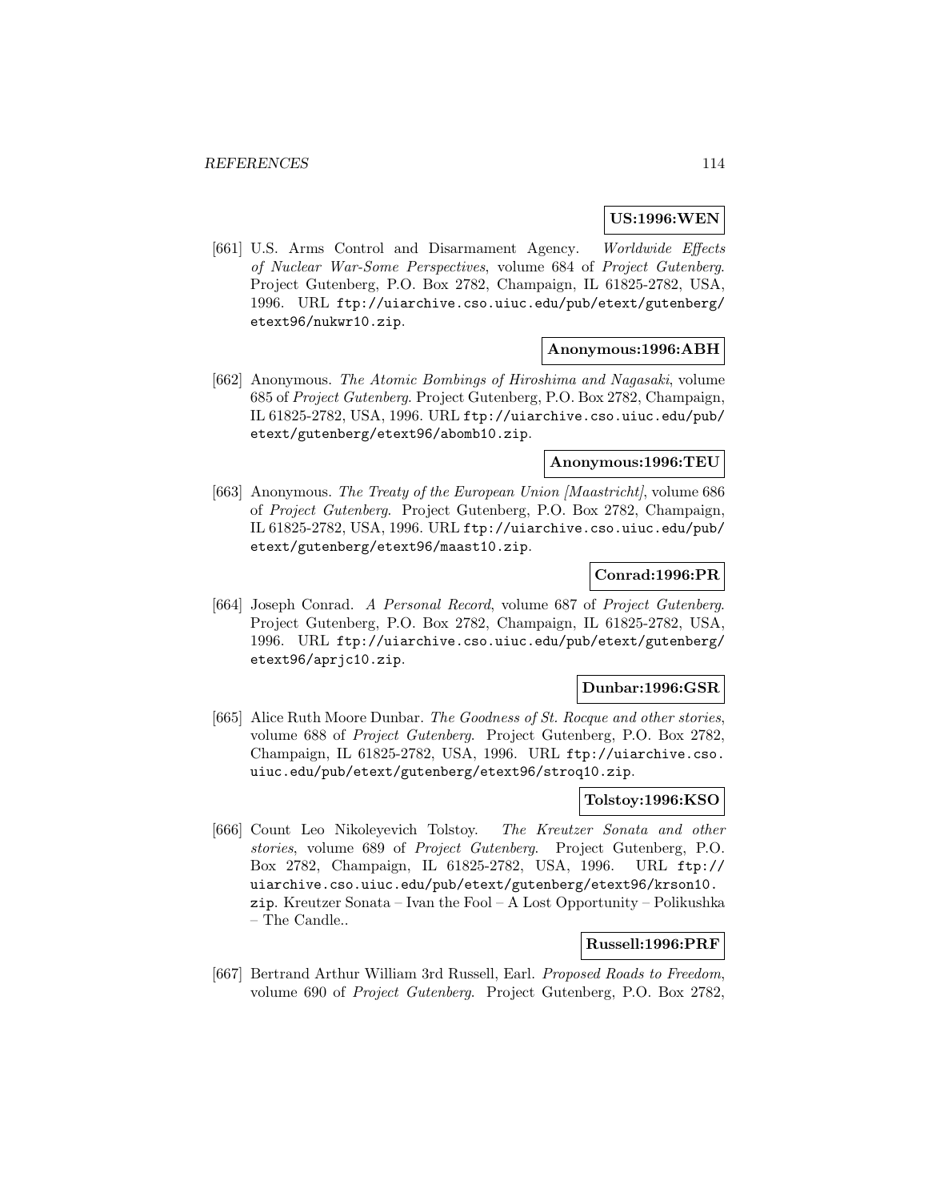**US:1996:WEN**

[661] U.S. Arms Control and Disarmament Agency. *Worldwide Effects of Nuclear War-Some Perspectives*, volume 684 of *Project Gutenberg*. Project Gutenberg, P.O. Box 2782, Champaign, IL 61825-2782, USA, 1996. URL `ftp://uiarchive.cso.uiuc.edu/pub/etext/gutenberg/etext96/nukwr10.zip`.

**Anonymous:1996:ABH**

[662] Anonymous. *The Atomic Bombings of Hiroshima and Nagasaki*, volume 685 of *Project Gutenberg*. Project Gutenberg, P.O. Box 2782, Champaign, IL 61825-2782, USA, 1996. URL `ftp://uiarchive.cso.uiuc.edu/pub/etext/gutenberg/etext96/abomb10.zip`.

**Anonymous:1996:TEU**

[663] Anonymous. *The Treaty of the European Union [Maastricht]*, volume 686 of *Project Gutenberg*. Project Gutenberg, P.O. Box 2782, Champaign, IL 61825-2782, USA, 1996. URL `ftp://uiarchive.cso.uiuc.edu/pub/etext/gutenberg/etext96/maast10.zip`.

**Conrad:1996:PR**

[664] Joseph Conrad. *A Personal Record*, volume 687 of *Project Gutenberg*. Project Gutenberg, P.O. Box 2782, Champaign, IL 61825-2782, USA, 1996. URL `ftp://uiarchive.cso.uiuc.edu/pub/etext/gutenberg/etext96/aprjc10.zip`.

**Dunbar:1996:GSR**

[665] Alice Ruth Moore Dunbar. *The Goodness of St. Rocque and other stories*, volume 688 of *Project Gutenberg*. Project Gutenberg, P.O. Box 2782, Champaign, IL 61825-2782, USA, 1996. URL `ftp://uiarchive.cso.uiuc.edu/pub/etext/gutenberg/etext96/stroq10.zip`.

**Tolstoy:1996:KSO**

[666] Count Leo Nikoleyevich Tolstoy. *The Kreutzer Sonata and other stories*, volume 689 of *Project Gutenberg*. Project Gutenberg, P.O. Box 2782, Champaign, IL 61825-2782, USA, 1996. URL `ftp://uiarchive.cso.uiuc.edu/pub/etext/gutenberg/etext96/krson10.zip`. Kreutzer Sonata – Ivan the Fool – A Lost Opportunity – Polikushka – The Candle..

**Russell:1996:PRF**

[667] Bertrand Arthur William 3rd Russell, Earl. *Proposed Roads to Freedom*, volume 690 of *Project Gutenberg*. Project Gutenberg, P.O. Box 2782,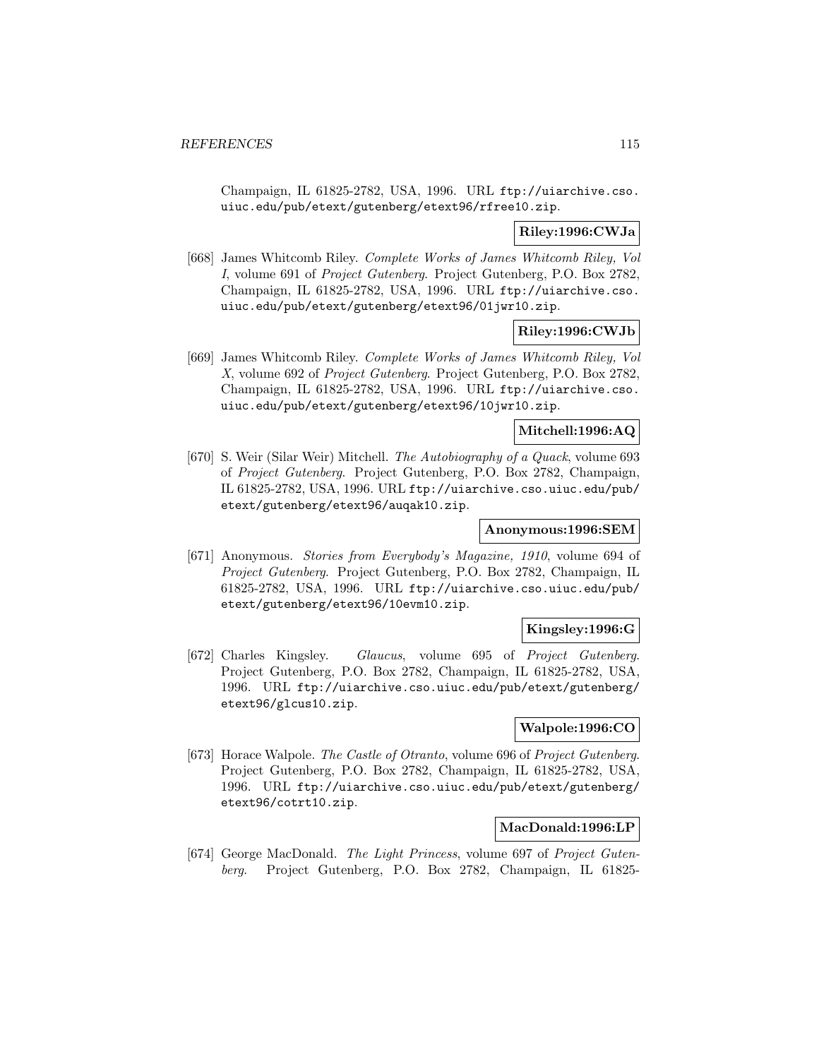Champaign, IL 61825-2782, USA, 1996. URL ftp://uiarchive.cso.uiuc.edu/pub/etext/gutenberg/etext96/rfree10.zip.

**Riley:1996:CWJa**

[668] James Whitcomb Riley. *Complete Works of James Whitcomb Riley, Vol I*, volume 691 of *Project Gutenberg*. Project Gutenberg, P.O. Box 2782, Champaign, IL 61825-2782, USA, 1996. URL ftp://uiarchive.cso.uiuc.edu/pub/etext/gutenberg/etext96/01jwr10.zip.

**Riley:1996:CWJb**

[669] James Whitcomb Riley. *Complete Works of James Whitcomb Riley, Vol X*, volume 692 of *Project Gutenberg*. Project Gutenberg, P.O. Box 2782, Champaign, IL 61825-2782, USA, 1996. URL ftp://uiarchive.cso.uiuc.edu/pub/etext/gutenberg/etext96/10jwr10.zip.

**Mitchell:1996:AQ**

[670] S. Weir (Silar Weir) Mitchell. *The Autobiography of a Quack*, volume 693 of *Project Gutenberg*. Project Gutenberg, P.O. Box 2782, Champaign, IL 61825-2782, USA, 1996. URL ftp://uiarchive.cso.uiuc.edu/pub/etext/gutenberg/etext96/auqak10.zip.

**Anonymous:1996:SEM**

[671] Anonymous. *Stories from Everybody's Magazine, 1910*, volume 694 of *Project Gutenberg*. Project Gutenberg, P.O. Box 2782, Champaign, IL 61825-2782, USA, 1996. URL ftp://uiarchive.cso.uiuc.edu/pub/etext/gutenberg/etext96/10evm10.zip.

**Kingsley:1996:G**

[672] Charles Kingsley. *Glaucus*, volume 695 of *Project Gutenberg*. Project Gutenberg, P.O. Box 2782, Champaign, IL 61825-2782, USA, 1996. URL ftp://uiarchive.cso.uiuc.edu/pub/etext/gutenberg/etext96/glcus10.zip.

**Walpole:1996:CO**

[673] Horace Walpole. *The Castle of Otranto*, volume 696 of *Project Gutenberg*. Project Gutenberg, P.O. Box 2782, Champaign, IL 61825-2782, USA, 1996. URL ftp://uiarchive.cso.uiuc.edu/pub/etext/gutenberg/etext96/cotrt10.zip.

**MacDonald:1996:LP**

[674] George MacDonald. *The Light Princess*, volume 697 of *Project Gutenberg*. Project Gutenberg, P.O. Box 2782, Champaign, IL 61825-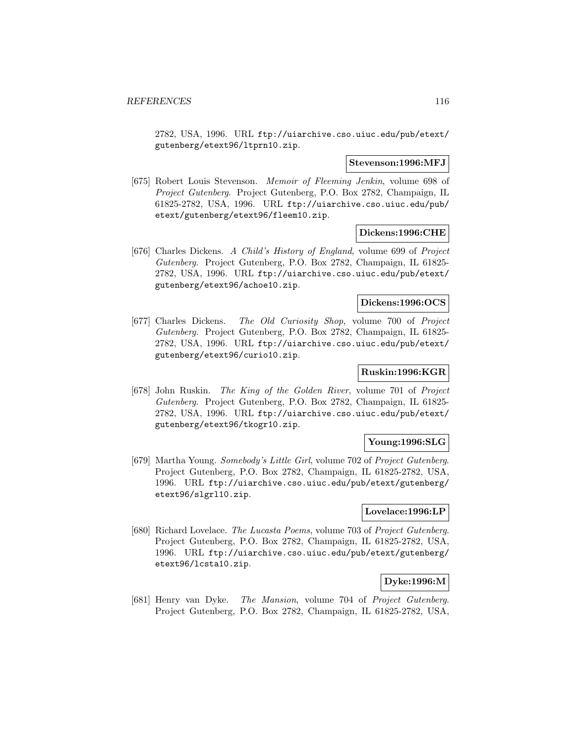2782, USA, 1996. URL ftp://uiarchive.cso.uiuc.edu/pub/etext/gutenberg/etext96/ltprn10.zip.

**Stevenson:1996:MFJ**

[675] Robert Louis Stevenson. *Memoir of Fleeming Jenkin*, volume 698 of *Project Gutenberg*. Project Gutenberg, P.O. Box 2782, Champaign, IL 61825-2782, USA, 1996. URL ftp://uiarchive.cso.uiuc.edu/pub/etext/gutenberg/etext96/fleem10.zip.

**Dickens:1996:CHE**

[676] Charles Dickens. *A Child's History of England*, volume 699 of *Project Gutenberg*. Project Gutenberg, P.O. Box 2782, Champaign, IL 61825-2782, USA, 1996. URL ftp://uiarchive.cso.uiuc.edu/pub/etext/gutenberg/etext96/achoe10.zip.

**Dickens:1996:OCS**

[677] Charles Dickens. *The Old Curiosity Shop*, volume 700 of *Project Gutenberg*. Project Gutenberg, P.O. Box 2782, Champaign, IL 61825-2782, USA, 1996. URL ftp://uiarchive.cso.uiuc.edu/pub/etext/gutenberg/etext96/curio10.zip.

**Ruskin:1996:KGR**

[678] John Ruskin. *The King of the Golden River*, volume 701 of *Project Gutenberg*. Project Gutenberg, P.O. Box 2782, Champaign, IL 61825-2782, USA, 1996. URL ftp://uiarchive.cso.uiuc.edu/pub/etext/gutenberg/etext96/tkogr10.zip.

**Young:1996:SLG**

[679] Martha Young. *Somebody's Little Girl*, volume 702 of *Project Gutenberg*. Project Gutenberg, P.O. Box 2782, Champaign, IL 61825-2782, USA, 1996. URL ftp://uiarchive.cso.uiuc.edu/pub/etext/gutenberg/etext96/slgrl10.zip.

**Lovelace:1996:LP**

[680] Richard Lovelace. *The Lucasta Poems*, volume 703 of *Project Gutenberg*. Project Gutenberg, P.O. Box 2782, Champaign, IL 61825-2782, USA, 1996. URL ftp://uiarchive.cso.uiuc.edu/pub/etext/gutenberg/etext96/lcsta10.zip.

**Dyke:1996:M**

[681] Henry van Dyke. *The Mansion*, volume 704 of *Project Gutenberg*. Project Gutenberg, P.O. Box 2782, Champaign, IL 61825-2782, USA,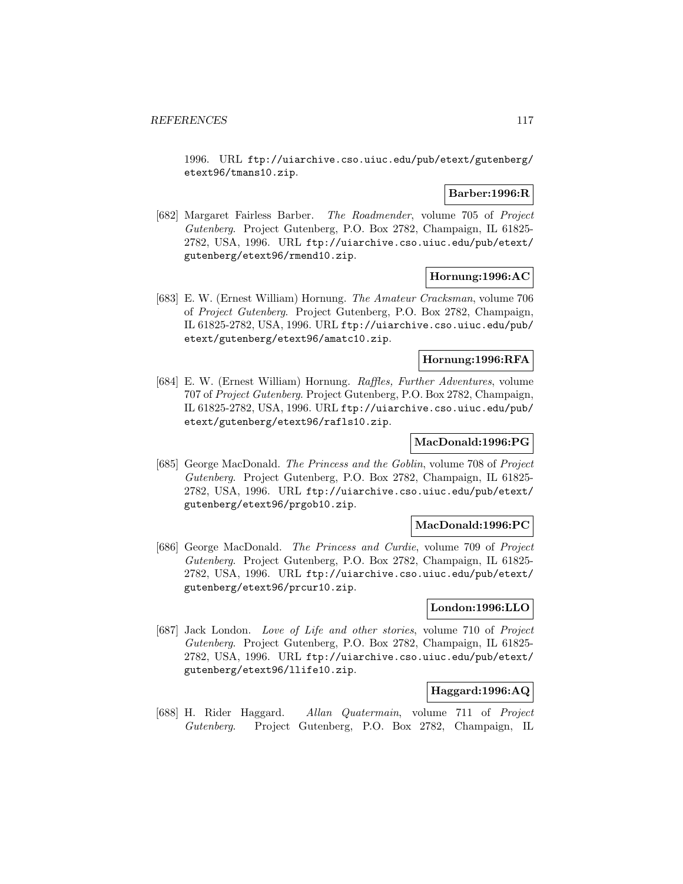1996. URL ftp://uiarchive.cso.uiuc.edu/pub/etext/gutenberg/etext96/tmans10.zip.

**Barber:1996:R**

[682] Margaret Fairless Barber. *The Roadmender*, volume 705 of *Project Gutenberg*. Project Gutenberg, P.O. Box 2782, Champaign, IL 61825-2782, USA, 1996. URL ftp://uiarchive.cso.uiuc.edu/pub/etext/gutenberg/etext96/rmend10.zip.

**Hornung:1996:AC**

[683] E. W. (Ernest William) Hornung. *The Amateur Cracksman*, volume 706 of *Project Gutenberg*. Project Gutenberg, P.O. Box 2782, Champaign, IL 61825-2782, USA, 1996. URL ftp://uiarchive.cso.uiuc.edu/pub/etext/gutenberg/etext96/amatc10.zip.

**Hornung:1996:RFA**

[684] E. W. (Ernest William) Hornung. *Raffles, Further Adventures*, volume 707 of *Project Gutenberg*. Project Gutenberg, P.O. Box 2782, Champaign, IL 61825-2782, USA, 1996. URL ftp://uiarchive.cso.uiuc.edu/pub/etext/gutenberg/etext96/rafls10.zip.

**MacDonald:1996:PG**

[685] George MacDonald. *The Princess and the Goblin*, volume 708 of *Project Gutenberg*. Project Gutenberg, P.O. Box 2782, Champaign, IL 61825-2782, USA, 1996. URL ftp://uiarchive.cso.uiuc.edu/pub/etext/gutenberg/etext96/prgob10.zip.

**MacDonald:1996:PC**

[686] George MacDonald. *The Princess and Curdie*, volume 709 of *Project Gutenberg*. Project Gutenberg, P.O. Box 2782, Champaign, IL 61825-2782, USA, 1996. URL ftp://uiarchive.cso.uiuc.edu/pub/etext/gutenberg/etext96/prcur10.zip.

**London:1996:LLO**

[687] Jack London. *Love of Life and other stories*, volume 710 of *Project Gutenberg*. Project Gutenberg, P.O. Box 2782, Champaign, IL 61825-2782, USA, 1996. URL ftp://uiarchive.cso.uiuc.edu/pub/etext/gutenberg/etext96/llife10.zip.

**Haggard:1996:AQ**

[688] H. Rider Haggard. *Allan Quatermain*, volume 711 of *Project Gutenberg*. Project Gutenberg, P.O. Box 2782, Champaign, IL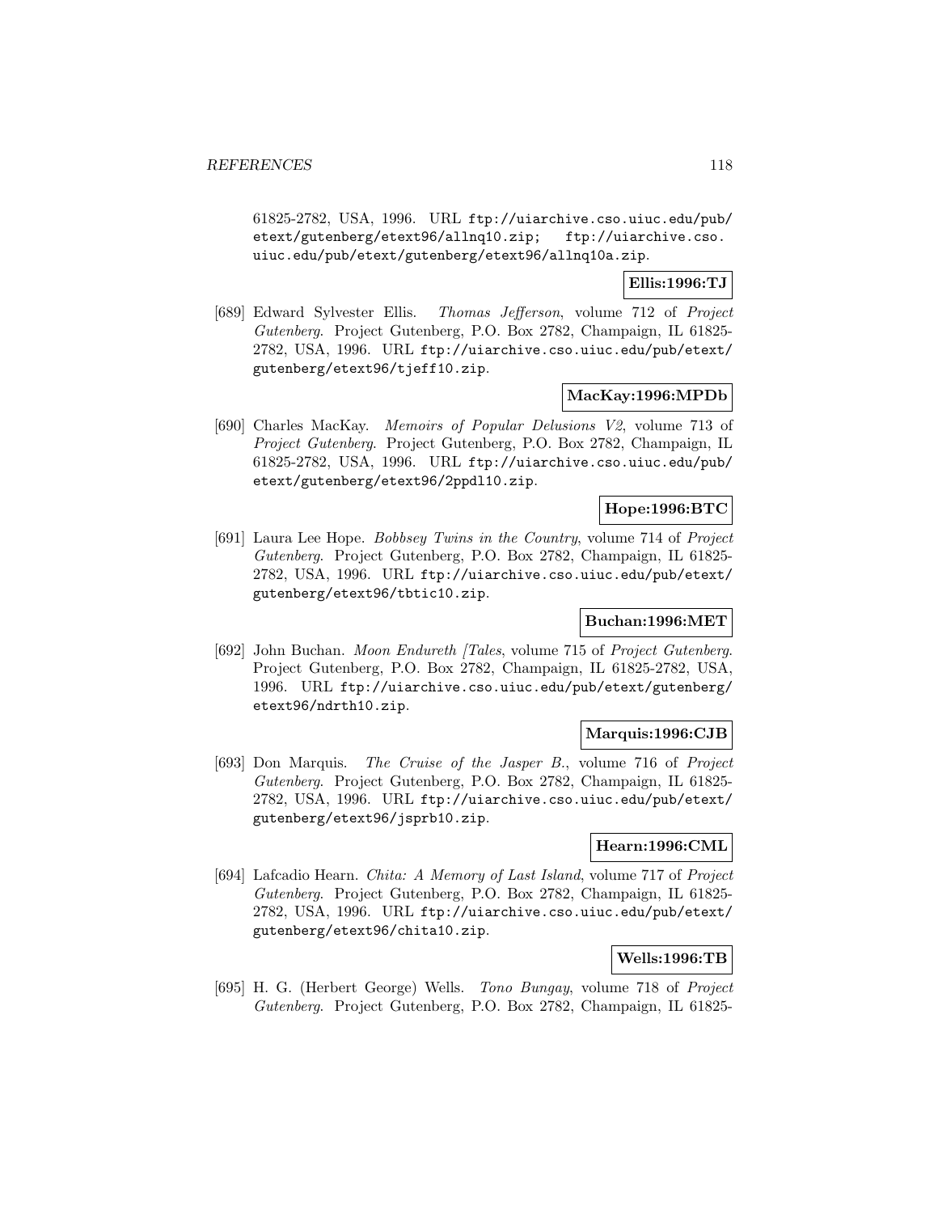61825-2782, USA, 1996. URL ftp://uiarchive.cso.uiuc.edu/pub/etext/gutenberg/etext96/allnq10.zip; ftp://uiarchive.cso.uiuc.edu/pub/etext/gutenberg/etext96/allnq10a.zip.

**Ellis:1996:TJ**

[689] Edward Sylvester Ellis. *Thomas Jefferson*, volume 712 of *Project Gutenberg*. Project Gutenberg, P.O. Box 2782, Champaign, IL 61825-2782, USA, 1996. URL ftp://uiarchive.cso.uiuc.edu/pub/etext/gutenberg/etext96/tjeff10.zip.

**MacKay:1996:MPDb**

[690] Charles MacKay. *Memoirs of Popular Delusions V2*, volume 713 of *Project Gutenberg*. Project Gutenberg, P.O. Box 2782, Champaign, IL 61825-2782, USA, 1996. URL ftp://uiarchive.cso.uiuc.edu/pub/etext/gutenberg/etext96/2ppdl10.zip.

**Hope:1996:BTC**

[691] Laura Lee Hope. *Bobbsey Twins in the Country*, volume 714 of *Project Gutenberg*. Project Gutenberg, P.O. Box 2782, Champaign, IL 61825-2782, USA, 1996. URL ftp://uiarchive.cso.uiuc.edu/pub/etext/gutenberg/etext96/tbtic10.zip.

**Buchan:1996:MET**

[692] John Buchan. *Moon Endureth [Tales*, volume 715 of *Project Gutenberg*. Project Gutenberg, P.O. Box 2782, Champaign, IL 61825-2782, USA, 1996. URL ftp://uiarchive.cso.uiuc.edu/pub/etext/gutenberg/etext96/ndrth10.zip.

**Marquis:1996:CJB**

[693] Don Marquis. *The Cruise of the Jasper B.*, volume 716 of *Project Gutenberg*. Project Gutenberg, P.O. Box 2782, Champaign, IL 61825-2782, USA, 1996. URL ftp://uiarchive.cso.uiuc.edu/pub/etext/gutenberg/etext96/jsprb10.zip.

**Hearn:1996:CML**

[694] Lafcadio Hearn. *Chita: A Memory of Last Island*, volume 717 of *Project Gutenberg*. Project Gutenberg, P.O. Box 2782, Champaign, IL 61825-2782, USA, 1996. URL ftp://uiarchive.cso.uiuc.edu/pub/etext/gutenberg/etext96/chita10.zip.

**Wells:1996:TB**

[695] H. G. (Herbert George) Wells. *Tono Bungay*, volume 718 of *Project Gutenberg*. Project Gutenberg, P.O. Box 2782, Champaign, IL 61825-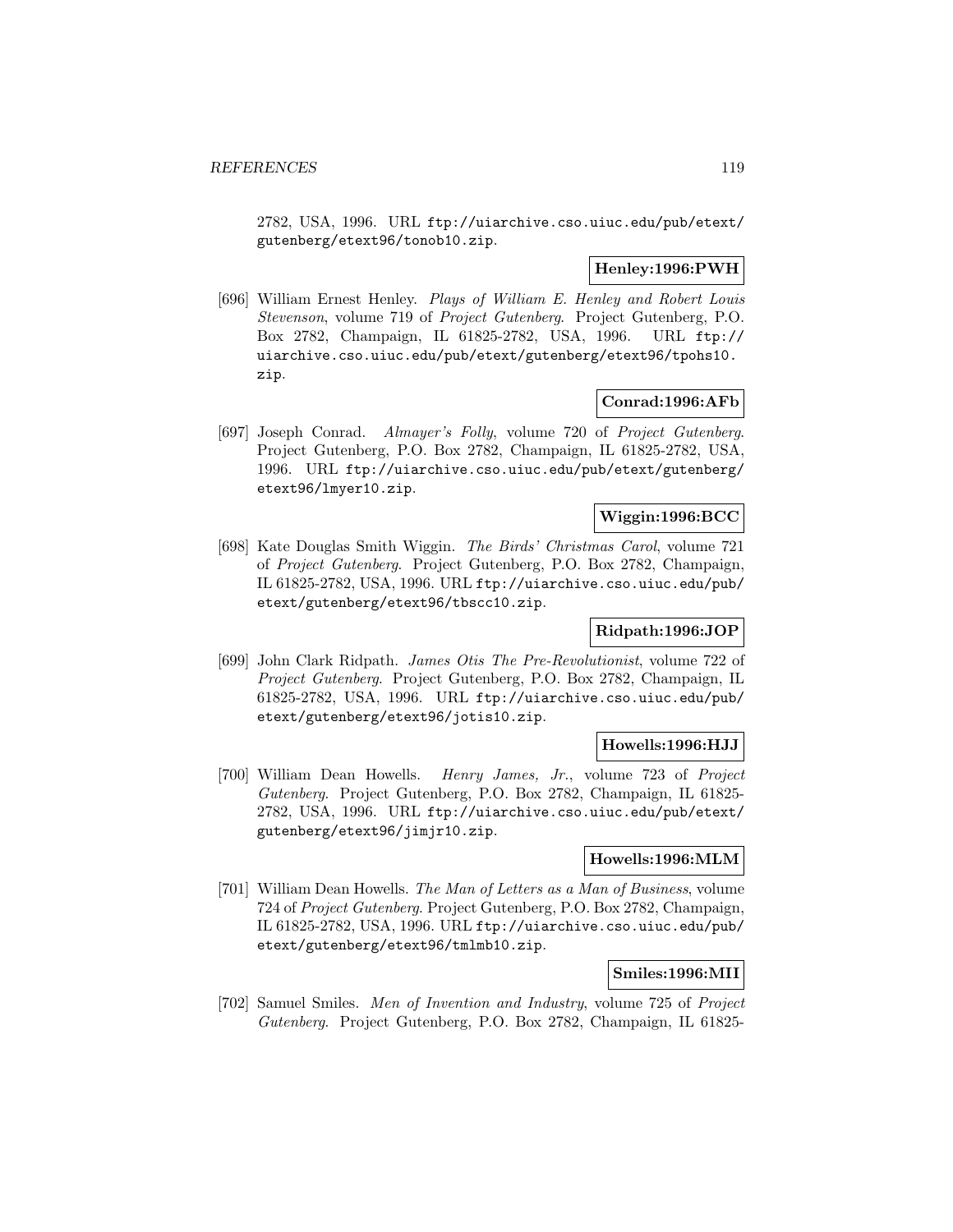2782, USA, 1996. URL ftp://uiarchive.cso.uiuc.edu/pub/etext/gutenberg/etext96/tonob10.zip.

**Henley:1996:PWH**

[696] William Ernest Henley. *Plays of William E. Henley and Robert Louis Stevenson*, volume 719 of *Project Gutenberg*. Project Gutenberg, P.O. Box 2782, Champaign, IL 61825-2782, USA, 1996. URL ftp://uiarchive.cso.uiuc.edu/pub/etext/gutenberg/etext96/tpohs10.zip.

**Conrad:1996:AFb**

[697] Joseph Conrad. *Almayer's Folly*, volume 720 of *Project Gutenberg*. Project Gutenberg, P.O. Box 2782, Champaign, IL 61825-2782, USA, 1996. URL ftp://uiarchive.cso.uiuc.edu/pub/etext/gutenberg/etext96/lmyer10.zip.

**Wiggin:1996:BCC**

[698] Kate Douglas Smith Wiggin. *The Birds' Christmas Carol*, volume 721 of *Project Gutenberg*. Project Gutenberg, P.O. Box 2782, Champaign, IL 61825-2782, USA, 1996. URL ftp://uiarchive.cso.uiuc.edu/pub/etext/gutenberg/etext96/tbscc10.zip.

**Ridpath:1996:JOP**

[699] John Clark Ridpath. *James Otis The Pre-Revolutionist*, volume 722 of *Project Gutenberg*. Project Gutenberg, P.O. Box 2782, Champaign, IL 61825-2782, USA, 1996. URL ftp://uiarchive.cso.uiuc.edu/pub/etext/gutenberg/etext96/jotis10.zip.

**Howells:1996:HJJ**

[700] William Dean Howells. *Henry James, Jr.*, volume 723 of *Project Gutenberg*. Project Gutenberg, P.O. Box 2782, Champaign, IL 61825-2782, USA, 1996. URL ftp://uiarchive.cso.uiuc.edu/pub/etext/gutenberg/etext96/jimjr10.zip.

**Howells:1996:MLM**

[701] William Dean Howells. *The Man of Letters as a Man of Business*, volume 724 of *Project Gutenberg*. Project Gutenberg, P.O. Box 2782, Champaign, IL 61825-2782, USA, 1996. URL ftp://uiarchive.cso.uiuc.edu/pub/etext/gutenberg/etext96/tmlmb10.zip.

**Smiles:1996:MII**

[702] Samuel Smiles. *Men of Invention and Industry*, volume 725 of *Project Gutenberg*. Project Gutenberg, P.O. Box 2782, Champaign, IL 61825-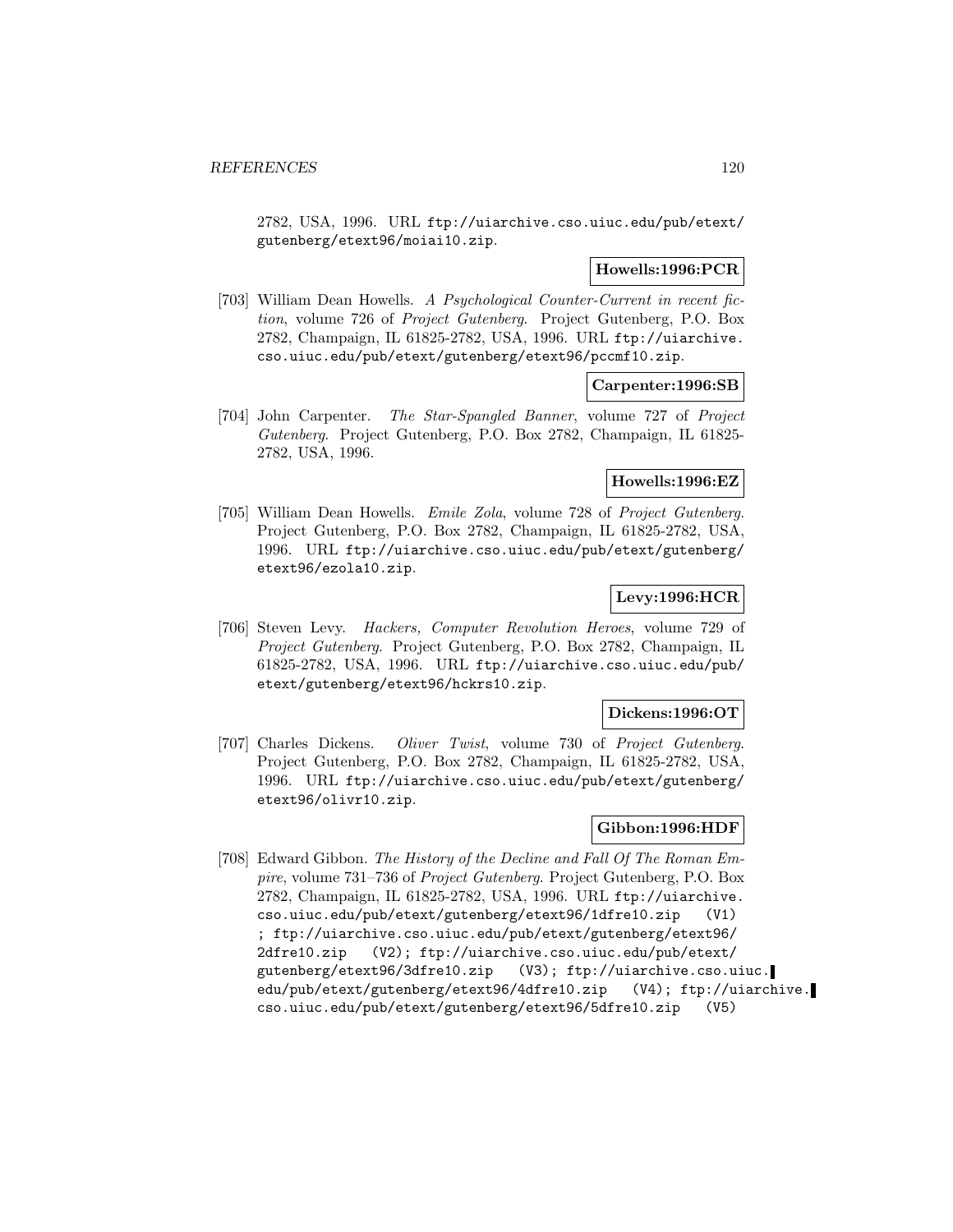2782, USA, 1996. URL ftp://uiarchive.cso.uiuc.edu/pub/etext/gutenberg/etext96/moiai10.zip.

**Howells:1996:PCR**

[703] William Dean Howells. *A Psychological Counter-Current in recent fiction*, volume 726 of *Project Gutenberg*. Project Gutenberg, P.O. Box 2782, Champaign, IL 61825-2782, USA, 1996. URL ftp://uiarchive.cso.uiuc.edu/pub/etext/gutenberg/etext96/pccmf10.zip.

**Carpenter:1996:SB**

[704] John Carpenter. *The Star-Spangled Banner*, volume 727 of *Project Gutenberg*. Project Gutenberg, P.O. Box 2782, Champaign, IL 61825-2782, USA, 1996.

**Howells:1996:EZ**

[705] William Dean Howells. *Emile Zola*, volume 728 of *Project Gutenberg*. Project Gutenberg, P.O. Box 2782, Champaign, IL 61825-2782, USA, 1996. URL ftp://uiarchive.cso.uiuc.edu/pub/etext/gutenberg/etext96/ezola10.zip.

**Levy:1996:HCR**

[706] Steven Levy. *Hackers, Computer Revolution Heroes*, volume 729 of *Project Gutenberg*. Project Gutenberg, P.O. Box 2782, Champaign, IL 61825-2782, USA, 1996. URL ftp://uiarchive.cso.uiuc.edu/pub/etext/gutenberg/etext96/hckrs10.zip.

**Dickens:1996:OT**

[707] Charles Dickens. *Oliver Twist*, volume 730 of *Project Gutenberg*. Project Gutenberg, P.O. Box 2782, Champaign, IL 61825-2782, USA, 1996. URL ftp://uiarchive.cso.uiuc.edu/pub/etext/gutenberg/etext96/olivr10.zip.

**Gibbon:1996:HDF**

[708] Edward Gibbon. *The History of the Decline and Fall Of The Roman Empire*, volume 731–736 of *Project Gutenberg*. Project Gutenberg, P.O. Box 2782, Champaign, IL 61825-2782, USA, 1996. URL ftp://uiarchive.cso.uiuc.edu/pub/etext/gutenberg/etext96/1dfre10.zip (V1) ; ftp://uiarchive.cso.uiuc.edu/pub/etext/gutenberg/etext96/2dfre10.zip (V2); ftp://uiarchive.cso.uiuc.edu/pub/etext/gutenberg/etext96/3dfre10.zip (V3); ftp://uiarchive.cso.uiuc.edu/pub/etext/gutenberg/etext96/4dfre10.zip (V4); ftp://uiarchive.cso.uiuc.edu/pub/etext/gutenberg/etext96/5dfre10.zip (V5)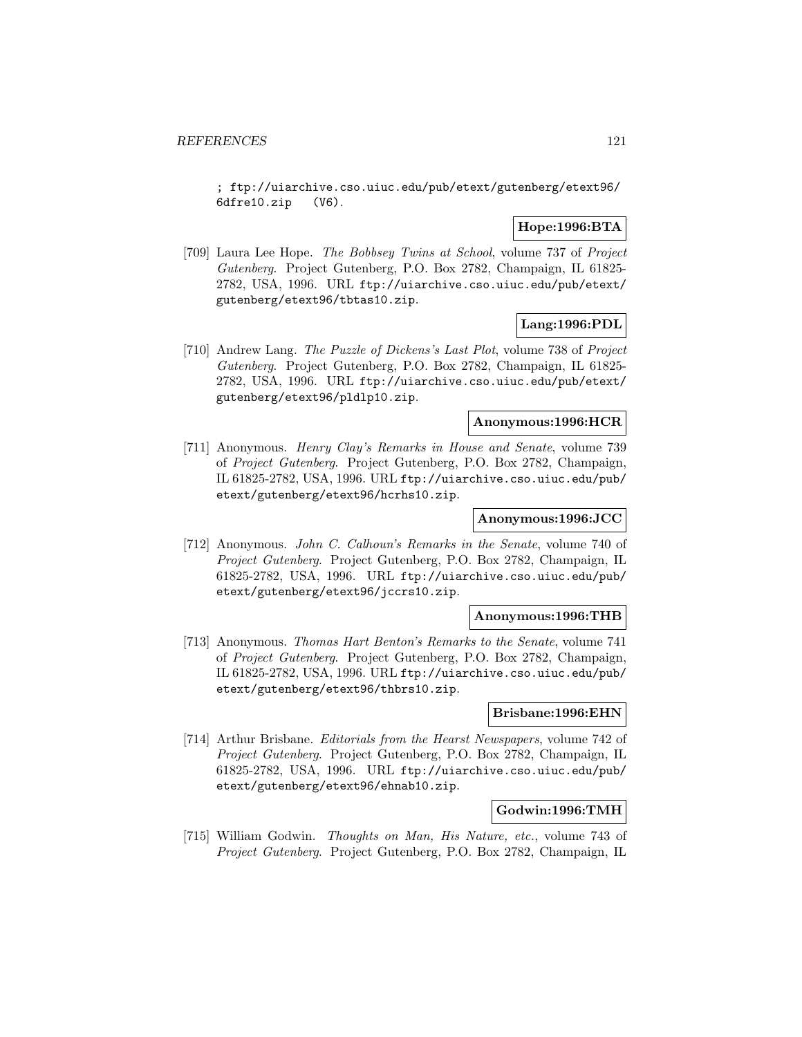; ftp://uiarchive.cso.uiuc.edu/pub/etext/gutenberg/etext96/6dfre10.zip (V6).

**Hope:1996:BTA**

[709] Laura Lee Hope. *The Bobbsey Twins at School*, volume 737 of *Project Gutenberg*. Project Gutenberg, P.O. Box 2782, Champaign, IL 61825-2782, USA, 1996. URL ftp://uiarchive.cso.uiuc.edu/pub/etext/gutenberg/etext96/tbtas10.zip.

**Lang:1996:PDL**

[710] Andrew Lang. *The Puzzle of Dickens's Last Plot*, volume 738 of *Project Gutenberg*. Project Gutenberg, P.O. Box 2782, Champaign, IL 61825-2782, USA, 1996. URL ftp://uiarchive.cso.uiuc.edu/pub/etext/gutenberg/etext96/pldlp10.zip.

**Anonymous:1996:HCR**

[711] Anonymous. *Henry Clay's Remarks in House and Senate*, volume 739 of *Project Gutenberg*. Project Gutenberg, P.O. Box 2782, Champaign, IL 61825-2782, USA, 1996. URL ftp://uiarchive.cso.uiuc.edu/pub/etext/gutenberg/etext96/hcrhs10.zip.

**Anonymous:1996:JCC**

[712] Anonymous. *John C. Calhoun's Remarks in the Senate*, volume 740 of *Project Gutenberg*. Project Gutenberg, P.O. Box 2782, Champaign, IL 61825-2782, USA, 1996. URL ftp://uiarchive.cso.uiuc.edu/pub/etext/gutenberg/etext96/jccrs10.zip.

**Anonymous:1996:THB**

[713] Anonymous. *Thomas Hart Benton's Remarks to the Senate*, volume 741 of *Project Gutenberg*. Project Gutenberg, P.O. Box 2782, Champaign, IL 61825-2782, USA, 1996. URL ftp://uiarchive.cso.uiuc.edu/pub/etext/gutenberg/etext96/thbrs10.zip.

**Brisbane:1996:EHN**

[714] Arthur Brisbane. *Editorials from the Hearst Newspapers*, volume 742 of *Project Gutenberg*. Project Gutenberg, P.O. Box 2782, Champaign, IL 61825-2782, USA, 1996. URL ftp://uiarchive.cso.uiuc.edu/pub/etext/gutenberg/etext96/ehnab10.zip.

**Godwin:1996:TMH**

[715] William Godwin. *Thoughts on Man, His Nature, etc.*, volume 743 of *Project Gutenberg*. Project Gutenberg, P.O. Box 2782, Champaign, IL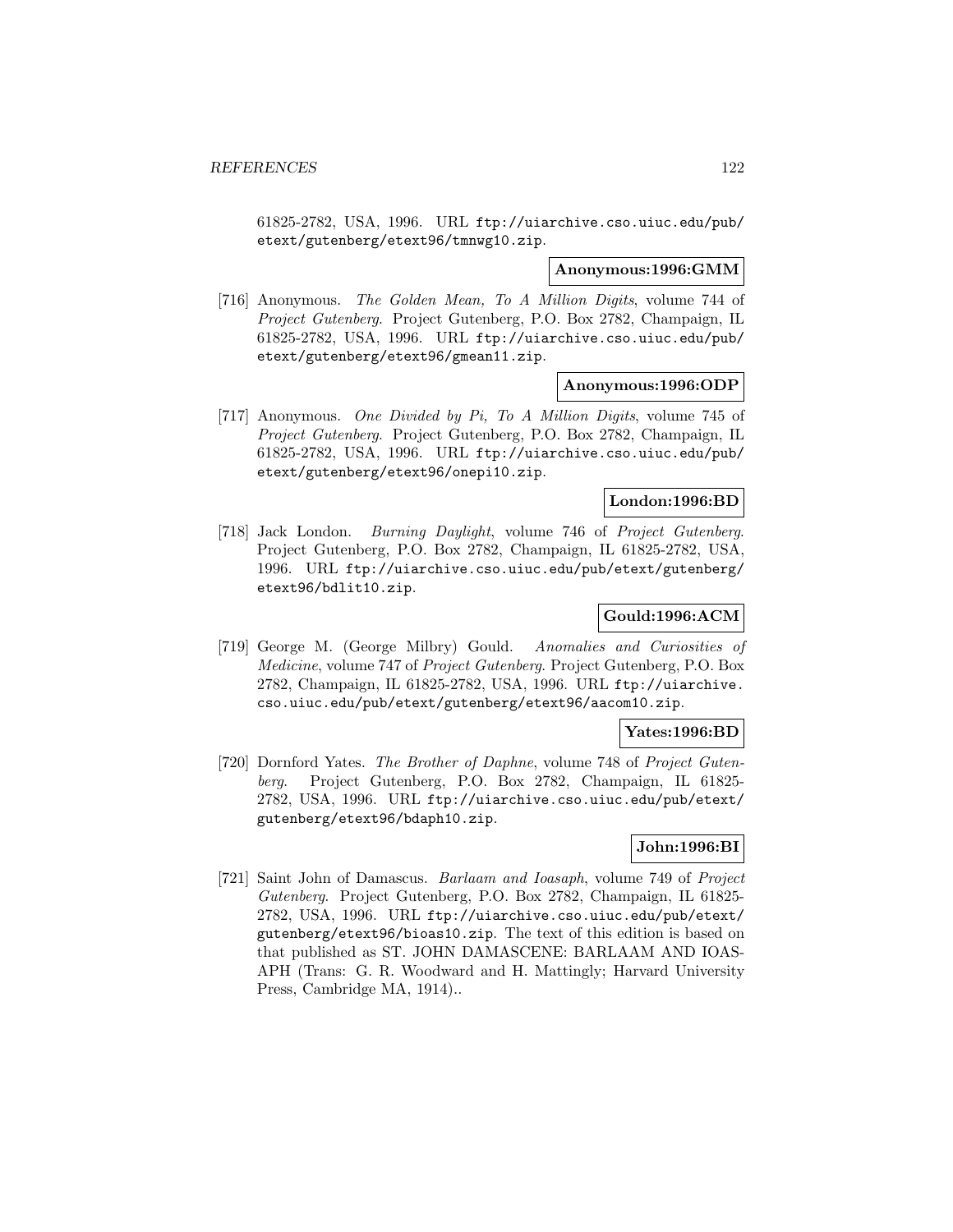61825-2782, USA, 1996. URL ftp://uiarchive.cso.uiuc.edu/pub/etext/gutenberg/etext96/tmnwg10.zip.

**Anonymous:1996:GMM**

[716] Anonymous. *The Golden Mean, To A Million Digits*, volume 744 of *Project Gutenberg*. Project Gutenberg, P.O. Box 2782, Champaign, IL 61825-2782, USA, 1996. URL ftp://uiarchive.cso.uiuc.edu/pub/etext/gutenberg/etext96/gmean11.zip.

**Anonymous:1996:ODP**

[717] Anonymous. *One Divided by Pi, To A Million Digits*, volume 745 of *Project Gutenberg*. Project Gutenberg, P.O. Box 2782, Champaign, IL 61825-2782, USA, 1996. URL ftp://uiarchive.cso.uiuc.edu/pub/etext/gutenberg/etext96/onepi10.zip.

**London:1996:BD**

[718] Jack London. *Burning Daylight*, volume 746 of *Project Gutenberg*. Project Gutenberg, P.O. Box 2782, Champaign, IL 61825-2782, USA, 1996. URL ftp://uiarchive.cso.uiuc.edu/pub/etext/gutenberg/etext96/bdlit10.zip.

**Gould:1996:ACM**

[719] George M. (George Milbry) Gould. *Anomalies and Curiosities of Medicine*, volume 747 of *Project Gutenberg*. Project Gutenberg, P.O. Box 2782, Champaign, IL 61825-2782, USA, 1996. URL ftp://uiarchive.cso.uiuc.edu/pub/etext/gutenberg/etext96/aacom10.zip.

**Yates:1996:BD**

[720] Dornford Yates. *The Brother of Daphne*, volume 748 of *Project Gutenberg*. Project Gutenberg, P.O. Box 2782, Champaign, IL 61825-2782, USA, 1996. URL ftp://uiarchive.cso.uiuc.edu/pub/etext/gutenberg/etext96/bdaph10.zip.

**John:1996:BI**

[721] Saint John of Damascus. *Barlaam and Ioasaph*, volume 749 of *Project Gutenberg*. Project Gutenberg, P.O. Box 2782, Champaign, IL 61825-2782, USA, 1996. URL ftp://uiarchive.cso.uiuc.edu/pub/etext/gutenberg/etext96/bioas10.zip. The text of this edition is based on that published as ST. JOHN DAMASCENE: BARLAAM AND IOASAPH (Trans: G. R. Woodward and H. Mattingly; Harvard University Press, Cambridge MA, 1914)..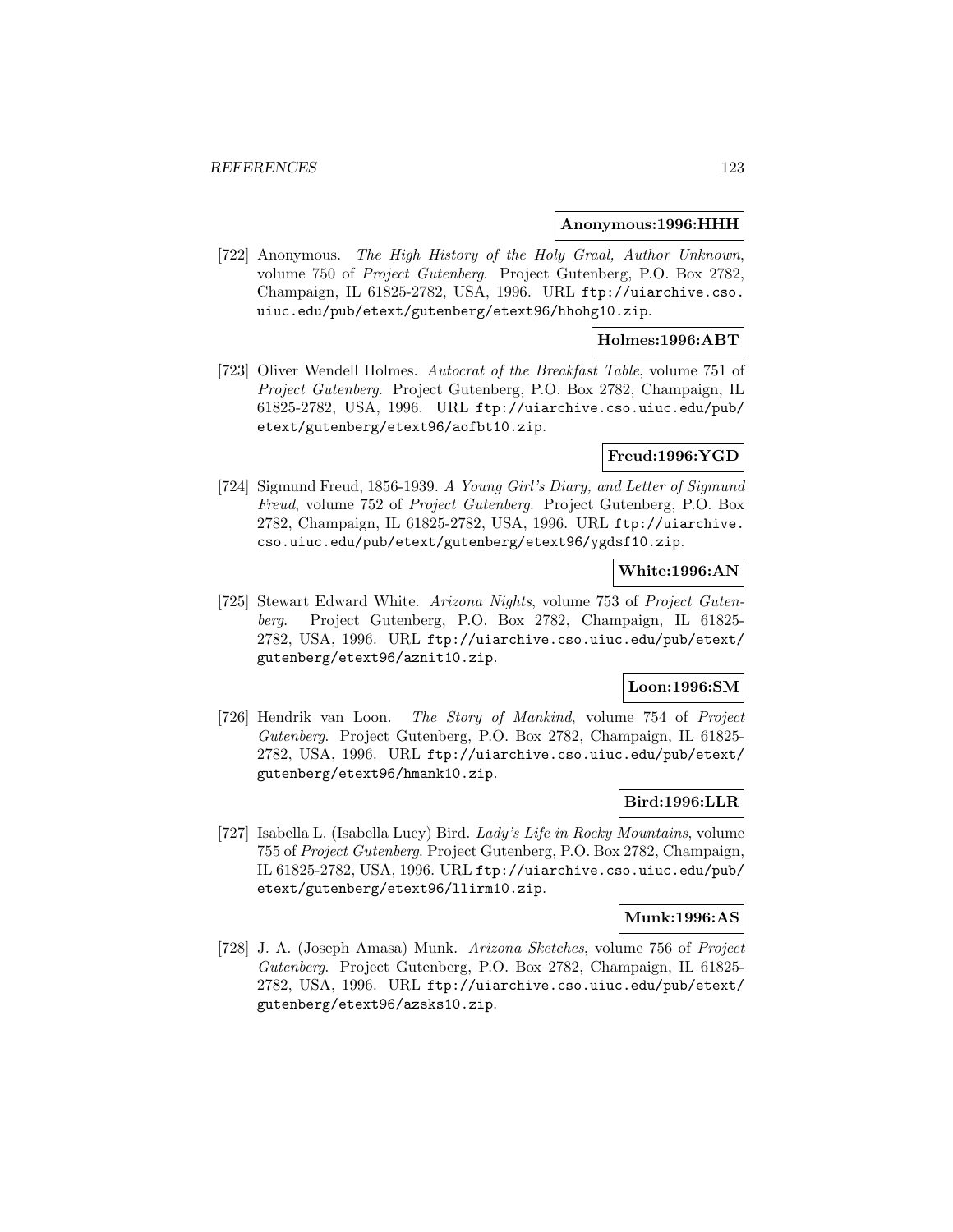**Anonymous:1996:HHH**

[722] Anonymous. *The High History of the Holy Graal, Author Unknown*, volume 750 of *Project Gutenberg*. Project Gutenberg, P.O. Box 2782, Champaign, IL 61825-2782, USA, 1996. URL `ftp://uiarchive.cso.uiuc.edu/pub/etext/gutenberg/etext96/hhohg10.zip`.

**Holmes:1996:ABT**

[723] Oliver Wendell Holmes. *Autocrat of the Breakfast Table*, volume 751 of *Project Gutenberg*. Project Gutenberg, P.O. Box 2782, Champaign, IL 61825-2782, USA, 1996. URL `ftp://uiarchive.cso.uiuc.edu/pub/etext/gutenberg/etext96/aofbt10.zip`.

**Freud:1996:YGD**

[724] Sigmund Freud, 1856-1939. *A Young Girl's Diary, and Letter of Sigmund Freud*, volume 752 of *Project Gutenberg*. Project Gutenberg, P.O. Box 2782, Champaign, IL 61825-2782, USA, 1996. URL `ftp://uiarchive.cso.uiuc.edu/pub/etext/gutenberg/etext96/ygdsf10.zip`.

**White:1996:AN**

[725] Stewart Edward White. *Arizona Nights*, volume 753 of *Project Gutenberg*. Project Gutenberg, P.O. Box 2782, Champaign, IL 61825-2782, USA, 1996. URL `ftp://uiarchive.cso.uiuc.edu/pub/etext/gutenberg/etext96/aznit10.zip`.

**Loon:1996:SM**

[726] Hendrik van Loon. *The Story of Mankind*, volume 754 of *Project Gutenberg*. Project Gutenberg, P.O. Box 2782, Champaign, IL 61825-2782, USA, 1996. URL `ftp://uiarchive.cso.uiuc.edu/pub/etext/gutenberg/etext96/hmank10.zip`.

**Bird:1996:LLR**

[727] Isabella L. (Isabella Lucy) Bird. *Lady's Life in Rocky Mountains*, volume 755 of *Project Gutenberg*. Project Gutenberg, P.O. Box 2782, Champaign, IL 61825-2782, USA, 1996. URL `ftp://uiarchive.cso.uiuc.edu/pub/etext/gutenberg/etext96/llirm10.zip`.

**Munk:1996:AS**

[728] J. A. (Joseph Amasa) Munk. *Arizona Sketches*, volume 756 of *Project Gutenberg*. Project Gutenberg, P.O. Box 2782, Champaign, IL 61825-2782, USA, 1996. URL `ftp://uiarchive.cso.uiuc.edu/pub/etext/gutenberg/etext96/azsks10.zip`.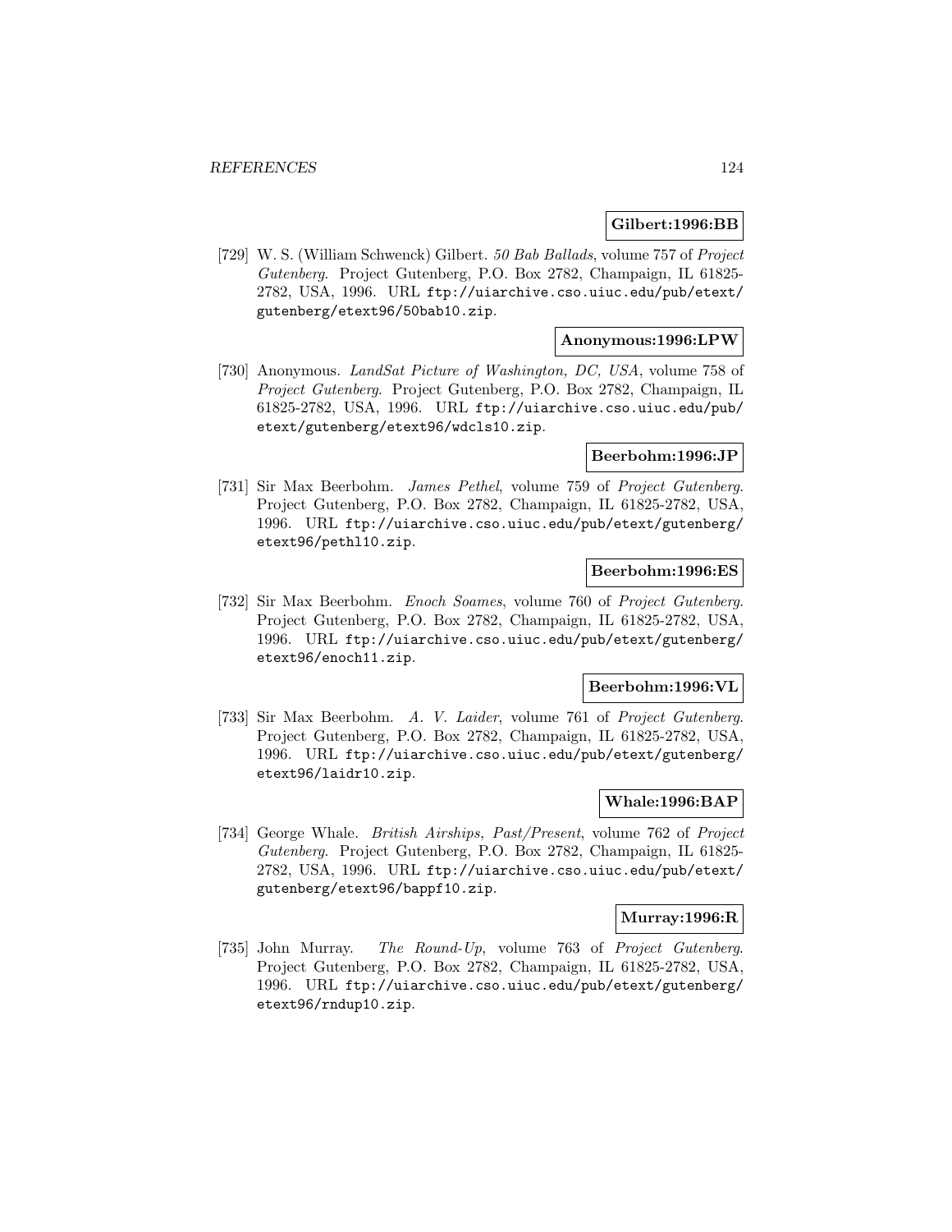**Gilbert:1996:BB**

[729] W. S. (William Schwenck) Gilbert. *50 Bab Ballads*, volume 757 of *Project Gutenberg*. Project Gutenberg, P.O. Box 2782, Champaign, IL 61825-2782, USA, 1996. URL `ftp://uiarchive.cso.uiuc.edu/pub/etext/gutenberg/etext96/50bab10.zip`.

**Anonymous:1996:LPW**

[730] Anonymous. *LandSat Picture of Washington, DC, USA*, volume 758 of *Project Gutenberg*. Project Gutenberg, P.O. Box 2782, Champaign, IL 61825-2782, USA, 1996. URL `ftp://uiarchive.cso.uiuc.edu/pub/etext/gutenberg/etext96/wdcls10.zip`.

**Beerbohm:1996:JP**

[731] Sir Max Beerbohm. *James Pethel*, volume 759 of *Project Gutenberg*. Project Gutenberg, P.O. Box 2782, Champaign, IL 61825-2782, USA, 1996. URL `ftp://uiarchive.cso.uiuc.edu/pub/etext/gutenberg/etext96/pethl10.zip`.

**Beerbohm:1996:ES**

[732] Sir Max Beerbohm. *Enoch Soames*, volume 760 of *Project Gutenberg*. Project Gutenberg, P.O. Box 2782, Champaign, IL 61825-2782, USA, 1996. URL `ftp://uiarchive.cso.uiuc.edu/pub/etext/gutenberg/etext96/enoch11.zip`.

**Beerbohm:1996:VL**

[733] Sir Max Beerbohm. *A. V. Laider*, volume 761 of *Project Gutenberg*. Project Gutenberg, P.O. Box 2782, Champaign, IL 61825-2782, USA, 1996. URL `ftp://uiarchive.cso.uiuc.edu/pub/etext/gutenberg/etext96/laidr10.zip`.

**Whale:1996:BAP**

[734] George Whale. *British Airships, Past/Present*, volume 762 of *Project Gutenberg*. Project Gutenberg, P.O. Box 2782, Champaign, IL 61825-2782, USA, 1996. URL `ftp://uiarchive.cso.uiuc.edu/pub/etext/gutenberg/etext96/bappf10.zip`.

**Murray:1996:R**

[735] John Murray. *The Round-Up*, volume 763 of *Project Gutenberg*. Project Gutenberg, P.O. Box 2782, Champaign, IL 61825-2782, USA, 1996. URL `ftp://uiarchive.cso.uiuc.edu/pub/etext/gutenberg/etext96/rndup10.zip`.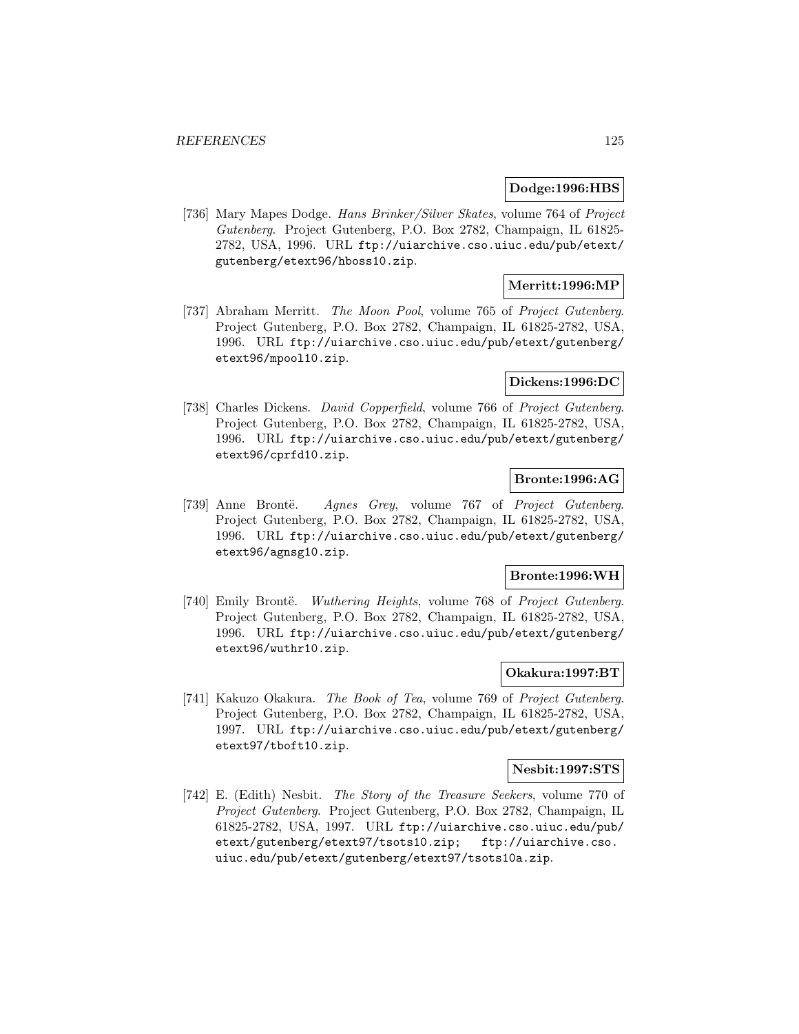**Dodge:1996:HBS**

[736] Mary Mapes Dodge. *Hans Brinker/Silver Skates*, volume 764 of *Project Gutenberg*. Project Gutenberg, P.O. Box 2782, Champaign, IL 61825-2782, USA, 1996. URL `ftp://uiarchive.cso.uiuc.edu/pub/etext/gutenberg/etext96/hboss10.zip`.

**Merritt:1996:MP**

[737] Abraham Merritt. *The Moon Pool*, volume 765 of *Project Gutenberg*. Project Gutenberg, P.O. Box 2782, Champaign, IL 61825-2782, USA, 1996. URL `ftp://uiarchive.cso.uiuc.edu/pub/etext/gutenberg/etext96/mpool10.zip`.

**Dickens:1996:DC**

[738] Charles Dickens. *David Copperfield*, volume 766 of *Project Gutenberg*. Project Gutenberg, P.O. Box 2782, Champaign, IL 61825-2782, USA, 1996. URL `ftp://uiarchive.cso.uiuc.edu/pub/etext/gutenberg/etext96/cprfd10.zip`.

**Bronte:1996:AG**

[739] Anne Brontë. *Agnes Grey*, volume 767 of *Project Gutenberg*. Project Gutenberg, P.O. Box 2782, Champaign, IL 61825-2782, USA, 1996. URL `ftp://uiarchive.cso.uiuc.edu/pub/etext/gutenberg/etext96/agnsg10.zip`.

**Bronte:1996:WH**

[740] Emily Brontë. *Wuthering Heights*, volume 768 of *Project Gutenberg*. Project Gutenberg, P.O. Box 2782, Champaign, IL 61825-2782, USA, 1996. URL `ftp://uiarchive.cso.uiuc.edu/pub/etext/gutenberg/etext96/wuthr10.zip`.

**Okakura:1997:BT**

[741] Kakuzo Okakura. *The Book of Tea*, volume 769 of *Project Gutenberg*. Project Gutenberg, P.O. Box 2782, Champaign, IL 61825-2782, USA, 1997. URL `ftp://uiarchive.cso.uiuc.edu/pub/etext/gutenberg/etext97/tboft10.zip`.

**Nesbit:1997:STS**

[742] E. (Edith) Nesbit. *The Story of the Treasure Seekers*, volume 770 of *Project Gutenberg*. Project Gutenberg, P.O. Box 2782, Champaign, IL 61825-2782, USA, 1997. URL `ftp://uiarchive.cso.uiuc.edu/pub/etext/gutenberg/etext97/tsots10.zip`; `ftp://uiarchive.cso.uiuc.edu/pub/etext/gutenberg/etext97/tsots10a.zip`.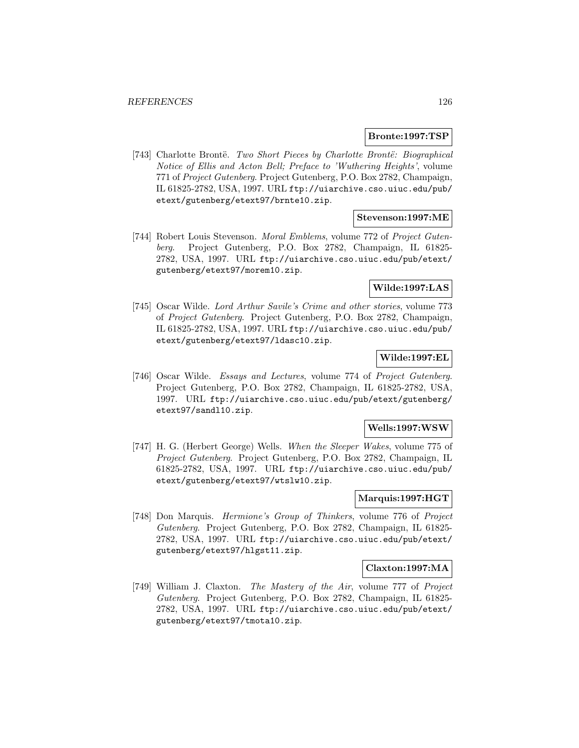**Bronte:1997:TSP**

[743] Charlotte Brontë. *Two Short Pieces by Charlotte Brontë: Biographical Notice of Ellis and Acton Bell; Preface to 'Wuthering Heights'*, volume 771 of *Project Gutenberg*. Project Gutenberg, P.O. Box 2782, Champaign, IL 61825-2782, USA, 1997. URL `ftp://uiarchive.cso.uiuc.edu/pub/etext/gutenberg/etext97/brnte10.zip`.

**Stevenson:1997:ME**

[744] Robert Louis Stevenson. *Moral Emblems*, volume 772 of *Project Gutenberg*. Project Gutenberg, P.O. Box 2782, Champaign, IL 61825-2782, USA, 1997. URL `ftp://uiarchive.cso.uiuc.edu/pub/etext/gutenberg/etext97/morem10.zip`.

**Wilde:1997:LAS**

[745] Oscar Wilde. *Lord Arthur Savile's Crime and other stories*, volume 773 of *Project Gutenberg*. Project Gutenberg, P.O. Box 2782, Champaign, IL 61825-2782, USA, 1997. URL `ftp://uiarchive.cso.uiuc.edu/pub/etext/gutenberg/etext97/ldasc10.zip`.

**Wilde:1997:EL**

[746] Oscar Wilde. *Essays and Lectures*, volume 774 of *Project Gutenberg*. Project Gutenberg, P.O. Box 2782, Champaign, IL 61825-2782, USA, 1997. URL `ftp://uiarchive.cso.uiuc.edu/pub/etext/gutenberg/etext97/sandl10.zip`.

**Wells:1997:WSW**

[747] H. G. (Herbert George) Wells. *When the Sleeper Wakes*, volume 775 of *Project Gutenberg*. Project Gutenberg, P.O. Box 2782, Champaign, IL 61825-2782, USA, 1997. URL `ftp://uiarchive.cso.uiuc.edu/pub/etext/gutenberg/etext97/wtslw10.zip`.

**Marquis:1997:HGT**

[748] Don Marquis. *Hermione's Group of Thinkers*, volume 776 of *Project Gutenberg*. Project Gutenberg, P.O. Box 2782, Champaign, IL 61825-2782, USA, 1997. URL `ftp://uiarchive.cso.uiuc.edu/pub/etext/gutenberg/etext97/hlgst11.zip`.

**Claxton:1997:MA**

[749] William J. Claxton. *The Mastery of the Air*, volume 777 of *Project Gutenberg*. Project Gutenberg, P.O. Box 2782, Champaign, IL 61825-2782, USA, 1997. URL `ftp://uiarchive.cso.uiuc.edu/pub/etext/gutenberg/etext97/tmota10.zip`.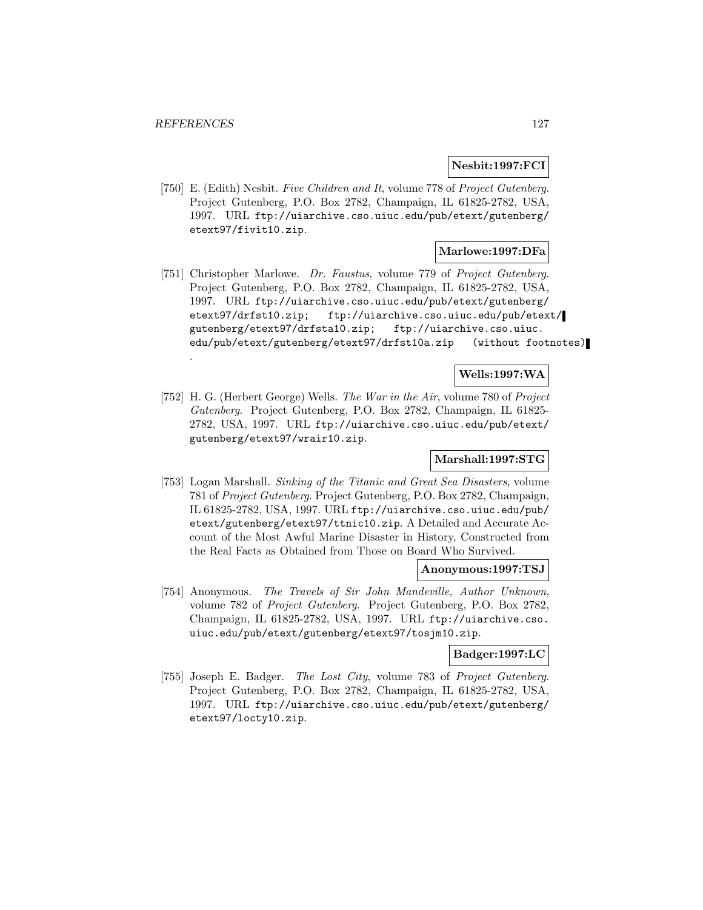**Nesbit:1997:FCI**

[750] E. (Edith) Nesbit. *Five Children and It*, volume 778 of *Project Gutenberg*. Project Gutenberg, P.O. Box 2782, Champaign, IL 61825-2782, USA, 1997. URL `ftp://uiarchive.cso.uiuc.edu/pub/etext/gutenberg/etext97/fivit10.zip`.

**Marlowe:1997:DFa**

[751] Christopher Marlowe. *Dr. Faustus*, volume 779 of *Project Gutenberg*. Project Gutenberg, P.O. Box 2782, Champaign, IL 61825-2782, USA, 1997. URL `ftp://uiarchive.cso.uiuc.edu/pub/etext/gutenberg/etext97/drfst10.zip`; `ftp://uiarchive.cso.uiuc.edu/pub/etext/gutenberg/etext97/drfsta10.zip`; `ftp://uiarchive.cso.uiuc.edu/pub/etext/gutenberg/etext97/drfst10a.zip (without footnotes)`.

**Wells:1997:WA**

[752] H. G. (Herbert George) Wells. *The War in the Air*, volume 780 of *Project Gutenberg*. Project Gutenberg, P.O. Box 2782, Champaign, IL 61825-2782, USA, 1997. URL `ftp://uiarchive.cso.uiuc.edu/pub/etext/gutenberg/etext97/wrair10.zip`.

**Marshall:1997:STG**

[753] Logan Marshall. *Sinking of the Titanic and Great Sea Disasters*, volume 781 of *Project Gutenberg*. Project Gutenberg, P.O. Box 2782, Champaign, IL 61825-2782, USA, 1997. URL `ftp://uiarchive.cso.uiuc.edu/pub/etext/gutenberg/etext97/ttnic10.zip`. A Detailed and Accurate Account of the Most Awful Marine Disaster in History, Constructed from the Real Facts as Obtained from Those on Board Who Survived.

**Anonymous:1997:TSJ**

[754] Anonymous. *The Travels of Sir John Mandeville, Author Unknown*, volume 782 of *Project Gutenberg*. Project Gutenberg, P.O. Box 2782, Champaign, IL 61825-2782, USA, 1997. URL `ftp://uiarchive.cso.uiuc.edu/pub/etext/gutenberg/etext97/tosjm10.zip`.

**Badger:1997:LC**

[755] Joseph E. Badger. *The Lost City*, volume 783 of *Project Gutenberg*. Project Gutenberg, P.O. Box 2782, Champaign, IL 61825-2782, USA, 1997. URL `ftp://uiarchive.cso.uiuc.edu/pub/etext/gutenberg/etext97/locty10.zip`.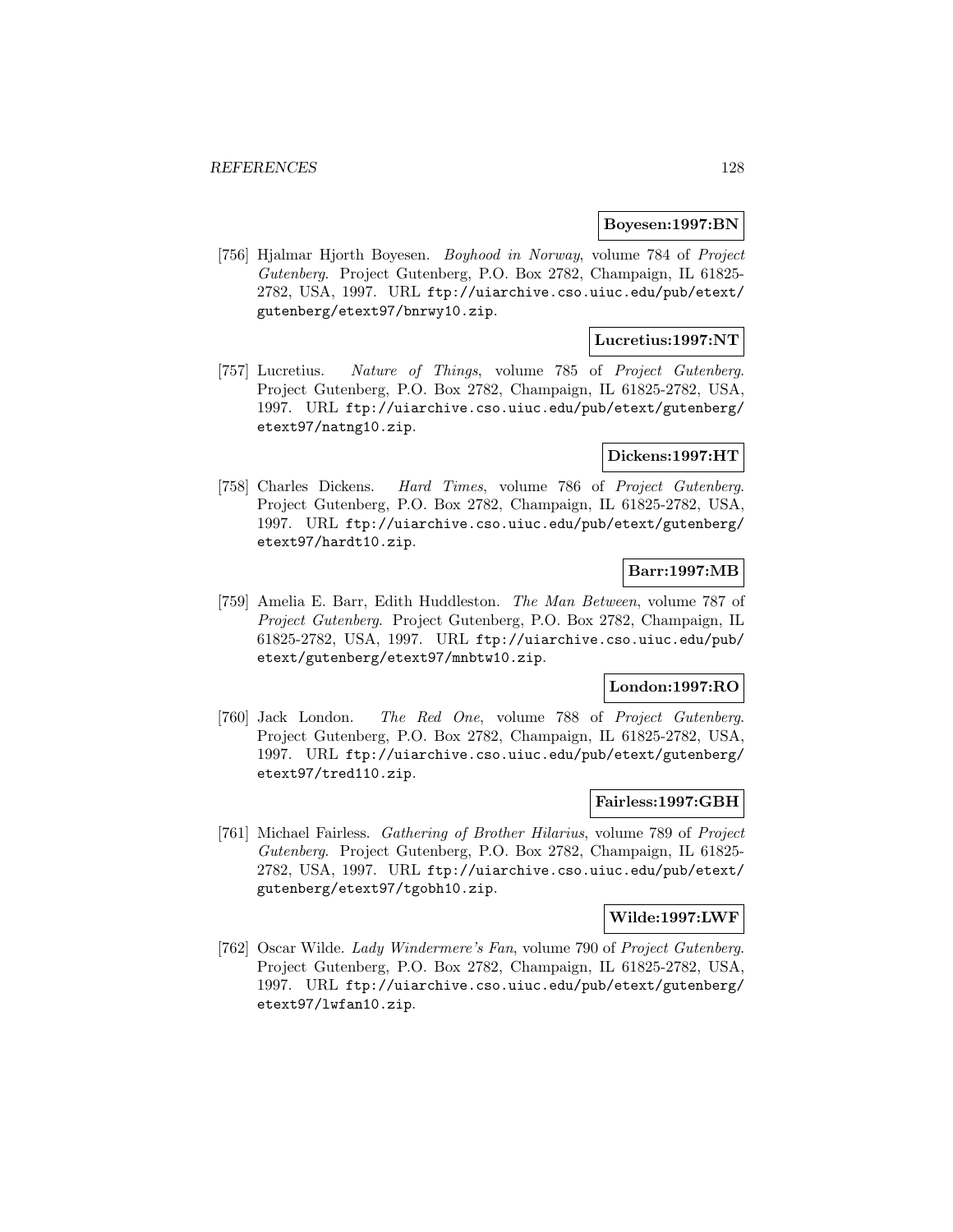**Boyesen:1997:BN**

[756] Hjalmar Hjorth Boyesen. *Boyhood in Norway*, volume 784 of *Project Gutenberg*. Project Gutenberg, P.O. Box 2782, Champaign, IL 61825-2782, USA, 1997. URL `ftp://uiarchive.cso.uiuc.edu/pub/etext/gutenberg/etext97/bnrwy10.zip`.

**Lucretius:1997:NT**

[757] Lucretius. *Nature of Things*, volume 785 of *Project Gutenberg*. Project Gutenberg, P.O. Box 2782, Champaign, IL 61825-2782, USA, 1997. URL `ftp://uiarchive.cso.uiuc.edu/pub/etext/gutenberg/etext97/natng10.zip`.

**Dickens:1997:HT**

[758] Charles Dickens. *Hard Times*, volume 786 of *Project Gutenberg*. Project Gutenberg, P.O. Box 2782, Champaign, IL 61825-2782, USA, 1997. URL `ftp://uiarchive.cso.uiuc.edu/pub/etext/gutenberg/etext97/hardt10.zip`.

**Barr:1997:MB**

[759] Amelia E. Barr, Edith Huddleston. *The Man Between*, volume 787 of *Project Gutenberg*. Project Gutenberg, P.O. Box 2782, Champaign, IL 61825-2782, USA, 1997. URL `ftp://uiarchive.cso.uiuc.edu/pub/etext/gutenberg/etext97/mnbtw10.zip`.

**London:1997:RO**

[760] Jack London. *The Red One*, volume 788 of *Project Gutenberg*. Project Gutenberg, P.O. Box 2782, Champaign, IL 61825-2782, USA, 1997. URL `ftp://uiarchive.cso.uiuc.edu/pub/etext/gutenberg/etext97/tred110.zip`.

**Fairless:1997:GBH**

[761] Michael Fairless. *Gathering of Brother Hilarius*, volume 789 of *Project Gutenberg*. Project Gutenberg, P.O. Box 2782, Champaign, IL 61825-2782, USA, 1997. URL `ftp://uiarchive.cso.uiuc.edu/pub/etext/gutenberg/etext97/tgobh10.zip`.

**Wilde:1997:LWF**

[762] Oscar Wilde. *Lady Windermere's Fan*, volume 790 of *Project Gutenberg*. Project Gutenberg, P.O. Box 2782, Champaign, IL 61825-2782, USA, 1997. URL `ftp://uiarchive.cso.uiuc.edu/pub/etext/gutenberg/etext97/lwfan10.zip`.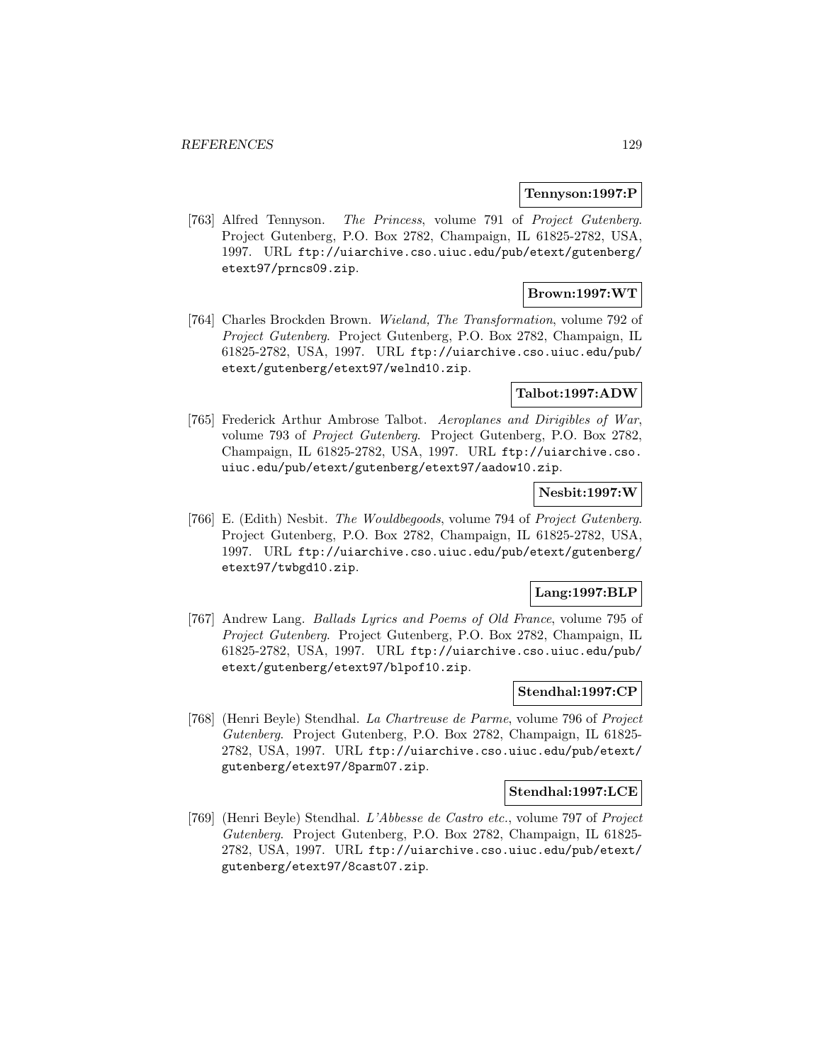**Tennyson:1997:P**

[763] Alfred Tennyson. *The Princess*, volume 791 of *Project Gutenberg*. Project Gutenberg, P.O. Box 2782, Champaign, IL 61825-2782, USA, 1997. URL `ftp://uiarchive.cso.uiuc.edu/pub/etext/gutenberg/etext97/prncs09.zip`.

**Brown:1997:WT**

[764] Charles Brockden Brown. *Wieland, The Transformation*, volume 792 of *Project Gutenberg*. Project Gutenberg, P.O. Box 2782, Champaign, IL 61825-2782, USA, 1997. URL `ftp://uiarchive.cso.uiuc.edu/pub/etext/gutenberg/etext97/welnd10.zip`.

**Talbot:1997:ADW**

[765] Frederick Arthur Ambrose Talbot. *Aeroplanes and Dirigibles of War*, volume 793 of *Project Gutenberg*. Project Gutenberg, P.O. Box 2782, Champaign, IL 61825-2782, USA, 1997. URL `ftp://uiarchive.cso.uiuc.edu/pub/etext/gutenberg/etext97/aadow10.zip`.

**Nesbit:1997:W**

[766] E. (Edith) Nesbit. *The Wouldbegoods*, volume 794 of *Project Gutenberg*. Project Gutenberg, P.O. Box 2782, Champaign, IL 61825-2782, USA, 1997. URL `ftp://uiarchive.cso.uiuc.edu/pub/etext/gutenberg/etext97/twbgd10.zip`.

**Lang:1997:BLP**

[767] Andrew Lang. *Ballads Lyrics and Poems of Old France*, volume 795 of *Project Gutenberg*. Project Gutenberg, P.O. Box 2782, Champaign, IL 61825-2782, USA, 1997. URL `ftp://uiarchive.cso.uiuc.edu/pub/etext/gutenberg/etext97/blpof10.zip`.

**Stendhal:1997:CP**

[768] (Henri Beyle) Stendhal. *La Chartreuse de Parme*, volume 796 of *Project Gutenberg*. Project Gutenberg, P.O. Box 2782, Champaign, IL 61825-2782, USA, 1997. URL `ftp://uiarchive.cso.uiuc.edu/pub/etext/gutenberg/etext97/8parm07.zip`.

**Stendhal:1997:LCE**

[769] (Henri Beyle) Stendhal. *L'Abbesse de Castro etc.*, volume 797 of *Project Gutenberg*. Project Gutenberg, P.O. Box 2782, Champaign, IL 61825-2782, USA, 1997. URL `ftp://uiarchive.cso.uiuc.edu/pub/etext/gutenberg/etext97/8cast07.zip`.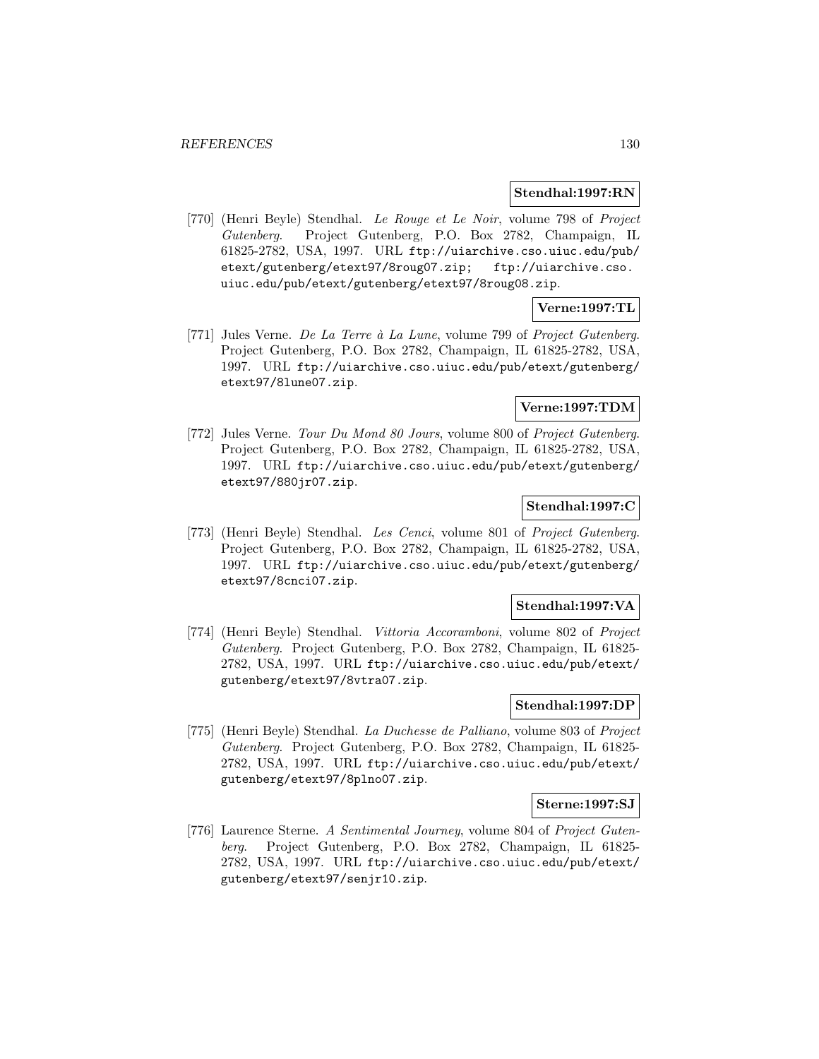**Stendhal:1997:RN**

[770] (Henri Beyle) Stendhal. *Le Rouge et Le Noir*, volume 798 of *Project Gutenberg*. Project Gutenberg, P.O. Box 2782, Champaign, IL 61825-2782, USA, 1997. URL `ftp://uiarchive.cso.uiuc.edu/pub/etext/gutenberg/etext97/8roug07.zip`; `ftp://uiarchive.cso.uiuc.edu/pub/etext/gutenberg/etext97/8roug08.zip`.

**Verne:1997:TL**

[771] Jules Verne. *De La Terre à La Lune*, volume 799 of *Project Gutenberg*. Project Gutenberg, P.O. Box 2782, Champaign, IL 61825-2782, USA, 1997. URL `ftp://uiarchive.cso.uiuc.edu/pub/etext/gutenberg/etext97/8lune07.zip`.

**Verne:1997:TDM**

[772] Jules Verne. *Tour Du Mond 80 Jours*, volume 800 of *Project Gutenberg*. Project Gutenberg, P.O. Box 2782, Champaign, IL 61825-2782, USA, 1997. URL `ftp://uiarchive.cso.uiuc.edu/pub/etext/gutenberg/etext97/880jr07.zip`.

**Stendhal:1997:C**

[773] (Henri Beyle) Stendhal. *Les Cenci*, volume 801 of *Project Gutenberg*. Project Gutenberg, P.O. Box 2782, Champaign, IL 61825-2782, USA, 1997. URL `ftp://uiarchive.cso.uiuc.edu/pub/etext/gutenberg/etext97/8cnci07.zip`.

**Stendhal:1997:VA**

[774] (Henri Beyle) Stendhal. *Vittoria Accoramboni*, volume 802 of *Project Gutenberg*. Project Gutenberg, P.O. Box 2782, Champaign, IL 61825-2782, USA, 1997. URL `ftp://uiarchive.cso.uiuc.edu/pub/etext/gutenberg/etext97/8vtra07.zip`.

**Stendhal:1997:DP**

[775] (Henri Beyle) Stendhal. *La Duchesse de Palliano*, volume 803 of *Project Gutenberg*. Project Gutenberg, P.O. Box 2782, Champaign, IL 61825-2782, USA, 1997. URL `ftp://uiarchive.cso.uiuc.edu/pub/etext/gutenberg/etext97/8plno07.zip`.

**Sterne:1997:SJ**

[776] Laurence Sterne. *A Sentimental Journey*, volume 804 of *Project Gutenberg*. Project Gutenberg, P.O. Box 2782, Champaign, IL 61825-2782, USA, 1997. URL `ftp://uiarchive.cso.uiuc.edu/pub/etext/gutenberg/etext97/senjr10.zip`.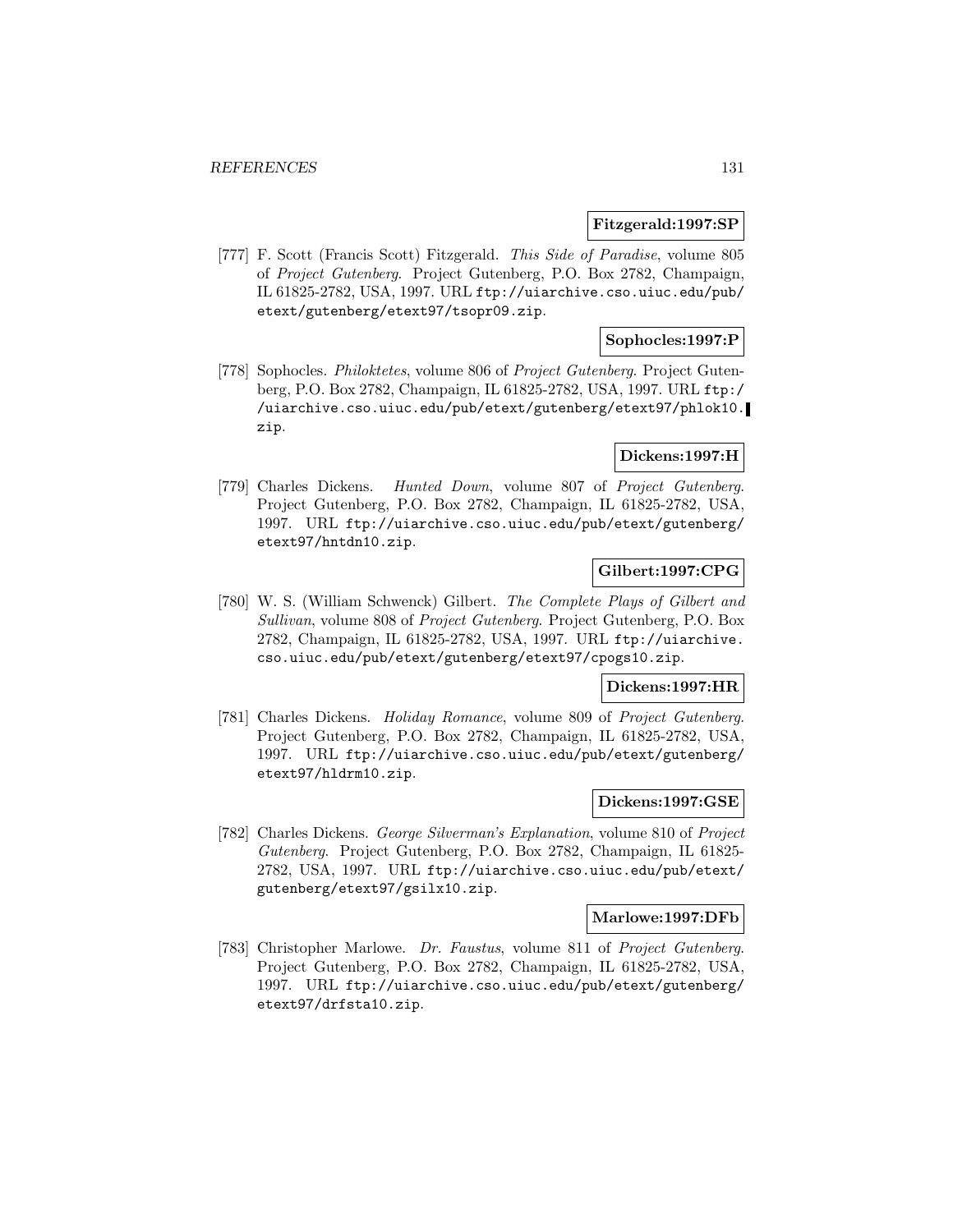**Fitzgerald:1997:SP**

[777] F. Scott (Francis Scott) Fitzgerald. *This Side of Paradise*, volume 805 of *Project Gutenberg*. Project Gutenberg, P.O. Box 2782, Champaign, IL 61825-2782, USA, 1997. URL ftp://uiarchive.cso.uiuc.edu/pub/etext/gutenberg/etext97/tsopr09.zip.

**Sophocles:1997:P**

[778] Sophocles. *Philoktetes*, volume 806 of *Project Gutenberg*. Project Gutenberg, P.O. Box 2782, Champaign, IL 61825-2782, USA, 1997. URL ftp://uiarchive.cso.uiuc.edu/pub/etext/gutenberg/etext97/phlok10.zip.

**Dickens:1997:H**

[779] Charles Dickens. *Hunted Down*, volume 807 of *Project Gutenberg*. Project Gutenberg, P.O. Box 2782, Champaign, IL 61825-2782, USA, 1997. URL ftp://uiarchive.cso.uiuc.edu/pub/etext/gutenberg/etext97/hntdn10.zip.

**Gilbert:1997:CPG**

[780] W. S. (William Schwenck) Gilbert. *The Complete Plays of Gilbert and Sullivan*, volume 808 of *Project Gutenberg*. Project Gutenberg, P.O. Box 2782, Champaign, IL 61825-2782, USA, 1997. URL ftp://uiarchive.cso.uiuc.edu/pub/etext/gutenberg/etext97/cpogs10.zip.

**Dickens:1997:HR**

[781] Charles Dickens. *Holiday Romance*, volume 809 of *Project Gutenberg*. Project Gutenberg, P.O. Box 2782, Champaign, IL 61825-2782, USA, 1997. URL ftp://uiarchive.cso.uiuc.edu/pub/etext/gutenberg/etext97/hldrm10.zip.

**Dickens:1997:GSE**

[782] Charles Dickens. *George Silverman's Explanation*, volume 810 of *Project Gutenberg*. Project Gutenberg, P.O. Box 2782, Champaign, IL 61825-2782, USA, 1997. URL ftp://uiarchive.cso.uiuc.edu/pub/etext/gutenberg/etext97/gsilx10.zip.

**Marlowe:1997:DFb**

[783] Christopher Marlowe. *Dr. Faustus*, volume 811 of *Project Gutenberg*. Project Gutenberg, P.O. Box 2782, Champaign, IL 61825-2782, USA, 1997. URL ftp://uiarchive.cso.uiuc.edu/pub/etext/gutenberg/etext97/drfsta10.zip.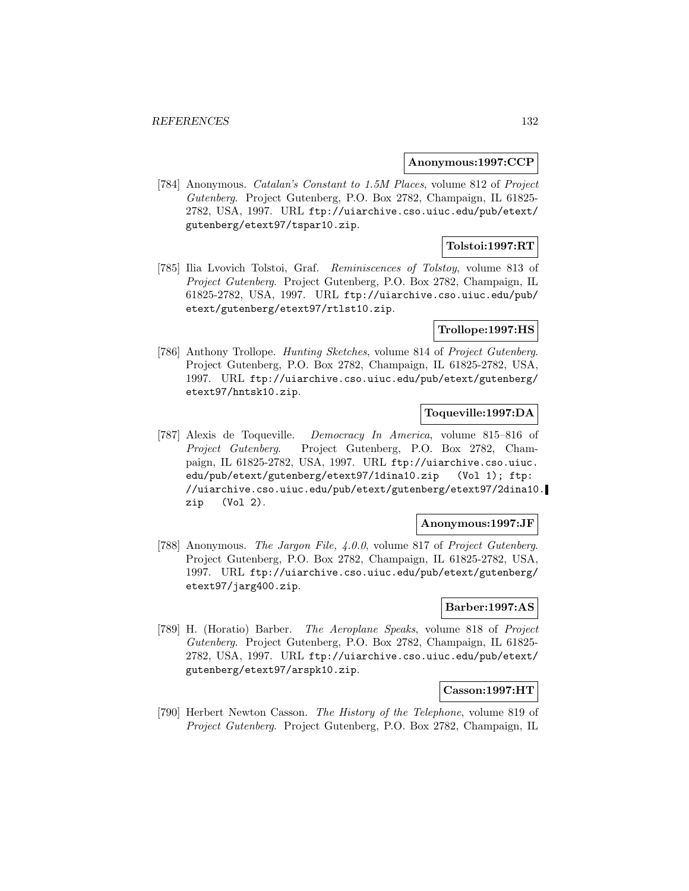**Anonymous:1997:CCP**

[784] Anonymous. *Catalan's Constant to 1.5M Places*, volume 812 of *Project Gutenberg*. Project Gutenberg, P.O. Box 2782, Champaign, IL 61825-2782, USA, 1997. URL ftp://uiarchive.cso.uiuc.edu/pub/etext/gutenberg/etext97/tspar10.zip.

**Tolstoi:1997:RT**

[785] Ilia Lvovich Tolstoi, Graf. *Reminiscences of Tolstoy*, volume 813 of *Project Gutenberg*. Project Gutenberg, P.O. Box 2782, Champaign, IL 61825-2782, USA, 1997. URL ftp://uiarchive.cso.uiuc.edu/pub/etext/gutenberg/etext97/rtlst10.zip.

**Trollope:1997:HS**

[786] Anthony Trollope. *Hunting Sketches*, volume 814 of *Project Gutenberg*. Project Gutenberg, P.O. Box 2782, Champaign, IL 61825-2782, USA, 1997. URL ftp://uiarchive.cso.uiuc.edu/pub/etext/gutenberg/etext97/hntsk10.zip.

**Toqueville:1997:DA**

[787] Alexis de Toqueville. *Democracy In America*, volume 815–816 of *Project Gutenberg*. Project Gutenberg, P.O. Box 2782, Champaign, IL 61825-2782, USA, 1997. URL ftp://uiarchive.cso.uiuc.edu/pub/etext/gutenberg/etext97/1dina10.zip (Vol 1); ftp://uiarchive.cso.uiuc.edu/pub/etext/gutenberg/etext97/2dina10.zip (Vol 2).

**Anonymous:1997:JF**

[788] Anonymous. *The Jargon File, 4.0.0*, volume 817 of *Project Gutenberg*. Project Gutenberg, P.O. Box 2782, Champaign, IL 61825-2782, USA, 1997. URL ftp://uiarchive.cso.uiuc.edu/pub/etext/gutenberg/etext97/jarg400.zip.

**Barber:1997:AS**

[789] H. (Horatio) Barber. *The Aeroplane Speaks*, volume 818 of *Project Gutenberg*. Project Gutenberg, P.O. Box 2782, Champaign, IL 61825-2782, USA, 1997. URL ftp://uiarchive.cso.uiuc.edu/pub/etext/gutenberg/etext97/arspk10.zip.

**Casson:1997:HT**

[790] Herbert Newton Casson. *The History of the Telephone*, volume 819 of *Project Gutenberg*. Project Gutenberg, P.O. Box 2782, Champaign, IL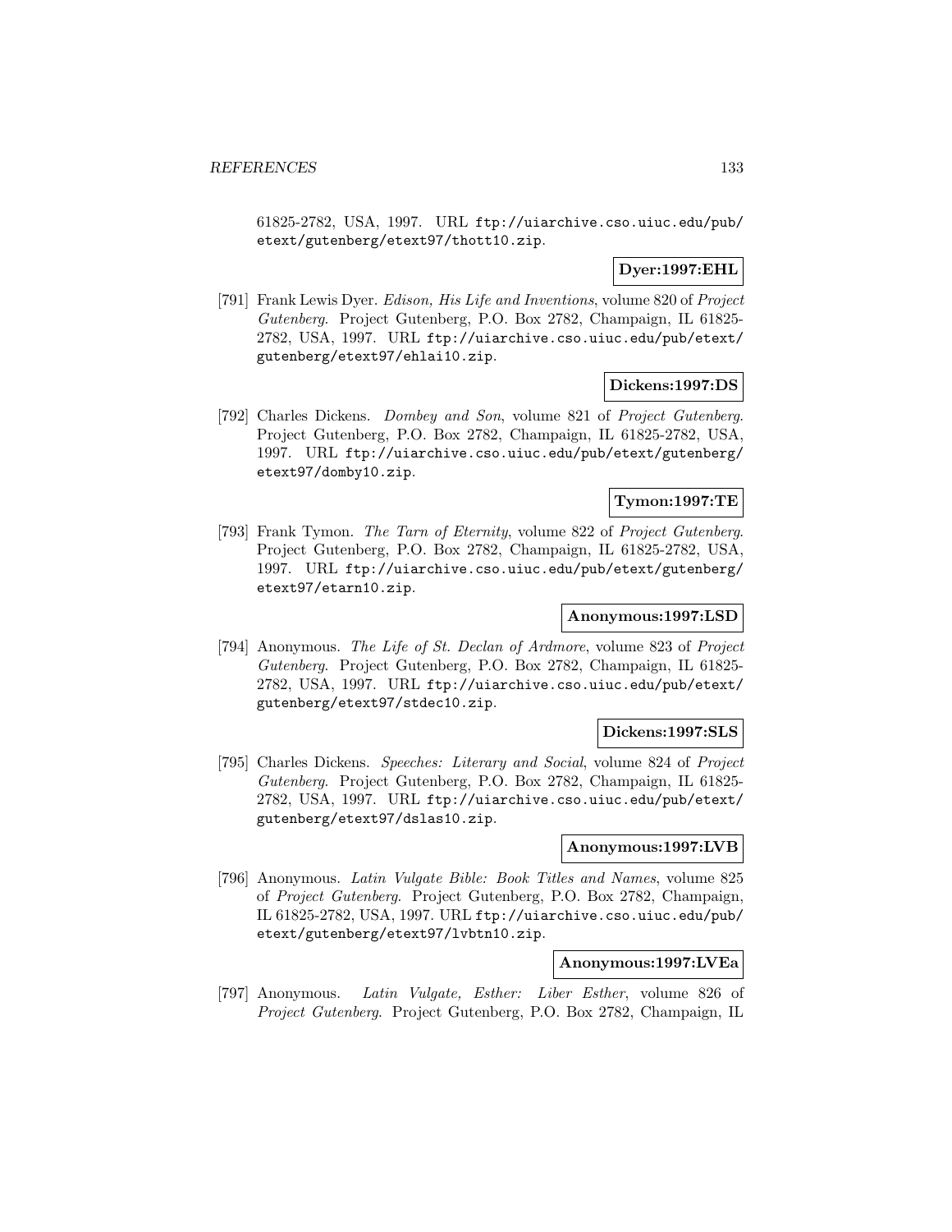61825-2782, USA, 1997. URL ftp://uiarchive.cso.uiuc.edu/pub/etext/gutenberg/etext97/thott10.zip.

**Dyer:1997:EHL**

[791] Frank Lewis Dyer. *Edison, His Life and Inventions*, volume 820 of *Project Gutenberg*. Project Gutenberg, P.O. Box 2782, Champaign, IL 61825-2782, USA, 1997. URL ftp://uiarchive.cso.uiuc.edu/pub/etext/gutenberg/etext97/ehlai10.zip.

**Dickens:1997:DS**

[792] Charles Dickens. *Dombey and Son*, volume 821 of *Project Gutenberg*. Project Gutenberg, P.O. Box 2782, Champaign, IL 61825-2782, USA, 1997. URL ftp://uiarchive.cso.uiuc.edu/pub/etext/gutenberg/etext97/domby10.zip.

**Tymon:1997:TE**

[793] Frank Tymon. *The Tarn of Eternity*, volume 822 of *Project Gutenberg*. Project Gutenberg, P.O. Box 2782, Champaign, IL 61825-2782, USA, 1997. URL ftp://uiarchive.cso.uiuc.edu/pub/etext/gutenberg/etext97/etarn10.zip.

**Anonymous:1997:LSD**

[794] Anonymous. *The Life of St. Declan of Ardmore*, volume 823 of *Project Gutenberg*. Project Gutenberg, P.O. Box 2782, Champaign, IL 61825-2782, USA, 1997. URL ftp://uiarchive.cso.uiuc.edu/pub/etext/gutenberg/etext97/stdec10.zip.

**Dickens:1997:SLS**

[795] Charles Dickens. *Speeches: Literary and Social*, volume 824 of *Project Gutenberg*. Project Gutenberg, P.O. Box 2782, Champaign, IL 61825-2782, USA, 1997. URL ftp://uiarchive.cso.uiuc.edu/pub/etext/gutenberg/etext97/dslas10.zip.

**Anonymous:1997:LVB**

[796] Anonymous. *Latin Vulgate Bible: Book Titles and Names*, volume 825 of *Project Gutenberg*. Project Gutenberg, P.O. Box 2782, Champaign, IL 61825-2782, USA, 1997. URL ftp://uiarchive.cso.uiuc.edu/pub/etext/gutenberg/etext97/lvbtn10.zip.

**Anonymous:1997:LVEa**

[797] Anonymous. *Latin Vulgate, Esther: Liber Esther*, volume 826 of *Project Gutenberg*. Project Gutenberg, P.O. Box 2782, Champaign, IL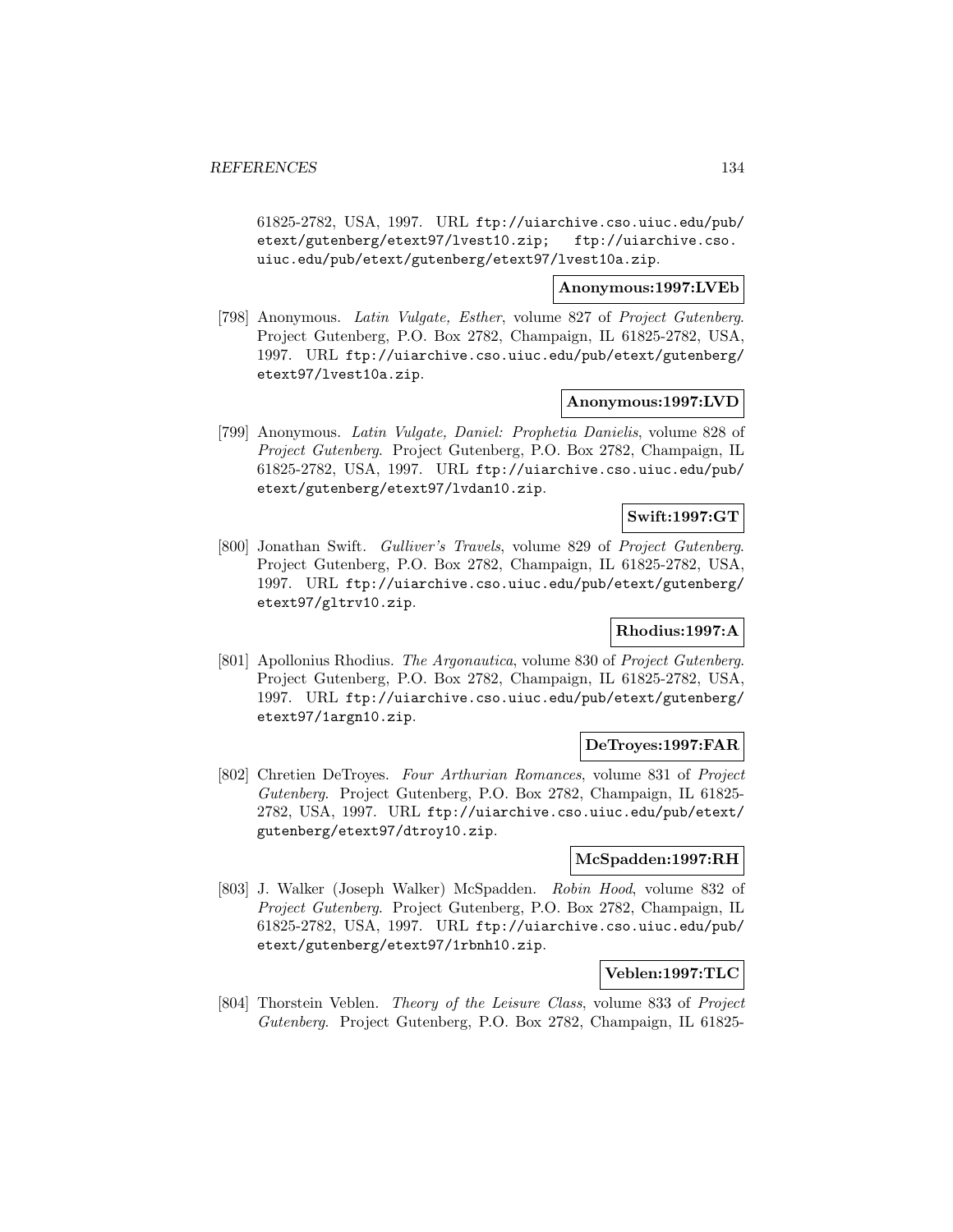61825-2782, USA, 1997. URL ftp://uiarchive.cso.uiuc.edu/pub/etext/gutenberg/etext97/lvest10.zip; ftp://uiarchive.cso.uiuc.edu/pub/etext/gutenberg/etext97/lvest10a.zip.

**Anonymous:1997:LVEb**

[798] Anonymous. *Latin Vulgate, Esther*, volume 827 of *Project Gutenberg*. Project Gutenberg, P.O. Box 2782, Champaign, IL 61825-2782, USA, 1997. URL ftp://uiarchive.cso.uiuc.edu/pub/etext/gutenberg/etext97/lvest10a.zip.

**Anonymous:1997:LVD**

[799] Anonymous. *Latin Vulgate, Daniel: Prophetia Danielis*, volume 828 of *Project Gutenberg*. Project Gutenberg, P.O. Box 2782, Champaign, IL 61825-2782, USA, 1997. URL ftp://uiarchive.cso.uiuc.edu/pub/etext/gutenberg/etext97/lvdan10.zip.

**Swift:1997:GT**

[800] Jonathan Swift. *Gulliver's Travels*, volume 829 of *Project Gutenberg*. Project Gutenberg, P.O. Box 2782, Champaign, IL 61825-2782, USA, 1997. URL ftp://uiarchive.cso.uiuc.edu/pub/etext/gutenberg/etext97/gltrv10.zip.

**Rhodius:1997:A**

[801] Apollonius Rhodius. *The Argonautica*, volume 830 of *Project Gutenberg*. Project Gutenberg, P.O. Box 2782, Champaign, IL 61825-2782, USA, 1997. URL ftp://uiarchive.cso.uiuc.edu/pub/etext/gutenberg/etext97/1argn10.zip.

**DeTroyes:1997:FAR**

[802] Chretien DeTroyes. *Four Arthurian Romances*, volume 831 of *Project Gutenberg*. Project Gutenberg, P.O. Box 2782, Champaign, IL 61825-2782, USA, 1997. URL ftp://uiarchive.cso.uiuc.edu/pub/etext/gutenberg/etext97/dtroy10.zip.

**McSpadden:1997:RH**

[803] J. Walker (Joseph Walker) McSpadden. *Robin Hood*, volume 832 of *Project Gutenberg*. Project Gutenberg, P.O. Box 2782, Champaign, IL 61825-2782, USA, 1997. URL ftp://uiarchive.cso.uiuc.edu/pub/etext/gutenberg/etext97/1rbnh10.zip.

**Veblen:1997:TLC**

[804] Thorstein Veblen. *Theory of the Leisure Class*, volume 833 of *Project Gutenberg*. Project Gutenberg, P.O. Box 2782, Champaign, IL 61825-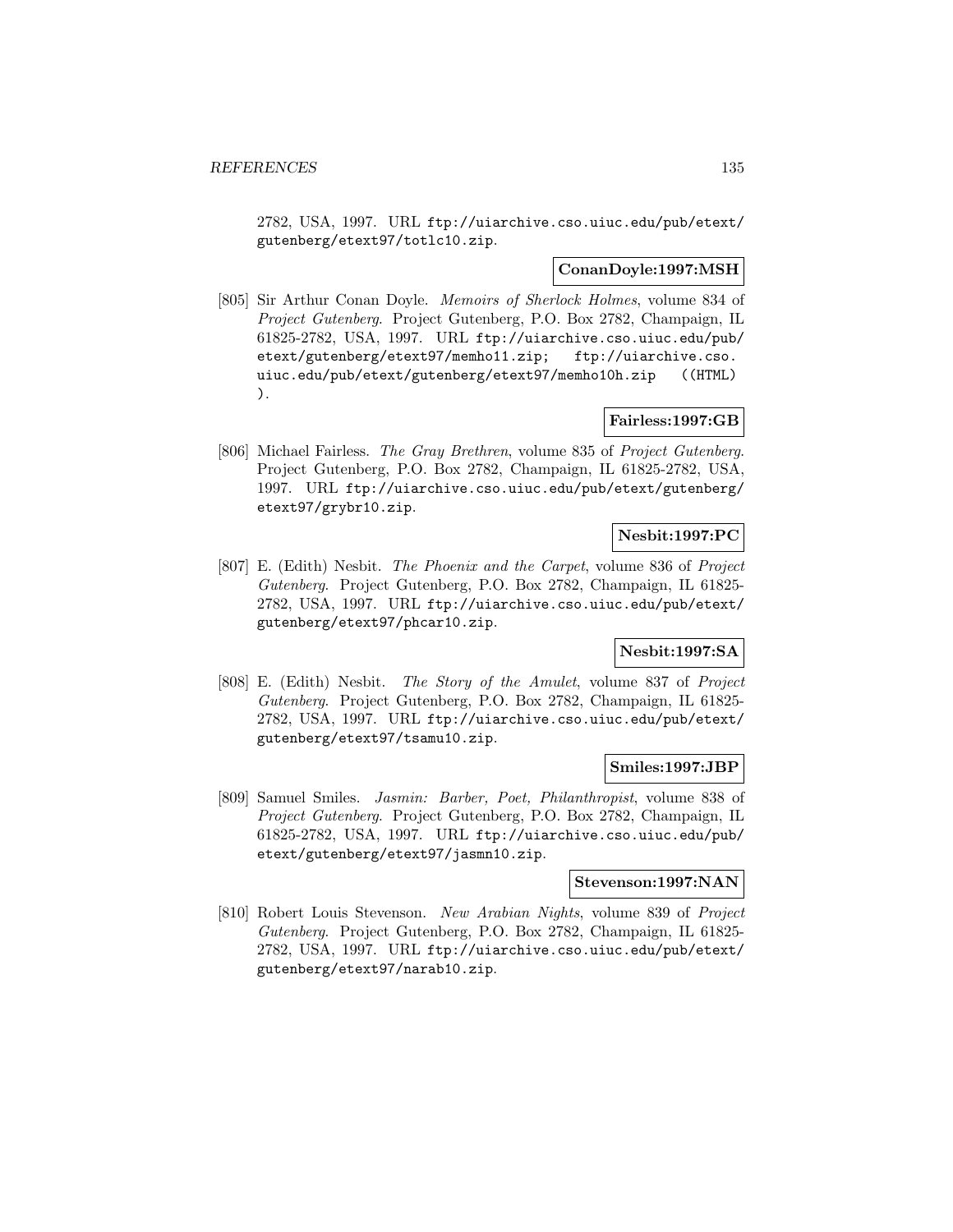2782, USA, 1997. URL ftp://uiarchive.cso.uiuc.edu/pub/etext/gutenberg/etext97/totlc10.zip.

**ConanDoyle:1997:MSH**

[805] Sir Arthur Conan Doyle. *Memoirs of Sherlock Holmes*, volume 834 of *Project Gutenberg*. Project Gutenberg, P.O. Box 2782, Champaign, IL 61825-2782, USA, 1997. URL ftp://uiarchive.cso.uiuc.edu/pub/etext/gutenberg/etext97/memho11.zip; ftp://uiarchive.cso.uiuc.edu/pub/etext/gutenberg/etext97/memho10h.zip ((HTML)).

**Fairless:1997:GB**

[806] Michael Fairless. *The Gray Brethren*, volume 835 of *Project Gutenberg*. Project Gutenberg, P.O. Box 2782, Champaign, IL 61825-2782, USA, 1997. URL ftp://uiarchive.cso.uiuc.edu/pub/etext/gutenberg/etext97/grybr10.zip.

**Nesbit:1997:PC**

[807] E. (Edith) Nesbit. *The Phoenix and the Carpet*, volume 836 of *Project Gutenberg*. Project Gutenberg, P.O. Box 2782, Champaign, IL 61825-2782, USA, 1997. URL ftp://uiarchive.cso.uiuc.edu/pub/etext/gutenberg/etext97/phcar10.zip.

**Nesbit:1997:SA**

[808] E. (Edith) Nesbit. *The Story of the Amulet*, volume 837 of *Project Gutenberg*. Project Gutenberg, P.O. Box 2782, Champaign, IL 61825-2782, USA, 1997. URL ftp://uiarchive.cso.uiuc.edu/pub/etext/gutenberg/etext97/tsamu10.zip.

**Smiles:1997:JBP**

[809] Samuel Smiles. *Jasmin: Barber, Poet, Philanthropist*, volume 838 of *Project Gutenberg*. Project Gutenberg, P.O. Box 2782, Champaign, IL 61825-2782, USA, 1997. URL ftp://uiarchive.cso.uiuc.edu/pub/etext/gutenberg/etext97/jasmn10.zip.

**Stevenson:1997:NAN**

[810] Robert Louis Stevenson. *New Arabian Nights*, volume 839 of *Project Gutenberg*. Project Gutenberg, P.O. Box 2782, Champaign, IL 61825-2782, USA, 1997. URL ftp://uiarchive.cso.uiuc.edu/pub/etext/gutenberg/etext97/narab10.zip.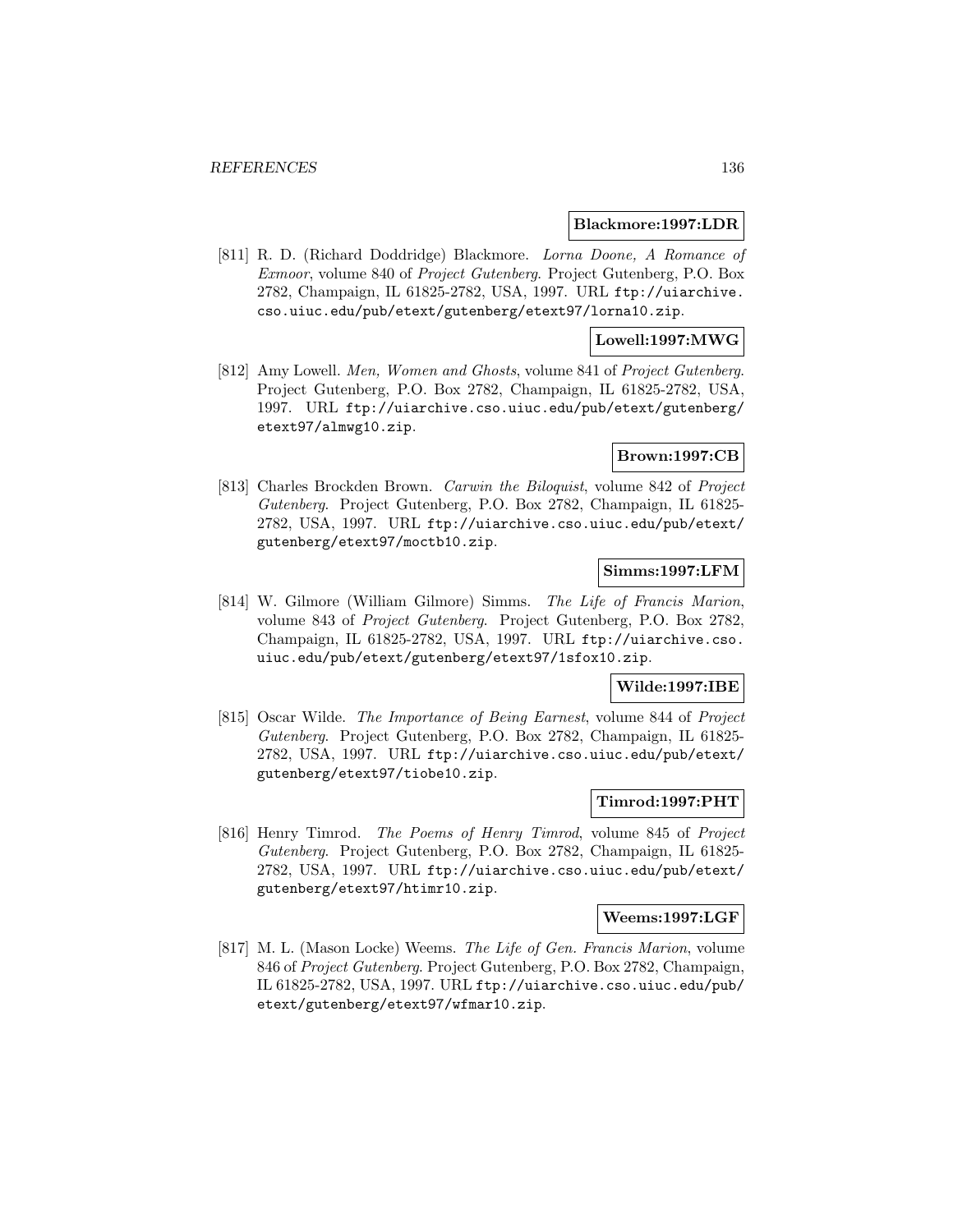**Blackmore:1997:LDR**

[811] R. D. (Richard Doddridge) Blackmore. *Lorna Doone, A Romance of Exmoor*, volume 840 of *Project Gutenberg*. Project Gutenberg, P.O. Box 2782, Champaign, IL 61825-2782, USA, 1997. URL ftp://uiarchive.cso.uiuc.edu/pub/etext/gutenberg/etext97/lorna10.zip.

**Lowell:1997:MWG**

[812] Amy Lowell. *Men, Women and Ghosts*, volume 841 of *Project Gutenberg*. Project Gutenberg, P.O. Box 2782, Champaign, IL 61825-2782, USA, 1997. URL ftp://uiarchive.cso.uiuc.edu/pub/etext/gutenberg/etext97/almwg10.zip.

**Brown:1997:CB**

[813] Charles Brockden Brown. *Carwin the Biloquist*, volume 842 of *Project Gutenberg*. Project Gutenberg, P.O. Box 2782, Champaign, IL 61825-2782, USA, 1997. URL ftp://uiarchive.cso.uiuc.edu/pub/etext/gutenberg/etext97/moctb10.zip.

**Simms:1997:LFM**

[814] W. Gilmore (William Gilmore) Simms. *The Life of Francis Marion*, volume 843 of *Project Gutenberg*. Project Gutenberg, P.O. Box 2782, Champaign, IL 61825-2782, USA, 1997. URL ftp://uiarchive.cso.uiuc.edu/pub/etext/gutenberg/etext97/1sfox10.zip.

**Wilde:1997:IBE**

[815] Oscar Wilde. *The Importance of Being Earnest*, volume 844 of *Project Gutenberg*. Project Gutenberg, P.O. Box 2782, Champaign, IL 61825-2782, USA, 1997. URL ftp://uiarchive.cso.uiuc.edu/pub/etext/gutenberg/etext97/tiobe10.zip.

**Timrod:1997:PHT**

[816] Henry Timrod. *The Poems of Henry Timrod*, volume 845 of *Project Gutenberg*. Project Gutenberg, P.O. Box 2782, Champaign, IL 61825-2782, USA, 1997. URL ftp://uiarchive.cso.uiuc.edu/pub/etext/gutenberg/etext97/htimr10.zip.

**Weems:1997:LGF**

[817] M. L. (Mason Locke) Weems. *The Life of Gen. Francis Marion*, volume 846 of *Project Gutenberg*. Project Gutenberg, P.O. Box 2782, Champaign, IL 61825-2782, USA, 1997. URL ftp://uiarchive.cso.uiuc.edu/pub/etext/gutenberg/etext97/wfmar10.zip.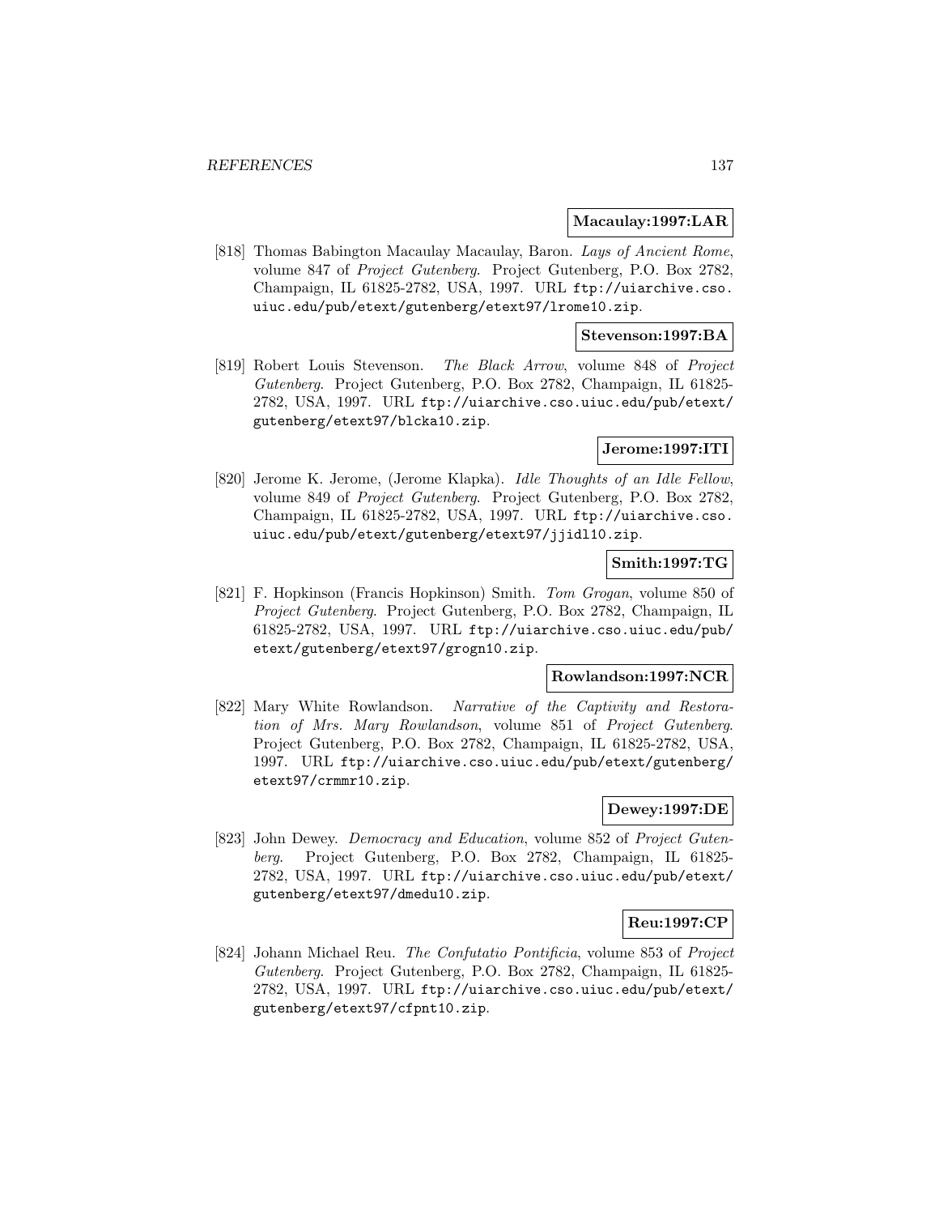**Macaulay:1997:LAR**

[818] Thomas Babington Macaulay Macaulay, Baron. *Lays of Ancient Rome*, volume 847 of *Project Gutenberg*. Project Gutenberg, P.O. Box 2782, Champaign, IL 61825-2782, USA, 1997. URL `ftp://uiarchive.cso.uiuc.edu/pub/etext/gutenberg/etext97/lrome10.zip`.

**Stevenson:1997:BA**

[819] Robert Louis Stevenson. *The Black Arrow*, volume 848 of *Project Gutenberg*. Project Gutenberg, P.O. Box 2782, Champaign, IL 61825-2782, USA, 1997. URL `ftp://uiarchive.cso.uiuc.edu/pub/etext/gutenberg/etext97/blcka10.zip`.

**Jerome:1997:ITI**

[820] Jerome K. Jerome, (Jerome Klapka). *Idle Thoughts of an Idle Fellow*, volume 849 of *Project Gutenberg*. Project Gutenberg, P.O. Box 2782, Champaign, IL 61825-2782, USA, 1997. URL `ftp://uiarchive.cso.uiuc.edu/pub/etext/gutenberg/etext97/jjidl10.zip`.

**Smith:1997:TG**

[821] F. Hopkinson (Francis Hopkinson) Smith. *Tom Grogan*, volume 850 of *Project Gutenberg*. Project Gutenberg, P.O. Box 2782, Champaign, IL 61825-2782, USA, 1997. URL `ftp://uiarchive.cso.uiuc.edu/pub/etext/gutenberg/etext97/grogn10.zip`.

**Rowlandson:1997:NCR**

[822] Mary White Rowlandson. *Narrative of the Captivity and Restoration of Mrs. Mary Rowlandson*, volume 851 of *Project Gutenberg*. Project Gutenberg, P.O. Box 2782, Champaign, IL 61825-2782, USA, 1997. URL `ftp://uiarchive.cso.uiuc.edu/pub/etext/gutenberg/etext97/crmmr10.zip`.

**Dewey:1997:DE**

[823] John Dewey. *Democracy and Education*, volume 852 of *Project Gutenberg*. Project Gutenberg, P.O. Box 2782, Champaign, IL 61825-2782, USA, 1997. URL `ftp://uiarchive.cso.uiuc.edu/pub/etext/gutenberg/etext97/dmedu10.zip`.

**Reu:1997:CP**

[824] Johann Michael Reu. *The Confutatio Pontificia*, volume 853 of *Project Gutenberg*. Project Gutenberg, P.O. Box 2782, Champaign, IL 61825-2782, USA, 1997. URL `ftp://uiarchive.cso.uiuc.edu/pub/etext/gutenberg/etext97/cfpnt10.zip`.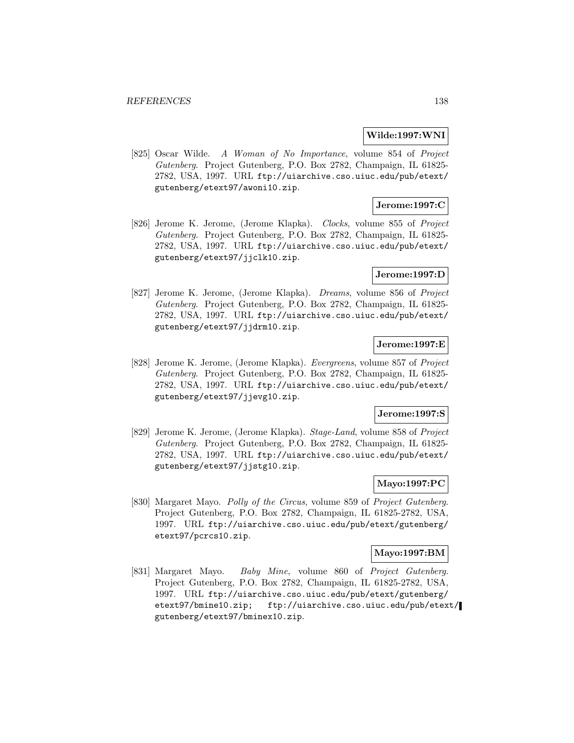**Wilde:1997:WNI**

[825] Oscar Wilde. *A Woman of No Importance*, volume 854 of *Project Gutenberg*. Project Gutenberg, P.O. Box 2782, Champaign, IL 61825-2782, USA, 1997. URL ftp://uiarchive.cso.uiuc.edu/pub/etext/gutenberg/etext97/awoni10.zip.

**Jerome:1997:C**

[826] Jerome K. Jerome, (Jerome Klapka). *Clocks*, volume 855 of *Project Gutenberg*. Project Gutenberg, P.O. Box 2782, Champaign, IL 61825-2782, USA, 1997. URL ftp://uiarchive.cso.uiuc.edu/pub/etext/gutenberg/etext97/jjclk10.zip.

**Jerome:1997:D**

[827] Jerome K. Jerome, (Jerome Klapka). *Dreams*, volume 856 of *Project Gutenberg*. Project Gutenberg, P.O. Box 2782, Champaign, IL 61825-2782, USA, 1997. URL ftp://uiarchive.cso.uiuc.edu/pub/etext/gutenberg/etext97/jjdrm10.zip.

**Jerome:1997:E**

[828] Jerome K. Jerome, (Jerome Klapka). *Evergreens*, volume 857 of *Project Gutenberg*. Project Gutenberg, P.O. Box 2782, Champaign, IL 61825-2782, USA, 1997. URL ftp://uiarchive.cso.uiuc.edu/pub/etext/gutenberg/etext97/jjevg10.zip.

**Jerome:1997:S**

[829] Jerome K. Jerome, (Jerome Klapka). *Stage-Land*, volume 858 of *Project Gutenberg*. Project Gutenberg, P.O. Box 2782, Champaign, IL 61825-2782, USA, 1997. URL ftp://uiarchive.cso.uiuc.edu/pub/etext/gutenberg/etext97/jjstg10.zip.

**Mayo:1997:PC**

[830] Margaret Mayo. *Polly of the Circus*, volume 859 of *Project Gutenberg*. Project Gutenberg, P.O. Box 2782, Champaign, IL 61825-2782, USA, 1997. URL ftp://uiarchive.cso.uiuc.edu/pub/etext/gutenberg/etext97/pcrcs10.zip.

**Mayo:1997:BM**

[831] Margaret Mayo. *Baby Mine*, volume 860 of *Project Gutenberg*. Project Gutenberg, P.O. Box 2782, Champaign, IL 61825-2782, USA, 1997. URL ftp://uiarchive.cso.uiuc.edu/pub/etext/gutenberg/etext97/bmine10.zip; ftp://uiarchive.cso.uiuc.edu/pub/etext/gutenberg/etext97/bminex10.zip.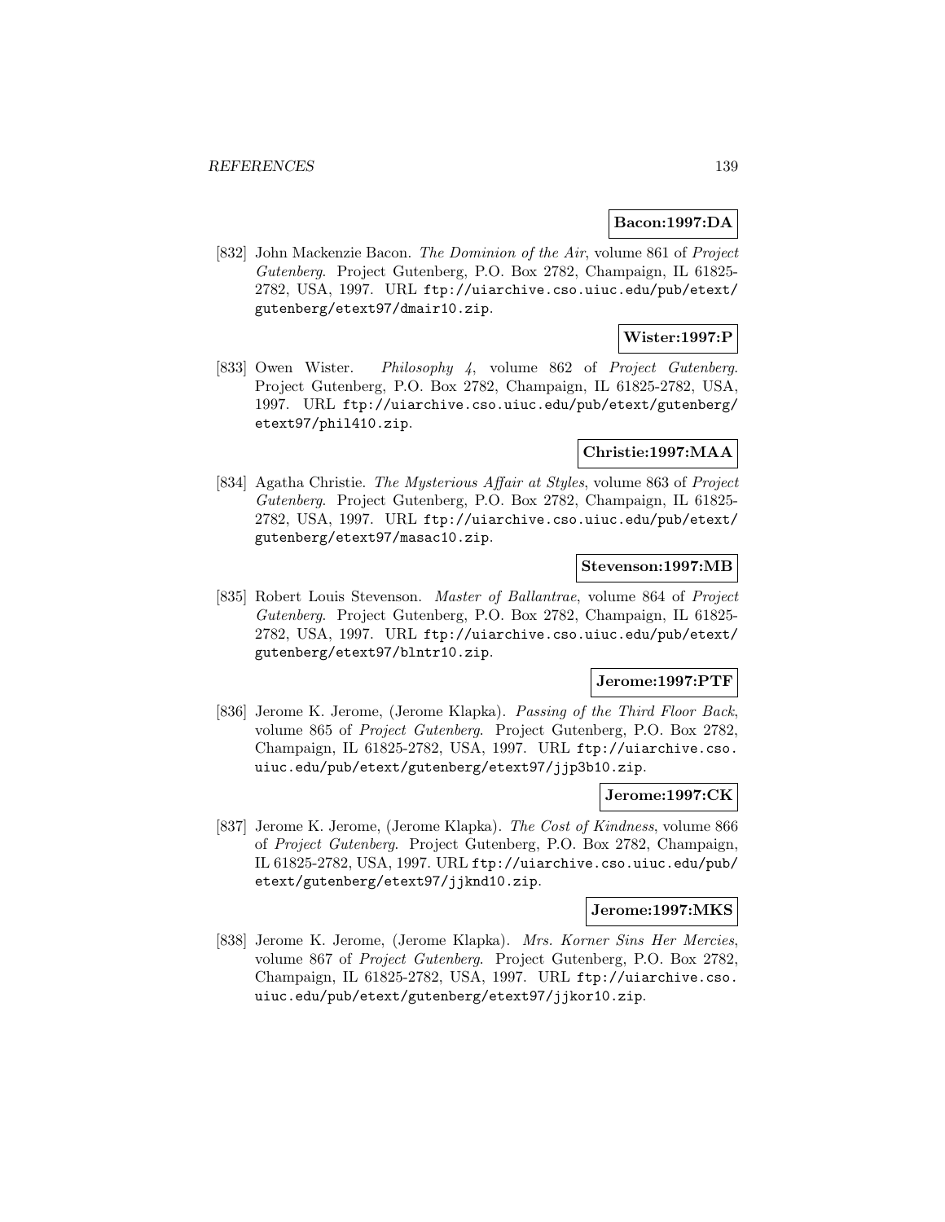**Bacon:1997:DA**

[832] John Mackenzie Bacon. *The Dominion of the Air*, volume 861 of *Project Gutenberg*. Project Gutenberg, P.O. Box 2782, Champaign, IL 61825-2782, USA, 1997. URL `ftp://uiarchive.cso.uiuc.edu/pub/etext/gutenberg/etext97/dmair10.zip`.

**Wister:1997:P**

[833] Owen Wister. *Philosophy 4*, volume 862 of *Project Gutenberg*. Project Gutenberg, P.O. Box 2782, Champaign, IL 61825-2782, USA, 1997. URL `ftp://uiarchive.cso.uiuc.edu/pub/etext/gutenberg/etext97/phil410.zip`.

**Christie:1997:MAA**

[834] Agatha Christie. *The Mysterious Affair at Styles*, volume 863 of *Project Gutenberg*. Project Gutenberg, P.O. Box 2782, Champaign, IL 61825-2782, USA, 1997. URL `ftp://uiarchive.cso.uiuc.edu/pub/etext/gutenberg/etext97/masac10.zip`.

**Stevenson:1997:MB**

[835] Robert Louis Stevenson. *Master of Ballantrae*, volume 864 of *Project Gutenberg*. Project Gutenberg, P.O. Box 2782, Champaign, IL 61825-2782, USA, 1997. URL `ftp://uiarchive.cso.uiuc.edu/pub/etext/gutenberg/etext97/blntr10.zip`.

**Jerome:1997:PTF**

[836] Jerome K. Jerome, (Jerome Klapka). *Passing of the Third Floor Back*, volume 865 of *Project Gutenberg*. Project Gutenberg, P.O. Box 2782, Champaign, IL 61825-2782, USA, 1997. URL `ftp://uiarchive.cso.uiuc.edu/pub/etext/gutenberg/etext97/jjp3b10.zip`.

**Jerome:1997:CK**

[837] Jerome K. Jerome, (Jerome Klapka). *The Cost of Kindness*, volume 866 of *Project Gutenberg*. Project Gutenberg, P.O. Box 2782, Champaign, IL 61825-2782, USA, 1997. URL `ftp://uiarchive.cso.uiuc.edu/pub/etext/gutenberg/etext97/jjknd10.zip`.

**Jerome:1997:MKS**

[838] Jerome K. Jerome, (Jerome Klapka). *Mrs. Korner Sins Her Mercies*, volume 867 of *Project Gutenberg*. Project Gutenberg, P.O. Box 2782, Champaign, IL 61825-2782, USA, 1997. URL `ftp://uiarchive.cso.uiuc.edu/pub/etext/gutenberg/etext97/jjkor10.zip`.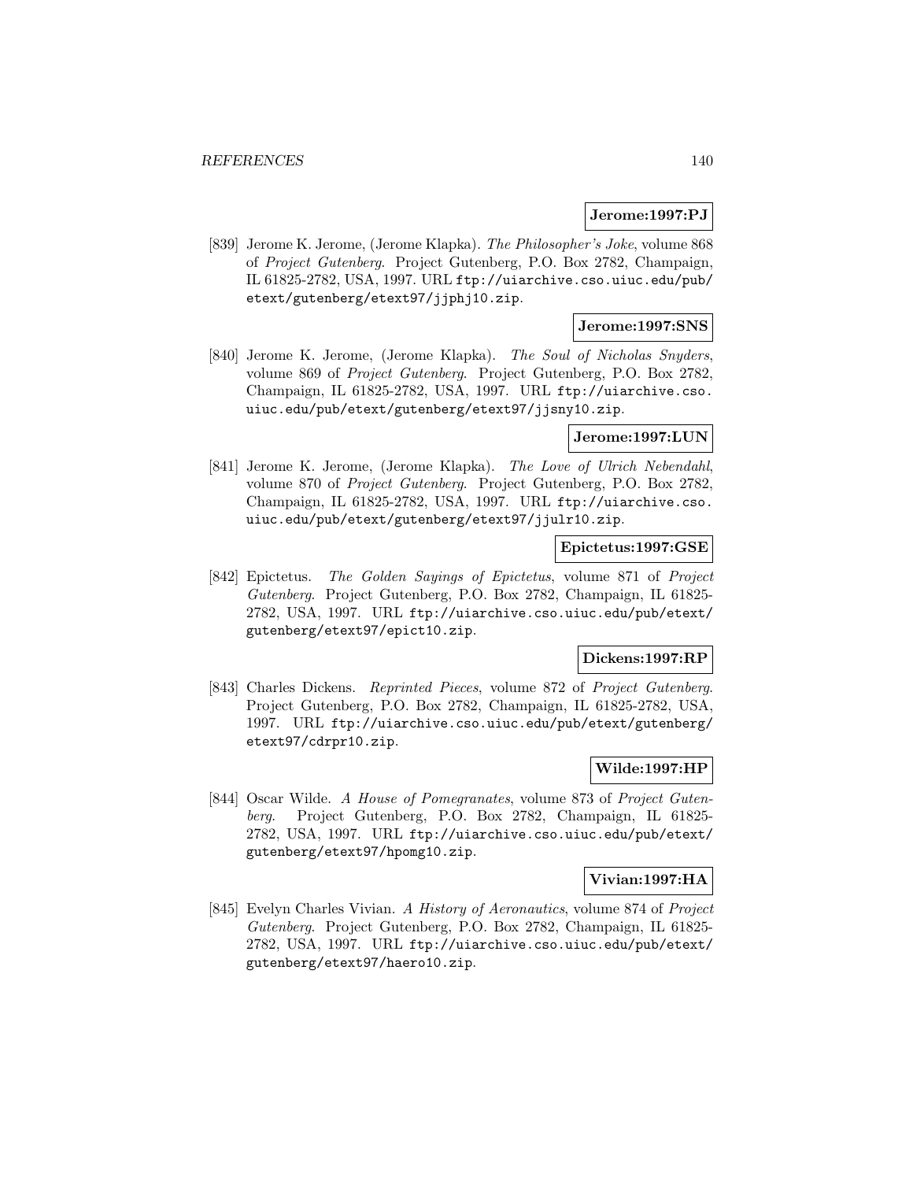**Jerome:1997:PJ**

[839] Jerome K. Jerome, (Jerome Klapka). *The Philosopher's Joke*, volume 868 of *Project Gutenberg*. Project Gutenberg, P.O. Box 2782, Champaign, IL 61825-2782, USA, 1997. URL `ftp://uiarchive.cso.uiuc.edu/pub/etext/gutenberg/etext97/jjphj10.zip`.

**Jerome:1997:SNS**

[840] Jerome K. Jerome, (Jerome Klapka). *The Soul of Nicholas Snyders*, volume 869 of *Project Gutenberg*. Project Gutenberg, P.O. Box 2782, Champaign, IL 61825-2782, USA, 1997. URL `ftp://uiarchive.cso.uiuc.edu/pub/etext/gutenberg/etext97/jjsny10.zip`.

**Jerome:1997:LUN**

[841] Jerome K. Jerome, (Jerome Klapka). *The Love of Ulrich Nebendahl*, volume 870 of *Project Gutenberg*. Project Gutenberg, P.O. Box 2782, Champaign, IL 61825-2782, USA, 1997. URL `ftp://uiarchive.cso.uiuc.edu/pub/etext/gutenberg/etext97/jjulr10.zip`.

**Epictetus:1997:GSE**

[842] Epictetus. *The Golden Sayings of Epictetus*, volume 871 of *Project Gutenberg*. Project Gutenberg, P.O. Box 2782, Champaign, IL 61825-2782, USA, 1997. URL `ftp://uiarchive.cso.uiuc.edu/pub/etext/gutenberg/etext97/epict10.zip`.

**Dickens:1997:RP**

[843] Charles Dickens. *Reprinted Pieces*, volume 872 of *Project Gutenberg*. Project Gutenberg, P.O. Box 2782, Champaign, IL 61825-2782, USA, 1997. URL `ftp://uiarchive.cso.uiuc.edu/pub/etext/gutenberg/etext97/cdrpr10.zip`.

**Wilde:1997:HP**

[844] Oscar Wilde. *A House of Pomegranates*, volume 873 of *Project Gutenberg*. Project Gutenberg, P.O. Box 2782, Champaign, IL 61825-2782, USA, 1997. URL `ftp://uiarchive.cso.uiuc.edu/pub/etext/gutenberg/etext97/hpomg10.zip`.

**Vivian:1997:HA**

[845] Evelyn Charles Vivian. *A History of Aeronautics*, volume 874 of *Project Gutenberg*. Project Gutenberg, P.O. Box 2782, Champaign, IL 61825-2782, USA, 1997. URL `ftp://uiarchive.cso.uiuc.edu/pub/etext/gutenberg/etext97/haero10.zip`.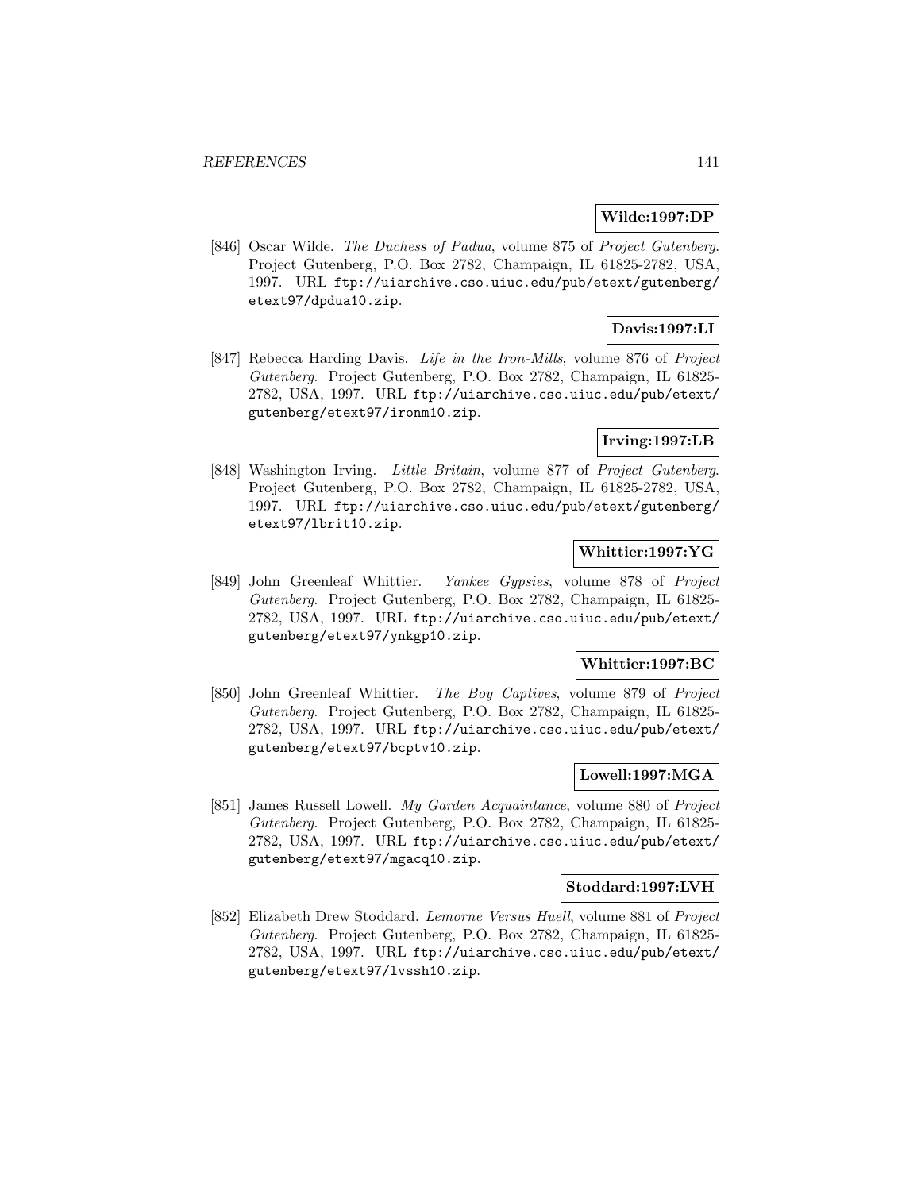**Wilde:1997:DP**

[846] Oscar Wilde. *The Duchess of Padua*, volume 875 of *Project Gutenberg*. Project Gutenberg, P.O. Box 2782, Champaign, IL 61825-2782, USA, 1997. URL `ftp://uiarchive.cso.uiuc.edu/pub/etext/gutenberg/etext97/dpdua10.zip`.

**Davis:1997:LI**

[847] Rebecca Harding Davis. *Life in the Iron-Mills*, volume 876 of *Project Gutenberg*. Project Gutenberg, P.O. Box 2782, Champaign, IL 61825-2782, USA, 1997. URL `ftp://uiarchive.cso.uiuc.edu/pub/etext/gutenberg/etext97/ironm10.zip`.

**Irving:1997:LB**

[848] Washington Irving. *Little Britain*, volume 877 of *Project Gutenberg*. Project Gutenberg, P.O. Box 2782, Champaign, IL 61825-2782, USA, 1997. URL `ftp://uiarchive.cso.uiuc.edu/pub/etext/gutenberg/etext97/lbrit10.zip`.

**Whittier:1997:YG**

[849] John Greenleaf Whittier. *Yankee Gypsies*, volume 878 of *Project Gutenberg*. Project Gutenberg, P.O. Box 2782, Champaign, IL 61825-2782, USA, 1997. URL `ftp://uiarchive.cso.uiuc.edu/pub/etext/gutenberg/etext97/ynkgp10.zip`.

**Whittier:1997:BC**

[850] John Greenleaf Whittier. *The Boy Captives*, volume 879 of *Project Gutenberg*. Project Gutenberg, P.O. Box 2782, Champaign, IL 61825-2782, USA, 1997. URL `ftp://uiarchive.cso.uiuc.edu/pub/etext/gutenberg/etext97/bcptv10.zip`.

**Lowell:1997:MGA**

[851] James Russell Lowell. *My Garden Acquaintance*, volume 880 of *Project Gutenberg*. Project Gutenberg, P.O. Box 2782, Champaign, IL 61825-2782, USA, 1997. URL `ftp://uiarchive.cso.uiuc.edu/pub/etext/gutenberg/etext97/mgacq10.zip`.

**Stoddard:1997:LVH**

[852] Elizabeth Drew Stoddard. *Lemorne Versus Huell*, volume 881 of *Project Gutenberg*. Project Gutenberg, P.O. Box 2782, Champaign, IL 61825-2782, USA, 1997. URL `ftp://uiarchive.cso.uiuc.edu/pub/etext/gutenberg/etext97/lvssh10.zip`.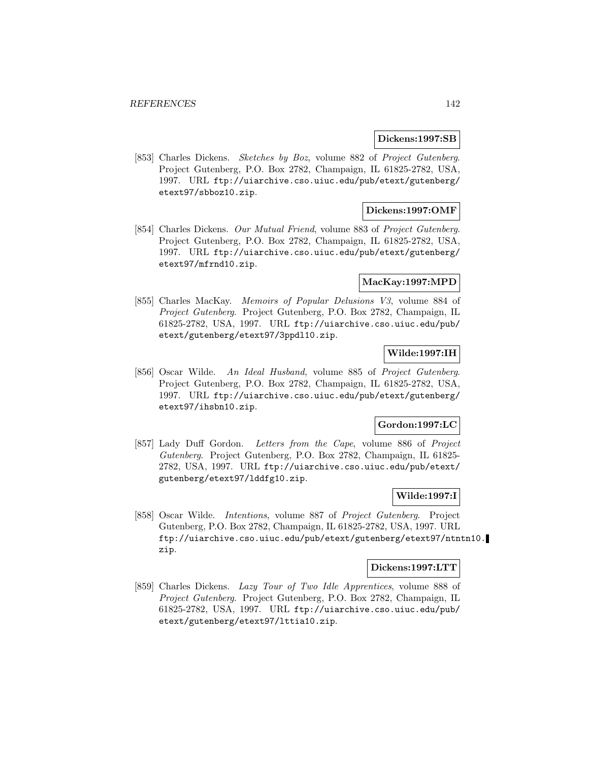**Dickens:1997:SB**

[853] Charles Dickens. *Sketches by Boz*, volume 882 of *Project Gutenberg*. Project Gutenberg, P.O. Box 2782, Champaign, IL 61825-2782, USA, 1997. URL `ftp://uiarchive.cso.uiuc.edu/pub/etext/gutenberg/etext97/sbboz10.zip`.

**Dickens:1997:OMF**

[854] Charles Dickens. *Our Mutual Friend*, volume 883 of *Project Gutenberg*. Project Gutenberg, P.O. Box 2782, Champaign, IL 61825-2782, USA, 1997. URL `ftp://uiarchive.cso.uiuc.edu/pub/etext/gutenberg/etext97/mfrnd10.zip`.

**MacKay:1997:MPD**

[855] Charles MacKay. *Memoirs of Popular Delusions V3*, volume 884 of *Project Gutenberg*. Project Gutenberg, P.O. Box 2782, Champaign, IL 61825-2782, USA, 1997. URL `ftp://uiarchive.cso.uiuc.edu/pub/etext/gutenberg/etext97/3ppdl10.zip`.

**Wilde:1997:IH**

[856] Oscar Wilde. *An Ideal Husband*, volume 885 of *Project Gutenberg*. Project Gutenberg, P.O. Box 2782, Champaign, IL 61825-2782, USA, 1997. URL `ftp://uiarchive.cso.uiuc.edu/pub/etext/gutenberg/etext97/ihsbn10.zip`.

**Gordon:1997:LC**

[857] Lady Duff Gordon. *Letters from the Cape*, volume 886 of *Project Gutenberg*. Project Gutenberg, P.O. Box 2782, Champaign, IL 61825-2782, USA, 1997. URL `ftp://uiarchive.cso.uiuc.edu/pub/etext/gutenberg/etext97/lddfg10.zip`.

**Wilde:1997:I**

[858] Oscar Wilde. *Intentions*, volume 887 of *Project Gutenberg*. Project Gutenberg, P.O. Box 2782, Champaign, IL 61825-2782, USA, 1997. URL `ftp://uiarchive.cso.uiuc.edu/pub/etext/gutenberg/etext97/ntntn10.zip`.

**Dickens:1997:LTT**

[859] Charles Dickens. *Lazy Tour of Two Idle Apprentices*, volume 888 of *Project Gutenberg*. Project Gutenberg, P.O. Box 2782, Champaign, IL 61825-2782, USA, 1997. URL `ftp://uiarchive.cso.uiuc.edu/pub/etext/gutenberg/etext97/lttia10.zip`.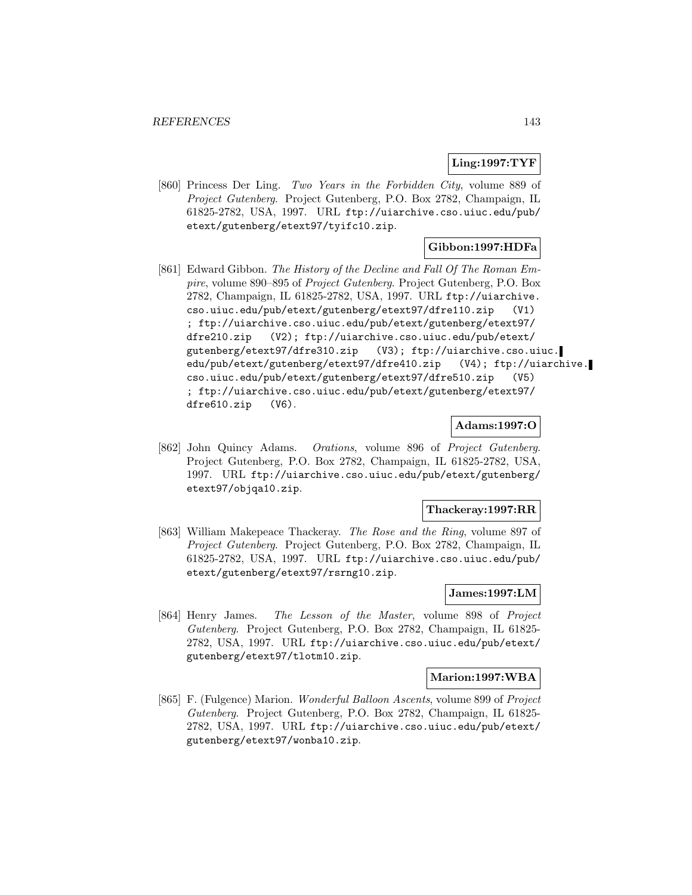**Ling:1997:TYF**

[860] Princess Der Ling. *Two Years in the Forbidden City*, volume 889 of *Project Gutenberg*. Project Gutenberg, P.O. Box 2782, Champaign, IL 61825-2782, USA, 1997. URL `ftp://uiarchive.cso.uiuc.edu/pub/etext/gutenberg/etext97/tyifc10.zip`.

**Gibbon:1997:HDFa**

[861] Edward Gibbon. *The History of the Decline and Fall Of The Roman Empire*, volume 890–895 of *Project Gutenberg*. Project Gutenberg, P.O. Box 2782, Champaign, IL 61825-2782, USA, 1997. URL `ftp://uiarchive.cso.uiuc.edu/pub/etext/gutenberg/etext97/dfre110.zip (V1) ; ftp://uiarchive.cso.uiuc.edu/pub/etext/gutenberg/etext97/dfre210.zip (V2); ftp://uiarchive.cso.uiuc.edu/pub/etext/gutenberg/etext97/dfre310.zip (V3); ftp://uiarchive.cso.uiuc.edu/pub/etext/gutenberg/etext97/dfre410.zip (V4); ftp://uiarchive.cso.uiuc.edu/pub/etext/gutenberg/etext97/dfre510.zip (V5) ; ftp://uiarchive.cso.uiuc.edu/pub/etext/gutenberg/etext97/dfre610.zip (V6)`.

**Adams:1997:O**

[862] John Quincy Adams. *Orations*, volume 896 of *Project Gutenberg*. Project Gutenberg, P.O. Box 2782, Champaign, IL 61825-2782, USA, 1997. URL `ftp://uiarchive.cso.uiuc.edu/pub/etext/gutenberg/etext97/objqa10.zip`.

**Thackeray:1997:RR**

[863] William Makepeace Thackeray. *The Rose and the Ring*, volume 897 of *Project Gutenberg*. Project Gutenberg, P.O. Box 2782, Champaign, IL 61825-2782, USA, 1997. URL `ftp://uiarchive.cso.uiuc.edu/pub/etext/gutenberg/etext97/rsrng10.zip`.

**James:1997:LM**

[864] Henry James. *The Lesson of the Master*, volume 898 of *Project Gutenberg*. Project Gutenberg, P.O. Box 2782, Champaign, IL 61825-2782, USA, 1997. URL `ftp://uiarchive.cso.uiuc.edu/pub/etext/gutenberg/etext97/tlotm10.zip`.

**Marion:1997:WBA**

[865] F. (Fulgence) Marion. *Wonderful Balloon Ascents*, volume 899 of *Project Gutenberg*. Project Gutenberg, P.O. Box 2782, Champaign, IL 61825-2782, USA, 1997. URL `ftp://uiarchive.cso.uiuc.edu/pub/etext/gutenberg/etext97/wonba10.zip`.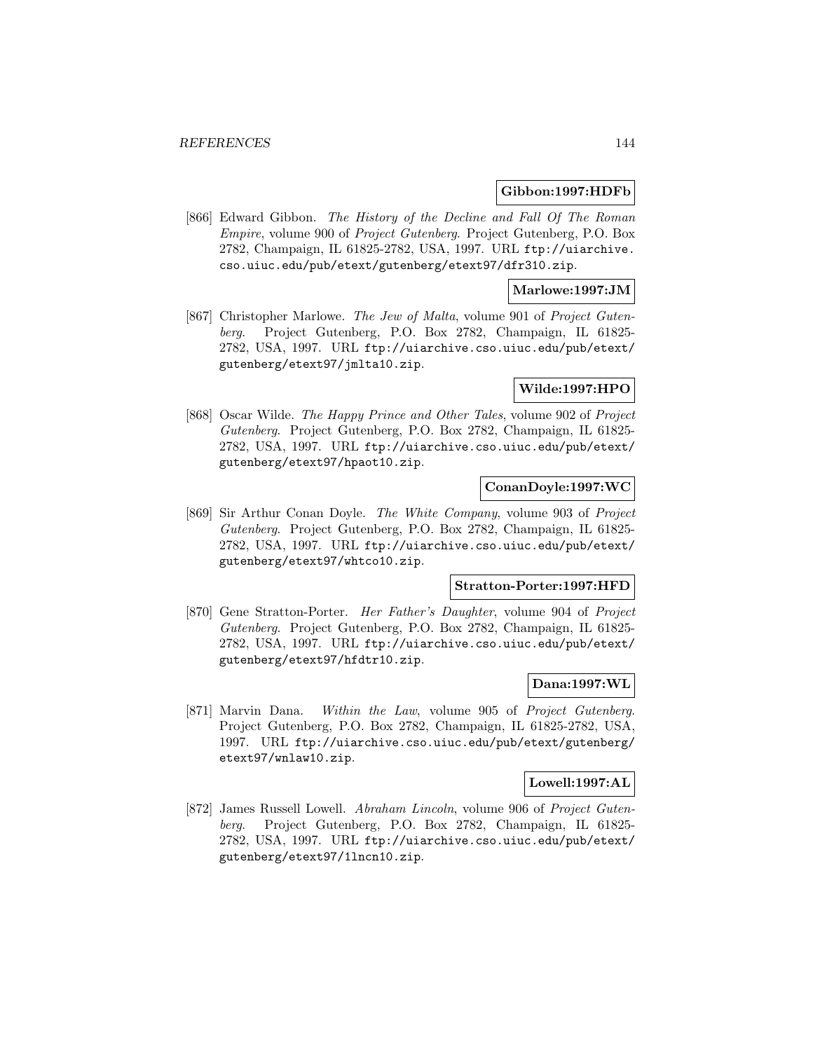**Gibbon:1997:HDFb**

[866] Edward Gibbon. *The History of the Decline and Fall Of The Roman Empire*, volume 900 of *Project Gutenberg*. Project Gutenberg, P.O. Box 2782, Champaign, IL 61825-2782, USA, 1997. URL `ftp://uiarchive.cso.uiuc.edu/pub/etext/gutenberg/etext97/dfr310.zip`.

**Marlowe:1997:JM**

[867] Christopher Marlowe. *The Jew of Malta*, volume 901 of *Project Gutenberg*. Project Gutenberg, P.O. Box 2782, Champaign, IL 61825-2782, USA, 1997. URL `ftp://uiarchive.cso.uiuc.edu/pub/etext/gutenberg/etext97/jmlta10.zip`.

**Wilde:1997:HPO**

[868] Oscar Wilde. *The Happy Prince and Other Tales*, volume 902 of *Project Gutenberg*. Project Gutenberg, P.O. Box 2782, Champaign, IL 61825-2782, USA, 1997. URL `ftp://uiarchive.cso.uiuc.edu/pub/etext/gutenberg/etext97/hpaot10.zip`.

**ConanDoyle:1997:WC**

[869] Sir Arthur Conan Doyle. *The White Company*, volume 903 of *Project Gutenberg*. Project Gutenberg, P.O. Box 2782, Champaign, IL 61825-2782, USA, 1997. URL `ftp://uiarchive.cso.uiuc.edu/pub/etext/gutenberg/etext97/whtco10.zip`.

**Stratton-Porter:1997:HFD**

[870] Gene Stratton-Porter. *Her Father's Daughter*, volume 904 of *Project Gutenberg*. Project Gutenberg, P.O. Box 2782, Champaign, IL 61825-2782, USA, 1997. URL `ftp://uiarchive.cso.uiuc.edu/pub/etext/gutenberg/etext97/hfdtr10.zip`.

**Dana:1997:WL**

[871] Marvin Dana. *Within the Law*, volume 905 of *Project Gutenberg*. Project Gutenberg, P.O. Box 2782, Champaign, IL 61825-2782, USA, 1997. URL `ftp://uiarchive.cso.uiuc.edu/pub/etext/gutenberg/etext97/wnlaw10.zip`.

**Lowell:1997:AL**

[872] James Russell Lowell. *Abraham Lincoln*, volume 906 of *Project Gutenberg*. Project Gutenberg, P.O. Box 2782, Champaign, IL 61825-2782, USA, 1997. URL `ftp://uiarchive.cso.uiuc.edu/pub/etext/gutenberg/etext97/1lncn10.zip`.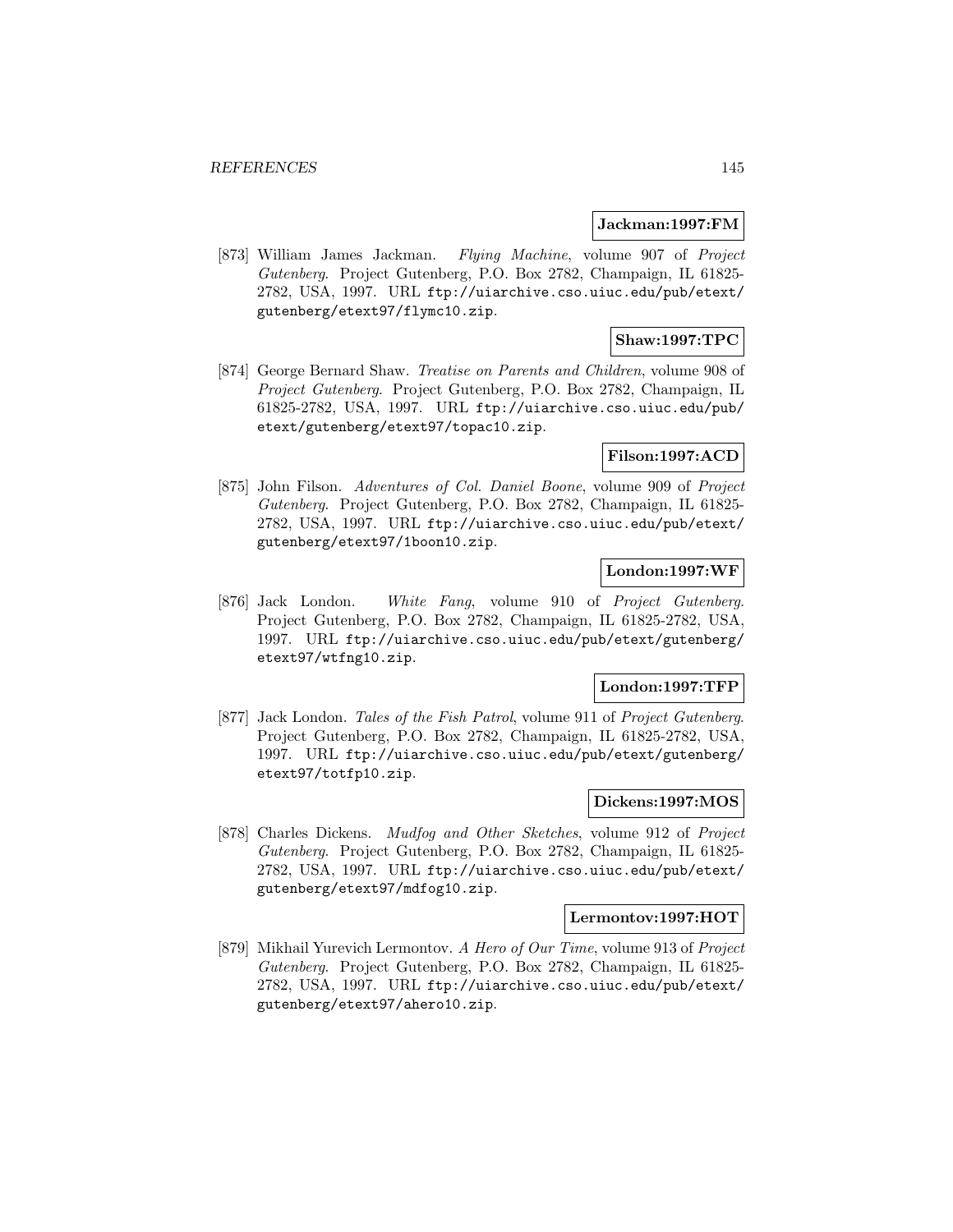**Jackman:1997:FM**

[873] William James Jackman. *Flying Machine*, volume 907 of *Project Gutenberg*. Project Gutenberg, P.O. Box 2782, Champaign, IL 61825-2782, USA, 1997. URL `ftp://uiarchive.cso.uiuc.edu/pub/etext/gutenberg/etext97/flymc10.zip`.

**Shaw:1997:TPC**

[874] George Bernard Shaw. *Treatise on Parents and Children*, volume 908 of *Project Gutenberg*. Project Gutenberg, P.O. Box 2782, Champaign, IL 61825-2782, USA, 1997. URL `ftp://uiarchive.cso.uiuc.edu/pub/etext/gutenberg/etext97/topac10.zip`.

**Filson:1997:ACD**

[875] John Filson. *Adventures of Col. Daniel Boone*, volume 909 of *Project Gutenberg*. Project Gutenberg, P.O. Box 2782, Champaign, IL 61825-2782, USA, 1997. URL `ftp://uiarchive.cso.uiuc.edu/pub/etext/gutenberg/etext97/1boon10.zip`.

**London:1997:WF**

[876] Jack London. *White Fang*, volume 910 of *Project Gutenberg*. Project Gutenberg, P.O. Box 2782, Champaign, IL 61825-2782, USA, 1997. URL `ftp://uiarchive.cso.uiuc.edu/pub/etext/gutenberg/etext97/wtfng10.zip`.

**London:1997:TFP**

[877] Jack London. *Tales of the Fish Patrol*, volume 911 of *Project Gutenberg*. Project Gutenberg, P.O. Box 2782, Champaign, IL 61825-2782, USA, 1997. URL `ftp://uiarchive.cso.uiuc.edu/pub/etext/gutenberg/etext97/totfp10.zip`.

**Dickens:1997:MOS**

[878] Charles Dickens. *Mudfog and Other Sketches*, volume 912 of *Project Gutenberg*. Project Gutenberg, P.O. Box 2782, Champaign, IL 61825-2782, USA, 1997. URL `ftp://uiarchive.cso.uiuc.edu/pub/etext/gutenberg/etext97/mdfog10.zip`.

**Lermontov:1997:HOT**

[879] Mikhail Yurevich Lermontov. *A Hero of Our Time*, volume 913 of *Project Gutenberg*. Project Gutenberg, P.O. Box 2782, Champaign, IL 61825-2782, USA, 1997. URL `ftp://uiarchive.cso.uiuc.edu/pub/etext/gutenberg/etext97/ahero10.zip`.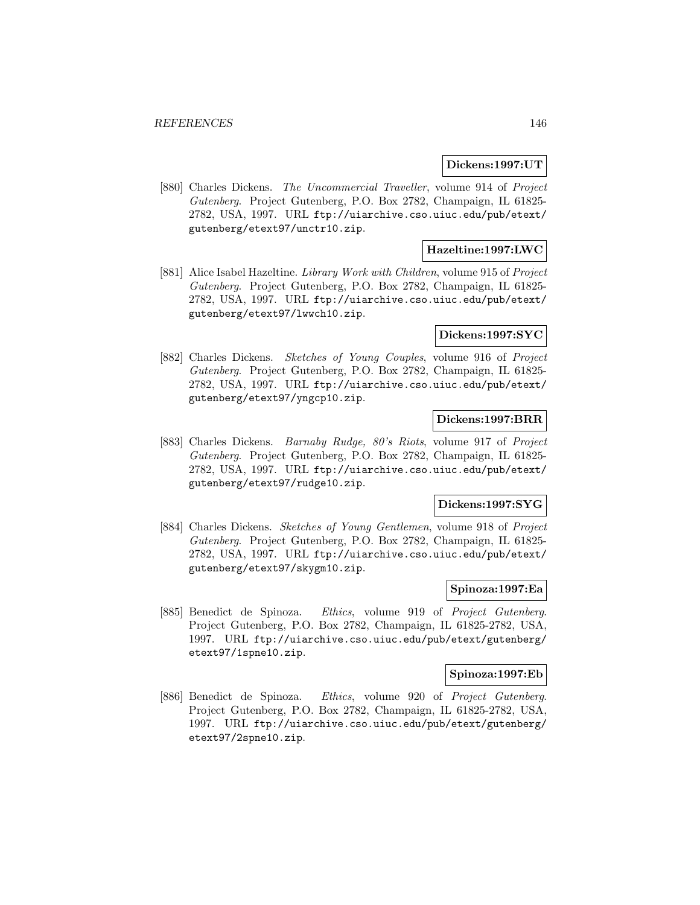**Dickens:1997:UT**

[880] Charles Dickens. *The Uncommercial Traveller*, volume 914 of *Project Gutenberg*. Project Gutenberg, P.O. Box 2782, Champaign, IL 61825-2782, USA, 1997. URL `ftp://uiarchive.cso.uiuc.edu/pub/etext/gutenberg/etext97/unctr10.zip`.

**Hazeltine:1997:LWC**

[881] Alice Isabel Hazeltine. *Library Work with Children*, volume 915 of *Project Gutenberg*. Project Gutenberg, P.O. Box 2782, Champaign, IL 61825-2782, USA, 1997. URL `ftp://uiarchive.cso.uiuc.edu/pub/etext/gutenberg/etext97/lwwch10.zip`.

**Dickens:1997:SYC**

[882] Charles Dickens. *Sketches of Young Couples*, volume 916 of *Project Gutenberg*. Project Gutenberg, P.O. Box 2782, Champaign, IL 61825-2782, USA, 1997. URL `ftp://uiarchive.cso.uiuc.edu/pub/etext/gutenberg/etext97/yngcp10.zip`.

**Dickens:1997:BRR**

[883] Charles Dickens. *Barnaby Rudge, 80's Riots*, volume 917 of *Project Gutenberg*. Project Gutenberg, P.O. Box 2782, Champaign, IL 61825-2782, USA, 1997. URL `ftp://uiarchive.cso.uiuc.edu/pub/etext/gutenberg/etext97/rudge10.zip`.

**Dickens:1997:SYG**

[884] Charles Dickens. *Sketches of Young Gentlemen*, volume 918 of *Project Gutenberg*. Project Gutenberg, P.O. Box 2782, Champaign, IL 61825-2782, USA, 1997. URL `ftp://uiarchive.cso.uiuc.edu/pub/etext/gutenberg/etext97/skygm10.zip`.

**Spinoza:1997:Ea**

[885] Benedict de Spinoza. *Ethics*, volume 919 of *Project Gutenberg*. Project Gutenberg, P.O. Box 2782, Champaign, IL 61825-2782, USA, 1997. URL `ftp://uiarchive.cso.uiuc.edu/pub/etext/gutenberg/etext97/1spne10.zip`.

**Spinoza:1997:Eb**

[886] Benedict de Spinoza. *Ethics*, volume 920 of *Project Gutenberg*. Project Gutenberg, P.O. Box 2782, Champaign, IL 61825-2782, USA, 1997. URL `ftp://uiarchive.cso.uiuc.edu/pub/etext/gutenberg/etext97/2spne10.zip`.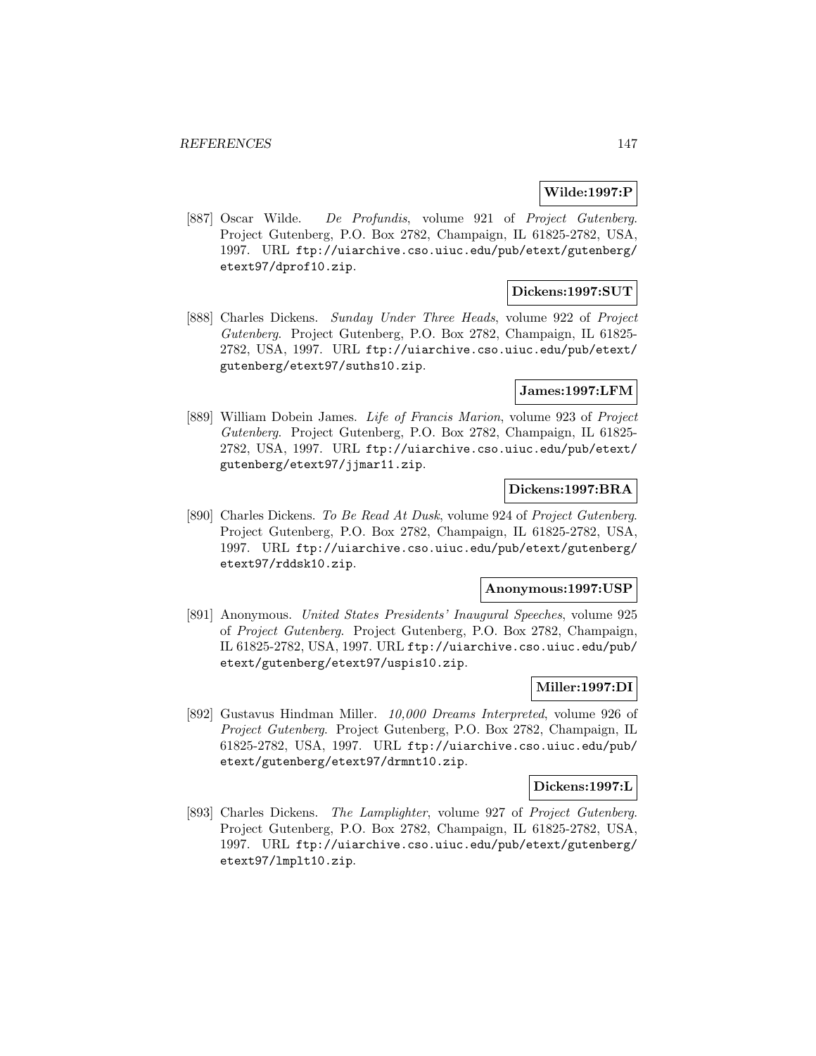**Wilde:1997:P**

[887] Oscar Wilde. *De Profundis*, volume 921 of *Project Gutenberg*. Project Gutenberg, P.O. Box 2782, Champaign, IL 61825-2782, USA, 1997. URL ftp://uiarchive.cso.uiuc.edu/pub/etext/gutenberg/etext97/dprof10.zip.

**Dickens:1997:SUT**

[888] Charles Dickens. *Sunday Under Three Heads*, volume 922 of *Project Gutenberg*. Project Gutenberg, P.O. Box 2782, Champaign, IL 61825-2782, USA, 1997. URL ftp://uiarchive.cso.uiuc.edu/pub/etext/gutenberg/etext97/suths10.zip.

**James:1997:LFM**

[889] William Dobein James. *Life of Francis Marion*, volume 923 of *Project Gutenberg*. Project Gutenberg, P.O. Box 2782, Champaign, IL 61825-2782, USA, 1997. URL ftp://uiarchive.cso.uiuc.edu/pub/etext/gutenberg/etext97/jjmar11.zip.

**Dickens:1997:BRA**

[890] Charles Dickens. *To Be Read At Dusk*, volume 924 of *Project Gutenberg*. Project Gutenberg, P.O. Box 2782, Champaign, IL 61825-2782, USA, 1997. URL ftp://uiarchive.cso.uiuc.edu/pub/etext/gutenberg/etext97/rddsk10.zip.

**Anonymous:1997:USP**

[891] Anonymous. *United States Presidents' Inaugural Speeches*, volume 925 of *Project Gutenberg*. Project Gutenberg, P.O. Box 2782, Champaign, IL 61825-2782, USA, 1997. URL ftp://uiarchive.cso.uiuc.edu/pub/etext/gutenberg/etext97/uspis10.zip.

**Miller:1997:DI**

[892] Gustavus Hindman Miller. *10,000 Dreams Interpreted*, volume 926 of *Project Gutenberg*. Project Gutenberg, P.O. Box 2782, Champaign, IL 61825-2782, USA, 1997. URL ftp://uiarchive.cso.uiuc.edu/pub/etext/gutenberg/etext97/drmnt10.zip.

**Dickens:1997:L**

[893] Charles Dickens. *The Lamplighter*, volume 927 of *Project Gutenberg*. Project Gutenberg, P.O. Box 2782, Champaign, IL 61825-2782, USA, 1997. URL ftp://uiarchive.cso.uiuc.edu/pub/etext/gutenberg/etext97/lmplt10.zip.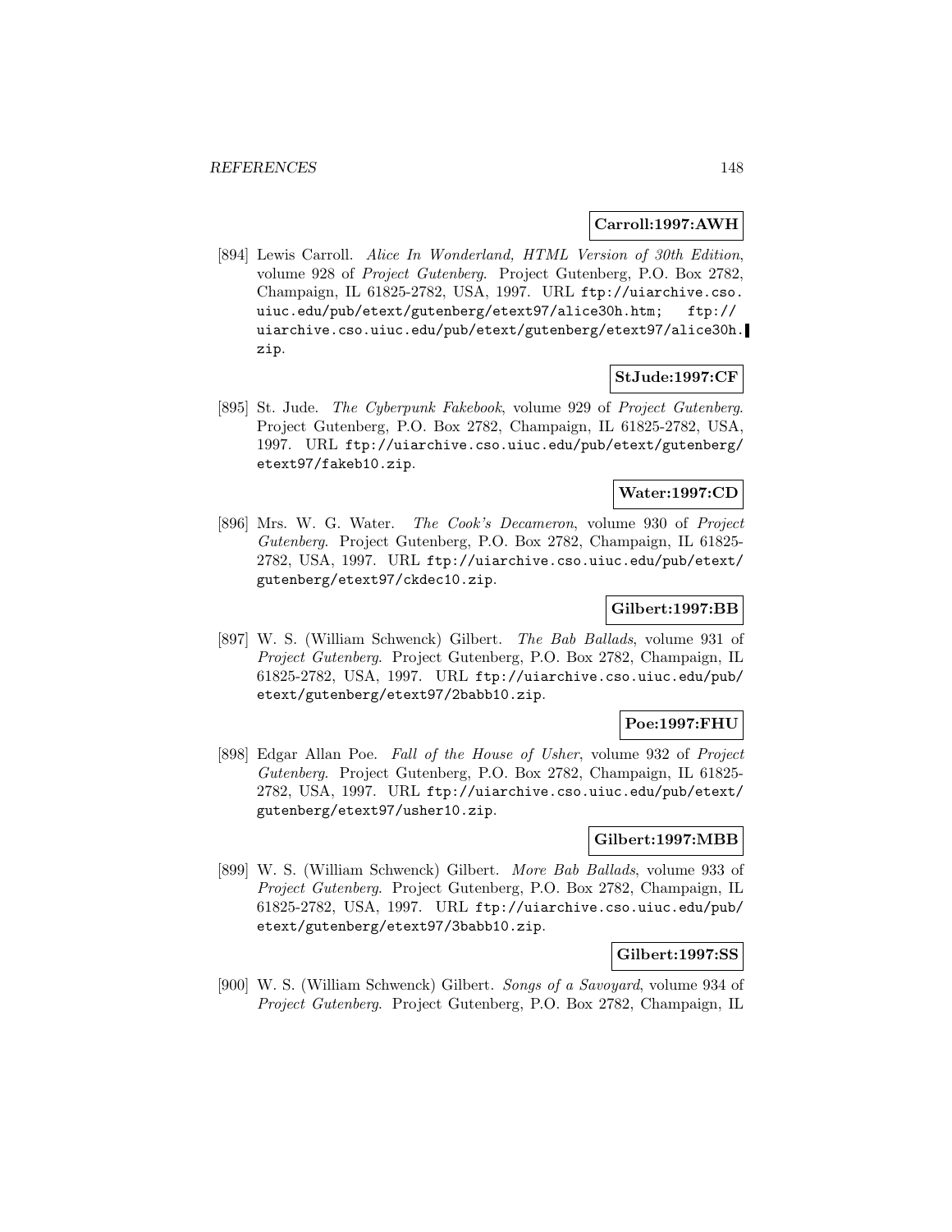**Carroll:1997:AWH**

[894] Lewis Carroll. *Alice In Wonderland, HTML Version of 30th Edition*, volume 928 of *Project Gutenberg*. Project Gutenberg, P.O. Box 2782, Champaign, IL 61825-2782, USA, 1997. URL ftp://uiarchive.cso.uiuc.edu/pub/etext/gutenberg/etext97/alice30h.htm; ftp://uiarchive.cso.uiuc.edu/pub/etext/gutenberg/etext97/alice30h.zip.

**StJude:1997:CF**

[895] St. Jude. *The Cyberpunk Fakebook*, volume 929 of *Project Gutenberg*. Project Gutenberg, P.O. Box 2782, Champaign, IL 61825-2782, USA, 1997. URL ftp://uiarchive.cso.uiuc.edu/pub/etext/gutenberg/etext97/fakeb10.zip.

**Water:1997:CD**

[896] Mrs. W. G. Water. *The Cook's Decameron*, volume 930 of *Project Gutenberg*. Project Gutenberg, P.O. Box 2782, Champaign, IL 61825-2782, USA, 1997. URL ftp://uiarchive.cso.uiuc.edu/pub/etext/gutenberg/etext97/ckdec10.zip.

**Gilbert:1997:BB**

[897] W. S. (William Schwenck) Gilbert. *The Bab Ballads*, volume 931 of *Project Gutenberg*. Project Gutenberg, P.O. Box 2782, Champaign, IL 61825-2782, USA, 1997. URL ftp://uiarchive.cso.uiuc.edu/pub/etext/gutenberg/etext97/2babb10.zip.

**Poe:1997:FHU**

[898] Edgar Allan Poe. *Fall of the House of Usher*, volume 932 of *Project Gutenberg*. Project Gutenberg, P.O. Box 2782, Champaign, IL 61825-2782, USA, 1997. URL ftp://uiarchive.cso.uiuc.edu/pub/etext/gutenberg/etext97/usher10.zip.

**Gilbert:1997:MBB**

[899] W. S. (William Schwenck) Gilbert. *More Bab Ballads*, volume 933 of *Project Gutenberg*. Project Gutenberg, P.O. Box 2782, Champaign, IL 61825-2782, USA, 1997. URL ftp://uiarchive.cso.uiuc.edu/pub/etext/gutenberg/etext97/3babb10.zip.

**Gilbert:1997:SS**

[900] W. S. (William Schwenck) Gilbert. *Songs of a Savoyard*, volume 934 of *Project Gutenberg*. Project Gutenberg, P.O. Box 2782, Champaign, IL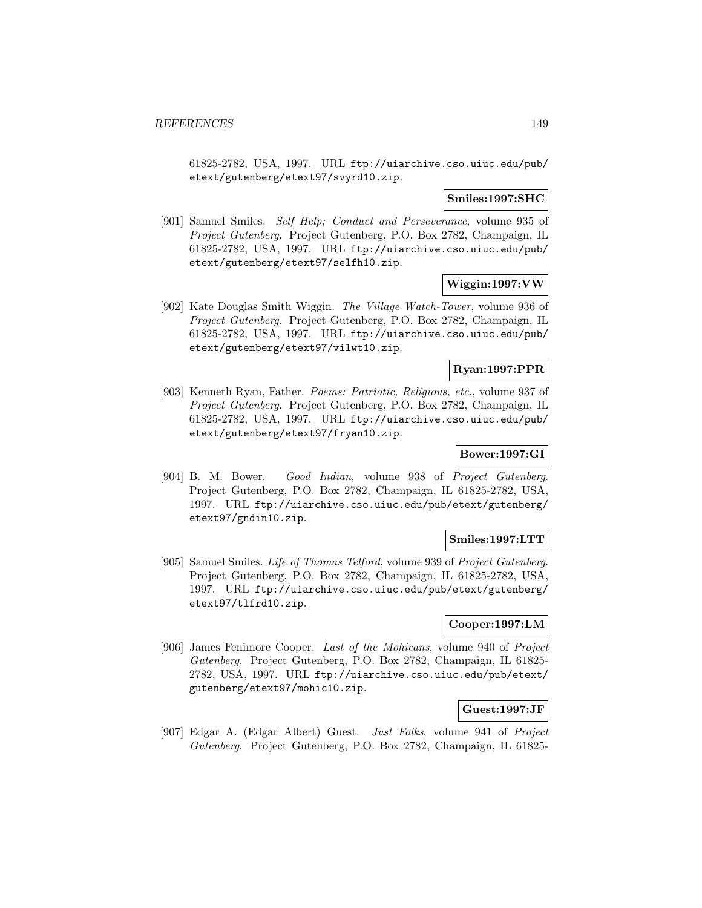61825-2782, USA, 1997. URL ftp://uiarchive.cso.uiuc.edu/pub/etext/gutenberg/etext97/svyrd10.zip.

**Smiles:1997:SHC**

[901] Samuel Smiles. *Self Help; Conduct and Perseverance*, volume 935 of *Project Gutenberg*. Project Gutenberg, P.O. Box 2782, Champaign, IL 61825-2782, USA, 1997. URL ftp://uiarchive.cso.uiuc.edu/pub/etext/gutenberg/etext97/selfh10.zip.

**Wiggin:1997:VW**

[902] Kate Douglas Smith Wiggin. *The Village Watch-Tower*, volume 936 of *Project Gutenberg*. Project Gutenberg, P.O. Box 2782, Champaign, IL 61825-2782, USA, 1997. URL ftp://uiarchive.cso.uiuc.edu/pub/etext/gutenberg/etext97/vilwt10.zip.

**Ryan:1997:PPR**

[903] Kenneth Ryan, Father. *Poems: Patriotic, Religious, etc.*, volume 937 of *Project Gutenberg*. Project Gutenberg, P.O. Box 2782, Champaign, IL 61825-2782, USA, 1997. URL ftp://uiarchive.cso.uiuc.edu/pub/etext/gutenberg/etext97/fryan10.zip.

**Bower:1997:GI**

[904] B. M. Bower. *Good Indian*, volume 938 of *Project Gutenberg*. Project Gutenberg, P.O. Box 2782, Champaign, IL 61825-2782, USA, 1997. URL ftp://uiarchive.cso.uiuc.edu/pub/etext/gutenberg/etext97/gndin10.zip.

**Smiles:1997:LTT**

[905] Samuel Smiles. *Life of Thomas Telford*, volume 939 of *Project Gutenberg*. Project Gutenberg, P.O. Box 2782, Champaign, IL 61825-2782, USA, 1997. URL ftp://uiarchive.cso.uiuc.edu/pub/etext/gutenberg/etext97/tlfrd10.zip.

**Cooper:1997:LM**

[906] James Fenimore Cooper. *Last of the Mohicans*, volume 940 of *Project Gutenberg*. Project Gutenberg, P.O. Box 2782, Champaign, IL 61825-2782, USA, 1997. URL ftp://uiarchive.cso.uiuc.edu/pub/etext/gutenberg/etext97/mohic10.zip.

**Guest:1997:JF**

[907] Edgar A. (Edgar Albert) Guest. *Just Folks*, volume 941 of *Project Gutenberg*. Project Gutenberg, P.O. Box 2782, Champaign, IL 61825-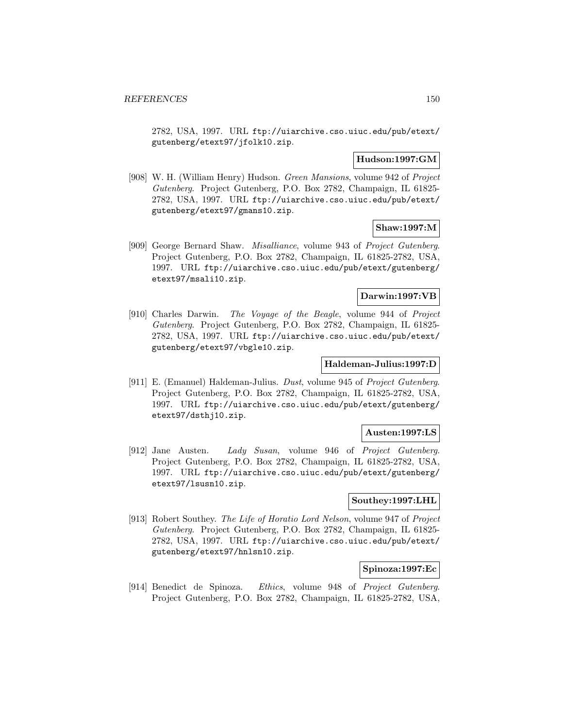2782, USA, 1997. URL ftp://uiarchive.cso.uiuc.edu/pub/etext/gutenberg/etext97/jfolk10.zip.

**Hudson:1997:GM**

[908] W. H. (William Henry) Hudson. *Green Mansions*, volume 942 of *Project Gutenberg*. Project Gutenberg, P.O. Box 2782, Champaign, IL 61825-2782, USA, 1997. URL ftp://uiarchive.cso.uiuc.edu/pub/etext/gutenberg/etext97/gmans10.zip.

**Shaw:1997:M**

[909] George Bernard Shaw. *Misalliance*, volume 943 of *Project Gutenberg*. Project Gutenberg, P.O. Box 2782, Champaign, IL 61825-2782, USA, 1997. URL ftp://uiarchive.cso.uiuc.edu/pub/etext/gutenberg/etext97/msali10.zip.

**Darwin:1997:VB**

[910] Charles Darwin. *The Voyage of the Beagle*, volume 944 of *Project Gutenberg*. Project Gutenberg, P.O. Box 2782, Champaign, IL 61825-2782, USA, 1997. URL ftp://uiarchive.cso.uiuc.edu/pub/etext/gutenberg/etext97/vbgle10.zip.

**Haldeman-Julius:1997:D**

[911] E. (Emanuel) Haldeman-Julius. *Dust*, volume 945 of *Project Gutenberg*. Project Gutenberg, P.O. Box 2782, Champaign, IL 61825-2782, USA, 1997. URL ftp://uiarchive.cso.uiuc.edu/pub/etext/gutenberg/etext97/dsthj10.zip.

**Austen:1997:LS**

[912] Jane Austen. *Lady Susan*, volume 946 of *Project Gutenberg*. Project Gutenberg, P.O. Box 2782, Champaign, IL 61825-2782, USA, 1997. URL ftp://uiarchive.cso.uiuc.edu/pub/etext/gutenberg/etext97/lsusn10.zip.

**Southey:1997:LHL**

[913] Robert Southey. *The Life of Horatio Lord Nelson*, volume 947 of *Project Gutenberg*. Project Gutenberg, P.O. Box 2782, Champaign, IL 61825-2782, USA, 1997. URL ftp://uiarchive.cso.uiuc.edu/pub/etext/gutenberg/etext97/hnlsn10.zip.

**Spinoza:1997:Ec**

[914] Benedict de Spinoza. *Ethics*, volume 948 of *Project Gutenberg*. Project Gutenberg, P.O. Box 2782, Champaign, IL 61825-2782, USA,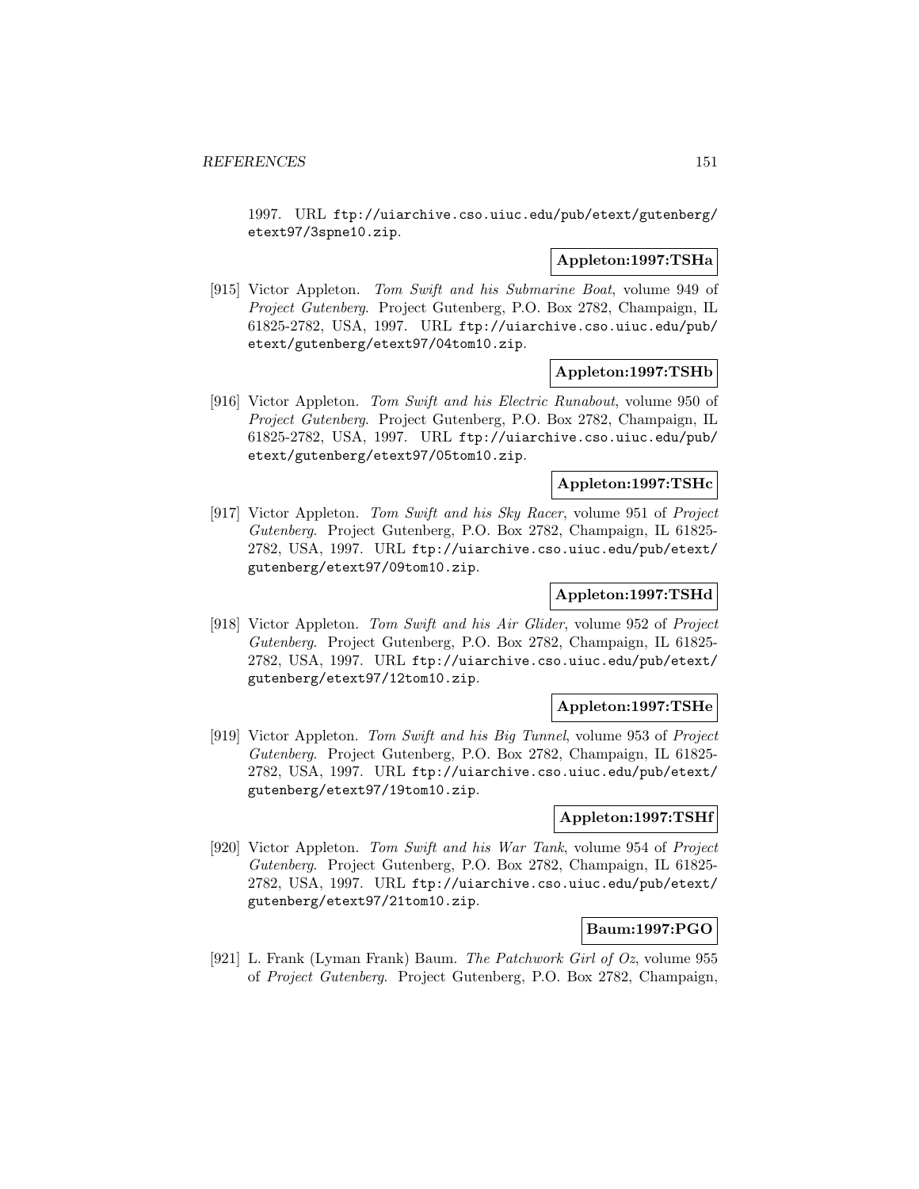1997. URL ftp://uiarchive.cso.uiuc.edu/pub/etext/gutenberg/etext97/3spne10.zip.

**Appleton:1997:TSHa**

[915] Victor Appleton. *Tom Swift and his Submarine Boat*, volume 949 of *Project Gutenberg*. Project Gutenberg, P.O. Box 2782, Champaign, IL 61825-2782, USA, 1997. URL ftp://uiarchive.cso.uiuc.edu/pub/etext/gutenberg/etext97/04tom10.zip.

**Appleton:1997:TSHb**

[916] Victor Appleton. *Tom Swift and his Electric Runabout*, volume 950 of *Project Gutenberg*. Project Gutenberg, P.O. Box 2782, Champaign, IL 61825-2782, USA, 1997. URL ftp://uiarchive.cso.uiuc.edu/pub/etext/gutenberg/etext97/05tom10.zip.

**Appleton:1997:TSHc**

[917] Victor Appleton. *Tom Swift and his Sky Racer*, volume 951 of *Project Gutenberg*. Project Gutenberg, P.O. Box 2782, Champaign, IL 61825-2782, USA, 1997. URL ftp://uiarchive.cso.uiuc.edu/pub/etext/gutenberg/etext97/09tom10.zip.

**Appleton:1997:TSHd**

[918] Victor Appleton. *Tom Swift and his Air Glider*, volume 952 of *Project Gutenberg*. Project Gutenberg, P.O. Box 2782, Champaign, IL 61825-2782, USA, 1997. URL ftp://uiarchive.cso.uiuc.edu/pub/etext/gutenberg/etext97/12tom10.zip.

**Appleton:1997:TSHe**

[919] Victor Appleton. *Tom Swift and his Big Tunnel*, volume 953 of *Project Gutenberg*. Project Gutenberg, P.O. Box 2782, Champaign, IL 61825-2782, USA, 1997. URL ftp://uiarchive.cso.uiuc.edu/pub/etext/gutenberg/etext97/19tom10.zip.

**Appleton:1997:TSHf**

[920] Victor Appleton. *Tom Swift and his War Tank*, volume 954 of *Project Gutenberg*. Project Gutenberg, P.O. Box 2782, Champaign, IL 61825-2782, USA, 1997. URL ftp://uiarchive.cso.uiuc.edu/pub/etext/gutenberg/etext97/21tom10.zip.

**Baum:1997:PGO**

[921] L. Frank (Lyman Frank) Baum. *The Patchwork Girl of Oz*, volume 955 of *Project Gutenberg*. Project Gutenberg, P.O. Box 2782, Champaign,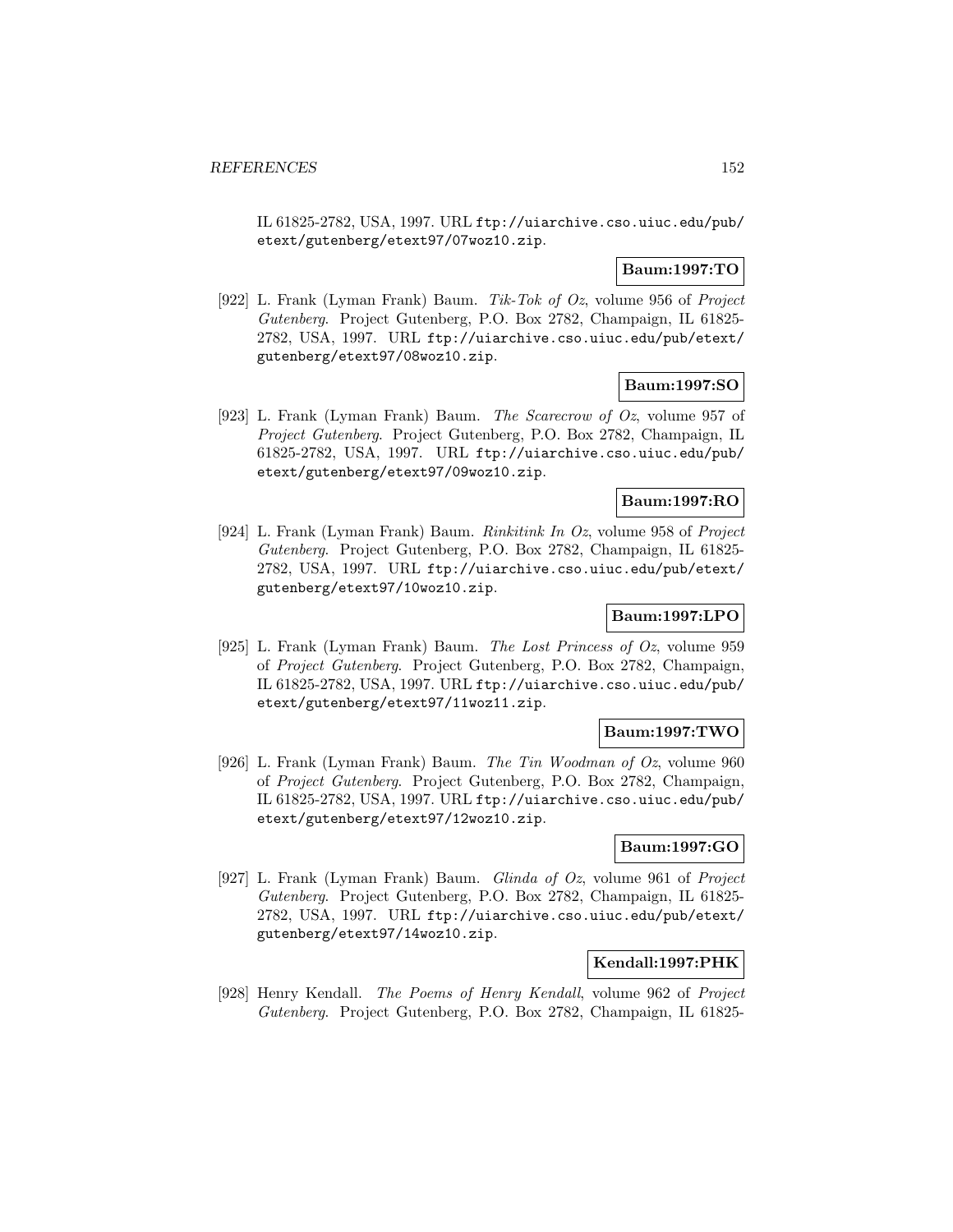IL 61825-2782, USA, 1997. URL ftp://uiarchive.cso.uiuc.edu/pub/etext/gutenberg/etext97/07woz10.zip.

**Baum:1997:TO**

[922] L. Frank (Lyman Frank) Baum. *Tik-Tok of Oz*, volume 956 of *Project Gutenberg*. Project Gutenberg, P.O. Box 2782, Champaign, IL 61825-2782, USA, 1997. URL ftp://uiarchive.cso.uiuc.edu/pub/etext/gutenberg/etext97/08woz10.zip.

**Baum:1997:SO**

[923] L. Frank (Lyman Frank) Baum. *The Scarecrow of Oz*, volume 957 of *Project Gutenberg*. Project Gutenberg, P.O. Box 2782, Champaign, IL 61825-2782, USA, 1997. URL ftp://uiarchive.cso.uiuc.edu/pub/etext/gutenberg/etext97/09woz10.zip.

**Baum:1997:RO**

[924] L. Frank (Lyman Frank) Baum. *Rinkitink In Oz*, volume 958 of *Project Gutenberg*. Project Gutenberg, P.O. Box 2782, Champaign, IL 61825-2782, USA, 1997. URL ftp://uiarchive.cso.uiuc.edu/pub/etext/gutenberg/etext97/10woz10.zip.

**Baum:1997:LPO**

[925] L. Frank (Lyman Frank) Baum. *The Lost Princess of Oz*, volume 959 of *Project Gutenberg*. Project Gutenberg, P.O. Box 2782, Champaign, IL 61825-2782, USA, 1997. URL ftp://uiarchive.cso.uiuc.edu/pub/etext/gutenberg/etext97/11woz11.zip.

**Baum:1997:TWO**

[926] L. Frank (Lyman Frank) Baum. *The Tin Woodman of Oz*, volume 960 of *Project Gutenberg*. Project Gutenberg, P.O. Box 2782, Champaign, IL 61825-2782, USA, 1997. URL ftp://uiarchive.cso.uiuc.edu/pub/etext/gutenberg/etext97/12woz10.zip.

**Baum:1997:GO**

[927] L. Frank (Lyman Frank) Baum. *Glinda of Oz*, volume 961 of *Project Gutenberg*. Project Gutenberg, P.O. Box 2782, Champaign, IL 61825-2782, USA, 1997. URL ftp://uiarchive.cso.uiuc.edu/pub/etext/gutenberg/etext97/14woz10.zip.

**Kendall:1997:PHK**

[928] Henry Kendall. *The Poems of Henry Kendall*, volume 962 of *Project Gutenberg*. Project Gutenberg, P.O. Box 2782, Champaign, IL 61825-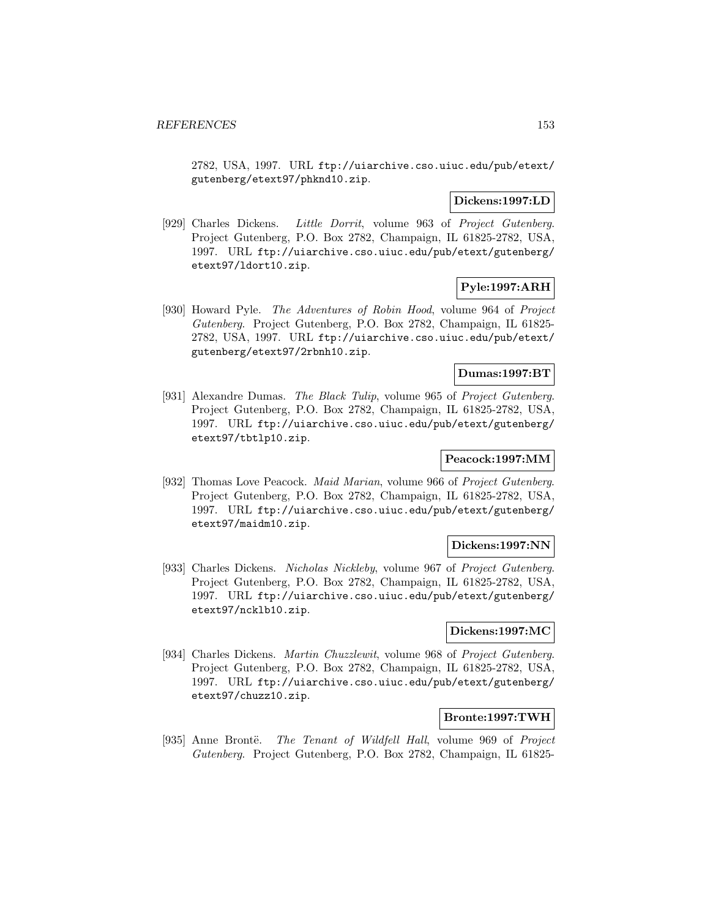2782, USA, 1997. URL ftp://uiarchive.cso.uiuc.edu/pub/etext/gutenberg/etext97/phknd10.zip.

**Dickens:1997:LD**

[929] Charles Dickens. *Little Dorrit*, volume 963 of *Project Gutenberg*. Project Gutenberg, P.O. Box 2782, Champaign, IL 61825-2782, USA, 1997. URL ftp://uiarchive.cso.uiuc.edu/pub/etext/gutenberg/etext97/ldort10.zip.

**Pyle:1997:ARH**

[930] Howard Pyle. *The Adventures of Robin Hood*, volume 964 of *Project Gutenberg*. Project Gutenberg, P.O. Box 2782, Champaign, IL 61825-2782, USA, 1997. URL ftp://uiarchive.cso.uiuc.edu/pub/etext/gutenberg/etext97/2rbnh10.zip.

**Dumas:1997:BT**

[931] Alexandre Dumas. *The Black Tulip*, volume 965 of *Project Gutenberg*. Project Gutenberg, P.O. Box 2782, Champaign, IL 61825-2782, USA, 1997. URL ftp://uiarchive.cso.uiuc.edu/pub/etext/gutenberg/etext97/tbtlp10.zip.

**Peacock:1997:MM**

[932] Thomas Love Peacock. *Maid Marian*, volume 966 of *Project Gutenberg*. Project Gutenberg, P.O. Box 2782, Champaign, IL 61825-2782, USA, 1997. URL ftp://uiarchive.cso.uiuc.edu/pub/etext/gutenberg/etext97/maidm10.zip.

**Dickens:1997:NN**

[933] Charles Dickens. *Nicholas Nickleby*, volume 967 of *Project Gutenberg*. Project Gutenberg, P.O. Box 2782, Champaign, IL 61825-2782, USA, 1997. URL ftp://uiarchive.cso.uiuc.edu/pub/etext/gutenberg/etext97/ncklb10.zip.

**Dickens:1997:MC**

[934] Charles Dickens. *Martin Chuzzlewit*, volume 968 of *Project Gutenberg*. Project Gutenberg, P.O. Box 2782, Champaign, IL 61825-2782, USA, 1997. URL ftp://uiarchive.cso.uiuc.edu/pub/etext/gutenberg/etext97/chuzz10.zip.

**Bronte:1997:TWH**

[935] Anne Brontë. *The Tenant of Wildfell Hall*, volume 969 of *Project Gutenberg*. Project Gutenberg, P.O. Box 2782, Champaign, IL 61825-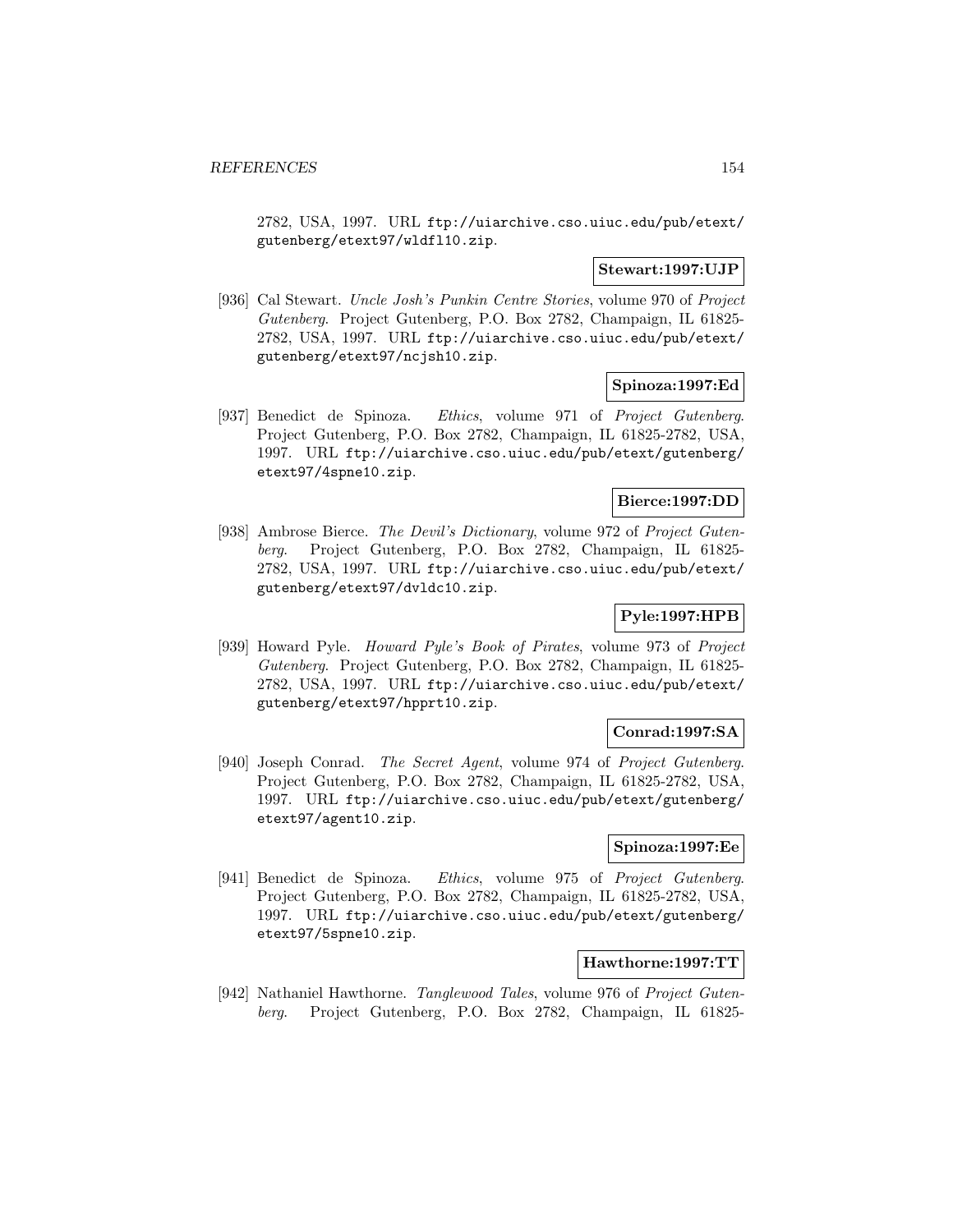2782, USA, 1997. URL ftp://uiarchive.cso.uiuc.edu/pub/etext/gutenberg/etext97/wldfl10.zip.

**Stewart:1997:UJP**

[936] Cal Stewart. *Uncle Josh's Punkin Centre Stories*, volume 970 of *Project Gutenberg*. Project Gutenberg, P.O. Box 2782, Champaign, IL 61825-2782, USA, 1997. URL ftp://uiarchive.cso.uiuc.edu/pub/etext/gutenberg/etext97/ncjsh10.zip.

**Spinoza:1997:Ed**

[937] Benedict de Spinoza. *Ethics*, volume 971 of *Project Gutenberg*. Project Gutenberg, P.O. Box 2782, Champaign, IL 61825-2782, USA, 1997. URL ftp://uiarchive.cso.uiuc.edu/pub/etext/gutenberg/etext97/4spne10.zip.

**Bierce:1997:DD**

[938] Ambrose Bierce. *The Devil's Dictionary*, volume 972 of *Project Gutenberg*. Project Gutenberg, P.O. Box 2782, Champaign, IL 61825-2782, USA, 1997. URL ftp://uiarchive.cso.uiuc.edu/pub/etext/gutenberg/etext97/dvldc10.zip.

**Pyle:1997:HPB**

[939] Howard Pyle. *Howard Pyle's Book of Pirates*, volume 973 of *Project Gutenberg*. Project Gutenberg, P.O. Box 2782, Champaign, IL 61825-2782, USA, 1997. URL ftp://uiarchive.cso.uiuc.edu/pub/etext/gutenberg/etext97/hpprt10.zip.

**Conrad:1997:SA**

[940] Joseph Conrad. *The Secret Agent*, volume 974 of *Project Gutenberg*. Project Gutenberg, P.O. Box 2782, Champaign, IL 61825-2782, USA, 1997. URL ftp://uiarchive.cso.uiuc.edu/pub/etext/gutenberg/etext97/agent10.zip.

**Spinoza:1997:Ee**

[941] Benedict de Spinoza. *Ethics*, volume 975 of *Project Gutenberg*. Project Gutenberg, P.O. Box 2782, Champaign, IL 61825-2782, USA, 1997. URL ftp://uiarchive.cso.uiuc.edu/pub/etext/gutenberg/etext97/5spne10.zip.

**Hawthorne:1997:TT**

[942] Nathaniel Hawthorne. *Tanglewood Tales*, volume 976 of *Project Gutenberg*. Project Gutenberg, P.O. Box 2782, Champaign, IL 61825-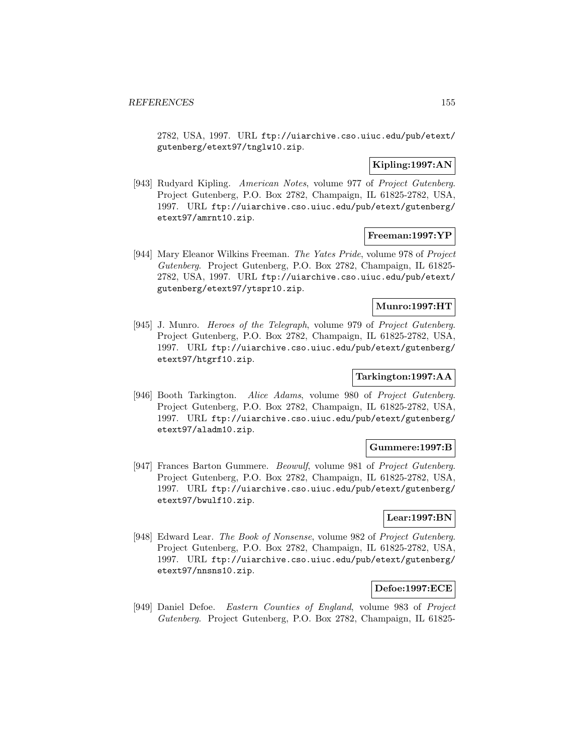2782, USA, 1997. URL ftp://uiarchive.cso.uiuc.edu/pub/etext/gutenberg/etext97/tnglw10.zip.

**Kipling:1997:AN**

[943] Rudyard Kipling. *American Notes*, volume 977 of *Project Gutenberg*. Project Gutenberg, P.O. Box 2782, Champaign, IL 61825-2782, USA, 1997. URL ftp://uiarchive.cso.uiuc.edu/pub/etext/gutenberg/etext97/amrnt10.zip.

**Freeman:1997:YP**

[944] Mary Eleanor Wilkins Freeman. *The Yates Pride*, volume 978 of *Project Gutenberg*. Project Gutenberg, P.O. Box 2782, Champaign, IL 61825-2782, USA, 1997. URL ftp://uiarchive.cso.uiuc.edu/pub/etext/gutenberg/etext97/ytspr10.zip.

**Munro:1997:HT**

[945] J. Munro. *Heroes of the Telegraph*, volume 979 of *Project Gutenberg*. Project Gutenberg, P.O. Box 2782, Champaign, IL 61825-2782, USA, 1997. URL ftp://uiarchive.cso.uiuc.edu/pub/etext/gutenberg/etext97/htgrf10.zip.

**Tarkington:1997:AA**

[946] Booth Tarkington. *Alice Adams*, volume 980 of *Project Gutenberg*. Project Gutenberg, P.O. Box 2782, Champaign, IL 61825-2782, USA, 1997. URL ftp://uiarchive.cso.uiuc.edu/pub/etext/gutenberg/etext97/aladm10.zip.

**Gummere:1997:B**

[947] Frances Barton Gummere. *Beowulf*, volume 981 of *Project Gutenberg*. Project Gutenberg, P.O. Box 2782, Champaign, IL 61825-2782, USA, 1997. URL ftp://uiarchive.cso.uiuc.edu/pub/etext/gutenberg/etext97/bwulf10.zip.

**Lear:1997:BN**

[948] Edward Lear. *The Book of Nonsense*, volume 982 of *Project Gutenberg*. Project Gutenberg, P.O. Box 2782, Champaign, IL 61825-2782, USA, 1997. URL ftp://uiarchive.cso.uiuc.edu/pub/etext/gutenberg/etext97/nnsns10.zip.

**Defoe:1997:ECE**

[949] Daniel Defoe. *Eastern Counties of England*, volume 983 of *Project Gutenberg*. Project Gutenberg, P.O. Box 2782, Champaign, IL 61825-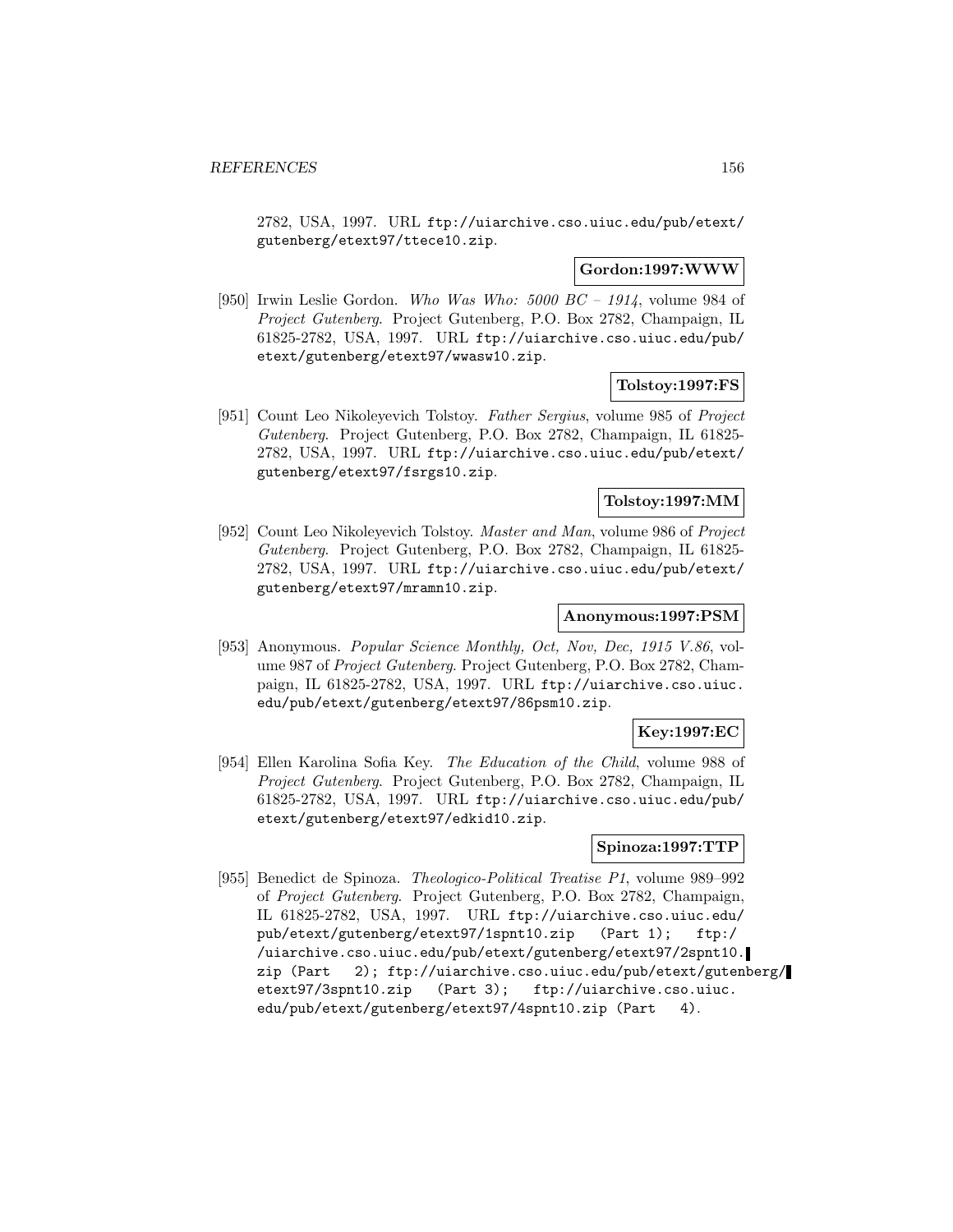2782, USA, 1997. URL ftp://uiarchive.cso.uiuc.edu/pub/etext/gutenberg/etext97/ttece10.zip.

**Gordon:1997:WWW**

[950] Irwin Leslie Gordon. *Who Was Who: 5000 BC – 1914*, volume 984 of *Project Gutenberg*. Project Gutenberg, P.O. Box 2782, Champaign, IL 61825-2782, USA, 1997. URL ftp://uiarchive.cso.uiuc.edu/pub/etext/gutenberg/etext97/wwasw10.zip.

**Tolstoy:1997:FS**

[951] Count Leo Nikoleyevich Tolstoy. *Father Sergius*, volume 985 of *Project Gutenberg*. Project Gutenberg, P.O. Box 2782, Champaign, IL 61825-2782, USA, 1997. URL ftp://uiarchive.cso.uiuc.edu/pub/etext/gutenberg/etext97/fsrgs10.zip.

**Tolstoy:1997:MM**

[952] Count Leo Nikoleyevich Tolstoy. *Master and Man*, volume 986 of *Project Gutenberg*. Project Gutenberg, P.O. Box 2782, Champaign, IL 61825-2782, USA, 1997. URL ftp://uiarchive.cso.uiuc.edu/pub/etext/gutenberg/etext97/mramn10.zip.

**Anonymous:1997:PSM**

[953] Anonymous. *Popular Science Monthly, Oct, Nov, Dec, 1915 V.86*, volume 987 of *Project Gutenberg*. Project Gutenberg, P.O. Box 2782, Champaign, IL 61825-2782, USA, 1997. URL ftp://uiarchive.cso.uiuc.edu/pub/etext/gutenberg/etext97/86psm10.zip.

**Key:1997:EC**

[954] Ellen Karolina Sofia Key. *The Education of the Child*, volume 988 of *Project Gutenberg*. Project Gutenberg, P.O. Box 2782, Champaign, IL 61825-2782, USA, 1997. URL ftp://uiarchive.cso.uiuc.edu/pub/etext/gutenberg/etext97/edkid10.zip.

**Spinoza:1997:TTP**

[955] Benedict de Spinoza. *Theologico-Political Treatise P1*, volume 989–992 of *Project Gutenberg*. Project Gutenberg, P.O. Box 2782, Champaign, IL 61825-2782, USA, 1997. URL ftp://uiarchive.cso.uiuc.edu/pub/etext/gutenberg/etext97/1spnt10.zip (Part 1); ftp://uiarchive.cso.uiuc.edu/pub/etext/gutenberg/etext97/2spnt10.zip (Part 2); ftp://uiarchive.cso.uiuc.edu/pub/etext/gutenberg/etext97/3spnt10.zip (Part 3); ftp://uiarchive.cso.uiuc.edu/pub/etext/gutenberg/etext97/4spnt10.zip (Part 4).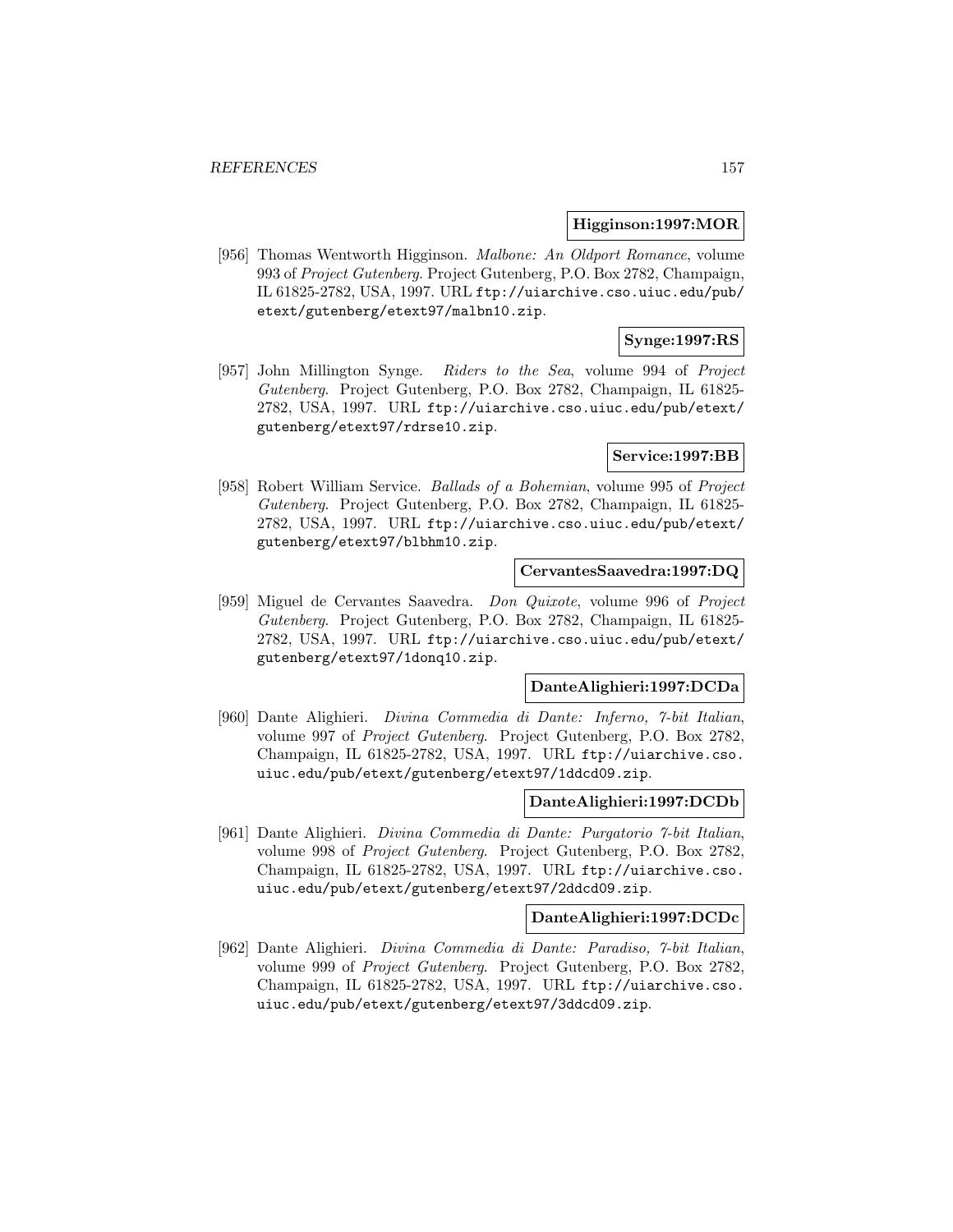**Higginson:1997:MOR**

[956] Thomas Wentworth Higginson. *Malbone: An Oldport Romance*, volume 993 of *Project Gutenberg*. Project Gutenberg, P.O. Box 2782, Champaign, IL 61825-2782, USA, 1997. URL `ftp://uiarchive.cso.uiuc.edu/pub/etext/gutenberg/etext97/malbn10.zip`.

**Synge:1997:RS**

[957] John Millington Synge. *Riders to the Sea*, volume 994 of *Project Gutenberg*. Project Gutenberg, P.O. Box 2782, Champaign, IL 61825-2782, USA, 1997. URL `ftp://uiarchive.cso.uiuc.edu/pub/etext/gutenberg/etext97/rdrse10.zip`.

**Service:1997:BB**

[958] Robert William Service. *Ballads of a Bohemian*, volume 995 of *Project Gutenberg*. Project Gutenberg, P.O. Box 2782, Champaign, IL 61825-2782, USA, 1997. URL `ftp://uiarchive.cso.uiuc.edu/pub/etext/gutenberg/etext97/blbhm10.zip`.

**CervantesSaavedra:1997:DQ**

[959] Miguel de Cervantes Saavedra. *Don Quixote*, volume 996 of *Project Gutenberg*. Project Gutenberg, P.O. Box 2782, Champaign, IL 61825-2782, USA, 1997. URL `ftp://uiarchive.cso.uiuc.edu/pub/etext/gutenberg/etext97/1donq10.zip`.

**DanteAlighieri:1997:DCDa**

[960] Dante Alighieri. *Divina Commedia di Dante: Inferno, 7-bit Italian*, volume 997 of *Project Gutenberg*. Project Gutenberg, P.O. Box 2782, Champaign, IL 61825-2782, USA, 1997. URL `ftp://uiarchive.cso.uiuc.edu/pub/etext/gutenberg/etext97/1ddcd09.zip`.

**DanteAlighieri:1997:DCDb**

[961] Dante Alighieri. *Divina Commedia di Dante: Purgatorio 7-bit Italian*, volume 998 of *Project Gutenberg*. Project Gutenberg, P.O. Box 2782, Champaign, IL 61825-2782, USA, 1997. URL `ftp://uiarchive.cso.uiuc.edu/pub/etext/gutenberg/etext97/2ddcd09.zip`.

**DanteAlighieri:1997:DCDc**

[962] Dante Alighieri. *Divina Commedia di Dante: Paradiso, 7-bit Italian*, volume 999 of *Project Gutenberg*. Project Gutenberg, P.O. Box 2782, Champaign, IL 61825-2782, USA, 1997. URL `ftp://uiarchive.cso.uiuc.edu/pub/etext/gutenberg/etext97/3ddcd09.zip`.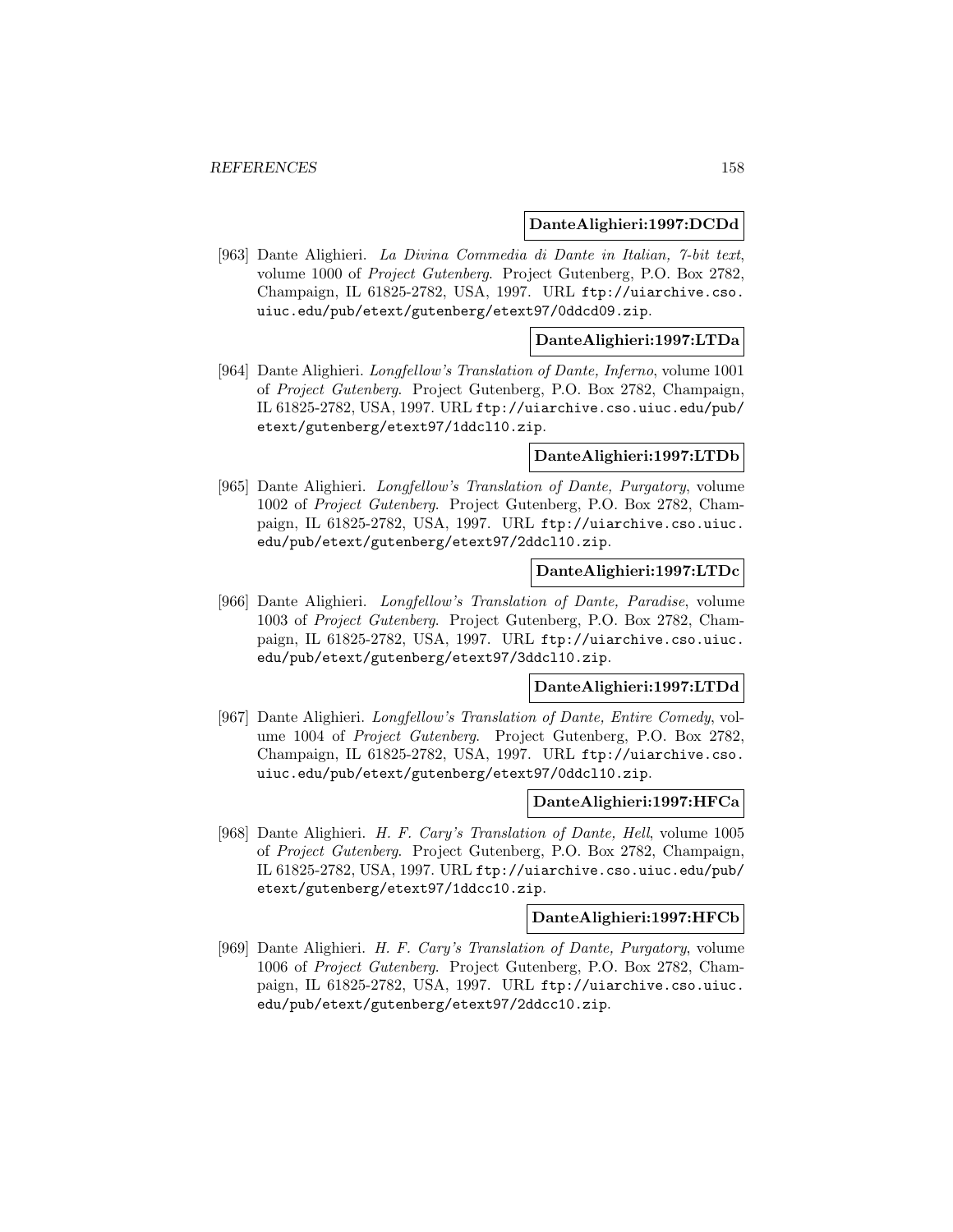**DanteAlighieri:1997:DCDd**

[963] Dante Alighieri. *La Divina Commedia di Dante in Italian, 7-bit text*, volume 1000 of *Project Gutenberg*. Project Gutenberg, P.O. Box 2782, Champaign, IL 61825-2782, USA, 1997. URL ftp://uiarchive.cso.uiuc.edu/pub/etext/gutenberg/etext97/0ddcd09.zip.

**DanteAlighieri:1997:LTDa**

[964] Dante Alighieri. *Longfellow's Translation of Dante, Inferno*, volume 1001 of *Project Gutenberg*. Project Gutenberg, P.O. Box 2782, Champaign, IL 61825-2782, USA, 1997. URL ftp://uiarchive.cso.uiuc.edu/pub/etext/gutenberg/etext97/1ddcl10.zip.

**DanteAlighieri:1997:LTDb**

[965] Dante Alighieri. *Longfellow's Translation of Dante, Purgatory*, volume 1002 of *Project Gutenberg*. Project Gutenberg, P.O. Box 2782, Champaign, IL 61825-2782, USA, 1997. URL ftp://uiarchive.cso.uiuc.edu/pub/etext/gutenberg/etext97/2ddcl10.zip.

**DanteAlighieri:1997:LTDc**

[966] Dante Alighieri. *Longfellow's Translation of Dante, Paradise*, volume 1003 of *Project Gutenberg*. Project Gutenberg, P.O. Box 2782, Champaign, IL 61825-2782, USA, 1997. URL ftp://uiarchive.cso.uiuc.edu/pub/etext/gutenberg/etext97/3ddcl10.zip.

**DanteAlighieri:1997:LTDd**

[967] Dante Alighieri. *Longfellow's Translation of Dante, Entire Comedy*, volume 1004 of *Project Gutenberg*. Project Gutenberg, P.O. Box 2782, Champaign, IL 61825-2782, USA, 1997. URL ftp://uiarchive.cso.uiuc.edu/pub/etext/gutenberg/etext97/0ddcl10.zip.

**DanteAlighieri:1997:HFCa**

[968] Dante Alighieri. *H. F. Cary's Translation of Dante, Hell*, volume 1005 of *Project Gutenberg*. Project Gutenberg, P.O. Box 2782, Champaign, IL 61825-2782, USA, 1997. URL ftp://uiarchive.cso.uiuc.edu/pub/etext/gutenberg/etext97/1ddcc10.zip.

**DanteAlighieri:1997:HFCb**

[969] Dante Alighieri. *H. F. Cary's Translation of Dante, Purgatory*, volume 1006 of *Project Gutenberg*. Project Gutenberg, P.O. Box 2782, Champaign, IL 61825-2782, USA, 1997. URL ftp://uiarchive.cso.uiuc.edu/pub/etext/gutenberg/etext97/2ddcc10.zip.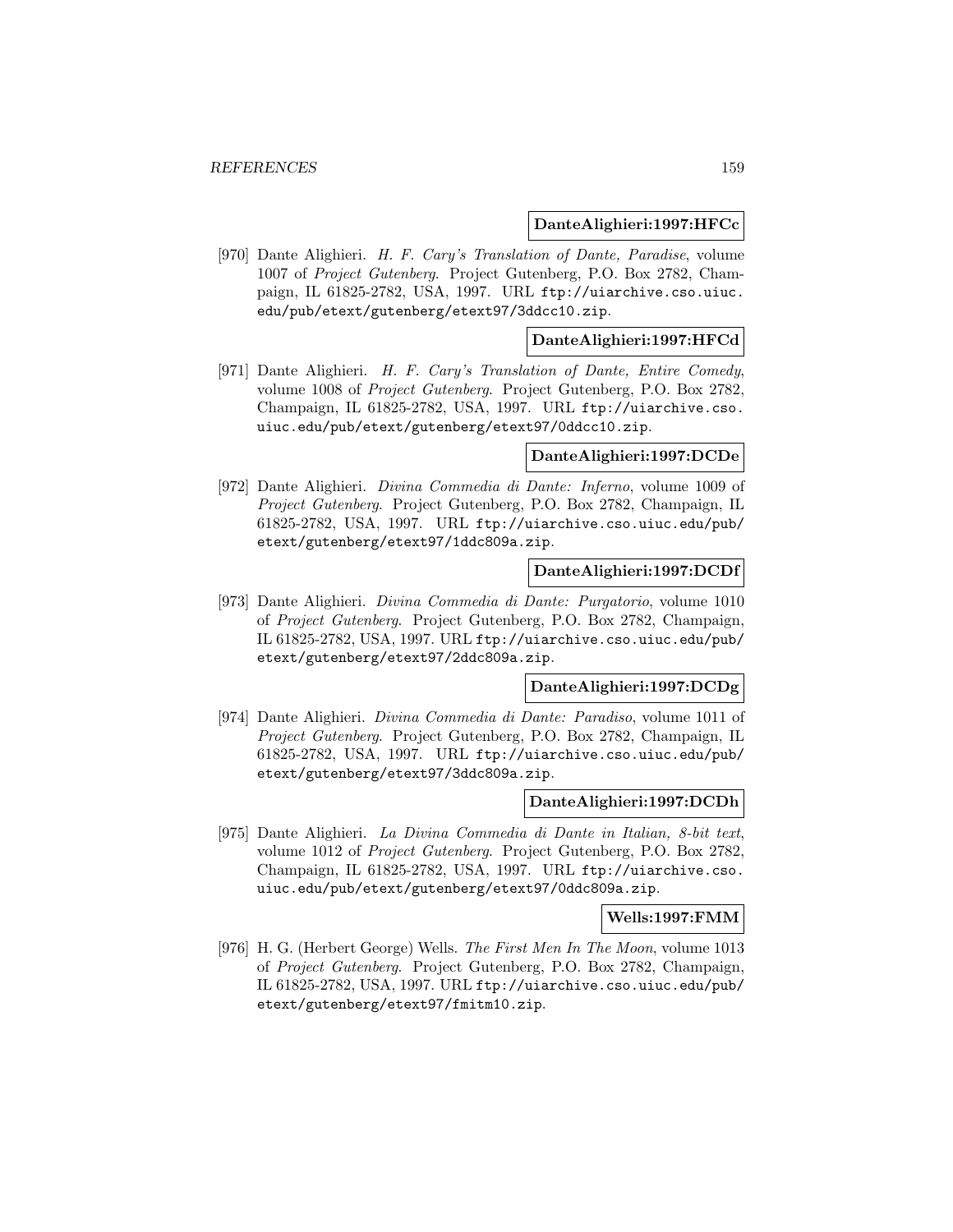**DanteAlighieri:1997:HFCc**

[970] Dante Alighieri. *H. F. Cary's Translation of Dante, Paradise*, volume 1007 of *Project Gutenberg*. Project Gutenberg, P.O. Box 2782, Champaign, IL 61825-2782, USA, 1997. URL ftp://uiarchive.cso.uiuc.edu/pub/etext/gutenberg/etext97/3ddcc10.zip.

**DanteAlighieri:1997:HFCd**

[971] Dante Alighieri. *H. F. Cary's Translation of Dante, Entire Comedy*, volume 1008 of *Project Gutenberg*. Project Gutenberg, P.O. Box 2782, Champaign, IL 61825-2782, USA, 1997. URL ftp://uiarchive.cso.uiuc.edu/pub/etext/gutenberg/etext97/0ddcc10.zip.

**DanteAlighieri:1997:DCDe**

[972] Dante Alighieri. *Divina Commedia di Dante: Inferno*, volume 1009 of *Project Gutenberg*. Project Gutenberg, P.O. Box 2782, Champaign, IL 61825-2782, USA, 1997. URL ftp://uiarchive.cso.uiuc.edu/pub/etext/gutenberg/etext97/1ddc809a.zip.

**DanteAlighieri:1997:DCDf**

[973] Dante Alighieri. *Divina Commedia di Dante: Purgatorio*, volume 1010 of *Project Gutenberg*. Project Gutenberg, P.O. Box 2782, Champaign, IL 61825-2782, USA, 1997. URL ftp://uiarchive.cso.uiuc.edu/pub/etext/gutenberg/etext97/2ddc809a.zip.

**DanteAlighieri:1997:DCDg**

[974] Dante Alighieri. *Divina Commedia di Dante: Paradiso*, volume 1011 of *Project Gutenberg*. Project Gutenberg, P.O. Box 2782, Champaign, IL 61825-2782, USA, 1997. URL ftp://uiarchive.cso.uiuc.edu/pub/etext/gutenberg/etext97/3ddc809a.zip.

**DanteAlighieri:1997:DCDh**

[975] Dante Alighieri. *La Divina Commedia di Dante in Italian, 8-bit text*, volume 1012 of *Project Gutenberg*. Project Gutenberg, P.O. Box 2782, Champaign, IL 61825-2782, USA, 1997. URL ftp://uiarchive.cso.uiuc.edu/pub/etext/gutenberg/etext97/0ddc809a.zip.

**Wells:1997:FMM**

[976] H. G. (Herbert George) Wells. *The First Men In The Moon*, volume 1013 of *Project Gutenberg*. Project Gutenberg, P.O. Box 2782, Champaign, IL 61825-2782, USA, 1997. URL ftp://uiarchive.cso.uiuc.edu/pub/etext/gutenberg/etext97/fmitm10.zip.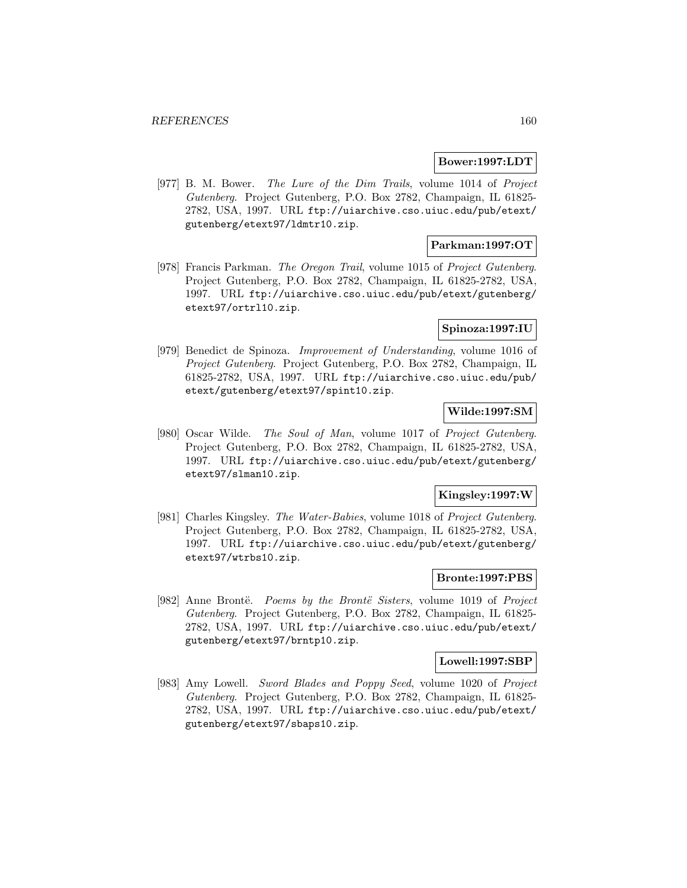**Bower:1997:LDT**

[977] B. M. Bower. *The Lure of the Dim Trails*, volume 1014 of *Project Gutenberg*. Project Gutenberg, P.O. Box 2782, Champaign, IL 61825-2782, USA, 1997. URL ftp://uiarchive.cso.uiuc.edu/pub/etext/gutenberg/etext97/ldmtr10.zip.

**Parkman:1997:OT**

[978] Francis Parkman. *The Oregon Trail*, volume 1015 of *Project Gutenberg*. Project Gutenberg, P.O. Box 2782, Champaign, IL 61825-2782, USA, 1997. URL ftp://uiarchive.cso.uiuc.edu/pub/etext/gutenberg/etext97/ortrl10.zip.

**Spinoza:1997:IU**

[979] Benedict de Spinoza. *Improvement of Understanding*, volume 1016 of *Project Gutenberg*. Project Gutenberg, P.O. Box 2782, Champaign, IL 61825-2782, USA, 1997. URL ftp://uiarchive.cso.uiuc.edu/pub/etext/gutenberg/etext97/spint10.zip.

**Wilde:1997:SM**

[980] Oscar Wilde. *The Soul of Man*, volume 1017 of *Project Gutenberg*. Project Gutenberg, P.O. Box 2782, Champaign, IL 61825-2782, USA, 1997. URL ftp://uiarchive.cso.uiuc.edu/pub/etext/gutenberg/etext97/slman10.zip.

**Kingsley:1997:W**

[981] Charles Kingsley. *The Water-Babies*, volume 1018 of *Project Gutenberg*. Project Gutenberg, P.O. Box 2782, Champaign, IL 61825-2782, USA, 1997. URL ftp://uiarchive.cso.uiuc.edu/pub/etext/gutenberg/etext97/wtrbs10.zip.

**Bronte:1997:PBS**

[982] Anne Brontë. *Poems by the Brontë Sisters*, volume 1019 of *Project Gutenberg*. Project Gutenberg, P.O. Box 2782, Champaign, IL 61825-2782, USA, 1997. URL ftp://uiarchive.cso.uiuc.edu/pub/etext/gutenberg/etext97/brntp10.zip.

**Lowell:1997:SBP**

[983] Amy Lowell. *Sword Blades and Poppy Seed*, volume 1020 of *Project Gutenberg*. Project Gutenberg, P.O. Box 2782, Champaign, IL 61825-2782, USA, 1997. URL ftp://uiarchive.cso.uiuc.edu/pub/etext/gutenberg/etext97/sbaps10.zip.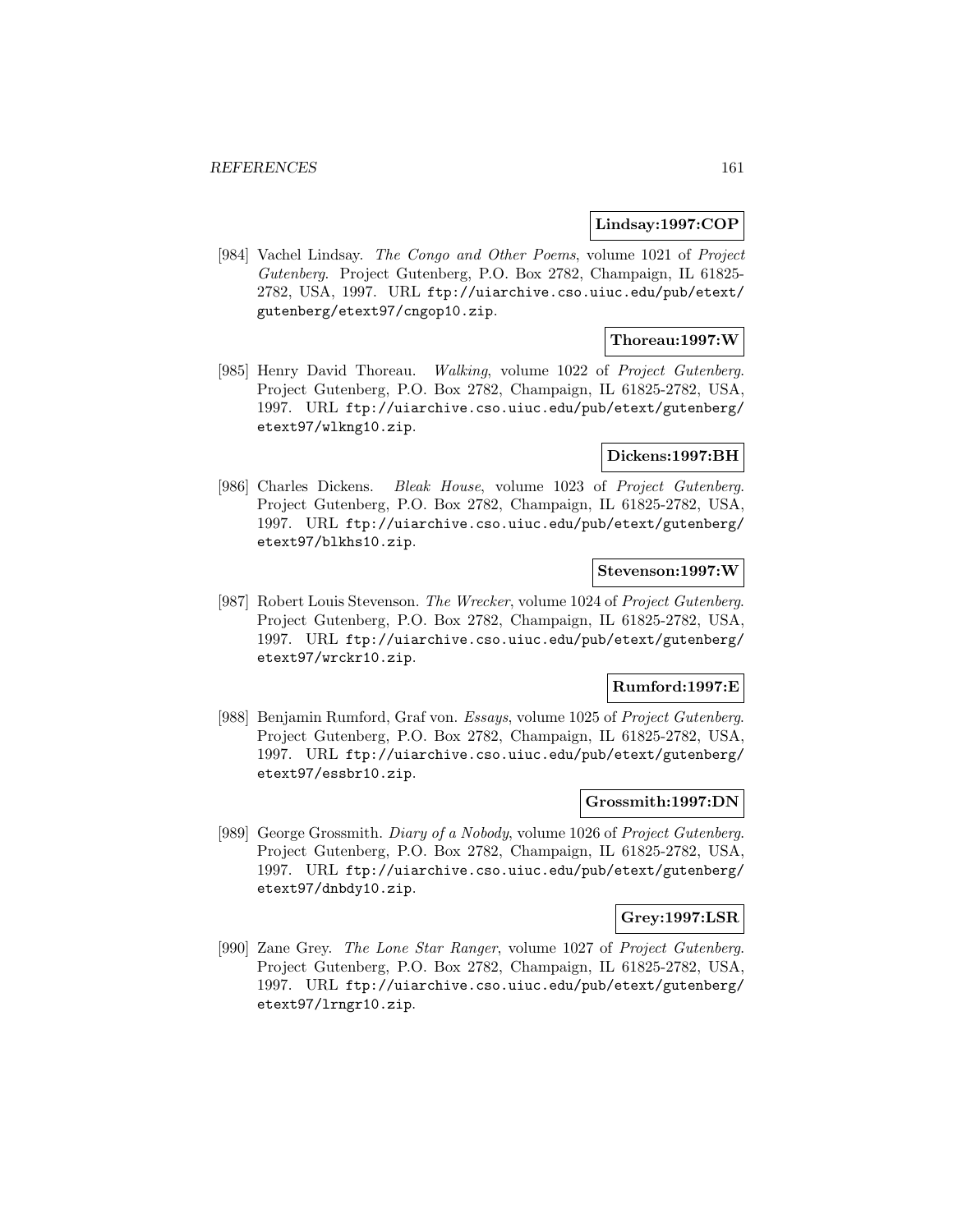**Lindsay:1997:COP**

[984] Vachel Lindsay. *The Congo and Other Poems*, volume 1021 of *Project Gutenberg*. Project Gutenberg, P.O. Box 2782, Champaign, IL 61825-2782, USA, 1997. URL `ftp://uiarchive.cso.uiuc.edu/pub/etext/gutenberg/etext97/cngop10.zip`.

**Thoreau:1997:W**

[985] Henry David Thoreau. *Walking*, volume 1022 of *Project Gutenberg*. Project Gutenberg, P.O. Box 2782, Champaign, IL 61825-2782, USA, 1997. URL `ftp://uiarchive.cso.uiuc.edu/pub/etext/gutenberg/etext97/wlkng10.zip`.

**Dickens:1997:BH**

[986] Charles Dickens. *Bleak House*, volume 1023 of *Project Gutenberg*. Project Gutenberg, P.O. Box 2782, Champaign, IL 61825-2782, USA, 1997. URL `ftp://uiarchive.cso.uiuc.edu/pub/etext/gutenberg/etext97/blkhs10.zip`.

**Stevenson:1997:W**

[987] Robert Louis Stevenson. *The Wrecker*, volume 1024 of *Project Gutenberg*. Project Gutenberg, P.O. Box 2782, Champaign, IL 61825-2782, USA, 1997. URL `ftp://uiarchive.cso.uiuc.edu/pub/etext/gutenberg/etext97/wrckr10.zip`.

**Rumford:1997:E**

[988] Benjamin Rumford, Graf von. *Essays*, volume 1025 of *Project Gutenberg*. Project Gutenberg, P.O. Box 2782, Champaign, IL 61825-2782, USA, 1997. URL `ftp://uiarchive.cso.uiuc.edu/pub/etext/gutenberg/etext97/essbr10.zip`.

**Grossmith:1997:DN**

[989] George Grossmith. *Diary of a Nobody*, volume 1026 of *Project Gutenberg*. Project Gutenberg, P.O. Box 2782, Champaign, IL 61825-2782, USA, 1997. URL `ftp://uiarchive.cso.uiuc.edu/pub/etext/gutenberg/etext97/dnbdy10.zip`.

**Grey:1997:LSR**

[990] Zane Grey. *The Lone Star Ranger*, volume 1027 of *Project Gutenberg*. Project Gutenberg, P.O. Box 2782, Champaign, IL 61825-2782, USA, 1997. URL `ftp://uiarchive.cso.uiuc.edu/pub/etext/gutenberg/etext97/lrngr10.zip`.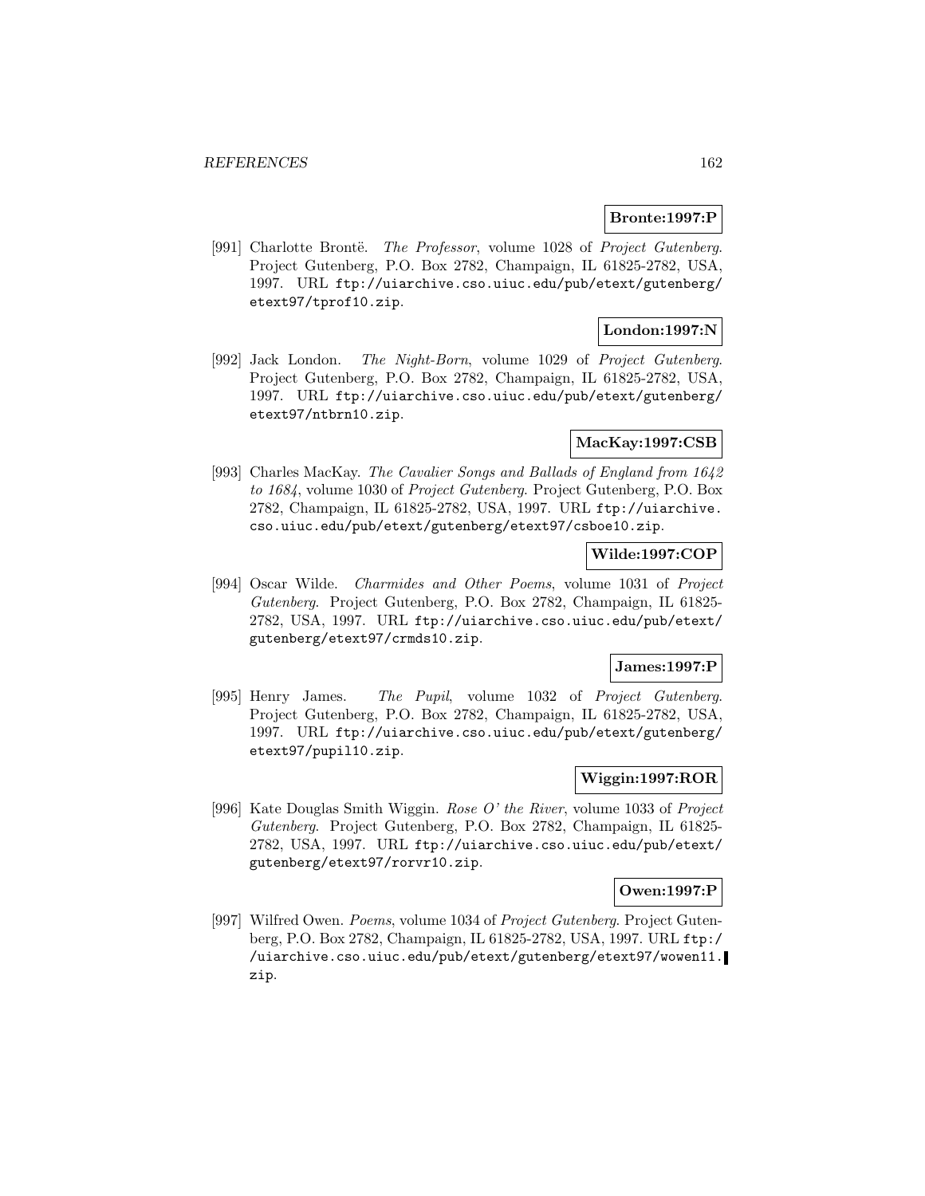**Bronte:1997:P**

[991] Charlotte Brontë. *The Professor*, volume 1028 of *Project Gutenberg*. Project Gutenberg, P.O. Box 2782, Champaign, IL 61825-2782, USA, 1997. URL `ftp://uiarchive.cso.uiuc.edu/pub/etext/gutenberg/etext97/tprof10.zip`.

**London:1997:N**

[992] Jack London. *The Night-Born*, volume 1029 of *Project Gutenberg*. Project Gutenberg, P.O. Box 2782, Champaign, IL 61825-2782, USA, 1997. URL `ftp://uiarchive.cso.uiuc.edu/pub/etext/gutenberg/etext97/ntbrn10.zip`.

**MacKay:1997:CSB**

[993] Charles MacKay. *The Cavalier Songs and Ballads of England from 1642 to 1684*, volume 1030 of *Project Gutenberg*. Project Gutenberg, P.O. Box 2782, Champaign, IL 61825-2782, USA, 1997. URL `ftp://uiarchive.cso.uiuc.edu/pub/etext/gutenberg/etext97/csboe10.zip`.

**Wilde:1997:COP**

[994] Oscar Wilde. *Charmides and Other Poems*, volume 1031 of *Project Gutenberg*. Project Gutenberg, P.O. Box 2782, Champaign, IL 61825-2782, USA, 1997. URL `ftp://uiarchive.cso.uiuc.edu/pub/etext/gutenberg/etext97/crmds10.zip`.

**James:1997:P**

[995] Henry James. *The Pupil*, volume 1032 of *Project Gutenberg*. Project Gutenberg, P.O. Box 2782, Champaign, IL 61825-2782, USA, 1997. URL `ftp://uiarchive.cso.uiuc.edu/pub/etext/gutenberg/etext97/pupil10.zip`.

**Wiggin:1997:ROR**

[996] Kate Douglas Smith Wiggin. *Rose O' the River*, volume 1033 of *Project Gutenberg*. Project Gutenberg, P.O. Box 2782, Champaign, IL 61825-2782, USA, 1997. URL `ftp://uiarchive.cso.uiuc.edu/pub/etext/gutenberg/etext97/rorvr10.zip`.

**Owen:1997:P**

[997] Wilfred Owen. *Poems*, volume 1034 of *Project Gutenberg*. Project Gutenberg, P.O. Box 2782, Champaign, IL 61825-2782, USA, 1997. URL `ftp://uiarchive.cso.uiuc.edu/pub/etext/gutenberg/etext97/wowen11.zip`.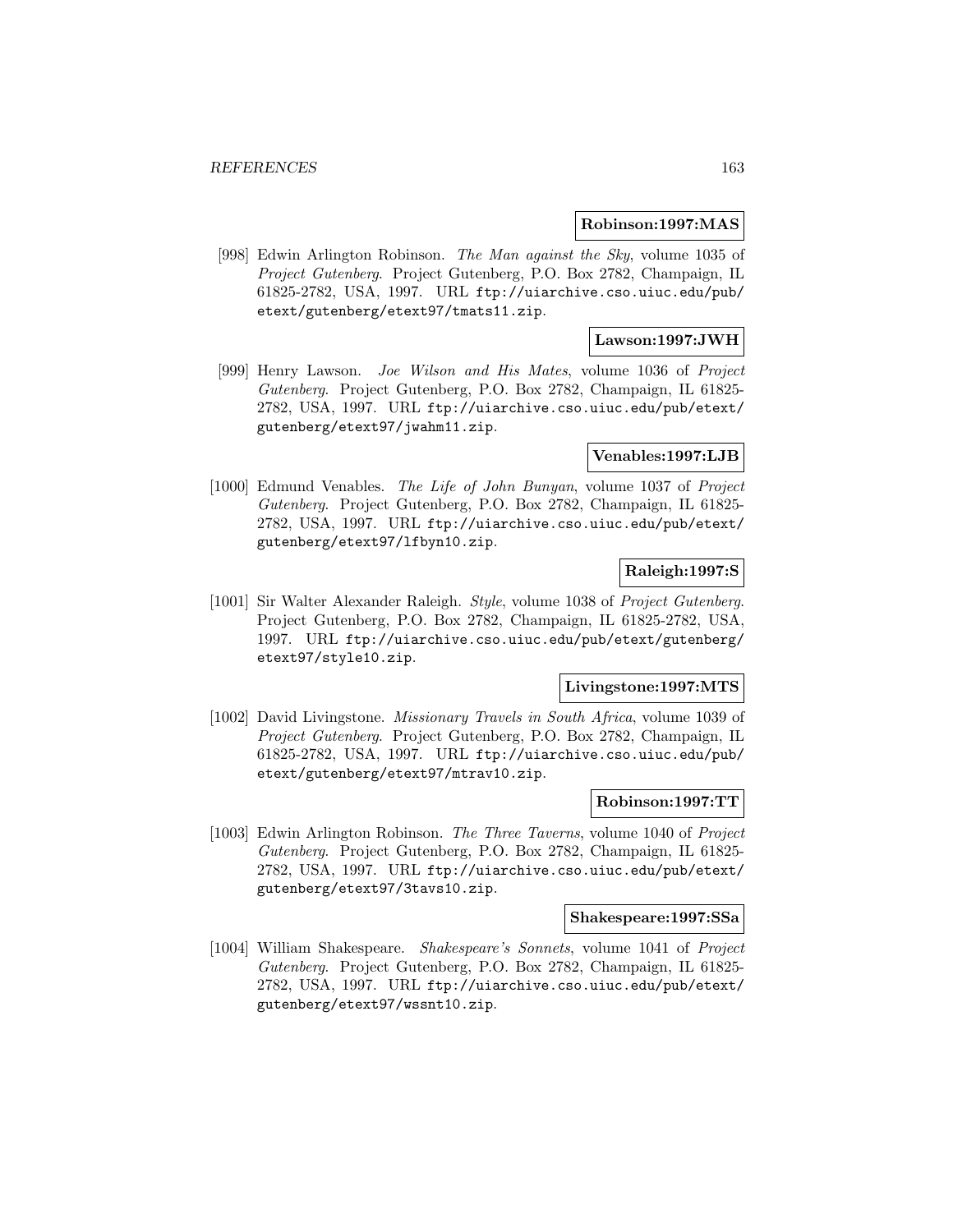**Robinson:1997:MAS**

[998] Edwin Arlington Robinson. *The Man against the Sky*, volume 1035 of *Project Gutenberg*. Project Gutenberg, P.O. Box 2782, Champaign, IL 61825-2782, USA, 1997. URL `ftp://uiarchive.cso.uiuc.edu/pub/etext/gutenberg/etext97/tmats11.zip`.

**Lawson:1997:JWH**

[999] Henry Lawson. *Joe Wilson and His Mates*, volume 1036 of *Project Gutenberg*. Project Gutenberg, P.O. Box 2782, Champaign, IL 61825-2782, USA, 1997. URL `ftp://uiarchive.cso.uiuc.edu/pub/etext/gutenberg/etext97/jwahm11.zip`.

**Venables:1997:LJB**

[1000] Edmund Venables. *The Life of John Bunyan*, volume 1037 of *Project Gutenberg*. Project Gutenberg, P.O. Box 2782, Champaign, IL 61825-2782, USA, 1997. URL `ftp://uiarchive.cso.uiuc.edu/pub/etext/gutenberg/etext97/lfbyn10.zip`.

**Raleigh:1997:S**

[1001] Sir Walter Alexander Raleigh. *Style*, volume 1038 of *Project Gutenberg*. Project Gutenberg, P.O. Box 2782, Champaign, IL 61825-2782, USA, 1997. URL `ftp://uiarchive.cso.uiuc.edu/pub/etext/gutenberg/etext97/style10.zip`.

**Livingstone:1997:MTS**

[1002] David Livingstone. *Missionary Travels in South Africa*, volume 1039 of *Project Gutenberg*. Project Gutenberg, P.O. Box 2782, Champaign, IL 61825-2782, USA, 1997. URL `ftp://uiarchive.cso.uiuc.edu/pub/etext/gutenberg/etext97/mtrav10.zip`.

**Robinson:1997:TT**

[1003] Edwin Arlington Robinson. *The Three Taverns*, volume 1040 of *Project Gutenberg*. Project Gutenberg, P.O. Box 2782, Champaign, IL 61825-2782, USA, 1997. URL `ftp://uiarchive.cso.uiuc.edu/pub/etext/gutenberg/etext97/3tavs10.zip`.

**Shakespeare:1997:SSa**

[1004] William Shakespeare. *Shakespeare's Sonnets*, volume 1041 of *Project Gutenberg*. Project Gutenberg, P.O. Box 2782, Champaign, IL 61825-2782, USA, 1997. URL `ftp://uiarchive.cso.uiuc.edu/pub/etext/gutenberg/etext97/wssnt10.zip`.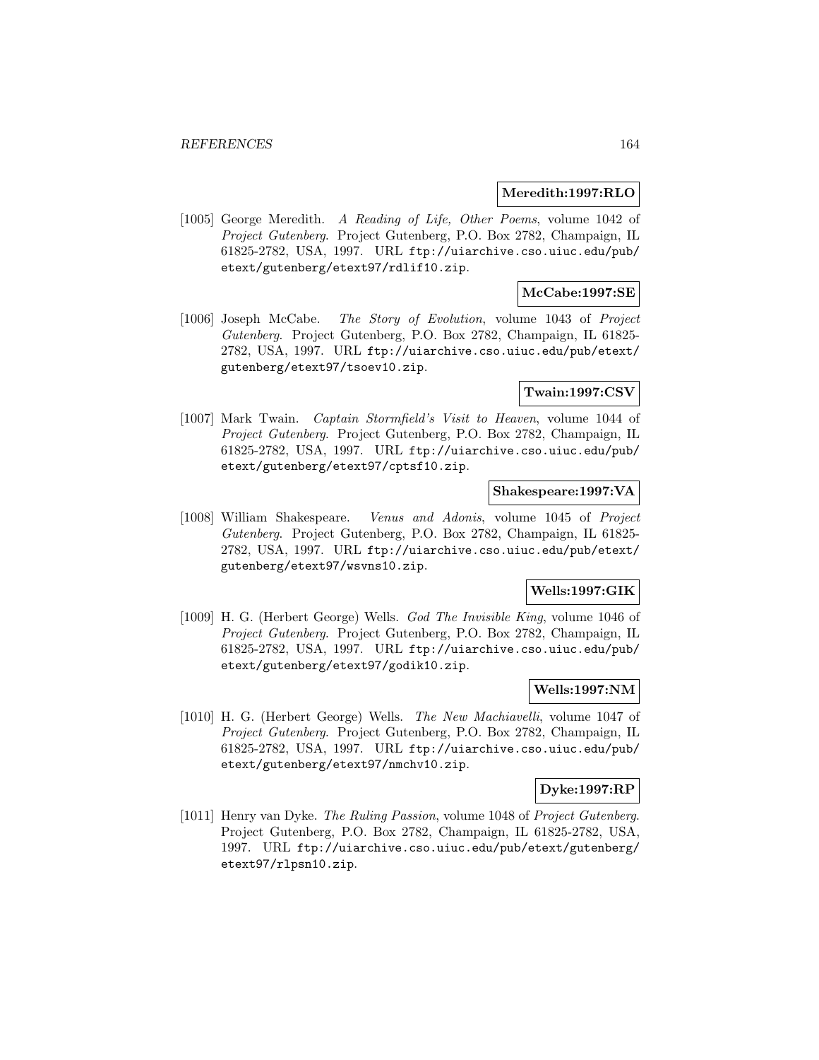**Meredith:1997:RLO**

[1005] George Meredith. *A Reading of Life, Other Poems*, volume 1042 of *Project Gutenberg*. Project Gutenberg, P.O. Box 2782, Champaign, IL 61825-2782, USA, 1997. URL `ftp://uiarchive.cso.uiuc.edu/pub/etext/gutenberg/etext97/rdlif10.zip`.

**McCabe:1997:SE**

[1006] Joseph McCabe. *The Story of Evolution*, volume 1043 of *Project Gutenberg*. Project Gutenberg, P.O. Box 2782, Champaign, IL 61825-2782, USA, 1997. URL `ftp://uiarchive.cso.uiuc.edu/pub/etext/gutenberg/etext97/tsoev10.zip`.

**Twain:1997:CSV**

[1007] Mark Twain. *Captain Stormfield's Visit to Heaven*, volume 1044 of *Project Gutenberg*. Project Gutenberg, P.O. Box 2782, Champaign, IL 61825-2782, USA, 1997. URL `ftp://uiarchive.cso.uiuc.edu/pub/etext/gutenberg/etext97/cptsf10.zip`.

**Shakespeare:1997:VA**

[1008] William Shakespeare. *Venus and Adonis*, volume 1045 of *Project Gutenberg*. Project Gutenberg, P.O. Box 2782, Champaign, IL 61825-2782, USA, 1997. URL `ftp://uiarchive.cso.uiuc.edu/pub/etext/gutenberg/etext97/wsvns10.zip`.

**Wells:1997:GIK**

[1009] H. G. (Herbert George) Wells. *God The Invisible King*, volume 1046 of *Project Gutenberg*. Project Gutenberg, P.O. Box 2782, Champaign, IL 61825-2782, USA, 1997. URL `ftp://uiarchive.cso.uiuc.edu/pub/etext/gutenberg/etext97/godik10.zip`.

**Wells:1997:NM**

[1010] H. G. (Herbert George) Wells. *The New Machiavelli*, volume 1047 of *Project Gutenberg*. Project Gutenberg, P.O. Box 2782, Champaign, IL 61825-2782, USA, 1997. URL `ftp://uiarchive.cso.uiuc.edu/pub/etext/gutenberg/etext97/nmchv10.zip`.

**Dyke:1997:RP**

[1011] Henry van Dyke. *The Ruling Passion*, volume 1048 of *Project Gutenberg*. Project Gutenberg, P.O. Box 2782, Champaign, IL 61825-2782, USA, 1997. URL `ftp://uiarchive.cso.uiuc.edu/pub/etext/gutenberg/etext97/rlpsn10.zip`.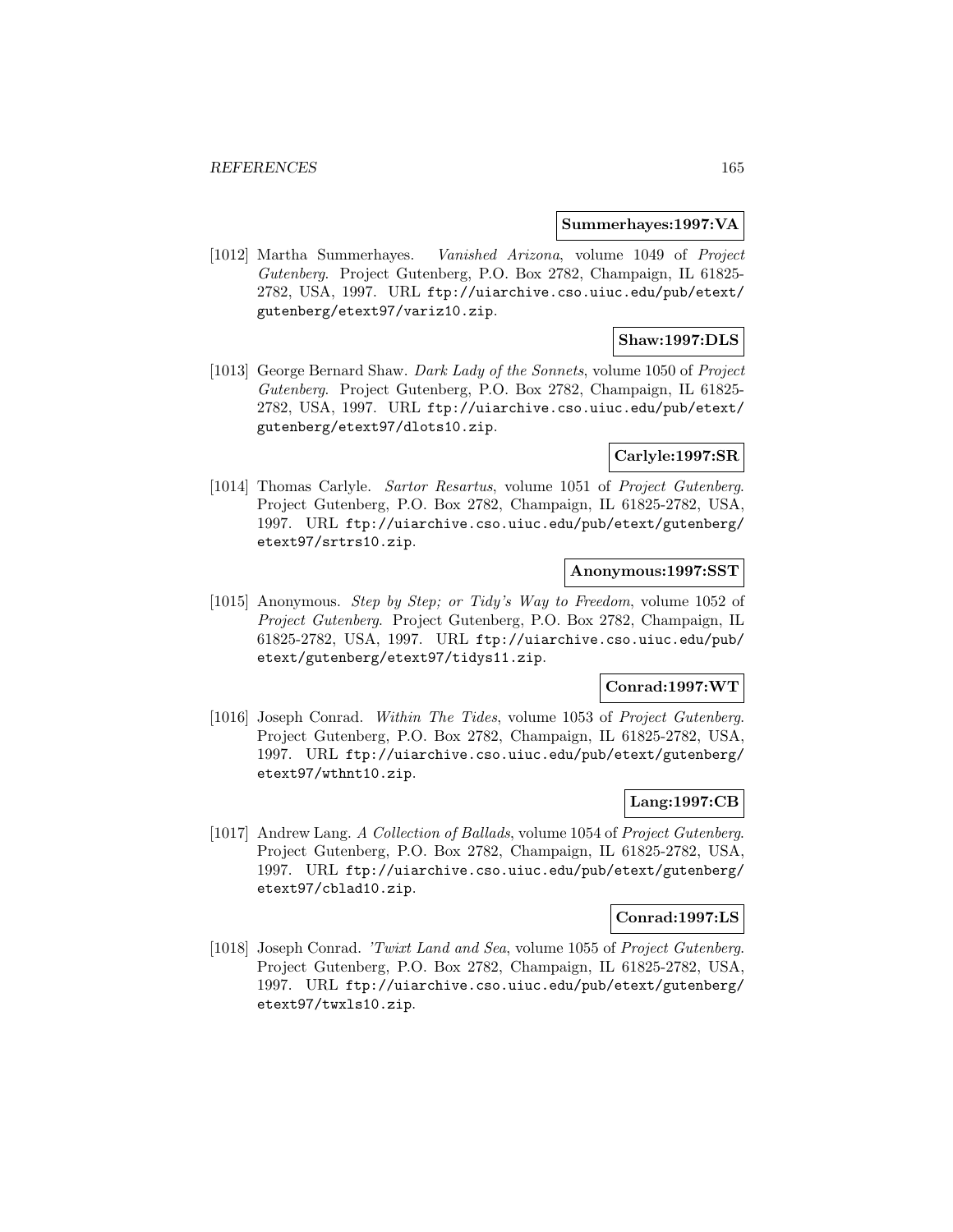**Summerhayes:1997:VA**

[1012] Martha Summerhayes. *Vanished Arizona*, volume 1049 of *Project Gutenberg*. Project Gutenberg, P.O. Box 2782, Champaign, IL 61825-2782, USA, 1997. URL ftp://uiarchive.cso.uiuc.edu/pub/etext/gutenberg/etext97/variz10.zip.

**Shaw:1997:DLS**

[1013] George Bernard Shaw. *Dark Lady of the Sonnets*, volume 1050 of *Project Gutenberg*. Project Gutenberg, P.O. Box 2782, Champaign, IL 61825-2782, USA, 1997. URL ftp://uiarchive.cso.uiuc.edu/pub/etext/gutenberg/etext97/dlots10.zip.

**Carlyle:1997:SR**

[1014] Thomas Carlyle. *Sartor Resartus*, volume 1051 of *Project Gutenberg*. Project Gutenberg, P.O. Box 2782, Champaign, IL 61825-2782, USA, 1997. URL ftp://uiarchive.cso.uiuc.edu/pub/etext/gutenberg/etext97/srtrs10.zip.

**Anonymous:1997:SST**

[1015] Anonymous. *Step by Step; or Tidy's Way to Freedom*, volume 1052 of *Project Gutenberg*. Project Gutenberg, P.O. Box 2782, Champaign, IL 61825-2782, USA, 1997. URL ftp://uiarchive.cso.uiuc.edu/pub/etext/gutenberg/etext97/tidys11.zip.

**Conrad:1997:WT**

[1016] Joseph Conrad. *Within The Tides*, volume 1053 of *Project Gutenberg*. Project Gutenberg, P.O. Box 2782, Champaign, IL 61825-2782, USA, 1997. URL ftp://uiarchive.cso.uiuc.edu/pub/etext/gutenberg/etext97/wthnt10.zip.

**Lang:1997:CB**

[1017] Andrew Lang. *A Collection of Ballads*, volume 1054 of *Project Gutenberg*. Project Gutenberg, P.O. Box 2782, Champaign, IL 61825-2782, USA, 1997. URL ftp://uiarchive.cso.uiuc.edu/pub/etext/gutenberg/etext97/cblad10.zip.

**Conrad:1997:LS**

[1018] Joseph Conrad. *'Twixt Land and Sea*, volume 1055 of *Project Gutenberg*. Project Gutenberg, P.O. Box 2782, Champaign, IL 61825-2782, USA, 1997. URL ftp://uiarchive.cso.uiuc.edu/pub/etext/gutenberg/etext97/twxls10.zip.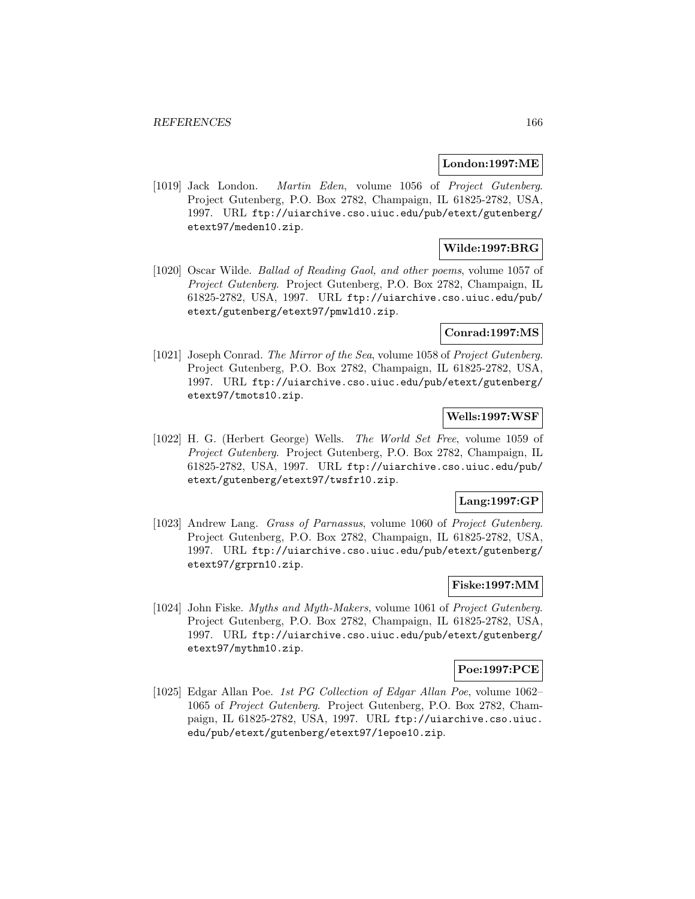**London:1997:ME**

[1019] Jack London. *Martin Eden*, volume 1056 of *Project Gutenberg*. Project Gutenberg, P.O. Box 2782, Champaign, IL 61825-2782, USA, 1997. URL `ftp://uiarchive.cso.uiuc.edu/pub/etext/gutenberg/etext97/meden10.zip`.

**Wilde:1997:BRG**

[1020] Oscar Wilde. *Ballad of Reading Gaol, and other poems*, volume 1057 of *Project Gutenberg*. Project Gutenberg, P.O. Box 2782, Champaign, IL 61825-2782, USA, 1997. URL `ftp://uiarchive.cso.uiuc.edu/pub/etext/gutenberg/etext97/pmwld10.zip`.

**Conrad:1997:MS**

[1021] Joseph Conrad. *The Mirror of the Sea*, volume 1058 of *Project Gutenberg*. Project Gutenberg, P.O. Box 2782, Champaign, IL 61825-2782, USA, 1997. URL `ftp://uiarchive.cso.uiuc.edu/pub/etext/gutenberg/etext97/tmots10.zip`.

**Wells:1997:WSF**

[1022] H. G. (Herbert George) Wells. *The World Set Free*, volume 1059 of *Project Gutenberg*. Project Gutenberg, P.O. Box 2782, Champaign, IL 61825-2782, USA, 1997. URL `ftp://uiarchive.cso.uiuc.edu/pub/etext/gutenberg/etext97/twsfr10.zip`.

**Lang:1997:GP**

[1023] Andrew Lang. *Grass of Parnassus*, volume 1060 of *Project Gutenberg*. Project Gutenberg, P.O. Box 2782, Champaign, IL 61825-2782, USA, 1997. URL `ftp://uiarchive.cso.uiuc.edu/pub/etext/gutenberg/etext97/grprn10.zip`.

**Fiske:1997:MM**

[1024] John Fiske. *Myths and Myth-Makers*, volume 1061 of *Project Gutenberg*. Project Gutenberg, P.O. Box 2782, Champaign, IL 61825-2782, USA, 1997. URL `ftp://uiarchive.cso.uiuc.edu/pub/etext/gutenberg/etext97/mythm10.zip`.

**Poe:1997:PCE**

[1025] Edgar Allan Poe. *1st PG Collection of Edgar Allan Poe*, volume 1062–1065 of *Project Gutenberg*. Project Gutenberg, P.O. Box 2782, Champaign, IL 61825-2782, USA, 1997. URL `ftp://uiarchive.cso.uiuc.edu/pub/etext/gutenberg/etext97/1epoe10.zip`.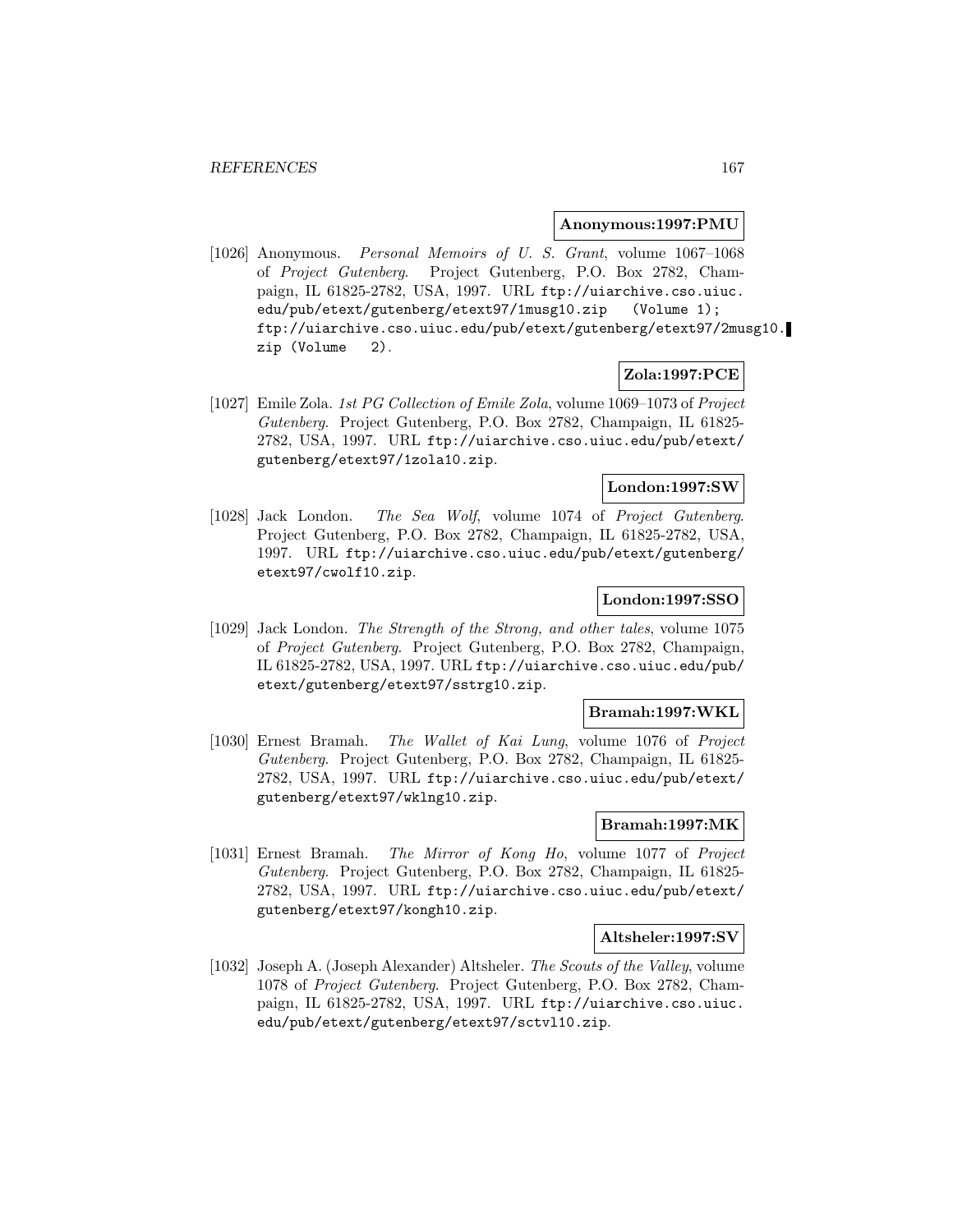**Anonymous:1997:PMU**

[1026] Anonymous. *Personal Memoirs of U. S. Grant*, volume 1067–1068 of *Project Gutenberg*. Project Gutenberg, P.O. Box 2782, Champaign, IL 61825-2782, USA, 1997. URL ftp://uiarchive.cso.uiuc.edu/pub/etext/gutenberg/etext97/1musg10.zip (Volume 1); ftp://uiarchive.cso.uiuc.edu/pub/etext/gutenberg/etext97/2musg10.zip (Volume 2).

**Zola:1997:PCE**

[1027] Emile Zola. *1st PG Collection of Emile Zola*, volume 1069–1073 of *Project Gutenberg*. Project Gutenberg, P.O. Box 2782, Champaign, IL 61825-2782, USA, 1997. URL ftp://uiarchive.cso.uiuc.edu/pub/etext/gutenberg/etext97/1zola10.zip.

**London:1997:SW**

[1028] Jack London. *The Sea Wolf*, volume 1074 of *Project Gutenberg*. Project Gutenberg, P.O. Box 2782, Champaign, IL 61825-2782, USA, 1997. URL ftp://uiarchive.cso.uiuc.edu/pub/etext/gutenberg/etext97/cwolf10.zip.

**London:1997:SSO**

[1029] Jack London. *The Strength of the Strong, and other tales*, volume 1075 of *Project Gutenberg*. Project Gutenberg, P.O. Box 2782, Champaign, IL 61825-2782, USA, 1997. URL ftp://uiarchive.cso.uiuc.edu/pub/etext/gutenberg/etext97/sstrg10.zip.

**Bramah:1997:WKL**

[1030] Ernest Bramah. *The Wallet of Kai Lung*, volume 1076 of *Project Gutenberg*. Project Gutenberg, P.O. Box 2782, Champaign, IL 61825-2782, USA, 1997. URL ftp://uiarchive.cso.uiuc.edu/pub/etext/gutenberg/etext97/wklng10.zip.

**Bramah:1997:MK**

[1031] Ernest Bramah. *The Mirror of Kong Ho*, volume 1077 of *Project Gutenberg*. Project Gutenberg, P.O. Box 2782, Champaign, IL 61825-2782, USA, 1997. URL ftp://uiarchive.cso.uiuc.edu/pub/etext/gutenberg/etext97/kongh10.zip.

**Altsheler:1997:SV**

[1032] Joseph A. (Joseph Alexander) Altsheler. *The Scouts of the Valley*, volume 1078 of *Project Gutenberg*. Project Gutenberg, P.O. Box 2782, Champaign, IL 61825-2782, USA, 1997. URL ftp://uiarchive.cso.uiuc.edu/pub/etext/gutenberg/etext97/sctvl10.zip.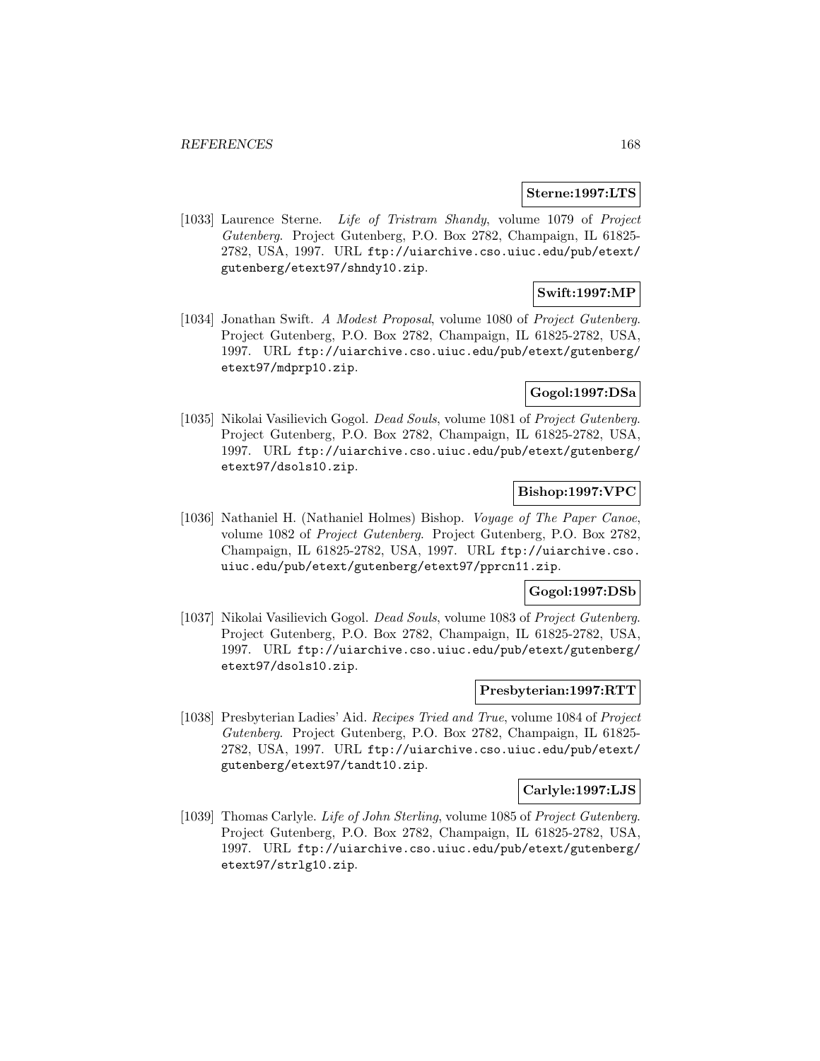**Sterne:1997:LTS**

[1033] Laurence Sterne. *Life of Tristram Shandy*, volume 1079 of *Project Gutenberg*. Project Gutenberg, P.O. Box 2782, Champaign, IL 61825-2782, USA, 1997. URL ftp://uiarchive.cso.uiuc.edu/pub/etext/gutenberg/etext97/shndy10.zip.

**Swift:1997:MP**

[1034] Jonathan Swift. *A Modest Proposal*, volume 1080 of *Project Gutenberg*. Project Gutenberg, P.O. Box 2782, Champaign, IL 61825-2782, USA, 1997. URL ftp://uiarchive.cso.uiuc.edu/pub/etext/gutenberg/etext97/mdprp10.zip.

**Gogol:1997:DSa**

[1035] Nikolai Vasilievich Gogol. *Dead Souls*, volume 1081 of *Project Gutenberg*. Project Gutenberg, P.O. Box 2782, Champaign, IL 61825-2782, USA, 1997. URL ftp://uiarchive.cso.uiuc.edu/pub/etext/gutenberg/etext97/dsols10.zip.

**Bishop:1997:VPC**

[1036] Nathaniel H. (Nathaniel Holmes) Bishop. *Voyage of The Paper Canoe*, volume 1082 of *Project Gutenberg*. Project Gutenberg, P.O. Box 2782, Champaign, IL 61825-2782, USA, 1997. URL ftp://uiarchive.cso.uiuc.edu/pub/etext/gutenberg/etext97/pprcn11.zip.

**Gogol:1997:DSb**

[1037] Nikolai Vasilievich Gogol. *Dead Souls*, volume 1083 of *Project Gutenberg*. Project Gutenberg, P.O. Box 2782, Champaign, IL 61825-2782, USA, 1997. URL ftp://uiarchive.cso.uiuc.edu/pub/etext/gutenberg/etext97/dsols10.zip.

**Presbyterian:1997:RTT**

[1038] Presbyterian Ladies' Aid. *Recipes Tried and True*, volume 1084 of *Project Gutenberg*. Project Gutenberg, P.O. Box 2782, Champaign, IL 61825-2782, USA, 1997. URL ftp://uiarchive.cso.uiuc.edu/pub/etext/gutenberg/etext97/tandt10.zip.

**Carlyle:1997:LJS**

[1039] Thomas Carlyle. *Life of John Sterling*, volume 1085 of *Project Gutenberg*. Project Gutenberg, P.O. Box 2782, Champaign, IL 61825-2782, USA, 1997. URL ftp://uiarchive.cso.uiuc.edu/pub/etext/gutenberg/etext97/strlg10.zip.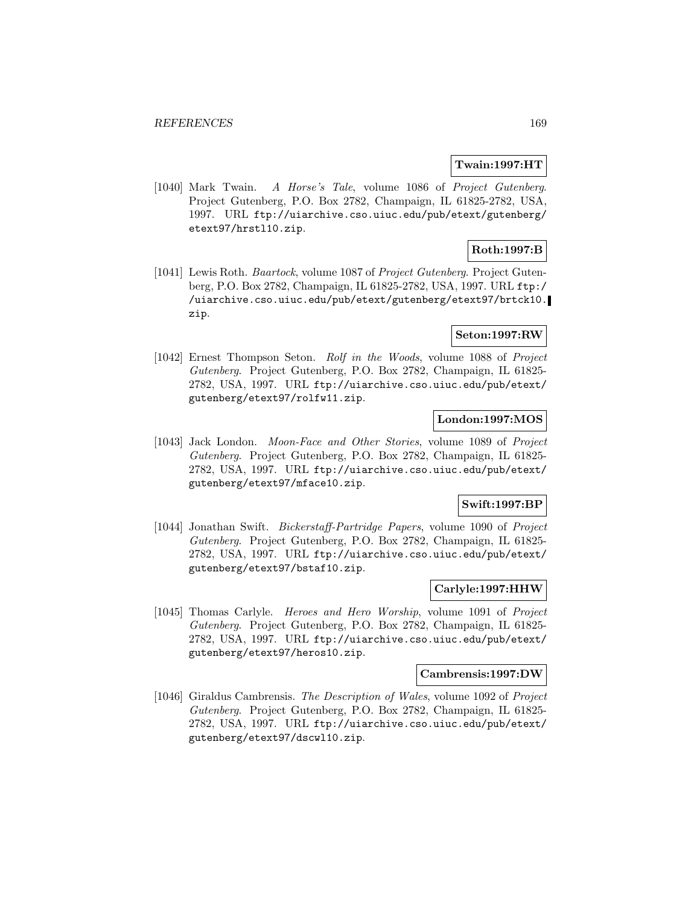**Twain:1997:HT**

[1040] Mark Twain. *A Horse's Tale*, volume 1086 of *Project Gutenberg*. Project Gutenberg, P.O. Box 2782, Champaign, IL 61825-2782, USA, 1997. URL ftp://uiarchive.cso.uiuc.edu/pub/etext/gutenberg/etext97/hrstl10.zip.

**Roth:1997:B**

[1041] Lewis Roth. *Baartock*, volume 1087 of *Project Gutenberg*. Project Gutenberg, P.O. Box 2782, Champaign, IL 61825-2782, USA, 1997. URL ftp://uiarchive.cso.uiuc.edu/pub/etext/gutenberg/etext97/brtck10.zip.

**Seton:1997:RW**

[1042] Ernest Thompson Seton. *Rolf in the Woods*, volume 1088 of *Project Gutenberg*. Project Gutenberg, P.O. Box 2782, Champaign, IL 61825-2782, USA, 1997. URL ftp://uiarchive.cso.uiuc.edu/pub/etext/gutenberg/etext97/rolfw11.zip.

**London:1997:MOS**

[1043] Jack London. *Moon-Face and Other Stories*, volume 1089 of *Project Gutenberg*. Project Gutenberg, P.O. Box 2782, Champaign, IL 61825-2782, USA, 1997. URL ftp://uiarchive.cso.uiuc.edu/pub/etext/gutenberg/etext97/mface10.zip.

**Swift:1997:BP**

[1044] Jonathan Swift. *Bickerstaff-Partridge Papers*, volume 1090 of *Project Gutenberg*. Project Gutenberg, P.O. Box 2782, Champaign, IL 61825-2782, USA, 1997. URL ftp://uiarchive.cso.uiuc.edu/pub/etext/gutenberg/etext97/bstaf10.zip.

**Carlyle:1997:HHW**

[1045] Thomas Carlyle. *Heroes and Hero Worship*, volume 1091 of *Project Gutenberg*. Project Gutenberg, P.O. Box 2782, Champaign, IL 61825-2782, USA, 1997. URL ftp://uiarchive.cso.uiuc.edu/pub/etext/gutenberg/etext97/heros10.zip.

**Cambrensis:1997:DW**

[1046] Giraldus Cambrensis. *The Description of Wales*, volume 1092 of *Project Gutenberg*. Project Gutenberg, P.O. Box 2782, Champaign, IL 61825-2782, USA, 1997. URL ftp://uiarchive.cso.uiuc.edu/pub/etext/gutenberg/etext97/dscwl10.zip.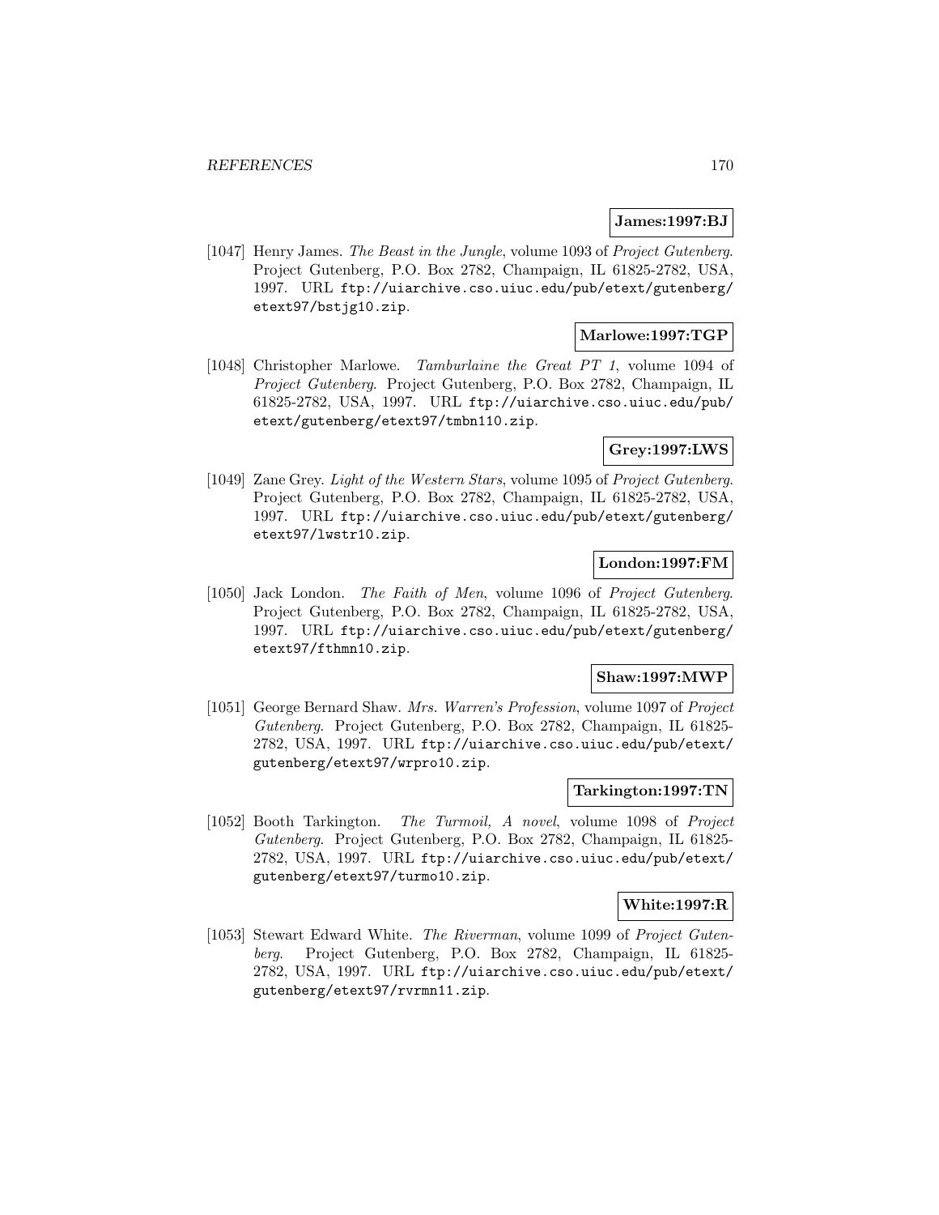**James:1997:BJ**

[1047] Henry James. *The Beast in the Jungle*, volume 1093 of *Project Gutenberg*. Project Gutenberg, P.O. Box 2782, Champaign, IL 61825-2782, USA, 1997. URL `ftp://uiarchive.cso.uiuc.edu/pub/etext/gutenberg/etext97/bstjg10.zip`.

**Marlowe:1997:TGP**

[1048] Christopher Marlowe. *Tamburlaine the Great PT 1*, volume 1094 of *Project Gutenberg*. Project Gutenberg, P.O. Box 2782, Champaign, IL 61825-2782, USA, 1997. URL `ftp://uiarchive.cso.uiuc.edu/pub/etext/gutenberg/etext97/tmbn110.zip`.

**Grey:1997:LWS**

[1049] Zane Grey. *Light of the Western Stars*, volume 1095 of *Project Gutenberg*. Project Gutenberg, P.O. Box 2782, Champaign, IL 61825-2782, USA, 1997. URL `ftp://uiarchive.cso.uiuc.edu/pub/etext/gutenberg/etext97/lwstr10.zip`.

**London:1997:FM**

[1050] Jack London. *The Faith of Men*, volume 1096 of *Project Gutenberg*. Project Gutenberg, P.O. Box 2782, Champaign, IL 61825-2782, USA, 1997. URL `ftp://uiarchive.cso.uiuc.edu/pub/etext/gutenberg/etext97/fthmn10.zip`.

**Shaw:1997:MWP**

[1051] George Bernard Shaw. *Mrs. Warren's Profession*, volume 1097 of *Project Gutenberg*. Project Gutenberg, P.O. Box 2782, Champaign, IL 61825-2782, USA, 1997. URL `ftp://uiarchive.cso.uiuc.edu/pub/etext/gutenberg/etext97/wrpro10.zip`.

**Tarkington:1997:TN**

[1052] Booth Tarkington. *The Turmoil, A novel*, volume 1098 of *Project Gutenberg*. Project Gutenberg, P.O. Box 2782, Champaign, IL 61825-2782, USA, 1997. URL `ftp://uiarchive.cso.uiuc.edu/pub/etext/gutenberg/etext97/turmo10.zip`.

**White:1997:R**

[1053] Stewart Edward White. *The Riverman*, volume 1099 of *Project Gutenberg*. Project Gutenberg, P.O. Box 2782, Champaign, IL 61825-2782, USA, 1997. URL `ftp://uiarchive.cso.uiuc.edu/pub/etext/gutenberg/etext97/rvrmn11.zip`.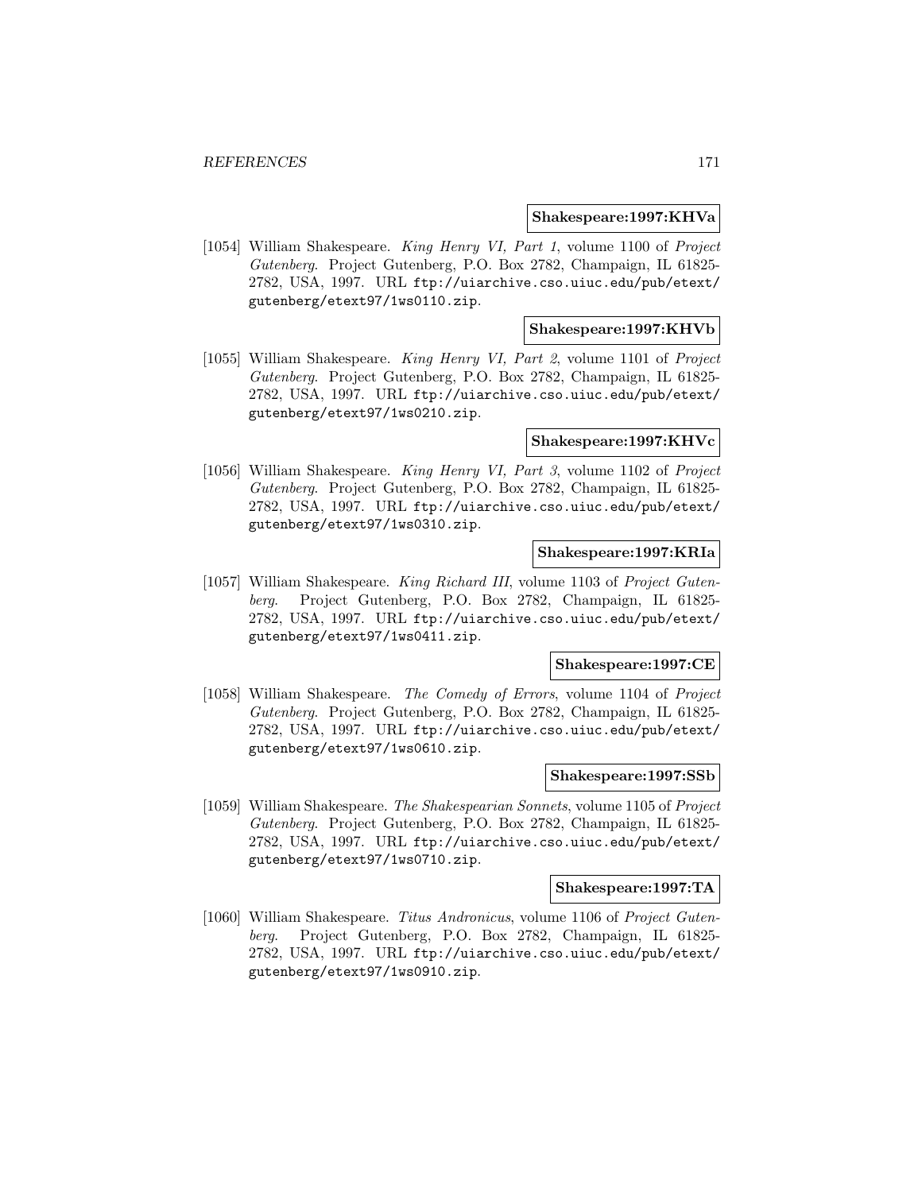**Shakespeare:1997:KHVa**

[1054] William Shakespeare. *King Henry VI, Part 1*, volume 1100 of *Project Gutenberg*. Project Gutenberg, P.O. Box 2782, Champaign, IL 61825-2782, USA, 1997. URL `ftp://uiarchive.cso.uiuc.edu/pub/etext/gutenberg/etext97/1ws0110.zip`.

**Shakespeare:1997:KHVb**

[1055] William Shakespeare. *King Henry VI, Part 2*, volume 1101 of *Project Gutenberg*. Project Gutenberg, P.O. Box 2782, Champaign, IL 61825-2782, USA, 1997. URL `ftp://uiarchive.cso.uiuc.edu/pub/etext/gutenberg/etext97/1ws0210.zip`.

**Shakespeare:1997:KHVc**

[1056] William Shakespeare. *King Henry VI, Part 3*, volume 1102 of *Project Gutenberg*. Project Gutenberg, P.O. Box 2782, Champaign, IL 61825-2782, USA, 1997. URL `ftp://uiarchive.cso.uiuc.edu/pub/etext/gutenberg/etext97/1ws0310.zip`.

**Shakespeare:1997:KRIa**

[1057] William Shakespeare. *King Richard III*, volume 1103 of *Project Gutenberg*. Project Gutenberg, P.O. Box 2782, Champaign, IL 61825-2782, USA, 1997. URL `ftp://uiarchive.cso.uiuc.edu/pub/etext/gutenberg/etext97/1ws0411.zip`.

**Shakespeare:1997:CE**

[1058] William Shakespeare. *The Comedy of Errors*, volume 1104 of *Project Gutenberg*. Project Gutenberg, P.O. Box 2782, Champaign, IL 61825-2782, USA, 1997. URL `ftp://uiarchive.cso.uiuc.edu/pub/etext/gutenberg/etext97/1ws0610.zip`.

**Shakespeare:1997:SSb**

[1059] William Shakespeare. *The Shakespearian Sonnets*, volume 1105 of *Project Gutenberg*. Project Gutenberg, P.O. Box 2782, Champaign, IL 61825-2782, USA, 1997. URL `ftp://uiarchive.cso.uiuc.edu/pub/etext/gutenberg/etext97/1ws0710.zip`.

**Shakespeare:1997:TA**

[1060] William Shakespeare. *Titus Andronicus*, volume 1106 of *Project Gutenberg*. Project Gutenberg, P.O. Box 2782, Champaign, IL 61825-2782, USA, 1997. URL `ftp://uiarchive.cso.uiuc.edu/pub/etext/gutenberg/etext97/1ws0910.zip`.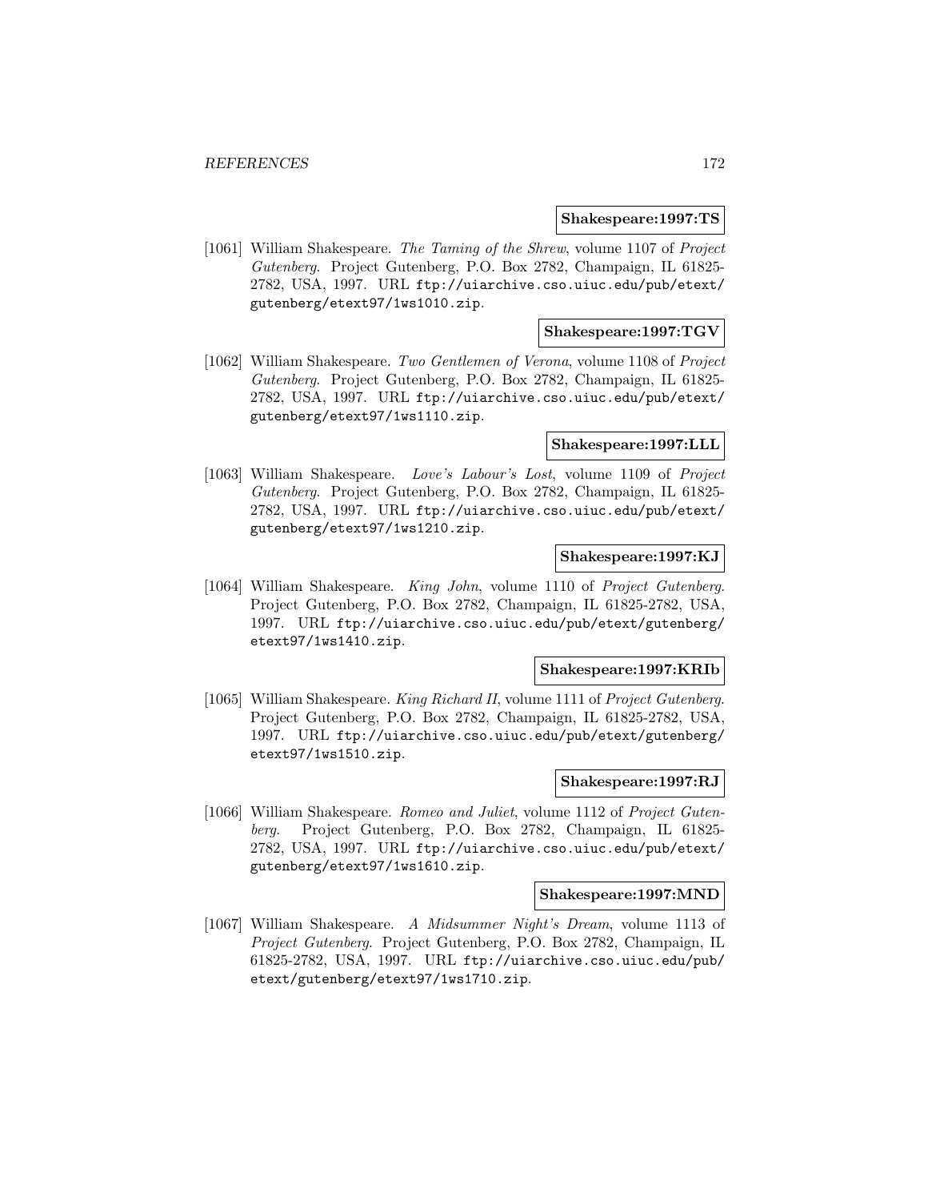**Shakespeare:1997:TS**

[1061] William Shakespeare. *The Taming of the Shrew*, volume 1107 of *Project Gutenberg*. Project Gutenberg, P.O. Box 2782, Champaign, IL 61825-2782, USA, 1997. URL `ftp://uiarchive.cso.uiuc.edu/pub/etext/gutenberg/etext97/1ws1010.zip`.

**Shakespeare:1997:TGV**

[1062] William Shakespeare. *Two Gentlemen of Verona*, volume 1108 of *Project Gutenberg*. Project Gutenberg, P.O. Box 2782, Champaign, IL 61825-2782, USA, 1997. URL `ftp://uiarchive.cso.uiuc.edu/pub/etext/gutenberg/etext97/1ws1110.zip`.

**Shakespeare:1997:LLL**

[1063] William Shakespeare. *Love's Labour's Lost*, volume 1109 of *Project Gutenberg*. Project Gutenberg, P.O. Box 2782, Champaign, IL 61825-2782, USA, 1997. URL `ftp://uiarchive.cso.uiuc.edu/pub/etext/gutenberg/etext97/1ws1210.zip`.

**Shakespeare:1997:KJ**

[1064] William Shakespeare. *King John*, volume 1110 of *Project Gutenberg*. Project Gutenberg, P.O. Box 2782, Champaign, IL 61825-2782, USA, 1997. URL `ftp://uiarchive.cso.uiuc.edu/pub/etext/gutenberg/etext97/1ws1410.zip`.

**Shakespeare:1997:KRIb**

[1065] William Shakespeare. *King Richard II*, volume 1111 of *Project Gutenberg*. Project Gutenberg, P.O. Box 2782, Champaign, IL 61825-2782, USA, 1997. URL `ftp://uiarchive.cso.uiuc.edu/pub/etext/gutenberg/etext97/1ws1510.zip`.

**Shakespeare:1997:RJ**

[1066] William Shakespeare. *Romeo and Juliet*, volume 1112 of *Project Gutenberg*. Project Gutenberg, P.O. Box 2782, Champaign, IL 61825-2782, USA, 1997. URL `ftp://uiarchive.cso.uiuc.edu/pub/etext/gutenberg/etext97/1ws1610.zip`.

**Shakespeare:1997:MND**

[1067] William Shakespeare. *A Midsummer Night's Dream*, volume 1113 of *Project Gutenberg*. Project Gutenberg, P.O. Box 2782, Champaign, IL 61825-2782, USA, 1997. URL `ftp://uiarchive.cso.uiuc.edu/pub/etext/gutenberg/etext97/1ws1710.zip`.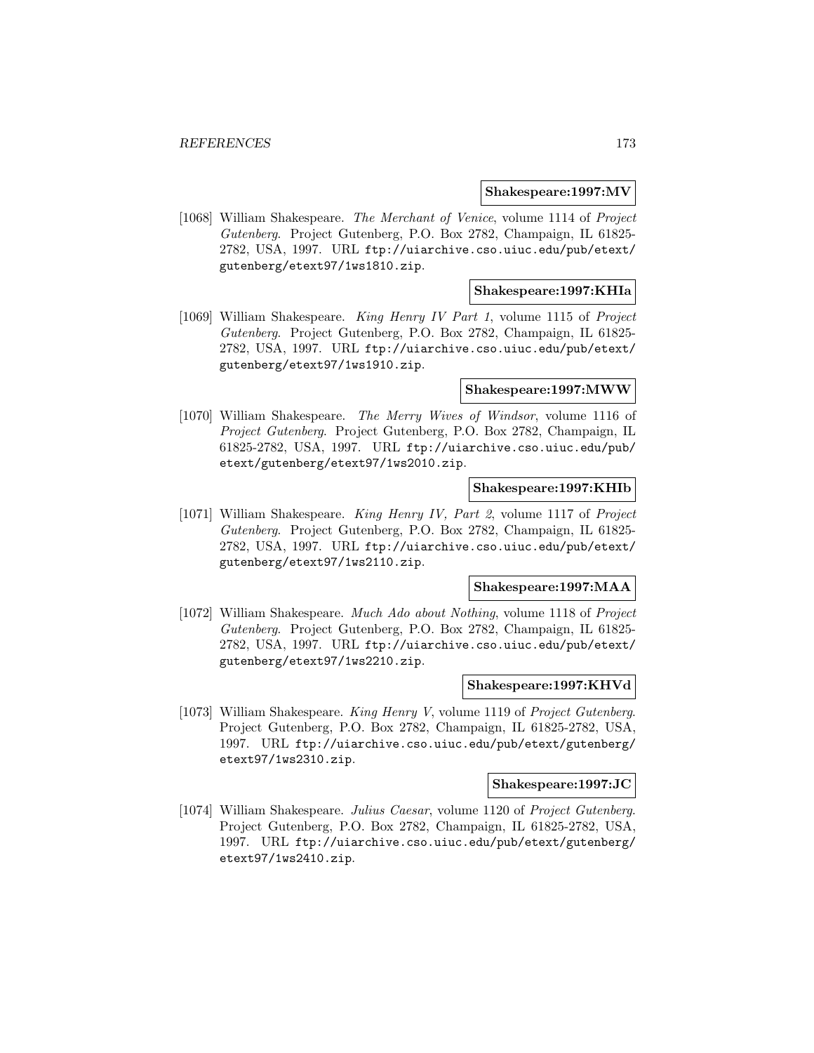**Shakespeare:1997:MV**

[1068] William Shakespeare. *The Merchant of Venice*, volume 1114 of *Project Gutenberg*. Project Gutenberg, P.O. Box 2782, Champaign, IL 61825-2782, USA, 1997. URL `ftp://uiarchive.cso.uiuc.edu/pub/etext/gutenberg/etext97/1ws1810.zip`.

**Shakespeare:1997:KHIa**

[1069] William Shakespeare. *King Henry IV Part 1*, volume 1115 of *Project Gutenberg*. Project Gutenberg, P.O. Box 2782, Champaign, IL 61825-2782, USA, 1997. URL `ftp://uiarchive.cso.uiuc.edu/pub/etext/gutenberg/etext97/1ws1910.zip`.

**Shakespeare:1997:MWW**

[1070] William Shakespeare. *The Merry Wives of Windsor*, volume 1116 of *Project Gutenberg*. Project Gutenberg, P.O. Box 2782, Champaign, IL 61825-2782, USA, 1997. URL `ftp://uiarchive.cso.uiuc.edu/pub/etext/gutenberg/etext97/1ws2010.zip`.

**Shakespeare:1997:KHIb**

[1071] William Shakespeare. *King Henry IV, Part 2*, volume 1117 of *Project Gutenberg*. Project Gutenberg, P.O. Box 2782, Champaign, IL 61825-2782, USA, 1997. URL `ftp://uiarchive.cso.uiuc.edu/pub/etext/gutenberg/etext97/1ws2110.zip`.

**Shakespeare:1997:MAA**

[1072] William Shakespeare. *Much Ado about Nothing*, volume 1118 of *Project Gutenberg*. Project Gutenberg, P.O. Box 2782, Champaign, IL 61825-2782, USA, 1997. URL `ftp://uiarchive.cso.uiuc.edu/pub/etext/gutenberg/etext97/1ws2210.zip`.

**Shakespeare:1997:KHVd**

[1073] William Shakespeare. *King Henry V*, volume 1119 of *Project Gutenberg*. Project Gutenberg, P.O. Box 2782, Champaign, IL 61825-2782, USA, 1997. URL `ftp://uiarchive.cso.uiuc.edu/pub/etext/gutenberg/etext97/1ws2310.zip`.

**Shakespeare:1997:JC**

[1074] William Shakespeare. *Julius Caesar*, volume 1120 of *Project Gutenberg*. Project Gutenberg, P.O. Box 2782, Champaign, IL 61825-2782, USA, 1997. URL `ftp://uiarchive.cso.uiuc.edu/pub/etext/gutenberg/etext97/1ws2410.zip`.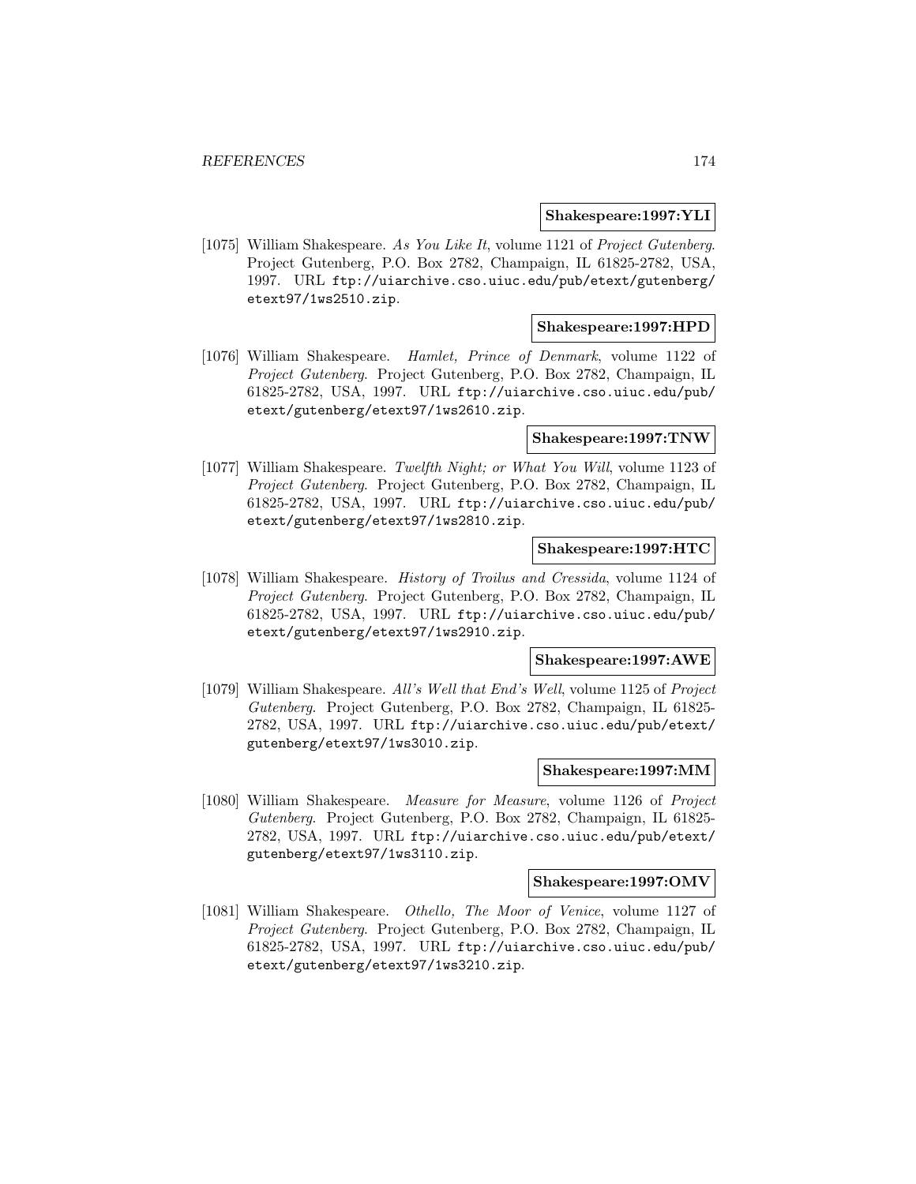**Shakespeare:1997:YLI**

[1075] William Shakespeare. *As You Like It*, volume 1121 of *Project Gutenberg*. Project Gutenberg, P.O. Box 2782, Champaign, IL 61825-2782, USA, 1997. URL ftp://uiarchive.cso.uiuc.edu/pub/etext/gutenberg/etext97/1ws2510.zip.

**Shakespeare:1997:HPD**

[1076] William Shakespeare. *Hamlet, Prince of Denmark*, volume 1122 of *Project Gutenberg*. Project Gutenberg, P.O. Box 2782, Champaign, IL 61825-2782, USA, 1997. URL ftp://uiarchive.cso.uiuc.edu/pub/etext/gutenberg/etext97/1ws2610.zip.

**Shakespeare:1997:TNW**

[1077] William Shakespeare. *Twelfth Night; or What You Will*, volume 1123 of *Project Gutenberg*. Project Gutenberg, P.O. Box 2782, Champaign, IL 61825-2782, USA, 1997. URL ftp://uiarchive.cso.uiuc.edu/pub/etext/gutenberg/etext97/1ws2810.zip.

**Shakespeare:1997:HTC**

[1078] William Shakespeare. *History of Troilus and Cressida*, volume 1124 of *Project Gutenberg*. Project Gutenberg, P.O. Box 2782, Champaign, IL 61825-2782, USA, 1997. URL ftp://uiarchive.cso.uiuc.edu/pub/etext/gutenberg/etext97/1ws2910.zip.

**Shakespeare:1997:AWE**

[1079] William Shakespeare. *All's Well that End's Well*, volume 1125 of *Project Gutenberg*. Project Gutenberg, P.O. Box 2782, Champaign, IL 61825-2782, USA, 1997. URL ftp://uiarchive.cso.uiuc.edu/pub/etext/gutenberg/etext97/1ws3010.zip.

**Shakespeare:1997:MM**

[1080] William Shakespeare. *Measure for Measure*, volume 1126 of *Project Gutenberg*. Project Gutenberg, P.O. Box 2782, Champaign, IL 61825-2782, USA, 1997. URL ftp://uiarchive.cso.uiuc.edu/pub/etext/gutenberg/etext97/1ws3110.zip.

**Shakespeare:1997:OMV**

[1081] William Shakespeare. *Othello, The Moor of Venice*, volume 1127 of *Project Gutenberg*. Project Gutenberg, P.O. Box 2782, Champaign, IL 61825-2782, USA, 1997. URL ftp://uiarchive.cso.uiuc.edu/pub/etext/gutenberg/etext97/1ws3210.zip.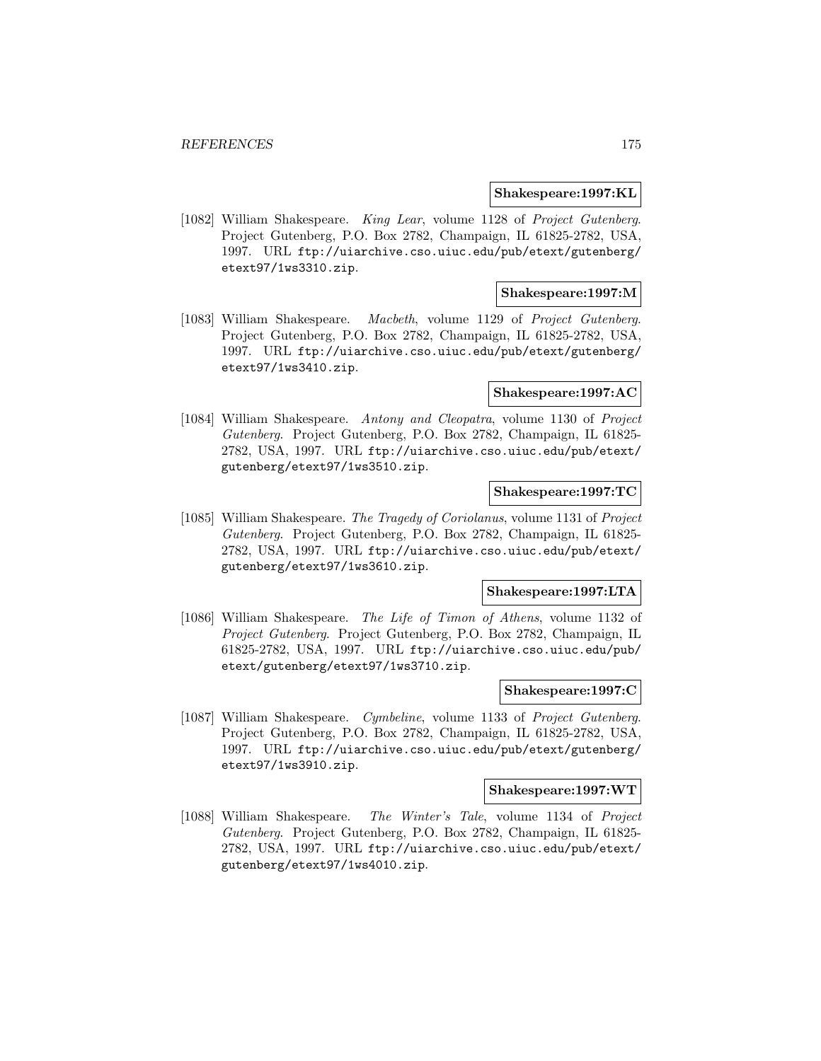**Shakespeare:1997:KL**

[1082] William Shakespeare. *King Lear*, volume 1128 of *Project Gutenberg*. Project Gutenberg, P.O. Box 2782, Champaign, IL 61825-2782, USA, 1997. URL ftp://uiarchive.cso.uiuc.edu/pub/etext/gutenberg/etext97/1ws3310.zip.

**Shakespeare:1997:M**

[1083] William Shakespeare. *Macbeth*, volume 1129 of *Project Gutenberg*. Project Gutenberg, P.O. Box 2782, Champaign, IL 61825-2782, USA, 1997. URL ftp://uiarchive.cso.uiuc.edu/pub/etext/gutenberg/etext97/1ws3410.zip.

**Shakespeare:1997:AC**

[1084] William Shakespeare. *Antony and Cleopatra*, volume 1130 of *Project Gutenberg*. Project Gutenberg, P.O. Box 2782, Champaign, IL 61825-2782, USA, 1997. URL ftp://uiarchive.cso.uiuc.edu/pub/etext/gutenberg/etext97/1ws3510.zip.

**Shakespeare:1997:TC**

[1085] William Shakespeare. *The Tragedy of Coriolanus*, volume 1131 of *Project Gutenberg*. Project Gutenberg, P.O. Box 2782, Champaign, IL 61825-2782, USA, 1997. URL ftp://uiarchive.cso.uiuc.edu/pub/etext/gutenberg/etext97/1ws3610.zip.

**Shakespeare:1997:LTA**

[1086] William Shakespeare. *The Life of Timon of Athens*, volume 1132 of *Project Gutenberg*. Project Gutenberg, P.O. Box 2782, Champaign, IL 61825-2782, USA, 1997. URL ftp://uiarchive.cso.uiuc.edu/pub/etext/gutenberg/etext97/1ws3710.zip.

**Shakespeare:1997:C**

[1087] William Shakespeare. *Cymbeline*, volume 1133 of *Project Gutenberg*. Project Gutenberg, P.O. Box 2782, Champaign, IL 61825-2782, USA, 1997. URL ftp://uiarchive.cso.uiuc.edu/pub/etext/gutenberg/etext97/1ws3910.zip.

**Shakespeare:1997:WT**

[1088] William Shakespeare. *The Winter's Tale*, volume 1134 of *Project Gutenberg*. Project Gutenberg, P.O. Box 2782, Champaign, IL 61825-2782, USA, 1997. URL ftp://uiarchive.cso.uiuc.edu/pub/etext/gutenberg/etext97/1ws4010.zip.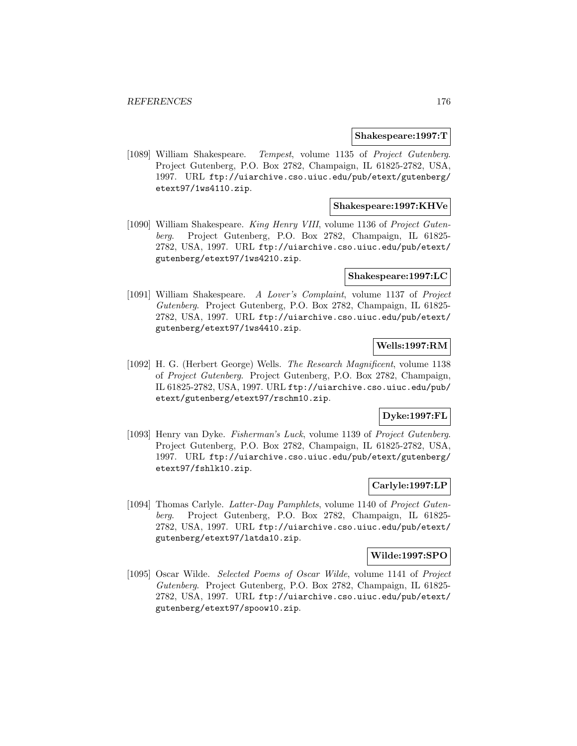**Shakespeare:1997:T**

[1089] William Shakespeare. *Tempest*, volume 1135 of *Project Gutenberg*. Project Gutenberg, P.O. Box 2782, Champaign, IL 61825-2782, USA, 1997. URL `ftp://uiarchive.cso.uiuc.edu/pub/etext/gutenberg/etext97/1ws4110.zip`.

**Shakespeare:1997:KHVe**

[1090] William Shakespeare. *King Henry VIII*, volume 1136 of *Project Gutenberg*. Project Gutenberg, P.O. Box 2782, Champaign, IL 61825-2782, USA, 1997. URL `ftp://uiarchive.cso.uiuc.edu/pub/etext/gutenberg/etext97/1ws4210.zip`.

**Shakespeare:1997:LC**

[1091] William Shakespeare. *A Lover's Complaint*, volume 1137 of *Project Gutenberg*. Project Gutenberg, P.O. Box 2782, Champaign, IL 61825-2782, USA, 1997. URL `ftp://uiarchive.cso.uiuc.edu/pub/etext/gutenberg/etext97/1ws4410.zip`.

**Wells:1997:RM**

[1092] H. G. (Herbert George) Wells. *The Research Magnificent*, volume 1138 of *Project Gutenberg*. Project Gutenberg, P.O. Box 2782, Champaign, IL 61825-2782, USA, 1997. URL `ftp://uiarchive.cso.uiuc.edu/pub/etext/gutenberg/etext97/rschm10.zip`.

**Dyke:1997:FL**

[1093] Henry van Dyke. *Fisherman's Luck*, volume 1139 of *Project Gutenberg*. Project Gutenberg, P.O. Box 2782, Champaign, IL 61825-2782, USA, 1997. URL `ftp://uiarchive.cso.uiuc.edu/pub/etext/gutenberg/etext97/fshlk10.zip`.

**Carlyle:1997:LP**

[1094] Thomas Carlyle. *Latter-Day Pamphlets*, volume 1140 of *Project Gutenberg*. Project Gutenberg, P.O. Box 2782, Champaign, IL 61825-2782, USA, 1997. URL `ftp://uiarchive.cso.uiuc.edu/pub/etext/gutenberg/etext97/latda10.zip`.

**Wilde:1997:SPO**

[1095] Oscar Wilde. *Selected Poems of Oscar Wilde*, volume 1141 of *Project Gutenberg*. Project Gutenberg, P.O. Box 2782, Champaign, IL 61825-2782, USA, 1997. URL `ftp://uiarchive.cso.uiuc.edu/pub/etext/gutenberg/etext97/spoow10.zip`.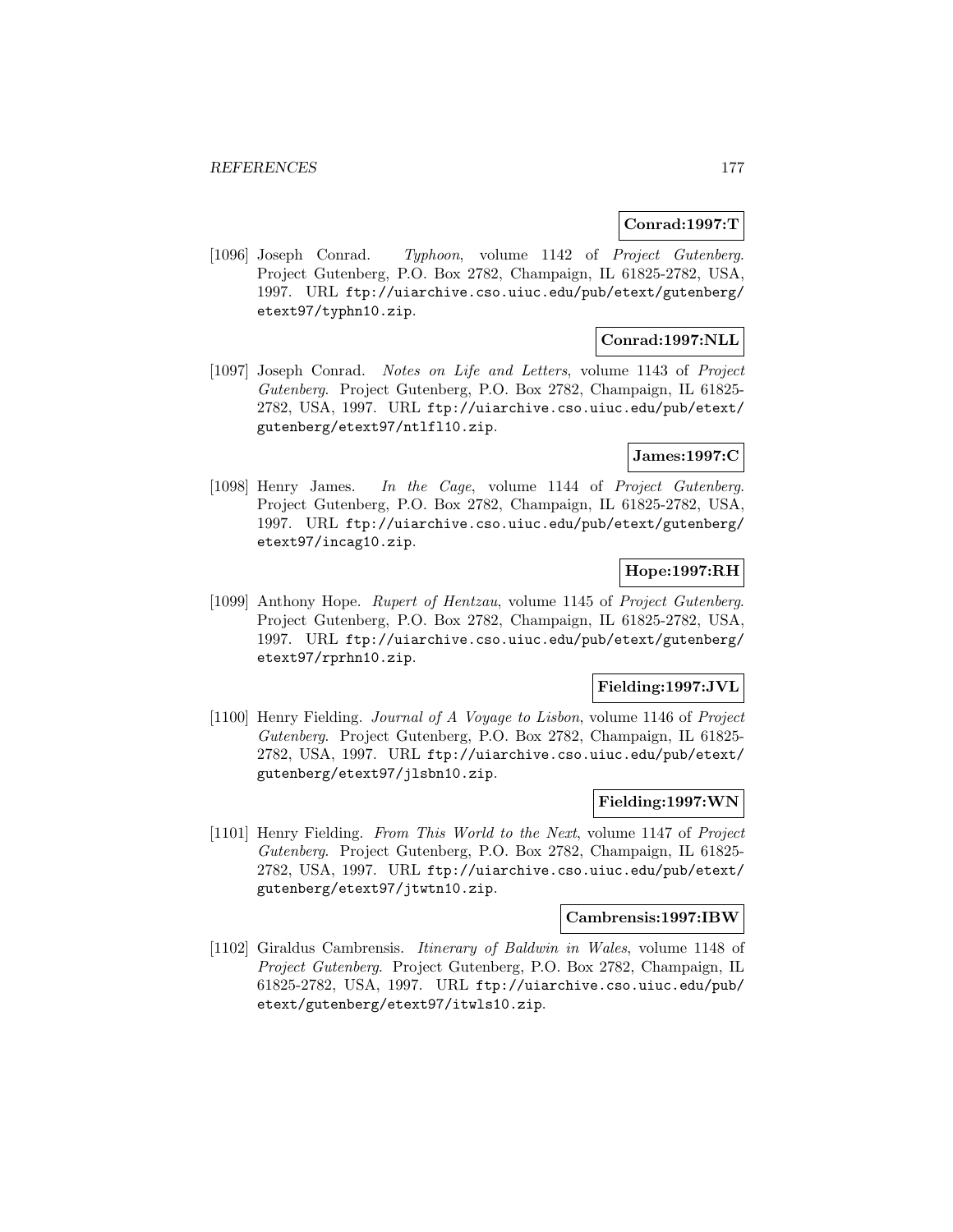**Conrad:1997:T**

[1096] Joseph Conrad. *Typhoon*, volume 1142 of *Project Gutenberg*. Project Gutenberg, P.O. Box 2782, Champaign, IL 61825-2782, USA, 1997. URL `ftp://uiarchive.cso.uiuc.edu/pub/etext/gutenberg/etext97/typhn10.zip`.

**Conrad:1997:NLL**

[1097] Joseph Conrad. *Notes on Life and Letters*, volume 1143 of *Project Gutenberg*. Project Gutenberg, P.O. Box 2782, Champaign, IL 61825-2782, USA, 1997. URL `ftp://uiarchive.cso.uiuc.edu/pub/etext/gutenberg/etext97/ntlfl10.zip`.

**James:1997:C**

[1098] Henry James. *In the Cage*, volume 1144 of *Project Gutenberg*. Project Gutenberg, P.O. Box 2782, Champaign, IL 61825-2782, USA, 1997. URL `ftp://uiarchive.cso.uiuc.edu/pub/etext/gutenberg/etext97/incag10.zip`.

**Hope:1997:RH**

[1099] Anthony Hope. *Rupert of Hentzau*, volume 1145 of *Project Gutenberg*. Project Gutenberg, P.O. Box 2782, Champaign, IL 61825-2782, USA, 1997. URL `ftp://uiarchive.cso.uiuc.edu/pub/etext/gutenberg/etext97/rprhn10.zip`.

**Fielding:1997:JVL**

[1100] Henry Fielding. *Journal of A Voyage to Lisbon*, volume 1146 of *Project Gutenberg*. Project Gutenberg, P.O. Box 2782, Champaign, IL 61825-2782, USA, 1997. URL `ftp://uiarchive.cso.uiuc.edu/pub/etext/gutenberg/etext97/jlsbn10.zip`.

**Fielding:1997:WN**

[1101] Henry Fielding. *From This World to the Next*, volume 1147 of *Project Gutenberg*. Project Gutenberg, P.O. Box 2782, Champaign, IL 61825-2782, USA, 1997. URL `ftp://uiarchive.cso.uiuc.edu/pub/etext/gutenberg/etext97/jtwtn10.zip`.

**Cambrensis:1997:IBW**

[1102] Giraldus Cambrensis. *Itinerary of Baldwin in Wales*, volume 1148 of *Project Gutenberg*. Project Gutenberg, P.O. Box 2782, Champaign, IL 61825-2782, USA, 1997. URL `ftp://uiarchive.cso.uiuc.edu/pub/etext/gutenberg/etext97/itwls10.zip`.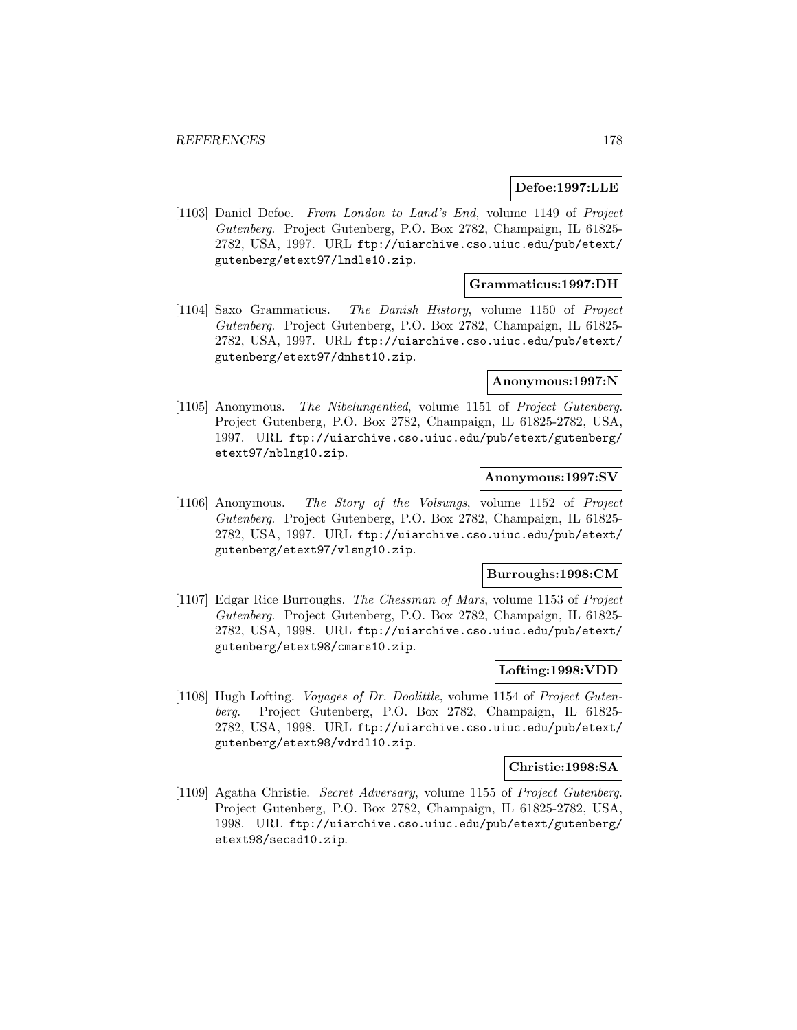**Defoe:1997:LLE**

[1103] Daniel Defoe. *From London to Land's End*, volume 1149 of *Project Gutenberg*. Project Gutenberg, P.O. Box 2782, Champaign, IL 61825-2782, USA, 1997. URL `ftp://uiarchive.cso.uiuc.edu/pub/etext/gutenberg/etext97/lndle10.zip`.

**Grammaticus:1997:DH**

[1104] Saxo Grammaticus. *The Danish History*, volume 1150 of *Project Gutenberg*. Project Gutenberg, P.O. Box 2782, Champaign, IL 61825-2782, USA, 1997. URL `ftp://uiarchive.cso.uiuc.edu/pub/etext/gutenberg/etext97/dnhst10.zip`.

**Anonymous:1997:N**

[1105] Anonymous. *The Nibelungenlied*, volume 1151 of *Project Gutenberg*. Project Gutenberg, P.O. Box 2782, Champaign, IL 61825-2782, USA, 1997. URL `ftp://uiarchive.cso.uiuc.edu/pub/etext/gutenberg/etext97/nblng10.zip`.

**Anonymous:1997:SV**

[1106] Anonymous. *The Story of the Volsungs*, volume 1152 of *Project Gutenberg*. Project Gutenberg, P.O. Box 2782, Champaign, IL 61825-2782, USA, 1997. URL `ftp://uiarchive.cso.uiuc.edu/pub/etext/gutenberg/etext97/vlsng10.zip`.

**Burroughs:1998:CM**

[1107] Edgar Rice Burroughs. *The Chessman of Mars*, volume 1153 of *Project Gutenberg*. Project Gutenberg, P.O. Box 2782, Champaign, IL 61825-2782, USA, 1998. URL `ftp://uiarchive.cso.uiuc.edu/pub/etext/gutenberg/etext98/cmars10.zip`.

**Lofting:1998:VDD**

[1108] Hugh Lofting. *Voyages of Dr. Doolittle*, volume 1154 of *Project Gutenberg*. Project Gutenberg, P.O. Box 2782, Champaign, IL 61825-2782, USA, 1998. URL `ftp://uiarchive.cso.uiuc.edu/pub/etext/gutenberg/etext98/vdrdl10.zip`.

**Christie:1998:SA**

[1109] Agatha Christie. *Secret Adversary*, volume 1155 of *Project Gutenberg*. Project Gutenberg, P.O. Box 2782, Champaign, IL 61825-2782, USA, 1998. URL `ftp://uiarchive.cso.uiuc.edu/pub/etext/gutenberg/etext98/secad10.zip`.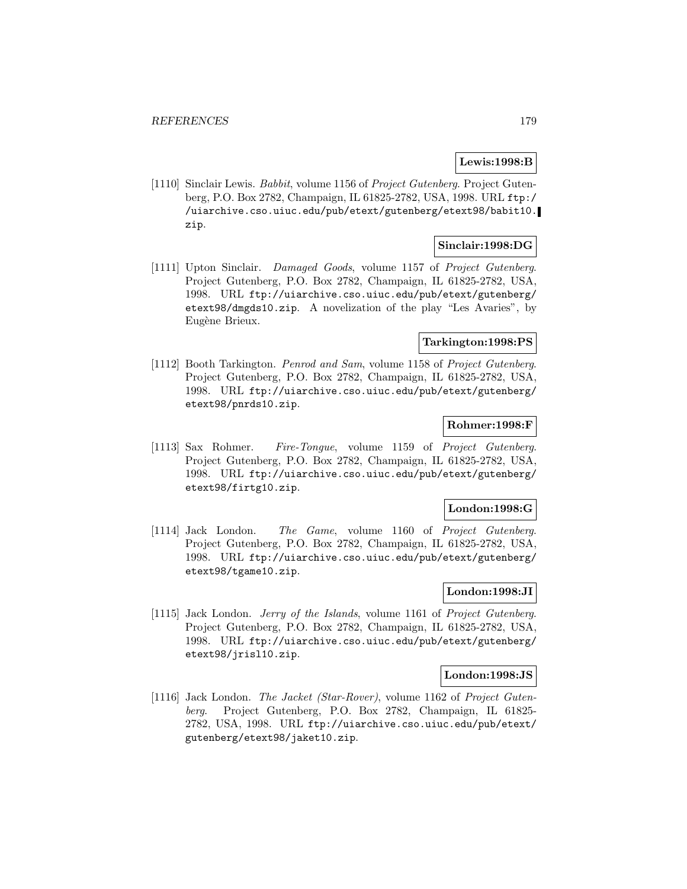**Lewis:1998:B**

[1110] Sinclair Lewis. *Babbit*, volume 1156 of *Project Gutenberg*. Project Gutenberg, P.O. Box 2782, Champaign, IL 61825-2782, USA, 1998. URL `ftp://uiarchive.cso.uiuc.edu/pub/etext/gutenberg/etext98/babit10.zip`.

**Sinclair:1998:DG**

[1111] Upton Sinclair. *Damaged Goods*, volume 1157 of *Project Gutenberg*. Project Gutenberg, P.O. Box 2782, Champaign, IL 61825-2782, USA, 1998. URL `ftp://uiarchive.cso.uiuc.edu/pub/etext/gutenberg/etext98/dmgds10.zip`. A novelization of the play "Les Avaries", by Eugène Brieux.

**Tarkington:1998:PS**

[1112] Booth Tarkington. *Penrod and Sam*, volume 1158 of *Project Gutenberg*. Project Gutenberg, P.O. Box 2782, Champaign, IL 61825-2782, USA, 1998. URL `ftp://uiarchive.cso.uiuc.edu/pub/etext/gutenberg/etext98/pnrds10.zip`.

**Rohmer:1998:F**

[1113] Sax Rohmer. *Fire-Tongue*, volume 1159 of *Project Gutenberg*. Project Gutenberg, P.O. Box 2782, Champaign, IL 61825-2782, USA, 1998. URL `ftp://uiarchive.cso.uiuc.edu/pub/etext/gutenberg/etext98/firtg10.zip`.

**London:1998:G**

[1114] Jack London. *The Game*, volume 1160 of *Project Gutenberg*. Project Gutenberg, P.O. Box 2782, Champaign, IL 61825-2782, USA, 1998. URL `ftp://uiarchive.cso.uiuc.edu/pub/etext/gutenberg/etext98/tgame10.zip`.

**London:1998:JI**

[1115] Jack London. *Jerry of the Islands*, volume 1161 of *Project Gutenberg*. Project Gutenberg, P.O. Box 2782, Champaign, IL 61825-2782, USA, 1998. URL `ftp://uiarchive.cso.uiuc.edu/pub/etext/gutenberg/etext98/jrisl10.zip`.

**London:1998:JS**

[1116] Jack London. *The Jacket (Star-Rover)*, volume 1162 of *Project Gutenberg*. Project Gutenberg, P.O. Box 2782, Champaign, IL 61825-2782, USA, 1998. URL `ftp://uiarchive.cso.uiuc.edu/pub/etext/gutenberg/etext98/jaket10.zip`.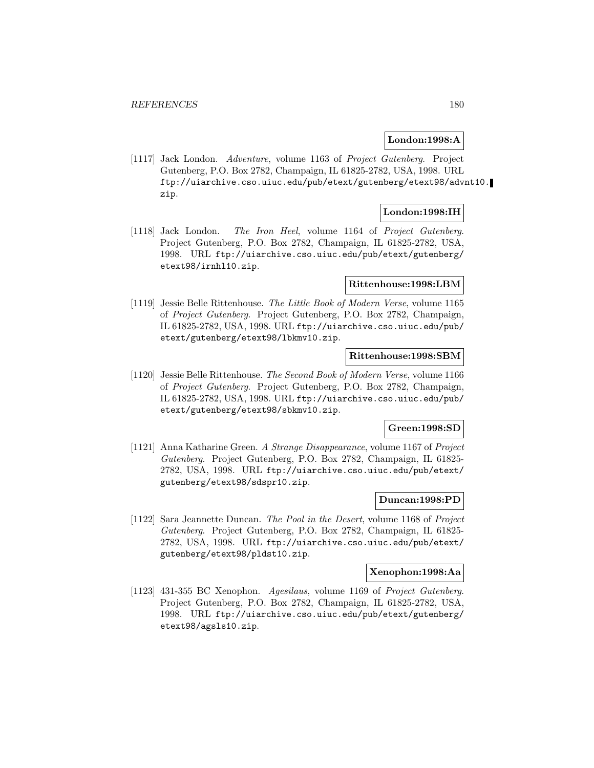**London:1998:A**

[1117] Jack London. *Adventure*, volume 1163 of *Project Gutenberg*. Project Gutenberg, P.O. Box 2782, Champaign, IL 61825-2782, USA, 1998. URL ftp://uiarchive.cso.uiuc.edu/pub/etext/gutenberg/etext98/advnt10.zip.

**London:1998:IH**

[1118] Jack London. *The Iron Heel*, volume 1164 of *Project Gutenberg*. Project Gutenberg, P.O. Box 2782, Champaign, IL 61825-2782, USA, 1998. URL ftp://uiarchive.cso.uiuc.edu/pub/etext/gutenberg/etext98/irnhl10.zip.

**Rittenhouse:1998:LBM**

[1119] Jessie Belle Rittenhouse. *The Little Book of Modern Verse*, volume 1165 of *Project Gutenberg*. Project Gutenberg, P.O. Box 2782, Champaign, IL 61825-2782, USA, 1998. URL ftp://uiarchive.cso.uiuc.edu/pub/etext/gutenberg/etext98/lbkmv10.zip.

**Rittenhouse:1998:SBM**

[1120] Jessie Belle Rittenhouse. *The Second Book of Modern Verse*, volume 1166 of *Project Gutenberg*. Project Gutenberg, P.O. Box 2782, Champaign, IL 61825-2782, USA, 1998. URL ftp://uiarchive.cso.uiuc.edu/pub/etext/gutenberg/etext98/sbkmv10.zip.

**Green:1998:SD**

[1121] Anna Katharine Green. *A Strange Disappearance*, volume 1167 of *Project Gutenberg*. Project Gutenberg, P.O. Box 2782, Champaign, IL 61825-2782, USA, 1998. URL ftp://uiarchive.cso.uiuc.edu/pub/etext/gutenberg/etext98/sdspr10.zip.

**Duncan:1998:PD**

[1122] Sara Jeannette Duncan. *The Pool in the Desert*, volume 1168 of *Project Gutenberg*. Project Gutenberg, P.O. Box 2782, Champaign, IL 61825-2782, USA, 1998. URL ftp://uiarchive.cso.uiuc.edu/pub/etext/gutenberg/etext98/pldst10.zip.

**Xenophon:1998:Aa**

[1123] 431-355 BC Xenophon. *Agesilaus*, volume 1169 of *Project Gutenberg*. Project Gutenberg, P.O. Box 2782, Champaign, IL 61825-2782, USA, 1998. URL ftp://uiarchive.cso.uiuc.edu/pub/etext/gutenberg/etext98/agsls10.zip.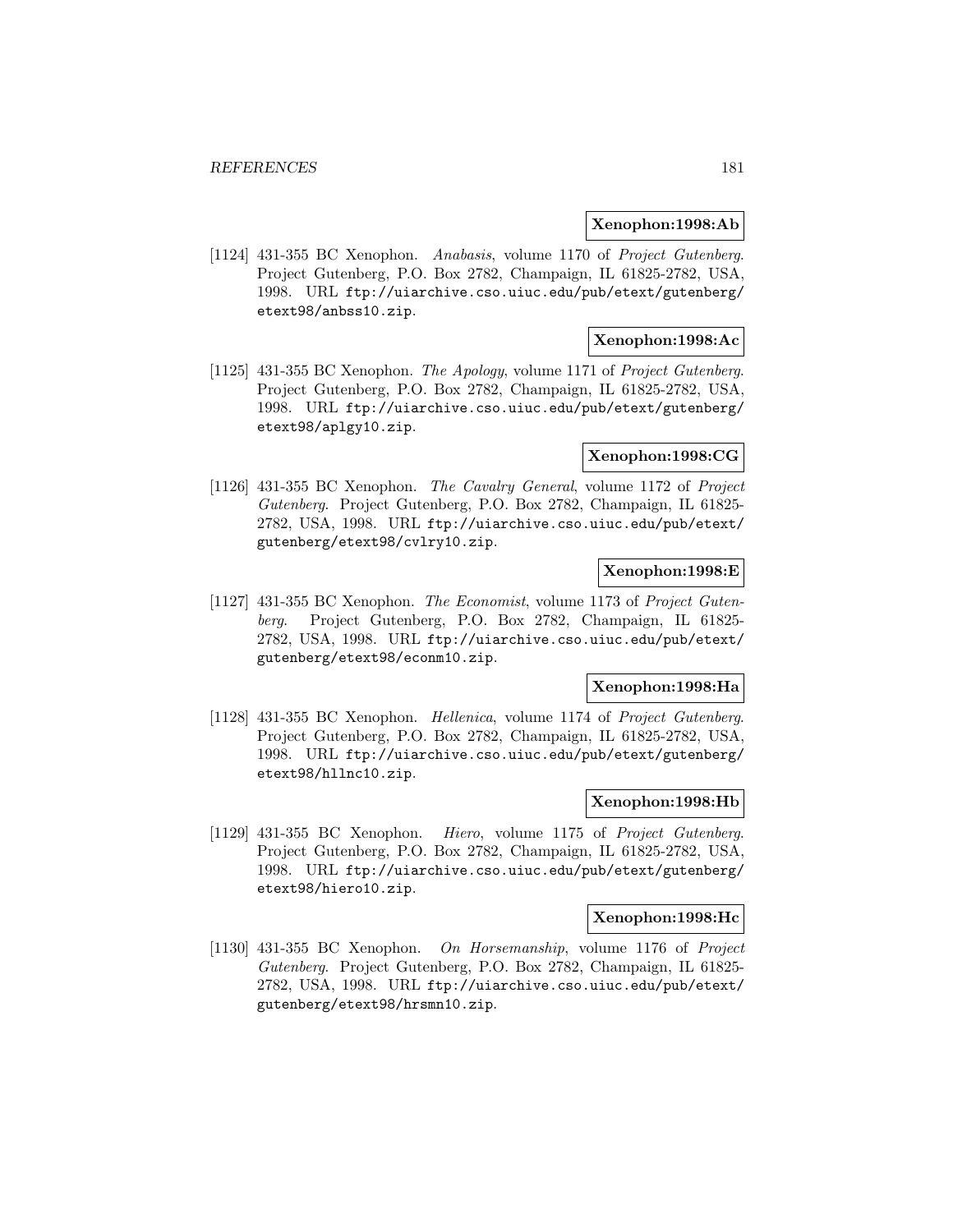**Xenophon:1998:Ab**

[1124] 431-355 BC Xenophon. *Anabasis*, volume 1170 of *Project Gutenberg*. Project Gutenberg, P.O. Box 2782, Champaign, IL 61825-2782, USA, 1998. URL ftp://uiarchive.cso.uiuc.edu/pub/etext/gutenberg/etext98/anbss10.zip.

**Xenophon:1998:Ac**

[1125] 431-355 BC Xenophon. *The Apology*, volume 1171 of *Project Gutenberg*. Project Gutenberg, P.O. Box 2782, Champaign, IL 61825-2782, USA, 1998. URL ftp://uiarchive.cso.uiuc.edu/pub/etext/gutenberg/etext98/aplgy10.zip.

**Xenophon:1998:CG**

[1126] 431-355 BC Xenophon. *The Cavalry General*, volume 1172 of *Project Gutenberg*. Project Gutenberg, P.O. Box 2782, Champaign, IL 61825-2782, USA, 1998. URL ftp://uiarchive.cso.uiuc.edu/pub/etext/gutenberg/etext98/cvlry10.zip.

**Xenophon:1998:E**

[1127] 431-355 BC Xenophon. *The Economist*, volume 1173 of *Project Gutenberg*. Project Gutenberg, P.O. Box 2782, Champaign, IL 61825-2782, USA, 1998. URL ftp://uiarchive.cso.uiuc.edu/pub/etext/gutenberg/etext98/econm10.zip.

**Xenophon:1998:Ha**

[1128] 431-355 BC Xenophon. *Hellenica*, volume 1174 of *Project Gutenberg*. Project Gutenberg, P.O. Box 2782, Champaign, IL 61825-2782, USA, 1998. URL ftp://uiarchive.cso.uiuc.edu/pub/etext/gutenberg/etext98/hllnc10.zip.

**Xenophon:1998:Hb**

[1129] 431-355 BC Xenophon. *Hiero*, volume 1175 of *Project Gutenberg*. Project Gutenberg, P.O. Box 2782, Champaign, IL 61825-2782, USA, 1998. URL ftp://uiarchive.cso.uiuc.edu/pub/etext/gutenberg/etext98/hiero10.zip.

**Xenophon:1998:Hc**

[1130] 431-355 BC Xenophon. *On Horsemanship*, volume 1176 of *Project Gutenberg*. Project Gutenberg, P.O. Box 2782, Champaign, IL 61825-2782, USA, 1998. URL ftp://uiarchive.cso.uiuc.edu/pub/etext/gutenberg/etext98/hrsmn10.zip.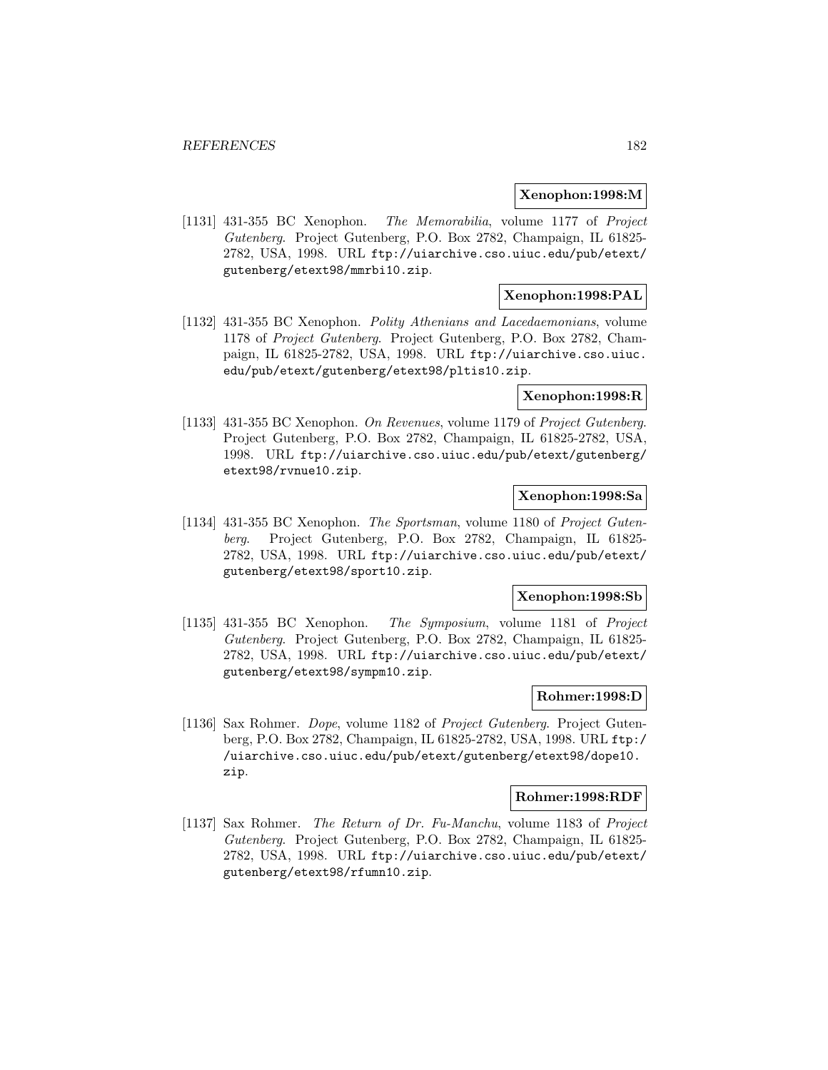**Xenophon:1998:M**

[1131] 431-355 BC Xenophon. *The Memorabilia*, volume 1177 of *Project Gutenberg*. Project Gutenberg, P.O. Box 2782, Champaign, IL 61825-2782, USA, 1998. URL `ftp://uiarchive.cso.uiuc.edu/pub/etext/gutenberg/etext98/mmrbi10.zip`.

**Xenophon:1998:PAL**

[1132] 431-355 BC Xenophon. *Polity Athenians and Lacedaemonians*, volume 1178 of *Project Gutenberg*. Project Gutenberg, P.O. Box 2782, Champaign, IL 61825-2782, USA, 1998. URL `ftp://uiarchive.cso.uiuc.edu/pub/etext/gutenberg/etext98/pltis10.zip`.

**Xenophon:1998:R**

[1133] 431-355 BC Xenophon. *On Revenues*, volume 1179 of *Project Gutenberg*. Project Gutenberg, P.O. Box 2782, Champaign, IL 61825-2782, USA, 1998. URL `ftp://uiarchive.cso.uiuc.edu/pub/etext/gutenberg/etext98/rvnue10.zip`.

**Xenophon:1998:Sa**

[1134] 431-355 BC Xenophon. *The Sportsman*, volume 1180 of *Project Gutenberg*. Project Gutenberg, P.O. Box 2782, Champaign, IL 61825-2782, USA, 1998. URL `ftp://uiarchive.cso.uiuc.edu/pub/etext/gutenberg/etext98/sport10.zip`.

**Xenophon:1998:Sb**

[1135] 431-355 BC Xenophon. *The Symposium*, volume 1181 of *Project Gutenberg*. Project Gutenberg, P.O. Box 2782, Champaign, IL 61825-2782, USA, 1998. URL `ftp://uiarchive.cso.uiuc.edu/pub/etext/gutenberg/etext98/sympm10.zip`.

**Rohmer:1998:D**

[1136] Sax Rohmer. *Dope*, volume 1182 of *Project Gutenberg*. Project Gutenberg, P.O. Box 2782, Champaign, IL 61825-2782, USA, 1998. URL `ftp://uiarchive.cso.uiuc.edu/pub/etext/gutenberg/etext98/dope10.zip`.

**Rohmer:1998:RDF**

[1137] Sax Rohmer. *The Return of Dr. Fu-Manchu*, volume 1183 of *Project Gutenberg*. Project Gutenberg, P.O. Box 2782, Champaign, IL 61825-2782, USA, 1998. URL `ftp://uiarchive.cso.uiuc.edu/pub/etext/gutenberg/etext98/rfumn10.zip`.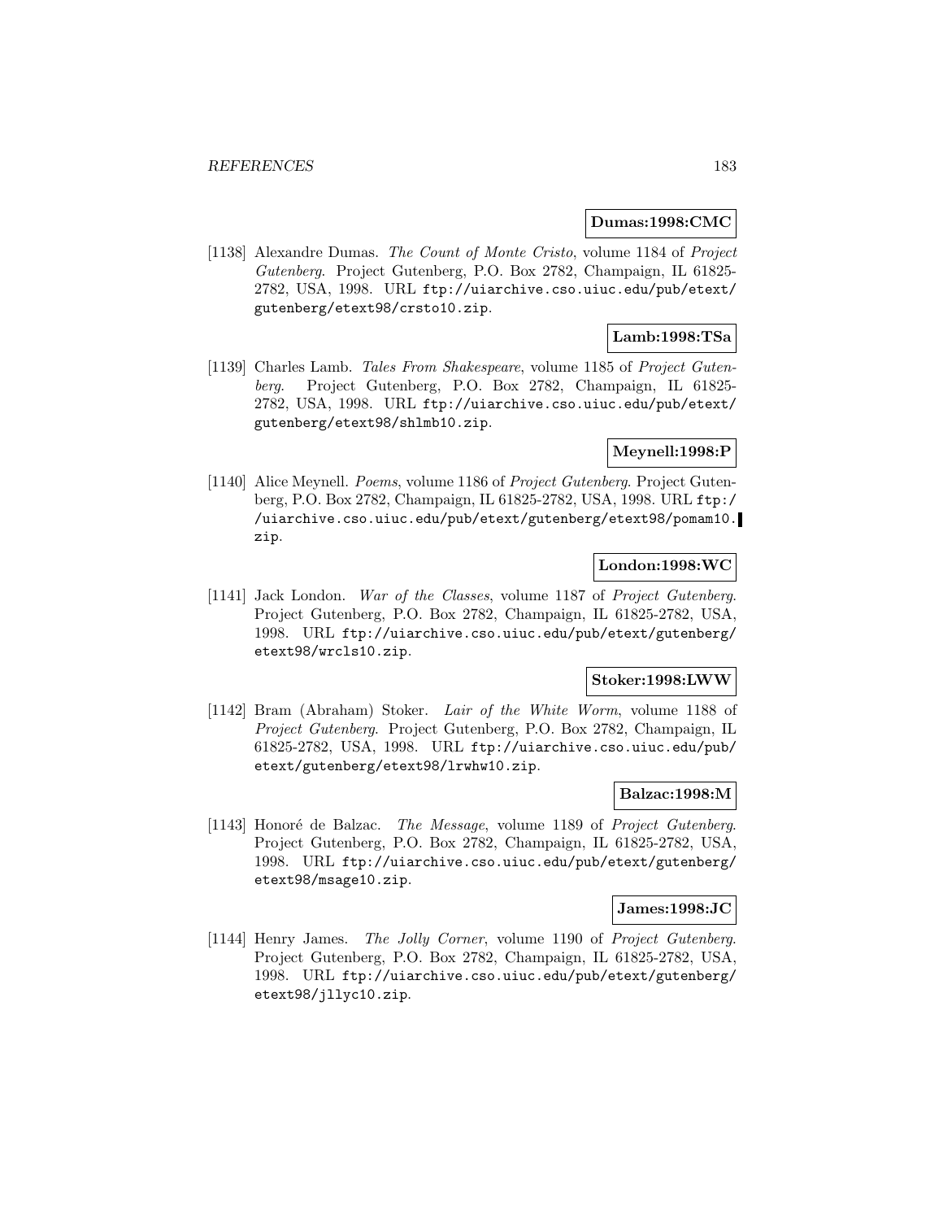**Dumas:1998:CMC**

[1138] Alexandre Dumas. *The Count of Monte Cristo*, volume 1184 of *Project Gutenberg*. Project Gutenberg, P.O. Box 2782, Champaign, IL 61825-2782, USA, 1998. URL ftp://uiarchive.cso.uiuc.edu/pub/etext/gutenberg/etext98/crsto10.zip.

**Lamb:1998:TSa**

[1139] Charles Lamb. *Tales From Shakespeare*, volume 1185 of *Project Gutenberg*. Project Gutenberg, P.O. Box 2782, Champaign, IL 61825-2782, USA, 1998. URL ftp://uiarchive.cso.uiuc.edu/pub/etext/gutenberg/etext98/shlmb10.zip.

**Meynell:1998:P**

[1140] Alice Meynell. *Poems*, volume 1186 of *Project Gutenberg*. Project Gutenberg, P.O. Box 2782, Champaign, IL 61825-2782, USA, 1998. URL ftp://uiarchive.cso.uiuc.edu/pub/etext/gutenberg/etext98/pomam10.zip.

**London:1998:WC**

[1141] Jack London. *War of the Classes*, volume 1187 of *Project Gutenberg*. Project Gutenberg, P.O. Box 2782, Champaign, IL 61825-2782, USA, 1998. URL ftp://uiarchive.cso.uiuc.edu/pub/etext/gutenberg/etext98/wrcls10.zip.

**Stoker:1998:LWW**

[1142] Bram (Abraham) Stoker. *Lair of the White Worm*, volume 1188 of *Project Gutenberg*. Project Gutenberg, P.O. Box 2782, Champaign, IL 61825-2782, USA, 1998. URL ftp://uiarchive.cso.uiuc.edu/pub/etext/gutenberg/etext98/lrwhw10.zip.

**Balzac:1998:M**

[1143] Honoré de Balzac. *The Message*, volume 1189 of *Project Gutenberg*. Project Gutenberg, P.O. Box 2782, Champaign, IL 61825-2782, USA, 1998. URL ftp://uiarchive.cso.uiuc.edu/pub/etext/gutenberg/etext98/msage10.zip.

**James:1998:JC**

[1144] Henry James. *The Jolly Corner*, volume 1190 of *Project Gutenberg*. Project Gutenberg, P.O. Box 2782, Champaign, IL 61825-2782, USA, 1998. URL ftp://uiarchive.cso.uiuc.edu/pub/etext/gutenberg/etext98/jllyc10.zip.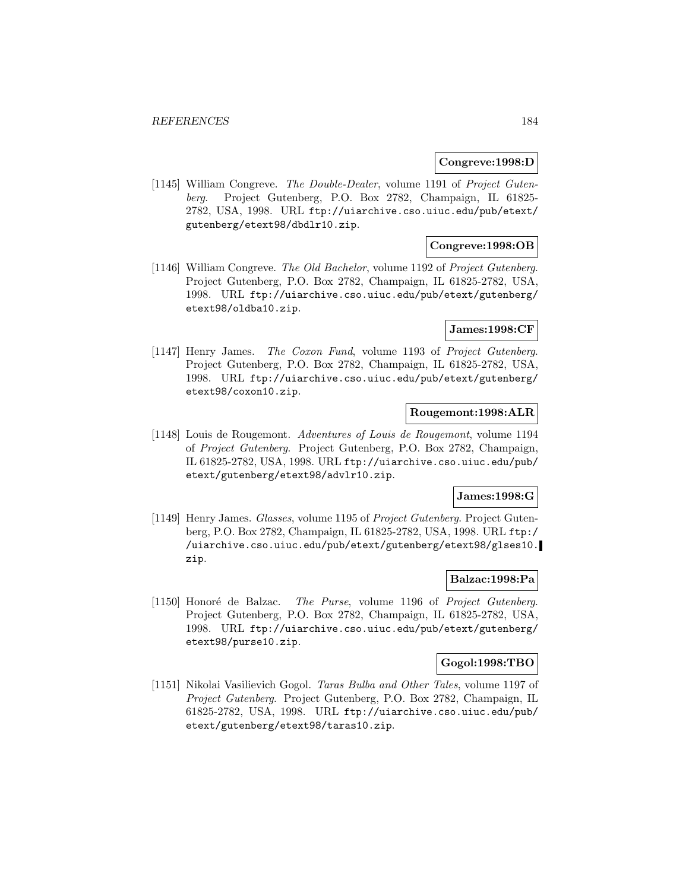**Congreve:1998:D**

[1145] William Congreve. *The Double-Dealer*, volume 1191 of *Project Gutenberg*. Project Gutenberg, P.O. Box 2782, Champaign, IL 61825-2782, USA, 1998. URL `ftp://uiarchive.cso.uiuc.edu/pub/etext/gutenberg/etext98/dbdlr10.zip`.

**Congreve:1998:OB**

[1146] William Congreve. *The Old Bachelor*, volume 1192 of *Project Gutenberg*. Project Gutenberg, P.O. Box 2782, Champaign, IL 61825-2782, USA, 1998. URL `ftp://uiarchive.cso.uiuc.edu/pub/etext/gutenberg/etext98/oldba10.zip`.

**James:1998:CF**

[1147] Henry James. *The Coxon Fund*, volume 1193 of *Project Gutenberg*. Project Gutenberg, P.O. Box 2782, Champaign, IL 61825-2782, USA, 1998. URL `ftp://uiarchive.cso.uiuc.edu/pub/etext/gutenberg/etext98/coxon10.zip`.

**Rougemont:1998:ALR**

[1148] Louis de Rougemont. *Adventures of Louis de Rougemont*, volume 1194 of *Project Gutenberg*. Project Gutenberg, P.O. Box 2782, Champaign, IL 61825-2782, USA, 1998. URL `ftp://uiarchive.cso.uiuc.edu/pub/etext/gutenberg/etext98/advlr10.zip`.

**James:1998:G**

[1149] Henry James. *Glasses*, volume 1195 of *Project Gutenberg*. Project Gutenberg, P.O. Box 2782, Champaign, IL 61825-2782, USA, 1998. URL `ftp://uiarchive.cso.uiuc.edu/pub/etext/gutenberg/etext98/glses10.zip`.

**Balzac:1998:Pa**

[1150] Honoré de Balzac. *The Purse*, volume 1196 of *Project Gutenberg*. Project Gutenberg, P.O. Box 2782, Champaign, IL 61825-2782, USA, 1998. URL `ftp://uiarchive.cso.uiuc.edu/pub/etext/gutenberg/etext98/purse10.zip`.

**Gogol:1998:TBO**

[1151] Nikolai Vasilievich Gogol. *Taras Bulba and Other Tales*, volume 1197 of *Project Gutenberg*. Project Gutenberg, P.O. Box 2782, Champaign, IL 61825-2782, USA, 1998. URL `ftp://uiarchive.cso.uiuc.edu/pub/etext/gutenberg/etext98/taras10.zip`.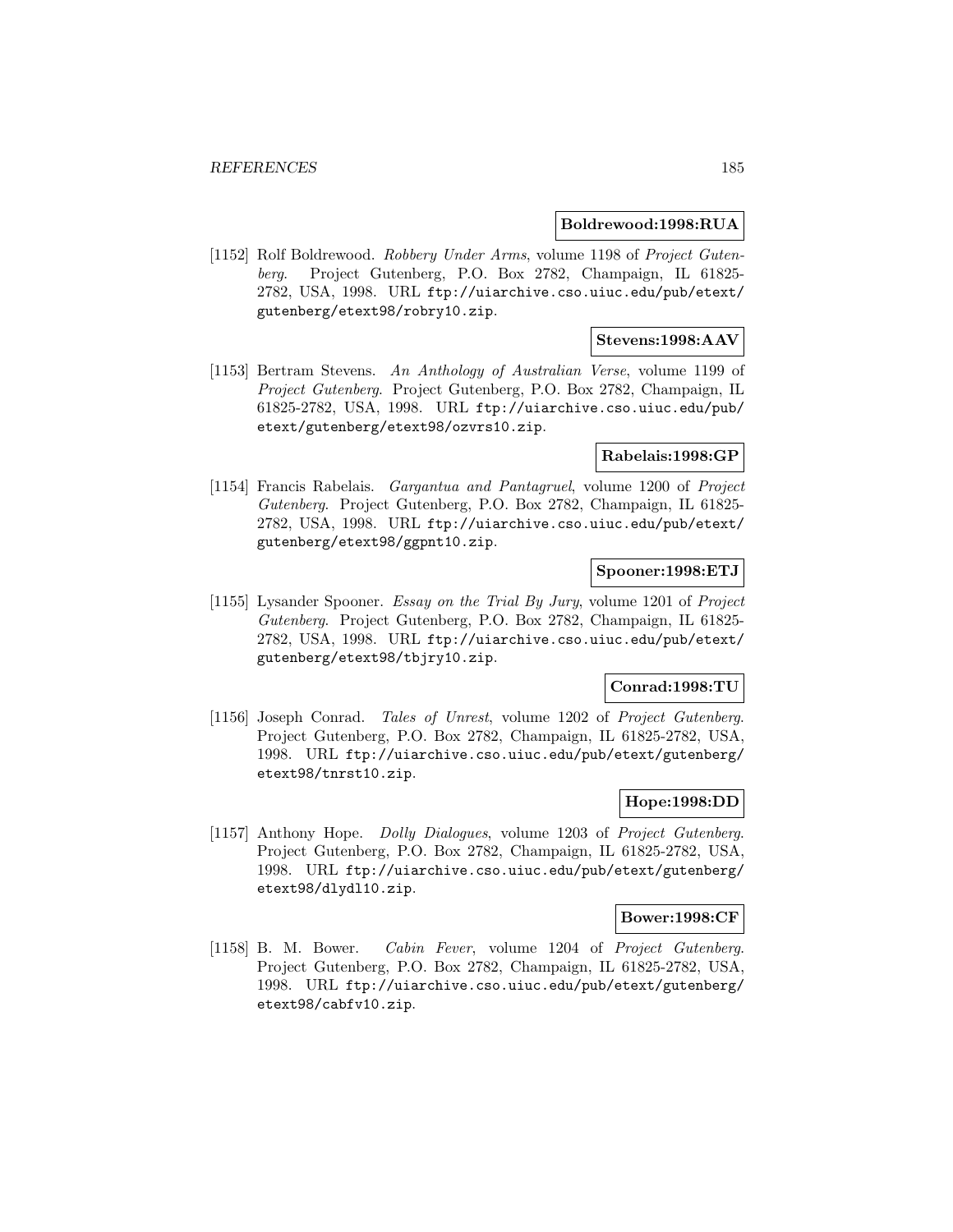**Boldrewood:1998:RUA**

[1152] Rolf Boldrewood. *Robbery Under Arms*, volume 1198 of *Project Gutenberg*. Project Gutenberg, P.O. Box 2782, Champaign, IL 61825-2782, USA, 1998. URL ftp://uiarchive.cso.uiuc.edu/pub/etext/gutenberg/etext98/robry10.zip.

**Stevens:1998:AAV**

[1153] Bertram Stevens. *An Anthology of Australian Verse*, volume 1199 of *Project Gutenberg*. Project Gutenberg, P.O. Box 2782, Champaign, IL 61825-2782, USA, 1998. URL ftp://uiarchive.cso.uiuc.edu/pub/etext/gutenberg/etext98/ozvrs10.zip.

**Rabelais:1998:GP**

[1154] Francis Rabelais. *Gargantua and Pantagruel*, volume 1200 of *Project Gutenberg*. Project Gutenberg, P.O. Box 2782, Champaign, IL 61825-2782, USA, 1998. URL ftp://uiarchive.cso.uiuc.edu/pub/etext/gutenberg/etext98/ggpnt10.zip.

**Spooner:1998:ETJ**

[1155] Lysander Spooner. *Essay on the Trial By Jury*, volume 1201 of *Project Gutenberg*. Project Gutenberg, P.O. Box 2782, Champaign, IL 61825-2782, USA, 1998. URL ftp://uiarchive.cso.uiuc.edu/pub/etext/gutenberg/etext98/tbjry10.zip.

**Conrad:1998:TU**

[1156] Joseph Conrad. *Tales of Unrest*, volume 1202 of *Project Gutenberg*. Project Gutenberg, P.O. Box 2782, Champaign, IL 61825-2782, USA, 1998. URL ftp://uiarchive.cso.uiuc.edu/pub/etext/gutenberg/etext98/tnrst10.zip.

**Hope:1998:DD**

[1157] Anthony Hope. *Dolly Dialogues*, volume 1203 of *Project Gutenberg*. Project Gutenberg, P.O. Box 2782, Champaign, IL 61825-2782, USA, 1998. URL ftp://uiarchive.cso.uiuc.edu/pub/etext/gutenberg/etext98/dlydl10.zip.

**Bower:1998:CF**

[1158] B. M. Bower. *Cabin Fever*, volume 1204 of *Project Gutenberg*. Project Gutenberg, P.O. Box 2782, Champaign, IL 61825-2782, USA, 1998. URL ftp://uiarchive.cso.uiuc.edu/pub/etext/gutenberg/etext98/cabfv10.zip.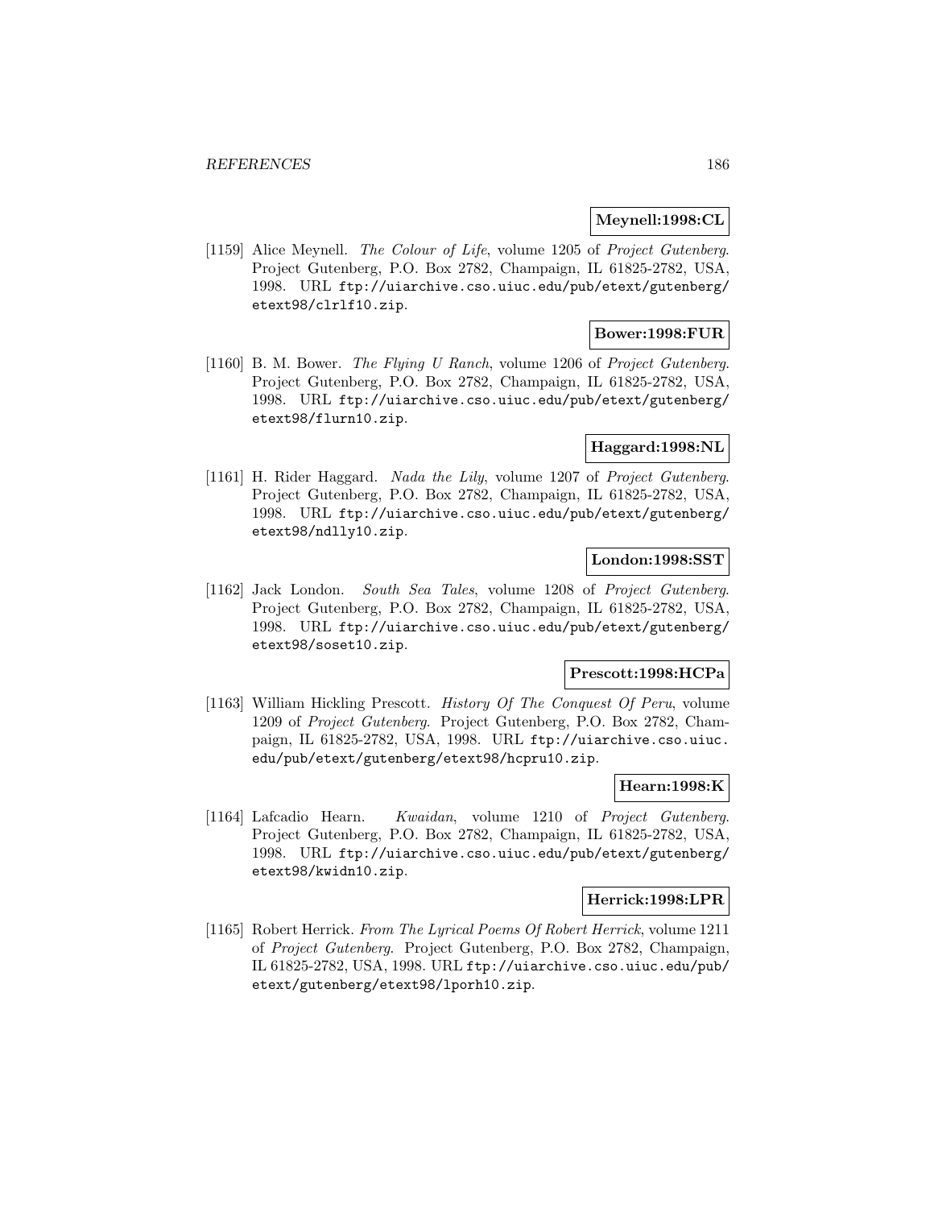**Meynell:1998:CL**

[1159] Alice Meynell. *The Colour of Life*, volume 1205 of *Project Gutenberg*. Project Gutenberg, P.O. Box 2782, Champaign, IL 61825-2782, USA, 1998. URL ftp://uiarchive.cso.uiuc.edu/pub/etext/gutenberg/etext98/clrlf10.zip.

**Bower:1998:FUR**

[1160] B. M. Bower. *The Flying U Ranch*, volume 1206 of *Project Gutenberg*. Project Gutenberg, P.O. Box 2782, Champaign, IL 61825-2782, USA, 1998. URL ftp://uiarchive.cso.uiuc.edu/pub/etext/gutenberg/etext98/flurn10.zip.

**Haggard:1998:NL**

[1161] H. Rider Haggard. *Nada the Lily*, volume 1207 of *Project Gutenberg*. Project Gutenberg, P.O. Box 2782, Champaign, IL 61825-2782, USA, 1998. URL ftp://uiarchive.cso.uiuc.edu/pub/etext/gutenberg/etext98/ndlly10.zip.

**London:1998:SST**

[1162] Jack London. *South Sea Tales*, volume 1208 of *Project Gutenberg*. Project Gutenberg, P.O. Box 2782, Champaign, IL 61825-2782, USA, 1998. URL ftp://uiarchive.cso.uiuc.edu/pub/etext/gutenberg/etext98/soset10.zip.

**Prescott:1998:HCPa**

[1163] William Hickling Prescott. *History Of The Conquest Of Peru*, volume 1209 of *Project Gutenberg*. Project Gutenberg, P.O. Box 2782, Champaign, IL 61825-2782, USA, 1998. URL ftp://uiarchive.cso.uiuc.edu/pub/etext/gutenberg/etext98/hcpru10.zip.

**Hearn:1998:K**

[1164] Lafcadio Hearn. *Kwaidan*, volume 1210 of *Project Gutenberg*. Project Gutenberg, P.O. Box 2782, Champaign, IL 61825-2782, USA, 1998. URL ftp://uiarchive.cso.uiuc.edu/pub/etext/gutenberg/etext98/kwidn10.zip.

**Herrick:1998:LPR**

[1165] Robert Herrick. *From The Lyrical Poems Of Robert Herrick*, volume 1211 of *Project Gutenberg*. Project Gutenberg, P.O. Box 2782, Champaign, IL 61825-2782, USA, 1998. URL ftp://uiarchive.cso.uiuc.edu/pub/etext/gutenberg/etext98/lporh10.zip.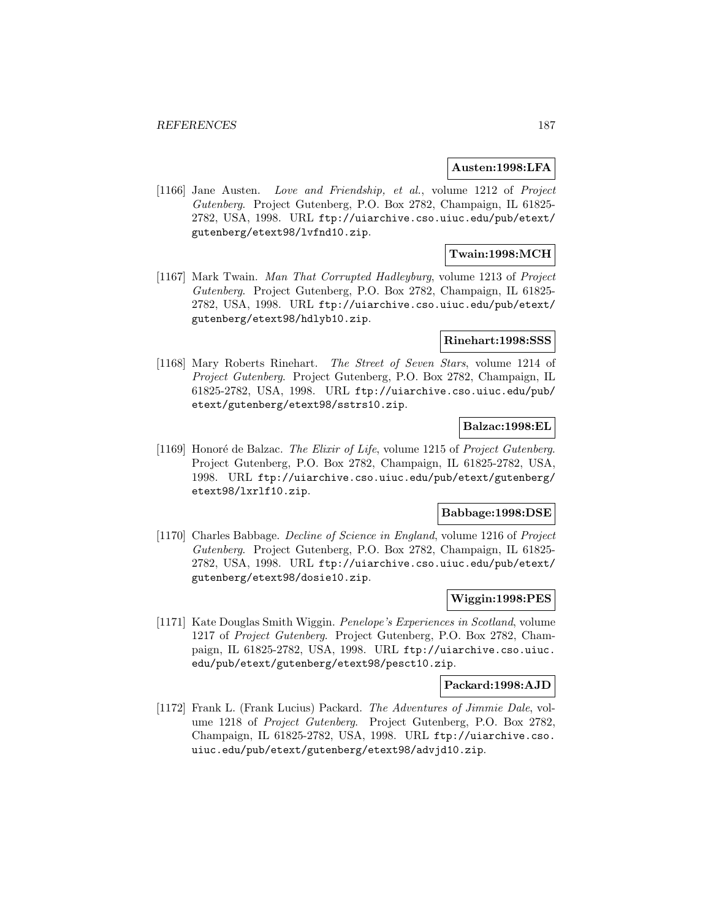**Austen:1998:LFA**

[1166] Jane Austen. *Love and Friendship, et al.*, volume 1212 of *Project Gutenberg*. Project Gutenberg, P.O. Box 2782, Champaign, IL 61825-2782, USA, 1998. URL ftp://uiarchive.cso.uiuc.edu/pub/etext/gutenberg/etext98/lvfnd10.zip.

**Twain:1998:MCH**

[1167] Mark Twain. *Man That Corrupted Hadleyburg*, volume 1213 of *Project Gutenberg*. Project Gutenberg, P.O. Box 2782, Champaign, IL 61825-2782, USA, 1998. URL ftp://uiarchive.cso.uiuc.edu/pub/etext/gutenberg/etext98/hdlyb10.zip.

**Rinehart:1998:SSS**

[1168] Mary Roberts Rinehart. *The Street of Seven Stars*, volume 1214 of *Project Gutenberg*. Project Gutenberg, P.O. Box 2782, Champaign, IL 61825-2782, USA, 1998. URL ftp://uiarchive.cso.uiuc.edu/pub/etext/gutenberg/etext98/sstrs10.zip.

**Balzac:1998:EL**

[1169] Honoré de Balzac. *The Elixir of Life*, volume 1215 of *Project Gutenberg*. Project Gutenberg, P.O. Box 2782, Champaign, IL 61825-2782, USA, 1998. URL ftp://uiarchive.cso.uiuc.edu/pub/etext/gutenberg/etext98/lxrlf10.zip.

**Babbage:1998:DSE**

[1170] Charles Babbage. *Decline of Science in England*, volume 1216 of *Project Gutenberg*. Project Gutenberg, P.O. Box 2782, Champaign, IL 61825-2782, USA, 1998. URL ftp://uiarchive.cso.uiuc.edu/pub/etext/gutenberg/etext98/dosie10.zip.

**Wiggin:1998:PES**

[1171] Kate Douglas Smith Wiggin. *Penelope's Experiences in Scotland*, volume 1217 of *Project Gutenberg*. Project Gutenberg, P.O. Box 2782, Champaign, IL 61825-2782, USA, 1998. URL ftp://uiarchive.cso.uiuc.edu/pub/etext/gutenberg/etext98/pesct10.zip.

**Packard:1998:AJD**

[1172] Frank L. (Frank Lucius) Packard. *The Adventures of Jimmie Dale*, volume 1218 of *Project Gutenberg*. Project Gutenberg, P.O. Box 2782, Champaign, IL 61825-2782, USA, 1998. URL ftp://uiarchive.cso.uiuc.edu/pub/etext/gutenberg/etext98/advjd10.zip.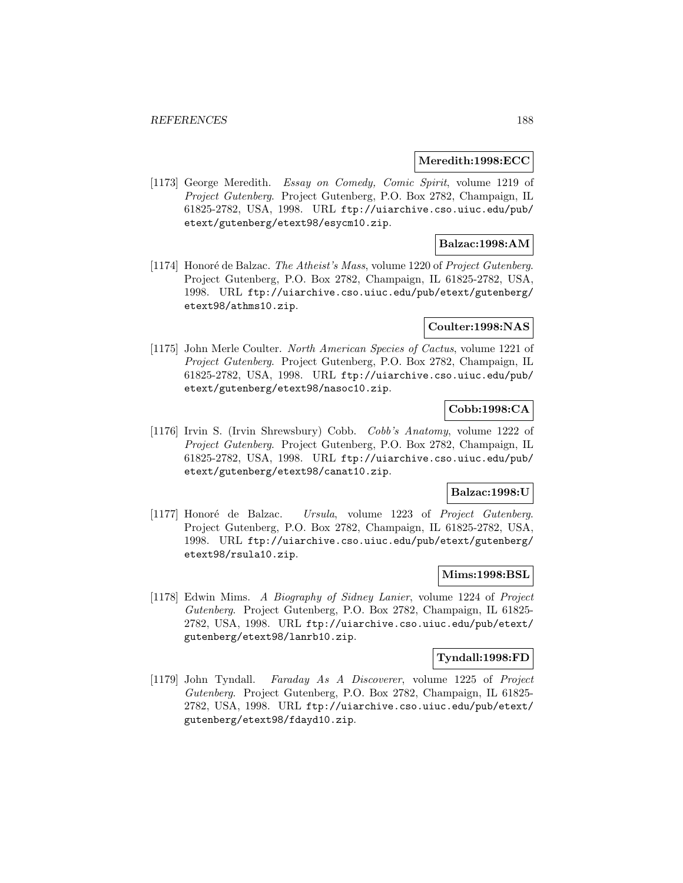**Meredith:1998:ECC**

[1173] George Meredith. *Essay on Comedy, Comic Spirit*, volume 1219 of *Project Gutenberg*. Project Gutenberg, P.O. Box 2782, Champaign, IL 61825-2782, USA, 1998. URL ftp://uiarchive.cso.uiuc.edu/pub/etext/gutenberg/etext98/esycm10.zip.

**Balzac:1998:AM**

[1174] Honoré de Balzac. *The Atheist's Mass*, volume 1220 of *Project Gutenberg*. Project Gutenberg, P.O. Box 2782, Champaign, IL 61825-2782, USA, 1998. URL ftp://uiarchive.cso.uiuc.edu/pub/etext/gutenberg/etext98/athms10.zip.

**Coulter:1998:NAS**

[1175] John Merle Coulter. *North American Species of Cactus*, volume 1221 of *Project Gutenberg*. Project Gutenberg, P.O. Box 2782, Champaign, IL 61825-2782, USA, 1998. URL ftp://uiarchive.cso.uiuc.edu/pub/etext/gutenberg/etext98/nasoc10.zip.

**Cobb:1998:CA**

[1176] Irvin S. (Irvin Shrewsbury) Cobb. *Cobb's Anatomy*, volume 1222 of *Project Gutenberg*. Project Gutenberg, P.O. Box 2782, Champaign, IL 61825-2782, USA, 1998. URL ftp://uiarchive.cso.uiuc.edu/pub/etext/gutenberg/etext98/canat10.zip.

**Balzac:1998:U**

[1177] Honoré de Balzac. *Ursula*, volume 1223 of *Project Gutenberg*. Project Gutenberg, P.O. Box 2782, Champaign, IL 61825-2782, USA, 1998. URL ftp://uiarchive.cso.uiuc.edu/pub/etext/gutenberg/etext98/rsula10.zip.

**Mims:1998:BSL**

[1178] Edwin Mims. *A Biography of Sidney Lanier*, volume 1224 of *Project Gutenberg*. Project Gutenberg, P.O. Box 2782, Champaign, IL 61825-2782, USA, 1998. URL ftp://uiarchive.cso.uiuc.edu/pub/etext/gutenberg/etext98/lanrb10.zip.

**Tyndall:1998:FD**

[1179] John Tyndall. *Faraday As A Discoverer*, volume 1225 of *Project Gutenberg*. Project Gutenberg, P.O. Box 2782, Champaign, IL 61825-2782, USA, 1998. URL ftp://uiarchive.cso.uiuc.edu/pub/etext/gutenberg/etext98/fdayd10.zip.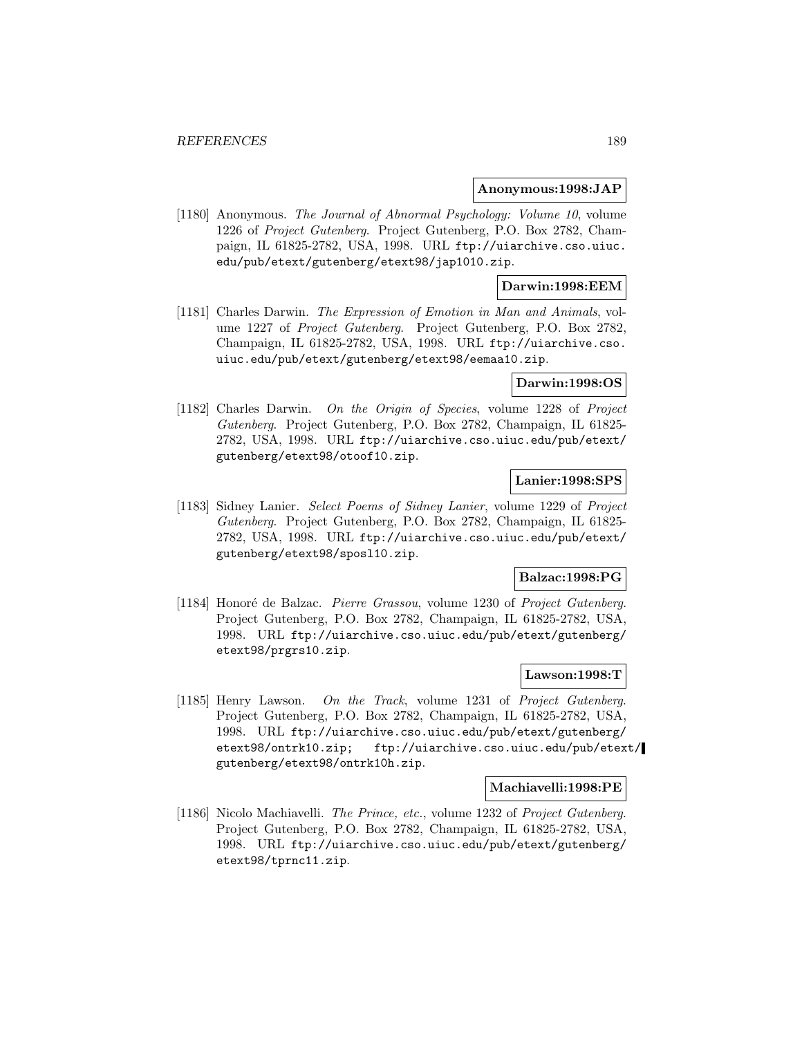**Anonymous:1998:JAP**

[1180] Anonymous. *The Journal of Abnormal Psychology: Volume 10*, volume 1226 of *Project Gutenberg*. Project Gutenberg, P.O. Box 2782, Champaign, IL 61825-2782, USA, 1998. URL ftp://uiarchive.cso.uiuc.edu/pub/etext/gutenberg/etext98/jap1010.zip.

**Darwin:1998:EEM**

[1181] Charles Darwin. *The Expression of Emotion in Man and Animals*, volume 1227 of *Project Gutenberg*. Project Gutenberg, P.O. Box 2782, Champaign, IL 61825-2782, USA, 1998. URL ftp://uiarchive.cso.uiuc.edu/pub/etext/gutenberg/etext98/eemaa10.zip.

**Darwin:1998:OS**

[1182] Charles Darwin. *On the Origin of Species*, volume 1228 of *Project Gutenberg*. Project Gutenberg, P.O. Box 2782, Champaign, IL 61825-2782, USA, 1998. URL ftp://uiarchive.cso.uiuc.edu/pub/etext/gutenberg/etext98/otoof10.zip.

**Lanier:1998:SPS**

[1183] Sidney Lanier. *Select Poems of Sidney Lanier*, volume 1229 of *Project Gutenberg*. Project Gutenberg, P.O. Box 2782, Champaign, IL 61825-2782, USA, 1998. URL ftp://uiarchive.cso.uiuc.edu/pub/etext/gutenberg/etext98/sposl10.zip.

**Balzac:1998:PG**

[1184] Honoré de Balzac. *Pierre Grassou*, volume 1230 of *Project Gutenberg*. Project Gutenberg, P.O. Box 2782, Champaign, IL 61825-2782, USA, 1998. URL ftp://uiarchive.cso.uiuc.edu/pub/etext/gutenberg/etext98/prgrs10.zip.

**Lawson:1998:T**

[1185] Henry Lawson. *On the Track*, volume 1231 of *Project Gutenberg*. Project Gutenberg, P.O. Box 2782, Champaign, IL 61825-2782, USA, 1998. URL ftp://uiarchive.cso.uiuc.edu/pub/etext/gutenberg/etext98/ontrk10.zip; ftp://uiarchive.cso.uiuc.edu/pub/etext/gutenberg/etext98/ontrk10h.zip.

**Machiavelli:1998:PE**

[1186] Nicolo Machiavelli. *The Prince, etc.*, volume 1232 of *Project Gutenberg*. Project Gutenberg, P.O. Box 2782, Champaign, IL 61825-2782, USA, 1998. URL ftp://uiarchive.cso.uiuc.edu/pub/etext/gutenberg/etext98/tprnc11.zip.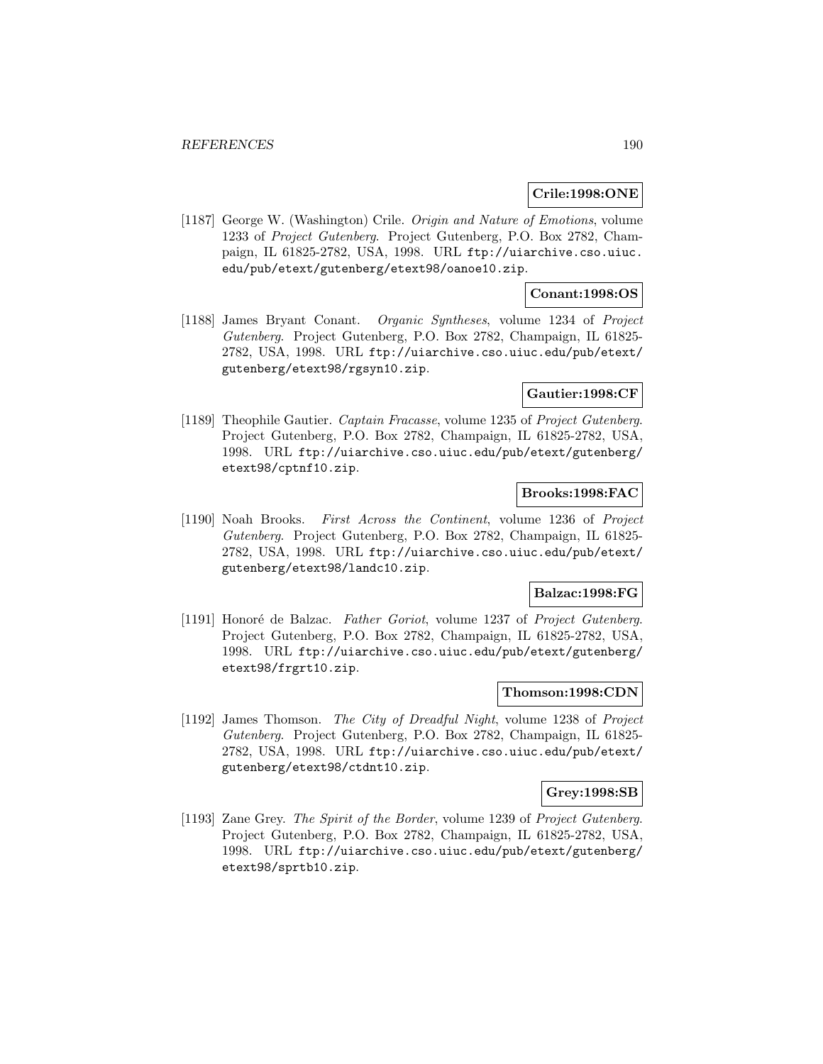**Crile:1998:ONE**

[1187] George W. (Washington) Crile. *Origin and Nature of Emotions*, volume 1233 of *Project Gutenberg*. Project Gutenberg, P.O. Box 2782, Champaign, IL 61825-2782, USA, 1998. URL `ftp://uiarchive.cso.uiuc.edu/pub/etext/gutenberg/etext98/oanoe10.zip`.

**Conant:1998:OS**

[1188] James Bryant Conant. *Organic Syntheses*, volume 1234 of *Project Gutenberg*. Project Gutenberg, P.O. Box 2782, Champaign, IL 61825-2782, USA, 1998. URL `ftp://uiarchive.cso.uiuc.edu/pub/etext/gutenberg/etext98/rgsyn10.zip`.

**Gautier:1998:CF**

[1189] Theophile Gautier. *Captain Fracasse*, volume 1235 of *Project Gutenberg*. Project Gutenberg, P.O. Box 2782, Champaign, IL 61825-2782, USA, 1998. URL `ftp://uiarchive.cso.uiuc.edu/pub/etext/gutenberg/etext98/cptnf10.zip`.

**Brooks:1998:FAC**

[1190] Noah Brooks. *First Across the Continent*, volume 1236 of *Project Gutenberg*. Project Gutenberg, P.O. Box 2782, Champaign, IL 61825-2782, USA, 1998. URL `ftp://uiarchive.cso.uiuc.edu/pub/etext/gutenberg/etext98/landc10.zip`.

**Balzac:1998:FG**

[1191] Honoré de Balzac. *Father Goriot*, volume 1237 of *Project Gutenberg*. Project Gutenberg, P.O. Box 2782, Champaign, IL 61825-2782, USA, 1998. URL `ftp://uiarchive.cso.uiuc.edu/pub/etext/gutenberg/etext98/frgrt10.zip`.

**Thomson:1998:CDN**

[1192] James Thomson. *The City of Dreadful Night*, volume 1238 of *Project Gutenberg*. Project Gutenberg, P.O. Box 2782, Champaign, IL 61825-2782, USA, 1998. URL `ftp://uiarchive.cso.uiuc.edu/pub/etext/gutenberg/etext98/ctdnt10.zip`.

**Grey:1998:SB**

[1193] Zane Grey. *The Spirit of the Border*, volume 1239 of *Project Gutenberg*. Project Gutenberg, P.O. Box 2782, Champaign, IL 61825-2782, USA, 1998. URL `ftp://uiarchive.cso.uiuc.edu/pub/etext/gutenberg/etext98/sprtb10.zip`.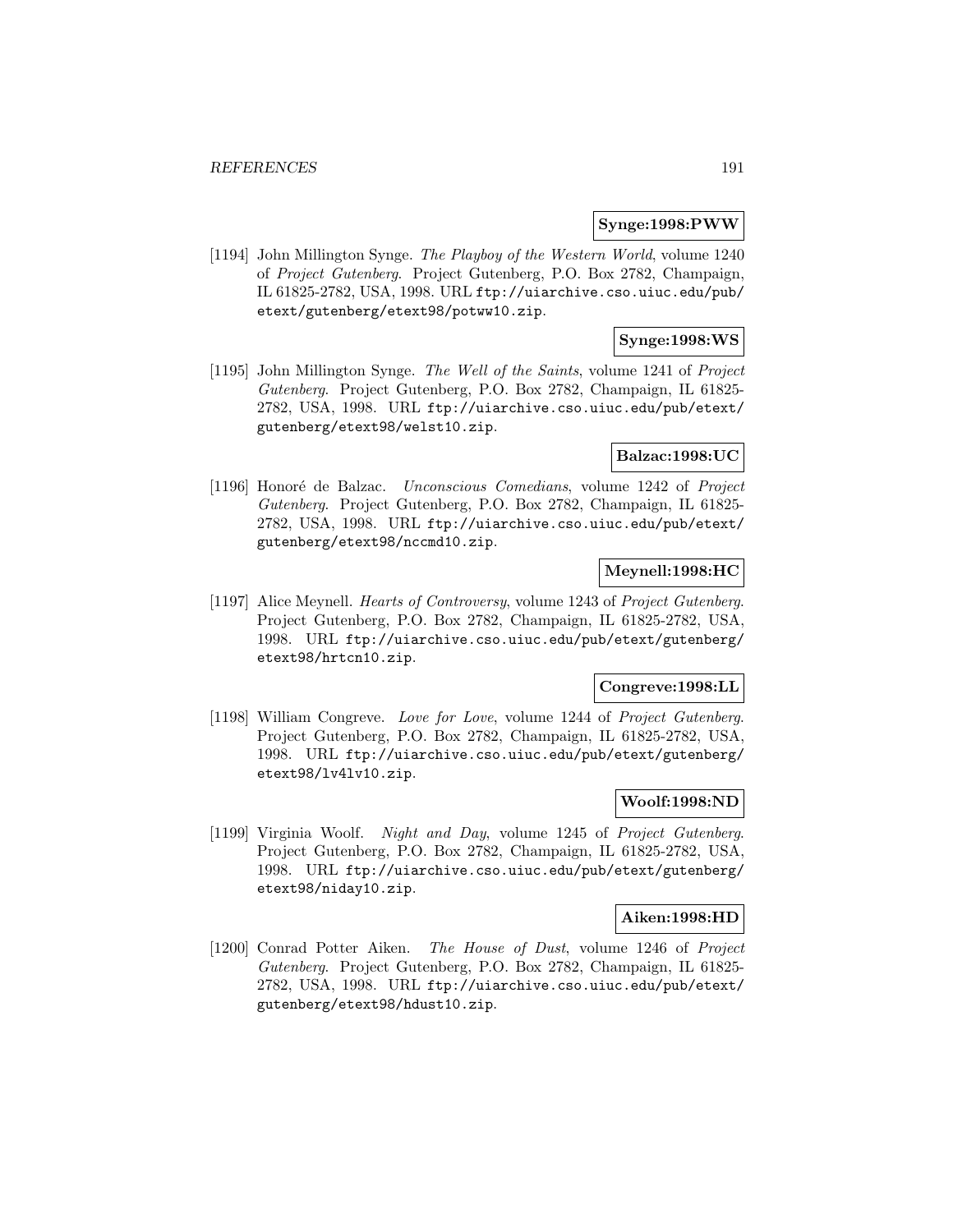**Synge:1998:PWW**

[1194] John Millington Synge. *The Playboy of the Western World*, volume 1240 of *Project Gutenberg*. Project Gutenberg, P.O. Box 2782, Champaign, IL 61825-2782, USA, 1998. URL `ftp://uiarchive.cso.uiuc.edu/pub/etext/gutenberg/etext98/potww10.zip`.

**Synge:1998:WS**

[1195] John Millington Synge. *The Well of the Saints*, volume 1241 of *Project Gutenberg*. Project Gutenberg, P.O. Box 2782, Champaign, IL 61825-2782, USA, 1998. URL `ftp://uiarchive.cso.uiuc.edu/pub/etext/gutenberg/etext98/welst10.zip`.

**Balzac:1998:UC**

[1196] Honoré de Balzac. *Unconscious Comedians*, volume 1242 of *Project Gutenberg*. Project Gutenberg, P.O. Box 2782, Champaign, IL 61825-2782, USA, 1998. URL `ftp://uiarchive.cso.uiuc.edu/pub/etext/gutenberg/etext98/nccmd10.zip`.

**Meynell:1998:HC**

[1197] Alice Meynell. *Hearts of Controversy*, volume 1243 of *Project Gutenberg*. Project Gutenberg, P.O. Box 2782, Champaign, IL 61825-2782, USA, 1998. URL `ftp://uiarchive.cso.uiuc.edu/pub/etext/gutenberg/etext98/hrtcn10.zip`.

**Congreve:1998:LL**

[1198] William Congreve. *Love for Love*, volume 1244 of *Project Gutenberg*. Project Gutenberg, P.O. Box 2782, Champaign, IL 61825-2782, USA, 1998. URL `ftp://uiarchive.cso.uiuc.edu/pub/etext/gutenberg/etext98/lv4lv10.zip`.

**Woolf:1998:ND**

[1199] Virginia Woolf. *Night and Day*, volume 1245 of *Project Gutenberg*. Project Gutenberg, P.O. Box 2782, Champaign, IL 61825-2782, USA, 1998. URL `ftp://uiarchive.cso.uiuc.edu/pub/etext/gutenberg/etext98/niday10.zip`.

**Aiken:1998:HD**

[1200] Conrad Potter Aiken. *The House of Dust*, volume 1246 of *Project Gutenberg*. Project Gutenberg, P.O. Box 2782, Champaign, IL 61825-2782, USA, 1998. URL `ftp://uiarchive.cso.uiuc.edu/pub/etext/gutenberg/etext98/hdust10.zip`.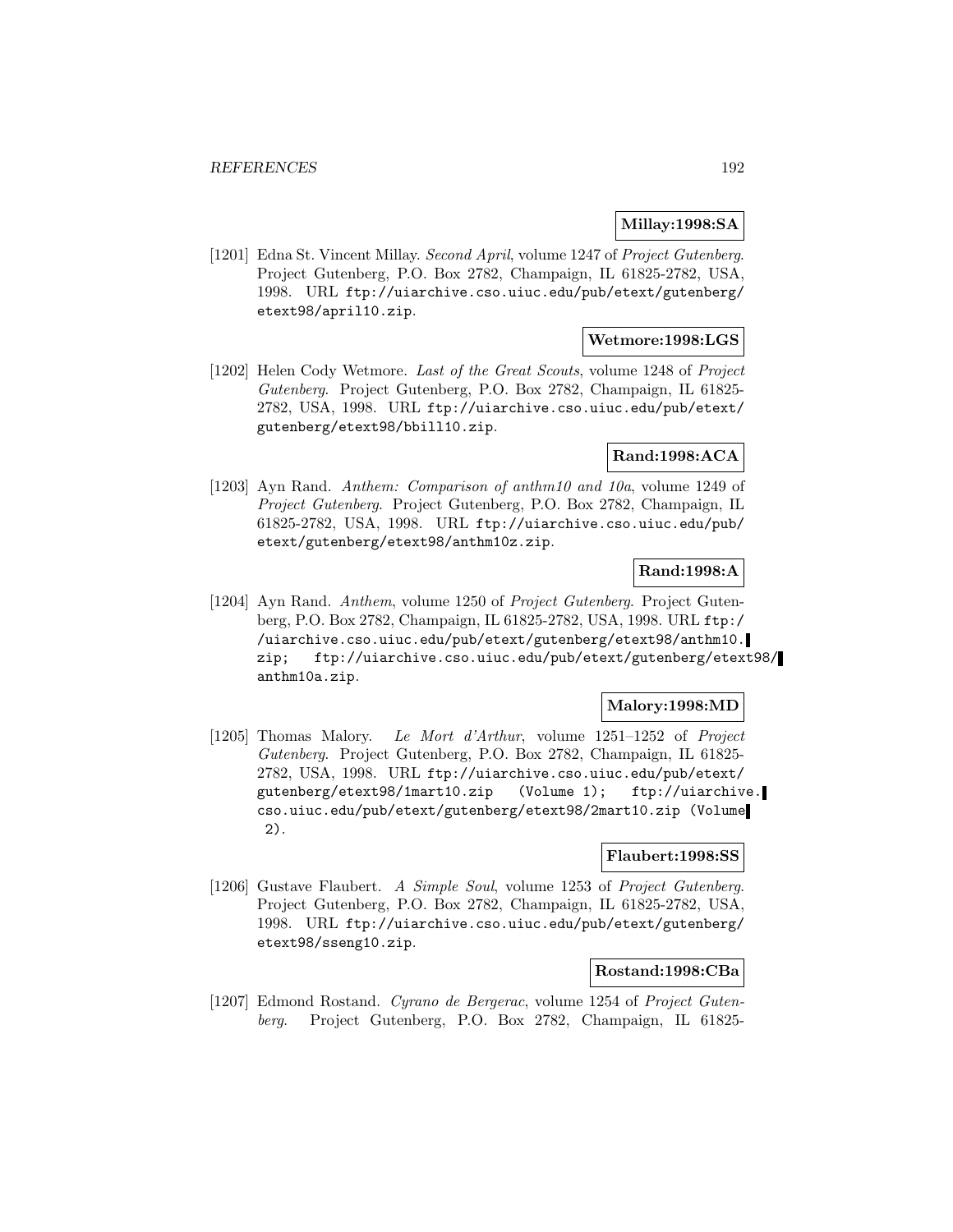**Millay:1998:SA**

[1201] Edna St. Vincent Millay. *Second April*, volume 1247 of *Project Gutenberg*. Project Gutenberg, P.O. Box 2782, Champaign, IL 61825-2782, USA, 1998. URL ftp://uiarchive.cso.uiuc.edu/pub/etext/gutenberg/etext98/april10.zip.

**Wetmore:1998:LGS**

[1202] Helen Cody Wetmore. *Last of the Great Scouts*, volume 1248 of *Project Gutenberg*. Project Gutenberg, P.O. Box 2782, Champaign, IL 61825-2782, USA, 1998. URL ftp://uiarchive.cso.uiuc.edu/pub/etext/gutenberg/etext98/bbill10.zip.

**Rand:1998:ACA**

[1203] Ayn Rand. *Anthem: Comparison of anthm10 and 10a*, volume 1249 of *Project Gutenberg*. Project Gutenberg, P.O. Box 2782, Champaign, IL 61825-2782, USA, 1998. URL ftp://uiarchive.cso.uiuc.edu/pub/etext/gutenberg/etext98/anthm10z.zip.

**Rand:1998:A**

[1204] Ayn Rand. *Anthem*, volume 1250 of *Project Gutenberg*. Project Gutenberg, P.O. Box 2782, Champaign, IL 61825-2782, USA, 1998. URL ftp://uiarchive.cso.uiuc.edu/pub/etext/gutenberg/etext98/anthm10.zip; ftp://uiarchive.cso.uiuc.edu/pub/etext/gutenberg/etext98/anthm10a.zip.

**Malory:1998:MD**

[1205] Thomas Malory. *Le Mort d'Arthur*, volume 1251–1252 of *Project Gutenberg*. Project Gutenberg, P.O. Box 2782, Champaign, IL 61825-2782, USA, 1998. URL ftp://uiarchive.cso.uiuc.edu/pub/etext/gutenberg/etext98/1mart10.zip (Volume 1); ftp://uiarchive.cso.uiuc.edu/pub/etext/gutenberg/etext98/2mart10.zip (Volume 2).

**Flaubert:1998:SS**

[1206] Gustave Flaubert. *A Simple Soul*, volume 1253 of *Project Gutenberg*. Project Gutenberg, P.O. Box 2782, Champaign, IL 61825-2782, USA, 1998. URL ftp://uiarchive.cso.uiuc.edu/pub/etext/gutenberg/etext98/sseng10.zip.

**Rostand:1998:CBa**

[1207] Edmond Rostand. *Cyrano de Bergerac*, volume 1254 of *Project Gutenberg*. Project Gutenberg, P.O. Box 2782, Champaign, IL 61825-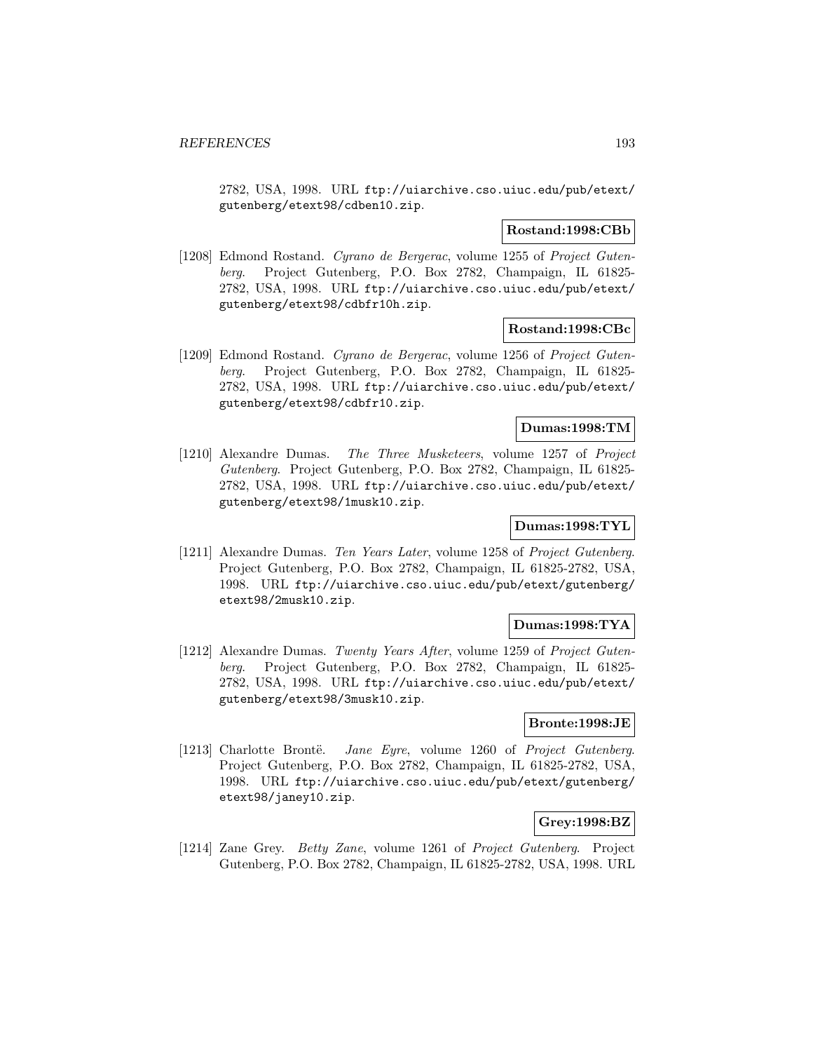2782, USA, 1998. URL ftp://uiarchive.cso.uiuc.edu/pub/etext/gutenberg/etext98/cdben10.zip.

**Rostand:1998:CBb**

[1208] Edmond Rostand. *Cyrano de Bergerac*, volume 1255 of *Project Gutenberg*. Project Gutenberg, P.O. Box 2782, Champaign, IL 61825-2782, USA, 1998. URL ftp://uiarchive.cso.uiuc.edu/pub/etext/gutenberg/etext98/cdbfr10h.zip.

**Rostand:1998:CBc**

[1209] Edmond Rostand. *Cyrano de Bergerac*, volume 1256 of *Project Gutenberg*. Project Gutenberg, P.O. Box 2782, Champaign, IL 61825-2782, USA, 1998. URL ftp://uiarchive.cso.uiuc.edu/pub/etext/gutenberg/etext98/cdbfr10.zip.

**Dumas:1998:TM**

[1210] Alexandre Dumas. *The Three Musketeers*, volume 1257 of *Project Gutenberg*. Project Gutenberg, P.O. Box 2782, Champaign, IL 61825-2782, USA, 1998. URL ftp://uiarchive.cso.uiuc.edu/pub/etext/gutenberg/etext98/1musk10.zip.

**Dumas:1998:TYL**

[1211] Alexandre Dumas. *Ten Years Later*, volume 1258 of *Project Gutenberg*. Project Gutenberg, P.O. Box 2782, Champaign, IL 61825-2782, USA, 1998. URL ftp://uiarchive.cso.uiuc.edu/pub/etext/gutenberg/etext98/2musk10.zip.

**Dumas:1998:TYA**

[1212] Alexandre Dumas. *Twenty Years After*, volume 1259 of *Project Gutenberg*. Project Gutenberg, P.O. Box 2782, Champaign, IL 61825-2782, USA, 1998. URL ftp://uiarchive.cso.uiuc.edu/pub/etext/gutenberg/etext98/3musk10.zip.

**Bronte:1998:JE**

[1213] Charlotte Brontë. *Jane Eyre*, volume 1260 of *Project Gutenberg*. Project Gutenberg, P.O. Box 2782, Champaign, IL 61825-2782, USA, 1998. URL ftp://uiarchive.cso.uiuc.edu/pub/etext/gutenberg/etext98/janey10.zip.

**Grey:1998:BZ**

[1214] Zane Grey. *Betty Zane*, volume 1261 of *Project Gutenberg*. Project Gutenberg, P.O. Box 2782, Champaign, IL 61825-2782, USA, 1998. URL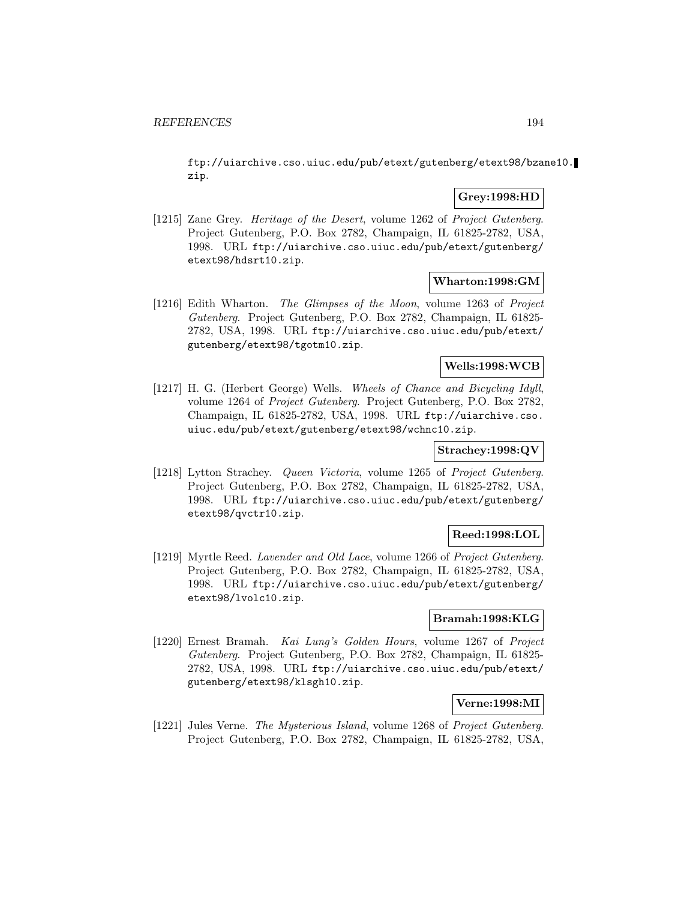ftp://uiarchive.cso.uiuc.edu/pub/etext/gutenberg/etext98/bzane10.zip.

**Grey:1998:HD**

[1215] Zane Grey. *Heritage of the Desert*, volume 1262 of *Project Gutenberg*. Project Gutenberg, P.O. Box 2782, Champaign, IL 61825-2782, USA, 1998. URL ftp://uiarchive.cso.uiuc.edu/pub/etext/gutenberg/etext98/hdsrt10.zip.

**Wharton:1998:GM**

[1216] Edith Wharton. *The Glimpses of the Moon*, volume 1263 of *Project Gutenberg*. Project Gutenberg, P.O. Box 2782, Champaign, IL 61825-2782, USA, 1998. URL ftp://uiarchive.cso.uiuc.edu/pub/etext/gutenberg/etext98/tgotm10.zip.

**Wells:1998:WCB**

[1217] H. G. (Herbert George) Wells. *Wheels of Chance and Bicycling Idyll*, volume 1264 of *Project Gutenberg*. Project Gutenberg, P.O. Box 2782, Champaign, IL 61825-2782, USA, 1998. URL ftp://uiarchive.cso.uiuc.edu/pub/etext/gutenberg/etext98/wchnc10.zip.

**Strachey:1998:QV**

[1218] Lytton Strachey. *Queen Victoria*, volume 1265 of *Project Gutenberg*. Project Gutenberg, P.O. Box 2782, Champaign, IL 61825-2782, USA, 1998. URL ftp://uiarchive.cso.uiuc.edu/pub/etext/gutenberg/etext98/qvctr10.zip.

**Reed:1998:LOL**

[1219] Myrtle Reed. *Lavender and Old Lace*, volume 1266 of *Project Gutenberg*. Project Gutenberg, P.O. Box 2782, Champaign, IL 61825-2782, USA, 1998. URL ftp://uiarchive.cso.uiuc.edu/pub/etext/gutenberg/etext98/lvolc10.zip.

**Bramah:1998:KLG**

[1220] Ernest Bramah. *Kai Lung's Golden Hours*, volume 1267 of *Project Gutenberg*. Project Gutenberg, P.O. Box 2782, Champaign, IL 61825-2782, USA, 1998. URL ftp://uiarchive.cso.uiuc.edu/pub/etext/gutenberg/etext98/klsgh10.zip.

**Verne:1998:MI**

[1221] Jules Verne. *The Mysterious Island*, volume 1268 of *Project Gutenberg*. Project Gutenberg, P.O. Box 2782, Champaign, IL 61825-2782, USA,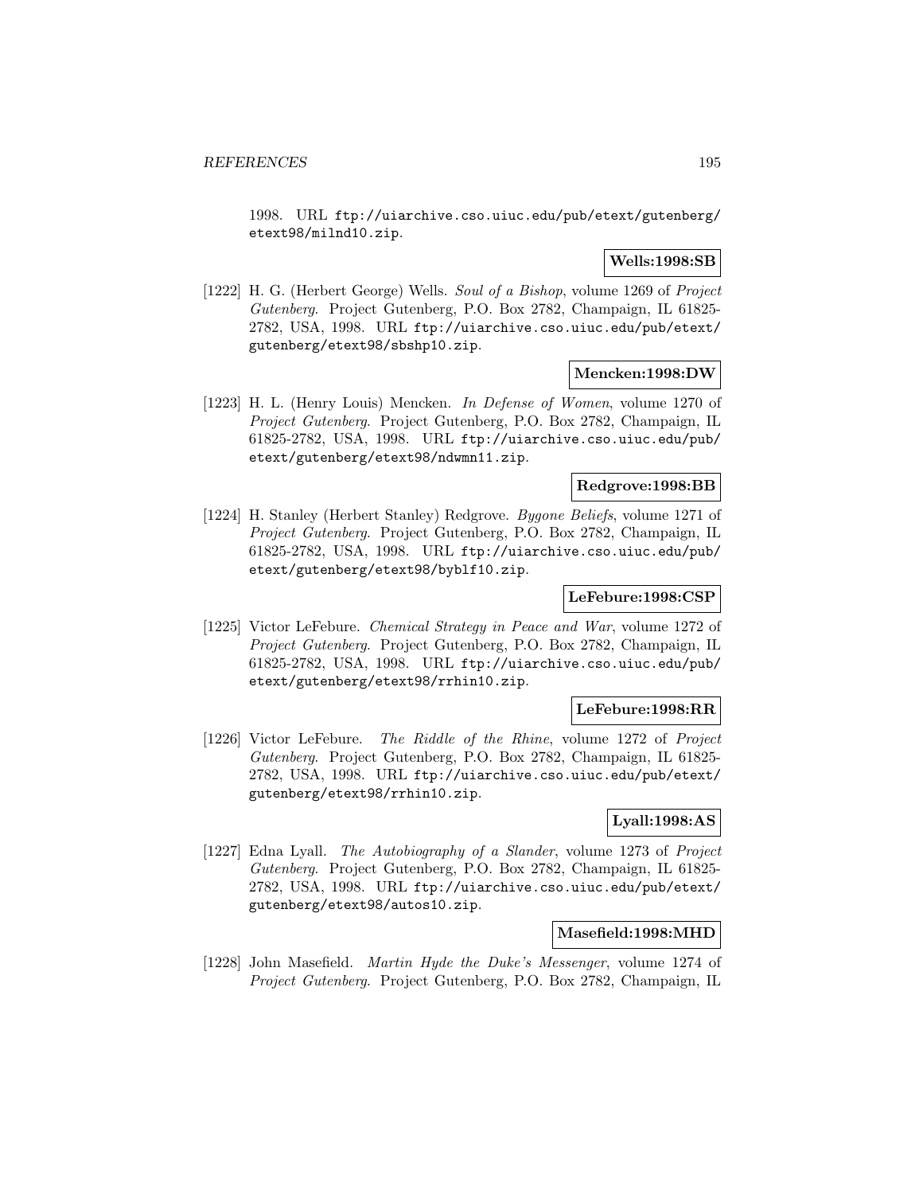1998. URL ftp://uiarchive.cso.uiuc.edu/pub/etext/gutenberg/etext98/milnd10.zip.

**Wells:1998:SB**

[1222] H. G. (Herbert George) Wells. *Soul of a Bishop*, volume 1269 of *Project Gutenberg*. Project Gutenberg, P.O. Box 2782, Champaign, IL 61825-2782, USA, 1998. URL ftp://uiarchive.cso.uiuc.edu/pub/etext/gutenberg/etext98/sbshp10.zip.

**Mencken:1998:DW**

[1223] H. L. (Henry Louis) Mencken. *In Defense of Women*, volume 1270 of *Project Gutenberg*. Project Gutenberg, P.O. Box 2782, Champaign, IL 61825-2782, USA, 1998. URL ftp://uiarchive.cso.uiuc.edu/pub/etext/gutenberg/etext98/ndwmn11.zip.

**Redgrove:1998:BB**

[1224] H. Stanley (Herbert Stanley) Redgrove. *Bygone Beliefs*, volume 1271 of *Project Gutenberg*. Project Gutenberg, P.O. Box 2782, Champaign, IL 61825-2782, USA, 1998. URL ftp://uiarchive.cso.uiuc.edu/pub/etext/gutenberg/etext98/byblf10.zip.

**LeFebure:1998:CSP**

[1225] Victor LeFebure. *Chemical Strategy in Peace and War*, volume 1272 of *Project Gutenberg*. Project Gutenberg, P.O. Box 2782, Champaign, IL 61825-2782, USA, 1998. URL ftp://uiarchive.cso.uiuc.edu/pub/etext/gutenberg/etext98/rrhin10.zip.

**LeFebure:1998:RR**

[1226] Victor LeFebure. *The Riddle of the Rhine*, volume 1272 of *Project Gutenberg*. Project Gutenberg, P.O. Box 2782, Champaign, IL 61825-2782, USA, 1998. URL ftp://uiarchive.cso.uiuc.edu/pub/etext/gutenberg/etext98/rrhin10.zip.

**Lyall:1998:AS**

[1227] Edna Lyall. *The Autobiography of a Slander*, volume 1273 of *Project Gutenberg*. Project Gutenberg, P.O. Box 2782, Champaign, IL 61825-2782, USA, 1998. URL ftp://uiarchive.cso.uiuc.edu/pub/etext/gutenberg/etext98/autos10.zip.

**Masefield:1998:MHD**

[1228] John Masefield. *Martin Hyde the Duke's Messenger*, volume 1274 of *Project Gutenberg*. Project Gutenberg, P.O. Box 2782, Champaign, IL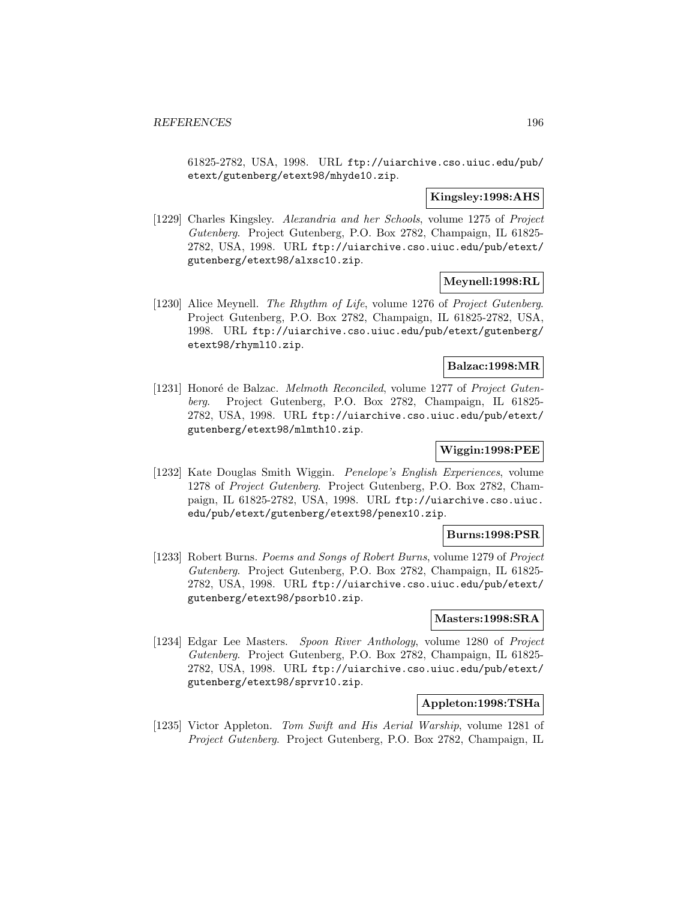61825-2782, USA, 1998. URL ftp://uiarchive.cso.uiuc.edu/pub/etext/gutenberg/etext98/mhyde10.zip.

**Kingsley:1998:AHS**

[1229] Charles Kingsley. *Alexandria and her Schools*, volume 1275 of *Project Gutenberg*. Project Gutenberg, P.O. Box 2782, Champaign, IL 61825-2782, USA, 1998. URL ftp://uiarchive.cso.uiuc.edu/pub/etext/gutenberg/etext98/alxsc10.zip.

**Meynell:1998:RL**

[1230] Alice Meynell. *The Rhythm of Life*, volume 1276 of *Project Gutenberg*. Project Gutenberg, P.O. Box 2782, Champaign, IL 61825-2782, USA, 1998. URL ftp://uiarchive.cso.uiuc.edu/pub/etext/gutenberg/etext98/rhyml10.zip.

**Balzac:1998:MR**

[1231] Honoré de Balzac. *Melmoth Reconciled*, volume 1277 of *Project Gutenberg*. Project Gutenberg, P.O. Box 2782, Champaign, IL 61825-2782, USA, 1998. URL ftp://uiarchive.cso.uiuc.edu/pub/etext/gutenberg/etext98/mlmth10.zip.

**Wiggin:1998:PEE**

[1232] Kate Douglas Smith Wiggin. *Penelope's English Experiences*, volume 1278 of *Project Gutenberg*. Project Gutenberg, P.O. Box 2782, Champaign, IL 61825-2782, USA, 1998. URL ftp://uiarchive.cso.uiuc.edu/pub/etext/gutenberg/etext98/penex10.zip.

**Burns:1998:PSR**

[1233] Robert Burns. *Poems and Songs of Robert Burns*, volume 1279 of *Project Gutenberg*. Project Gutenberg, P.O. Box 2782, Champaign, IL 61825-2782, USA, 1998. URL ftp://uiarchive.cso.uiuc.edu/pub/etext/gutenberg/etext98/psorb10.zip.

**Masters:1998:SRA**

[1234] Edgar Lee Masters. *Spoon River Anthology*, volume 1280 of *Project Gutenberg*. Project Gutenberg, P.O. Box 2782, Champaign, IL 61825-2782, USA, 1998. URL ftp://uiarchive.cso.uiuc.edu/pub/etext/gutenberg/etext98/sprvr10.zip.

**Appleton:1998:TSHa**

[1235] Victor Appleton. *Tom Swift and His Aerial Warship*, volume 1281 of *Project Gutenberg*. Project Gutenberg, P.O. Box 2782, Champaign, IL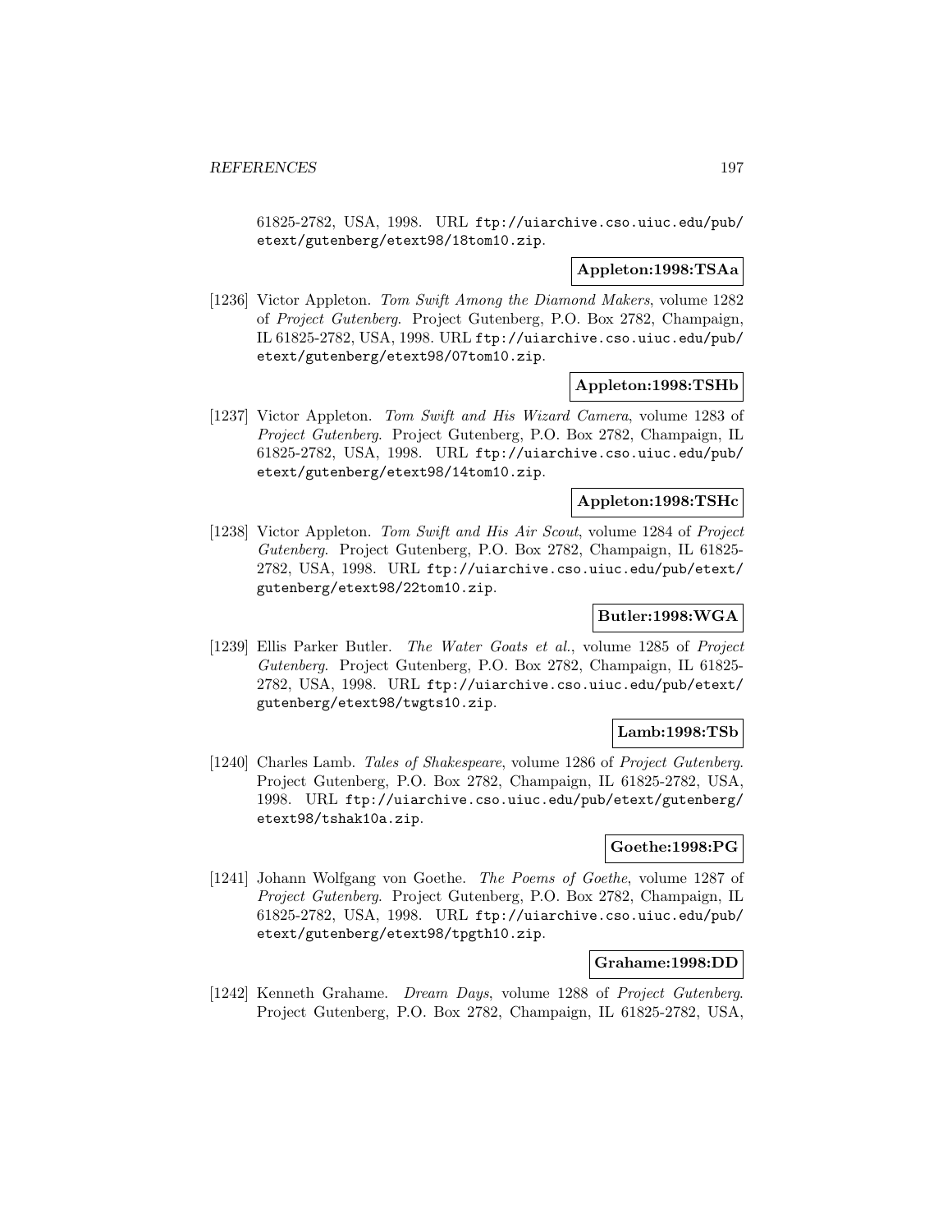61825-2782, USA, 1998. URL `ftp://uiarchive.cso.uiuc.edu/pub/etext/gutenberg/etext98/18tom10.zip`.

**Appleton:1998:TSAa**

[1236] Victor Appleton. *Tom Swift Among the Diamond Makers*, volume 1282 of *Project Gutenberg*. Project Gutenberg, P.O. Box 2782, Champaign, IL 61825-2782, USA, 1998. URL `ftp://uiarchive.cso.uiuc.edu/pub/etext/gutenberg/etext98/07tom10.zip`.

**Appleton:1998:TSHb**

[1237] Victor Appleton. *Tom Swift and His Wizard Camera*, volume 1283 of *Project Gutenberg*. Project Gutenberg, P.O. Box 2782, Champaign, IL 61825-2782, USA, 1998. URL `ftp://uiarchive.cso.uiuc.edu/pub/etext/gutenberg/etext98/14tom10.zip`.

**Appleton:1998:TSHc**

[1238] Victor Appleton. *Tom Swift and His Air Scout*, volume 1284 of *Project Gutenberg*. Project Gutenberg, P.O. Box 2782, Champaign, IL 61825-2782, USA, 1998. URL `ftp://uiarchive.cso.uiuc.edu/pub/etext/gutenberg/etext98/22tom10.zip`.

**Butler:1998:WGA**

[1239] Ellis Parker Butler. *The Water Goats et al.*, volume 1285 of *Project Gutenberg*. Project Gutenberg, P.O. Box 2782, Champaign, IL 61825-2782, USA, 1998. URL `ftp://uiarchive.cso.uiuc.edu/pub/etext/gutenberg/etext98/twgts10.zip`.

**Lamb:1998:TSb**

[1240] Charles Lamb. *Tales of Shakespeare*, volume 1286 of *Project Gutenberg*. Project Gutenberg, P.O. Box 2782, Champaign, IL 61825-2782, USA, 1998. URL `ftp://uiarchive.cso.uiuc.edu/pub/etext/gutenberg/etext98/tshak10a.zip`.

**Goethe:1998:PG**

[1241] Johann Wolfgang von Goethe. *The Poems of Goethe*, volume 1287 of *Project Gutenberg*. Project Gutenberg, P.O. Box 2782, Champaign, IL 61825-2782, USA, 1998. URL `ftp://uiarchive.cso.uiuc.edu/pub/etext/gutenberg/etext98/tpgth10.zip`.

**Grahame:1998:DD**

[1242] Kenneth Grahame. *Dream Days*, volume 1288 of *Project Gutenberg*. Project Gutenberg, P.O. Box 2782, Champaign, IL 61825-2782, USA,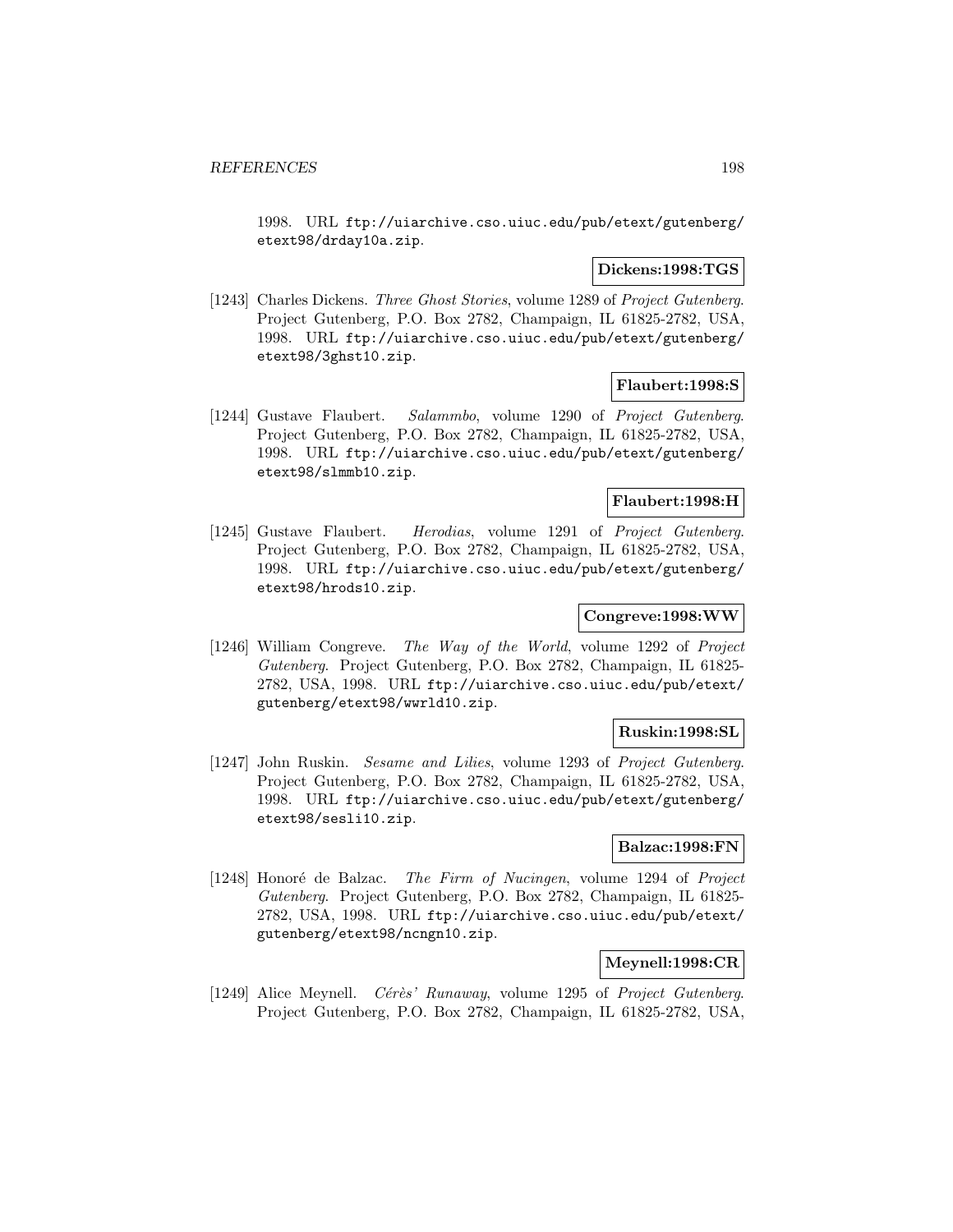1998. URL `ftp://uiarchive.cso.uiuc.edu/pub/etext/gutenberg/etext98/drday10a.zip`.

**Dickens:1998:TGS**

[1243] Charles Dickens. *Three Ghost Stories*, volume 1289 of *Project Gutenberg*. Project Gutenberg, P.O. Box 2782, Champaign, IL 61825-2782, USA, 1998. URL `ftp://uiarchive.cso.uiuc.edu/pub/etext/gutenberg/etext98/3ghst10.zip`.

**Flaubert:1998:S**

[1244] Gustave Flaubert. *Salammbo*, volume 1290 of *Project Gutenberg*. Project Gutenberg, P.O. Box 2782, Champaign, IL 61825-2782, USA, 1998. URL `ftp://uiarchive.cso.uiuc.edu/pub/etext/gutenberg/etext98/slmmb10.zip`.

**Flaubert:1998:H**

[1245] Gustave Flaubert. *Herodias*, volume 1291 of *Project Gutenberg*. Project Gutenberg, P.O. Box 2782, Champaign, IL 61825-2782, USA, 1998. URL `ftp://uiarchive.cso.uiuc.edu/pub/etext/gutenberg/etext98/hrods10.zip`.

**Congreve:1998:WW**

[1246] William Congreve. *The Way of the World*, volume 1292 of *Project Gutenberg*. Project Gutenberg, P.O. Box 2782, Champaign, IL 61825-2782, USA, 1998. URL `ftp://uiarchive.cso.uiuc.edu/pub/etext/gutenberg/etext98/wwrld10.zip`.

**Ruskin:1998:SL**

[1247] John Ruskin. *Sesame and Lilies*, volume 1293 of *Project Gutenberg*. Project Gutenberg, P.O. Box 2782, Champaign, IL 61825-2782, USA, 1998. URL `ftp://uiarchive.cso.uiuc.edu/pub/etext/gutenberg/etext98/sesli10.zip`.

**Balzac:1998:FN**

[1248] Honoré de Balzac. *The Firm of Nucingen*, volume 1294 of *Project Gutenberg*. Project Gutenberg, P.O. Box 2782, Champaign, IL 61825-2782, USA, 1998. URL `ftp://uiarchive.cso.uiuc.edu/pub/etext/gutenberg/etext98/ncngn10.zip`.

**Meynell:1998:CR**

[1249] Alice Meynell. *Cérès' Runaway*, volume 1295 of *Project Gutenberg*. Project Gutenberg, P.O. Box 2782, Champaign, IL 61825-2782, USA,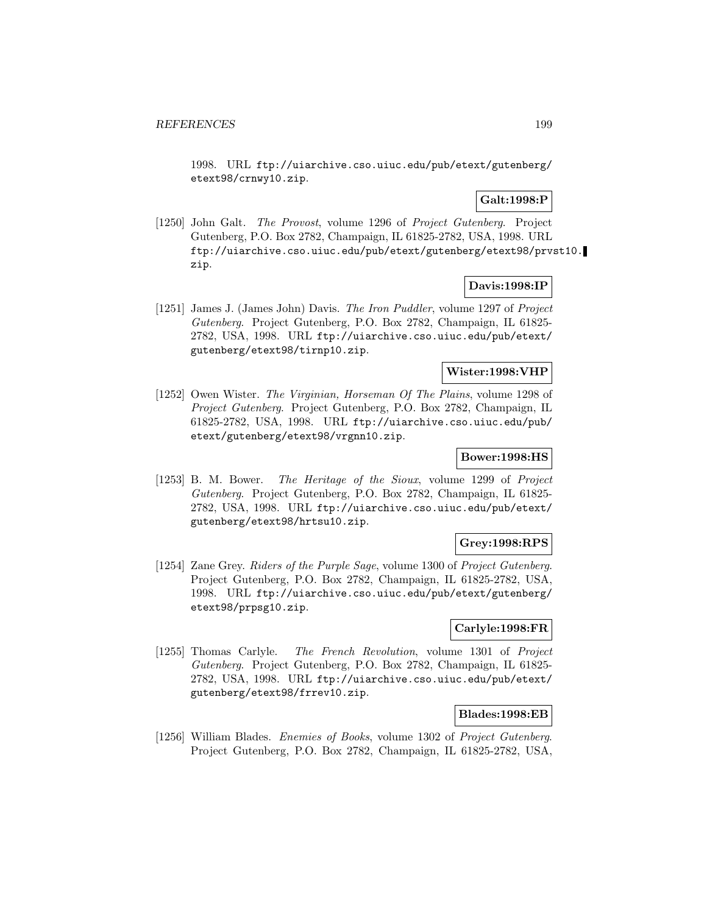1998. URL ftp://uiarchive.cso.uiuc.edu/pub/etext/gutenberg/etext98/crnwy10.zip.

**Galt:1998:P**

[1250] John Galt. *The Provost*, volume 1296 of *Project Gutenberg*. Project Gutenberg, P.O. Box 2782, Champaign, IL 61825-2782, USA, 1998. URL ftp://uiarchive.cso.uiuc.edu/pub/etext/gutenberg/etext98/prvst10.zip.

**Davis:1998:IP**

[1251] James J. (James John) Davis. *The Iron Puddler*, volume 1297 of *Project Gutenberg*. Project Gutenberg, P.O. Box 2782, Champaign, IL 61825-2782, USA, 1998. URL ftp://uiarchive.cso.uiuc.edu/pub/etext/gutenberg/etext98/tirnp10.zip.

**Wister:1998:VHP**

[1252] Owen Wister. *The Virginian, Horseman Of The Plains*, volume 1298 of *Project Gutenberg*. Project Gutenberg, P.O. Box 2782, Champaign, IL 61825-2782, USA, 1998. URL ftp://uiarchive.cso.uiuc.edu/pub/etext/gutenberg/etext98/vrgnn10.zip.

**Bower:1998:HS**

[1253] B. M. Bower. *The Heritage of the Sioux*, volume 1299 of *Project Gutenberg*. Project Gutenberg, P.O. Box 2782, Champaign, IL 61825-2782, USA, 1998. URL ftp://uiarchive.cso.uiuc.edu/pub/etext/gutenberg/etext98/hrtsu10.zip.

**Grey:1998:RPS**

[1254] Zane Grey. *Riders of the Purple Sage*, volume 1300 of *Project Gutenberg*. Project Gutenberg, P.O. Box 2782, Champaign, IL 61825-2782, USA, 1998. URL ftp://uiarchive.cso.uiuc.edu/pub/etext/gutenberg/etext98/prpsg10.zip.

**Carlyle:1998:FR**

[1255] Thomas Carlyle. *The French Revolution*, volume 1301 of *Project Gutenberg*. Project Gutenberg, P.O. Box 2782, Champaign, IL 61825-2782, USA, 1998. URL ftp://uiarchive.cso.uiuc.edu/pub/etext/gutenberg/etext98/frrev10.zip.

**Blades:1998:EB**

[1256] William Blades. *Enemies of Books*, volume 1302 of *Project Gutenberg*. Project Gutenberg, P.O. Box 2782, Champaign, IL 61825-2782, USA,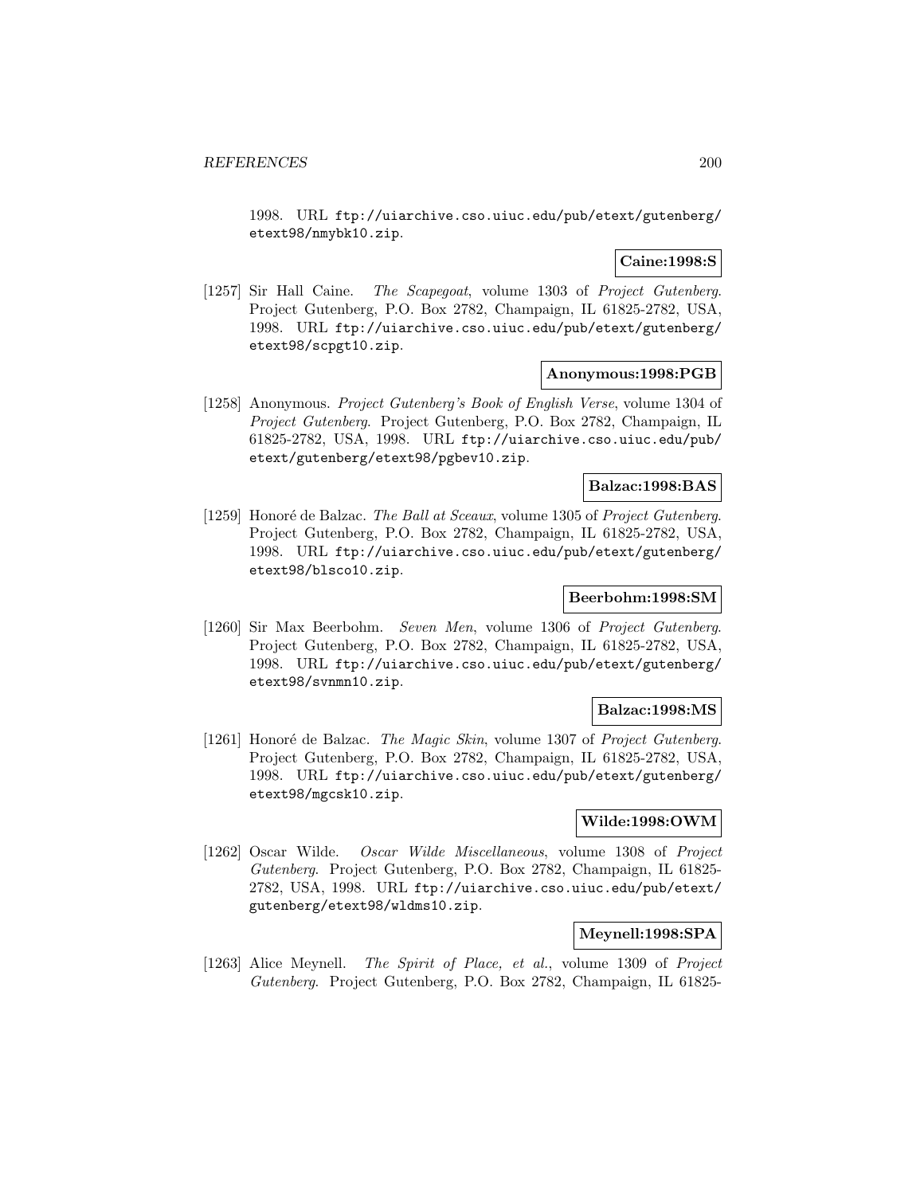1998. URL ftp://uiarchive.cso.uiuc.edu/pub/etext/gutenberg/etext98/nmybk10.zip.

**Caine:1998:S**

[1257] Sir Hall Caine. *The Scapegoat*, volume 1303 of *Project Gutenberg*. Project Gutenberg, P.O. Box 2782, Champaign, IL 61825-2782, USA, 1998. URL ftp://uiarchive.cso.uiuc.edu/pub/etext/gutenberg/etext98/scpgt10.zip.

**Anonymous:1998:PGB**

[1258] Anonymous. *Project Gutenberg's Book of English Verse*, volume 1304 of *Project Gutenberg*. Project Gutenberg, P.O. Box 2782, Champaign, IL 61825-2782, USA, 1998. URL ftp://uiarchive.cso.uiuc.edu/pub/etext/gutenberg/etext98/pgbev10.zip.

**Balzac:1998:BAS**

[1259] Honoré de Balzac. *The Ball at Sceaux*, volume 1305 of *Project Gutenberg*. Project Gutenberg, P.O. Box 2782, Champaign, IL 61825-2782, USA, 1998. URL ftp://uiarchive.cso.uiuc.edu/pub/etext/gutenberg/etext98/blsco10.zip.

**Beerbohm:1998:SM**

[1260] Sir Max Beerbohm. *Seven Men*, volume 1306 of *Project Gutenberg*. Project Gutenberg, P.O. Box 2782, Champaign, IL 61825-2782, USA, 1998. URL ftp://uiarchive.cso.uiuc.edu/pub/etext/gutenberg/etext98/svnmn10.zip.

**Balzac:1998:MS**

[1261] Honoré de Balzac. *The Magic Skin*, volume 1307 of *Project Gutenberg*. Project Gutenberg, P.O. Box 2782, Champaign, IL 61825-2782, USA, 1998. URL ftp://uiarchive.cso.uiuc.edu/pub/etext/gutenberg/etext98/mgcsk10.zip.

**Wilde:1998:OWM**

[1262] Oscar Wilde. *Oscar Wilde Miscellaneous*, volume 1308 of *Project Gutenberg*. Project Gutenberg, P.O. Box 2782, Champaign, IL 61825-2782, USA, 1998. URL ftp://uiarchive.cso.uiuc.edu/pub/etext/gutenberg/etext98/wldms10.zip.

**Meynell:1998:SPA**

[1263] Alice Meynell. *The Spirit of Place, et al.*, volume 1309 of *Project Gutenberg*. Project Gutenberg, P.O. Box 2782, Champaign, IL 61825-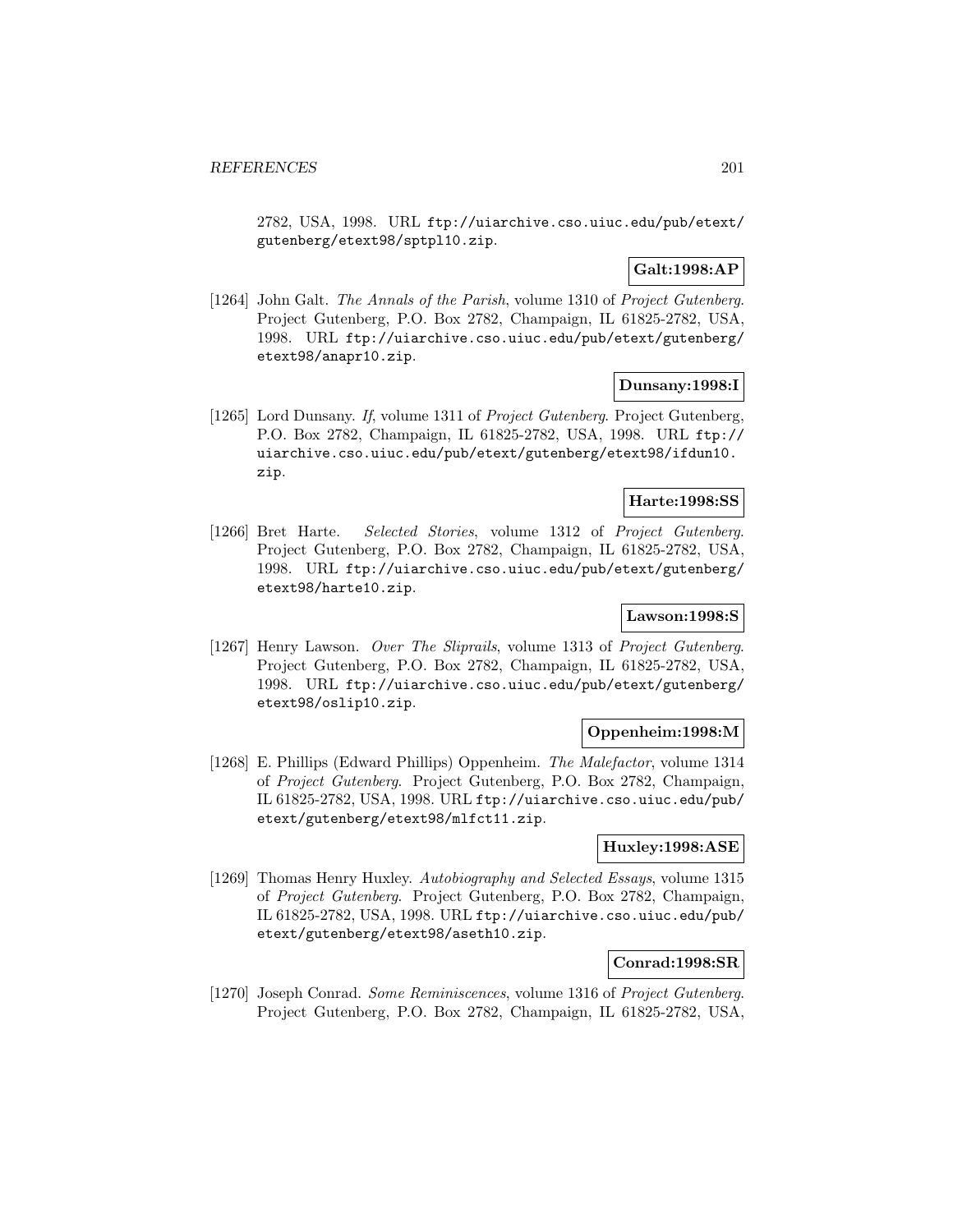2782, USA, 1998. URL ftp://uiarchive.cso.uiuc.edu/pub/etext/gutenberg/etext98/sptpl10.zip.

**Galt:1998:AP**

[1264] John Galt. *The Annals of the Parish*, volume 1310 of *Project Gutenberg*. Project Gutenberg, P.O. Box 2782, Champaign, IL 61825-2782, USA, 1998. URL ftp://uiarchive.cso.uiuc.edu/pub/etext/gutenberg/etext98/anapr10.zip.

**Dunsany:1998:I**

[1265] Lord Dunsany. *If*, volume 1311 of *Project Gutenberg*. Project Gutenberg, P.O. Box 2782, Champaign, IL 61825-2782, USA, 1998. URL ftp://uiarchive.cso.uiuc.edu/pub/etext/gutenberg/etext98/ifdun10.zip.

**Harte:1998:SS**

[1266] Bret Harte. *Selected Stories*, volume 1312 of *Project Gutenberg*. Project Gutenberg, P.O. Box 2782, Champaign, IL 61825-2782, USA, 1998. URL ftp://uiarchive.cso.uiuc.edu/pub/etext/gutenberg/etext98/harte10.zip.

**Lawson:1998:S**

[1267] Henry Lawson. *Over The Sliprails*, volume 1313 of *Project Gutenberg*. Project Gutenberg, P.O. Box 2782, Champaign, IL 61825-2782, USA, 1998. URL ftp://uiarchive.cso.uiuc.edu/pub/etext/gutenberg/etext98/oslip10.zip.

**Oppenheim:1998:M**

[1268] E. Phillips (Edward Phillips) Oppenheim. *The Malefactor*, volume 1314 of *Project Gutenberg*. Project Gutenberg, P.O. Box 2782, Champaign, IL 61825-2782, USA, 1998. URL ftp://uiarchive.cso.uiuc.edu/pub/etext/gutenberg/etext98/mlfct11.zip.

**Huxley:1998:ASE**

[1269] Thomas Henry Huxley. *Autobiography and Selected Essays*, volume 1315 of *Project Gutenberg*. Project Gutenberg, P.O. Box 2782, Champaign, IL 61825-2782, USA, 1998. URL ftp://uiarchive.cso.uiuc.edu/pub/etext/gutenberg/etext98/aseth10.zip.

**Conrad:1998:SR**

[1270] Joseph Conrad. *Some Reminiscences*, volume 1316 of *Project Gutenberg*. Project Gutenberg, P.O. Box 2782, Champaign, IL 61825-2782, USA,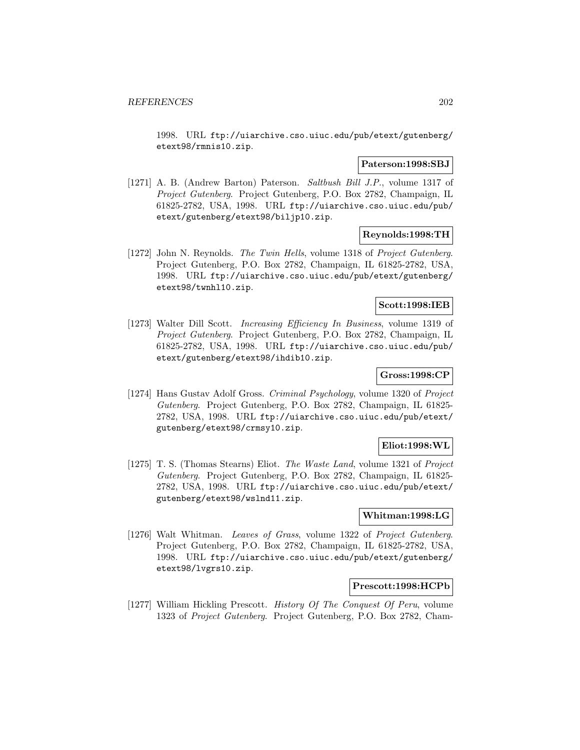1998. URL ftp://uiarchive.cso.uiuc.edu/pub/etext/gutenberg/etext98/rmnis10.zip.

**Paterson:1998:SBJ**

[1271] A. B. (Andrew Barton) Paterson. *Saltbush Bill J.P.*, volume 1317 of *Project Gutenberg*. Project Gutenberg, P.O. Box 2782, Champaign, IL 61825-2782, USA, 1998. URL ftp://uiarchive.cso.uiuc.edu/pub/etext/gutenberg/etext98/biljp10.zip.

**Reynolds:1998:TH**

[1272] John N. Reynolds. *The Twin Hells*, volume 1318 of *Project Gutenberg*. Project Gutenberg, P.O. Box 2782, Champaign, IL 61825-2782, USA, 1998. URL ftp://uiarchive.cso.uiuc.edu/pub/etext/gutenberg/etext98/twnhl10.zip.

**Scott:1998:IEB**

[1273] Walter Dill Scott. *Increasing Efficiency In Business*, volume 1319 of *Project Gutenberg*. Project Gutenberg, P.O. Box 2782, Champaign, IL 61825-2782, USA, 1998. URL ftp://uiarchive.cso.uiuc.edu/pub/etext/gutenberg/etext98/ihdib10.zip.

**Gross:1998:CP**

[1274] Hans Gustav Adolf Gross. *Criminal Psychology*, volume 1320 of *Project Gutenberg*. Project Gutenberg, P.O. Box 2782, Champaign, IL 61825-2782, USA, 1998. URL ftp://uiarchive.cso.uiuc.edu/pub/etext/gutenberg/etext98/crmsy10.zip.

**Eliot:1998:WL**

[1275] T. S. (Thomas Stearns) Eliot. *The Waste Land*, volume 1321 of *Project Gutenberg*. Project Gutenberg, P.O. Box 2782, Champaign, IL 61825-2782, USA, 1998. URL ftp://uiarchive.cso.uiuc.edu/pub/etext/gutenberg/etext98/wslnd11.zip.

**Whitman:1998:LG**

[1276] Walt Whitman. *Leaves of Grass*, volume 1322 of *Project Gutenberg*. Project Gutenberg, P.O. Box 2782, Champaign, IL 61825-2782, USA, 1998. URL ftp://uiarchive.cso.uiuc.edu/pub/etext/gutenberg/etext98/lvgrs10.zip.

**Prescott:1998:HCPb**

[1277] William Hickling Prescott. *History Of The Conquest Of Peru*, volume 1323 of *Project Gutenberg*. Project Gutenberg, P.O. Box 2782, Cham-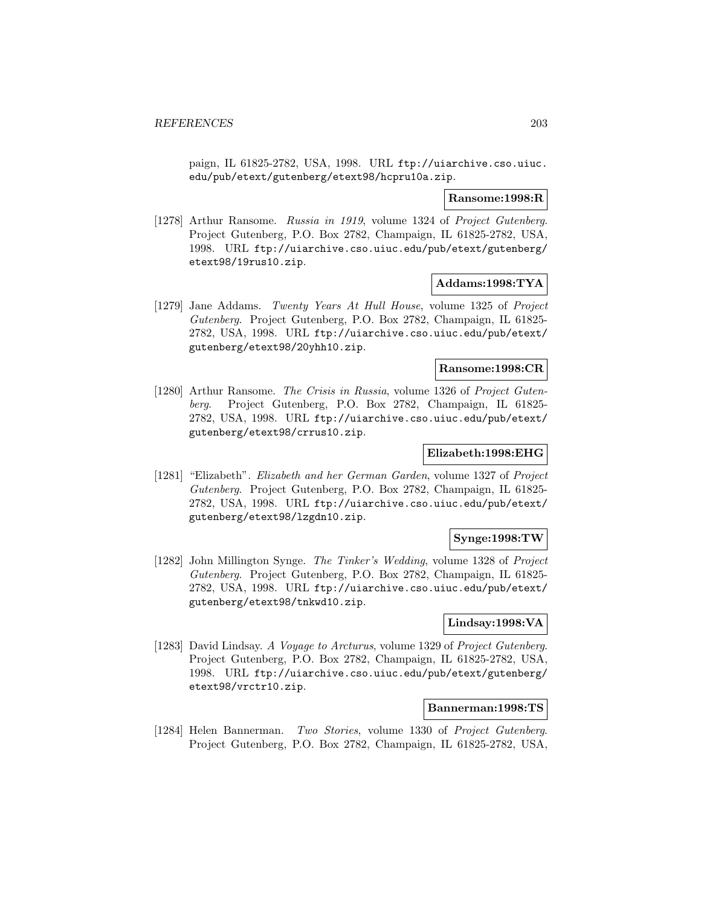paign, IL 61825-2782, USA, 1998. URL ftp://uiarchive.cso.uiuc.edu/pub/etext/gutenberg/etext98/hcpru10a.zip.

**Ransome:1998:R**

[1278] Arthur Ransome. *Russia in 1919*, volume 1324 of *Project Gutenberg*. Project Gutenberg, P.O. Box 2782, Champaign, IL 61825-2782, USA, 1998. URL ftp://uiarchive.cso.uiuc.edu/pub/etext/gutenberg/etext98/19rus10.zip.

**Addams:1998:TYA**

[1279] Jane Addams. *Twenty Years At Hull House*, volume 1325 of *Project Gutenberg*. Project Gutenberg, P.O. Box 2782, Champaign, IL 61825-2782, USA, 1998. URL ftp://uiarchive.cso.uiuc.edu/pub/etext/gutenberg/etext98/20yhh10.zip.

**Ransome:1998:CR**

[1280] Arthur Ransome. *The Crisis in Russia*, volume 1326 of *Project Gutenberg*. Project Gutenberg, P.O. Box 2782, Champaign, IL 61825-2782, USA, 1998. URL ftp://uiarchive.cso.uiuc.edu/pub/etext/gutenberg/etext98/crrus10.zip.

**Elizabeth:1998:EHG**

[1281] "Elizabeth". *Elizabeth and her German Garden*, volume 1327 of *Project Gutenberg*. Project Gutenberg, P.O. Box 2782, Champaign, IL 61825-2782, USA, 1998. URL ftp://uiarchive.cso.uiuc.edu/pub/etext/gutenberg/etext98/lzgdn10.zip.

**Synge:1998:TW**

[1282] John Millington Synge. *The Tinker's Wedding*, volume 1328 of *Project Gutenberg*. Project Gutenberg, P.O. Box 2782, Champaign, IL 61825-2782, USA, 1998. URL ftp://uiarchive.cso.uiuc.edu/pub/etext/gutenberg/etext98/tnkwd10.zip.

**Lindsay:1998:VA**

[1283] David Lindsay. *A Voyage to Arcturus*, volume 1329 of *Project Gutenberg*. Project Gutenberg, P.O. Box 2782, Champaign, IL 61825-2782, USA, 1998. URL ftp://uiarchive.cso.uiuc.edu/pub/etext/gutenberg/etext98/vrctr10.zip.

**Bannerman:1998:TS**

[1284] Helen Bannerman. *Two Stories*, volume 1330 of *Project Gutenberg*. Project Gutenberg, P.O. Box 2782, Champaign, IL 61825-2782, USA,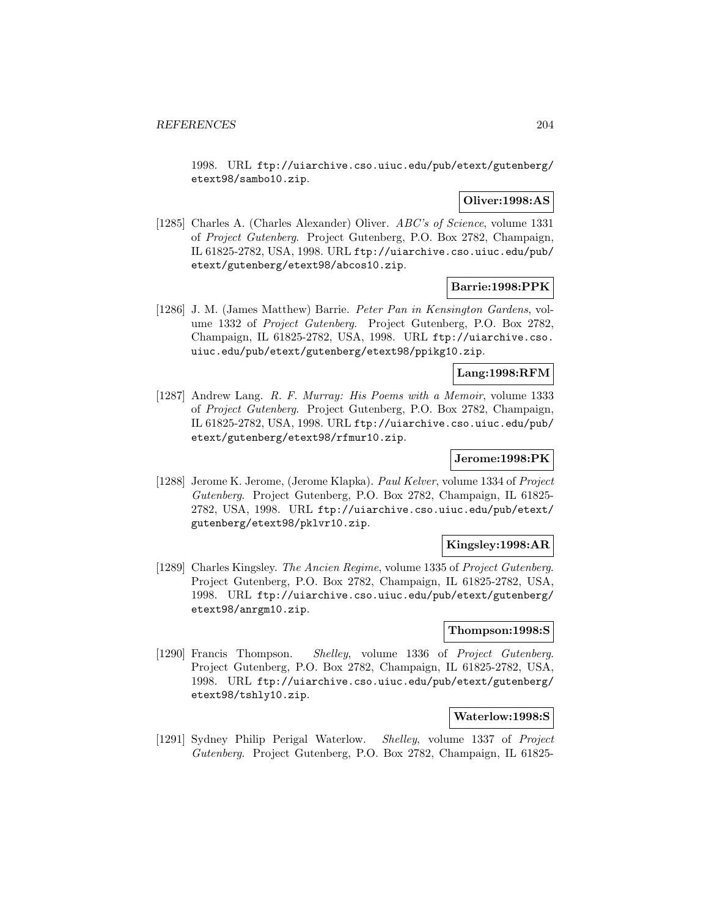1998. URL ftp://uiarchive.cso.uiuc.edu/pub/etext/gutenberg/etext98/sambo10.zip.

**Oliver:1998:AS**

[1285] Charles A. (Charles Alexander) Oliver. *ABC's of Science*, volume 1331 of *Project Gutenberg*. Project Gutenberg, P.O. Box 2782, Champaign, IL 61825-2782, USA, 1998. URL ftp://uiarchive.cso.uiuc.edu/pub/etext/gutenberg/etext98/abcos10.zip.

**Barrie:1998:PPK**

[1286] J. M. (James Matthew) Barrie. *Peter Pan in Kensington Gardens*, volume 1332 of *Project Gutenberg*. Project Gutenberg, P.O. Box 2782, Champaign, IL 61825-2782, USA, 1998. URL ftp://uiarchive.cso.uiuc.edu/pub/etext/gutenberg/etext98/ppikg10.zip.

**Lang:1998:RFM**

[1287] Andrew Lang. *R. F. Murray: His Poems with a Memoir*, volume 1333 of *Project Gutenberg*. Project Gutenberg, P.O. Box 2782, Champaign, IL 61825-2782, USA, 1998. URL ftp://uiarchive.cso.uiuc.edu/pub/etext/gutenberg/etext98/rfmur10.zip.

**Jerome:1998:PK**

[1288] Jerome K. Jerome, (Jerome Klapka). *Paul Kelver*, volume 1334 of *Project Gutenberg*. Project Gutenberg, P.O. Box 2782, Champaign, IL 61825-2782, USA, 1998. URL ftp://uiarchive.cso.uiuc.edu/pub/etext/gutenberg/etext98/pklvr10.zip.

**Kingsley:1998:AR**

[1289] Charles Kingsley. *The Ancien Regime*, volume 1335 of *Project Gutenberg*. Project Gutenberg, P.O. Box 2782, Champaign, IL 61825-2782, USA, 1998. URL ftp://uiarchive.cso.uiuc.edu/pub/etext/gutenberg/etext98/anrgm10.zip.

**Thompson:1998:S**

[1290] Francis Thompson. *Shelley*, volume 1336 of *Project Gutenberg*. Project Gutenberg, P.O. Box 2782, Champaign, IL 61825-2782, USA, 1998. URL ftp://uiarchive.cso.uiuc.edu/pub/etext/gutenberg/etext98/tshly10.zip.

**Waterlow:1998:S**

[1291] Sydney Philip Perigal Waterlow. *Shelley*, volume 1337 of *Project Gutenberg*. Project Gutenberg, P.O. Box 2782, Champaign, IL 61825-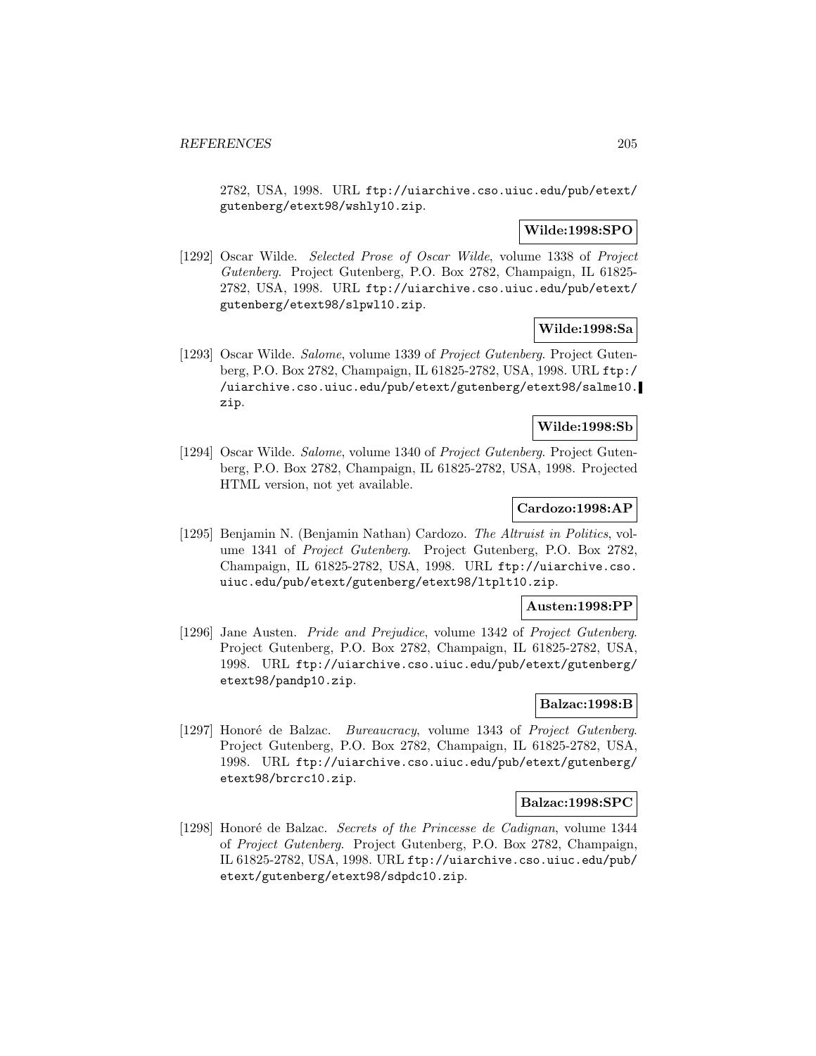2782, USA, 1998. URL ftp://uiarchive.cso.uiuc.edu/pub/etext/gutenberg/etext98/wshly10.zip.

**Wilde:1998:SPO**

[1292] Oscar Wilde. *Selected Prose of Oscar Wilde*, volume 1338 of *Project Gutenberg*. Project Gutenberg, P.O. Box 2782, Champaign, IL 61825-2782, USA, 1998. URL ftp://uiarchive.cso.uiuc.edu/pub/etext/gutenberg/etext98/slpwl10.zip.

**Wilde:1998:Sa**

[1293] Oscar Wilde. *Salome*, volume 1339 of *Project Gutenberg*. Project Gutenberg, P.O. Box 2782, Champaign, IL 61825-2782, USA, 1998. URL ftp://uiarchive.cso.uiuc.edu/pub/etext/gutenberg/etext98/salme10.zip.

**Wilde:1998:Sb**

[1294] Oscar Wilde. *Salome*, volume 1340 of *Project Gutenberg*. Project Gutenberg, P.O. Box 2782, Champaign, IL 61825-2782, USA, 1998. Projected HTML version, not yet available.

**Cardozo:1998:AP**

[1295] Benjamin N. (Benjamin Nathan) Cardozo. *The Altruist in Politics*, volume 1341 of *Project Gutenberg*. Project Gutenberg, P.O. Box 2782, Champaign, IL 61825-2782, USA, 1998. URL ftp://uiarchive.cso.uiuc.edu/pub/etext/gutenberg/etext98/ltplt10.zip.

**Austen:1998:PP**

[1296] Jane Austen. *Pride and Prejudice*, volume 1342 of *Project Gutenberg*. Project Gutenberg, P.O. Box 2782, Champaign, IL 61825-2782, USA, 1998. URL ftp://uiarchive.cso.uiuc.edu/pub/etext/gutenberg/etext98/pandp10.zip.

**Balzac:1998:B**

[1297] Honoré de Balzac. *Bureaucracy*, volume 1343 of *Project Gutenberg*. Project Gutenberg, P.O. Box 2782, Champaign, IL 61825-2782, USA, 1998. URL ftp://uiarchive.cso.uiuc.edu/pub/etext/gutenberg/etext98/brcrc10.zip.

**Balzac:1998:SPC**

[1298] Honoré de Balzac. *Secrets of the Princesse de Cadignan*, volume 1344 of *Project Gutenberg*. Project Gutenberg, P.O. Box 2782, Champaign, IL 61825-2782, USA, 1998. URL ftp://uiarchive.cso.uiuc.edu/pub/etext/gutenberg/etext98/sdpdc10.zip.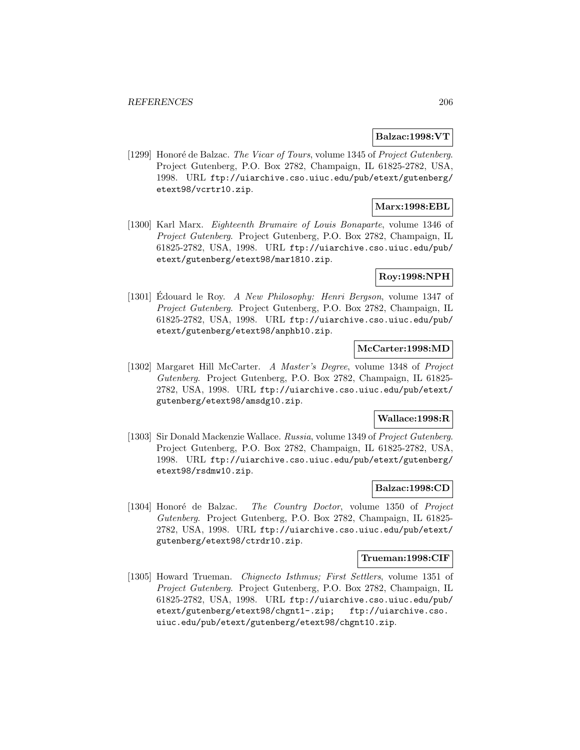**Balzac:1998:VT**

[1299] Honoré de Balzac. *The Vicar of Tours*, volume 1345 of *Project Gutenberg*. Project Gutenberg, P.O. Box 2782, Champaign, IL 61825-2782, USA, 1998. URL ftp://uiarchive.cso.uiuc.edu/pub/etext/gutenberg/etext98/vcrtr10.zip.

**Marx:1998:EBL**

[1300] Karl Marx. *Eighteenth Brumaire of Louis Bonaparte*, volume 1346 of *Project Gutenberg*. Project Gutenberg, P.O. Box 2782, Champaign, IL 61825-2782, USA, 1998. URL ftp://uiarchive.cso.uiuc.edu/pub/etext/gutenberg/etext98/mar1810.zip.

**Roy:1998:NPH**

[1301] Édouard le Roy. *A New Philosophy: Henri Bergson*, volume 1347 of *Project Gutenberg*. Project Gutenberg, P.O. Box 2782, Champaign, IL 61825-2782, USA, 1998. URL ftp://uiarchive.cso.uiuc.edu/pub/etext/gutenberg/etext98/anphb10.zip.

**McCarter:1998:MD**

[1302] Margaret Hill McCarter. *A Master's Degree*, volume 1348 of *Project Gutenberg*. Project Gutenberg, P.O. Box 2782, Champaign, IL 61825-2782, USA, 1998. URL ftp://uiarchive.cso.uiuc.edu/pub/etext/gutenberg/etext98/amsdg10.zip.

**Wallace:1998:R**

[1303] Sir Donald Mackenzie Wallace. *Russia*, volume 1349 of *Project Gutenberg*. Project Gutenberg, P.O. Box 2782, Champaign, IL 61825-2782, USA, 1998. URL ftp://uiarchive.cso.uiuc.edu/pub/etext/gutenberg/etext98/rsdmw10.zip.

**Balzac:1998:CD**

[1304] Honoré de Balzac. *The Country Doctor*, volume 1350 of *Project Gutenberg*. Project Gutenberg, P.O. Box 2782, Champaign, IL 61825-2782, USA, 1998. URL ftp://uiarchive.cso.uiuc.edu/pub/etext/gutenberg/etext98/ctrdr10.zip.

**Trueman:1998:CIF**

[1305] Howard Trueman. *Chignecto Isthmus; First Settlers*, volume 1351 of *Project Gutenberg*. Project Gutenberg, P.O. Box 2782, Champaign, IL 61825-2782, USA, 1998. URL ftp://uiarchive.cso.uiuc.edu/pub/etext/gutenberg/etext98/chgnt1-.zip; ftp://uiarchive.cso.uiuc.edu/pub/etext/gutenberg/etext98/chgnt10.zip.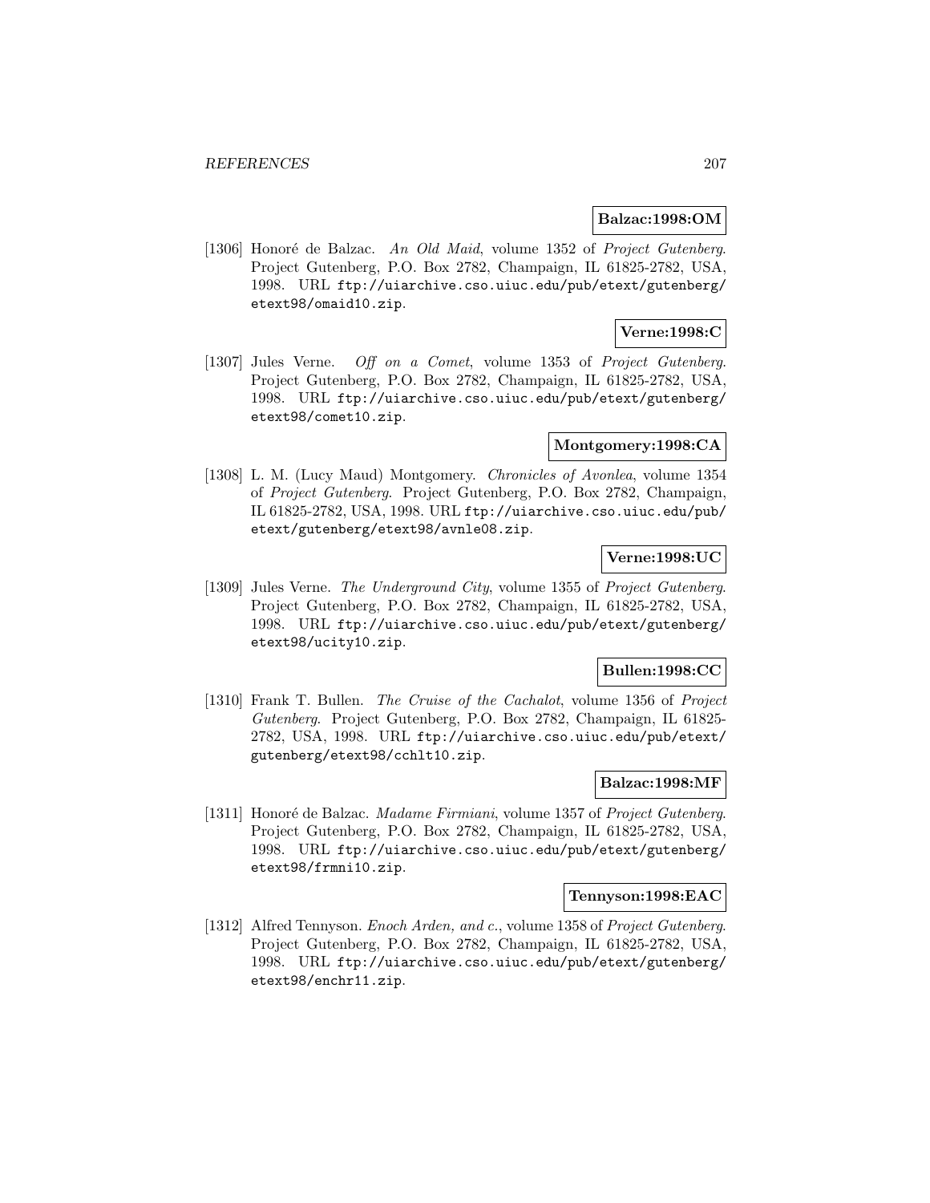**Balzac:1998:OM**

[1306] Honoré de Balzac. *An Old Maid*, volume 1352 of *Project Gutenberg*. Project Gutenberg, P.O. Box 2782, Champaign, IL 61825-2782, USA, 1998. URL ftp://uiarchive.cso.uiuc.edu/pub/etext/gutenberg/etext98/omaid10.zip.

**Verne:1998:C**

[1307] Jules Verne. *Off on a Comet*, volume 1353 of *Project Gutenberg*. Project Gutenberg, P.O. Box 2782, Champaign, IL 61825-2782, USA, 1998. URL ftp://uiarchive.cso.uiuc.edu/pub/etext/gutenberg/etext98/comet10.zip.

**Montgomery:1998:CA**

[1308] L. M. (Lucy Maud) Montgomery. *Chronicles of Avonlea*, volume 1354 of *Project Gutenberg*. Project Gutenberg, P.O. Box 2782, Champaign, IL 61825-2782, USA, 1998. URL ftp://uiarchive.cso.uiuc.edu/pub/etext/gutenberg/etext98/avnle08.zip.

**Verne:1998:UC**

[1309] Jules Verne. *The Underground City*, volume 1355 of *Project Gutenberg*. Project Gutenberg, P.O. Box 2782, Champaign, IL 61825-2782, USA, 1998. URL ftp://uiarchive.cso.uiuc.edu/pub/etext/gutenberg/etext98/ucity10.zip.

**Bullen:1998:CC**

[1310] Frank T. Bullen. *The Cruise of the Cachalot*, volume 1356 of *Project Gutenberg*. Project Gutenberg, P.O. Box 2782, Champaign, IL 61825-2782, USA, 1998. URL ftp://uiarchive.cso.uiuc.edu/pub/etext/gutenberg/etext98/cchlt10.zip.

**Balzac:1998:MF**

[1311] Honoré de Balzac. *Madame Firmiani*, volume 1357 of *Project Gutenberg*. Project Gutenberg, P.O. Box 2782, Champaign, IL 61825-2782, USA, 1998. URL ftp://uiarchive.cso.uiuc.edu/pub/etext/gutenberg/etext98/frmni10.zip.

**Tennyson:1998:EAC**

[1312] Alfred Tennyson. *Enoch Arden, and c.*, volume 1358 of *Project Gutenberg*. Project Gutenberg, P.O. Box 2782, Champaign, IL 61825-2782, USA, 1998. URL ftp://uiarchive.cso.uiuc.edu/pub/etext/gutenberg/etext98/enchr11.zip.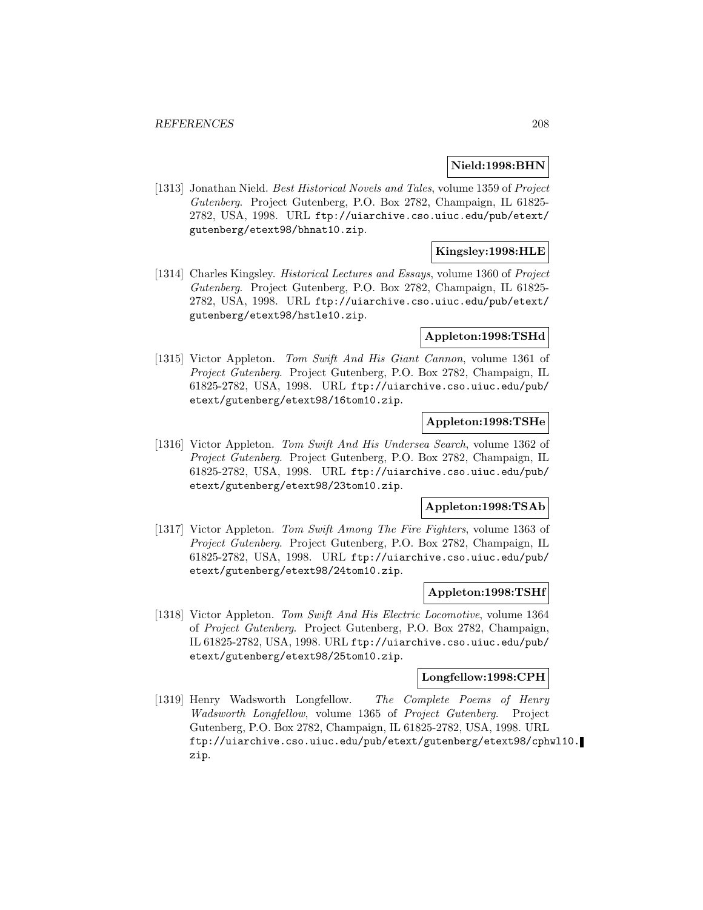**Nield:1998:BHN**

[1313] Jonathan Nield. *Best Historical Novels and Tales*, volume 1359 of *Project Gutenberg*. Project Gutenberg, P.O. Box 2782, Champaign, IL 61825-2782, USA, 1998. URL `ftp://uiarchive.cso.uiuc.edu/pub/etext/gutenberg/etext98/bhnat10.zip`.

**Kingsley:1998:HLE**

[1314] Charles Kingsley. *Historical Lectures and Essays*, volume 1360 of *Project Gutenberg*. Project Gutenberg, P.O. Box 2782, Champaign, IL 61825-2782, USA, 1998. URL `ftp://uiarchive.cso.uiuc.edu/pub/etext/gutenberg/etext98/hstle10.zip`.

**Appleton:1998:TSHd**

[1315] Victor Appleton. *Tom Swift And His Giant Cannon*, volume 1361 of *Project Gutenberg*. Project Gutenberg, P.O. Box 2782, Champaign, IL 61825-2782, USA, 1998. URL `ftp://uiarchive.cso.uiuc.edu/pub/etext/gutenberg/etext98/16tom10.zip`.

**Appleton:1998:TSHe**

[1316] Victor Appleton. *Tom Swift And His Undersea Search*, volume 1362 of *Project Gutenberg*. Project Gutenberg, P.O. Box 2782, Champaign, IL 61825-2782, USA, 1998. URL `ftp://uiarchive.cso.uiuc.edu/pub/etext/gutenberg/etext98/23tom10.zip`.

**Appleton:1998:TSAb**

[1317] Victor Appleton. *Tom Swift Among The Fire Fighters*, volume 1363 of *Project Gutenberg*. Project Gutenberg, P.O. Box 2782, Champaign, IL 61825-2782, USA, 1998. URL `ftp://uiarchive.cso.uiuc.edu/pub/etext/gutenberg/etext98/24tom10.zip`.

**Appleton:1998:TSHf**

[1318] Victor Appleton. *Tom Swift And His Electric Locomotive*, volume 1364 of *Project Gutenberg*. Project Gutenberg, P.O. Box 2782, Champaign, IL 61825-2782, USA, 1998. URL `ftp://uiarchive.cso.uiuc.edu/pub/etext/gutenberg/etext98/25tom10.zip`.

**Longfellow:1998:CPH**

[1319] Henry Wadsworth Longfellow. *The Complete Poems of Henry Wadsworth Longfellow*, volume 1365 of *Project Gutenberg*. Project Gutenberg, P.O. Box 2782, Champaign, IL 61825-2782, USA, 1998. URL `ftp://uiarchive.cso.uiuc.edu/pub/etext/gutenberg/etext98/cphwl10.zip`.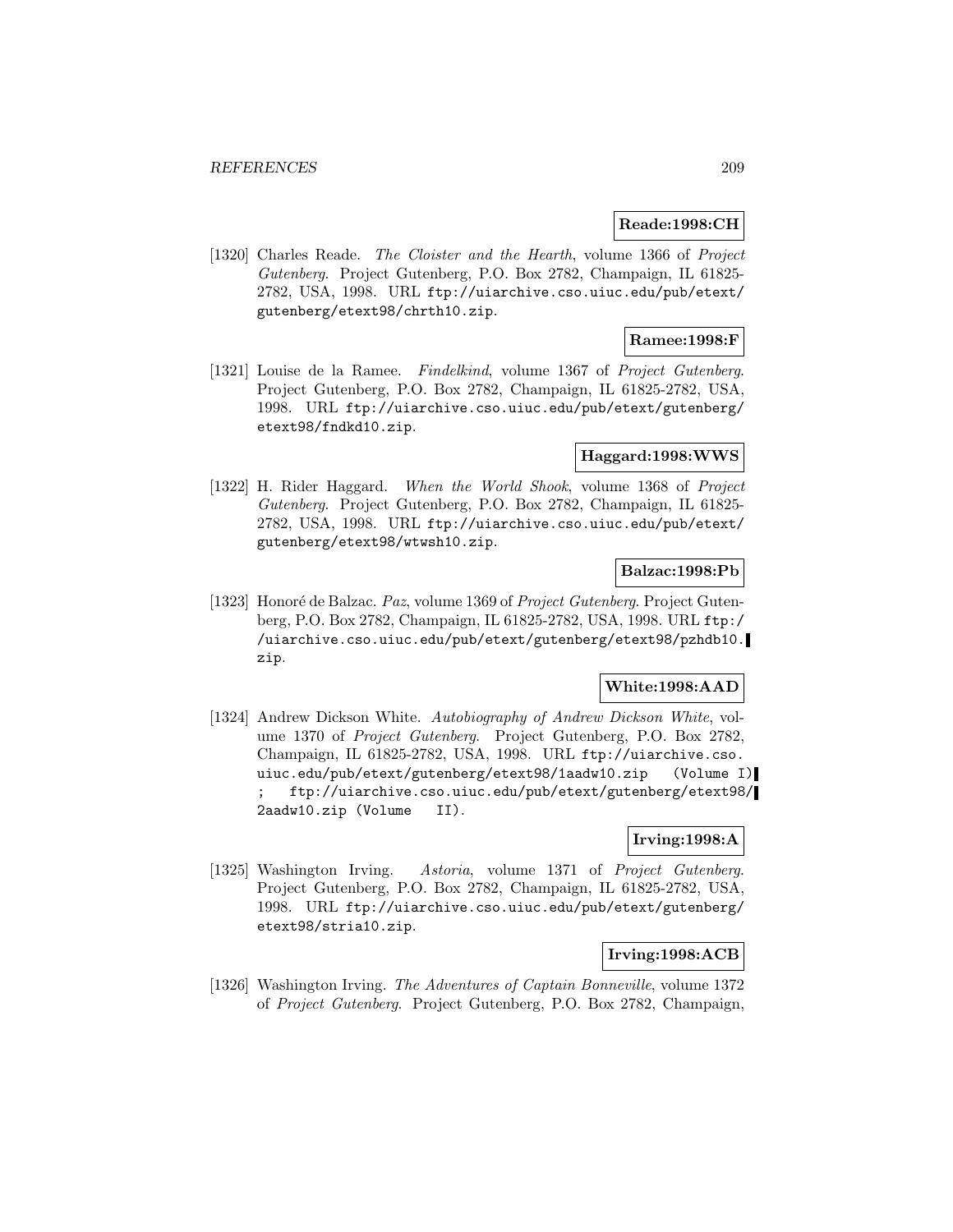**Reade:1998:CH**

[1320] Charles Reade. *The Cloister and the Hearth*, volume 1366 of *Project Gutenberg*. Project Gutenberg, P.O. Box 2782, Champaign, IL 61825-2782, USA, 1998. URL ftp://uiarchive.cso.uiuc.edu/pub/etext/gutenberg/etext98/chrth10.zip.

**Ramee:1998:F**

[1321] Louise de la Ramee. *Findelkind*, volume 1367 of *Project Gutenberg*. Project Gutenberg, P.O. Box 2782, Champaign, IL 61825-2782, USA, 1998. URL ftp://uiarchive.cso.uiuc.edu/pub/etext/gutenberg/etext98/fndkd10.zip.

**Haggard:1998:WWS**

[1322] H. Rider Haggard. *When the World Shook*, volume 1368 of *Project Gutenberg*. Project Gutenberg, P.O. Box 2782, Champaign, IL 61825-2782, USA, 1998. URL ftp://uiarchive.cso.uiuc.edu/pub/etext/gutenberg/etext98/wtwsh10.zip.

**Balzac:1998:Pb**

[1323] Honoré de Balzac. *Paz*, volume 1369 of *Project Gutenberg*. Project Gutenberg, P.O. Box 2782, Champaign, IL 61825-2782, USA, 1998. URL ftp://uiarchive.cso.uiuc.edu/pub/etext/gutenberg/etext98/pzhdb10.zip.

**White:1998:AAD**

[1324] Andrew Dickson White. *Autobiography of Andrew Dickson White*, volume 1370 of *Project Gutenberg*. Project Gutenberg, P.O. Box 2782, Champaign, IL 61825-2782, USA, 1998. URL ftp://uiarchive.cso.uiuc.edu/pub/etext/gutenberg/etext98/1aadw10.zip (Volume I) ; ftp://uiarchive.cso.uiuc.edu/pub/etext/gutenberg/etext98/2aadw10.zip (Volume II).

**Irving:1998:A**

[1325] Washington Irving. *Astoria*, volume 1371 of *Project Gutenberg*. Project Gutenberg, P.O. Box 2782, Champaign, IL 61825-2782, USA, 1998. URL ftp://uiarchive.cso.uiuc.edu/pub/etext/gutenberg/etext98/stria10.zip.

**Irving:1998:ACB**

[1326] Washington Irving. *The Adventures of Captain Bonneville*, volume 1372 of *Project Gutenberg*. Project Gutenberg, P.O. Box 2782, Champaign,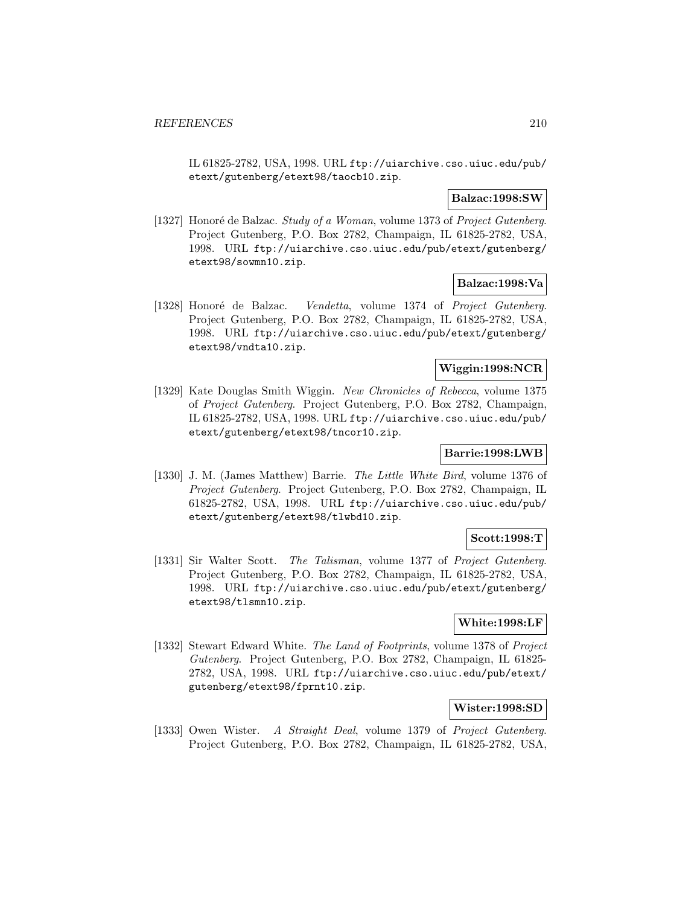IL 61825-2782, USA, 1998. URL `ftp://uiarchive.cso.uiuc.edu/pub/etext/gutenberg/etext98/taocb10.zip`.

**Balzac:1998:SW**

[1327] Honoré de Balzac. *Study of a Woman*, volume 1373 of *Project Gutenberg*. Project Gutenberg, P.O. Box 2782, Champaign, IL 61825-2782, USA, 1998. URL `ftp://uiarchive.cso.uiuc.edu/pub/etext/gutenberg/etext98/sowmn10.zip`.

**Balzac:1998:Va**

[1328] Honoré de Balzac. *Vendetta*, volume 1374 of *Project Gutenberg*. Project Gutenberg, P.O. Box 2782, Champaign, IL 61825-2782, USA, 1998. URL `ftp://uiarchive.cso.uiuc.edu/pub/etext/gutenberg/etext98/vndta10.zip`.

**Wiggin:1998:NCR**

[1329] Kate Douglas Smith Wiggin. *New Chronicles of Rebecca*, volume 1375 of *Project Gutenberg*. Project Gutenberg, P.O. Box 2782, Champaign, IL 61825-2782, USA, 1998. URL `ftp://uiarchive.cso.uiuc.edu/pub/etext/gutenberg/etext98/tncor10.zip`.

**Barrie:1998:LWB**

[1330] J. M. (James Matthew) Barrie. *The Little White Bird*, volume 1376 of *Project Gutenberg*. Project Gutenberg, P.O. Box 2782, Champaign, IL 61825-2782, USA, 1998. URL `ftp://uiarchive.cso.uiuc.edu/pub/etext/gutenberg/etext98/tlwbd10.zip`.

**Scott:1998:T**

[1331] Sir Walter Scott. *The Talisman*, volume 1377 of *Project Gutenberg*. Project Gutenberg, P.O. Box 2782, Champaign, IL 61825-2782, USA, 1998. URL `ftp://uiarchive.cso.uiuc.edu/pub/etext/gutenberg/etext98/tlsmn10.zip`.

**White:1998:LF**

[1332] Stewart Edward White. *The Land of Footprints*, volume 1378 of *Project Gutenberg*. Project Gutenberg, P.O. Box 2782, Champaign, IL 61825-2782, USA, 1998. URL `ftp://uiarchive.cso.uiuc.edu/pub/etext/gutenberg/etext98/fprnt10.zip`.

**Wister:1998:SD**

[1333] Owen Wister. *A Straight Deal*, volume 1379 of *Project Gutenberg*. Project Gutenberg, P.O. Box 2782, Champaign, IL 61825-2782, USA,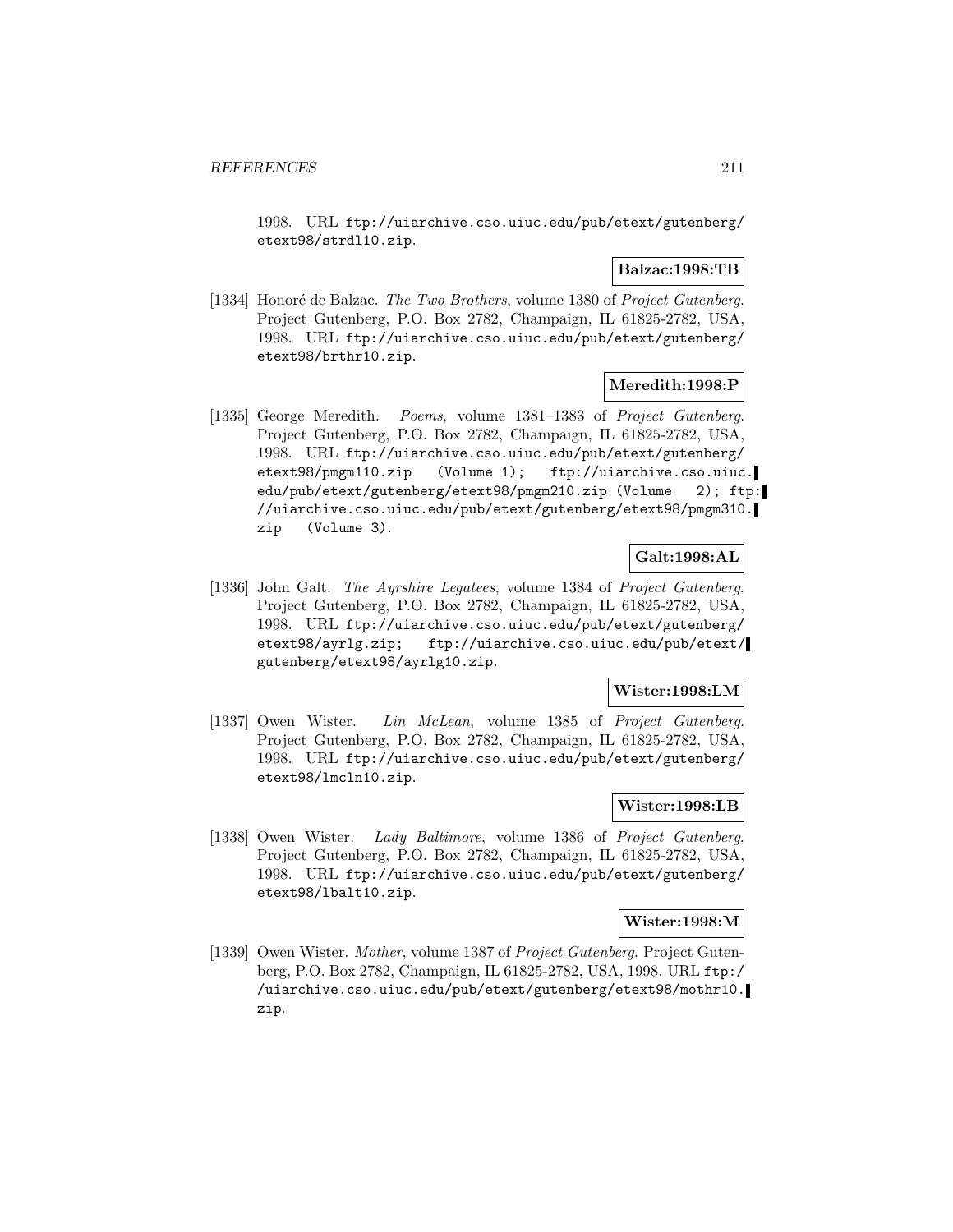1998. URL ftp://uiarchive.cso.uiuc.edu/pub/etext/gutenberg/etext98/strdl10.zip.

**Balzac:1998:TB**

[1334] Honoré de Balzac. *The Two Brothers*, volume 1380 of *Project Gutenberg*. Project Gutenberg, P.O. Box 2782, Champaign, IL 61825-2782, USA, 1998. URL ftp://uiarchive.cso.uiuc.edu/pub/etext/gutenberg/etext98/brthr10.zip.

**Meredith:1998:P**

[1335] George Meredith. *Poems*, volume 1381–1383 of *Project Gutenberg*. Project Gutenberg, P.O. Box 2782, Champaign, IL 61825-2782, USA, 1998. URL ftp://uiarchive.cso.uiuc.edu/pub/etext/gutenberg/etext98/pmgm110.zip (Volume 1); ftp://uiarchive.cso.uiuc.edu/pub/etext/gutenberg/etext98/pmgm210.zip (Volume 2); ftp://uiarchive.cso.uiuc.edu/pub/etext/gutenberg/etext98/pmgm310.zip (Volume 3).

**Galt:1998:AL**

[1336] John Galt. *The Ayrshire Legatees*, volume 1384 of *Project Gutenberg*. Project Gutenberg, P.O. Box 2782, Champaign, IL 61825-2782, USA, 1998. URL ftp://uiarchive.cso.uiuc.edu/pub/etext/gutenberg/etext98/ayrlg.zip; ftp://uiarchive.cso.uiuc.edu/pub/etext/gutenberg/etext98/ayrlg10.zip.

**Wister:1998:LM**

[1337] Owen Wister. *Lin McLean*, volume 1385 of *Project Gutenberg*. Project Gutenberg, P.O. Box 2782, Champaign, IL 61825-2782, USA, 1998. URL ftp://uiarchive.cso.uiuc.edu/pub/etext/gutenberg/etext98/lmcln10.zip.

**Wister:1998:LB**

[1338] Owen Wister. *Lady Baltimore*, volume 1386 of *Project Gutenberg*. Project Gutenberg, P.O. Box 2782, Champaign, IL 61825-2782, USA, 1998. URL ftp://uiarchive.cso.uiuc.edu/pub/etext/gutenberg/etext98/lbalt10.zip.

**Wister:1998:M**

[1339] Owen Wister. *Mother*, volume 1387 of *Project Gutenberg*. Project Gutenberg, P.O. Box 2782, Champaign, IL 61825-2782, USA, 1998. URL ftp://uiarchive.cso.uiuc.edu/pub/etext/gutenberg/etext98/mothr10.zip.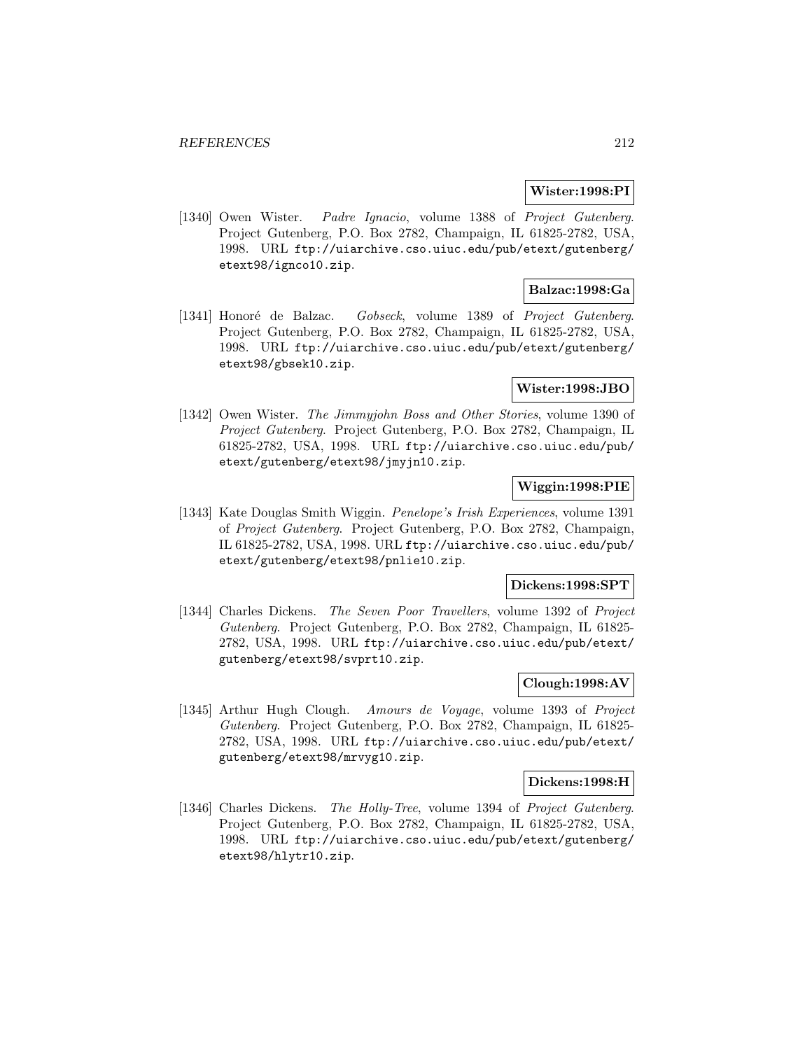**Wister:1998:PI**

[1340] Owen Wister. *Padre Ignacio*, volume 1388 of *Project Gutenberg*. Project Gutenberg, P.O. Box 2782, Champaign, IL 61825-2782, USA, 1998. URL ftp://uiarchive.cso.uiuc.edu/pub/etext/gutenberg/etext98/ignco10.zip.

**Balzac:1998:Ga**

[1341] Honoré de Balzac. *Gobseck*, volume 1389 of *Project Gutenberg*. Project Gutenberg, P.O. Box 2782, Champaign, IL 61825-2782, USA, 1998. URL ftp://uiarchive.cso.uiuc.edu/pub/etext/gutenberg/etext98/gbsek10.zip.

**Wister:1998:JBO**

[1342] Owen Wister. *The Jimmyjohn Boss and Other Stories*, volume 1390 of *Project Gutenberg*. Project Gutenberg, P.O. Box 2782, Champaign, IL 61825-2782, USA, 1998. URL ftp://uiarchive.cso.uiuc.edu/pub/etext/gutenberg/etext98/jmyjn10.zip.

**Wiggin:1998:PIE**

[1343] Kate Douglas Smith Wiggin. *Penelope's Irish Experiences*, volume 1391 of *Project Gutenberg*. Project Gutenberg, P.O. Box 2782, Champaign, IL 61825-2782, USA, 1998. URL ftp://uiarchive.cso.uiuc.edu/pub/etext/gutenberg/etext98/pnlie10.zip.

**Dickens:1998:SPT**

[1344] Charles Dickens. *The Seven Poor Travellers*, volume 1392 of *Project Gutenberg*. Project Gutenberg, P.O. Box 2782, Champaign, IL 61825-2782, USA, 1998. URL ftp://uiarchive.cso.uiuc.edu/pub/etext/gutenberg/etext98/svprt10.zip.

**Clough:1998:AV**

[1345] Arthur Hugh Clough. *Amours de Voyage*, volume 1393 of *Project Gutenberg*. Project Gutenberg, P.O. Box 2782, Champaign, IL 61825-2782, USA, 1998. URL ftp://uiarchive.cso.uiuc.edu/pub/etext/gutenberg/etext98/mrvyg10.zip.

**Dickens:1998:H**

[1346] Charles Dickens. *The Holly-Tree*, volume 1394 of *Project Gutenberg*. Project Gutenberg, P.O. Box 2782, Champaign, IL 61825-2782, USA, 1998. URL ftp://uiarchive.cso.uiuc.edu/pub/etext/gutenberg/etext98/hlytr10.zip.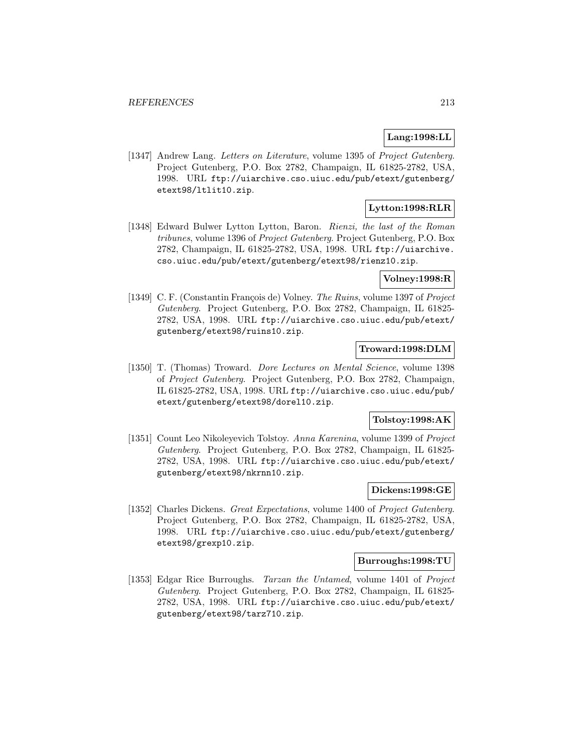**Lang:1998:LL**

[1347] Andrew Lang. *Letters on Literature*, volume 1395 of *Project Gutenberg*. Project Gutenberg, P.O. Box 2782, Champaign, IL 61825-2782, USA, 1998. URL `ftp://uiarchive.cso.uiuc.edu/pub/etext/gutenberg/etext98/ltlit10.zip`.

**Lytton:1998:RLR**

[1348] Edward Bulwer Lytton Lytton, Baron. *Rienzi, the last of the Roman tribunes*, volume 1396 of *Project Gutenberg*. Project Gutenberg, P.O. Box 2782, Champaign, IL 61825-2782, USA, 1998. URL `ftp://uiarchive.cso.uiuc.edu/pub/etext/gutenberg/etext98/rienz10.zip`.

**Volney:1998:R**

[1349] C. F. (Constantin François de) Volney. *The Ruins*, volume 1397 of *Project Gutenberg*. Project Gutenberg, P.O. Box 2782, Champaign, IL 61825-2782, USA, 1998. URL `ftp://uiarchive.cso.uiuc.edu/pub/etext/gutenberg/etext98/ruins10.zip`.

**Troward:1998:DLM**

[1350] T. (Thomas) Troward. *Dore Lectures on Mental Science*, volume 1398 of *Project Gutenberg*. Project Gutenberg, P.O. Box 2782, Champaign, IL 61825-2782, USA, 1998. URL `ftp://uiarchive.cso.uiuc.edu/pub/etext/gutenberg/etext98/dorel10.zip`.

**Tolstoy:1998:AK**

[1351] Count Leo Nikoleyevich Tolstoy. *Anna Karenina*, volume 1399 of *Project Gutenberg*. Project Gutenberg, P.O. Box 2782, Champaign, IL 61825-2782, USA, 1998. URL `ftp://uiarchive.cso.uiuc.edu/pub/etext/gutenberg/etext98/nkrnn10.zip`.

**Dickens:1998:GE**

[1352] Charles Dickens. *Great Expectations*, volume 1400 of *Project Gutenberg*. Project Gutenberg, P.O. Box 2782, Champaign, IL 61825-2782, USA, 1998. URL `ftp://uiarchive.cso.uiuc.edu/pub/etext/gutenberg/etext98/grexp10.zip`.

**Burroughs:1998:TU**

[1353] Edgar Rice Burroughs. *Tarzan the Untamed*, volume 1401 of *Project Gutenberg*. Project Gutenberg, P.O. Box 2782, Champaign, IL 61825-2782, USA, 1998. URL `ftp://uiarchive.cso.uiuc.edu/pub/etext/gutenberg/etext98/tarz710.zip`.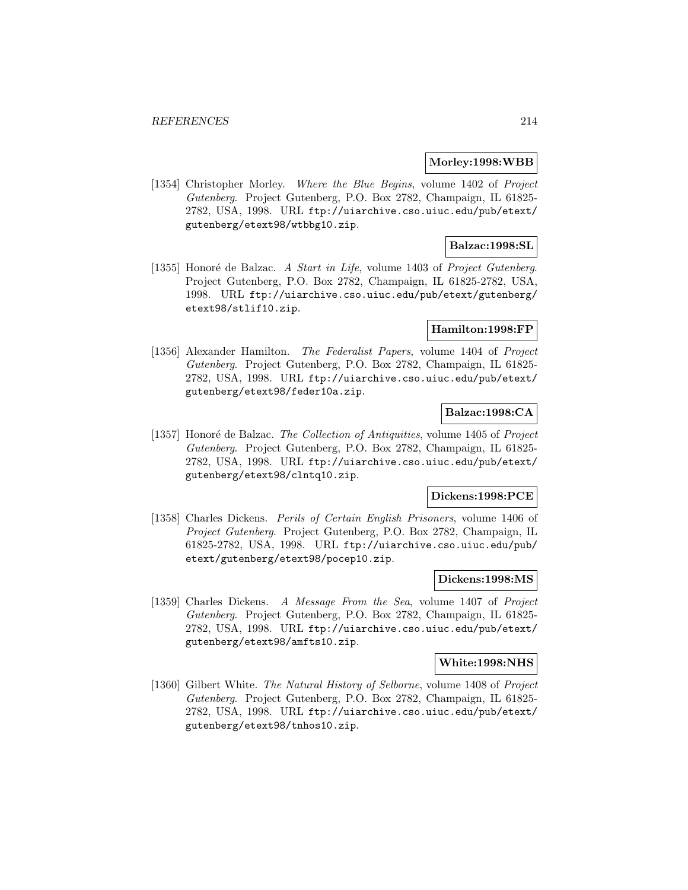**Morley:1998:WBB**

[1354] Christopher Morley. *Where the Blue Begins*, volume 1402 of *Project Gutenberg*. Project Gutenberg, P.O. Box 2782, Champaign, IL 61825-2782, USA, 1998. URL `ftp://uiarchive.cso.uiuc.edu/pub/etext/gutenberg/etext98/wtbbg10.zip`.

**Balzac:1998:SL**

[1355] Honoré de Balzac. *A Start in Life*, volume 1403 of *Project Gutenberg*. Project Gutenberg, P.O. Box 2782, Champaign, IL 61825-2782, USA, 1998. URL `ftp://uiarchive.cso.uiuc.edu/pub/etext/gutenberg/etext98/stlif10.zip`.

**Hamilton:1998:FP**

[1356] Alexander Hamilton. *The Federalist Papers*, volume 1404 of *Project Gutenberg*. Project Gutenberg, P.O. Box 2782, Champaign, IL 61825-2782, USA, 1998. URL `ftp://uiarchive.cso.uiuc.edu/pub/etext/gutenberg/etext98/feder10a.zip`.

**Balzac:1998:CA**

[1357] Honoré de Balzac. *The Collection of Antiquities*, volume 1405 of *Project Gutenberg*. Project Gutenberg, P.O. Box 2782, Champaign, IL 61825-2782, USA, 1998. URL `ftp://uiarchive.cso.uiuc.edu/pub/etext/gutenberg/etext98/clntq10.zip`.

**Dickens:1998:PCE**

[1358] Charles Dickens. *Perils of Certain English Prisoners*, volume 1406 of *Project Gutenberg*. Project Gutenberg, P.O. Box 2782, Champaign, IL 61825-2782, USA, 1998. URL `ftp://uiarchive.cso.uiuc.edu/pub/etext/gutenberg/etext98/pocep10.zip`.

**Dickens:1998:MS**

[1359] Charles Dickens. *A Message From the Sea*, volume 1407 of *Project Gutenberg*. Project Gutenberg, P.O. Box 2782, Champaign, IL 61825-2782, USA, 1998. URL `ftp://uiarchive.cso.uiuc.edu/pub/etext/gutenberg/etext98/amfts10.zip`.

**White:1998:NHS**

[1360] Gilbert White. *The Natural History of Selborne*, volume 1408 of *Project Gutenberg*. Project Gutenberg, P.O. Box 2782, Champaign, IL 61825-2782, USA, 1998. URL `ftp://uiarchive.cso.uiuc.edu/pub/etext/gutenberg/etext98/tnhos10.zip`.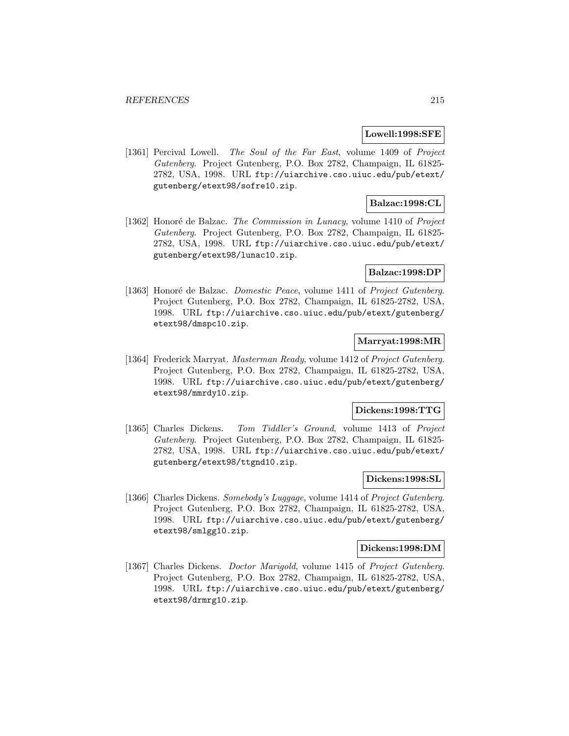**Lowell:1998:SFE**

[1361] Percival Lowell. *The Soul of the Far East*, volume 1409 of *Project Gutenberg*. Project Gutenberg, P.O. Box 2782, Champaign, IL 61825-2782, USA, 1998. URL `ftp://uiarchive.cso.uiuc.edu/pub/etext/gutenberg/etext98/sofre10.zip`.

**Balzac:1998:CL**

[1362] Honoré de Balzac. *The Commission in Lunacy*, volume 1410 of *Project Gutenberg*. Project Gutenberg, P.O. Box 2782, Champaign, IL 61825-2782, USA, 1998. URL `ftp://uiarchive.cso.uiuc.edu/pub/etext/gutenberg/etext98/lunac10.zip`.

**Balzac:1998:DP**

[1363] Honoré de Balzac. *Domestic Peace*, volume 1411 of *Project Gutenberg*. Project Gutenberg, P.O. Box 2782, Champaign, IL 61825-2782, USA, 1998. URL `ftp://uiarchive.cso.uiuc.edu/pub/etext/gutenberg/etext98/dmspc10.zip`.

**Marryat:1998:MR**

[1364] Frederick Marryat. *Masterman Ready*, volume 1412 of *Project Gutenberg*. Project Gutenberg, P.O. Box 2782, Champaign, IL 61825-2782, USA, 1998. URL `ftp://uiarchive.cso.uiuc.edu/pub/etext/gutenberg/etext98/mmrdy10.zip`.

**Dickens:1998:TTG**

[1365] Charles Dickens. *Tom Tiddler's Ground*, volume 1413 of *Project Gutenberg*. Project Gutenberg, P.O. Box 2782, Champaign, IL 61825-2782, USA, 1998. URL `ftp://uiarchive.cso.uiuc.edu/pub/etext/gutenberg/etext98/ttgnd10.zip`.

**Dickens:1998:SL**

[1366] Charles Dickens. *Somebody's Luggage*, volume 1414 of *Project Gutenberg*. Project Gutenberg, P.O. Box 2782, Champaign, IL 61825-2782, USA, 1998. URL `ftp://uiarchive.cso.uiuc.edu/pub/etext/gutenberg/etext98/smlgg10.zip`.

**Dickens:1998:DM**

[1367] Charles Dickens. *Doctor Marigold*, volume 1415 of *Project Gutenberg*. Project Gutenberg, P.O. Box 2782, Champaign, IL 61825-2782, USA, 1998. URL `ftp://uiarchive.cso.uiuc.edu/pub/etext/gutenberg/etext98/drmrg10.zip`.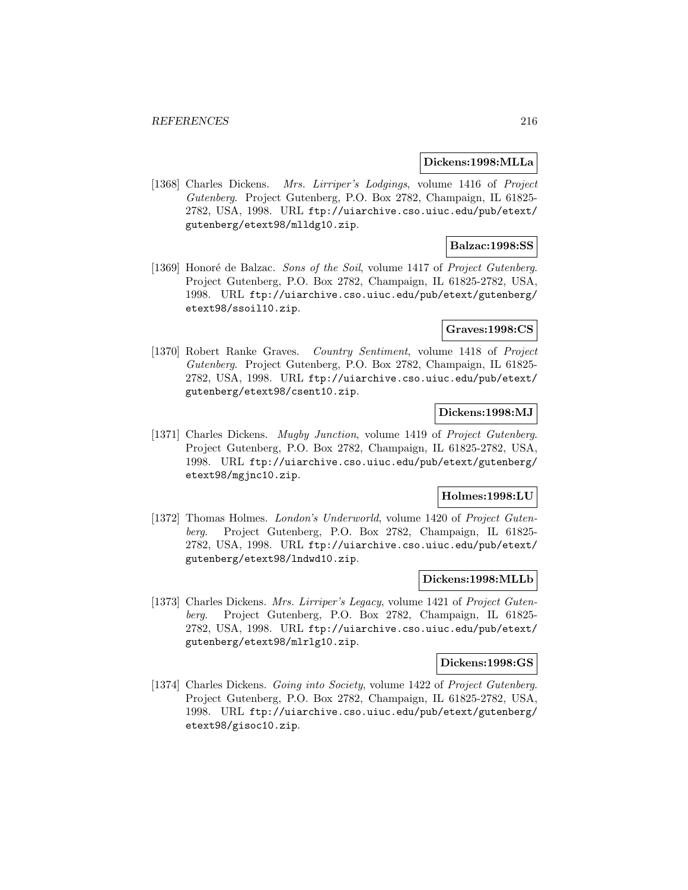**Dickens:1998:MLLa**

[1368] Charles Dickens. *Mrs. Lirriper's Lodgings*, volume 1416 of *Project Gutenberg*. Project Gutenberg, P.O. Box 2782, Champaign, IL 61825-2782, USA, 1998. URL ftp://uiarchive.cso.uiuc.edu/pub/etext/gutenberg/etext98/mlldg10.zip.

**Balzac:1998:SS**

[1369] Honoré de Balzac. *Sons of the Soil*, volume 1417 of *Project Gutenberg*. Project Gutenberg, P.O. Box 2782, Champaign, IL 61825-2782, USA, 1998. URL ftp://uiarchive.cso.uiuc.edu/pub/etext/gutenberg/etext98/ssoil10.zip.

**Graves:1998:CS**

[1370] Robert Ranke Graves. *Country Sentiment*, volume 1418 of *Project Gutenberg*. Project Gutenberg, P.O. Box 2782, Champaign, IL 61825-2782, USA, 1998. URL ftp://uiarchive.cso.uiuc.edu/pub/etext/gutenberg/etext98/csent10.zip.

**Dickens:1998:MJ**

[1371] Charles Dickens. *Mugby Junction*, volume 1419 of *Project Gutenberg*. Project Gutenberg, P.O. Box 2782, Champaign, IL 61825-2782, USA, 1998. URL ftp://uiarchive.cso.uiuc.edu/pub/etext/gutenberg/etext98/mgjnc10.zip.

**Holmes:1998:LU**

[1372] Thomas Holmes. *London's Underworld*, volume 1420 of *Project Gutenberg*. Project Gutenberg, P.O. Box 2782, Champaign, IL 61825-2782, USA, 1998. URL ftp://uiarchive.cso.uiuc.edu/pub/etext/gutenberg/etext98/lndwd10.zip.

**Dickens:1998:MLLb**

[1373] Charles Dickens. *Mrs. Lirriper's Legacy*, volume 1421 of *Project Gutenberg*. Project Gutenberg, P.O. Box 2782, Champaign, IL 61825-2782, USA, 1998. URL ftp://uiarchive.cso.uiuc.edu/pub/etext/gutenberg/etext98/mlrlg10.zip.

**Dickens:1998:GS**

[1374] Charles Dickens. *Going into Society*, volume 1422 of *Project Gutenberg*. Project Gutenberg, P.O. Box 2782, Champaign, IL 61825-2782, USA, 1998. URL ftp://uiarchive.cso.uiuc.edu/pub/etext/gutenberg/etext98/gisoc10.zip.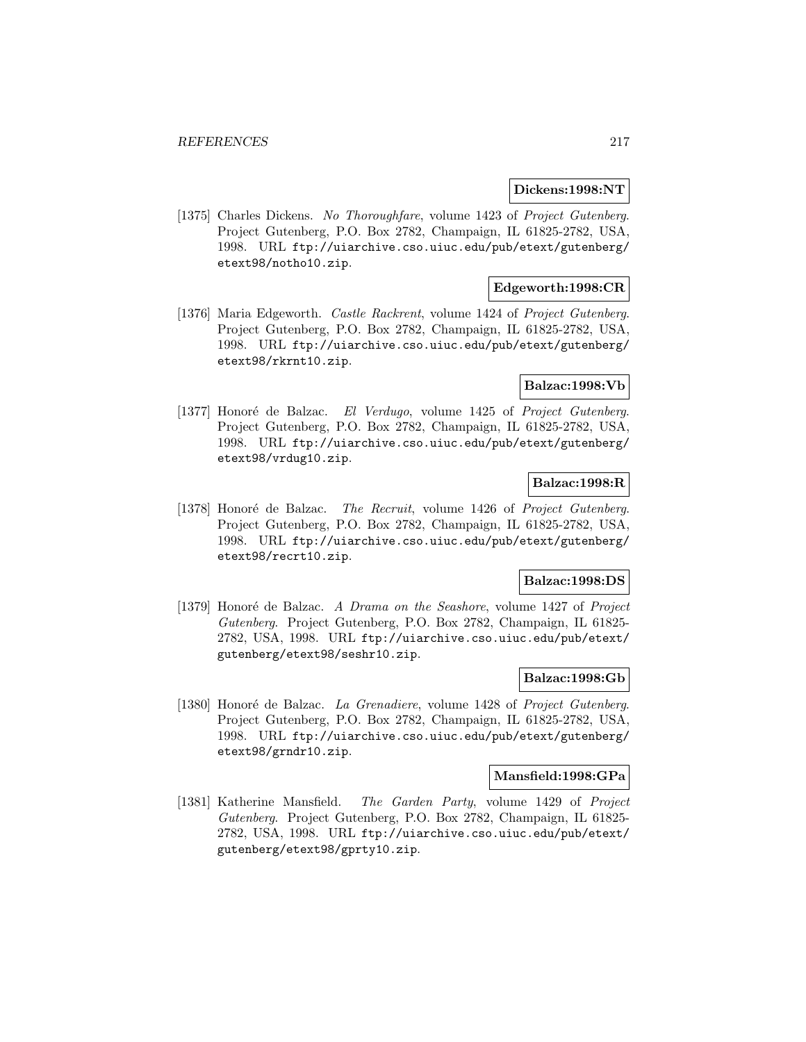**Dickens:1998:NT**

[1375] Charles Dickens. *No Thoroughfare*, volume 1423 of *Project Gutenberg*. Project Gutenberg, P.O. Box 2782, Champaign, IL 61825-2782, USA, 1998. URL `ftp://uiarchive.cso.uiuc.edu/pub/etext/gutenberg/etext98/notho10.zip`.

**Edgeworth:1998:CR**

[1376] Maria Edgeworth. *Castle Rackrent*, volume 1424 of *Project Gutenberg*. Project Gutenberg, P.O. Box 2782, Champaign, IL 61825-2782, USA, 1998. URL `ftp://uiarchive.cso.uiuc.edu/pub/etext/gutenberg/etext98/rkrnt10.zip`.

**Balzac:1998:Vb**

[1377] Honoré de Balzac. *El Verdugo*, volume 1425 of *Project Gutenberg*. Project Gutenberg, P.O. Box 2782, Champaign, IL 61825-2782, USA, 1998. URL `ftp://uiarchive.cso.uiuc.edu/pub/etext/gutenberg/etext98/vrdug10.zip`.

**Balzac:1998:R**

[1378] Honoré de Balzac. *The Recruit*, volume 1426 of *Project Gutenberg*. Project Gutenberg, P.O. Box 2782, Champaign, IL 61825-2782, USA, 1998. URL `ftp://uiarchive.cso.uiuc.edu/pub/etext/gutenberg/etext98/recrt10.zip`.

**Balzac:1998:DS**

[1379] Honoré de Balzac. *A Drama on the Seashore*, volume 1427 of *Project Gutenberg*. Project Gutenberg, P.O. Box 2782, Champaign, IL 61825-2782, USA, 1998. URL `ftp://uiarchive.cso.uiuc.edu/pub/etext/gutenberg/etext98/seshr10.zip`.

**Balzac:1998:Gb**

[1380] Honoré de Balzac. *La Grenadiere*, volume 1428 of *Project Gutenberg*. Project Gutenberg, P.O. Box 2782, Champaign, IL 61825-2782, USA, 1998. URL `ftp://uiarchive.cso.uiuc.edu/pub/etext/gutenberg/etext98/grndr10.zip`.

**Mansfield:1998:GPa**

[1381] Katherine Mansfield. *The Garden Party*, volume 1429 of *Project Gutenberg*. Project Gutenberg, P.O. Box 2782, Champaign, IL 61825-2782, USA, 1998. URL `ftp://uiarchive.cso.uiuc.edu/pub/etext/gutenberg/etext98/gprty10.zip`.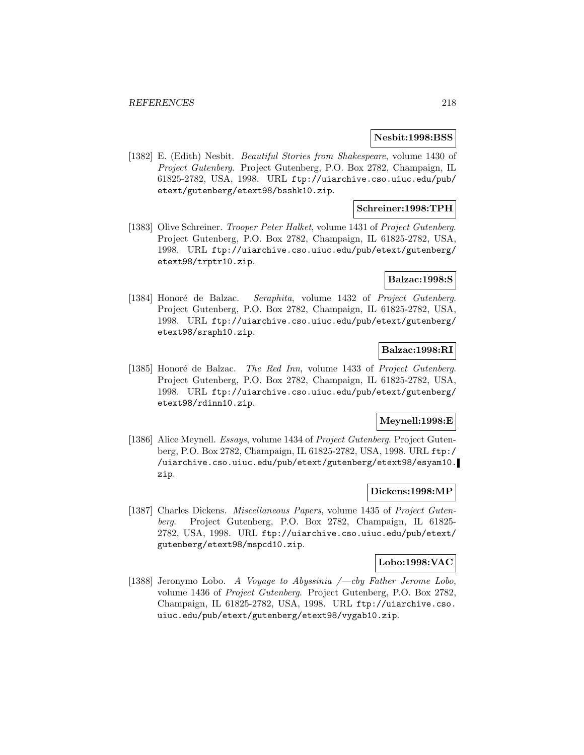**Nesbit:1998:BSS**

[1382] E. (Edith) Nesbit. *Beautiful Stories from Shakespeare*, volume 1430 of *Project Gutenberg*. Project Gutenberg, P.O. Box 2782, Champaign, IL 61825-2782, USA, 1998. URL `ftp://uiarchive.cso.uiuc.edu/pub/etext/gutenberg/etext98/bsshk10.zip`.

**Schreiner:1998:TPH**

[1383] Olive Schreiner. *Trooper Peter Halket*, volume 1431 of *Project Gutenberg*. Project Gutenberg, P.O. Box 2782, Champaign, IL 61825-2782, USA, 1998. URL `ftp://uiarchive.cso.uiuc.edu/pub/etext/gutenberg/etext98/trptr10.zip`.

**Balzac:1998:S**

[1384] Honoré de Balzac. *Seraphita*, volume 1432 of *Project Gutenberg*. Project Gutenberg, P.O. Box 2782, Champaign, IL 61825-2782, USA, 1998. URL `ftp://uiarchive.cso.uiuc.edu/pub/etext/gutenberg/etext98/sraph10.zip`.

**Balzac:1998:RI**

[1385] Honoré de Balzac. *The Red Inn*, volume 1433 of *Project Gutenberg*. Project Gutenberg, P.O. Box 2782, Champaign, IL 61825-2782, USA, 1998. URL `ftp://uiarchive.cso.uiuc.edu/pub/etext/gutenberg/etext98/rdinn10.zip`.

**Meynell:1998:E**

[1386] Alice Meynell. *Essays*, volume 1434 of *Project Gutenberg*. Project Gutenberg, P.O. Box 2782, Champaign, IL 61825-2782, USA, 1998. URL `ftp://uiarchive.cso.uiuc.edu/pub/etext/gutenberg/etext98/esyam10.zip`.

**Dickens:1998:MP**

[1387] Charles Dickens. *Miscellaneous Papers*, volume 1435 of *Project Gutenberg*. Project Gutenberg, P.O. Box 2782, Champaign, IL 61825-2782, USA, 1998. URL `ftp://uiarchive.cso.uiuc.edu/pub/etext/gutenberg/etext98/mspcd10.zip`.

**Lobo:1998:VAC**

[1388] Jeronymo Lobo. *A Voyage to Abyssinia /—cby Father Jerome Lobo*, volume 1436 of *Project Gutenberg*. Project Gutenberg, P.O. Box 2782, Champaign, IL 61825-2782, USA, 1998. URL `ftp://uiarchive.cso.uiuc.edu/pub/etext/gutenberg/etext98/vygab10.zip`.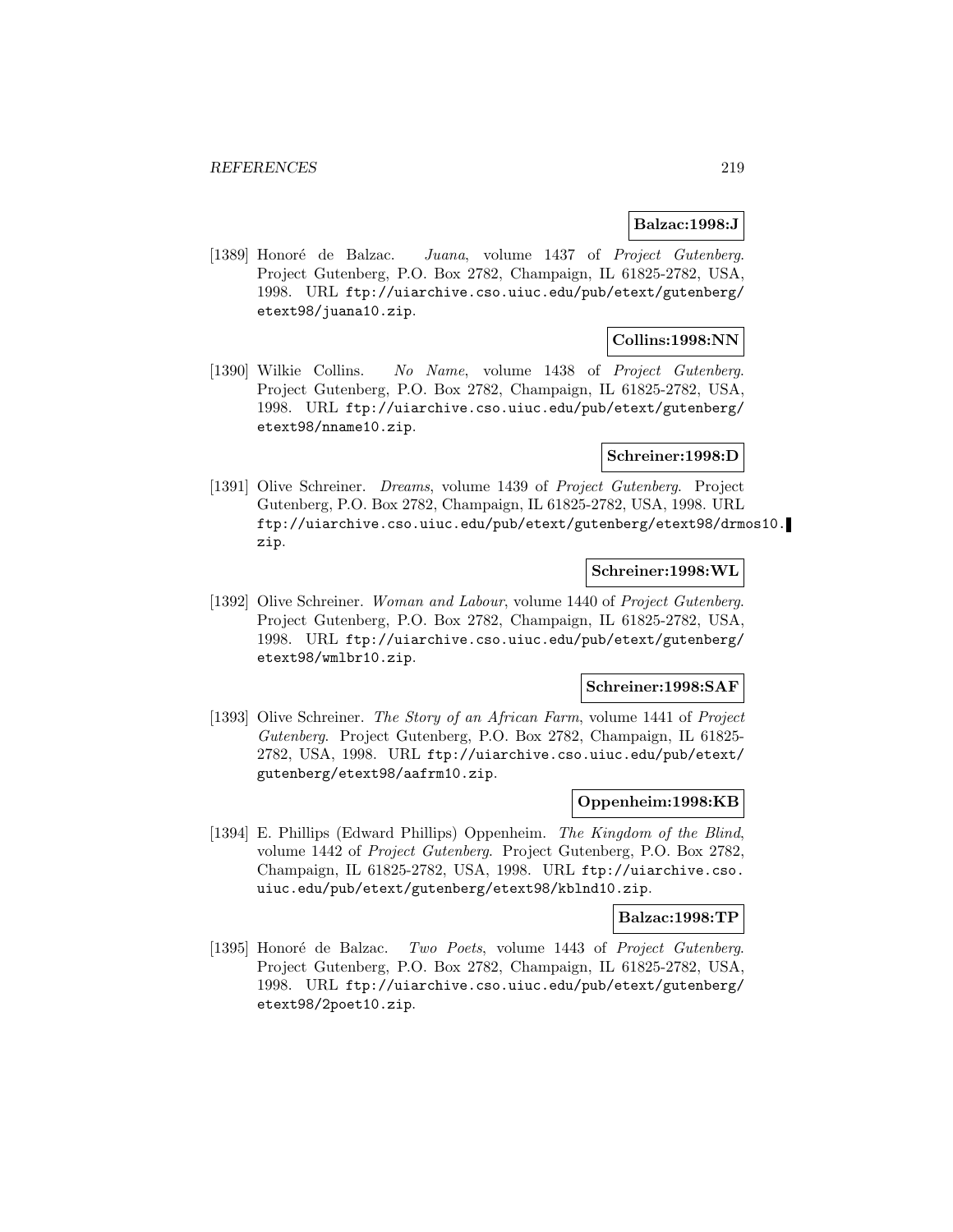**Balzac:1998:J**

[1389] Honoré de Balzac. *Juana*, volume 1437 of *Project Gutenberg*. Project Gutenberg, P.O. Box 2782, Champaign, IL 61825-2782, USA, 1998. URL `ftp://uiarchive.cso.uiuc.edu/pub/etext/gutenberg/etext98/juana10.zip`.

**Collins:1998:NN**

[1390] Wilkie Collins. *No Name*, volume 1438 of *Project Gutenberg*. Project Gutenberg, P.O. Box 2782, Champaign, IL 61825-2782, USA, 1998. URL `ftp://uiarchive.cso.uiuc.edu/pub/etext/gutenberg/etext98/nname10.zip`.

**Schreiner:1998:D**

[1391] Olive Schreiner. *Dreams*, volume 1439 of *Project Gutenberg*. Project Gutenberg, P.O. Box 2782, Champaign, IL 61825-2782, USA, 1998. URL `ftp://uiarchive.cso.uiuc.edu/pub/etext/gutenberg/etext98/drmos10.zip`.

**Schreiner:1998:WL**

[1392] Olive Schreiner. *Woman and Labour*, volume 1440 of *Project Gutenberg*. Project Gutenberg, P.O. Box 2782, Champaign, IL 61825-2782, USA, 1998. URL `ftp://uiarchive.cso.uiuc.edu/pub/etext/gutenberg/etext98/wmlbr10.zip`.

**Schreiner:1998:SAF**

[1393] Olive Schreiner. *The Story of an African Farm*, volume 1441 of *Project Gutenberg*. Project Gutenberg, P.O. Box 2782, Champaign, IL 61825-2782, USA, 1998. URL `ftp://uiarchive.cso.uiuc.edu/pub/etext/gutenberg/etext98/aafrm10.zip`.

**Oppenheim:1998:KB**

[1394] E. Phillips (Edward Phillips) Oppenheim. *The Kingdom of the Blind*, volume 1442 of *Project Gutenberg*. Project Gutenberg, P.O. Box 2782, Champaign, IL 61825-2782, USA, 1998. URL `ftp://uiarchive.cso.uiuc.edu/pub/etext/gutenberg/etext98/kblnd10.zip`.

**Balzac:1998:TP**

[1395] Honoré de Balzac. *Two Poets*, volume 1443 of *Project Gutenberg*. Project Gutenberg, P.O. Box 2782, Champaign, IL 61825-2782, USA, 1998. URL `ftp://uiarchive.cso.uiuc.edu/pub/etext/gutenberg/etext98/2poet10.zip`.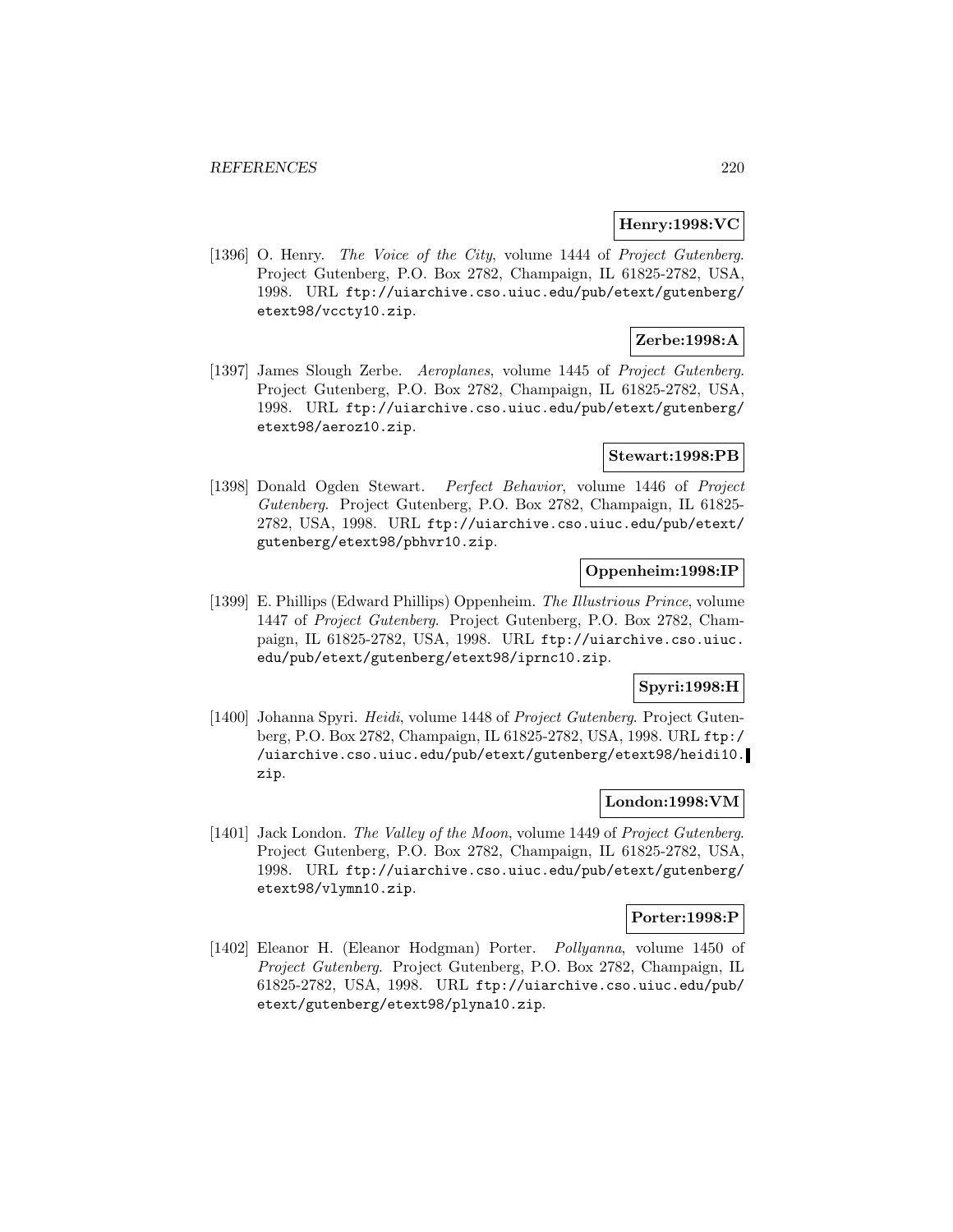**Henry:1998:VC**

[1396] O. Henry. *The Voice of the City*, volume 1444 of *Project Gutenberg*. Project Gutenberg, P.O. Box 2782, Champaign, IL 61825-2782, USA, 1998. URL ftp://uiarchive.cso.uiuc.edu/pub/etext/gutenberg/etext98/vccty10.zip.

**Zerbe:1998:A**

[1397] James Slough Zerbe. *Aeroplanes*, volume 1445 of *Project Gutenberg*. Project Gutenberg, P.O. Box 2782, Champaign, IL 61825-2782, USA, 1998. URL ftp://uiarchive.cso.uiuc.edu/pub/etext/gutenberg/etext98/aeroz10.zip.

**Stewart:1998:PB**

[1398] Donald Ogden Stewart. *Perfect Behavior*, volume 1446 of *Project Gutenberg*. Project Gutenberg, P.O. Box 2782, Champaign, IL 61825-2782, USA, 1998. URL ftp://uiarchive.cso.uiuc.edu/pub/etext/gutenberg/etext98/pbhvr10.zip.

**Oppenheim:1998:IP**

[1399] E. Phillips (Edward Phillips) Oppenheim. *The Illustrious Prince*, volume 1447 of *Project Gutenberg*. Project Gutenberg, P.O. Box 2782, Champaign, IL 61825-2782, USA, 1998. URL ftp://uiarchive.cso.uiuc.edu/pub/etext/gutenberg/etext98/iprnc10.zip.

**Spyri:1998:H**

[1400] Johanna Spyri. *Heidi*, volume 1448 of *Project Gutenberg*. Project Gutenberg, P.O. Box 2782, Champaign, IL 61825-2782, USA, 1998. URL ftp://uiarchive.cso.uiuc.edu/pub/etext/gutenberg/etext98/heidi10.zip.

**London:1998:VM**

[1401] Jack London. *The Valley of the Moon*, volume 1449 of *Project Gutenberg*. Project Gutenberg, P.O. Box 2782, Champaign, IL 61825-2782, USA, 1998. URL ftp://uiarchive.cso.uiuc.edu/pub/etext/gutenberg/etext98/vlymn10.zip.

**Porter:1998:P**

[1402] Eleanor H. (Eleanor Hodgman) Porter. *Pollyanna*, volume 1450 of *Project Gutenberg*. Project Gutenberg, P.O. Box 2782, Champaign, IL 61825-2782, USA, 1998. URL ftp://uiarchive.cso.uiuc.edu/pub/etext/gutenberg/etext98/plyna10.zip.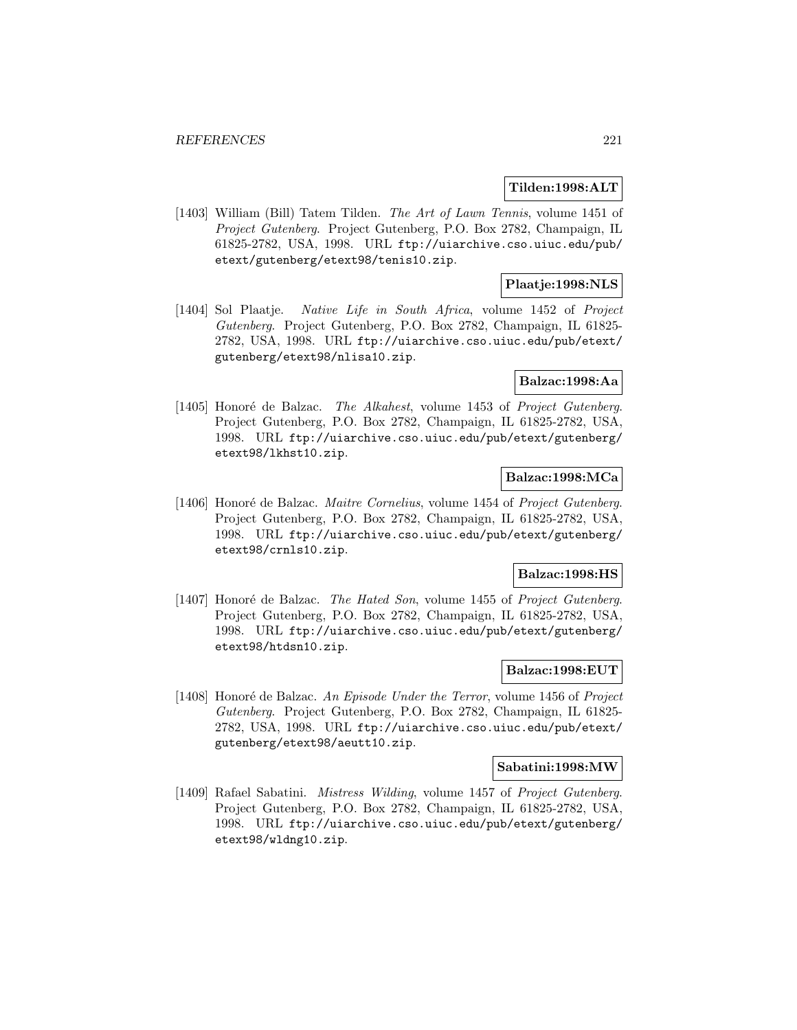**Tilden:1998:ALT**

[1403] William (Bill) Tatem Tilden. *The Art of Lawn Tennis*, volume 1451 of *Project Gutenberg*. Project Gutenberg, P.O. Box 2782, Champaign, IL 61825-2782, USA, 1998. URL `ftp://uiarchive.cso.uiuc.edu/pub/etext/gutenberg/etext98/tenis10.zip`.

**Plaatje:1998:NLS**

[1404] Sol Plaatje. *Native Life in South Africa*, volume 1452 of *Project Gutenberg*. Project Gutenberg, P.O. Box 2782, Champaign, IL 61825-2782, USA, 1998. URL `ftp://uiarchive.cso.uiuc.edu/pub/etext/gutenberg/etext98/nlisa10.zip`.

**Balzac:1998:Aa**

[1405] Honoré de Balzac. *The Alkahest*, volume 1453 of *Project Gutenberg*. Project Gutenberg, P.O. Box 2782, Champaign, IL 61825-2782, USA, 1998. URL `ftp://uiarchive.cso.uiuc.edu/pub/etext/gutenberg/etext98/lkhst10.zip`.

**Balzac:1998:MCa**

[1406] Honoré de Balzac. *Maitre Cornelius*, volume 1454 of *Project Gutenberg*. Project Gutenberg, P.O. Box 2782, Champaign, IL 61825-2782, USA, 1998. URL `ftp://uiarchive.cso.uiuc.edu/pub/etext/gutenberg/etext98/crnls10.zip`.

**Balzac:1998:HS**

[1407] Honoré de Balzac. *The Hated Son*, volume 1455 of *Project Gutenberg*. Project Gutenberg, P.O. Box 2782, Champaign, IL 61825-2782, USA, 1998. URL `ftp://uiarchive.cso.uiuc.edu/pub/etext/gutenberg/etext98/htdsn10.zip`.

**Balzac:1998:EUT**

[1408] Honoré de Balzac. *An Episode Under the Terror*, volume 1456 of *Project Gutenberg*. Project Gutenberg, P.O. Box 2782, Champaign, IL 61825-2782, USA, 1998. URL `ftp://uiarchive.cso.uiuc.edu/pub/etext/gutenberg/etext98/aeutt10.zip`.

**Sabatini:1998:MW**

[1409] Rafael Sabatini. *Mistress Wilding*, volume 1457 of *Project Gutenberg*. Project Gutenberg, P.O. Box 2782, Champaign, IL 61825-2782, USA, 1998. URL `ftp://uiarchive.cso.uiuc.edu/pub/etext/gutenberg/etext98/wldng10.zip`.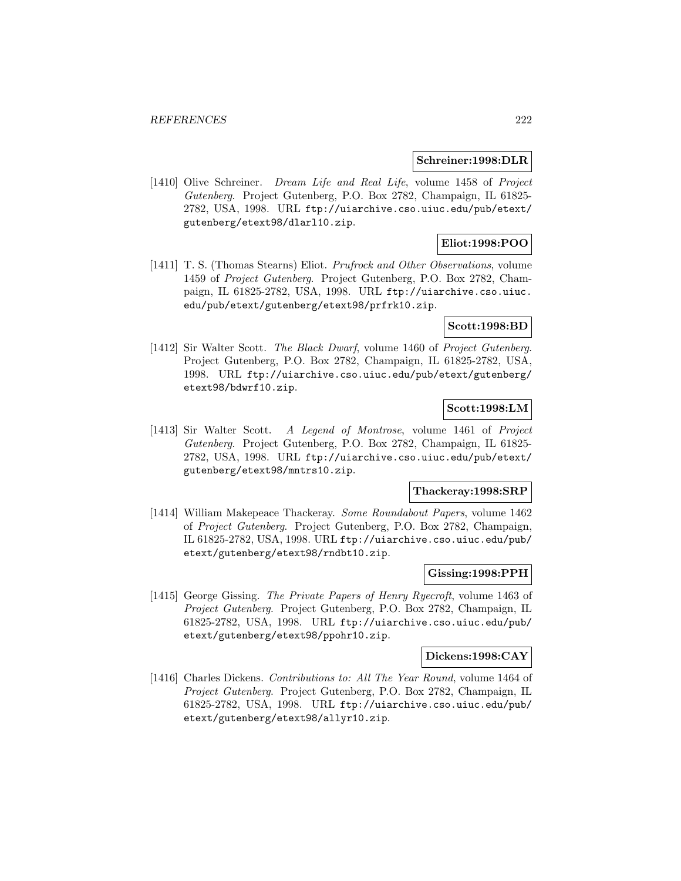**Schreiner:1998:DLR**

[1410] Olive Schreiner. *Dream Life and Real Life*, volume 1458 of *Project Gutenberg*. Project Gutenberg, P.O. Box 2782, Champaign, IL 61825-2782, USA, 1998. URL `ftp://uiarchive.cso.uiuc.edu/pub/etext/gutenberg/etext98/dlarl10.zip`.

**Eliot:1998:POO**

[1411] T. S. (Thomas Stearns) Eliot. *Prufrock and Other Observations*, volume 1459 of *Project Gutenberg*. Project Gutenberg, P.O. Box 2782, Champaign, IL 61825-2782, USA, 1998. URL `ftp://uiarchive.cso.uiuc.edu/pub/etext/gutenberg/etext98/prfrk10.zip`.

**Scott:1998:BD**

[1412] Sir Walter Scott. *The Black Dwarf*, volume 1460 of *Project Gutenberg*. Project Gutenberg, P.O. Box 2782, Champaign, IL 61825-2782, USA, 1998. URL `ftp://uiarchive.cso.uiuc.edu/pub/etext/gutenberg/etext98/bdwrf10.zip`.

**Scott:1998:LM**

[1413] Sir Walter Scott. *A Legend of Montrose*, volume 1461 of *Project Gutenberg*. Project Gutenberg, P.O. Box 2782, Champaign, IL 61825-2782, USA, 1998. URL `ftp://uiarchive.cso.uiuc.edu/pub/etext/gutenberg/etext98/mntrs10.zip`.

**Thackeray:1998:SRP**

[1414] William Makepeace Thackeray. *Some Roundabout Papers*, volume 1462 of *Project Gutenberg*. Project Gutenberg, P.O. Box 2782, Champaign, IL 61825-2782, USA, 1998. URL `ftp://uiarchive.cso.uiuc.edu/pub/etext/gutenberg/etext98/rndbt10.zip`.

**Gissing:1998:PPH**

[1415] George Gissing. *The Private Papers of Henry Ryecroft*, volume 1463 of *Project Gutenberg*. Project Gutenberg, P.O. Box 2782, Champaign, IL 61825-2782, USA, 1998. URL `ftp://uiarchive.cso.uiuc.edu/pub/etext/gutenberg/etext98/ppohr10.zip`.

**Dickens:1998:CAY**

[1416] Charles Dickens. *Contributions to: All The Year Round*, volume 1464 of *Project Gutenberg*. Project Gutenberg, P.O. Box 2782, Champaign, IL 61825-2782, USA, 1998. URL `ftp://uiarchive.cso.uiuc.edu/pub/etext/gutenberg/etext98/allyr10.zip`.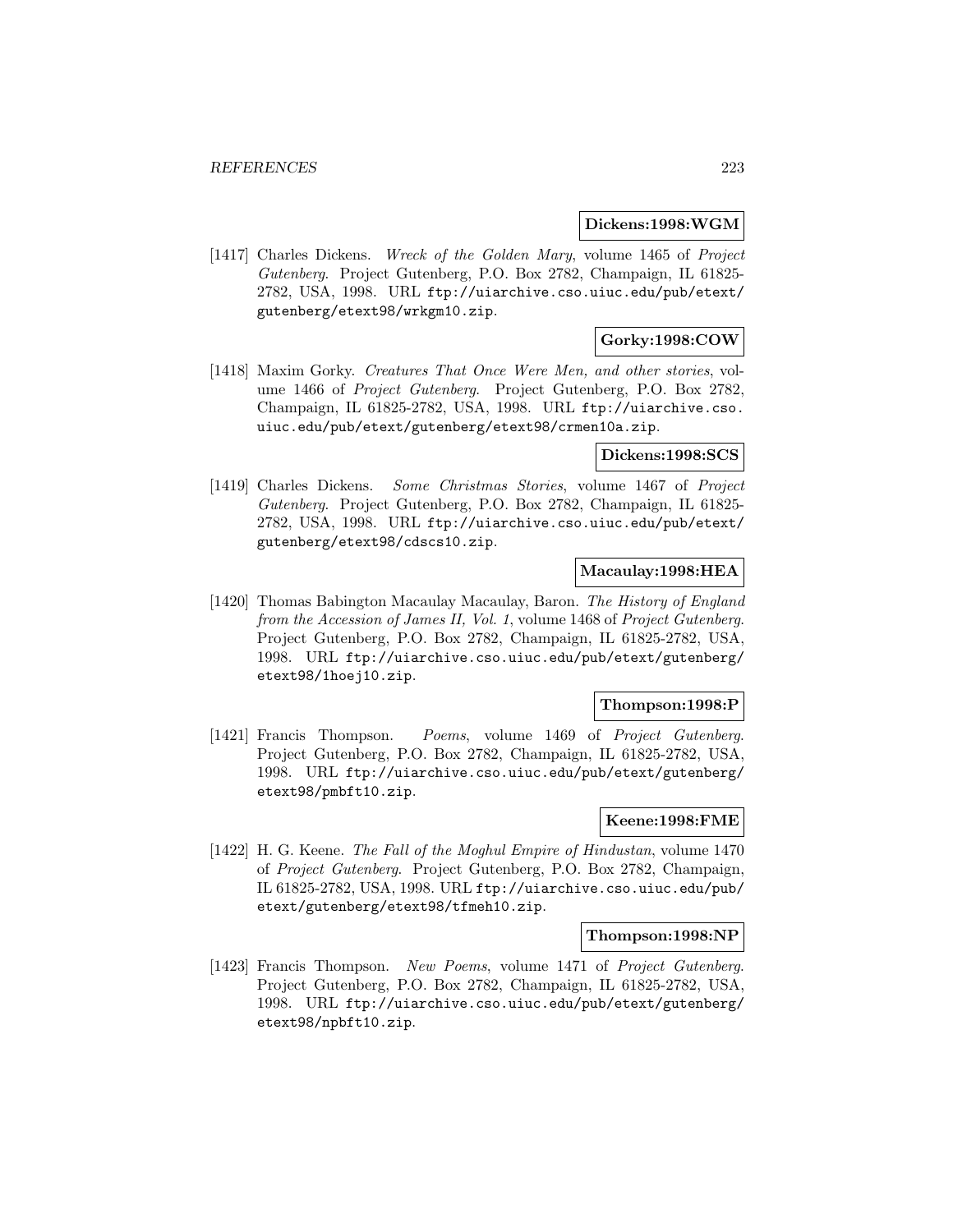**Dickens:1998:WGM**

[1417] Charles Dickens. *Wreck of the Golden Mary*, volume 1465 of *Project Gutenberg*. Project Gutenberg, P.O. Box 2782, Champaign, IL 61825-2782, USA, 1998. URL ftp://uiarchive.cso.uiuc.edu/pub/etext/gutenberg/etext98/wrkgm10.zip.

**Gorky:1998:COW**

[1418] Maxim Gorky. *Creatures That Once Were Men, and other stories*, volume 1466 of *Project Gutenberg*. Project Gutenberg, P.O. Box 2782, Champaign, IL 61825-2782, USA, 1998. URL ftp://uiarchive.cso.uiuc.edu/pub/etext/gutenberg/etext98/crmen10a.zip.

**Dickens:1998:SCS**

[1419] Charles Dickens. *Some Christmas Stories*, volume 1467 of *Project Gutenberg*. Project Gutenberg, P.O. Box 2782, Champaign, IL 61825-2782, USA, 1998. URL ftp://uiarchive.cso.uiuc.edu/pub/etext/gutenberg/etext98/cdscs10.zip.

**Macaulay:1998:HEA**

[1420] Thomas Babington Macaulay Macaulay, Baron. *The History of England from the Accession of James II, Vol. 1*, volume 1468 of *Project Gutenberg*. Project Gutenberg, P.O. Box 2782, Champaign, IL 61825-2782, USA, 1998. URL ftp://uiarchive.cso.uiuc.edu/pub/etext/gutenberg/etext98/1hoej10.zip.

**Thompson:1998:P**

[1421] Francis Thompson. *Poems*, volume 1469 of *Project Gutenberg*. Project Gutenberg, P.O. Box 2782, Champaign, IL 61825-2782, USA, 1998. URL ftp://uiarchive.cso.uiuc.edu/pub/etext/gutenberg/etext98/pmbft10.zip.

**Keene:1998:FME**

[1422] H. G. Keene. *The Fall of the Moghul Empire of Hindustan*, volume 1470 of *Project Gutenberg*. Project Gutenberg, P.O. Box 2782, Champaign, IL 61825-2782, USA, 1998. URL ftp://uiarchive.cso.uiuc.edu/pub/etext/gutenberg/etext98/tfmeh10.zip.

**Thompson:1998:NP**

[1423] Francis Thompson. *New Poems*, volume 1471 of *Project Gutenberg*. Project Gutenberg, P.O. Box 2782, Champaign, IL 61825-2782, USA, 1998. URL ftp://uiarchive.cso.uiuc.edu/pub/etext/gutenberg/etext98/npbft10.zip.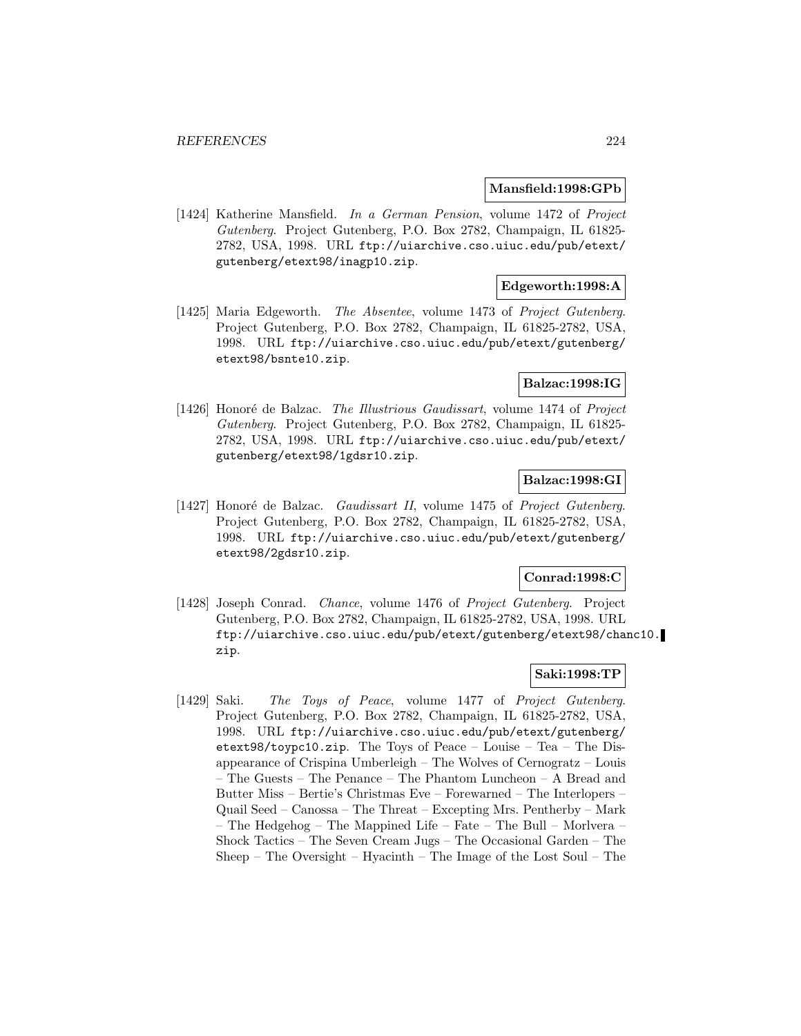**Mansfield:1998:GPb**

[1424] Katherine Mansfield. *In a German Pension*, volume 1472 of *Project Gutenberg*. Project Gutenberg, P.O. Box 2782, Champaign, IL 61825-2782, USA, 1998. URL `ftp://uiarchive.cso.uiuc.edu/pub/etext/gutenberg/etext98/inagp10.zip`.

**Edgeworth:1998:A**

[1425] Maria Edgeworth. *The Absentee*, volume 1473 of *Project Gutenberg*. Project Gutenberg, P.O. Box 2782, Champaign, IL 61825-2782, USA, 1998. URL `ftp://uiarchive.cso.uiuc.edu/pub/etext/gutenberg/etext98/bsnte10.zip`.

**Balzac:1998:IG**

[1426] Honoré de Balzac. *The Illustrious Gaudissart*, volume 1474 of *Project Gutenberg*. Project Gutenberg, P.O. Box 2782, Champaign, IL 61825-2782, USA, 1998. URL `ftp://uiarchive.cso.uiuc.edu/pub/etext/gutenberg/etext98/1gdsr10.zip`.

**Balzac:1998:GI**

[1427] Honoré de Balzac. *Gaudissart II*, volume 1475 of *Project Gutenberg*. Project Gutenberg, P.O. Box 2782, Champaign, IL 61825-2782, USA, 1998. URL `ftp://uiarchive.cso.uiuc.edu/pub/etext/gutenberg/etext98/2gdsr10.zip`.

**Conrad:1998:C**

[1428] Joseph Conrad. *Chance*, volume 1476 of *Project Gutenberg*. Project Gutenberg, P.O. Box 2782, Champaign, IL 61825-2782, USA, 1998. URL `ftp://uiarchive.cso.uiuc.edu/pub/etext/gutenberg/etext98/chanc10.zip`.

**Saki:1998:TP**

[1429] Saki. *The Toys of Peace*, volume 1477 of *Project Gutenberg*. Project Gutenberg, P.O. Box 2782, Champaign, IL 61825-2782, USA, 1998. URL `ftp://uiarchive.cso.uiuc.edu/pub/etext/gutenberg/etext98/toypc10.zip`. The Toys of Peace – Louise – Tea – The Disappearance of Crispina Umberleigh – The Wolves of Cernogratz – Louis – The Guests – The Penance – The Phantom Luncheon – A Bread and Butter Miss – Bertie's Christmas Eve – Forewarned – The Interlopers – Quail Seed – Canossa – The Threat – Excepting Mrs. Pentherby – Mark – The Hedgehog – The Mappined Life – Fate – The Bull – Morlvera – Shock Tactics – The Seven Cream Jugs – The Occasional Garden – The Sheep – The Oversight – Hyacinth – The Image of the Lost Soul – The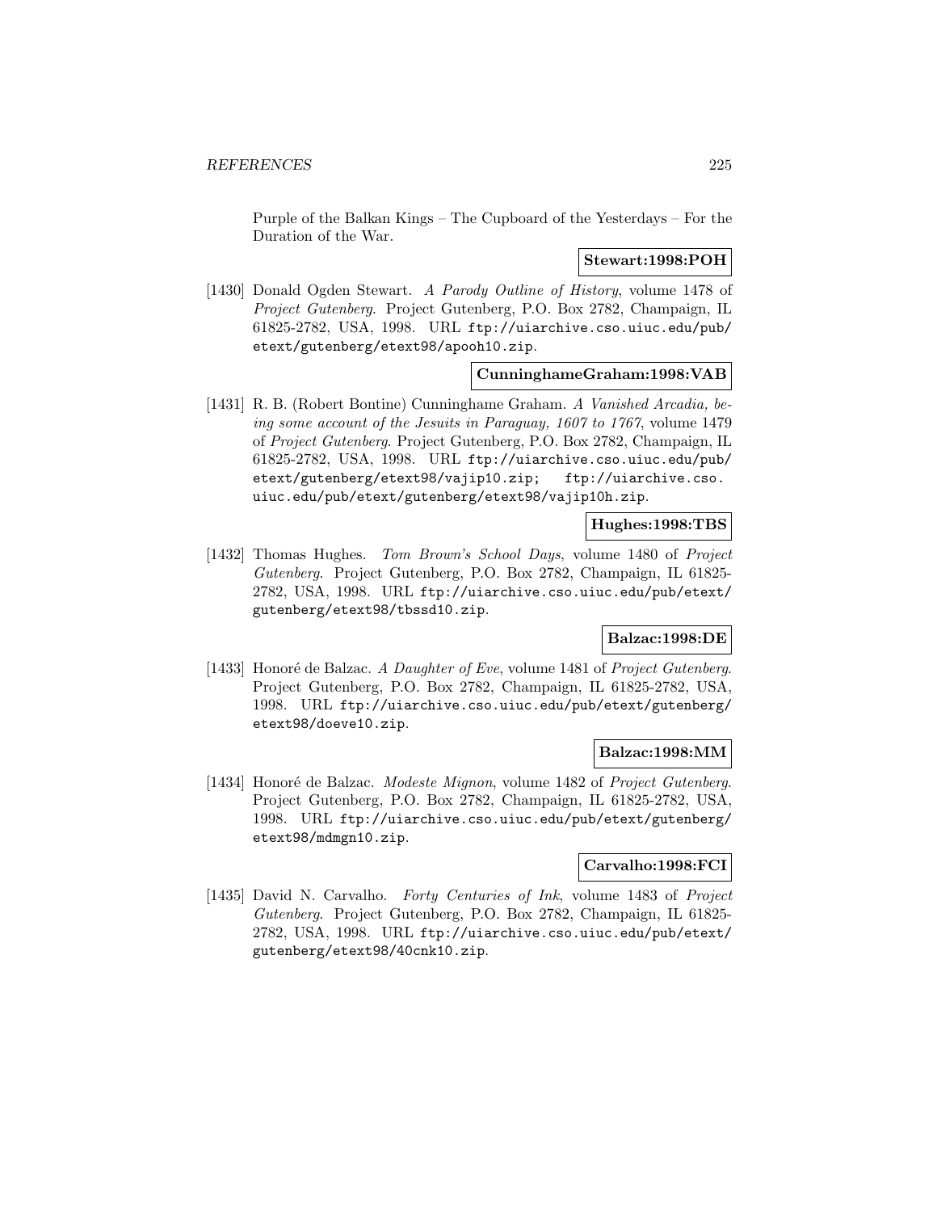Purple of the Balkan Kings – The Cupboard of the Yesterdays – For the Duration of the War.

**Stewart:1998:POH**

[1430] Donald Ogden Stewart. *A Parody Outline of History*, volume 1478 of *Project Gutenberg*. Project Gutenberg, P.O. Box 2782, Champaign, IL 61825-2782, USA, 1998. URL ftp://uiarchive.cso.uiuc.edu/pub/etext/gutenberg/etext98/apooh10.zip.

**CunninghameGraham:1998:VAB**

[1431] R. B. (Robert Bontine) Cunninghame Graham. *A Vanished Arcadia, being some account of the Jesuits in Paraguay, 1607 to 1767*, volume 1479 of *Project Gutenberg*. Project Gutenberg, P.O. Box 2782, Champaign, IL 61825-2782, USA, 1998. URL ftp://uiarchive.cso.uiuc.edu/pub/etext/gutenberg/etext98/vajip10.zip; ftp://uiarchive.cso.uiuc.edu/pub/etext/gutenberg/etext98/vajip10h.zip.

**Hughes:1998:TBS**

[1432] Thomas Hughes. *Tom Brown's School Days*, volume 1480 of *Project Gutenberg*. Project Gutenberg, P.O. Box 2782, Champaign, IL 61825-2782, USA, 1998. URL ftp://uiarchive.cso.uiuc.edu/pub/etext/gutenberg/etext98/tbssd10.zip.

**Balzac:1998:DE**

[1433] Honoré de Balzac. *A Daughter of Eve*, volume 1481 of *Project Gutenberg*. Project Gutenberg, P.O. Box 2782, Champaign, IL 61825-2782, USA, 1998. URL ftp://uiarchive.cso.uiuc.edu/pub/etext/gutenberg/etext98/doeve10.zip.

**Balzac:1998:MM**

[1434] Honoré de Balzac. *Modeste Mignon*, volume 1482 of *Project Gutenberg*. Project Gutenberg, P.O. Box 2782, Champaign, IL 61825-2782, USA, 1998. URL ftp://uiarchive.cso.uiuc.edu/pub/etext/gutenberg/etext98/mdmgn10.zip.

**Carvalho:1998:FCI**

[1435] David N. Carvalho. *Forty Centuries of Ink*, volume 1483 of *Project Gutenberg*. Project Gutenberg, P.O. Box 2782, Champaign, IL 61825-2782, USA, 1998. URL ftp://uiarchive.cso.uiuc.edu/pub/etext/gutenberg/etext98/40cnk10.zip.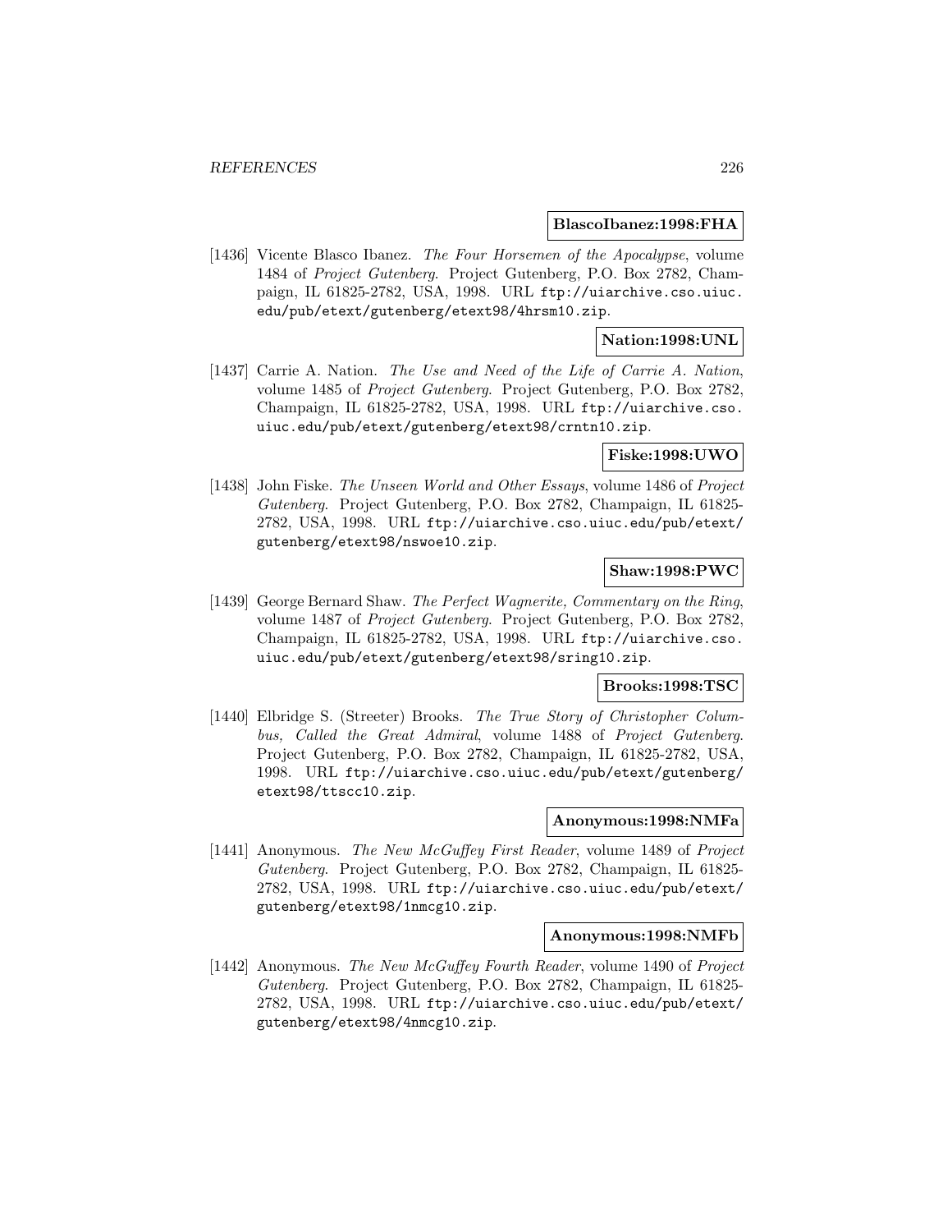**BlascoIbanez:1998:FHA**

[1436] Vicente Blasco Ibanez. *The Four Horsemen of the Apocalypse*, volume 1484 of *Project Gutenberg*. Project Gutenberg, P.O. Box 2782, Champaign, IL 61825-2782, USA, 1998. URL ftp://uiarchive.cso.uiuc.edu/pub/etext/gutenberg/etext98/4hrsm10.zip.

**Nation:1998:UNL**

[1437] Carrie A. Nation. *The Use and Need of the Life of Carrie A. Nation*, volume 1485 of *Project Gutenberg*. Project Gutenberg, P.O. Box 2782, Champaign, IL 61825-2782, USA, 1998. URL ftp://uiarchive.cso.uiuc.edu/pub/etext/gutenberg/etext98/crntn10.zip.

**Fiske:1998:UWO**

[1438] John Fiske. *The Unseen World and Other Essays*, volume 1486 of *Project Gutenberg*. Project Gutenberg, P.O. Box 2782, Champaign, IL 61825-2782, USA, 1998. URL ftp://uiarchive.cso.uiuc.edu/pub/etext/gutenberg/etext98/nswoe10.zip.

**Shaw:1998:PWC**

[1439] George Bernard Shaw. *The Perfect Wagnerite, Commentary on the Ring*, volume 1487 of *Project Gutenberg*. Project Gutenberg, P.O. Box 2782, Champaign, IL 61825-2782, USA, 1998. URL ftp://uiarchive.cso.uiuc.edu/pub/etext/gutenberg/etext98/sring10.zip.

**Brooks:1998:TSC**

[1440] Elbridge S. (Streeter) Brooks. *The True Story of Christopher Columbus, Called the Great Admiral*, volume 1488 of *Project Gutenberg*. Project Gutenberg, P.O. Box 2782, Champaign, IL 61825-2782, USA, 1998. URL ftp://uiarchive.cso.uiuc.edu/pub/etext/gutenberg/etext98/ttscc10.zip.

**Anonymous:1998:NMFa**

[1441] Anonymous. *The New McGuffey First Reader*, volume 1489 of *Project Gutenberg*. Project Gutenberg, P.O. Box 2782, Champaign, IL 61825-2782, USA, 1998. URL ftp://uiarchive.cso.uiuc.edu/pub/etext/gutenberg/etext98/1nmcg10.zip.

**Anonymous:1998:NMFb**

[1442] Anonymous. *The New McGuffey Fourth Reader*, volume 1490 of *Project Gutenberg*. Project Gutenberg, P.O. Box 2782, Champaign, IL 61825-2782, USA, 1998. URL ftp://uiarchive.cso.uiuc.edu/pub/etext/gutenberg/etext98/4nmcg10.zip.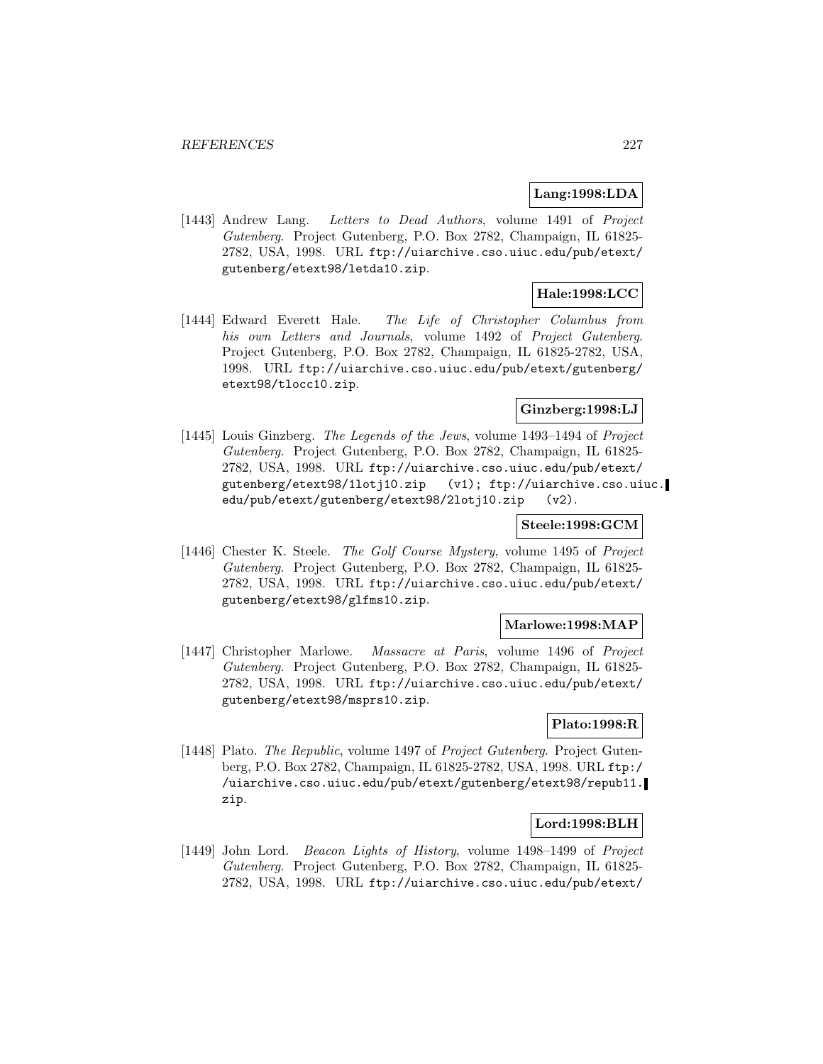**Lang:1998:LDA**

[1443] Andrew Lang. *Letters to Dead Authors*, volume 1491 of *Project Gutenberg*. Project Gutenberg, P.O. Box 2782, Champaign, IL 61825-2782, USA, 1998. URL ftp://uiarchive.cso.uiuc.edu/pub/etext/gutenberg/etext98/letda10.zip.

**Hale:1998:LCC**

[1444] Edward Everett Hale. *The Life of Christopher Columbus from his own Letters and Journals*, volume 1492 of *Project Gutenberg*. Project Gutenberg, P.O. Box 2782, Champaign, IL 61825-2782, USA, 1998. URL ftp://uiarchive.cso.uiuc.edu/pub/etext/gutenberg/etext98/tlocc10.zip.

**Ginzberg:1998:LJ**

[1445] Louis Ginzberg. *The Legends of the Jews*, volume 1493–1494 of *Project Gutenberg*. Project Gutenberg, P.O. Box 2782, Champaign, IL 61825-2782, USA, 1998. URL ftp://uiarchive.cso.uiuc.edu/pub/etext/gutenberg/etext98/1lotj10.zip (v1); ftp://uiarchive.cso.uiuc.edu/pub/etext/gutenberg/etext98/2lotj10.zip (v2).

**Steele:1998:GCM**

[1446] Chester K. Steele. *The Golf Course Mystery*, volume 1495 of *Project Gutenberg*. Project Gutenberg, P.O. Box 2782, Champaign, IL 61825-2782, USA, 1998. URL ftp://uiarchive.cso.uiuc.edu/pub/etext/gutenberg/etext98/glfms10.zip.

**Marlowe:1998:MAP**

[1447] Christopher Marlowe. *Massacre at Paris*, volume 1496 of *Project Gutenberg*. Project Gutenberg, P.O. Box 2782, Champaign, IL 61825-2782, USA, 1998. URL ftp://uiarchive.cso.uiuc.edu/pub/etext/gutenberg/etext98/msprs10.zip.

**Plato:1998:R**

[1448] Plato. *The Republic*, volume 1497 of *Project Gutenberg*. Project Gutenberg, P.O. Box 2782, Champaign, IL 61825-2782, USA, 1998. URL ftp://uiarchive.cso.uiuc.edu/pub/etext/gutenberg/etext98/repub11.zip.

**Lord:1998:BLH**

[1449] John Lord. *Beacon Lights of History*, volume 1498–1499 of *Project Gutenberg*. Project Gutenberg, P.O. Box 2782, Champaign, IL 61825-2782, USA, 1998. URL ftp://uiarchive.cso.uiuc.edu/pub/etext/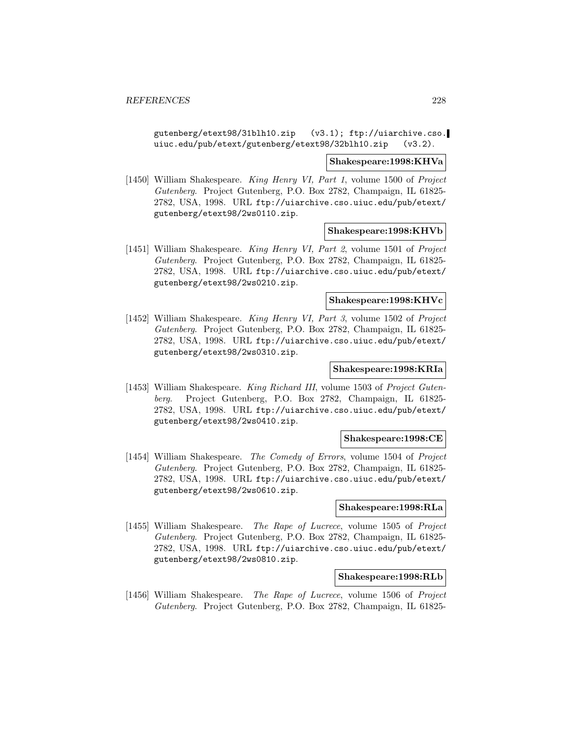gutenberg/etext98/31blh10.zip (v3.1); ftp://uiarchive.cso.uiuc.edu/pub/etext/gutenberg/etext98/32blh10.zip (v3.2).

**Shakespeare:1998:KHVa**

[1450] William Shakespeare. *King Henry VI, Part 1*, volume 1500 of *Project Gutenberg*. Project Gutenberg, P.O. Box 2782, Champaign, IL 61825-2782, USA, 1998. URL ftp://uiarchive.cso.uiuc.edu/pub/etext/gutenberg/etext98/2ws0110.zip.

**Shakespeare:1998:KHVb**

[1451] William Shakespeare. *King Henry VI, Part 2*, volume 1501 of *Project Gutenberg*. Project Gutenberg, P.O. Box 2782, Champaign, IL 61825-2782, USA, 1998. URL ftp://uiarchive.cso.uiuc.edu/pub/etext/gutenberg/etext98/2ws0210.zip.

**Shakespeare:1998:KHVc**

[1452] William Shakespeare. *King Henry VI, Part 3*, volume 1502 of *Project Gutenberg*. Project Gutenberg, P.O. Box 2782, Champaign, IL 61825-2782, USA, 1998. URL ftp://uiarchive.cso.uiuc.edu/pub/etext/gutenberg/etext98/2ws0310.zip.

**Shakespeare:1998:KRIa**

[1453] William Shakespeare. *King Richard III*, volume 1503 of *Project Gutenberg*. Project Gutenberg, P.O. Box 2782, Champaign, IL 61825-2782, USA, 1998. URL ftp://uiarchive.cso.uiuc.edu/pub/etext/gutenberg/etext98/2ws0410.zip.

**Shakespeare:1998:CE**

[1454] William Shakespeare. *The Comedy of Errors*, volume 1504 of *Project Gutenberg*. Project Gutenberg, P.O. Box 2782, Champaign, IL 61825-2782, USA, 1998. URL ftp://uiarchive.cso.uiuc.edu/pub/etext/gutenberg/etext98/2ws0610.zip.

**Shakespeare:1998:RLa**

[1455] William Shakespeare. *The Rape of Lucrece*, volume 1505 of *Project Gutenberg*. Project Gutenberg, P.O. Box 2782, Champaign, IL 61825-2782, USA, 1998. URL ftp://uiarchive.cso.uiuc.edu/pub/etext/gutenberg/etext98/2ws0810.zip.

**Shakespeare:1998:RLb**

[1456] William Shakespeare. *The Rape of Lucrece*, volume 1506 of *Project Gutenberg*. Project Gutenberg, P.O. Box 2782, Champaign, IL 61825-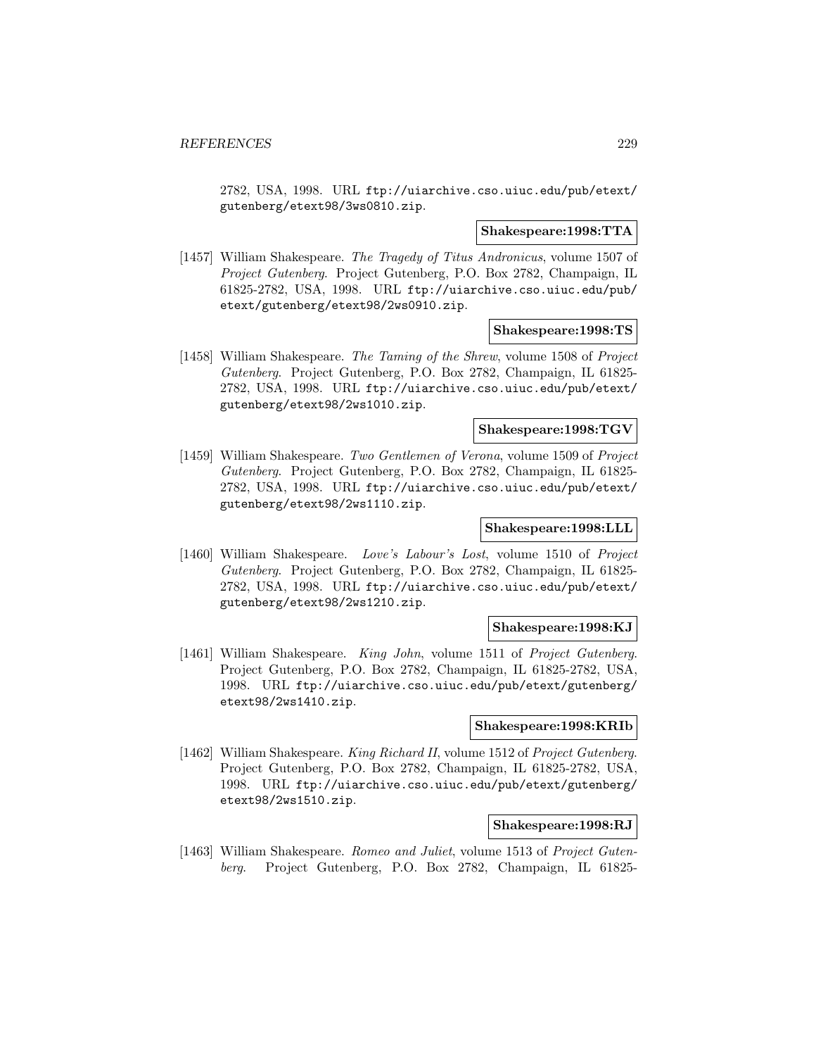2782, USA, 1998. URL ftp://uiarchive.cso.uiuc.edu/pub/etext/gutenberg/etext98/3ws0810.zip.

**Shakespeare:1998:TTA**

[1457] William Shakespeare. *The Tragedy of Titus Andronicus*, volume 1507 of *Project Gutenberg*. Project Gutenberg, P.O. Box 2782, Champaign, IL 61825-2782, USA, 1998. URL ftp://uiarchive.cso.uiuc.edu/pub/etext/gutenberg/etext98/2ws0910.zip.

**Shakespeare:1998:TS**

[1458] William Shakespeare. *The Taming of the Shrew*, volume 1508 of *Project Gutenberg*. Project Gutenberg, P.O. Box 2782, Champaign, IL 61825-2782, USA, 1998. URL ftp://uiarchive.cso.uiuc.edu/pub/etext/gutenberg/etext98/2ws1010.zip.

**Shakespeare:1998:TGV**

[1459] William Shakespeare. *Two Gentlemen of Verona*, volume 1509 of *Project Gutenberg*. Project Gutenberg, P.O. Box 2782, Champaign, IL 61825-2782, USA, 1998. URL ftp://uiarchive.cso.uiuc.edu/pub/etext/gutenberg/etext98/2ws1110.zip.

**Shakespeare:1998:LLL**

[1460] William Shakespeare. *Love's Labour's Lost*, volume 1510 of *Project Gutenberg*. Project Gutenberg, P.O. Box 2782, Champaign, IL 61825-2782, USA, 1998. URL ftp://uiarchive.cso.uiuc.edu/pub/etext/gutenberg/etext98/2ws1210.zip.

**Shakespeare:1998:KJ**

[1461] William Shakespeare. *King John*, volume 1511 of *Project Gutenberg*. Project Gutenberg, P.O. Box 2782, Champaign, IL 61825-2782, USA, 1998. URL ftp://uiarchive.cso.uiuc.edu/pub/etext/gutenberg/etext98/2ws1410.zip.

**Shakespeare:1998:KRIb**

[1462] William Shakespeare. *King Richard II*, volume 1512 of *Project Gutenberg*. Project Gutenberg, P.O. Box 2782, Champaign, IL 61825-2782, USA, 1998. URL ftp://uiarchive.cso.uiuc.edu/pub/etext/gutenberg/etext98/2ws1510.zip.

**Shakespeare:1998:RJ**

[1463] William Shakespeare. *Romeo and Juliet*, volume 1513 of *Project Gutenberg*. Project Gutenberg, P.O. Box 2782, Champaign, IL 61825-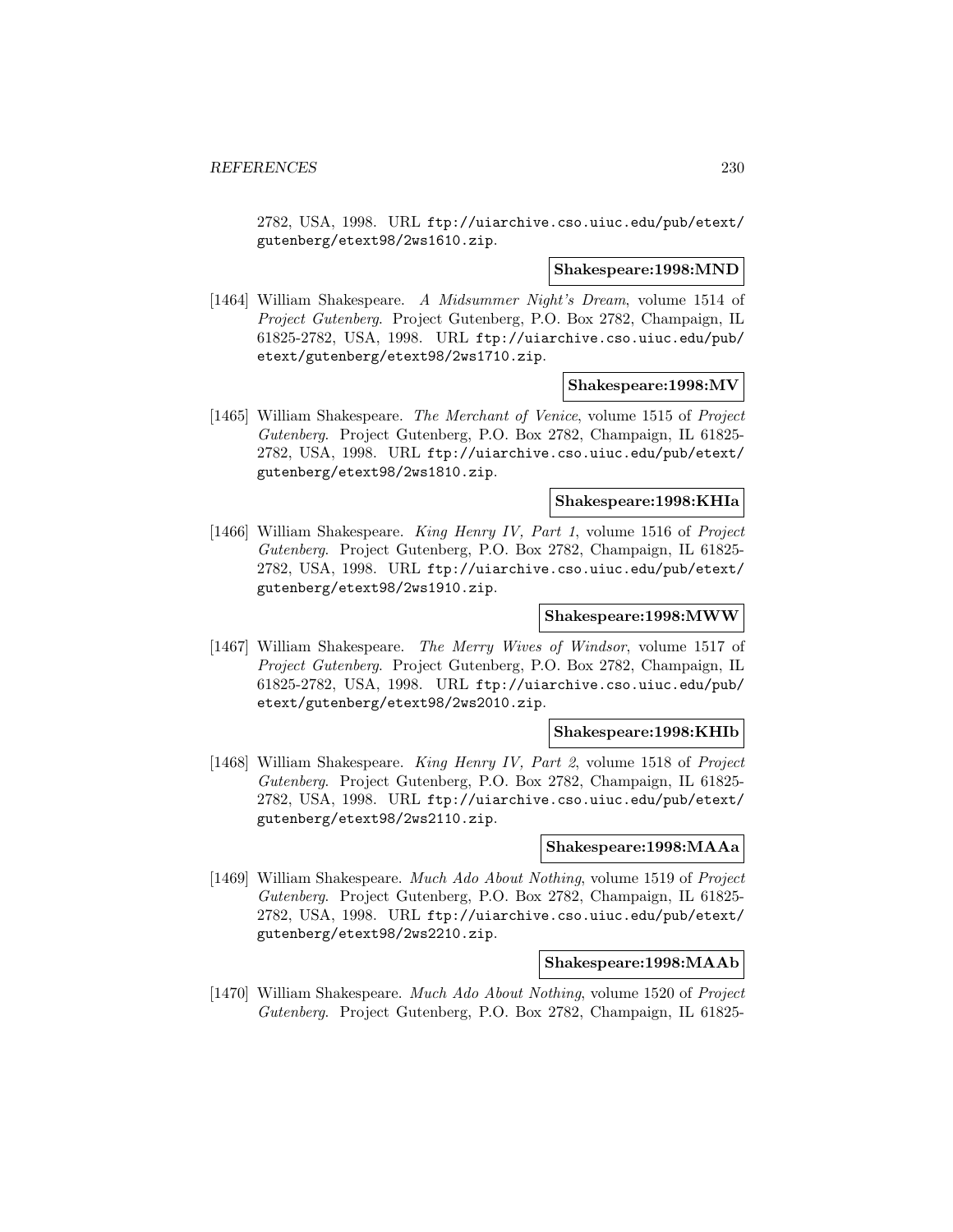2782, USA, 1998. URL ftp://uiarchive.cso.uiuc.edu/pub/etext/gutenberg/etext98/2ws1610.zip.

**Shakespeare:1998:MND**

[1464] William Shakespeare. *A Midsummer Night's Dream*, volume 1514 of *Project Gutenberg*. Project Gutenberg, P.O. Box 2782, Champaign, IL 61825-2782, USA, 1998. URL ftp://uiarchive.cso.uiuc.edu/pub/etext/gutenberg/etext98/2ws1710.zip.

**Shakespeare:1998:MV**

[1465] William Shakespeare. *The Merchant of Venice*, volume 1515 of *Project Gutenberg*. Project Gutenberg, P.O. Box 2782, Champaign, IL 61825-2782, USA, 1998. URL ftp://uiarchive.cso.uiuc.edu/pub/etext/gutenberg/etext98/2ws1810.zip.

**Shakespeare:1998:KHIa**

[1466] William Shakespeare. *King Henry IV, Part 1*, volume 1516 of *Project Gutenberg*. Project Gutenberg, P.O. Box 2782, Champaign, IL 61825-2782, USA, 1998. URL ftp://uiarchive.cso.uiuc.edu/pub/etext/gutenberg/etext98/2ws1910.zip.

**Shakespeare:1998:MWW**

[1467] William Shakespeare. *The Merry Wives of Windsor*, volume 1517 of *Project Gutenberg*. Project Gutenberg, P.O. Box 2782, Champaign, IL 61825-2782, USA, 1998. URL ftp://uiarchive.cso.uiuc.edu/pub/etext/gutenberg/etext98/2ws2010.zip.

**Shakespeare:1998:KHIb**

[1468] William Shakespeare. *King Henry IV, Part 2*, volume 1518 of *Project Gutenberg*. Project Gutenberg, P.O. Box 2782, Champaign, IL 61825-2782, USA, 1998. URL ftp://uiarchive.cso.uiuc.edu/pub/etext/gutenberg/etext98/2ws2110.zip.

**Shakespeare:1998:MAAa**

[1469] William Shakespeare. *Much Ado About Nothing*, volume 1519 of *Project Gutenberg*. Project Gutenberg, P.O. Box 2782, Champaign, IL 61825-2782, USA, 1998. URL ftp://uiarchive.cso.uiuc.edu/pub/etext/gutenberg/etext98/2ws2210.zip.

**Shakespeare:1998:MAAb**

[1470] William Shakespeare. *Much Ado About Nothing*, volume 1520 of *Project Gutenberg*. Project Gutenberg, P.O. Box 2782, Champaign, IL 61825-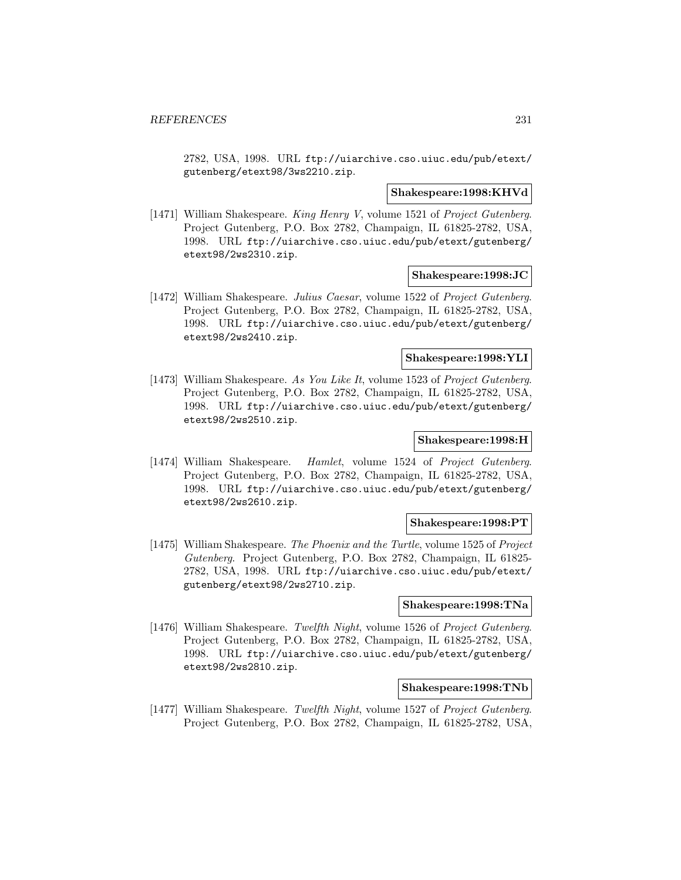2782, USA, 1998. URL ftp://uiarchive.cso.uiuc.edu/pub/etext/gutenberg/etext98/3ws2210.zip.

**Shakespeare:1998:KHVd**

[1471] William Shakespeare. *King Henry V*, volume 1521 of *Project Gutenberg*. Project Gutenberg, P.O. Box 2782, Champaign, IL 61825-2782, USA, 1998. URL ftp://uiarchive.cso.uiuc.edu/pub/etext/gutenberg/etext98/2ws2310.zip.

**Shakespeare:1998:JC**

[1472] William Shakespeare. *Julius Caesar*, volume 1522 of *Project Gutenberg*. Project Gutenberg, P.O. Box 2782, Champaign, IL 61825-2782, USA, 1998. URL ftp://uiarchive.cso.uiuc.edu/pub/etext/gutenberg/etext98/2ws2410.zip.

**Shakespeare:1998:YLI**

[1473] William Shakespeare. *As You Like It*, volume 1523 of *Project Gutenberg*. Project Gutenberg, P.O. Box 2782, Champaign, IL 61825-2782, USA, 1998. URL ftp://uiarchive.cso.uiuc.edu/pub/etext/gutenberg/etext98/2ws2510.zip.

**Shakespeare:1998:H**

[1474] William Shakespeare. *Hamlet*, volume 1524 of *Project Gutenberg*. Project Gutenberg, P.O. Box 2782, Champaign, IL 61825-2782, USA, 1998. URL ftp://uiarchive.cso.uiuc.edu/pub/etext/gutenberg/etext98/2ws2610.zip.

**Shakespeare:1998:PT**

[1475] William Shakespeare. *The Phoenix and the Turtle*, volume 1525 of *Project Gutenberg*. Project Gutenberg, P.O. Box 2782, Champaign, IL 61825-2782, USA, 1998. URL ftp://uiarchive.cso.uiuc.edu/pub/etext/gutenberg/etext98/2ws2710.zip.

**Shakespeare:1998:TNa**

[1476] William Shakespeare. *Twelfth Night*, volume 1526 of *Project Gutenberg*. Project Gutenberg, P.O. Box 2782, Champaign, IL 61825-2782, USA, 1998. URL ftp://uiarchive.cso.uiuc.edu/pub/etext/gutenberg/etext98/2ws2810.zip.

**Shakespeare:1998:TNb**

[1477] William Shakespeare. *Twelfth Night*, volume 1527 of *Project Gutenberg*. Project Gutenberg, P.O. Box 2782, Champaign, IL 61825-2782, USA,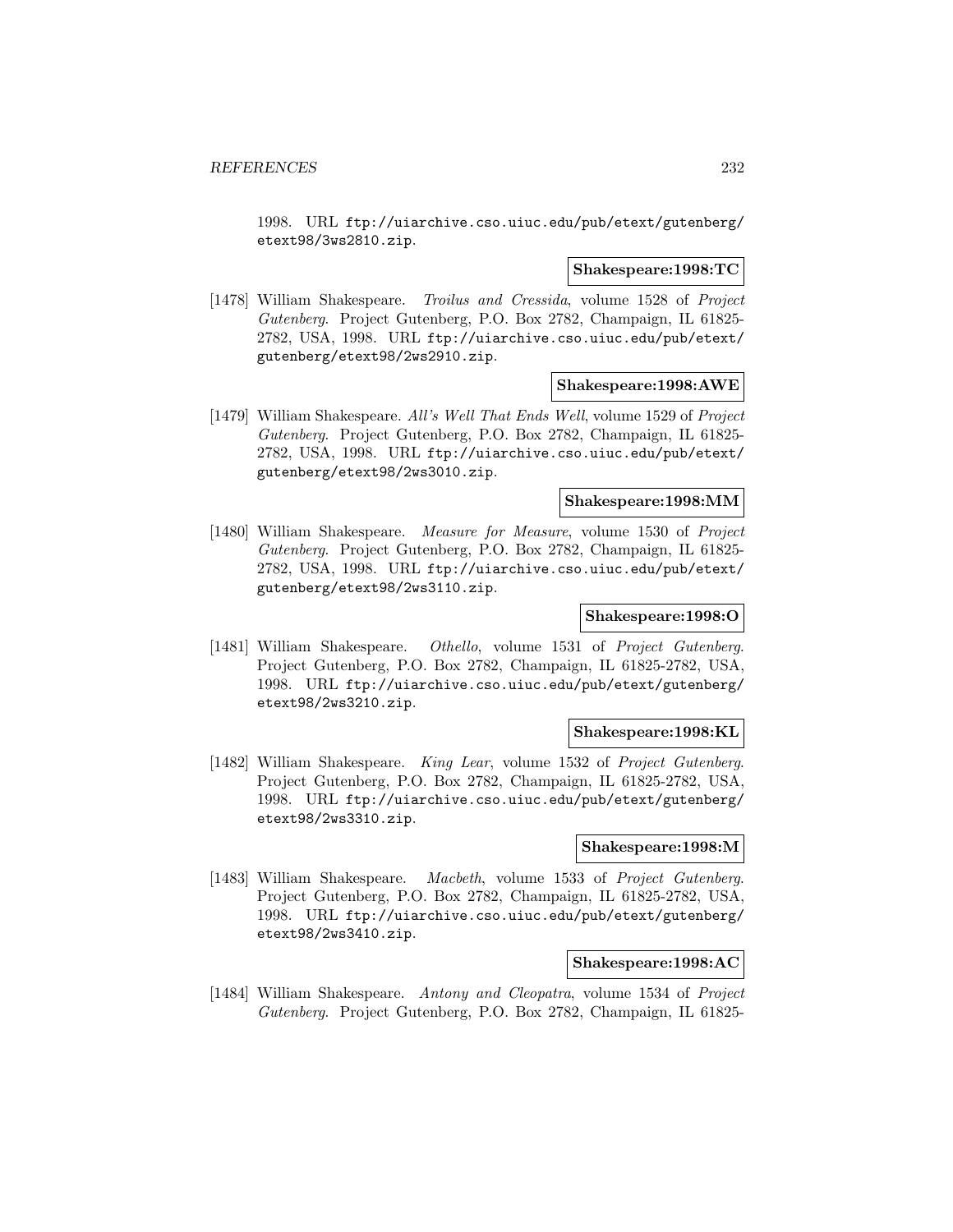1998. URL `ftp://uiarchive.cso.uiuc.edu/pub/etext/gutenberg/etext98/3ws2810.zip`.

**Shakespeare:1998:TC**

[1478] William Shakespeare. *Troilus and Cressida*, volume 1528 of *Project Gutenberg*. Project Gutenberg, P.O. Box 2782, Champaign, IL 61825-2782, USA, 1998. URL `ftp://uiarchive.cso.uiuc.edu/pub/etext/gutenberg/etext98/2ws2910.zip`.

**Shakespeare:1998:AWE**

[1479] William Shakespeare. *All's Well That Ends Well*, volume 1529 of *Project Gutenberg*. Project Gutenberg, P.O. Box 2782, Champaign, IL 61825-2782, USA, 1998. URL `ftp://uiarchive.cso.uiuc.edu/pub/etext/gutenberg/etext98/2ws3010.zip`.

**Shakespeare:1998:MM**

[1480] William Shakespeare. *Measure for Measure*, volume 1530 of *Project Gutenberg*. Project Gutenberg, P.O. Box 2782, Champaign, IL 61825-2782, USA, 1998. URL `ftp://uiarchive.cso.uiuc.edu/pub/etext/gutenberg/etext98/2ws3110.zip`.

**Shakespeare:1998:O**

[1481] William Shakespeare. *Othello*, volume 1531 of *Project Gutenberg*. Project Gutenberg, P.O. Box 2782, Champaign, IL 61825-2782, USA, 1998. URL `ftp://uiarchive.cso.uiuc.edu/pub/etext/gutenberg/etext98/2ws3210.zip`.

**Shakespeare:1998:KL**

[1482] William Shakespeare. *King Lear*, volume 1532 of *Project Gutenberg*. Project Gutenberg, P.O. Box 2782, Champaign, IL 61825-2782, USA, 1998. URL `ftp://uiarchive.cso.uiuc.edu/pub/etext/gutenberg/etext98/2ws3310.zip`.

**Shakespeare:1998:M**

[1483] William Shakespeare. *Macbeth*, volume 1533 of *Project Gutenberg*. Project Gutenberg, P.O. Box 2782, Champaign, IL 61825-2782, USA, 1998. URL `ftp://uiarchive.cso.uiuc.edu/pub/etext/gutenberg/etext98/2ws3410.zip`.

**Shakespeare:1998:AC**

[1484] William Shakespeare. *Antony and Cleopatra*, volume 1534 of *Project Gutenberg*. Project Gutenberg, P.O. Box 2782, Champaign, IL 61825-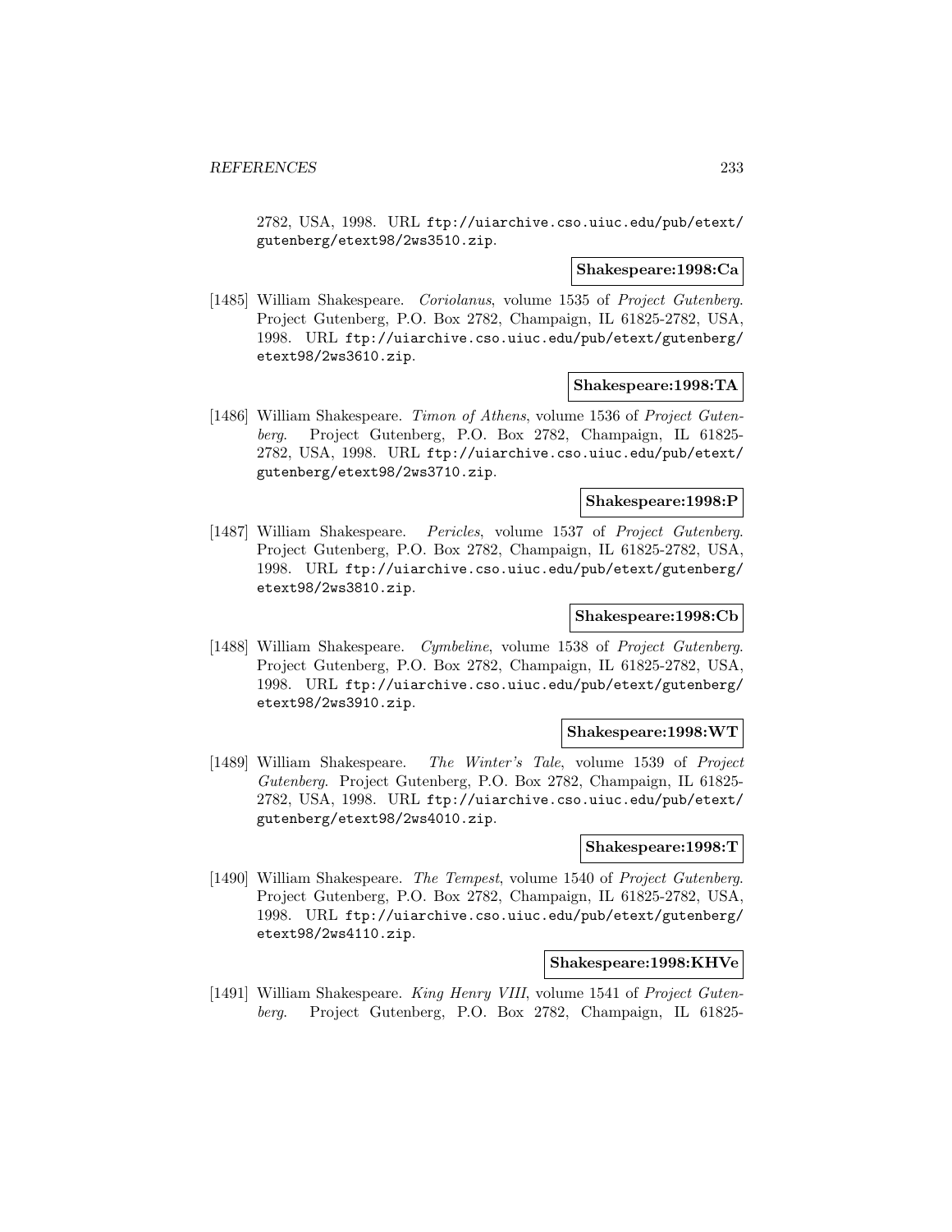2782, USA, 1998. URL ftp://uiarchive.cso.uiuc.edu/pub/etext/gutenberg/etext98/2ws3510.zip.

**Shakespeare:1998:Ca**

[1485] William Shakespeare. *Coriolanus*, volume 1535 of *Project Gutenberg*. Project Gutenberg, P.O. Box 2782, Champaign, IL 61825-2782, USA, 1998. URL ftp://uiarchive.cso.uiuc.edu/pub/etext/gutenberg/etext98/2ws3610.zip.

**Shakespeare:1998:TA**

[1486] William Shakespeare. *Timon of Athens*, volume 1536 of *Project Gutenberg*. Project Gutenberg, P.O. Box 2782, Champaign, IL 61825-2782, USA, 1998. URL ftp://uiarchive.cso.uiuc.edu/pub/etext/gutenberg/etext98/2ws3710.zip.

**Shakespeare:1998:P**

[1487] William Shakespeare. *Pericles*, volume 1537 of *Project Gutenberg*. Project Gutenberg, P.O. Box 2782, Champaign, IL 61825-2782, USA, 1998. URL ftp://uiarchive.cso.uiuc.edu/pub/etext/gutenberg/etext98/2ws3810.zip.

**Shakespeare:1998:Cb**

[1488] William Shakespeare. *Cymbeline*, volume 1538 of *Project Gutenberg*. Project Gutenberg, P.O. Box 2782, Champaign, IL 61825-2782, USA, 1998. URL ftp://uiarchive.cso.uiuc.edu/pub/etext/gutenberg/etext98/2ws3910.zip.

**Shakespeare:1998:WT**

[1489] William Shakespeare. *The Winter's Tale*, volume 1539 of *Project Gutenberg*. Project Gutenberg, P.O. Box 2782, Champaign, IL 61825-2782, USA, 1998. URL ftp://uiarchive.cso.uiuc.edu/pub/etext/gutenberg/etext98/2ws4010.zip.

**Shakespeare:1998:T**

[1490] William Shakespeare. *The Tempest*, volume 1540 of *Project Gutenberg*. Project Gutenberg, P.O. Box 2782, Champaign, IL 61825-2782, USA, 1998. URL ftp://uiarchive.cso.uiuc.edu/pub/etext/gutenberg/etext98/2ws4110.zip.

**Shakespeare:1998:KHVe**

[1491] William Shakespeare. *King Henry VIII*, volume 1541 of *Project Gutenberg*. Project Gutenberg, P.O. Box 2782, Champaign, IL 61825-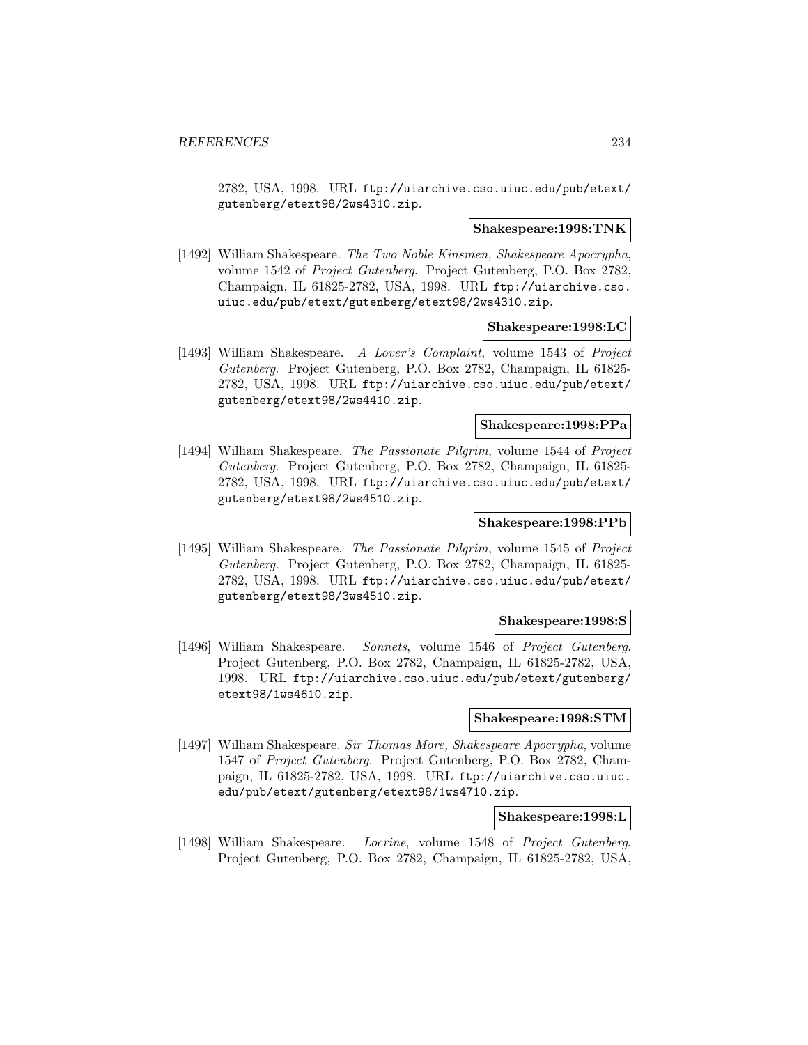2782, USA, 1998. URL `ftp://uiarchive.cso.uiuc.edu/pub/etext/gutenberg/etext98/2ws4310.zip`.

**Shakespeare:1998:TNK**

[1492] William Shakespeare. *The Two Noble Kinsmen, Shakespeare Apocrypha*, volume 1542 of *Project Gutenberg*. Project Gutenberg, P.O. Box 2782, Champaign, IL 61825-2782, USA, 1998. URL `ftp://uiarchive.cso.uiuc.edu/pub/etext/gutenberg/etext98/2ws4310.zip`.

**Shakespeare:1998:LC**

[1493] William Shakespeare. *A Lover's Complaint*, volume 1543 of *Project Gutenberg*. Project Gutenberg, P.O. Box 2782, Champaign, IL 61825-2782, USA, 1998. URL `ftp://uiarchive.cso.uiuc.edu/pub/etext/gutenberg/etext98/2ws4410.zip`.

**Shakespeare:1998:PPa**

[1494] William Shakespeare. *The Passionate Pilgrim*, volume 1544 of *Project Gutenberg*. Project Gutenberg, P.O. Box 2782, Champaign, IL 61825-2782, USA, 1998. URL `ftp://uiarchive.cso.uiuc.edu/pub/etext/gutenberg/etext98/2ws4510.zip`.

**Shakespeare:1998:PPb**

[1495] William Shakespeare. *The Passionate Pilgrim*, volume 1545 of *Project Gutenberg*. Project Gutenberg, P.O. Box 2782, Champaign, IL 61825-2782, USA, 1998. URL `ftp://uiarchive.cso.uiuc.edu/pub/etext/gutenberg/etext98/3ws4510.zip`.

**Shakespeare:1998:S**

[1496] William Shakespeare. *Sonnets*, volume 1546 of *Project Gutenberg*. Project Gutenberg, P.O. Box 2782, Champaign, IL 61825-2782, USA, 1998. URL `ftp://uiarchive.cso.uiuc.edu/pub/etext/gutenberg/etext98/1ws4610.zip`.

**Shakespeare:1998:STM**

[1497] William Shakespeare. *Sir Thomas More, Shakespeare Apocrypha*, volume 1547 of *Project Gutenberg*. Project Gutenberg, P.O. Box 2782, Champaign, IL 61825-2782, USA, 1998. URL `ftp://uiarchive.cso.uiuc.edu/pub/etext/gutenberg/etext98/1ws4710.zip`.

**Shakespeare:1998:L**

[1498] William Shakespeare. *Locrine*, volume 1548 of *Project Gutenberg*. Project Gutenberg, P.O. Box 2782, Champaign, IL 61825-2782, USA,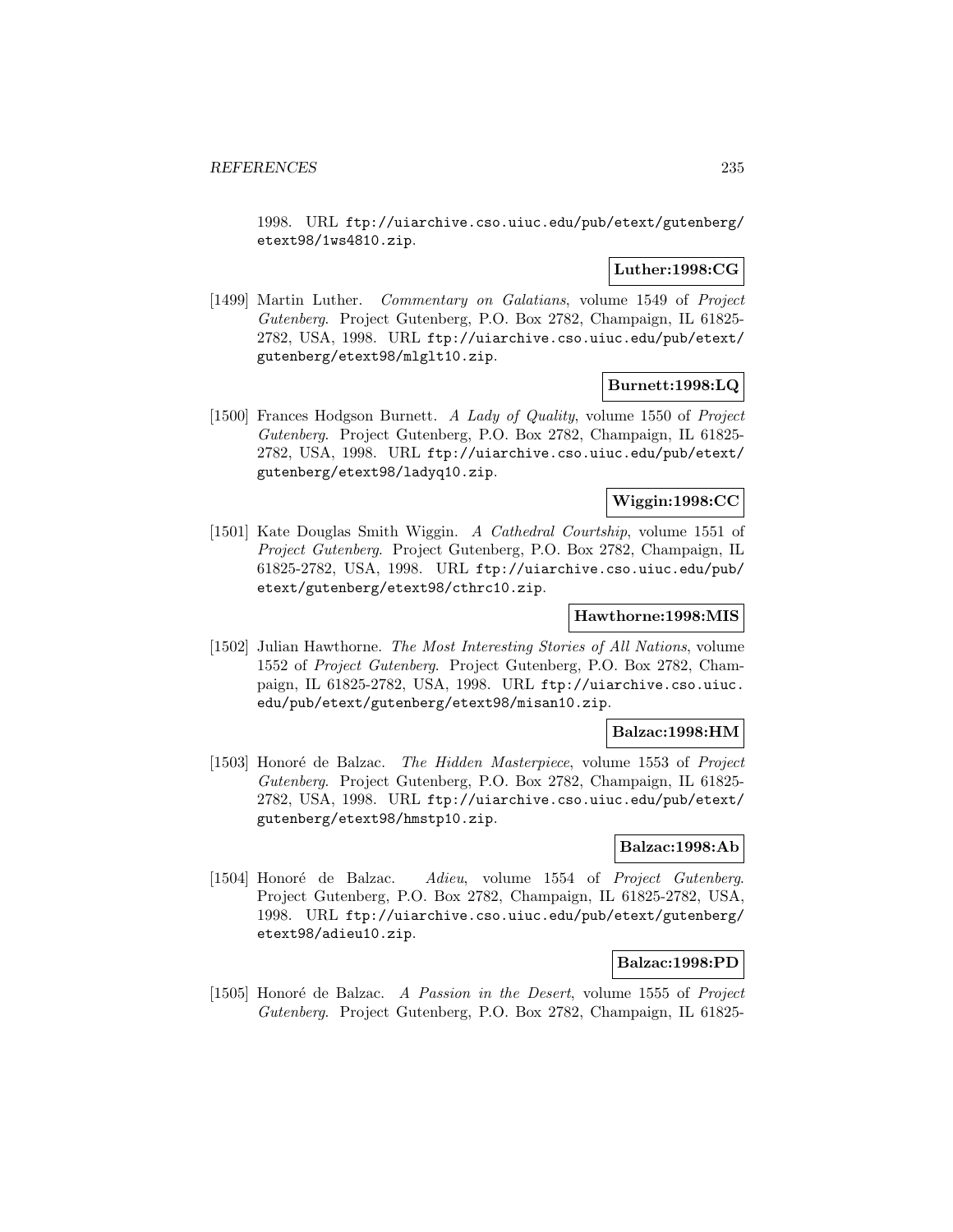1998. URL `ftp://uiarchive.cso.uiuc.edu/pub/etext/gutenberg/etext98/1ws4810.zip`.

**Luther:1998:CG**

[1499] Martin Luther. *Commentary on Galatians*, volume 1549 of *Project Gutenberg*. Project Gutenberg, P.O. Box 2782, Champaign, IL 61825-2782, USA, 1998. URL `ftp://uiarchive.cso.uiuc.edu/pub/etext/gutenberg/etext98/mlglt10.zip`.

**Burnett:1998:LQ**

[1500] Frances Hodgson Burnett. *A Lady of Quality*, volume 1550 of *Project Gutenberg*. Project Gutenberg, P.O. Box 2782, Champaign, IL 61825-2782, USA, 1998. URL `ftp://uiarchive.cso.uiuc.edu/pub/etext/gutenberg/etext98/ladyq10.zip`.

**Wiggin:1998:CC**

[1501] Kate Douglas Smith Wiggin. *A Cathedral Courtship*, volume 1551 of *Project Gutenberg*. Project Gutenberg, P.O. Box 2782, Champaign, IL 61825-2782, USA, 1998. URL `ftp://uiarchive.cso.uiuc.edu/pub/etext/gutenberg/etext98/cthrc10.zip`.

**Hawthorne:1998:MIS**

[1502] Julian Hawthorne. *The Most Interesting Stories of All Nations*, volume 1552 of *Project Gutenberg*. Project Gutenberg, P.O. Box 2782, Champaign, IL 61825-2782, USA, 1998. URL `ftp://uiarchive.cso.uiuc.edu/pub/etext/gutenberg/etext98/misan10.zip`.

**Balzac:1998:HM**

[1503] Honoré de Balzac. *The Hidden Masterpiece*, volume 1553 of *Project Gutenberg*. Project Gutenberg, P.O. Box 2782, Champaign, IL 61825-2782, USA, 1998. URL `ftp://uiarchive.cso.uiuc.edu/pub/etext/gutenberg/etext98/hmstp10.zip`.

**Balzac:1998:Ab**

[1504] Honoré de Balzac. *Adieu*, volume 1554 of *Project Gutenberg*. Project Gutenberg, P.O. Box 2782, Champaign, IL 61825-2782, USA, 1998. URL `ftp://uiarchive.cso.uiuc.edu/pub/etext/gutenberg/etext98/adieu10.zip`.

**Balzac:1998:PD**

[1505] Honoré de Balzac. *A Passion in the Desert*, volume 1555 of *Project Gutenberg*. Project Gutenberg, P.O. Box 2782, Champaign, IL 61825-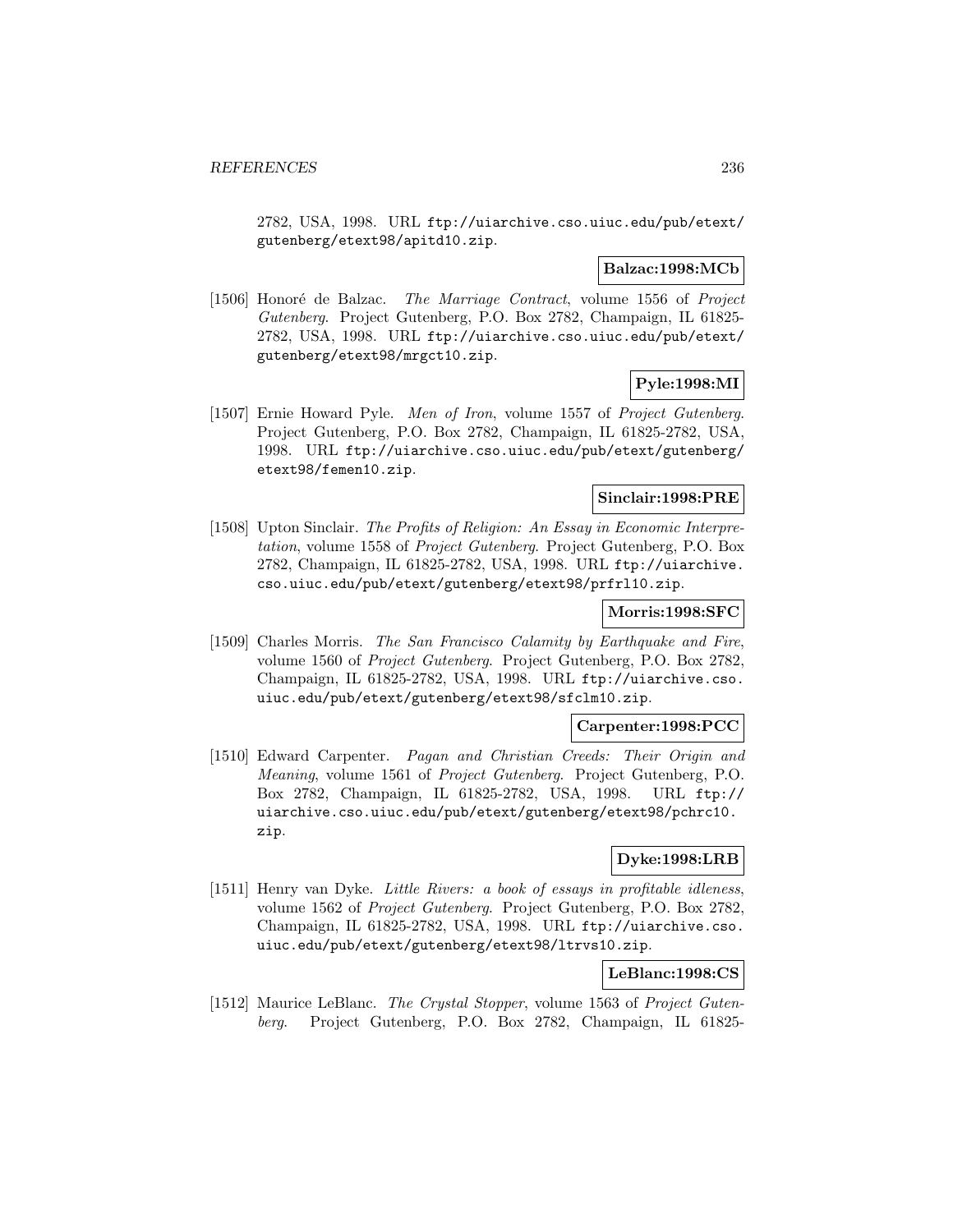2782, USA, 1998. URL ftp://uiarchive.cso.uiuc.edu/pub/etext/gutenberg/etext98/apitd10.zip.

**Balzac:1998:MCb**

[1506] Honoré de Balzac. *The Marriage Contract*, volume 1556 of *Project Gutenberg*. Project Gutenberg, P.O. Box 2782, Champaign, IL 61825-2782, USA, 1998. URL ftp://uiarchive.cso.uiuc.edu/pub/etext/gutenberg/etext98/mrgct10.zip.

**Pyle:1998:MI**

[1507] Ernie Howard Pyle. *Men of Iron*, volume 1557 of *Project Gutenberg*. Project Gutenberg, P.O. Box 2782, Champaign, IL 61825-2782, USA, 1998. URL ftp://uiarchive.cso.uiuc.edu/pub/etext/gutenberg/etext98/femen10.zip.

**Sinclair:1998:PRE**

[1508] Upton Sinclair. *The Profits of Religion: An Essay in Economic Interpretation*, volume 1558 of *Project Gutenberg*. Project Gutenberg, P.O. Box 2782, Champaign, IL 61825-2782, USA, 1998. URL ftp://uiarchive.cso.uiuc.edu/pub/etext/gutenberg/etext98/prfrl10.zip.

**Morris:1998:SFC**

[1509] Charles Morris. *The San Francisco Calamity by Earthquake and Fire*, volume 1560 of *Project Gutenberg*. Project Gutenberg, P.O. Box 2782, Champaign, IL 61825-2782, USA, 1998. URL ftp://uiarchive.cso.uiuc.edu/pub/etext/gutenberg/etext98/sfclm10.zip.

**Carpenter:1998:PCC**

[1510] Edward Carpenter. *Pagan and Christian Creeds: Their Origin and Meaning*, volume 1561 of *Project Gutenberg*. Project Gutenberg, P.O. Box 2782, Champaign, IL 61825-2782, USA, 1998. URL ftp://uiarchive.cso.uiuc.edu/pub/etext/gutenberg/etext98/pchrc10.zip.

**Dyke:1998:LRB**

[1511] Henry van Dyke. *Little Rivers: a book of essays in profitable idleness*, volume 1562 of *Project Gutenberg*. Project Gutenberg, P.O. Box 2782, Champaign, IL 61825-2782, USA, 1998. URL ftp://uiarchive.cso.uiuc.edu/pub/etext/gutenberg/etext98/ltrvs10.zip.

**LeBlanc:1998:CS**

[1512] Maurice LeBlanc. *The Crystal Stopper*, volume 1563 of *Project Gutenberg*. Project Gutenberg, P.O. Box 2782, Champaign, IL 61825-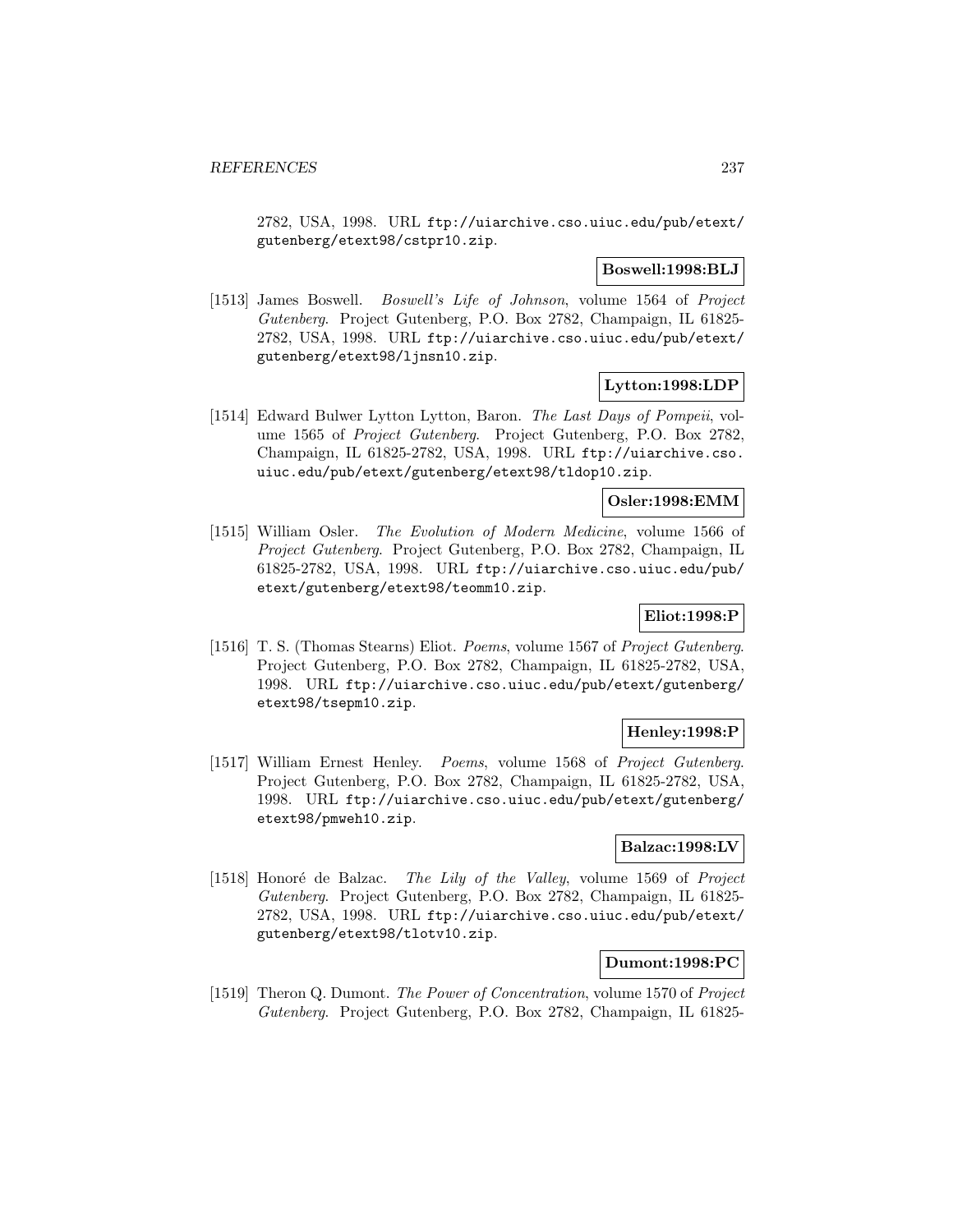2782, USA, 1998. URL ftp://uiarchive.cso.uiuc.edu/pub/etext/gutenberg/etext98/cstpr10.zip.

**Boswell:1998:BLJ**

[1513] James Boswell. *Boswell's Life of Johnson*, volume 1564 of *Project Gutenberg*. Project Gutenberg, P.O. Box 2782, Champaign, IL 61825-2782, USA, 1998. URL ftp://uiarchive.cso.uiuc.edu/pub/etext/gutenberg/etext98/ljnsn10.zip.

**Lytton:1998:LDP**

[1514] Edward Bulwer Lytton Lytton, Baron. *The Last Days of Pompeii*, volume 1565 of *Project Gutenberg*. Project Gutenberg, P.O. Box 2782, Champaign, IL 61825-2782, USA, 1998. URL ftp://uiarchive.cso.uiuc.edu/pub/etext/gutenberg/etext98/tldop10.zip.

**Osler:1998:EMM**

[1515] William Osler. *The Evolution of Modern Medicine*, volume 1566 of *Project Gutenberg*. Project Gutenberg, P.O. Box 2782, Champaign, IL 61825-2782, USA, 1998. URL ftp://uiarchive.cso.uiuc.edu/pub/etext/gutenberg/etext98/teomm10.zip.

**Eliot:1998:P**

[1516] T. S. (Thomas Stearns) Eliot. *Poems*, volume 1567 of *Project Gutenberg*. Project Gutenberg, P.O. Box 2782, Champaign, IL 61825-2782, USA, 1998. URL ftp://uiarchive.cso.uiuc.edu/pub/etext/gutenberg/etext98/tsepm10.zip.

**Henley:1998:P**

[1517] William Ernest Henley. *Poems*, volume 1568 of *Project Gutenberg*. Project Gutenberg, P.O. Box 2782, Champaign, IL 61825-2782, USA, 1998. URL ftp://uiarchive.cso.uiuc.edu/pub/etext/gutenberg/etext98/pmweh10.zip.

**Balzac:1998:LV**

[1518] Honoré de Balzac. *The Lily of the Valley*, volume 1569 of *Project Gutenberg*. Project Gutenberg, P.O. Box 2782, Champaign, IL 61825-2782, USA, 1998. URL ftp://uiarchive.cso.uiuc.edu/pub/etext/gutenberg/etext98/tlotv10.zip.

**Dumont:1998:PC**

[1519] Theron Q. Dumont. *The Power of Concentration*, volume 1570 of *Project Gutenberg*. Project Gutenberg, P.O. Box 2782, Champaign, IL 61825-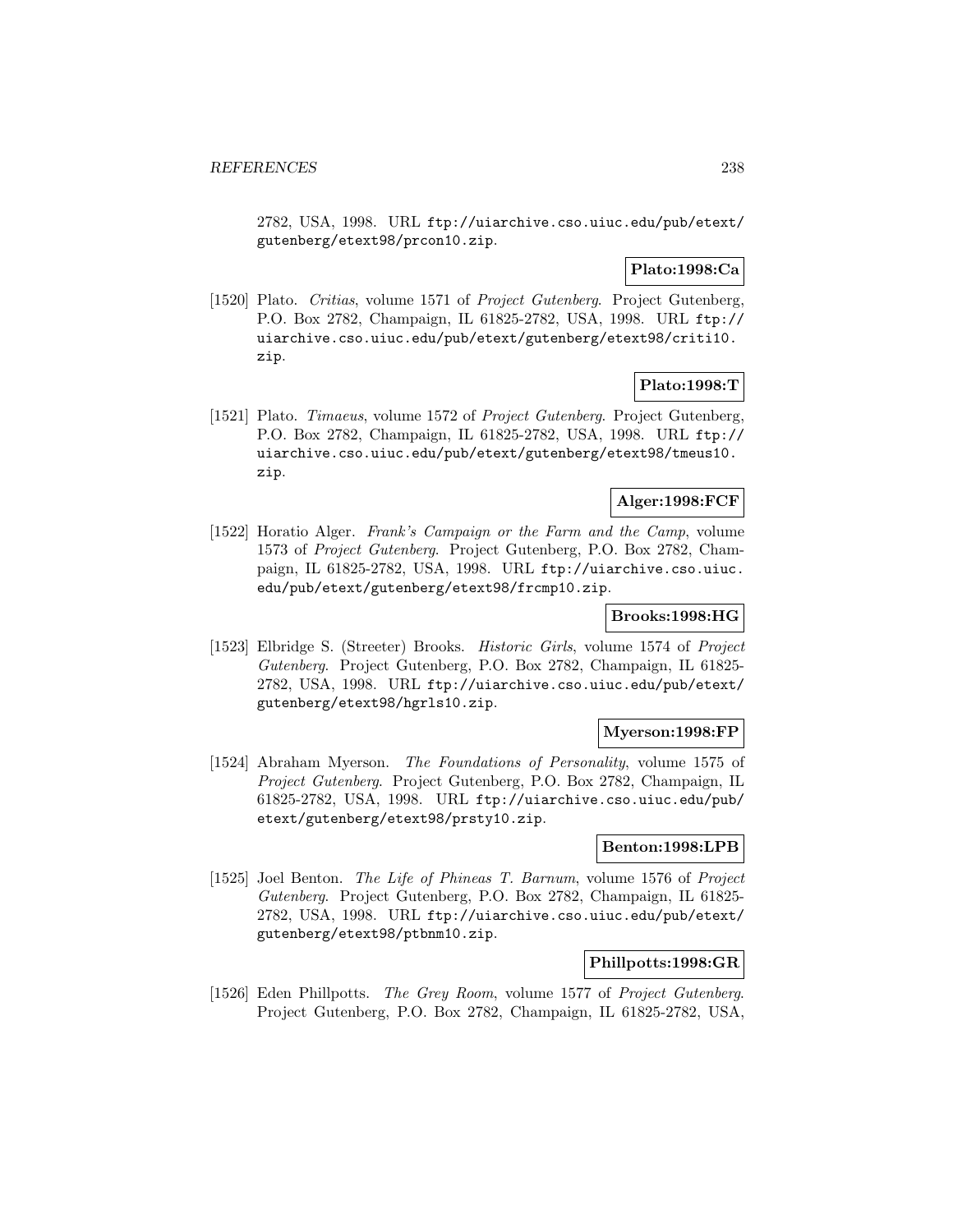2782, USA, 1998. URL ftp://uiarchive.cso.uiuc.edu/pub/etext/gutenberg/etext98/prcon10.zip.

**Plato:1998:Ca**

[1520] Plato. *Critias*, volume 1571 of *Project Gutenberg*. Project Gutenberg, P.O. Box 2782, Champaign, IL 61825-2782, USA, 1998. URL ftp://uiarchive.cso.uiuc.edu/pub/etext/gutenberg/etext98/criti10.zip.

**Plato:1998:T**

[1521] Plato. *Timaeus*, volume 1572 of *Project Gutenberg*. Project Gutenberg, P.O. Box 2782, Champaign, IL 61825-2782, USA, 1998. URL ftp://uiarchive.cso.uiuc.edu/pub/etext/gutenberg/etext98/tmeus10.zip.

**Alger:1998:FCF**

[1522] Horatio Alger. *Frank's Campaign or the Farm and the Camp*, volume 1573 of *Project Gutenberg*. Project Gutenberg, P.O. Box 2782, Champaign, IL 61825-2782, USA, 1998. URL ftp://uiarchive.cso.uiuc.edu/pub/etext/gutenberg/etext98/frcmp10.zip.

**Brooks:1998:HG**

[1523] Elbridge S. (Streeter) Brooks. *Historic Girls*, volume 1574 of *Project Gutenberg*. Project Gutenberg, P.O. Box 2782, Champaign, IL 61825-2782, USA, 1998. URL ftp://uiarchive.cso.uiuc.edu/pub/etext/gutenberg/etext98/hgrls10.zip.

**Myerson:1998:FP**

[1524] Abraham Myerson. *The Foundations of Personality*, volume 1575 of *Project Gutenberg*. Project Gutenberg, P.O. Box 2782, Champaign, IL 61825-2782, USA, 1998. URL ftp://uiarchive.cso.uiuc.edu/pub/etext/gutenberg/etext98/prsty10.zip.

**Benton:1998:LPB**

[1525] Joel Benton. *The Life of Phineas T. Barnum*, volume 1576 of *Project Gutenberg*. Project Gutenberg, P.O. Box 2782, Champaign, IL 61825-2782, USA, 1998. URL ftp://uiarchive.cso.uiuc.edu/pub/etext/gutenberg/etext98/ptbnm10.zip.

**Phillpotts:1998:GR**

[1526] Eden Phillpotts. *The Grey Room*, volume 1577 of *Project Gutenberg*. Project Gutenberg, P.O. Box 2782, Champaign, IL 61825-2782, USA,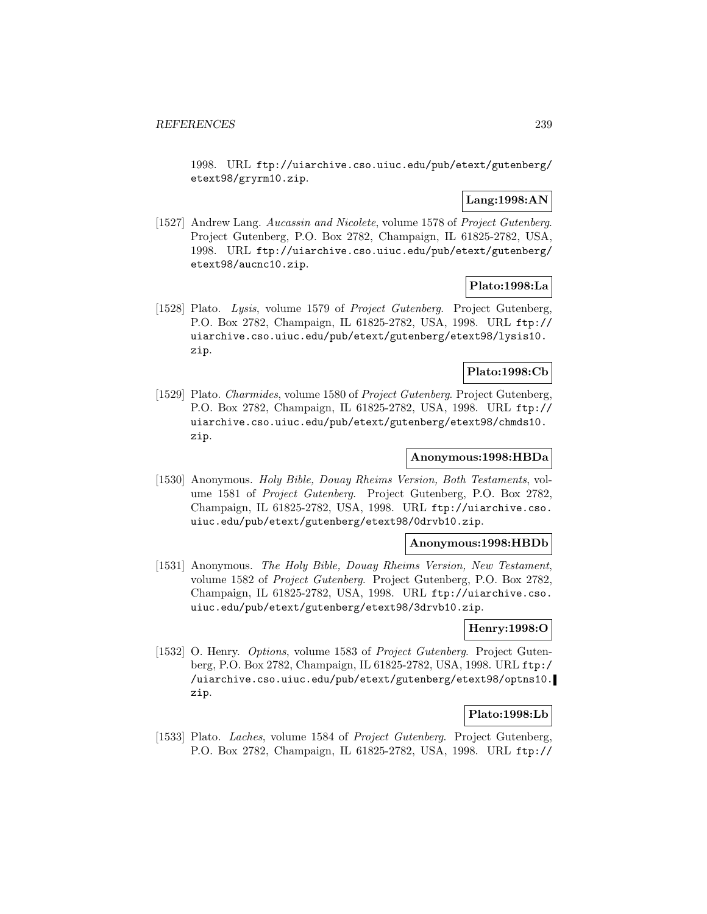1998. URL ftp://uiarchive.cso.uiuc.edu/pub/etext/gutenberg/etext98/gryrm10.zip.

**Lang:1998:AN**

[1527] Andrew Lang. *Aucassin and Nicolete*, volume 1578 of *Project Gutenberg*. Project Gutenberg, P.O. Box 2782, Champaign, IL 61825-2782, USA, 1998. URL ftp://uiarchive.cso.uiuc.edu/pub/etext/gutenberg/etext98/aucnc10.zip.

**Plato:1998:La**

[1528] Plato. *Lysis*, volume 1579 of *Project Gutenberg*. Project Gutenberg, P.O. Box 2782, Champaign, IL 61825-2782, USA, 1998. URL ftp://uiarchive.cso.uiuc.edu/pub/etext/gutenberg/etext98/lysis10.zip.

**Plato:1998:Cb**

[1529] Plato. *Charmides*, volume 1580 of *Project Gutenberg*. Project Gutenberg, P.O. Box 2782, Champaign, IL 61825-2782, USA, 1998. URL ftp://uiarchive.cso.uiuc.edu/pub/etext/gutenberg/etext98/chmds10.zip.

**Anonymous:1998:HBDa**

[1530] Anonymous. *Holy Bible, Douay Rheims Version, Both Testaments*, volume 1581 of *Project Gutenberg*. Project Gutenberg, P.O. Box 2782, Champaign, IL 61825-2782, USA, 1998. URL ftp://uiarchive.cso.uiuc.edu/pub/etext/gutenberg/etext98/0drvb10.zip.

**Anonymous:1998:HBDb**

[1531] Anonymous. *The Holy Bible, Douay Rheims Version, New Testament*, volume 1582 of *Project Gutenberg*. Project Gutenberg, P.O. Box 2782, Champaign, IL 61825-2782, USA, 1998. URL ftp://uiarchive.cso.uiuc.edu/pub/etext/gutenberg/etext98/3drvb10.zip.

**Henry:1998:O**

[1532] O. Henry. *Options*, volume 1583 of *Project Gutenberg*. Project Gutenberg, P.O. Box 2782, Champaign, IL 61825-2782, USA, 1998. URL ftp://uiarchive.cso.uiuc.edu/pub/etext/gutenberg/etext98/optns10.zip.

**Plato:1998:Lb**

[1533] Plato. *Laches*, volume 1584 of *Project Gutenberg*. Project Gutenberg, P.O. Box 2782, Champaign, IL 61825-2782, USA, 1998. URL ftp://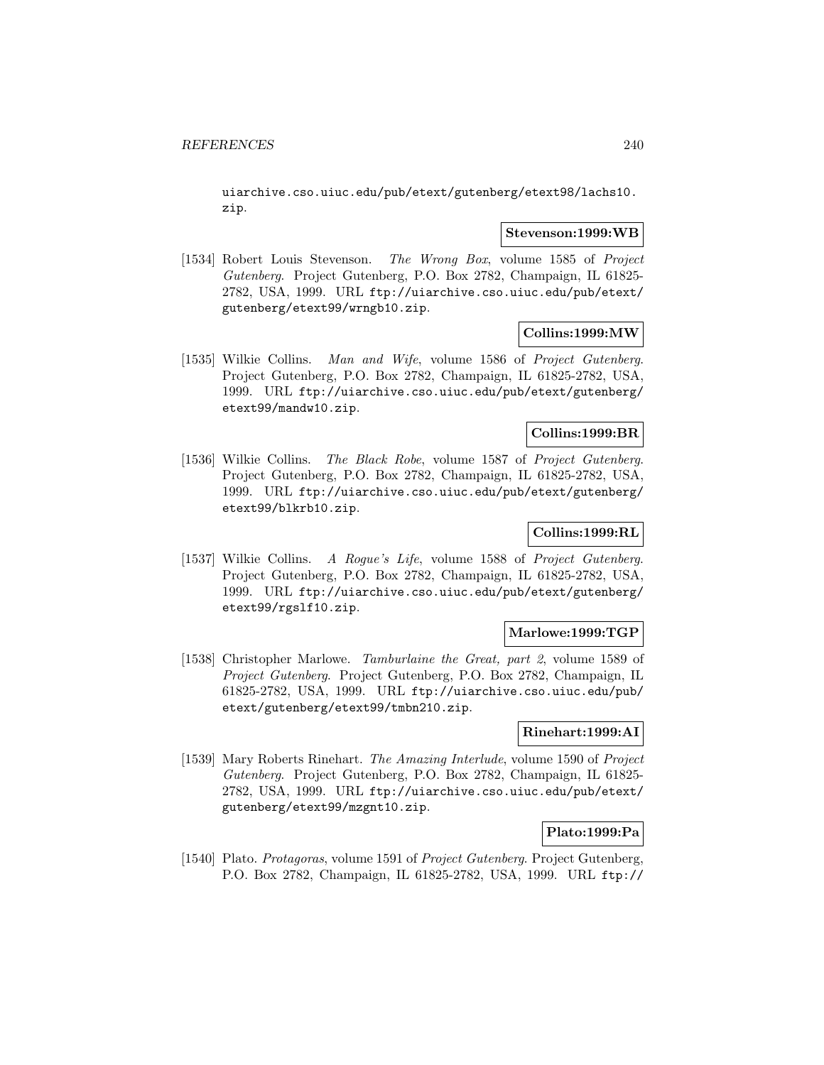uiarchive.cso.uiuc.edu/pub/etext/gutenberg/etext98/lachs10.zip.

**Stevenson:1999:WB**

[1534] Robert Louis Stevenson. *The Wrong Box*, volume 1585 of *Project Gutenberg*. Project Gutenberg, P.O. Box 2782, Champaign, IL 61825-2782, USA, 1999. URL ftp://uiarchive.cso.uiuc.edu/pub/etext/gutenberg/etext99/wrngb10.zip.

**Collins:1999:MW**

[1535] Wilkie Collins. *Man and Wife*, volume 1586 of *Project Gutenberg*. Project Gutenberg, P.O. Box 2782, Champaign, IL 61825-2782, USA, 1999. URL ftp://uiarchive.cso.uiuc.edu/pub/etext/gutenberg/etext99/mandw10.zip.

**Collins:1999:BR**

[1536] Wilkie Collins. *The Black Robe*, volume 1587 of *Project Gutenberg*. Project Gutenberg, P.O. Box 2782, Champaign, IL 61825-2782, USA, 1999. URL ftp://uiarchive.cso.uiuc.edu/pub/etext/gutenberg/etext99/blkrb10.zip.

**Collins:1999:RL**

[1537] Wilkie Collins. *A Rogue's Life*, volume 1588 of *Project Gutenberg*. Project Gutenberg, P.O. Box 2782, Champaign, IL 61825-2782, USA, 1999. URL ftp://uiarchive.cso.uiuc.edu/pub/etext/gutenberg/etext99/rgslf10.zip.

**Marlowe:1999:TGP**

[1538] Christopher Marlowe. *Tamburlaine the Great, part 2*, volume 1589 of *Project Gutenberg*. Project Gutenberg, P.O. Box 2782, Champaign, IL 61825-2782, USA, 1999. URL ftp://uiarchive.cso.uiuc.edu/pub/etext/gutenberg/etext99/tmbn210.zip.

**Rinehart:1999:AI**

[1539] Mary Roberts Rinehart. *The Amazing Interlude*, volume 1590 of *Project Gutenberg*. Project Gutenberg, P.O. Box 2782, Champaign, IL 61825-2782, USA, 1999. URL ftp://uiarchive.cso.uiuc.edu/pub/etext/gutenberg/etext99/mzgnt10.zip.

**Plato:1999:Pa**

[1540] Plato. *Protagoras*, volume 1591 of *Project Gutenberg*. Project Gutenberg, P.O. Box 2782, Champaign, IL 61825-2782, USA, 1999. URL ftp://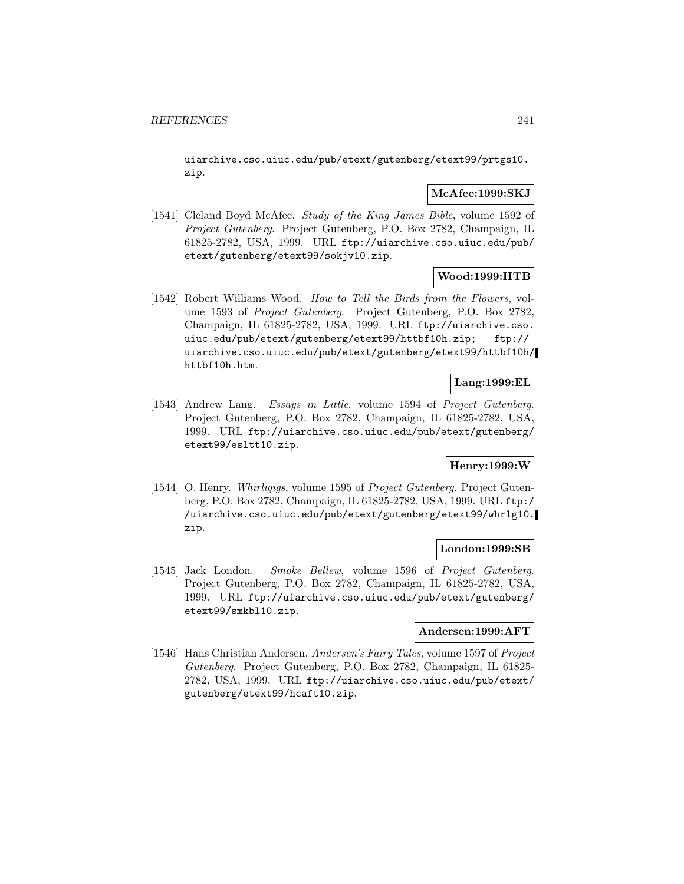uiarchive.cso.uiuc.edu/pub/etext/gutenberg/etext99/prtgs10.zip.

**McAfee:1999:SKJ**

[1541] Cleland Boyd McAfee. *Study of the King James Bible*, volume 1592 of *Project Gutenberg*. Project Gutenberg, P.O. Box 2782, Champaign, IL 61825-2782, USA, 1999. URL ftp://uiarchive.cso.uiuc.edu/pub/etext/gutenberg/etext99/sokjv10.zip.

**Wood:1999:HTB**

[1542] Robert Williams Wood. *How to Tell the Birds from the Flowers*, volume 1593 of *Project Gutenberg*. Project Gutenberg, P.O. Box 2782, Champaign, IL 61825-2782, USA, 1999. URL ftp://uiarchive.cso.uiuc.edu/pub/etext/gutenberg/etext99/httbf10h.zip; ftp://uiarchive.cso.uiuc.edu/pub/etext/gutenberg/etext99/httbf10h/httbf10h.htm.

**Lang:1999:EL**

[1543] Andrew Lang. *Essays in Little*, volume 1594 of *Project Gutenberg*. Project Gutenberg, P.O. Box 2782, Champaign, IL 61825-2782, USA, 1999. URL ftp://uiarchive.cso.uiuc.edu/pub/etext/gutenberg/etext99/esltt10.zip.

**Henry:1999:W**

[1544] O. Henry. *Whirligigs*, volume 1595 of *Project Gutenberg*. Project Gutenberg, P.O. Box 2782, Champaign, IL 61825-2782, USA, 1999. URL ftp://uiarchive.cso.uiuc.edu/pub/etext/gutenberg/etext99/whrlg10.zip.

**London:1999:SB**

[1545] Jack London. *Smoke Bellew*, volume 1596 of *Project Gutenberg*. Project Gutenberg, P.O. Box 2782, Champaign, IL 61825-2782, USA, 1999. URL ftp://uiarchive.cso.uiuc.edu/pub/etext/gutenberg/etext99/smkbl10.zip.

**Andersen:1999:AFT**

[1546] Hans Christian Andersen. *Andersen's Fairy Tales*, volume 1597 of *Project Gutenberg*. Project Gutenberg, P.O. Box 2782, Champaign, IL 61825-2782, USA, 1999. URL ftp://uiarchive.cso.uiuc.edu/pub/etext/gutenberg/etext99/hcaft10.zip.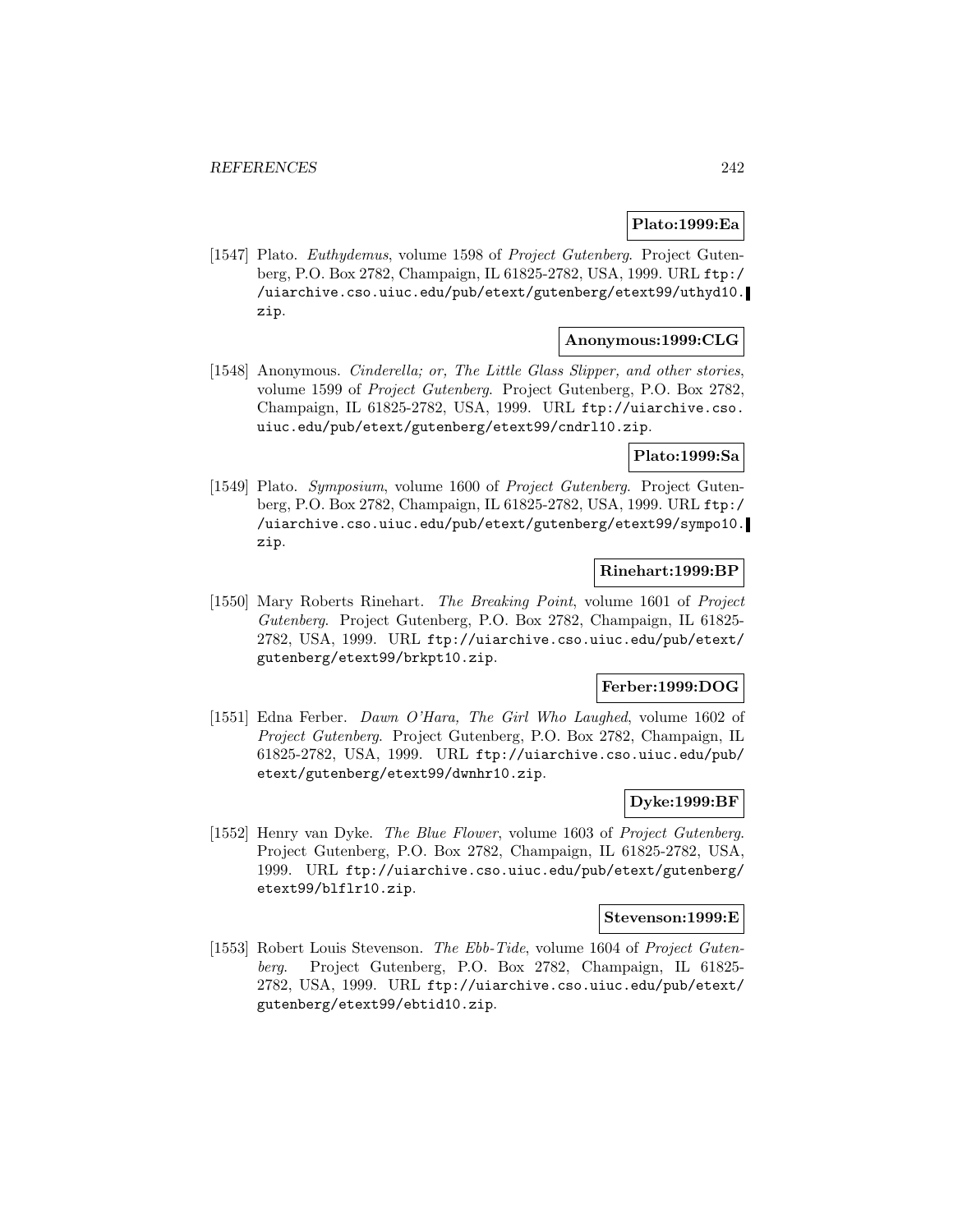**Plato:1999:Ea**

[1547] Plato. *Euthydemus*, volume 1598 of *Project Gutenberg*. Project Gutenberg, P.O. Box 2782, Champaign, IL 61825-2782, USA, 1999. URL `ftp://uiarchive.cso.uiuc.edu/pub/etext/gutenberg/etext99/uthyd10.zip`.

**Anonymous:1999:CLG**

[1548] Anonymous. *Cinderella; or, The Little Glass Slipper, and other stories*, volume 1599 of *Project Gutenberg*. Project Gutenberg, P.O. Box 2782, Champaign, IL 61825-2782, USA, 1999. URL `ftp://uiarchive.cso.uiuc.edu/pub/etext/gutenberg/etext99/cndrl10.zip`.

**Plato:1999:Sa**

[1549] Plato. *Symposium*, volume 1600 of *Project Gutenberg*. Project Gutenberg, P.O. Box 2782, Champaign, IL 61825-2782, USA, 1999. URL `ftp://uiarchive.cso.uiuc.edu/pub/etext/gutenberg/etext99/sympo10.zip`.

**Rinehart:1999:BP**

[1550] Mary Roberts Rinehart. *The Breaking Point*, volume 1601 of *Project Gutenberg*. Project Gutenberg, P.O. Box 2782, Champaign, IL 61825-2782, USA, 1999. URL `ftp://uiarchive.cso.uiuc.edu/pub/etext/gutenberg/etext99/brkpt10.zip`.

**Ferber:1999:DOG**

[1551] Edna Ferber. *Dawn O'Hara, The Girl Who Laughed*, volume 1602 of *Project Gutenberg*. Project Gutenberg, P.O. Box 2782, Champaign, IL 61825-2782, USA, 1999. URL `ftp://uiarchive.cso.uiuc.edu/pub/etext/gutenberg/etext99/dwnhr10.zip`.

**Dyke:1999:BF**

[1552] Henry van Dyke. *The Blue Flower*, volume 1603 of *Project Gutenberg*. Project Gutenberg, P.O. Box 2782, Champaign, IL 61825-2782, USA, 1999. URL `ftp://uiarchive.cso.uiuc.edu/pub/etext/gutenberg/etext99/blflr10.zip`.

**Stevenson:1999:E**

[1553] Robert Louis Stevenson. *The Ebb-Tide*, volume 1604 of *Project Gutenberg*. Project Gutenberg, P.O. Box 2782, Champaign, IL 61825-2782, USA, 1999. URL `ftp://uiarchive.cso.uiuc.edu/pub/etext/gutenberg/etext99/ebtid10.zip`.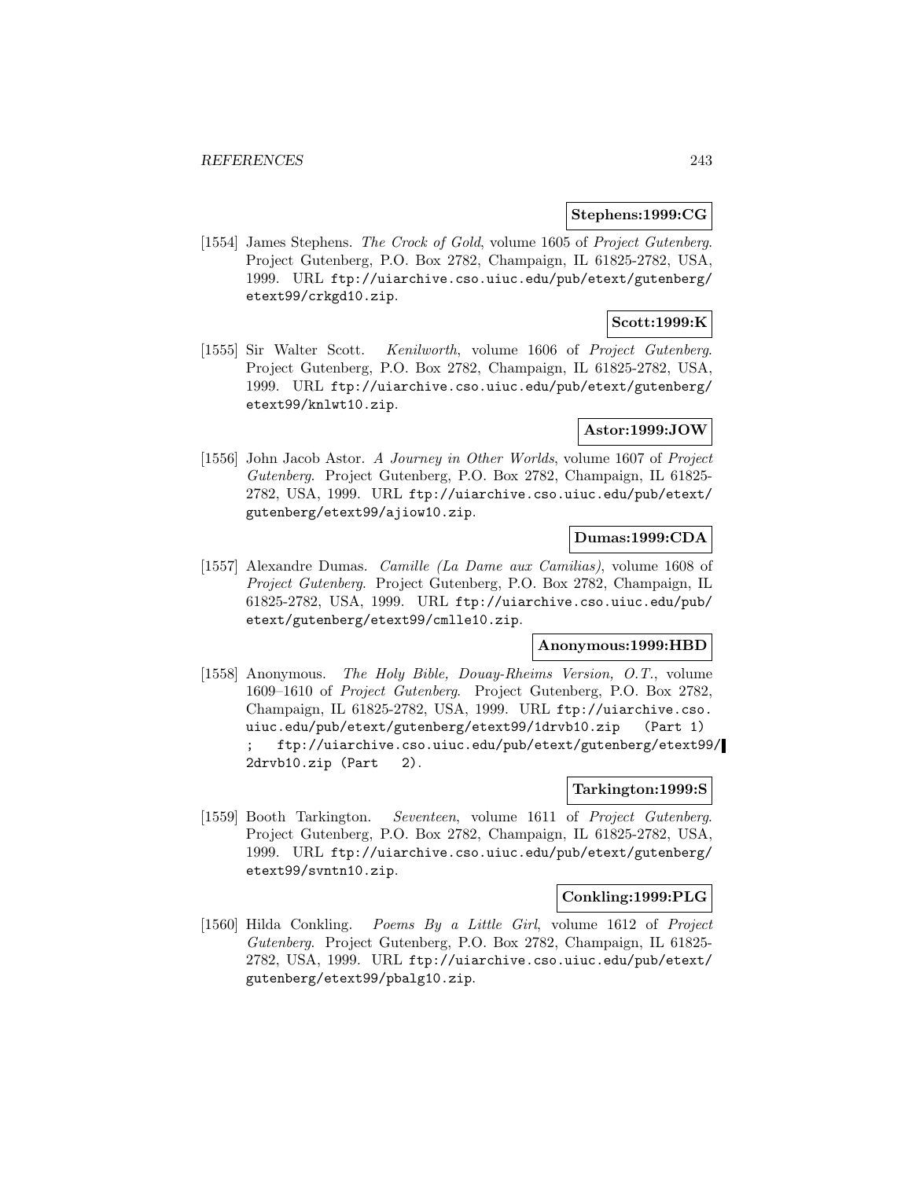**Stephens:1999:CG**

[1554] James Stephens. *The Crock of Gold*, volume 1605 of *Project Gutenberg*. Project Gutenberg, P.O. Box 2782, Champaign, IL 61825-2782, USA, 1999. URL ftp://uiarchive.cso.uiuc.edu/pub/etext/gutenberg/etext99/crkgd10.zip.

**Scott:1999:K**

[1555] Sir Walter Scott. *Kenilworth*, volume 1606 of *Project Gutenberg*. Project Gutenberg, P.O. Box 2782, Champaign, IL 61825-2782, USA, 1999. URL ftp://uiarchive.cso.uiuc.edu/pub/etext/gutenberg/etext99/knlwt10.zip.

**Astor:1999:JOW**

[1556] John Jacob Astor. *A Journey in Other Worlds*, volume 1607 of *Project Gutenberg*. Project Gutenberg, P.O. Box 2782, Champaign, IL 61825-2782, USA, 1999. URL ftp://uiarchive.cso.uiuc.edu/pub/etext/gutenberg/etext99/ajiow10.zip.

**Dumas:1999:CDA**

[1557] Alexandre Dumas. *Camille (La Dame aux Camilias)*, volume 1608 of *Project Gutenberg*. Project Gutenberg, P.O. Box 2782, Champaign, IL 61825-2782, USA, 1999. URL ftp://uiarchive.cso.uiuc.edu/pub/etext/gutenberg/etext99/cmlle10.zip.

**Anonymous:1999:HBD**

[1558] Anonymous. *The Holy Bible, Douay-Rheims Version, O.T.*, volume 1609–1610 of *Project Gutenberg*. Project Gutenberg, P.O. Box 2782, Champaign, IL 61825-2782, USA, 1999. URL ftp://uiarchive.cso.uiuc.edu/pub/etext/gutenberg/etext99/1drvb10.zip (Part 1) ; ftp://uiarchive.cso.uiuc.edu/pub/etext/gutenberg/etext99/2drvb10.zip (Part 2).

**Tarkington:1999:S**

[1559] Booth Tarkington. *Seventeen*, volume 1611 of *Project Gutenberg*. Project Gutenberg, P.O. Box 2782, Champaign, IL 61825-2782, USA, 1999. URL ftp://uiarchive.cso.uiuc.edu/pub/etext/gutenberg/etext99/svntn10.zip.

**Conkling:1999:PLG**

[1560] Hilda Conkling. *Poems By a Little Girl*, volume 1612 of *Project Gutenberg*. Project Gutenberg, P.O. Box 2782, Champaign, IL 61825-2782, USA, 1999. URL ftp://uiarchive.cso.uiuc.edu/pub/etext/gutenberg/etext99/pbalg10.zip.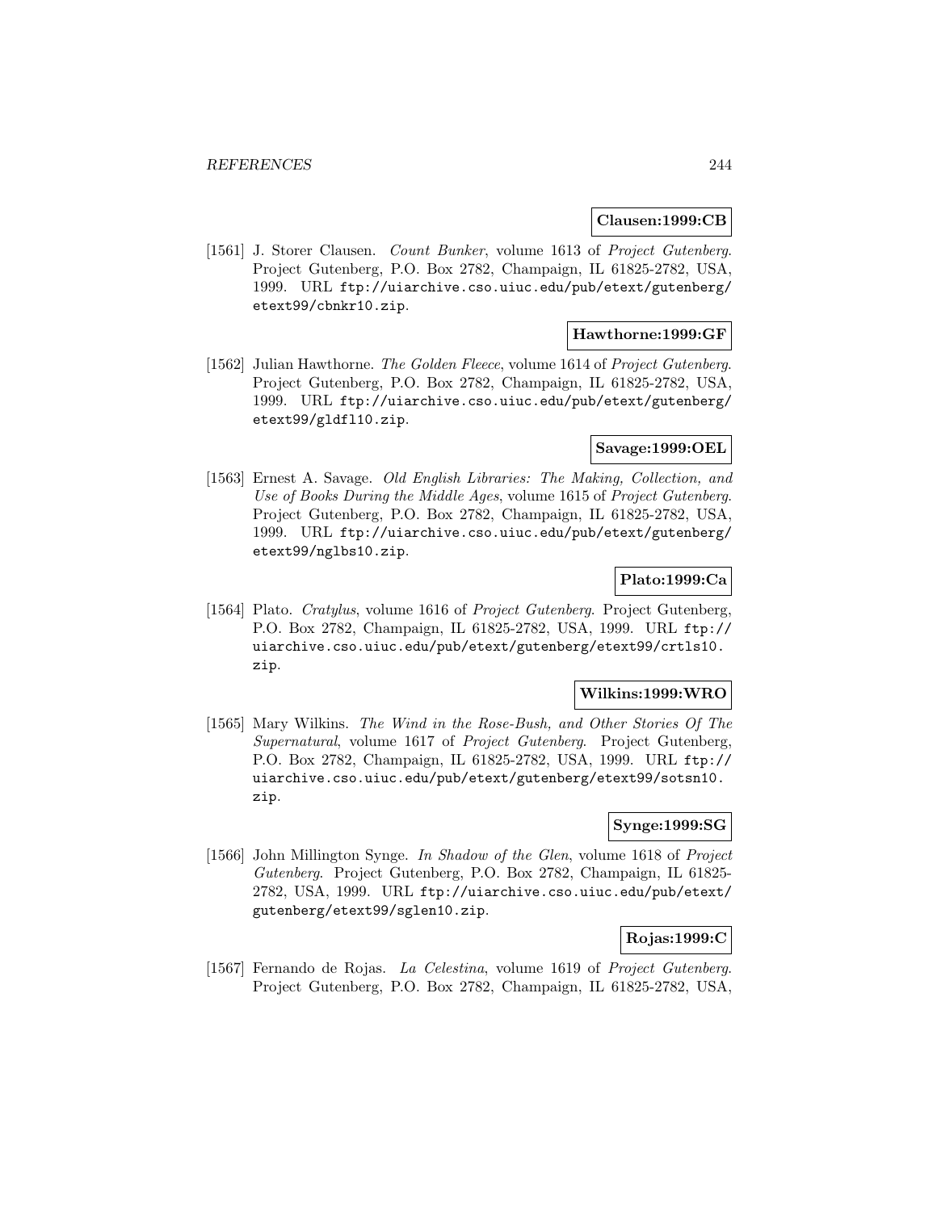**Clausen:1999:CB**

[1561] J. Storer Clausen. *Count Bunker*, volume 1613 of *Project Gutenberg*. Project Gutenberg, P.O. Box 2782, Champaign, IL 61825-2782, USA, 1999. URL `ftp://uiarchive.cso.uiuc.edu/pub/etext/gutenberg/etext99/cbnkr10.zip`.

**Hawthorne:1999:GF**

[1562] Julian Hawthorne. *The Golden Fleece*, volume 1614 of *Project Gutenberg*. Project Gutenberg, P.O. Box 2782, Champaign, IL 61825-2782, USA, 1999. URL `ftp://uiarchive.cso.uiuc.edu/pub/etext/gutenberg/etext99/gldfl10.zip`.

**Savage:1999:OEL**

[1563] Ernest A. Savage. *Old English Libraries: The Making, Collection, and Use of Books During the Middle Ages*, volume 1615 of *Project Gutenberg*. Project Gutenberg, P.O. Box 2782, Champaign, IL 61825-2782, USA, 1999. URL `ftp://uiarchive.cso.uiuc.edu/pub/etext/gutenberg/etext99/nglbs10.zip`.

**Plato:1999:Ca**

[1564] Plato. *Cratylus*, volume 1616 of *Project Gutenberg*. Project Gutenberg, P.O. Box 2782, Champaign, IL 61825-2782, USA, 1999. URL `ftp://uiarchive.cso.uiuc.edu/pub/etext/gutenberg/etext99/crtls10.zip`.

**Wilkins:1999:WRO**

[1565] Mary Wilkins. *The Wind in the Rose-Bush, and Other Stories Of The Supernatural*, volume 1617 of *Project Gutenberg*. Project Gutenberg, P.O. Box 2782, Champaign, IL 61825-2782, USA, 1999. URL `ftp://uiarchive.cso.uiuc.edu/pub/etext/gutenberg/etext99/sotsn10.zip`.

**Synge:1999:SG**

[1566] John Millington Synge. *In Shadow of the Glen*, volume 1618 of *Project Gutenberg*. Project Gutenberg, P.O. Box 2782, Champaign, IL 61825-2782, USA, 1999. URL `ftp://uiarchive.cso.uiuc.edu/pub/etext/gutenberg/etext99/sglen10.zip`.

**Rojas:1999:C**

[1567] Fernando de Rojas. *La Celestina*, volume 1619 of *Project Gutenberg*. Project Gutenberg, P.O. Box 2782, Champaign, IL 61825-2782, USA,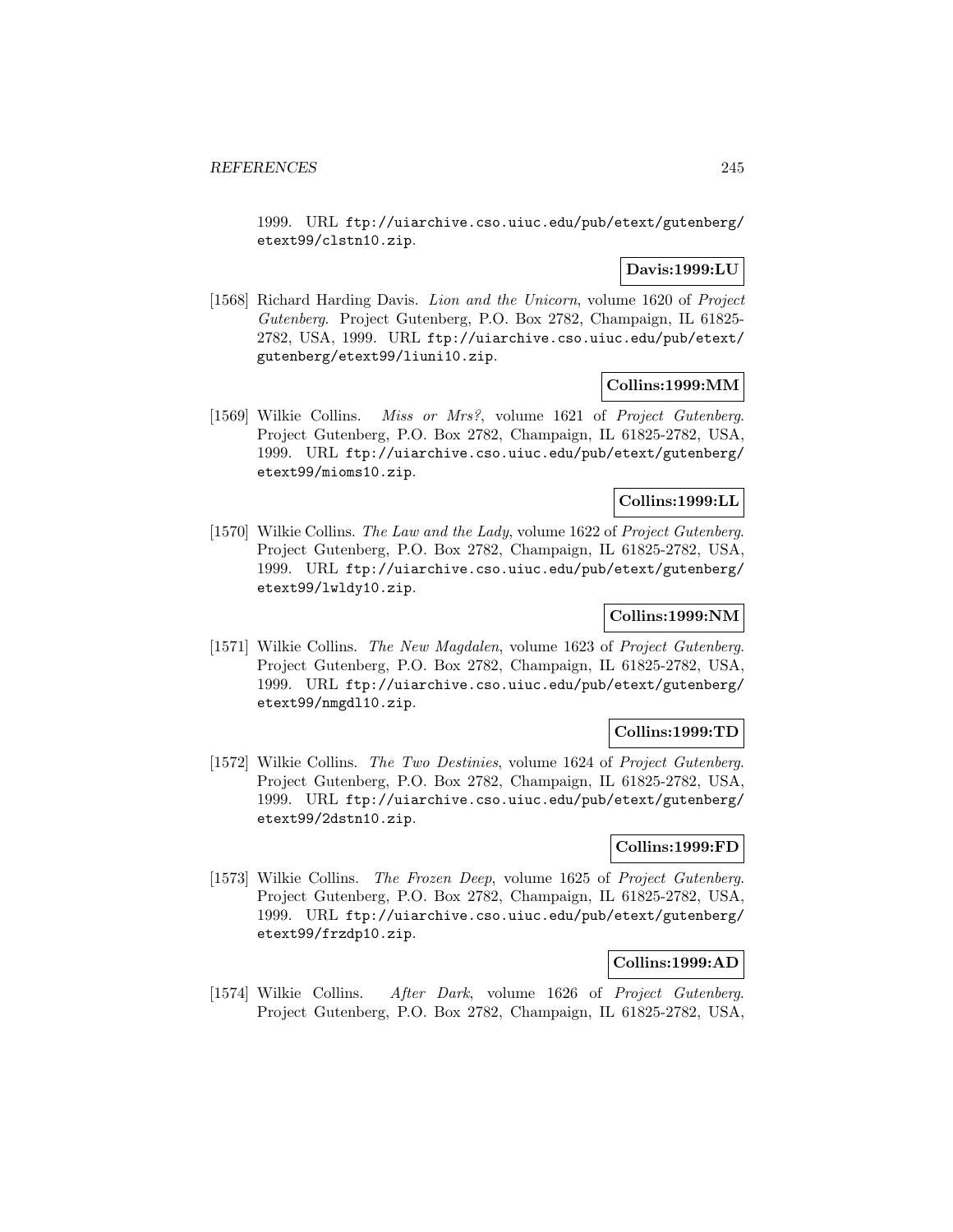1999. URL `ftp://uiarchive.cso.uiuc.edu/pub/etext/gutenberg/etext99/clstn10.zip`.

**Davis:1999:LU**

[1568] Richard Harding Davis. *Lion and the Unicorn*, volume 1620 of *Project Gutenberg*. Project Gutenberg, P.O. Box 2782, Champaign, IL 61825-2782, USA, 1999. URL `ftp://uiarchive.cso.uiuc.edu/pub/etext/gutenberg/etext99/liuni10.zip`.

**Collins:1999:MM**

[1569] Wilkie Collins. *Miss or Mrs?*, volume 1621 of *Project Gutenberg*. Project Gutenberg, P.O. Box 2782, Champaign, IL 61825-2782, USA, 1999. URL `ftp://uiarchive.cso.uiuc.edu/pub/etext/gutenberg/etext99/mioms10.zip`.

**Collins:1999:LL**

[1570] Wilkie Collins. *The Law and the Lady*, volume 1622 of *Project Gutenberg*. Project Gutenberg, P.O. Box 2782, Champaign, IL 61825-2782, USA, 1999. URL `ftp://uiarchive.cso.uiuc.edu/pub/etext/gutenberg/etext99/lwldy10.zip`.

**Collins:1999:NM**

[1571] Wilkie Collins. *The New Magdalen*, volume 1623 of *Project Gutenberg*. Project Gutenberg, P.O. Box 2782, Champaign, IL 61825-2782, USA, 1999. URL `ftp://uiarchive.cso.uiuc.edu/pub/etext/gutenberg/etext99/nmgdl10.zip`.

**Collins:1999:TD**

[1572] Wilkie Collins. *The Two Destinies*, volume 1624 of *Project Gutenberg*. Project Gutenberg, P.O. Box 2782, Champaign, IL 61825-2782, USA, 1999. URL `ftp://uiarchive.cso.uiuc.edu/pub/etext/gutenberg/etext99/2dstn10.zip`.

**Collins:1999:FD**

[1573] Wilkie Collins. *The Frozen Deep*, volume 1625 of *Project Gutenberg*. Project Gutenberg, P.O. Box 2782, Champaign, IL 61825-2782, USA, 1999. URL `ftp://uiarchive.cso.uiuc.edu/pub/etext/gutenberg/etext99/frzdp10.zip`.

**Collins:1999:AD**

[1574] Wilkie Collins. *After Dark*, volume 1626 of *Project Gutenberg*. Project Gutenberg, P.O. Box 2782, Champaign, IL 61825-2782, USA,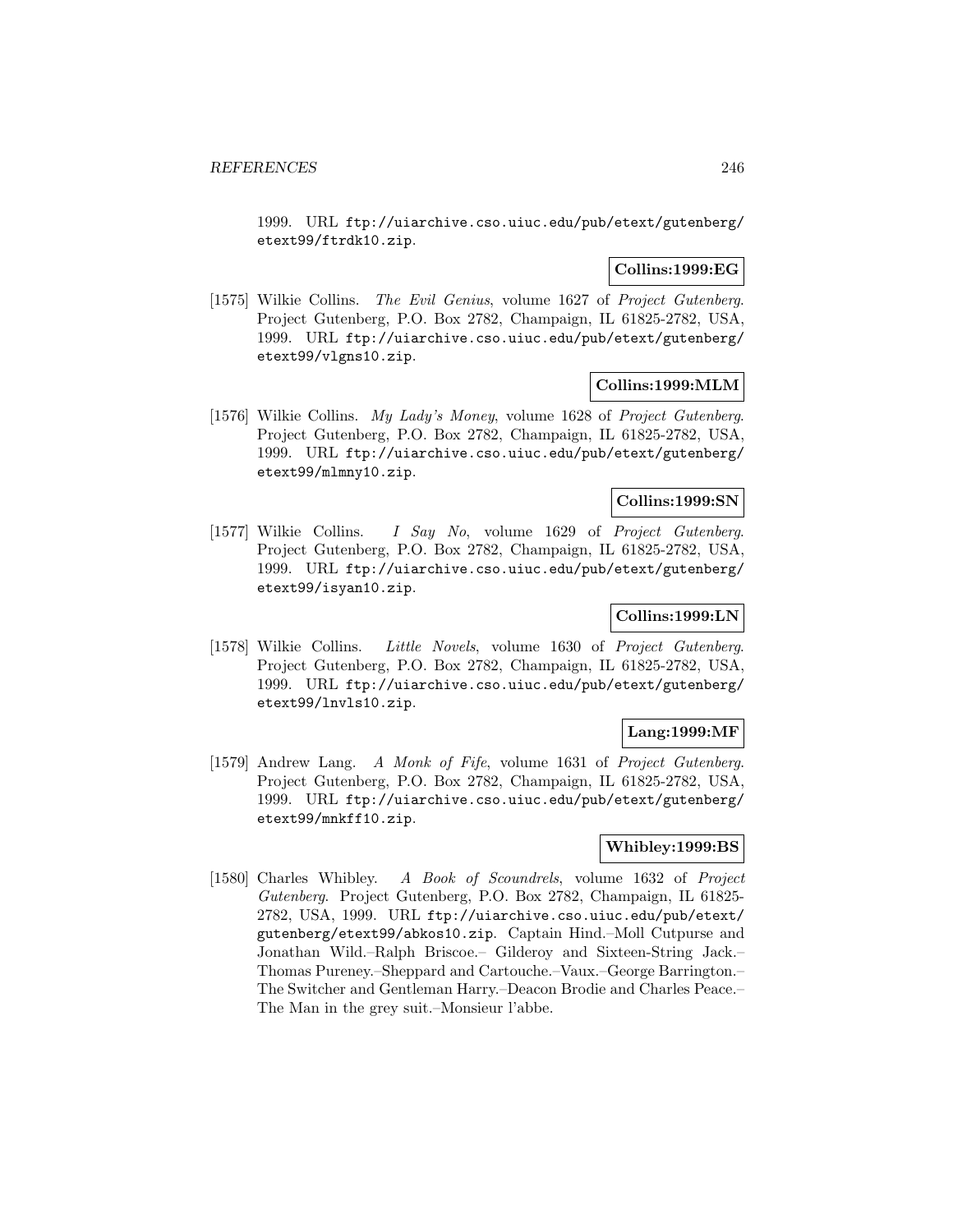1999. URL ftp://uiarchive.cso.uiuc.edu/pub/etext/gutenberg/etext99/ftrdk10.zip.

**Collins:1999:EG**

[1575] Wilkie Collins. *The Evil Genius*, volume 1627 of *Project Gutenberg*. Project Gutenberg, P.O. Box 2782, Champaign, IL 61825-2782, USA, 1999. URL ftp://uiarchive.cso.uiuc.edu/pub/etext/gutenberg/etext99/vlgns10.zip.

**Collins:1999:MLM**

[1576] Wilkie Collins. *My Lady's Money*, volume 1628 of *Project Gutenberg*. Project Gutenberg, P.O. Box 2782, Champaign, IL 61825-2782, USA, 1999. URL ftp://uiarchive.cso.uiuc.edu/pub/etext/gutenberg/etext99/mlmny10.zip.

**Collins:1999:SN**

[1577] Wilkie Collins. *I Say No*, volume 1629 of *Project Gutenberg*. Project Gutenberg, P.O. Box 2782, Champaign, IL 61825-2782, USA, 1999. URL ftp://uiarchive.cso.uiuc.edu/pub/etext/gutenberg/etext99/isyan10.zip.

**Collins:1999:LN**

[1578] Wilkie Collins. *Little Novels*, volume 1630 of *Project Gutenberg*. Project Gutenberg, P.O. Box 2782, Champaign, IL 61825-2782, USA, 1999. URL ftp://uiarchive.cso.uiuc.edu/pub/etext/gutenberg/etext99/lnvls10.zip.

**Lang:1999:MF**

[1579] Andrew Lang. *A Monk of Fife*, volume 1631 of *Project Gutenberg*. Project Gutenberg, P.O. Box 2782, Champaign, IL 61825-2782, USA, 1999. URL ftp://uiarchive.cso.uiuc.edu/pub/etext/gutenberg/etext99/mnkff10.zip.

**Whibley:1999:BS**

[1580] Charles Whibley. *A Book of Scoundrels*, volume 1632 of *Project Gutenberg*. Project Gutenberg, P.O. Box 2782, Champaign, IL 61825-2782, USA, 1999. URL ftp://uiarchive.cso.uiuc.edu/pub/etext/gutenberg/etext99/abkos10.zip. Captain Hind.–Moll Cutpurse and Jonathan Wild.–Ralph Briscoe.– Gilderoy and Sixteen-String Jack.–Thomas Pureney.–Sheppard and Cartouche.–Vaux.–George Barrington.–The Switcher and Gentleman Harry.–Deacon Brodie and Charles Peace.–The Man in the grey suit.–Monsieur l'abbe.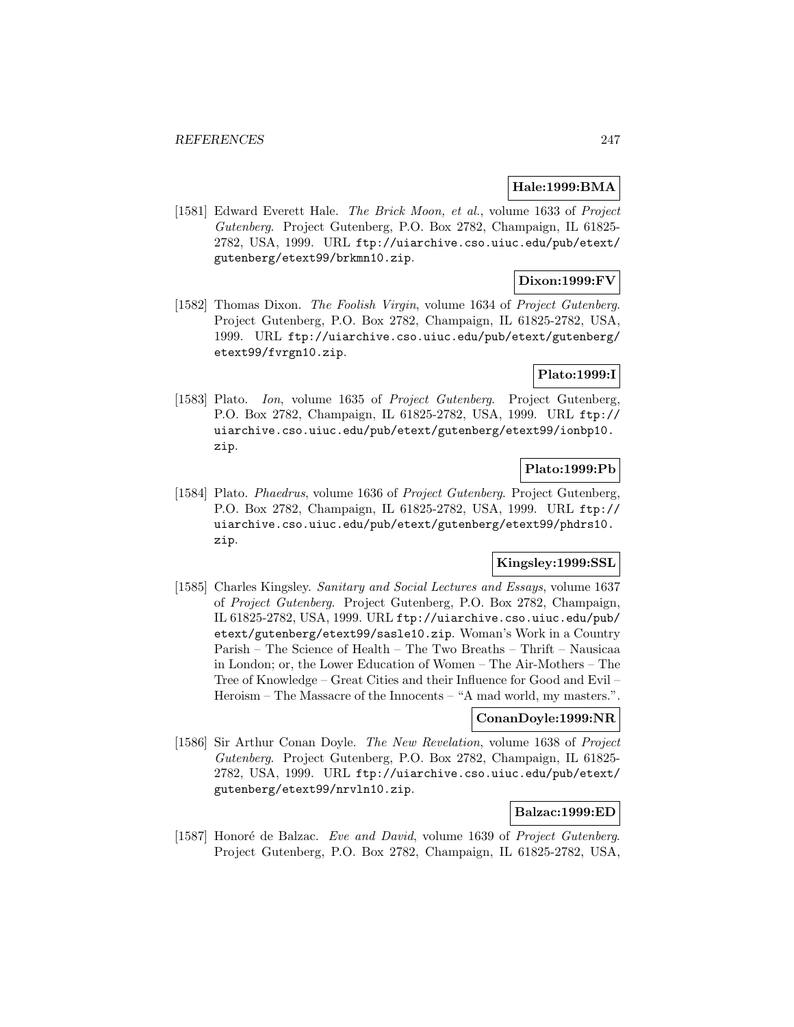**Hale:1999:BMA**

[1581] Edward Everett Hale. *The Brick Moon, et al.*, volume 1633 of *Project Gutenberg*. Project Gutenberg, P.O. Box 2782, Champaign, IL 61825-2782, USA, 1999. URL ftp://uiarchive.cso.uiuc.edu/pub/etext/gutenberg/etext99/brkmn10.zip.

**Dixon:1999:FV**

[1582] Thomas Dixon. *The Foolish Virgin*, volume 1634 of *Project Gutenberg*. Project Gutenberg, P.O. Box 2782, Champaign, IL 61825-2782, USA, 1999. URL ftp://uiarchive.cso.uiuc.edu/pub/etext/gutenberg/etext99/fvrgn10.zip.

**Plato:1999:I**

[1583] Plato. *Ion*, volume 1635 of *Project Gutenberg*. Project Gutenberg, P.O. Box 2782, Champaign, IL 61825-2782, USA, 1999. URL ftp://uiarchive.cso.uiuc.edu/pub/etext/gutenberg/etext99/ionbp10.zip.

**Plato:1999:Pb**

[1584] Plato. *Phaedrus*, volume 1636 of *Project Gutenberg*. Project Gutenberg, P.O. Box 2782, Champaign, IL 61825-2782, USA, 1999. URL ftp://uiarchive.cso.uiuc.edu/pub/etext/gutenberg/etext99/phdrs10.zip.

**Kingsley:1999:SSL**

[1585] Charles Kingsley. *Sanitary and Social Lectures and Essays*, volume 1637 of *Project Gutenberg*. Project Gutenberg, P.O. Box 2782, Champaign, IL 61825-2782, USA, 1999. URL ftp://uiarchive.cso.uiuc.edu/pub/etext/gutenberg/etext99/sasle10.zip. Woman's Work in a Country Parish – The Science of Health – The Two Breaths – Thrift – Nausicaa in London; or, the Lower Education of Women – The Air-Mothers – The Tree of Knowledge – Great Cities and their Influence for Good and Evil – Heroism – The Massacre of the Innocents – "A mad world, my masters.".

**ConanDoyle:1999:NR**

[1586] Sir Arthur Conan Doyle. *The New Revelation*, volume 1638 of *Project Gutenberg*. Project Gutenberg, P.O. Box 2782, Champaign, IL 61825-2782, USA, 1999. URL ftp://uiarchive.cso.uiuc.edu/pub/etext/gutenberg/etext99/nrvln10.zip.

**Balzac:1999:ED**

[1587] Honoré de Balzac. *Eve and David*, volume 1639 of *Project Gutenberg*. Project Gutenberg, P.O. Box 2782, Champaign, IL 61825-2782, USA,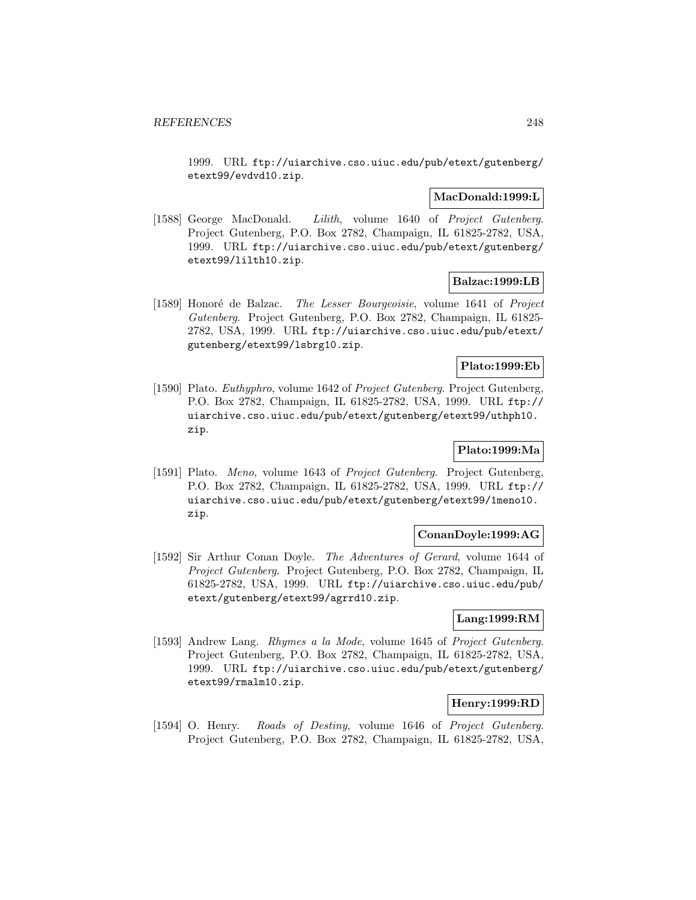1999. URL ftp://uiarchive.cso.uiuc.edu/pub/etext/gutenberg/etext99/evdvd10.zip.

**MacDonald:1999:L**

[1588] George MacDonald. *Lilith*, volume 1640 of *Project Gutenberg*. Project Gutenberg, P.O. Box 2782, Champaign, IL 61825-2782, USA, 1999. URL ftp://uiarchive.cso.uiuc.edu/pub/etext/gutenberg/etext99/lilth10.zip.

**Balzac:1999:LB**

[1589] Honoré de Balzac. *The Lesser Bourgeoisie*, volume 1641 of *Project Gutenberg*. Project Gutenberg, P.O. Box 2782, Champaign, IL 61825-2782, USA, 1999. URL ftp://uiarchive.cso.uiuc.edu/pub/etext/gutenberg/etext99/lsbrg10.zip.

**Plato:1999:Eb**

[1590] Plato. *Euthyphro*, volume 1642 of *Project Gutenberg*. Project Gutenberg, P.O. Box 2782, Champaign, IL 61825-2782, USA, 1999. URL ftp://uiarchive.cso.uiuc.edu/pub/etext/gutenberg/etext99/uthph10.zip.

**Plato:1999:Ma**

[1591] Plato. *Meno*, volume 1643 of *Project Gutenberg*. Project Gutenberg, P.O. Box 2782, Champaign, IL 61825-2782, USA, 1999. URL ftp://uiarchive.cso.uiuc.edu/pub/etext/gutenberg/etext99/1meno10.zip.

**ConanDoyle:1999:AG**

[1592] Sir Arthur Conan Doyle. *The Adventures of Gerard*, volume 1644 of *Project Gutenberg*. Project Gutenberg, P.O. Box 2782, Champaign, IL 61825-2782, USA, 1999. URL ftp://uiarchive.cso.uiuc.edu/pub/etext/gutenberg/etext99/agrrd10.zip.

**Lang:1999:RM**

[1593] Andrew Lang. *Rhymes a la Mode*, volume 1645 of *Project Gutenberg*. Project Gutenberg, P.O. Box 2782, Champaign, IL 61825-2782, USA, 1999. URL ftp://uiarchive.cso.uiuc.edu/pub/etext/gutenberg/etext99/rmalm10.zip.

**Henry:1999:RD**

[1594] O. Henry. *Roads of Destiny*, volume 1646 of *Project Gutenberg*. Project Gutenberg, P.O. Box 2782, Champaign, IL 61825-2782, USA,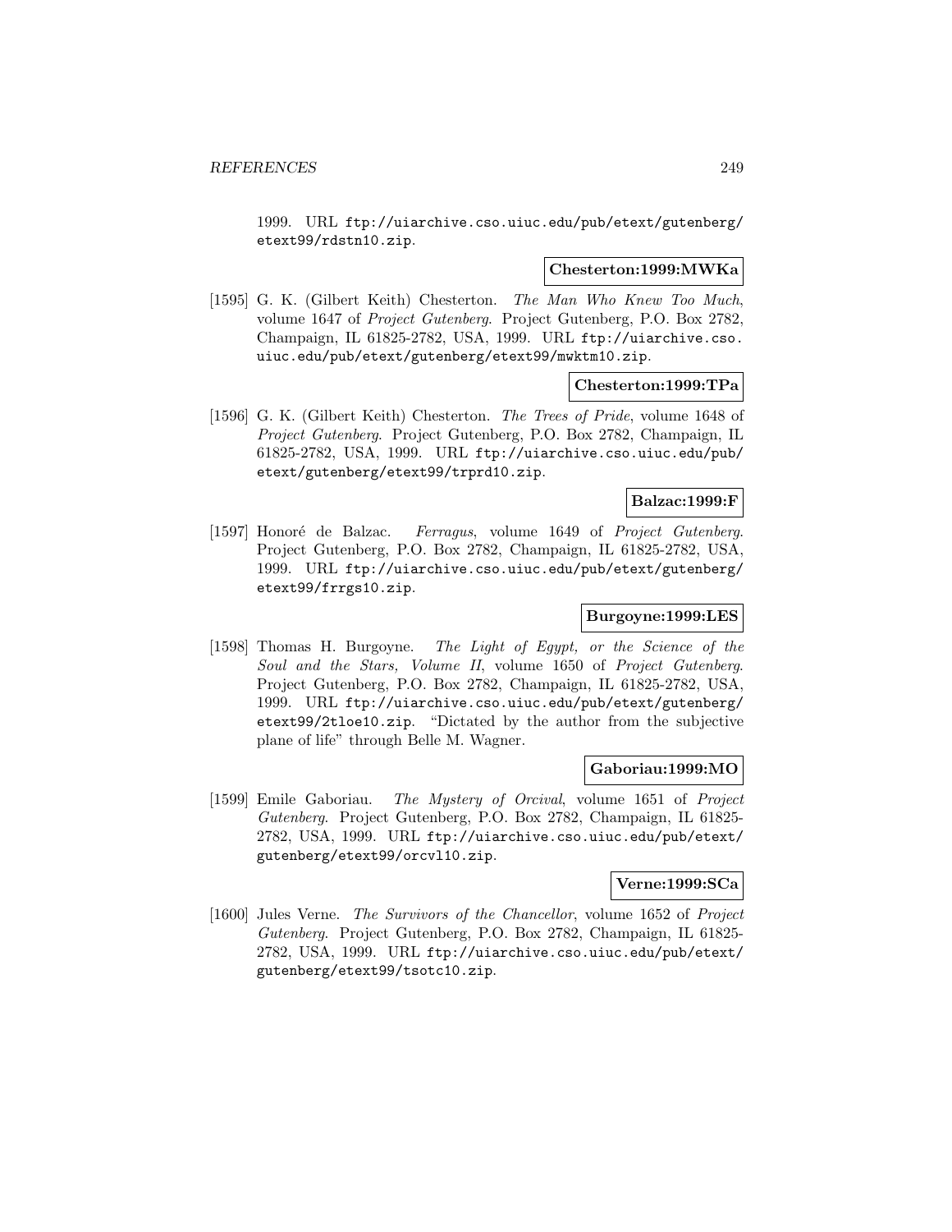1999. URL ftp://uiarchive.cso.uiuc.edu/pub/etext/gutenberg/etext99/rdstn10.zip.

**Chesterton:1999:MWKa**

[1595] G. K. (Gilbert Keith) Chesterton. *The Man Who Knew Too Much*, volume 1647 of *Project Gutenberg*. Project Gutenberg, P.O. Box 2782, Champaign, IL 61825-2782, USA, 1999. URL ftp://uiarchive.cso.uiuc.edu/pub/etext/gutenberg/etext99/mwktm10.zip.

**Chesterton:1999:TPa**

[1596] G. K. (Gilbert Keith) Chesterton. *The Trees of Pride*, volume 1648 of *Project Gutenberg*. Project Gutenberg, P.O. Box 2782, Champaign, IL 61825-2782, USA, 1999. URL ftp://uiarchive.cso.uiuc.edu/pub/etext/gutenberg/etext99/trprd10.zip.

**Balzac:1999:F**

[1597] Honoré de Balzac. *Ferragus*, volume 1649 of *Project Gutenberg*. Project Gutenberg, P.O. Box 2782, Champaign, IL 61825-2782, USA, 1999. URL ftp://uiarchive.cso.uiuc.edu/pub/etext/gutenberg/etext99/frrgs10.zip.

**Burgoyne:1999:LES**

[1598] Thomas H. Burgoyne. *The Light of Egypt, or the Science of the Soul and the Stars, Volume II*, volume 1650 of *Project Gutenberg*. Project Gutenberg, P.O. Box 2782, Champaign, IL 61825-2782, USA, 1999. URL ftp://uiarchive.cso.uiuc.edu/pub/etext/gutenberg/etext99/2tloe10.zip. "Dictated by the author from the subjective plane of life" through Belle M. Wagner.

**Gaboriau:1999:MO**

[1599] Emile Gaboriau. *The Mystery of Orcival*, volume 1651 of *Project Gutenberg*. Project Gutenberg, P.O. Box 2782, Champaign, IL 61825-2782, USA, 1999. URL ftp://uiarchive.cso.uiuc.edu/pub/etext/gutenberg/etext99/orcvl10.zip.

**Verne:1999:SCa**

[1600] Jules Verne. *The Survivors of the Chancellor*, volume 1652 of *Project Gutenberg*. Project Gutenberg, P.O. Box 2782, Champaign, IL 61825-2782, USA, 1999. URL ftp://uiarchive.cso.uiuc.edu/pub/etext/gutenberg/etext99/tsotc10.zip.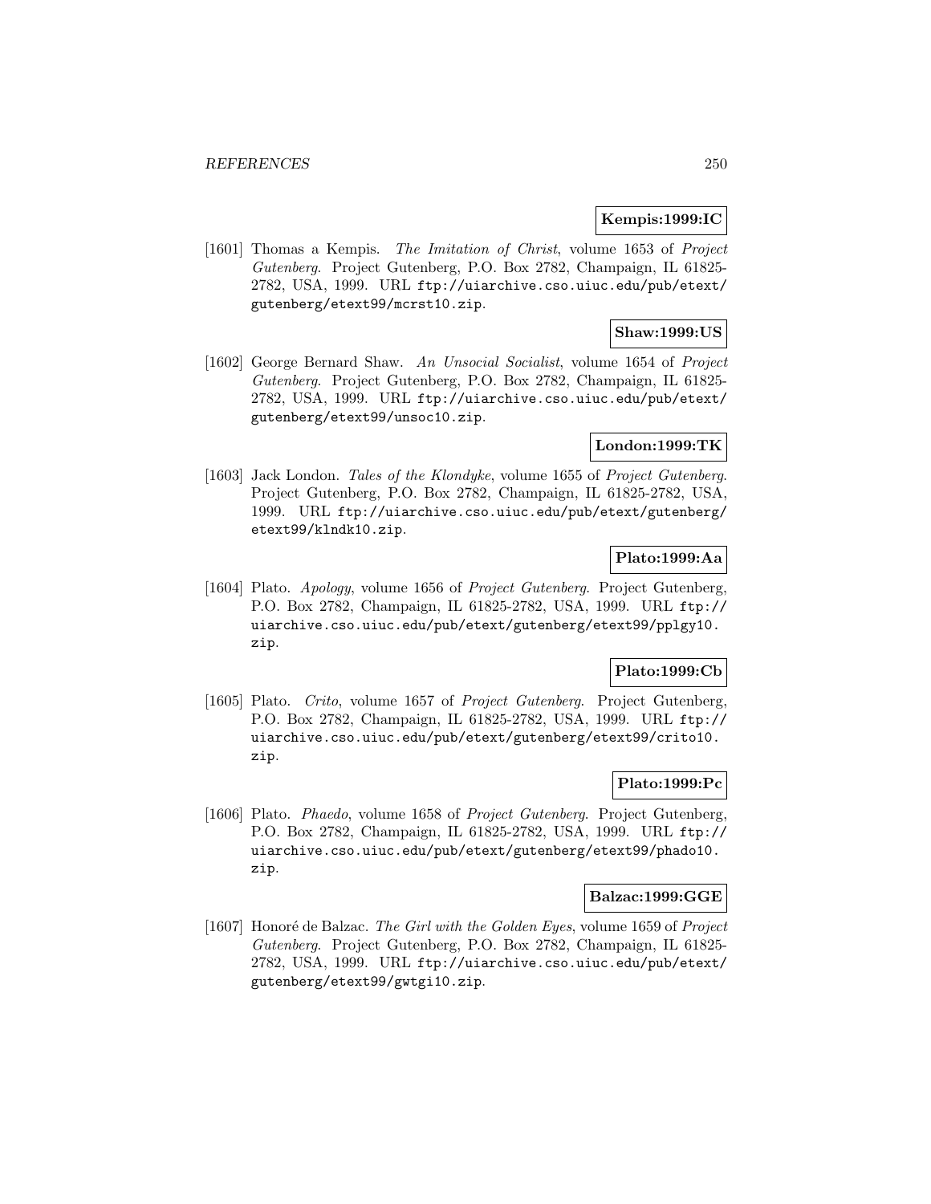**Kempis:1999:IC**

[1601] Thomas a Kempis. *The Imitation of Christ*, volume 1653 of *Project Gutenberg*. Project Gutenberg, P.O. Box 2782, Champaign, IL 61825-2782, USA, 1999. URL ftp://uiarchive.cso.uiuc.edu/pub/etext/gutenberg/etext99/mcrst10.zip.

**Shaw:1999:US**

[1602] George Bernard Shaw. *An Unsocial Socialist*, volume 1654 of *Project Gutenberg*. Project Gutenberg, P.O. Box 2782, Champaign, IL 61825-2782, USA, 1999. URL ftp://uiarchive.cso.uiuc.edu/pub/etext/gutenberg/etext99/unsoc10.zip.

**London:1999:TK**

[1603] Jack London. *Tales of the Klondyke*, volume 1655 of *Project Gutenberg*. Project Gutenberg, P.O. Box 2782, Champaign, IL 61825-2782, USA, 1999. URL ftp://uiarchive.cso.uiuc.edu/pub/etext/gutenberg/etext99/klndk10.zip.

**Plato:1999:Aa**

[1604] Plato. *Apology*, volume 1656 of *Project Gutenberg*. Project Gutenberg, P.O. Box 2782, Champaign, IL 61825-2782, USA, 1999. URL ftp://uiarchive.cso.uiuc.edu/pub/etext/gutenberg/etext99/pplgy10.zip.

**Plato:1999:Cb**

[1605] Plato. *Crito*, volume 1657 of *Project Gutenberg*. Project Gutenberg, P.O. Box 2782, Champaign, IL 61825-2782, USA, 1999. URL ftp://uiarchive.cso.uiuc.edu/pub/etext/gutenberg/etext99/crito10.zip.

**Plato:1999:Pc**

[1606] Plato. *Phaedo*, volume 1658 of *Project Gutenberg*. Project Gutenberg, P.O. Box 2782, Champaign, IL 61825-2782, USA, 1999. URL ftp://uiarchive.cso.uiuc.edu/pub/etext/gutenberg/etext99/phado10.zip.

**Balzac:1999:GGE**

[1607] Honoré de Balzac. *The Girl with the Golden Eyes*, volume 1659 of *Project Gutenberg*. Project Gutenberg, P.O. Box 2782, Champaign, IL 61825-2782, USA, 1999. URL ftp://uiarchive.cso.uiuc.edu/pub/etext/gutenberg/etext99/gwtgi10.zip.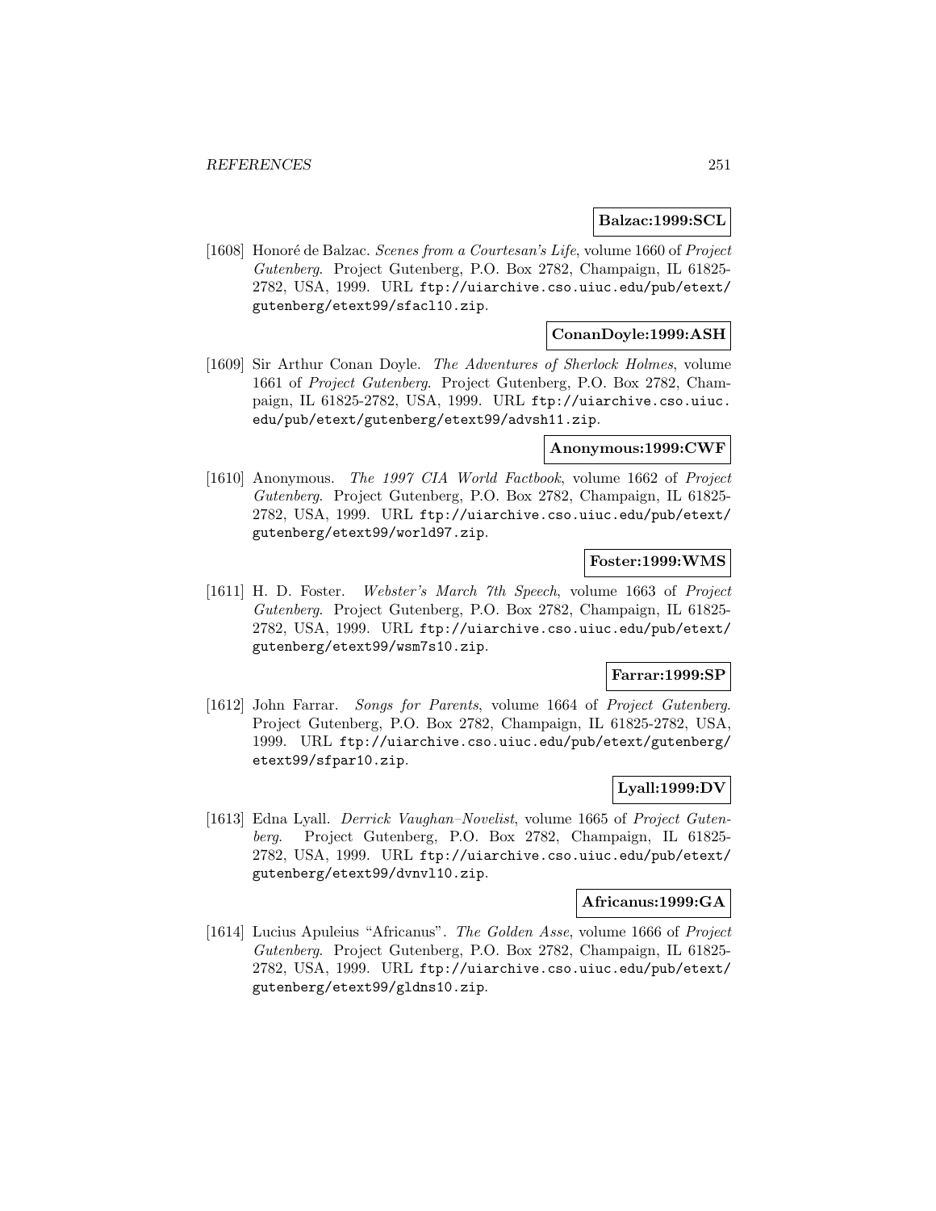**Balzac:1999:SCL**

[1608] Honoré de Balzac. *Scenes from a Courtesan's Life*, volume 1660 of *Project Gutenberg*. Project Gutenberg, P.O. Box 2782, Champaign, IL 61825-2782, USA, 1999. URL `ftp://uiarchive.cso.uiuc.edu/pub/etext/gutenberg/etext99/sfacl10.zip`.

**ConanDoyle:1999:ASH**

[1609] Sir Arthur Conan Doyle. *The Adventures of Sherlock Holmes*, volume 1661 of *Project Gutenberg*. Project Gutenberg, P.O. Box 2782, Champaign, IL 61825-2782, USA, 1999. URL `ftp://uiarchive.cso.uiuc.edu/pub/etext/gutenberg/etext99/advsh11.zip`.

**Anonymous:1999:CWF**

[1610] Anonymous. *The 1997 CIA World Factbook*, volume 1662 of *Project Gutenberg*. Project Gutenberg, P.O. Box 2782, Champaign, IL 61825-2782, USA, 1999. URL `ftp://uiarchive.cso.uiuc.edu/pub/etext/gutenberg/etext99/world97.zip`.

**Foster:1999:WMS**

[1611] H. D. Foster. *Webster's March 7th Speech*, volume 1663 of *Project Gutenberg*. Project Gutenberg, P.O. Box 2782, Champaign, IL 61825-2782, USA, 1999. URL `ftp://uiarchive.cso.uiuc.edu/pub/etext/gutenberg/etext99/wsm7s10.zip`.

**Farrar:1999:SP**

[1612] John Farrar. *Songs for Parents*, volume 1664 of *Project Gutenberg*. Project Gutenberg, P.O. Box 2782, Champaign, IL 61825-2782, USA, 1999. URL `ftp://uiarchive.cso.uiuc.edu/pub/etext/gutenberg/etext99/sfpar10.zip`.

**Lyall:1999:DV**

[1613] Edna Lyall. *Derrick Vaughan–Novelist*, volume 1665 of *Project Gutenberg*. Project Gutenberg, P.O. Box 2782, Champaign, IL 61825-2782, USA, 1999. URL `ftp://uiarchive.cso.uiuc.edu/pub/etext/gutenberg/etext99/dvnvl10.zip`.

**Africanus:1999:GA**

[1614] Lucius Apuleius "Africanus". *The Golden Asse*, volume 1666 of *Project Gutenberg*. Project Gutenberg, P.O. Box 2782, Champaign, IL 61825-2782, USA, 1999. URL `ftp://uiarchive.cso.uiuc.edu/pub/etext/gutenberg/etext99/gldns10.zip`.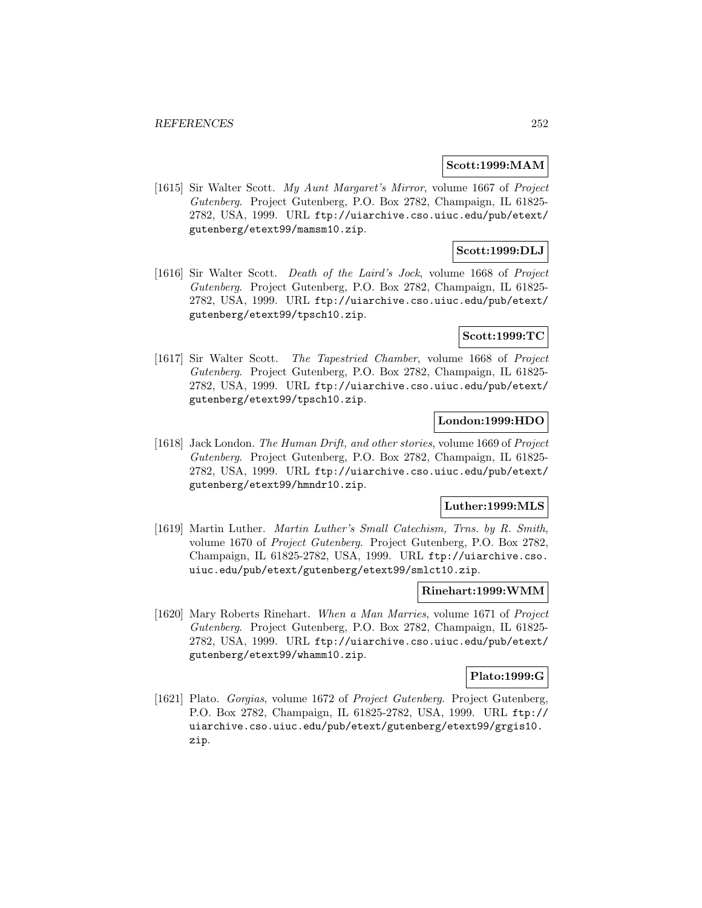**Scott:1999:MAM**

[1615] Sir Walter Scott. *My Aunt Margaret's Mirror*, volume 1667 of *Project Gutenberg*. Project Gutenberg, P.O. Box 2782, Champaign, IL 61825-2782, USA, 1999. URL `ftp://uiarchive.cso.uiuc.edu/pub/etext/gutenberg/etext99/mamsm10.zip`.

**Scott:1999:DLJ**

[1616] Sir Walter Scott. *Death of the Laird's Jock*, volume 1668 of *Project Gutenberg*. Project Gutenberg, P.O. Box 2782, Champaign, IL 61825-2782, USA, 1999. URL `ftp://uiarchive.cso.uiuc.edu/pub/etext/gutenberg/etext99/tpsch10.zip`.

**Scott:1999:TC**

[1617] Sir Walter Scott. *The Tapestried Chamber*, volume 1668 of *Project Gutenberg*. Project Gutenberg, P.O. Box 2782, Champaign, IL 61825-2782, USA, 1999. URL `ftp://uiarchive.cso.uiuc.edu/pub/etext/gutenberg/etext99/tpsch10.zip`.

**London:1999:HDO**

[1618] Jack London. *The Human Drift, and other stories*, volume 1669 of *Project Gutenberg*. Project Gutenberg, P.O. Box 2782, Champaign, IL 61825-2782, USA, 1999. URL `ftp://uiarchive.cso.uiuc.edu/pub/etext/gutenberg/etext99/hmndr10.zip`.

**Luther:1999:MLS**

[1619] Martin Luther. *Martin Luther's Small Catechism, Trns. by R. Smith*, volume 1670 of *Project Gutenberg*. Project Gutenberg, P.O. Box 2782, Champaign, IL 61825-2782, USA, 1999. URL `ftp://uiarchive.cso.uiuc.edu/pub/etext/gutenberg/etext99/smlct10.zip`.

**Rinehart:1999:WMM**

[1620] Mary Roberts Rinehart. *When a Man Marries*, volume 1671 of *Project Gutenberg*. Project Gutenberg, P.O. Box 2782, Champaign, IL 61825-2782, USA, 1999. URL `ftp://uiarchive.cso.uiuc.edu/pub/etext/gutenberg/etext99/whamm10.zip`.

**Plato:1999:G**

[1621] Plato. *Gorgias*, volume 1672 of *Project Gutenberg*. Project Gutenberg, P.O. Box 2782, Champaign, IL 61825-2782, USA, 1999. URL `ftp://uiarchive.cso.uiuc.edu/pub/etext/gutenberg/etext99/grgis10.zip`.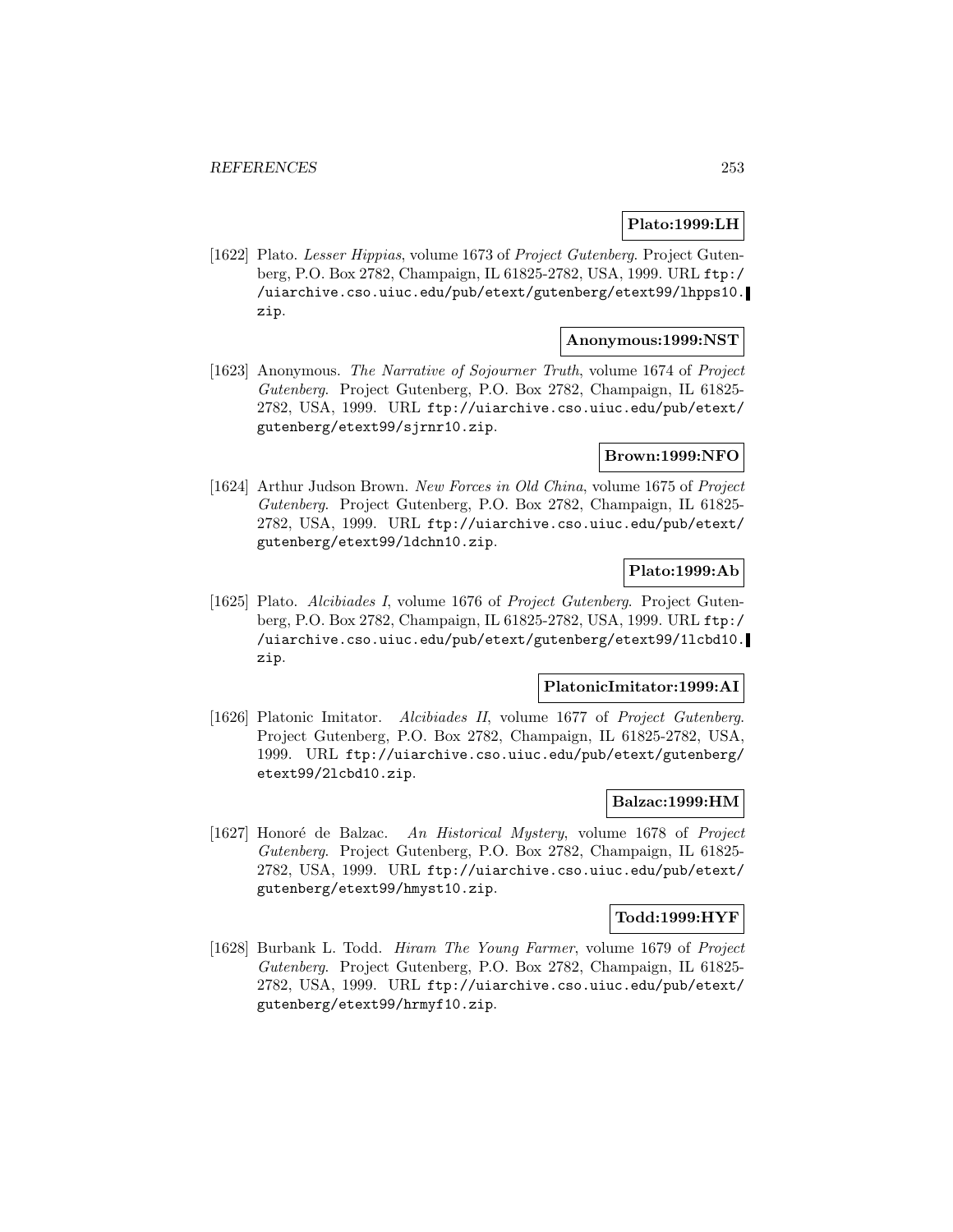**Plato:1999:LH**

[1622] Plato. *Lesser Hippias*, volume 1673 of *Project Gutenberg*. Project Gutenberg, P.O. Box 2782, Champaign, IL 61825-2782, USA, 1999. URL `ftp://uiarchive.cso.uiuc.edu/pub/etext/gutenberg/etext99/lhpps10.zip`.

**Anonymous:1999:NST**

[1623] Anonymous. *The Narrative of Sojourner Truth*, volume 1674 of *Project Gutenberg*. Project Gutenberg, P.O. Box 2782, Champaign, IL 61825-2782, USA, 1999. URL `ftp://uiarchive.cso.uiuc.edu/pub/etext/gutenberg/etext99/sjrnr10.zip`.

**Brown:1999:NFO**

[1624] Arthur Judson Brown. *New Forces in Old China*, volume 1675 of *Project Gutenberg*. Project Gutenberg, P.O. Box 2782, Champaign, IL 61825-2782, USA, 1999. URL `ftp://uiarchive.cso.uiuc.edu/pub/etext/gutenberg/etext99/ldchn10.zip`.

**Plato:1999:Ab**

[1625] Plato. *Alcibiades I*, volume 1676 of *Project Gutenberg*. Project Gutenberg, P.O. Box 2782, Champaign, IL 61825-2782, USA, 1999. URL `ftp://uiarchive.cso.uiuc.edu/pub/etext/gutenberg/etext99/1lcbd10.zip`.

**PlatonicImitator:1999:AI**

[1626] Platonic Imitator. *Alcibiades II*, volume 1677 of *Project Gutenberg*. Project Gutenberg, P.O. Box 2782, Champaign, IL 61825-2782, USA, 1999. URL `ftp://uiarchive.cso.uiuc.edu/pub/etext/gutenberg/etext99/2lcbd10.zip`.

**Balzac:1999:HM**

[1627] Honoré de Balzac. *An Historical Mystery*, volume 1678 of *Project Gutenberg*. Project Gutenberg, P.O. Box 2782, Champaign, IL 61825-2782, USA, 1999. URL `ftp://uiarchive.cso.uiuc.edu/pub/etext/gutenberg/etext99/hmyst10.zip`.

**Todd:1999:HYF**

[1628] Burbank L. Todd. *Hiram The Young Farmer*, volume 1679 of *Project Gutenberg*. Project Gutenberg, P.O. Box 2782, Champaign, IL 61825-2782, USA, 1999. URL `ftp://uiarchive.cso.uiuc.edu/pub/etext/gutenberg/etext99/hrmyf10.zip`.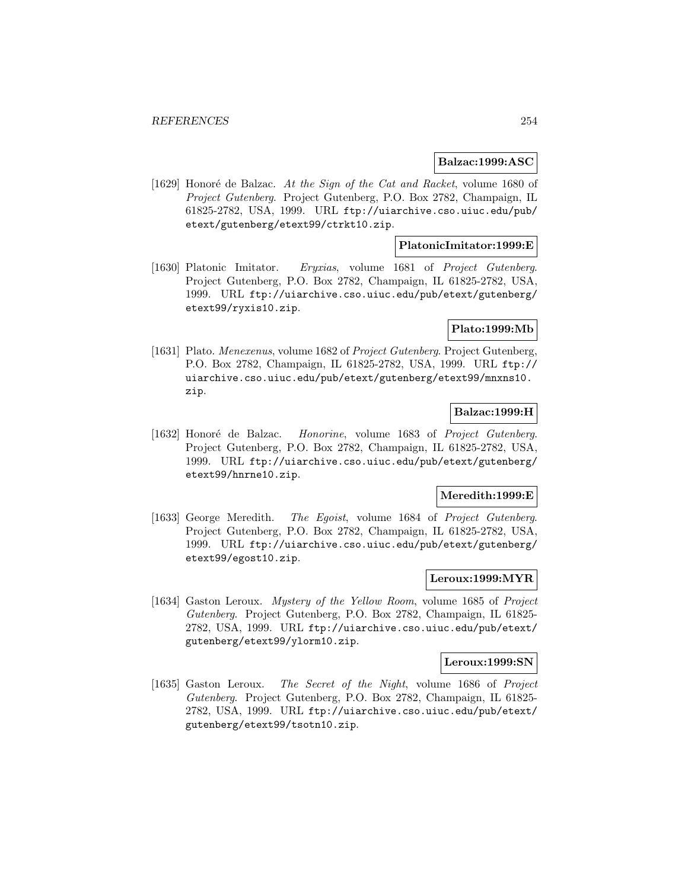**Balzac:1999:ASC**

[1629] Honoré de Balzac. *At the Sign of the Cat and Racket*, volume 1680 of *Project Gutenberg*. Project Gutenberg, P.O. Box 2782, Champaign, IL 61825-2782, USA, 1999. URL ftp://uiarchive.cso.uiuc.edu/pub/etext/gutenberg/etext99/ctrkt10.zip.

**PlatonicImitator:1999:E**

[1630] Platonic Imitator. *Eryxias*, volume 1681 of *Project Gutenberg*. Project Gutenberg, P.O. Box 2782, Champaign, IL 61825-2782, USA, 1999. URL ftp://uiarchive.cso.uiuc.edu/pub/etext/gutenberg/etext99/ryxis10.zip.

**Plato:1999:Mb**

[1631] Plato. *Menexenus*, volume 1682 of *Project Gutenberg*. Project Gutenberg, P.O. Box 2782, Champaign, IL 61825-2782, USA, 1999. URL ftp://uiarchive.cso.uiuc.edu/pub/etext/gutenberg/etext99/mnxns10.zip.

**Balzac:1999:H**

[1632] Honoré de Balzac. *Honorine*, volume 1683 of *Project Gutenberg*. Project Gutenberg, P.O. Box 2782, Champaign, IL 61825-2782, USA, 1999. URL ftp://uiarchive.cso.uiuc.edu/pub/etext/gutenberg/etext99/hnrne10.zip.

**Meredith:1999:E**

[1633] George Meredith. *The Egoist*, volume 1684 of *Project Gutenberg*. Project Gutenberg, P.O. Box 2782, Champaign, IL 61825-2782, USA, 1999. URL ftp://uiarchive.cso.uiuc.edu/pub/etext/gutenberg/etext99/egost10.zip.

**Leroux:1999:MYR**

[1634] Gaston Leroux. *Mystery of the Yellow Room*, volume 1685 of *Project Gutenberg*. Project Gutenberg, P.O. Box 2782, Champaign, IL 61825-2782, USA, 1999. URL ftp://uiarchive.cso.uiuc.edu/pub/etext/gutenberg/etext99/ylorm10.zip.

**Leroux:1999:SN**

[1635] Gaston Leroux. *The Secret of the Night*, volume 1686 of *Project Gutenberg*. Project Gutenberg, P.O. Box 2782, Champaign, IL 61825-2782, USA, 1999. URL ftp://uiarchive.cso.uiuc.edu/pub/etext/gutenberg/etext99/tsotn10.zip.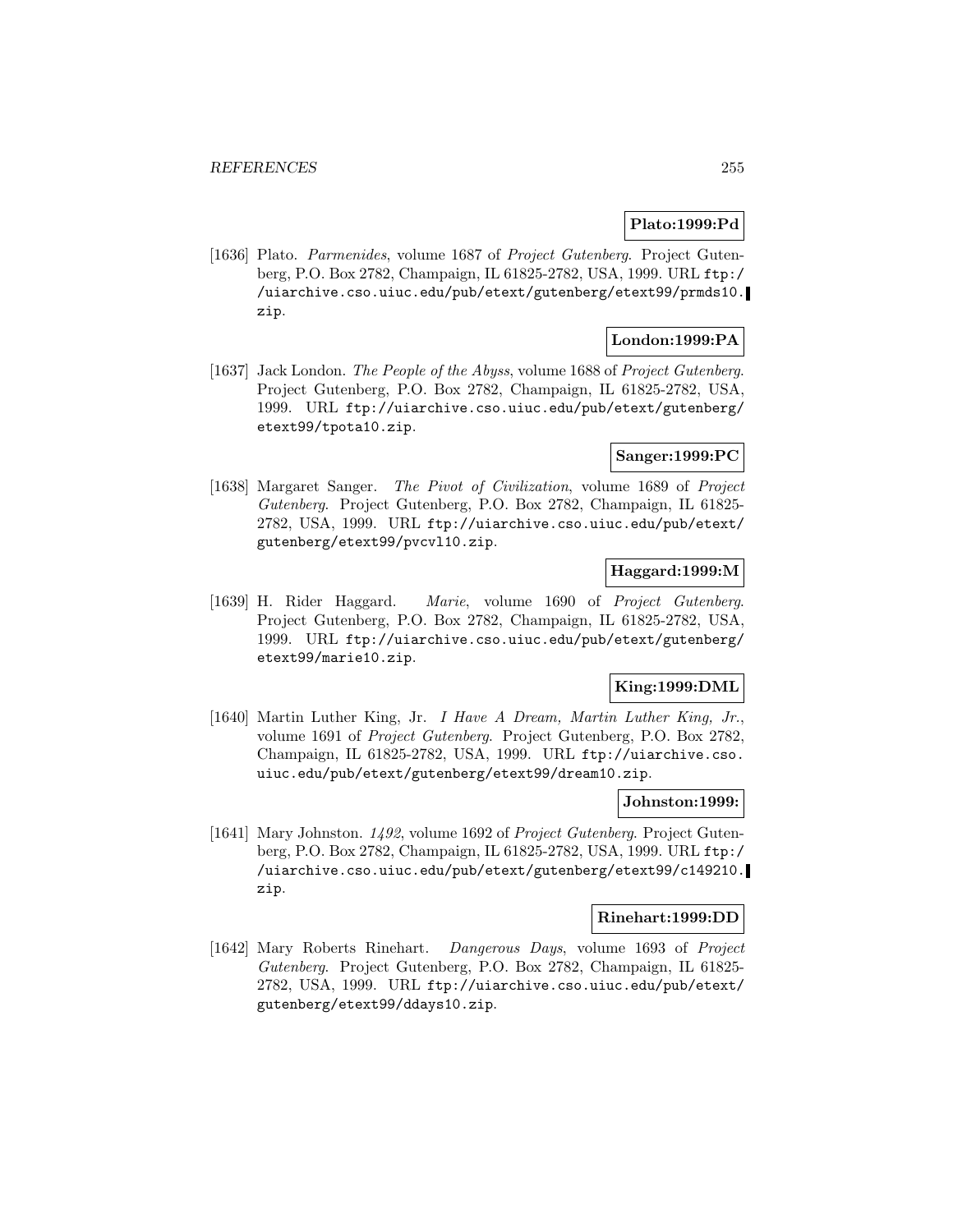**Plato:1999:Pd**

[1636] Plato. *Parmenides*, volume 1687 of *Project Gutenberg*. Project Gutenberg, P.O. Box 2782, Champaign, IL 61825-2782, USA, 1999. URL `ftp://uiarchive.cso.uiuc.edu/pub/etext/gutenberg/etext99/prmds10.zip`.

**London:1999:PA**

[1637] Jack London. *The People of the Abyss*, volume 1688 of *Project Gutenberg*. Project Gutenberg, P.O. Box 2782, Champaign, IL 61825-2782, USA, 1999. URL `ftp://uiarchive.cso.uiuc.edu/pub/etext/gutenberg/etext99/tpota10.zip`.

**Sanger:1999:PC**

[1638] Margaret Sanger. *The Pivot of Civilization*, volume 1689 of *Project Gutenberg*. Project Gutenberg, P.O. Box 2782, Champaign, IL 61825-2782, USA, 1999. URL `ftp://uiarchive.cso.uiuc.edu/pub/etext/gutenberg/etext99/pvcvl10.zip`.

**Haggard:1999:M**

[1639] H. Rider Haggard. *Marie*, volume 1690 of *Project Gutenberg*. Project Gutenberg, P.O. Box 2782, Champaign, IL 61825-2782, USA, 1999. URL `ftp://uiarchive.cso.uiuc.edu/pub/etext/gutenberg/etext99/marie10.zip`.

**King:1999:DML**

[1640] Martin Luther King, Jr. *I Have A Dream, Martin Luther King, Jr.*, volume 1691 of *Project Gutenberg*. Project Gutenberg, P.O. Box 2782, Champaign, IL 61825-2782, USA, 1999. URL `ftp://uiarchive.cso.uiuc.edu/pub/etext/gutenberg/etext99/dream10.zip`.

**Johnston:1999:**

[1641] Mary Johnston. *1492*, volume 1692 of *Project Gutenberg*. Project Gutenberg, P.O. Box 2782, Champaign, IL 61825-2782, USA, 1999. URL `ftp://uiarchive.cso.uiuc.edu/pub/etext/gutenberg/etext99/c149210.zip`.

**Rinehart:1999:DD**

[1642] Mary Roberts Rinehart. *Dangerous Days*, volume 1693 of *Project Gutenberg*. Project Gutenberg, P.O. Box 2782, Champaign, IL 61825-2782, USA, 1999. URL `ftp://uiarchive.cso.uiuc.edu/pub/etext/gutenberg/etext99/ddays10.zip`.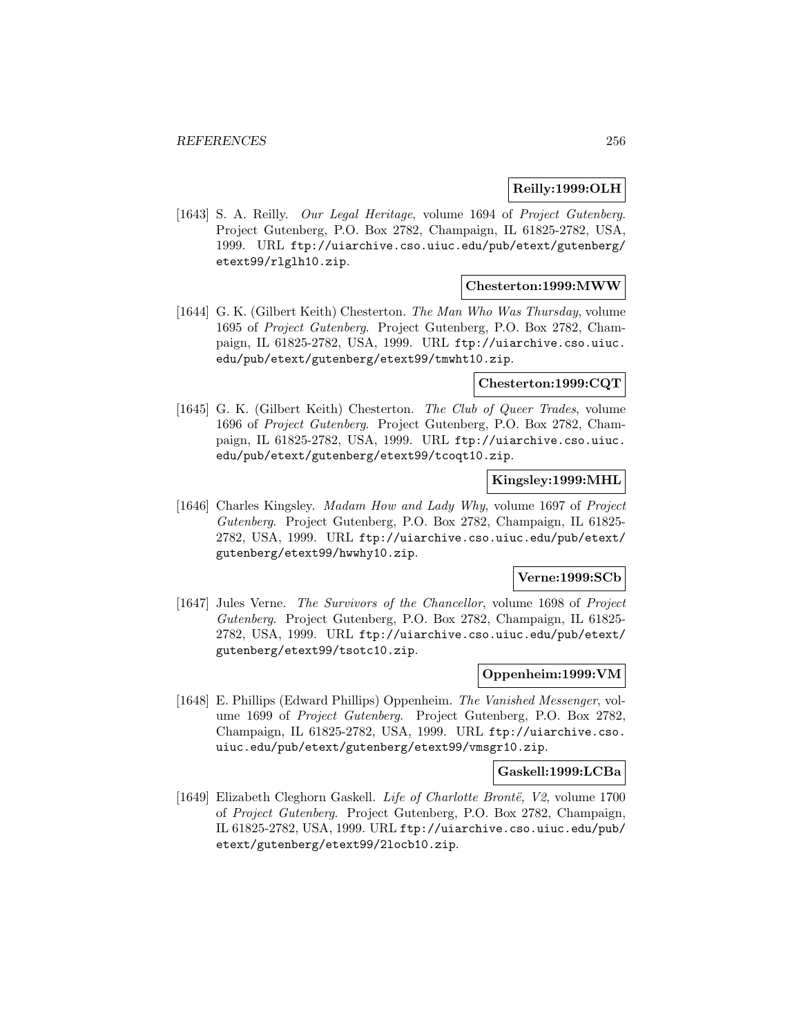**Reilly:1999:OLH**

[1643] S. A. Reilly. *Our Legal Heritage*, volume 1694 of *Project Gutenberg*. Project Gutenberg, P.O. Box 2782, Champaign, IL 61825-2782, USA, 1999. URL ftp://uiarchive.cso.uiuc.edu/pub/etext/gutenberg/etext99/rlglh10.zip.

**Chesterton:1999:MWW**

[1644] G. K. (Gilbert Keith) Chesterton. *The Man Who Was Thursday*, volume 1695 of *Project Gutenberg*. Project Gutenberg, P.O. Box 2782, Champaign, IL 61825-2782, USA, 1999. URL ftp://uiarchive.cso.uiuc.edu/pub/etext/gutenberg/etext99/tmwht10.zip.

**Chesterton:1999:CQT**

[1645] G. K. (Gilbert Keith) Chesterton. *The Club of Queer Trades*, volume 1696 of *Project Gutenberg*. Project Gutenberg, P.O. Box 2782, Champaign, IL 61825-2782, USA, 1999. URL ftp://uiarchive.cso.uiuc.edu/pub/etext/gutenberg/etext99/tcoqt10.zip.

**Kingsley:1999:MHL**

[1646] Charles Kingsley. *Madam How and Lady Why*, volume 1697 of *Project Gutenberg*. Project Gutenberg, P.O. Box 2782, Champaign, IL 61825-2782, USA, 1999. URL ftp://uiarchive.cso.uiuc.edu/pub/etext/gutenberg/etext99/hwwhy10.zip.

**Verne:1999:SCb**

[1647] Jules Verne. *The Survivors of the Chancellor*, volume 1698 of *Project Gutenberg*. Project Gutenberg, P.O. Box 2782, Champaign, IL 61825-2782, USA, 1999. URL ftp://uiarchive.cso.uiuc.edu/pub/etext/gutenberg/etext99/tsotc10.zip.

**Oppenheim:1999:VM**

[1648] E. Phillips (Edward Phillips) Oppenheim. *The Vanished Messenger*, volume 1699 of *Project Gutenberg*. Project Gutenberg, P.O. Box 2782, Champaign, IL 61825-2782, USA, 1999. URL ftp://uiarchive.cso.uiuc.edu/pub/etext/gutenberg/etext99/vmsgr10.zip.

**Gaskell:1999:LCBa**

[1649] Elizabeth Cleghorn Gaskell. *Life of Charlotte Brontë, V2*, volume 1700 of *Project Gutenberg*. Project Gutenberg, P.O. Box 2782, Champaign, IL 61825-2782, USA, 1999. URL ftp://uiarchive.cso.uiuc.edu/pub/etext/gutenberg/etext99/2locb10.zip.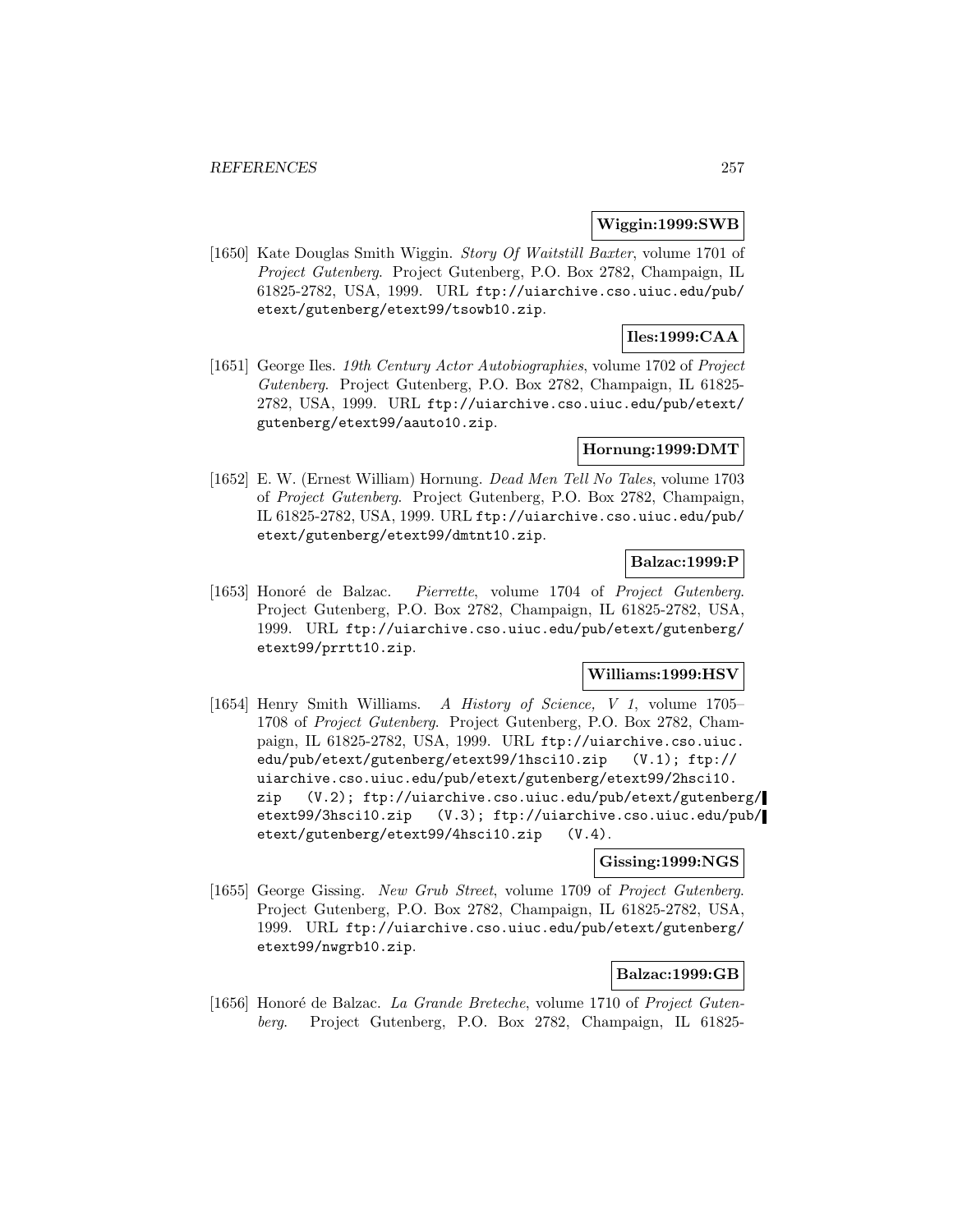**Wiggin:1999:SWB**

[1650] Kate Douglas Smith Wiggin. *Story Of Waitstill Baxter*, volume 1701 of *Project Gutenberg*. Project Gutenberg, P.O. Box 2782, Champaign, IL 61825-2782, USA, 1999. URL ftp://uiarchive.cso.uiuc.edu/pub/etext/gutenberg/etext99/tsowb10.zip.

**Iles:1999:CAA**

[1651] George Iles. *19th Century Actor Autobiographies*, volume 1702 of *Project Gutenberg*. Project Gutenberg, P.O. Box 2782, Champaign, IL 61825-2782, USA, 1999. URL ftp://uiarchive.cso.uiuc.edu/pub/etext/gutenberg/etext99/aauto10.zip.

**Hornung:1999:DMT**

[1652] E. W. (Ernest William) Hornung. *Dead Men Tell No Tales*, volume 1703 of *Project Gutenberg*. Project Gutenberg, P.O. Box 2782, Champaign, IL 61825-2782, USA, 1999. URL ftp://uiarchive.cso.uiuc.edu/pub/etext/gutenberg/etext99/dmtnt10.zip.

**Balzac:1999:P**

[1653] Honoré de Balzac. *Pierrette*, volume 1704 of *Project Gutenberg*. Project Gutenberg, P.O. Box 2782, Champaign, IL 61825-2782, USA, 1999. URL ftp://uiarchive.cso.uiuc.edu/pub/etext/gutenberg/etext99/prrtt10.zip.

**Williams:1999:HSV**

[1654] Henry Smith Williams. *A History of Science, V 1*, volume 1705–1708 of *Project Gutenberg*. Project Gutenberg, P.O. Box 2782, Champaign, IL 61825-2782, USA, 1999. URL ftp://uiarchive.cso.uiuc.edu/pub/etext/gutenberg/etext99/1hsci10.zip (V.1); ftp://uiarchive.cso.uiuc.edu/pub/etext/gutenberg/etext99/2hsci10.zip (V.2); ftp://uiarchive.cso.uiuc.edu/pub/etext/gutenberg/etext99/3hsci10.zip (V.3); ftp://uiarchive.cso.uiuc.edu/pub/etext/gutenberg/etext99/4hsci10.zip (V.4).

**Gissing:1999:NGS**

[1655] George Gissing. *New Grub Street*, volume 1709 of *Project Gutenberg*. Project Gutenberg, P.O. Box 2782, Champaign, IL 61825-2782, USA, 1999. URL ftp://uiarchive.cso.uiuc.edu/pub/etext/gutenberg/etext99/nwgrb10.zip.

**Balzac:1999:GB**

[1656] Honoré de Balzac. *La Grande Breteche*, volume 1710 of *Project Gutenberg*. Project Gutenberg, P.O. Box 2782, Champaign, IL 61825-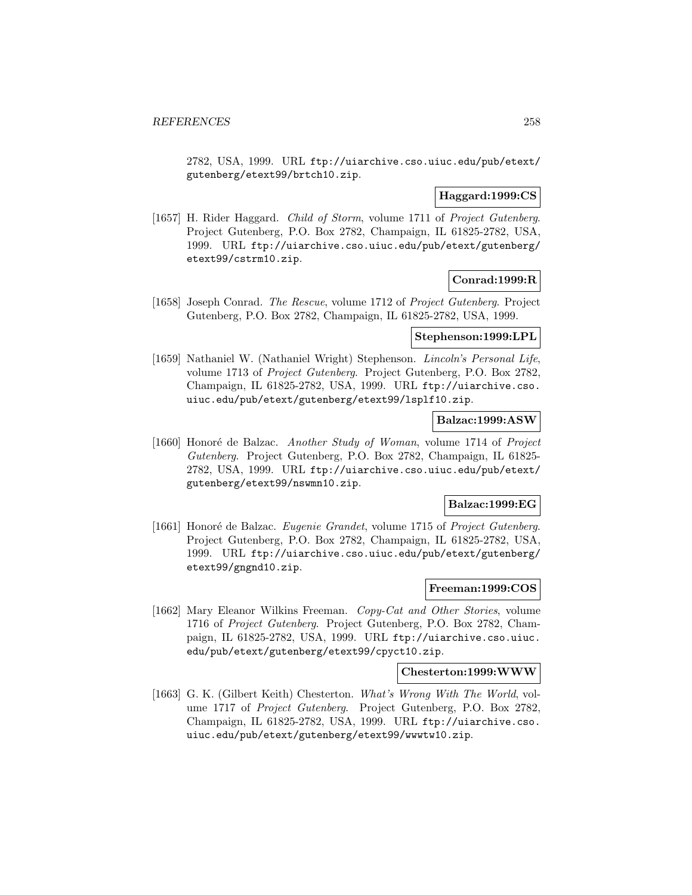2782, USA, 1999. URL ftp://uiarchive.cso.uiuc.edu/pub/etext/gutenberg/etext99/brtch10.zip.

**Haggard:1999:CS**

[1657] H. Rider Haggard. *Child of Storm*, volume 1711 of *Project Gutenberg*. Project Gutenberg, P.O. Box 2782, Champaign, IL 61825-2782, USA, 1999. URL ftp://uiarchive.cso.uiuc.edu/pub/etext/gutenberg/etext99/cstrm10.zip.

**Conrad:1999:R**

[1658] Joseph Conrad. *The Rescue*, volume 1712 of *Project Gutenberg*. Project Gutenberg, P.O. Box 2782, Champaign, IL 61825-2782, USA, 1999.

**Stephenson:1999:LPL**

[1659] Nathaniel W. (Nathaniel Wright) Stephenson. *Lincoln's Personal Life*, volume 1713 of *Project Gutenberg*. Project Gutenberg, P.O. Box 2782, Champaign, IL 61825-2782, USA, 1999. URL ftp://uiarchive.cso.uiuc.edu/pub/etext/gutenberg/etext99/lsplf10.zip.

**Balzac:1999:ASW**

[1660] Honoré de Balzac. *Another Study of Woman*, volume 1714 of *Project Gutenberg*. Project Gutenberg, P.O. Box 2782, Champaign, IL 61825-2782, USA, 1999. URL ftp://uiarchive.cso.uiuc.edu/pub/etext/gutenberg/etext99/nswmn10.zip.

**Balzac:1999:EG**

[1661] Honoré de Balzac. *Eugenie Grandet*, volume 1715 of *Project Gutenberg*. Project Gutenberg, P.O. Box 2782, Champaign, IL 61825-2782, USA, 1999. URL ftp://uiarchive.cso.uiuc.edu/pub/etext/gutenberg/etext99/gngnd10.zip.

**Freeman:1999:COS**

[1662] Mary Eleanor Wilkins Freeman. *Copy-Cat and Other Stories*, volume 1716 of *Project Gutenberg*. Project Gutenberg, P.O. Box 2782, Champaign, IL 61825-2782, USA, 1999. URL ftp://uiarchive.cso.uiuc.edu/pub/etext/gutenberg/etext99/cpyct10.zip.

**Chesterton:1999:WWW**

[1663] G. K. (Gilbert Keith) Chesterton. *What's Wrong With The World*, volume 1717 of *Project Gutenberg*. Project Gutenberg, P.O. Box 2782, Champaign, IL 61825-2782, USA, 1999. URL ftp://uiarchive.cso.uiuc.edu/pub/etext/gutenberg/etext99/wwwtw10.zip.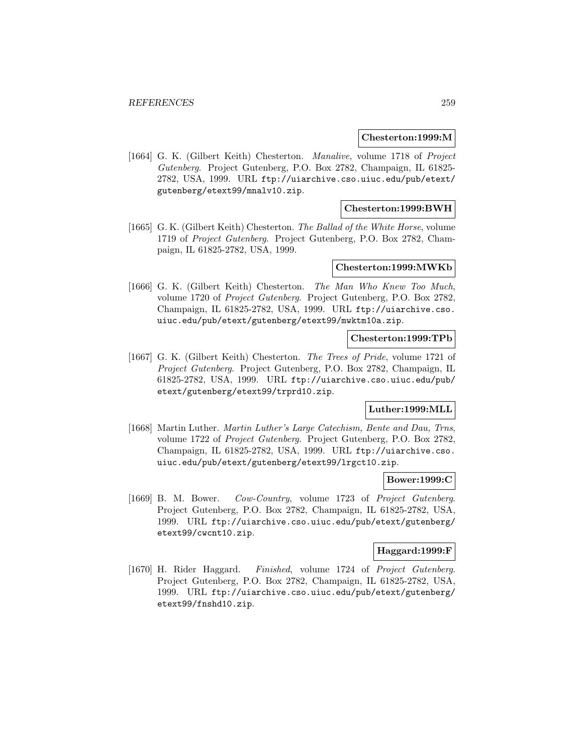**Chesterton:1999:M**

[1664] G. K. (Gilbert Keith) Chesterton. *Manalive*, volume 1718 of *Project Gutenberg*. Project Gutenberg, P.O. Box 2782, Champaign, IL 61825-2782, USA, 1999. URL ftp://uiarchive.cso.uiuc.edu/pub/etext/gutenberg/etext99/mnalv10.zip.

**Chesterton:1999:BWH**

[1665] G. K. (Gilbert Keith) Chesterton. *The Ballad of the White Horse*, volume 1719 of *Project Gutenberg*. Project Gutenberg, P.O. Box 2782, Champaign, IL 61825-2782, USA, 1999.

**Chesterton:1999:MWKb**

[1666] G. K. (Gilbert Keith) Chesterton. *The Man Who Knew Too Much*, volume 1720 of *Project Gutenberg*. Project Gutenberg, P.O. Box 2782, Champaign, IL 61825-2782, USA, 1999. URL ftp://uiarchive.cso.uiuc.edu/pub/etext/gutenberg/etext99/mwktm10a.zip.

**Chesterton:1999:TPb**

[1667] G. K. (Gilbert Keith) Chesterton. *The Trees of Pride*, volume 1721 of *Project Gutenberg*. Project Gutenberg, P.O. Box 2782, Champaign, IL 61825-2782, USA, 1999. URL ftp://uiarchive.cso.uiuc.edu/pub/etext/gutenberg/etext99/trprd10.zip.

**Luther:1999:MLL**

[1668] Martin Luther. *Martin Luther's Large Catechism, Bente and Dau, Trns*, volume 1722 of *Project Gutenberg*. Project Gutenberg, P.O. Box 2782, Champaign, IL 61825-2782, USA, 1999. URL ftp://uiarchive.cso.uiuc.edu/pub/etext/gutenberg/etext99/lrgct10.zip.

**Bower:1999:C**

[1669] B. M. Bower. *Cow-Country*, volume 1723 of *Project Gutenberg*. Project Gutenberg, P.O. Box 2782, Champaign, IL 61825-2782, USA, 1999. URL ftp://uiarchive.cso.uiuc.edu/pub/etext/gutenberg/etext99/cwcnt10.zip.

**Haggard:1999:F**

[1670] H. Rider Haggard. *Finished*, volume 1724 of *Project Gutenberg*. Project Gutenberg, P.O. Box 2782, Champaign, IL 61825-2782, USA, 1999. URL ftp://uiarchive.cso.uiuc.edu/pub/etext/gutenberg/etext99/fnshd10.zip.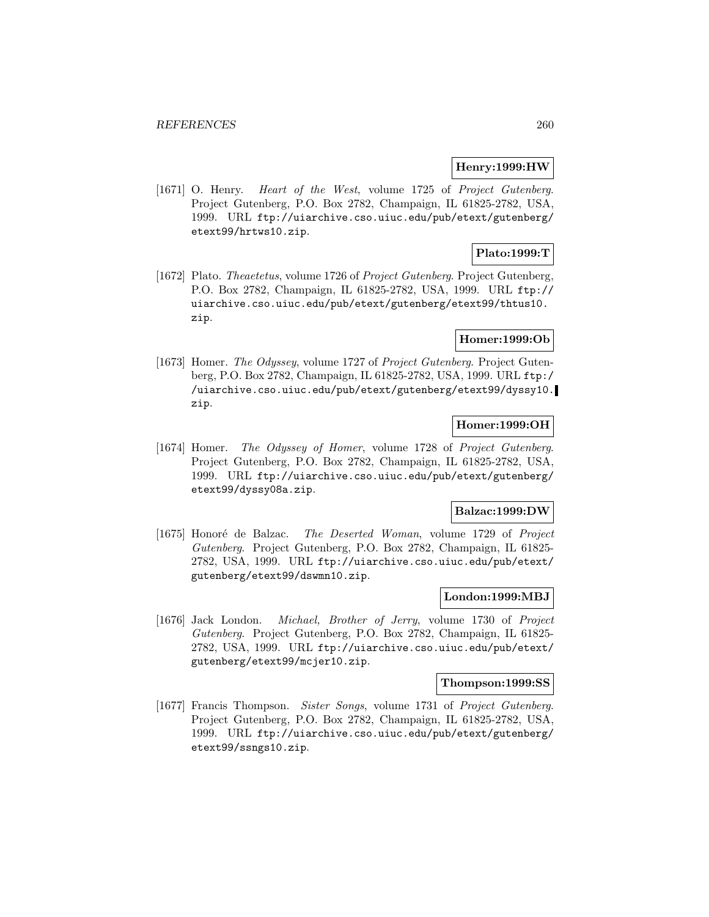**Henry:1999:HW**

[1671] O. Henry. *Heart of the West*, volume 1725 of *Project Gutenberg*. Project Gutenberg, P.O. Box 2782, Champaign, IL 61825-2782, USA, 1999. URL `ftp://uiarchive.cso.uiuc.edu/pub/etext/gutenberg/etext99/hrtws10.zip`.

**Plato:1999:T**

[1672] Plato. *Theaetetus*, volume 1726 of *Project Gutenberg*. Project Gutenberg, P.O. Box 2782, Champaign, IL 61825-2782, USA, 1999. URL `ftp://uiarchive.cso.uiuc.edu/pub/etext/gutenberg/etext99/thtus10.zip`.

**Homer:1999:Ob**

[1673] Homer. *The Odyssey*, volume 1727 of *Project Gutenberg*. Project Gutenberg, P.O. Box 2782, Champaign, IL 61825-2782, USA, 1999. URL `ftp://uiarchive.cso.uiuc.edu/pub/etext/gutenberg/etext99/dyssy10.zip`.

**Homer:1999:OH**

[1674] Homer. *The Odyssey of Homer*, volume 1728 of *Project Gutenberg*. Project Gutenberg, P.O. Box 2782, Champaign, IL 61825-2782, USA, 1999. URL `ftp://uiarchive.cso.uiuc.edu/pub/etext/gutenberg/etext99/dyssy08a.zip`.

**Balzac:1999:DW**

[1675] Honoré de Balzac. *The Deserted Woman*, volume 1729 of *Project Gutenberg*. Project Gutenberg, P.O. Box 2782, Champaign, IL 61825-2782, USA, 1999. URL `ftp://uiarchive.cso.uiuc.edu/pub/etext/gutenberg/etext99/dswmn10.zip`.

**London:1999:MBJ**

[1676] Jack London. *Michael, Brother of Jerry*, volume 1730 of *Project Gutenberg*. Project Gutenberg, P.O. Box 2782, Champaign, IL 61825-2782, USA, 1999. URL `ftp://uiarchive.cso.uiuc.edu/pub/etext/gutenberg/etext99/mcjer10.zip`.

**Thompson:1999:SS**

[1677] Francis Thompson. *Sister Songs*, volume 1731 of *Project Gutenberg*. Project Gutenberg, P.O. Box 2782, Champaign, IL 61825-2782, USA, 1999. URL `ftp://uiarchive.cso.uiuc.edu/pub/etext/gutenberg/etext99/ssngs10.zip`.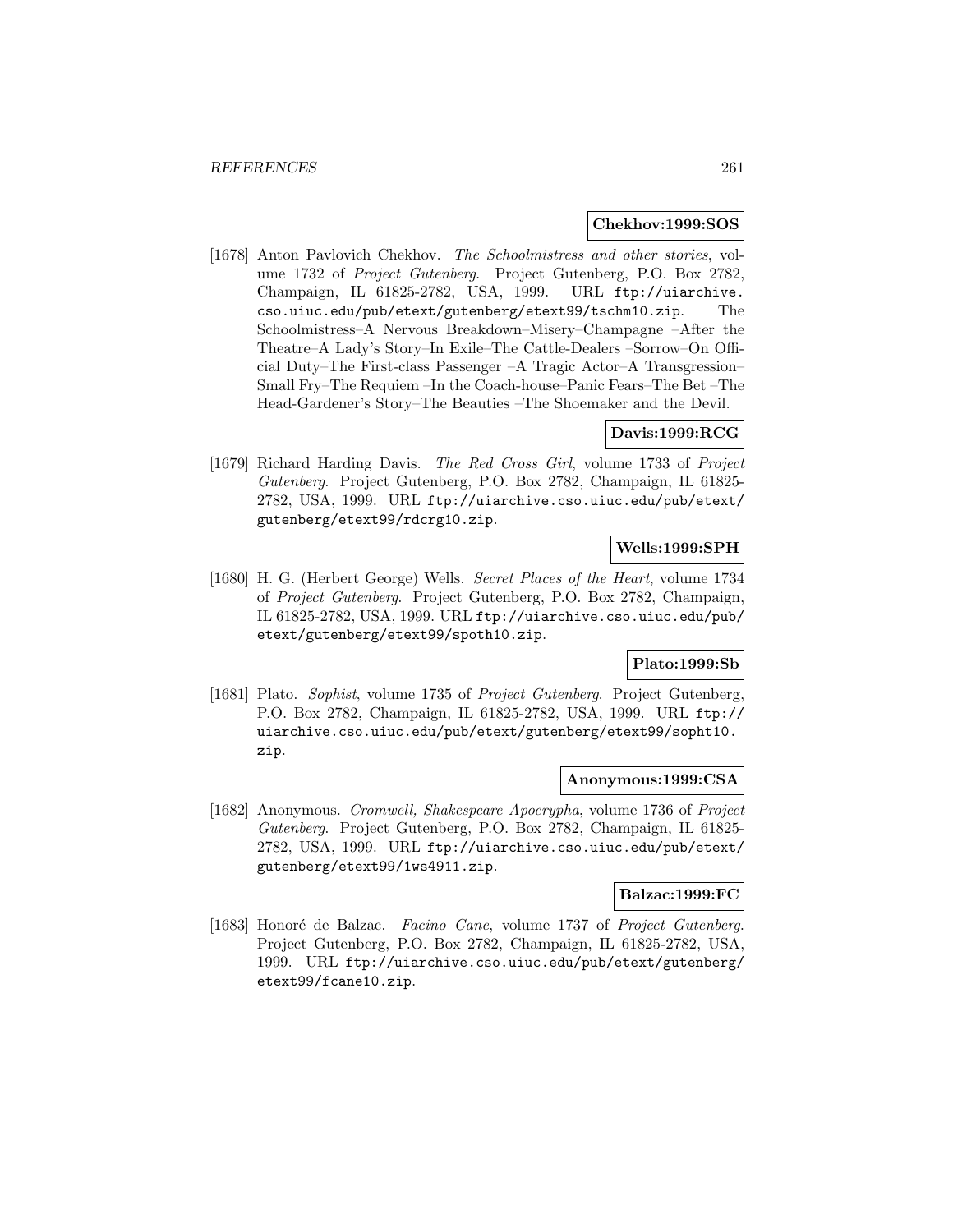**Chekhov:1999:SOS**

[1678] Anton Pavlovich Chekhov. *The Schoolmistress and other stories*, volume 1732 of *Project Gutenberg*. Project Gutenberg, P.O. Box 2782, Champaign, IL 61825-2782, USA, 1999. URL ftp://uiarchive.cso.uiuc.edu/pub/etext/gutenberg/etext99/tschm10.zip. The Schoolmistress–A Nervous Breakdown–Misery–Champagne –After the Theatre–A Lady's Story–In Exile–The Cattle-Dealers –Sorrow–On Official Duty–The First-class Passenger –A Tragic Actor–A Transgression–Small Fry–The Requiem –In the Coach-house–Panic Fears–The Bet –The Head-Gardener's Story–The Beauties –The Shoemaker and the Devil.

**Davis:1999:RCG**

[1679] Richard Harding Davis. *The Red Cross Girl*, volume 1733 of *Project Gutenberg*. Project Gutenberg, P.O. Box 2782, Champaign, IL 61825-2782, USA, 1999. URL ftp://uiarchive.cso.uiuc.edu/pub/etext/gutenberg/etext99/rdcrg10.zip.

**Wells:1999:SPH**

[1680] H. G. (Herbert George) Wells. *Secret Places of the Heart*, volume 1734 of *Project Gutenberg*. Project Gutenberg, P.O. Box 2782, Champaign, IL 61825-2782, USA, 1999. URL ftp://uiarchive.cso.uiuc.edu/pub/etext/gutenberg/etext99/spoth10.zip.

**Plato:1999:Sb**

[1681] Plato. *Sophist*, volume 1735 of *Project Gutenberg*. Project Gutenberg, P.O. Box 2782, Champaign, IL 61825-2782, USA, 1999. URL ftp://uiarchive.cso.uiuc.edu/pub/etext/gutenberg/etext99/sopht10.zip.

**Anonymous:1999:CSA**

[1682] Anonymous. *Cromwell, Shakespeare Apocrypha*, volume 1736 of *Project Gutenberg*. Project Gutenberg, P.O. Box 2782, Champaign, IL 61825-2782, USA, 1999. URL ftp://uiarchive.cso.uiuc.edu/pub/etext/gutenberg/etext99/1ws4911.zip.

**Balzac:1999:FC**

[1683] Honoré de Balzac. *Facino Cane*, volume 1737 of *Project Gutenberg*. Project Gutenberg, P.O. Box 2782, Champaign, IL 61825-2782, USA, 1999. URL ftp://uiarchive.cso.uiuc.edu/pub/etext/gutenberg/etext99/fcane10.zip.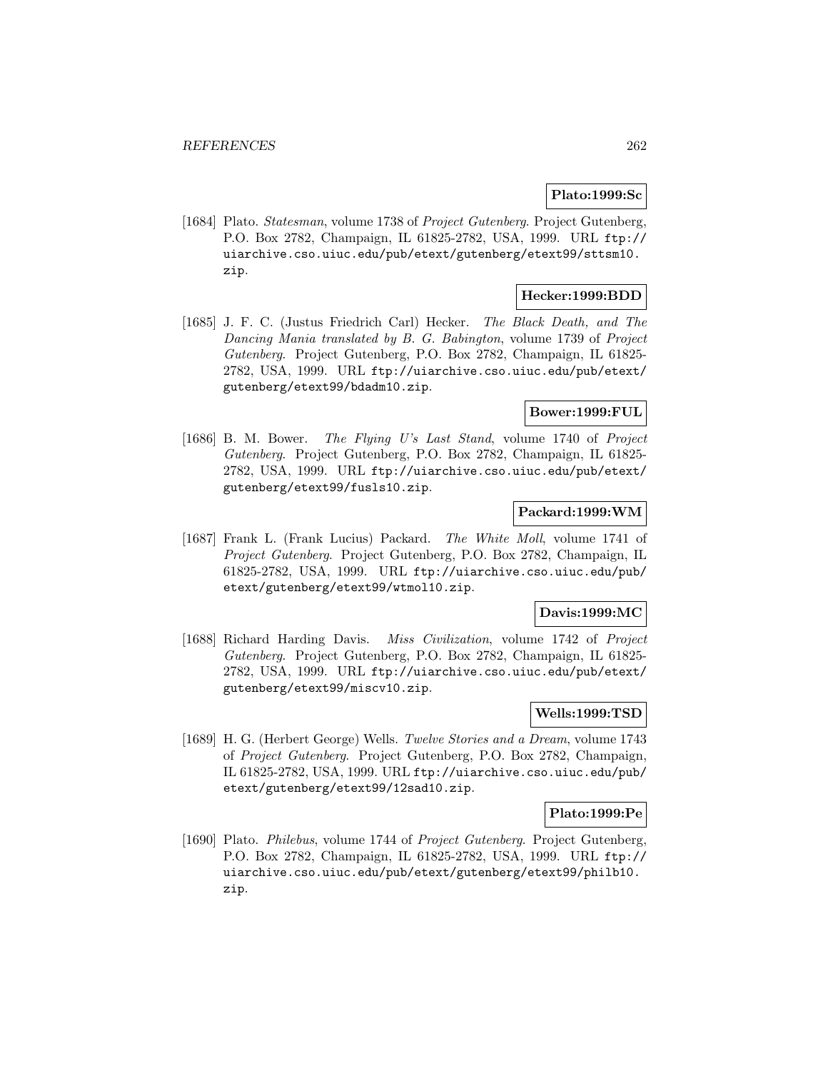**Plato:1999:Sc**

[1684] Plato. *Statesman*, volume 1738 of *Project Gutenberg*. Project Gutenberg, P.O. Box 2782, Champaign, IL 61825-2782, USA, 1999. URL `ftp://uiarchive.cso.uiuc.edu/pub/etext/gutenberg/etext99/sttsm10.zip`.

**Hecker:1999:BDD**

[1685] J. F. C. (Justus Friedrich Carl) Hecker. *The Black Death, and The Dancing Mania translated by B. G. Babington*, volume 1739 of *Project Gutenberg*. Project Gutenberg, P.O. Box 2782, Champaign, IL 61825-2782, USA, 1999. URL `ftp://uiarchive.cso.uiuc.edu/pub/etext/gutenberg/etext99/bdadm10.zip`.

**Bower:1999:FUL**

[1686] B. M. Bower. *The Flying U's Last Stand*, volume 1740 of *Project Gutenberg*. Project Gutenberg, P.O. Box 2782, Champaign, IL 61825-2782, USA, 1999. URL `ftp://uiarchive.cso.uiuc.edu/pub/etext/gutenberg/etext99/fusls10.zip`.

**Packard:1999:WM**

[1687] Frank L. (Frank Lucius) Packard. *The White Moll*, volume 1741 of *Project Gutenberg*. Project Gutenberg, P.O. Box 2782, Champaign, IL 61825-2782, USA, 1999. URL `ftp://uiarchive.cso.uiuc.edu/pub/etext/gutenberg/etext99/wtmol10.zip`.

**Davis:1999:MC**

[1688] Richard Harding Davis. *Miss Civilization*, volume 1742 of *Project Gutenberg*. Project Gutenberg, P.O. Box 2782, Champaign, IL 61825-2782, USA, 1999. URL `ftp://uiarchive.cso.uiuc.edu/pub/etext/gutenberg/etext99/miscv10.zip`.

**Wells:1999:TSD**

[1689] H. G. (Herbert George) Wells. *Twelve Stories and a Dream*, volume 1743 of *Project Gutenberg*. Project Gutenberg, P.O. Box 2782, Champaign, IL 61825-2782, USA, 1999. URL `ftp://uiarchive.cso.uiuc.edu/pub/etext/gutenberg/etext99/12sad10.zip`.

**Plato:1999:Pe**

[1690] Plato. *Philebus*, volume 1744 of *Project Gutenberg*. Project Gutenberg, P.O. Box 2782, Champaign, IL 61825-2782, USA, 1999. URL `ftp://uiarchive.cso.uiuc.edu/pub/etext/gutenberg/etext99/philb10.zip`.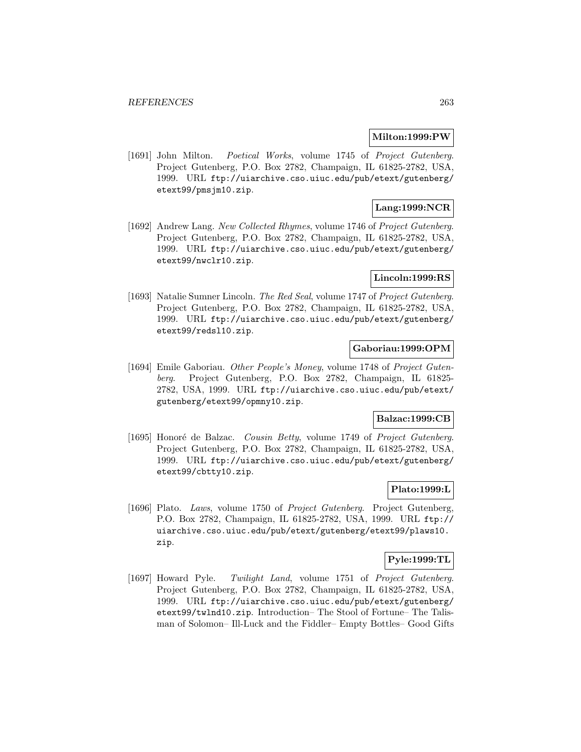**Milton:1999:PW**

[1691] John Milton. *Poetical Works*, volume 1745 of *Project Gutenberg*. Project Gutenberg, P.O. Box 2782, Champaign, IL 61825-2782, USA, 1999. URL ftp://uiarchive.cso.uiuc.edu/pub/etext/gutenberg/etext99/pmsjm10.zip.

**Lang:1999:NCR**

[1692] Andrew Lang. *New Collected Rhymes*, volume 1746 of *Project Gutenberg*. Project Gutenberg, P.O. Box 2782, Champaign, IL 61825-2782, USA, 1999. URL ftp://uiarchive.cso.uiuc.edu/pub/etext/gutenberg/etext99/nwclr10.zip.

**Lincoln:1999:RS**

[1693] Natalie Sumner Lincoln. *The Red Seal*, volume 1747 of *Project Gutenberg*. Project Gutenberg, P.O. Box 2782, Champaign, IL 61825-2782, USA, 1999. URL ftp://uiarchive.cso.uiuc.edu/pub/etext/gutenberg/etext99/redsl10.zip.

**Gaboriau:1999:OPM**

[1694] Emile Gaboriau. *Other People's Money*, volume 1748 of *Project Gutenberg*. Project Gutenberg, P.O. Box 2782, Champaign, IL 61825-2782, USA, 1999. URL ftp://uiarchive.cso.uiuc.edu/pub/etext/gutenberg/etext99/opmny10.zip.

**Balzac:1999:CB**

[1695] Honoré de Balzac. *Cousin Betty*, volume 1749 of *Project Gutenberg*. Project Gutenberg, P.O. Box 2782, Champaign, IL 61825-2782, USA, 1999. URL ftp://uiarchive.cso.uiuc.edu/pub/etext/gutenberg/etext99/cbtty10.zip.

**Plato:1999:L**

[1696] Plato. *Laws*, volume 1750 of *Project Gutenberg*. Project Gutenberg, P.O. Box 2782, Champaign, IL 61825-2782, USA, 1999. URL ftp://uiarchive.cso.uiuc.edu/pub/etext/gutenberg/etext99/plaws10.zip.

**Pyle:1999:TL**

[1697] Howard Pyle. *Twilight Land*, volume 1751 of *Project Gutenberg*. Project Gutenberg, P.O. Box 2782, Champaign, IL 61825-2782, USA, 1999. URL ftp://uiarchive.cso.uiuc.edu/pub/etext/gutenberg/etext99/twlnd10.zip. Introduction– The Stool of Fortune– The Talisman of Solomon– Ill-Luck and the Fiddler– Empty Bottles– Good Gifts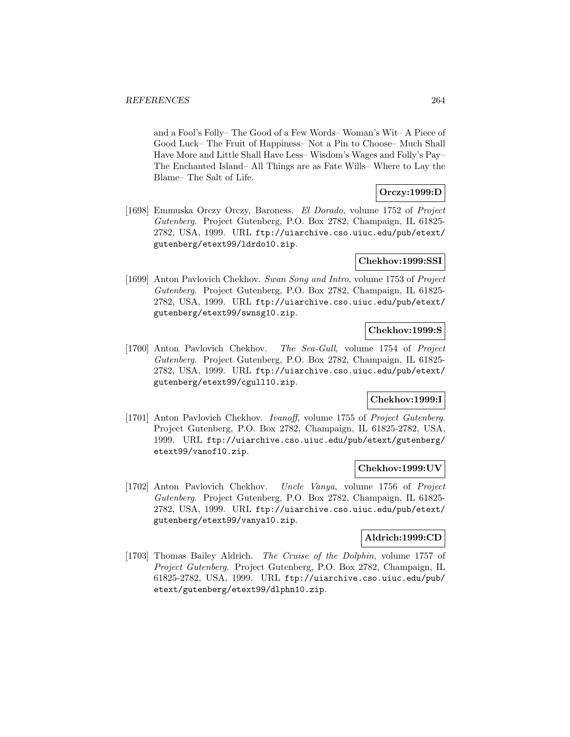and a Fool's Folly– The Good of a Few Words– Woman's Wit– A Piece of Good Luck– The Fruit of Happiness– Not a Pin to Choose– Much Shall Have More and Little Shall Have Less– Wisdom's Wages and Folly's Pay– The Enchanted Island– All Things are as Fate Wills– Where to Lay the Blame– The Salt of Life.

**Orczy:1999:D**

[1698] Emmuska Orczy Orczy, Baroness. *El Dorado*, volume 1752 of *Project Gutenberg*. Project Gutenberg, P.O. Box 2782, Champaign, IL 61825-2782, USA, 1999. URL ftp://uiarchive.cso.uiuc.edu/pub/etext/gutenberg/etext99/ldrdo10.zip.

**Chekhov:1999:SSI**

[1699] Anton Pavlovich Chekhov. *Swan Song and Intro*, volume 1753 of *Project Gutenberg*. Project Gutenberg, P.O. Box 2782, Champaign, IL 61825-2782, USA, 1999. URL ftp://uiarchive.cso.uiuc.edu/pub/etext/gutenberg/etext99/swnsg10.zip.

**Chekhov:1999:S**

[1700] Anton Pavlovich Chekhov. *The Sea-Gull*, volume 1754 of *Project Gutenberg*. Project Gutenberg, P.O. Box 2782, Champaign, IL 61825-2782, USA, 1999. URL ftp://uiarchive.cso.uiuc.edu/pub/etext/gutenberg/etext99/cgull10.zip.

**Chekhov:1999:I**

[1701] Anton Pavlovich Chekhov. *Ivanoff*, volume 1755 of *Project Gutenberg*. Project Gutenberg, P.O. Box 2782, Champaign, IL 61825-2782, USA, 1999. URL ftp://uiarchive.cso.uiuc.edu/pub/etext/gutenberg/etext99/vanof10.zip.

**Chekhov:1999:UV**

[1702] Anton Pavlovich Chekhov. *Uncle Vanya*, volume 1756 of *Project Gutenberg*. Project Gutenberg, P.O. Box 2782, Champaign, IL 61825-2782, USA, 1999. URL ftp://uiarchive.cso.uiuc.edu/pub/etext/gutenberg/etext99/vanya10.zip.

**Aldrich:1999:CD**

[1703] Thomas Bailey Aldrich. *The Cruise of the Dolphin*, volume 1757 of *Project Gutenberg*. Project Gutenberg, P.O. Box 2782, Champaign, IL 61825-2782, USA, 1999. URL ftp://uiarchive.cso.uiuc.edu/pub/etext/gutenberg/etext99/dlphn10.zip.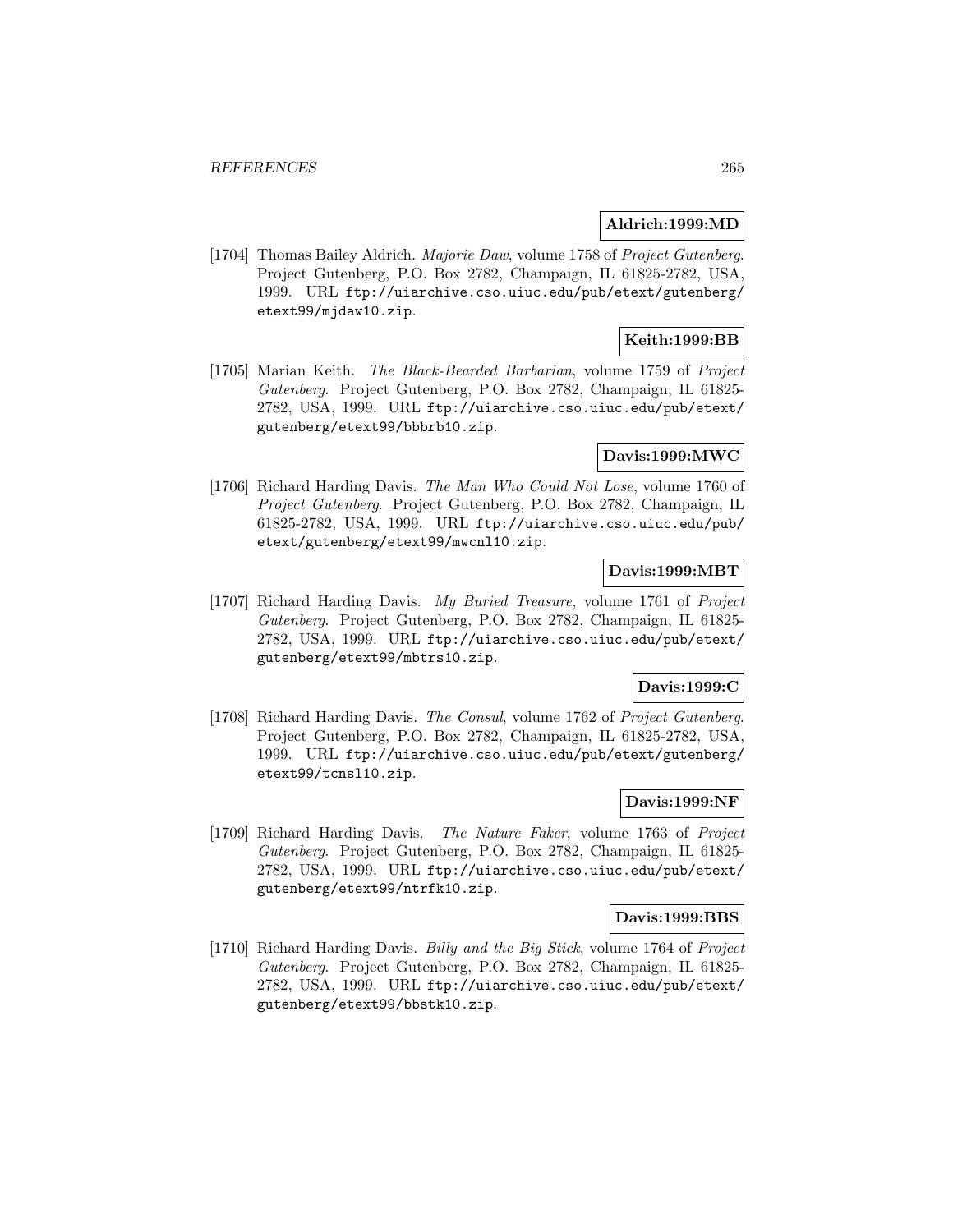**Aldrich:1999:MD**

[1704] Thomas Bailey Aldrich. *Majorie Daw*, volume 1758 of *Project Gutenberg*. Project Gutenberg, P.O. Box 2782, Champaign, IL 61825-2782, USA, 1999. URL ftp://uiarchive.cso.uiuc.edu/pub/etext/gutenberg/etext99/mjdaw10.zip.

**Keith:1999:BB**

[1705] Marian Keith. *The Black-Bearded Barbarian*, volume 1759 of *Project Gutenberg*. Project Gutenberg, P.O. Box 2782, Champaign, IL 61825-2782, USA, 1999. URL ftp://uiarchive.cso.uiuc.edu/pub/etext/gutenberg/etext99/bbbrb10.zip.

**Davis:1999:MWC**

[1706] Richard Harding Davis. *The Man Who Could Not Lose*, volume 1760 of *Project Gutenberg*. Project Gutenberg, P.O. Box 2782, Champaign, IL 61825-2782, USA, 1999. URL ftp://uiarchive.cso.uiuc.edu/pub/etext/gutenberg/etext99/mwcnl10.zip.

**Davis:1999:MBT**

[1707] Richard Harding Davis. *My Buried Treasure*, volume 1761 of *Project Gutenberg*. Project Gutenberg, P.O. Box 2782, Champaign, IL 61825-2782, USA, 1999. URL ftp://uiarchive.cso.uiuc.edu/pub/etext/gutenberg/etext99/mbtrs10.zip.

**Davis:1999:C**

[1708] Richard Harding Davis. *The Consul*, volume 1762 of *Project Gutenberg*. Project Gutenberg, P.O. Box 2782, Champaign, IL 61825-2782, USA, 1999. URL ftp://uiarchive.cso.uiuc.edu/pub/etext/gutenberg/etext99/tcnsl10.zip.

**Davis:1999:NF**

[1709] Richard Harding Davis. *The Nature Faker*, volume 1763 of *Project Gutenberg*. Project Gutenberg, P.O. Box 2782, Champaign, IL 61825-2782, USA, 1999. URL ftp://uiarchive.cso.uiuc.edu/pub/etext/gutenberg/etext99/ntrfk10.zip.

**Davis:1999:BBS**

[1710] Richard Harding Davis. *Billy and the Big Stick*, volume 1764 of *Project Gutenberg*. Project Gutenberg, P.O. Box 2782, Champaign, IL 61825-2782, USA, 1999. URL ftp://uiarchive.cso.uiuc.edu/pub/etext/gutenberg/etext99/bbstk10.zip.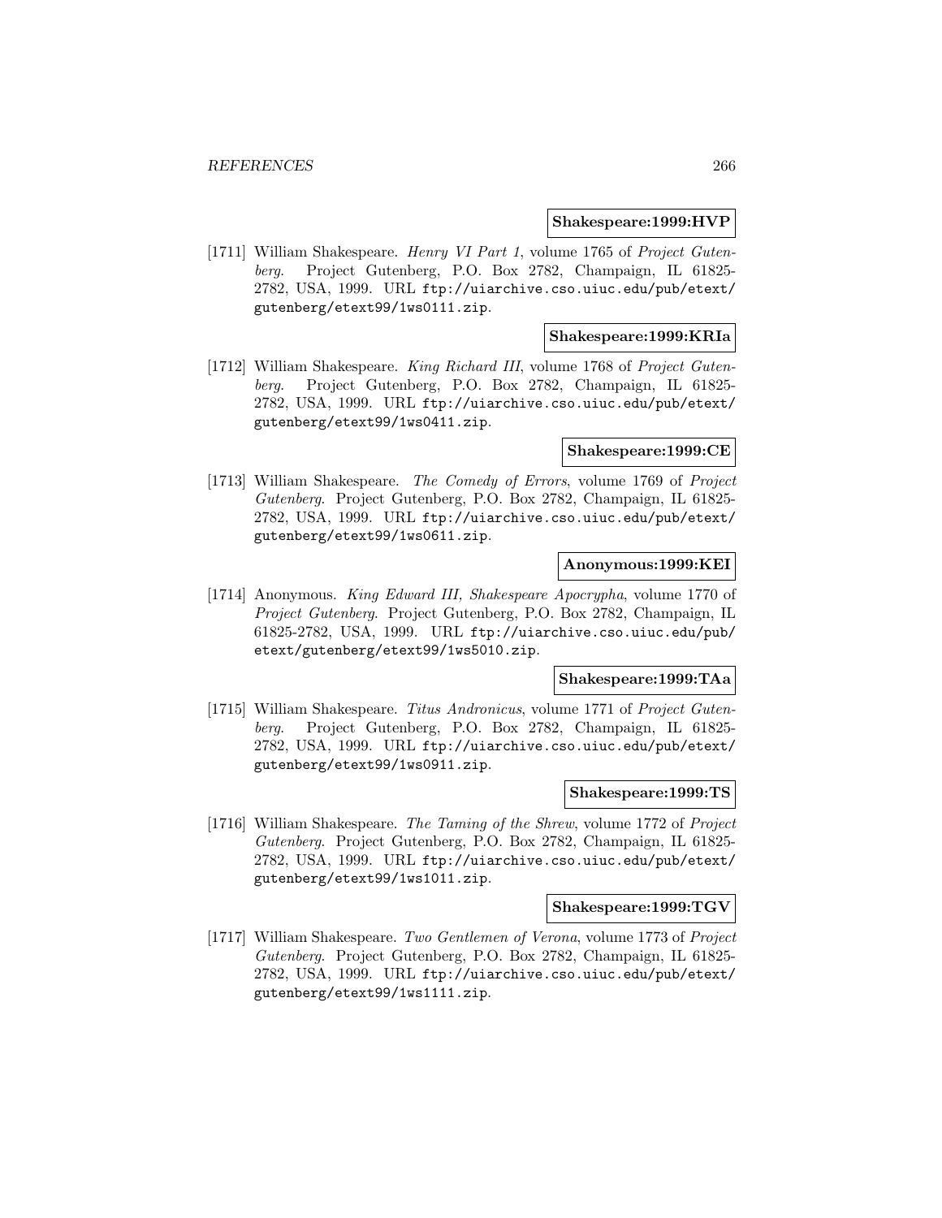**Shakespeare:1999:HVP**

[1711] William Shakespeare. *Henry VI Part 1*, volume 1765 of *Project Gutenberg*. Project Gutenberg, P.O. Box 2782, Champaign, IL 61825-2782, USA, 1999. URL `ftp://uiarchive.cso.uiuc.edu/pub/etext/gutenberg/etext99/1ws0111.zip`.

**Shakespeare:1999:KRIa**

[1712] William Shakespeare. *King Richard III*, volume 1768 of *Project Gutenberg*. Project Gutenberg, P.O. Box 2782, Champaign, IL 61825-2782, USA, 1999. URL `ftp://uiarchive.cso.uiuc.edu/pub/etext/gutenberg/etext99/1ws0411.zip`.

**Shakespeare:1999:CE**

[1713] William Shakespeare. *The Comedy of Errors*, volume 1769 of *Project Gutenberg*. Project Gutenberg, P.O. Box 2782, Champaign, IL 61825-2782, USA, 1999. URL `ftp://uiarchive.cso.uiuc.edu/pub/etext/gutenberg/etext99/1ws0611.zip`.

**Anonymous:1999:KEI**

[1714] Anonymous. *King Edward III, Shakespeare Apocrypha*, volume 1770 of *Project Gutenberg*. Project Gutenberg, P.O. Box 2782, Champaign, IL 61825-2782, USA, 1999. URL `ftp://uiarchive.cso.uiuc.edu/pub/etext/gutenberg/etext99/1ws5010.zip`.

**Shakespeare:1999:TAa**

[1715] William Shakespeare. *Titus Andronicus*, volume 1771 of *Project Gutenberg*. Project Gutenberg, P.O. Box 2782, Champaign, IL 61825-2782, USA, 1999. URL `ftp://uiarchive.cso.uiuc.edu/pub/etext/gutenberg/etext99/1ws0911.zip`.

**Shakespeare:1999:TS**

[1716] William Shakespeare. *The Taming of the Shrew*, volume 1772 of *Project Gutenberg*. Project Gutenberg, P.O. Box 2782, Champaign, IL 61825-2782, USA, 1999. URL `ftp://uiarchive.cso.uiuc.edu/pub/etext/gutenberg/etext99/1ws1011.zip`.

**Shakespeare:1999:TGV**

[1717] William Shakespeare. *Two Gentlemen of Verona*, volume 1773 of *Project Gutenberg*. Project Gutenberg, P.O. Box 2782, Champaign, IL 61825-2782, USA, 1999. URL `ftp://uiarchive.cso.uiuc.edu/pub/etext/gutenberg/etext99/1ws1111.zip`.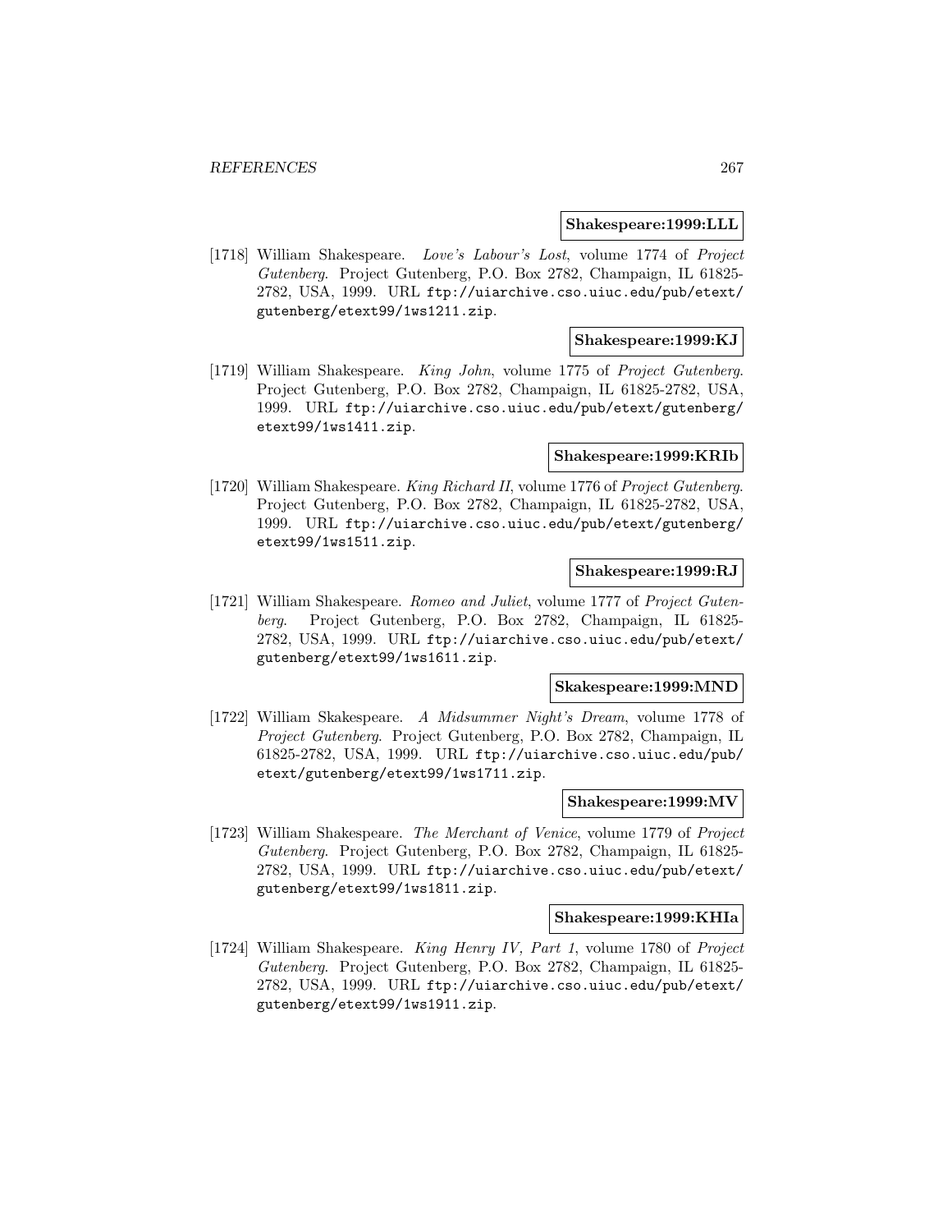**Shakespeare:1999:LLL**

[1718] William Shakespeare. *Love's Labour's Lost*, volume 1774 of *Project Gutenberg*. Project Gutenberg, P.O. Box 2782, Champaign, IL 61825-2782, USA, 1999. URL `ftp://uiarchive.cso.uiuc.edu/pub/etext/gutenberg/etext99/1ws1211.zip`.

**Shakespeare:1999:KJ**

[1719] William Shakespeare. *King John*, volume 1775 of *Project Gutenberg*. Project Gutenberg, P.O. Box 2782, Champaign, IL 61825-2782, USA, 1999. URL `ftp://uiarchive.cso.uiuc.edu/pub/etext/gutenberg/etext99/1ws1411.zip`.

**Shakespeare:1999:KRIb**

[1720] William Shakespeare. *King Richard II*, volume 1776 of *Project Gutenberg*. Project Gutenberg, P.O. Box 2782, Champaign, IL 61825-2782, USA, 1999. URL `ftp://uiarchive.cso.uiuc.edu/pub/etext/gutenberg/etext99/1ws1511.zip`.

**Shakespeare:1999:RJ**

[1721] William Shakespeare. *Romeo and Juliet*, volume 1777 of *Project Gutenberg*. Project Gutenberg, P.O. Box 2782, Champaign, IL 61825-2782, USA, 1999. URL `ftp://uiarchive.cso.uiuc.edu/pub/etext/gutenberg/etext99/1ws1611.zip`.

**Skakespeare:1999:MND**

[1722] William Skakespeare. *A Midsummer Night's Dream*, volume 1778 of *Project Gutenberg*. Project Gutenberg, P.O. Box 2782, Champaign, IL 61825-2782, USA, 1999. URL `ftp://uiarchive.cso.uiuc.edu/pub/etext/gutenberg/etext99/1ws1711.zip`.

**Shakespeare:1999:MV**

[1723] William Shakespeare. *The Merchant of Venice*, volume 1779 of *Project Gutenberg*. Project Gutenberg, P.O. Box 2782, Champaign, IL 61825-2782, USA, 1999. URL `ftp://uiarchive.cso.uiuc.edu/pub/etext/gutenberg/etext99/1ws1811.zip`.

**Shakespeare:1999:KHIa**

[1724] William Shakespeare. *King Henry IV, Part 1*, volume 1780 of *Project Gutenberg*. Project Gutenberg, P.O. Box 2782, Champaign, IL 61825-2782, USA, 1999. URL `ftp://uiarchive.cso.uiuc.edu/pub/etext/gutenberg/etext99/1ws1911.zip`.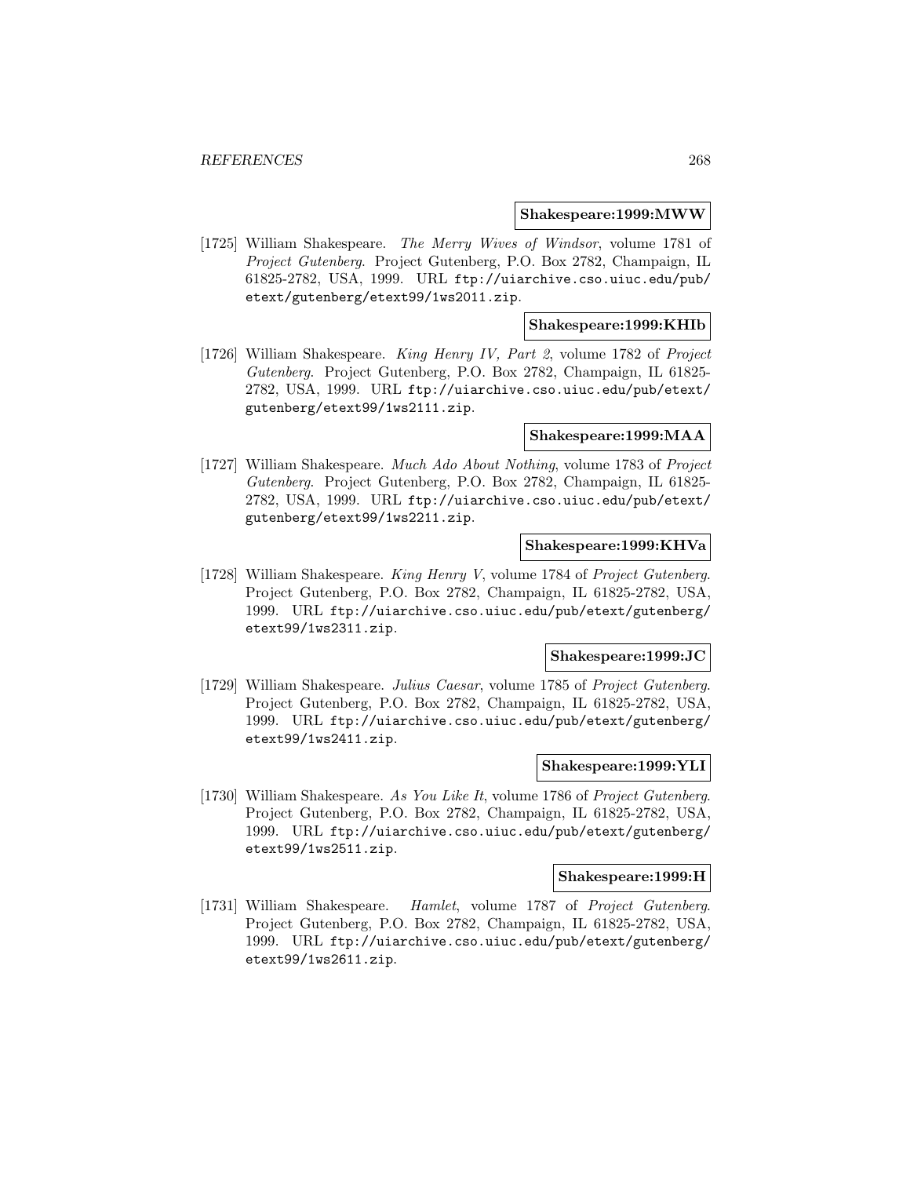**Shakespeare:1999:MWW**

[1725] William Shakespeare. *The Merry Wives of Windsor*, volume 1781 of *Project Gutenberg*. Project Gutenberg, P.O. Box 2782, Champaign, IL 61825-2782, USA, 1999. URL ftp://uiarchive.cso.uiuc.edu/pub/etext/gutenberg/etext99/1ws2011.zip.

**Shakespeare:1999:KHIb**

[1726] William Shakespeare. *King Henry IV, Part 2*, volume 1782 of *Project Gutenberg*. Project Gutenberg, P.O. Box 2782, Champaign, IL 61825-2782, USA, 1999. URL ftp://uiarchive.cso.uiuc.edu/pub/etext/gutenberg/etext99/1ws2111.zip.

**Shakespeare:1999:MAA**

[1727] William Shakespeare. *Much Ado About Nothing*, volume 1783 of *Project Gutenberg*. Project Gutenberg, P.O. Box 2782, Champaign, IL 61825-2782, USA, 1999. URL ftp://uiarchive.cso.uiuc.edu/pub/etext/gutenberg/etext99/1ws2211.zip.

**Shakespeare:1999:KHVa**

[1728] William Shakespeare. *King Henry V*, volume 1784 of *Project Gutenberg*. Project Gutenberg, P.O. Box 2782, Champaign, IL 61825-2782, USA, 1999. URL ftp://uiarchive.cso.uiuc.edu/pub/etext/gutenberg/etext99/1ws2311.zip.

**Shakespeare:1999:JC**

[1729] William Shakespeare. *Julius Caesar*, volume 1785 of *Project Gutenberg*. Project Gutenberg, P.O. Box 2782, Champaign, IL 61825-2782, USA, 1999. URL ftp://uiarchive.cso.uiuc.edu/pub/etext/gutenberg/etext99/1ws2411.zip.

**Shakespeare:1999:YLI**

[1730] William Shakespeare. *As You Like It*, volume 1786 of *Project Gutenberg*. Project Gutenberg, P.O. Box 2782, Champaign, IL 61825-2782, USA, 1999. URL ftp://uiarchive.cso.uiuc.edu/pub/etext/gutenberg/etext99/1ws2511.zip.

**Shakespeare:1999:H**

[1731] William Shakespeare. *Hamlet*, volume 1787 of *Project Gutenberg*. Project Gutenberg, P.O. Box 2782, Champaign, IL 61825-2782, USA, 1999. URL ftp://uiarchive.cso.uiuc.edu/pub/etext/gutenberg/etext99/1ws2611.zip.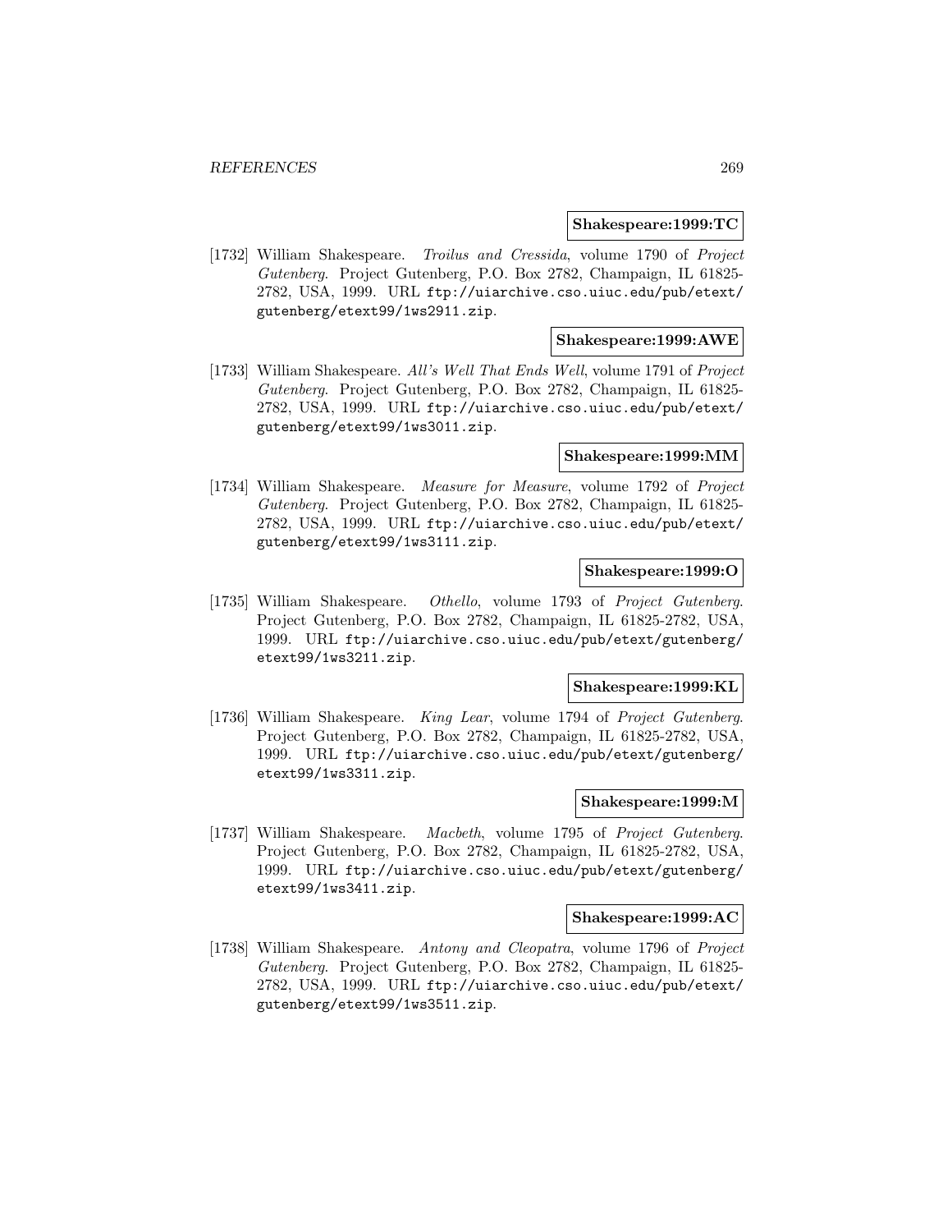**Shakespeare:1999:TC**

[1732] William Shakespeare. *Troilus and Cressida*, volume 1790 of *Project Gutenberg*. Project Gutenberg, P.O. Box 2782, Champaign, IL 61825-2782, USA, 1999. URL `ftp://uiarchive.cso.uiuc.edu/pub/etext/gutenberg/etext99/1ws2911.zip`.

**Shakespeare:1999:AWE**

[1733] William Shakespeare. *All's Well That Ends Well*, volume 1791 of *Project Gutenberg*. Project Gutenberg, P.O. Box 2782, Champaign, IL 61825-2782, USA, 1999. URL `ftp://uiarchive.cso.uiuc.edu/pub/etext/gutenberg/etext99/1ws3011.zip`.

**Shakespeare:1999:MM**

[1734] William Shakespeare. *Measure for Measure*, volume 1792 of *Project Gutenberg*. Project Gutenberg, P.O. Box 2782, Champaign, IL 61825-2782, USA, 1999. URL `ftp://uiarchive.cso.uiuc.edu/pub/etext/gutenberg/etext99/1ws3111.zip`.

**Shakespeare:1999:O**

[1735] William Shakespeare. *Othello*, volume 1793 of *Project Gutenberg*. Project Gutenberg, P.O. Box 2782, Champaign, IL 61825-2782, USA, 1999. URL `ftp://uiarchive.cso.uiuc.edu/pub/etext/gutenberg/etext99/1ws3211.zip`.

**Shakespeare:1999:KL**

[1736] William Shakespeare. *King Lear*, volume 1794 of *Project Gutenberg*. Project Gutenberg, P.O. Box 2782, Champaign, IL 61825-2782, USA, 1999. URL `ftp://uiarchive.cso.uiuc.edu/pub/etext/gutenberg/etext99/1ws3311.zip`.

**Shakespeare:1999:M**

[1737] William Shakespeare. *Macbeth*, volume 1795 of *Project Gutenberg*. Project Gutenberg, P.O. Box 2782, Champaign, IL 61825-2782, USA, 1999. URL `ftp://uiarchive.cso.uiuc.edu/pub/etext/gutenberg/etext99/1ws3411.zip`.

**Shakespeare:1999:AC**

[1738] William Shakespeare. *Antony and Cleopatra*, volume 1796 of *Project Gutenberg*. Project Gutenberg, P.O. Box 2782, Champaign, IL 61825-2782, USA, 1999. URL `ftp://uiarchive.cso.uiuc.edu/pub/etext/gutenberg/etext99/1ws3511.zip`.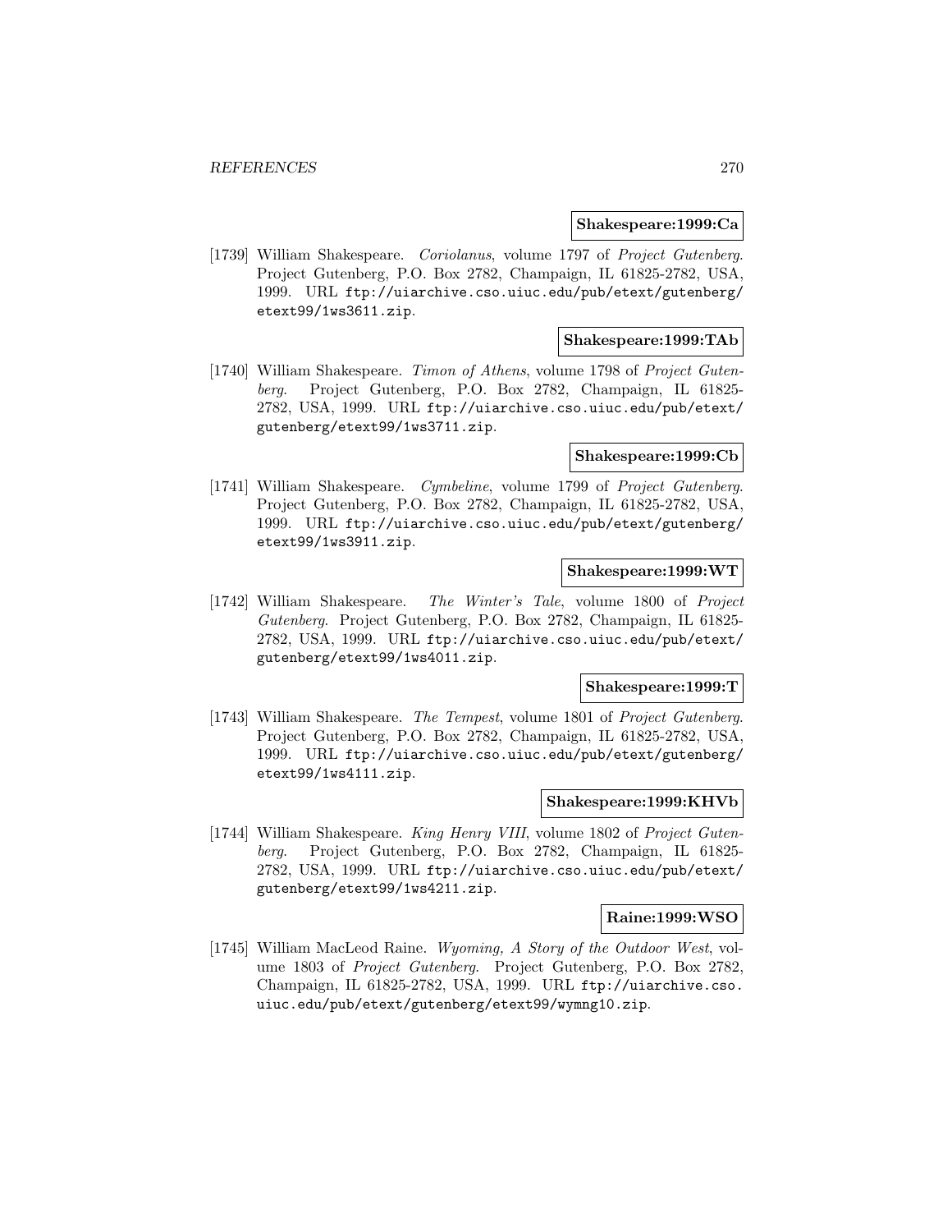**Shakespeare:1999:Ca**

[1739] William Shakespeare. *Coriolanus*, volume 1797 of *Project Gutenberg*. Project Gutenberg, P.O. Box 2782, Champaign, IL 61825-2782, USA, 1999. URL `ftp://uiarchive.cso.uiuc.edu/pub/etext/gutenberg/etext99/1ws3611.zip`.

**Shakespeare:1999:TAb**

[1740] William Shakespeare. *Timon of Athens*, volume 1798 of *Project Gutenberg*. Project Gutenberg, P.O. Box 2782, Champaign, IL 61825-2782, USA, 1999. URL `ftp://uiarchive.cso.uiuc.edu/pub/etext/gutenberg/etext99/1ws3711.zip`.

**Shakespeare:1999:Cb**

[1741] William Shakespeare. *Cymbeline*, volume 1799 of *Project Gutenberg*. Project Gutenberg, P.O. Box 2782, Champaign, IL 61825-2782, USA, 1999. URL `ftp://uiarchive.cso.uiuc.edu/pub/etext/gutenberg/etext99/1ws3911.zip`.

**Shakespeare:1999:WT**

[1742] William Shakespeare. *The Winter's Tale*, volume 1800 of *Project Gutenberg*. Project Gutenberg, P.O. Box 2782, Champaign, IL 61825-2782, USA, 1999. URL `ftp://uiarchive.cso.uiuc.edu/pub/etext/gutenberg/etext99/1ws4011.zip`.

**Shakespeare:1999:T**

[1743] William Shakespeare. *The Tempest*, volume 1801 of *Project Gutenberg*. Project Gutenberg, P.O. Box 2782, Champaign, IL 61825-2782, USA, 1999. URL `ftp://uiarchive.cso.uiuc.edu/pub/etext/gutenberg/etext99/1ws4111.zip`.

**Shakespeare:1999:KHVb**

[1744] William Shakespeare. *King Henry VIII*, volume 1802 of *Project Gutenberg*. Project Gutenberg, P.O. Box 2782, Champaign, IL 61825-2782, USA, 1999. URL `ftp://uiarchive.cso.uiuc.edu/pub/etext/gutenberg/etext99/1ws4211.zip`.

**Raine:1999:WSO**

[1745] William MacLeod Raine. *Wyoming, A Story of the Outdoor West*, volume 1803 of *Project Gutenberg*. Project Gutenberg, P.O. Box 2782, Champaign, IL 61825-2782, USA, 1999. URL `ftp://uiarchive.cso.uiuc.edu/pub/etext/gutenberg/etext99/wymng10.zip`.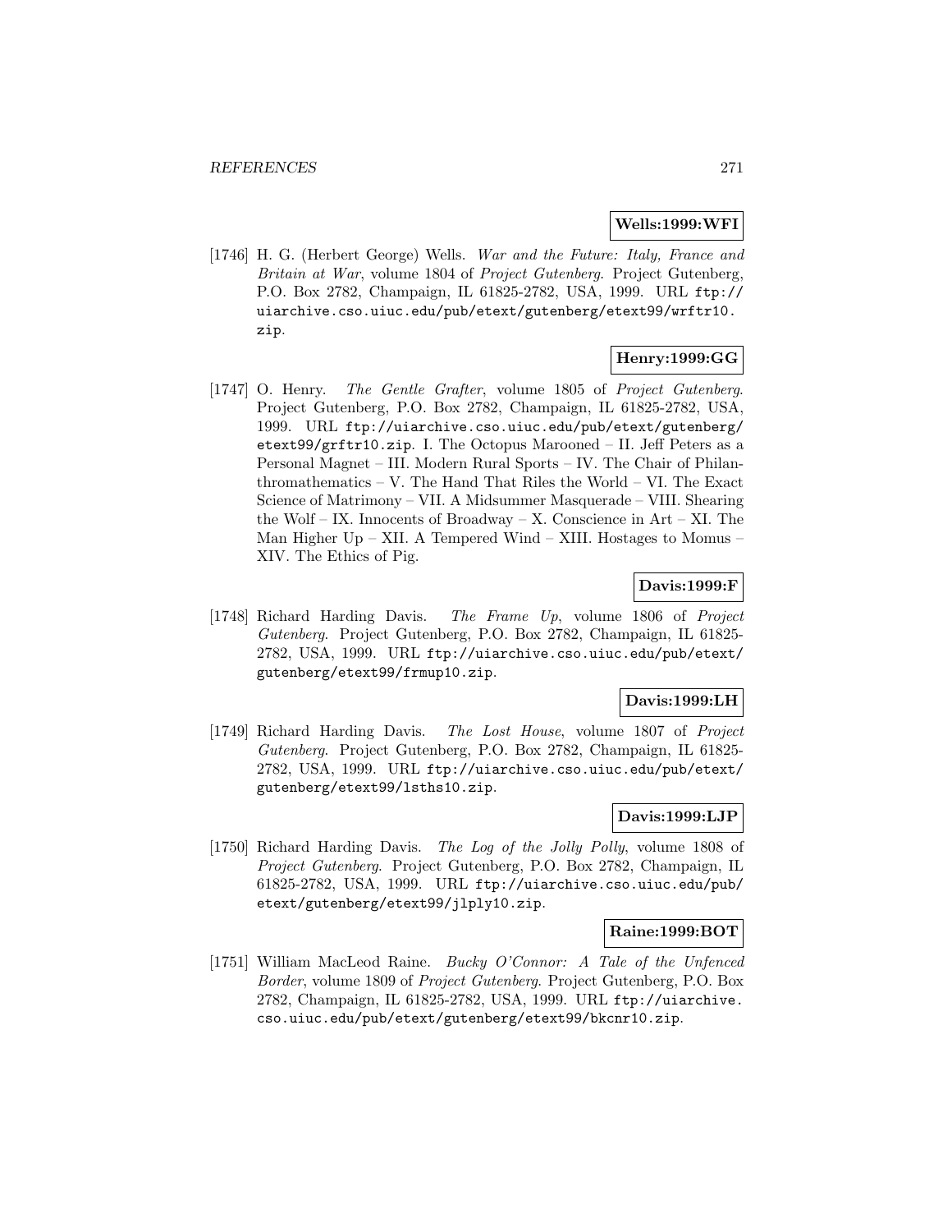**Wells:1999:WFI**

[1746] H. G. (Herbert George) Wells. *War and the Future: Italy, France and Britain at War*, volume 1804 of *Project Gutenberg*. Project Gutenberg, P.O. Box 2782, Champaign, IL 61825-2782, USA, 1999. URL `ftp://uiarchive.cso.uiuc.edu/pub/etext/gutenberg/etext99/wrftr10.zip`.

**Henry:1999:GG**

[1747] O. Henry. *The Gentle Grafter*, volume 1805 of *Project Gutenberg*. Project Gutenberg, P.O. Box 2782, Champaign, IL 61825-2782, USA, 1999. URL `ftp://uiarchive.cso.uiuc.edu/pub/etext/gutenberg/etext99/grftr10.zip`. I. The Octopus Marooned – II. Jeff Peters as a Personal Magnet – III. Modern Rural Sports – IV. The Chair of Philanthromathematics – V. The Hand That Riles the World – VI. The Exact Science of Matrimony – VII. A Midsummer Masquerade – VIII. Shearing the Wolf – IX. Innocents of Broadway – X. Conscience in Art – XI. The Man Higher Up – XII. A Tempered Wind – XIII. Hostages to Momus – XIV. The Ethics of Pig.

**Davis:1999:F**

[1748] Richard Harding Davis. *The Frame Up*, volume 1806 of *Project Gutenberg*. Project Gutenberg, P.O. Box 2782, Champaign, IL 61825-2782, USA, 1999. URL `ftp://uiarchive.cso.uiuc.edu/pub/etext/gutenberg/etext99/frmup10.zip`.

**Davis:1999:LH**

[1749] Richard Harding Davis. *The Lost House*, volume 1807 of *Project Gutenberg*. Project Gutenberg, P.O. Box 2782, Champaign, IL 61825-2782, USA, 1999. URL `ftp://uiarchive.cso.uiuc.edu/pub/etext/gutenberg/etext99/lsths10.zip`.

**Davis:1999:LJP**

[1750] Richard Harding Davis. *The Log of the Jolly Polly*, volume 1808 of *Project Gutenberg*. Project Gutenberg, P.O. Box 2782, Champaign, IL 61825-2782, USA, 1999. URL `ftp://uiarchive.cso.uiuc.edu/pub/etext/gutenberg/etext99/jlply10.zip`.

**Raine:1999:BOT**

[1751] William MacLeod Raine. *Bucky O'Connor: A Tale of the Unfenced Border*, volume 1809 of *Project Gutenberg*. Project Gutenberg, P.O. Box 2782, Champaign, IL 61825-2782, USA, 1999. URL `ftp://uiarchive.cso.uiuc.edu/pub/etext/gutenberg/etext99/bkcnr10.zip`.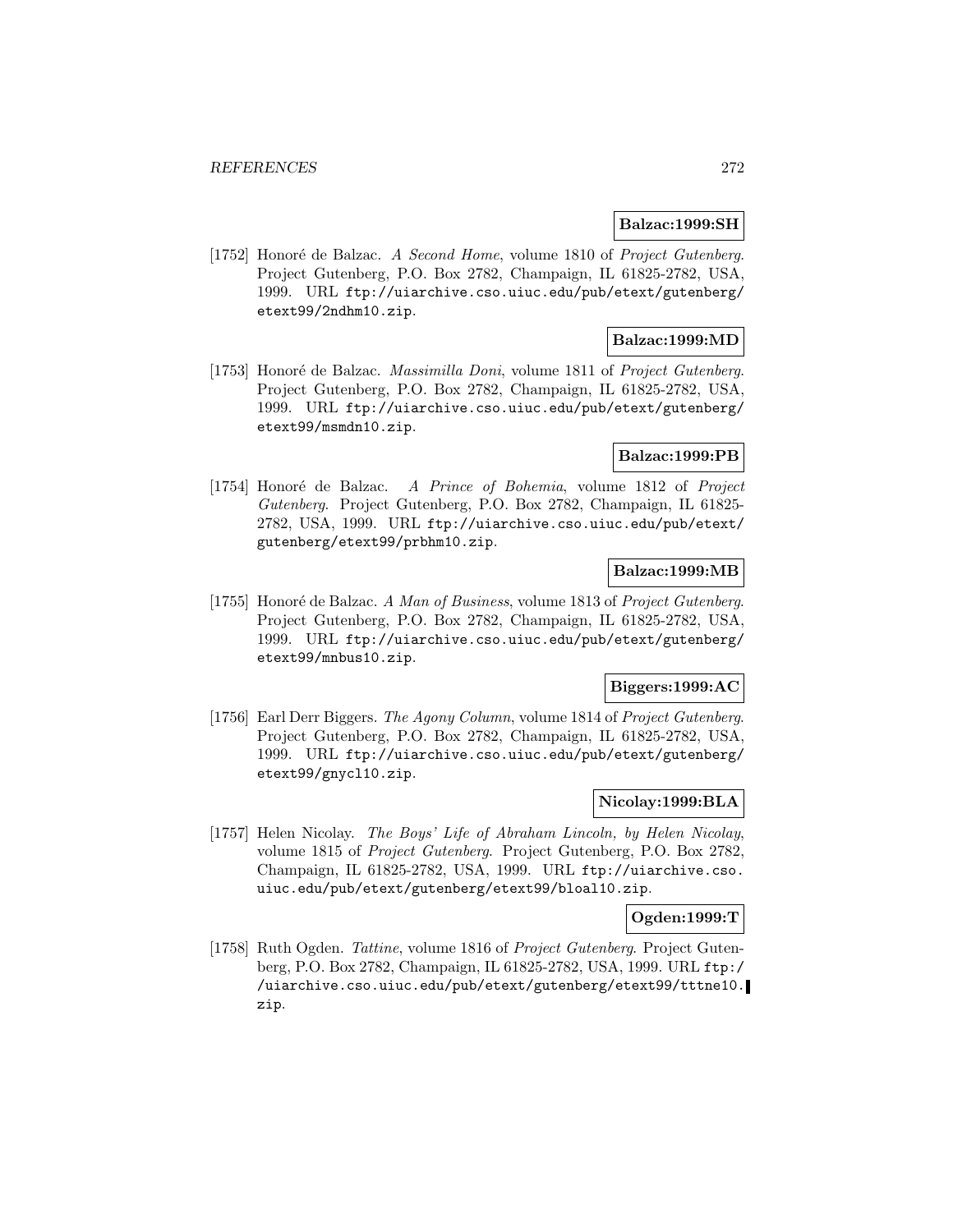**Balzac:1999:SH**

[1752] Honoré de Balzac. *A Second Home*, volume 1810 of *Project Gutenberg*. Project Gutenberg, P.O. Box 2782, Champaign, IL 61825-2782, USA, 1999. URL ftp://uiarchive.cso.uiuc.edu/pub/etext/gutenberg/etext99/2ndhm10.zip.

**Balzac:1999:MD**

[1753] Honoré de Balzac. *Massimilla Doni*, volume 1811 of *Project Gutenberg*. Project Gutenberg, P.O. Box 2782, Champaign, IL 61825-2782, USA, 1999. URL ftp://uiarchive.cso.uiuc.edu/pub/etext/gutenberg/etext99/msmdn10.zip.

**Balzac:1999:PB**

[1754] Honoré de Balzac. *A Prince of Bohemia*, volume 1812 of *Project Gutenberg*. Project Gutenberg, P.O. Box 2782, Champaign, IL 61825-2782, USA, 1999. URL ftp://uiarchive.cso.uiuc.edu/pub/etext/gutenberg/etext99/prbhm10.zip.

**Balzac:1999:MB**

[1755] Honoré de Balzac. *A Man of Business*, volume 1813 of *Project Gutenberg*. Project Gutenberg, P.O. Box 2782, Champaign, IL 61825-2782, USA, 1999. URL ftp://uiarchive.cso.uiuc.edu/pub/etext/gutenberg/etext99/mnbus10.zip.

**Biggers:1999:AC**

[1756] Earl Derr Biggers. *The Agony Column*, volume 1814 of *Project Gutenberg*. Project Gutenberg, P.O. Box 2782, Champaign, IL 61825-2782, USA, 1999. URL ftp://uiarchive.cso.uiuc.edu/pub/etext/gutenberg/etext99/gnycl10.zip.

**Nicolay:1999:BLA**

[1757] Helen Nicolay. *The Boys' Life of Abraham Lincoln, by Helen Nicolay*, volume 1815 of *Project Gutenberg*. Project Gutenberg, P.O. Box 2782, Champaign, IL 61825-2782, USA, 1999. URL ftp://uiarchive.cso.uiuc.edu/pub/etext/gutenberg/etext99/bloal10.zip.

**Ogden:1999:T**

[1758] Ruth Ogden. *Tattine*, volume 1816 of *Project Gutenberg*. Project Gutenberg, P.O. Box 2782, Champaign, IL 61825-2782, USA, 1999. URL ftp://uiarchive.cso.uiuc.edu/pub/etext/gutenberg/etext99/tttne10.zip.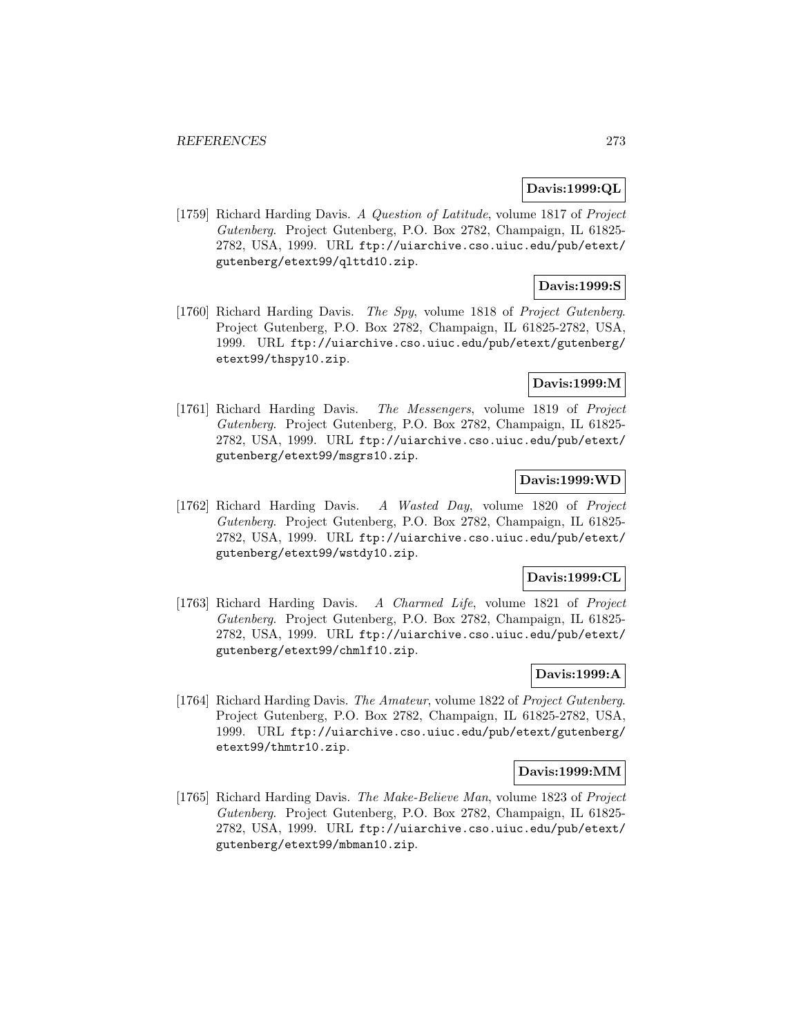**Davis:1999:QL**

[1759] Richard Harding Davis. *A Question of Latitude*, volume 1817 of *Project Gutenberg*. Project Gutenberg, P.O. Box 2782, Champaign, IL 61825-2782, USA, 1999. URL ftp://uiarchive.cso.uiuc.edu/pub/etext/gutenberg/etext99/qlttd10.zip.

**Davis:1999:S**

[1760] Richard Harding Davis. *The Spy*, volume 1818 of *Project Gutenberg*. Project Gutenberg, P.O. Box 2782, Champaign, IL 61825-2782, USA, 1999. URL ftp://uiarchive.cso.uiuc.edu/pub/etext/gutenberg/etext99/thspy10.zip.

**Davis:1999:M**

[1761] Richard Harding Davis. *The Messengers*, volume 1819 of *Project Gutenberg*. Project Gutenberg, P.O. Box 2782, Champaign, IL 61825-2782, USA, 1999. URL ftp://uiarchive.cso.uiuc.edu/pub/etext/gutenberg/etext99/msgrs10.zip.

**Davis:1999:WD**

[1762] Richard Harding Davis. *A Wasted Day*, volume 1820 of *Project Gutenberg*. Project Gutenberg, P.O. Box 2782, Champaign, IL 61825-2782, USA, 1999. URL ftp://uiarchive.cso.uiuc.edu/pub/etext/gutenberg/etext99/wstdy10.zip.

**Davis:1999:CL**

[1763] Richard Harding Davis. *A Charmed Life*, volume 1821 of *Project Gutenberg*. Project Gutenberg, P.O. Box 2782, Champaign, IL 61825-2782, USA, 1999. URL ftp://uiarchive.cso.uiuc.edu/pub/etext/gutenberg/etext99/chmlf10.zip.

**Davis:1999:A**

[1764] Richard Harding Davis. *The Amateur*, volume 1822 of *Project Gutenberg*. Project Gutenberg, P.O. Box 2782, Champaign, IL 61825-2782, USA, 1999. URL ftp://uiarchive.cso.uiuc.edu/pub/etext/gutenberg/etext99/thmtr10.zip.

**Davis:1999:MM**

[1765] Richard Harding Davis. *The Make-Believe Man*, volume 1823 of *Project Gutenberg*. Project Gutenberg, P.O. Box 2782, Champaign, IL 61825-2782, USA, 1999. URL ftp://uiarchive.cso.uiuc.edu/pub/etext/gutenberg/etext99/mbman10.zip.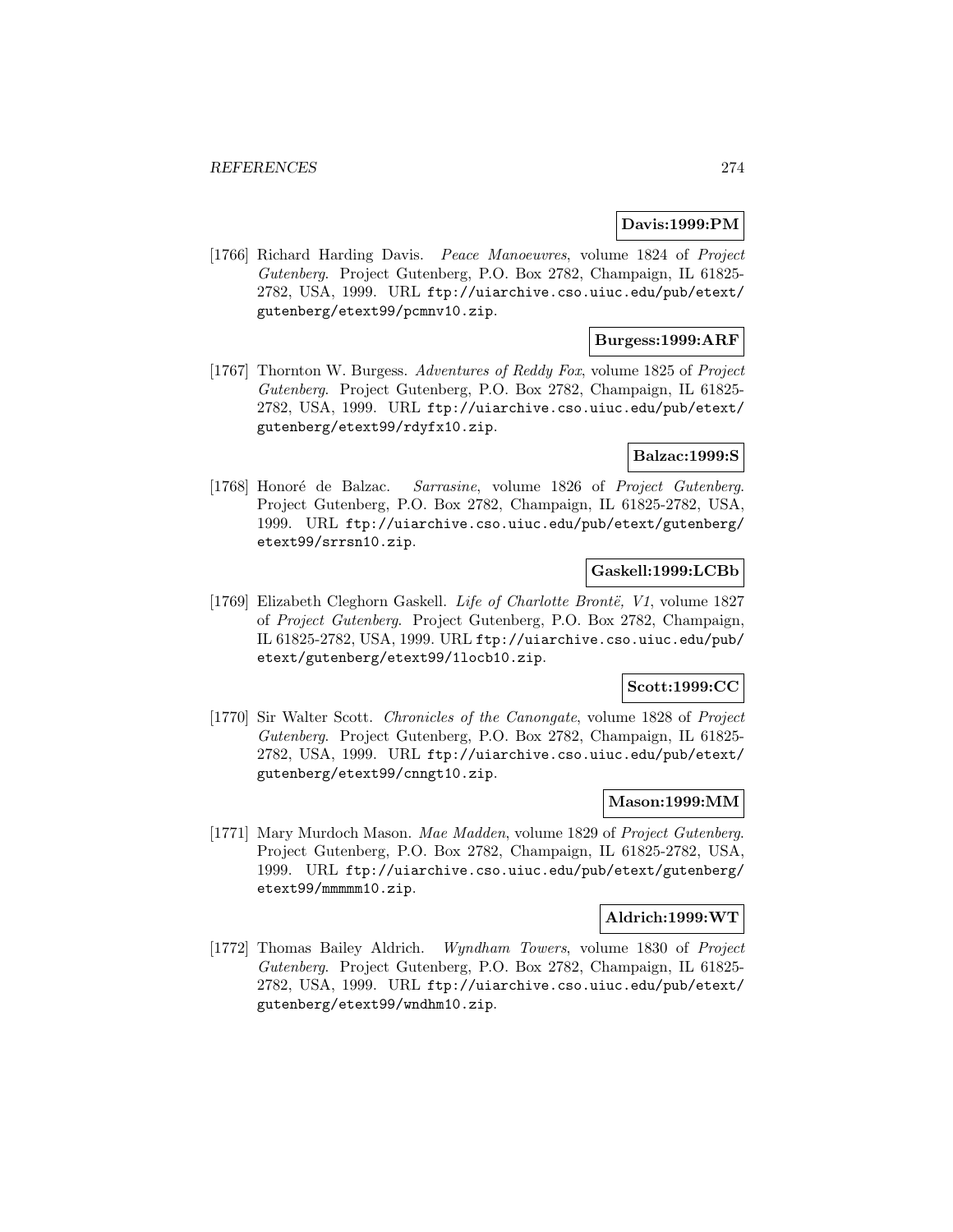**Davis:1999:PM**

[1766] Richard Harding Davis. *Peace Manoeuvres*, volume 1824 of *Project Gutenberg*. Project Gutenberg, P.O. Box 2782, Champaign, IL 61825-2782, USA, 1999. URL `ftp://uiarchive.cso.uiuc.edu/pub/etext/gutenberg/etext99/pcmnv10.zip`.

**Burgess:1999:ARF**

[1767] Thornton W. Burgess. *Adventures of Reddy Fox*, volume 1825 of *Project Gutenberg*. Project Gutenberg, P.O. Box 2782, Champaign, IL 61825-2782, USA, 1999. URL `ftp://uiarchive.cso.uiuc.edu/pub/etext/gutenberg/etext99/rdyfx10.zip`.

**Balzac:1999:S**

[1768] Honoré de Balzac. *Sarrasine*, volume 1826 of *Project Gutenberg*. Project Gutenberg, P.O. Box 2782, Champaign, IL 61825-2782, USA, 1999. URL `ftp://uiarchive.cso.uiuc.edu/pub/etext/gutenberg/etext99/srrsn10.zip`.

**Gaskell:1999:LCBb**

[1769] Elizabeth Cleghorn Gaskell. *Life of Charlotte Brontë, V1*, volume 1827 of *Project Gutenberg*. Project Gutenberg, P.O. Box 2782, Champaign, IL 61825-2782, USA, 1999. URL `ftp://uiarchive.cso.uiuc.edu/pub/etext/gutenberg/etext99/1locb10.zip`.

**Scott:1999:CC**

[1770] Sir Walter Scott. *Chronicles of the Canongate*, volume 1828 of *Project Gutenberg*. Project Gutenberg, P.O. Box 2782, Champaign, IL 61825-2782, USA, 1999. URL `ftp://uiarchive.cso.uiuc.edu/pub/etext/gutenberg/etext99/cnngt10.zip`.

**Mason:1999:MM**

[1771] Mary Murdoch Mason. *Mae Madden*, volume 1829 of *Project Gutenberg*. Project Gutenberg, P.O. Box 2782, Champaign, IL 61825-2782, USA, 1999. URL `ftp://uiarchive.cso.uiuc.edu/pub/etext/gutenberg/etext99/mmmmm10.zip`.

**Aldrich:1999:WT**

[1772] Thomas Bailey Aldrich. *Wyndham Towers*, volume 1830 of *Project Gutenberg*. Project Gutenberg, P.O. Box 2782, Champaign, IL 61825-2782, USA, 1999. URL `ftp://uiarchive.cso.uiuc.edu/pub/etext/gutenberg/etext99/wndhm10.zip`.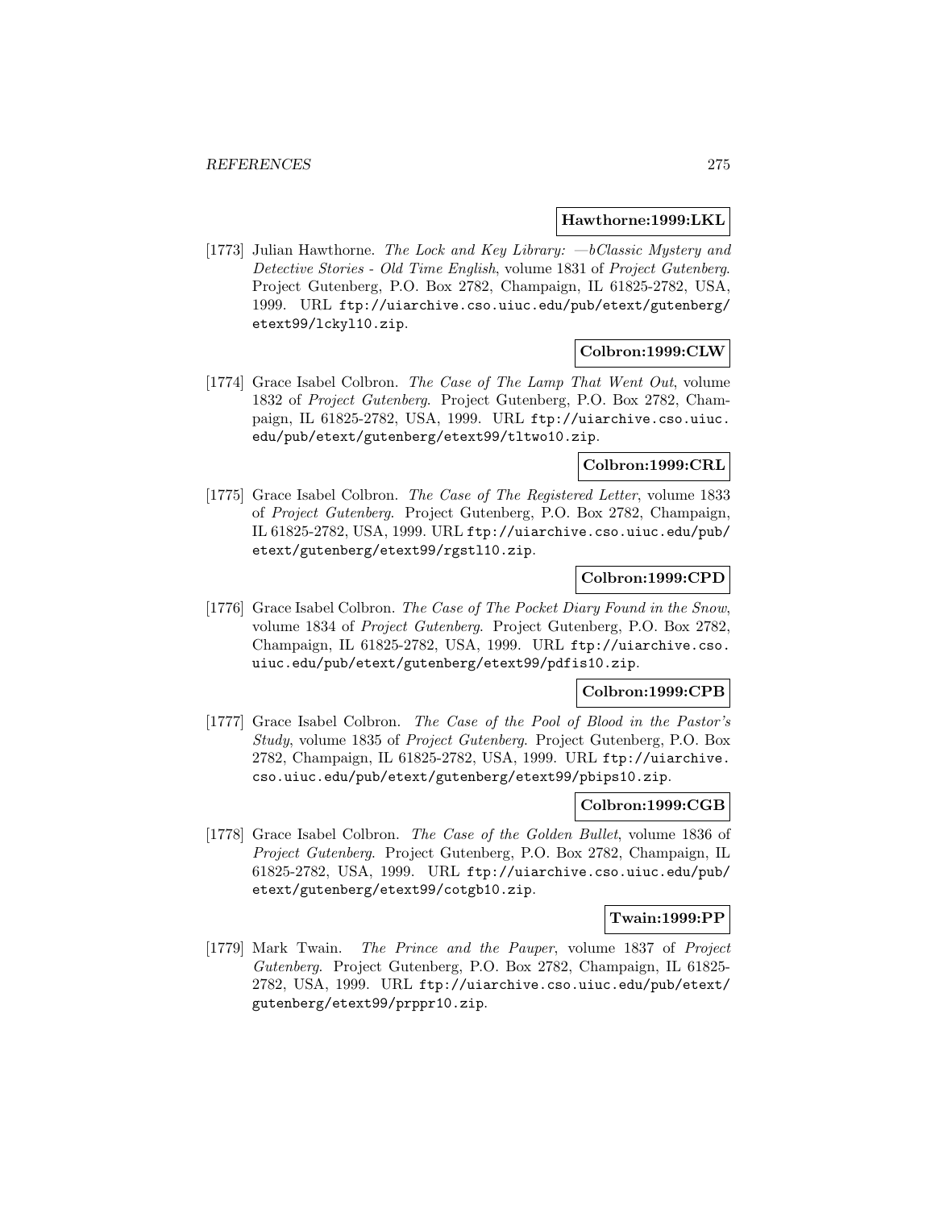**Hawthorne:1999:LKL**

[1773] Julian Hawthorne. *The Lock and Key Library: —bClassic Mystery and Detective Stories - Old Time English*, volume 1831 of *Project Gutenberg*. Project Gutenberg, P.O. Box 2782, Champaign, IL 61825-2782, USA, 1999. URL ftp://uiarchive.cso.uiuc.edu/pub/etext/gutenberg/etext99/lckyl10.zip.

**Colbron:1999:CLW**

[1774] Grace Isabel Colbron. *The Case of The Lamp That Went Out*, volume 1832 of *Project Gutenberg*. Project Gutenberg, P.O. Box 2782, Champaign, IL 61825-2782, USA, 1999. URL ftp://uiarchive.cso.uiuc.edu/pub/etext/gutenberg/etext99/tltwo10.zip.

**Colbron:1999:CRL**

[1775] Grace Isabel Colbron. *The Case of The Registered Letter*, volume 1833 of *Project Gutenberg*. Project Gutenberg, P.O. Box 2782, Champaign, IL 61825-2782, USA, 1999. URL ftp://uiarchive.cso.uiuc.edu/pub/etext/gutenberg/etext99/rgstl10.zip.

**Colbron:1999:CPD**

[1776] Grace Isabel Colbron. *The Case of The Pocket Diary Found in the Snow*, volume 1834 of *Project Gutenberg*. Project Gutenberg, P.O. Box 2782, Champaign, IL 61825-2782, USA, 1999. URL ftp://uiarchive.cso.uiuc.edu/pub/etext/gutenberg/etext99/pdfis10.zip.

**Colbron:1999:CPB**

[1777] Grace Isabel Colbron. *The Case of the Pool of Blood in the Pastor's Study*, volume 1835 of *Project Gutenberg*. Project Gutenberg, P.O. Box 2782, Champaign, IL 61825-2782, USA, 1999. URL ftp://uiarchive.cso.uiuc.edu/pub/etext/gutenberg/etext99/pbips10.zip.

**Colbron:1999:CGB**

[1778] Grace Isabel Colbron. *The Case of the Golden Bullet*, volume 1836 of *Project Gutenberg*. Project Gutenberg, P.O. Box 2782, Champaign, IL 61825-2782, USA, 1999. URL ftp://uiarchive.cso.uiuc.edu/pub/etext/gutenberg/etext99/cotgb10.zip.

**Twain:1999:PP**

[1779] Mark Twain. *The Prince and the Pauper*, volume 1837 of *Project Gutenberg*. Project Gutenberg, P.O. Box 2782, Champaign, IL 61825-2782, USA, 1999. URL ftp://uiarchive.cso.uiuc.edu/pub/etext/gutenberg/etext99/prppr10.zip.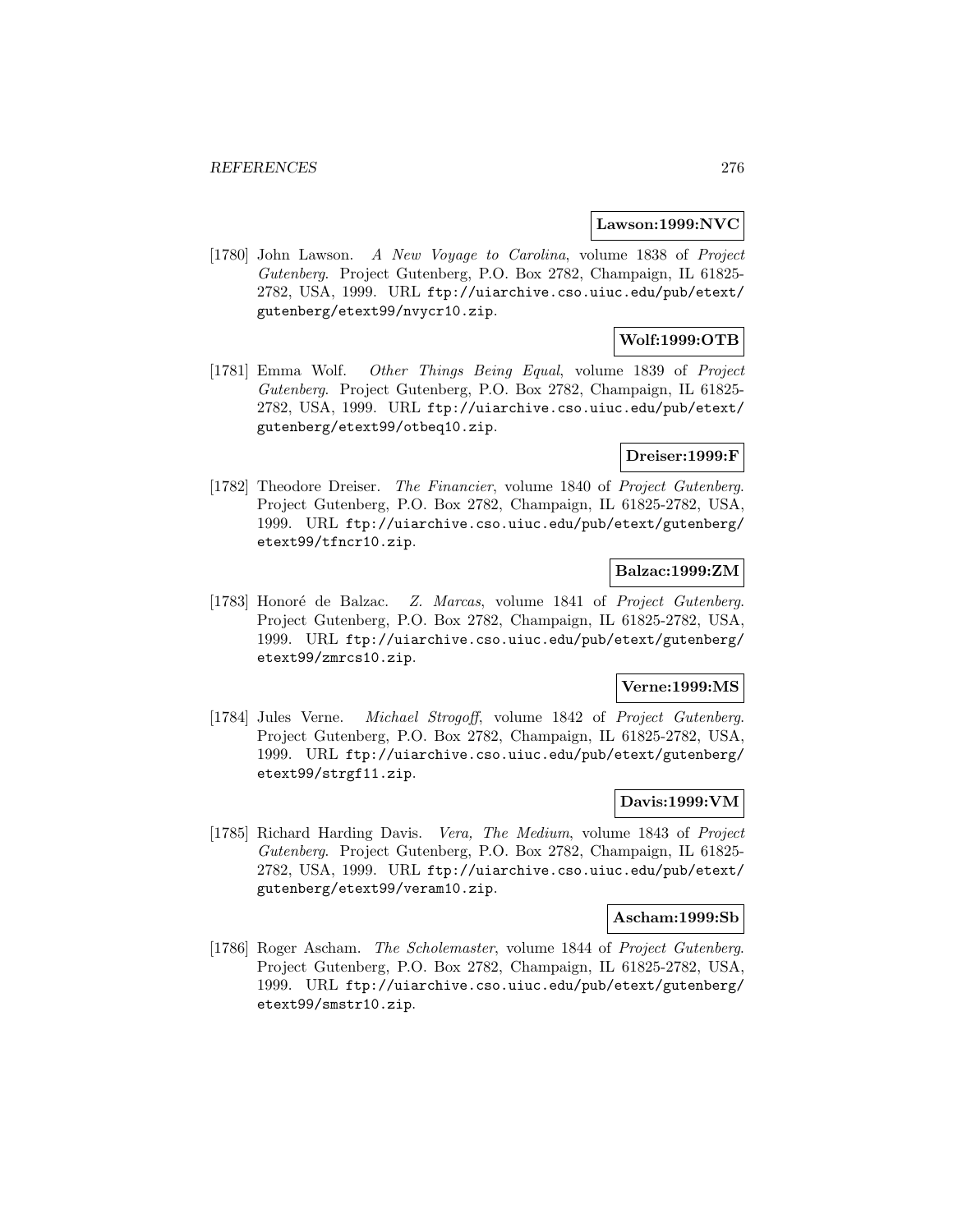**Lawson:1999:NVC**

[1780] John Lawson. *A New Voyage to Carolina*, volume 1838 of *Project Gutenberg*. Project Gutenberg, P.O. Box 2782, Champaign, IL 61825-2782, USA, 1999. URL `ftp://uiarchive.cso.uiuc.edu/pub/etext/gutenberg/etext99/nvycr10.zip`.

**Wolf:1999:OTB**

[1781] Emma Wolf. *Other Things Being Equal*, volume 1839 of *Project Gutenberg*. Project Gutenberg, P.O. Box 2782, Champaign, IL 61825-2782, USA, 1999. URL `ftp://uiarchive.cso.uiuc.edu/pub/etext/gutenberg/etext99/otbeq10.zip`.

**Dreiser:1999:F**

[1782] Theodore Dreiser. *The Financier*, volume 1840 of *Project Gutenberg*. Project Gutenberg, P.O. Box 2782, Champaign, IL 61825-2782, USA, 1999. URL `ftp://uiarchive.cso.uiuc.edu/pub/etext/gutenberg/etext99/tfncr10.zip`.

**Balzac:1999:ZM**

[1783] Honoré de Balzac. *Z. Marcas*, volume 1841 of *Project Gutenberg*. Project Gutenberg, P.O. Box 2782, Champaign, IL 61825-2782, USA, 1999. URL `ftp://uiarchive.cso.uiuc.edu/pub/etext/gutenberg/etext99/zmrcs10.zip`.

**Verne:1999:MS**

[1784] Jules Verne. *Michael Strogoff*, volume 1842 of *Project Gutenberg*. Project Gutenberg, P.O. Box 2782, Champaign, IL 61825-2782, USA, 1999. URL `ftp://uiarchive.cso.uiuc.edu/pub/etext/gutenberg/etext99/strgf11.zip`.

**Davis:1999:VM**

[1785] Richard Harding Davis. *Vera, The Medium*, volume 1843 of *Project Gutenberg*. Project Gutenberg, P.O. Box 2782, Champaign, IL 61825-2782, USA, 1999. URL `ftp://uiarchive.cso.uiuc.edu/pub/etext/gutenberg/etext99/veram10.zip`.

**Ascham:1999:Sb**

[1786] Roger Ascham. *The Scholemaster*, volume 1844 of *Project Gutenberg*. Project Gutenberg, P.O. Box 2782, Champaign, IL 61825-2782, USA, 1999. URL `ftp://uiarchive.cso.uiuc.edu/pub/etext/gutenberg/etext99/smstr10.zip`.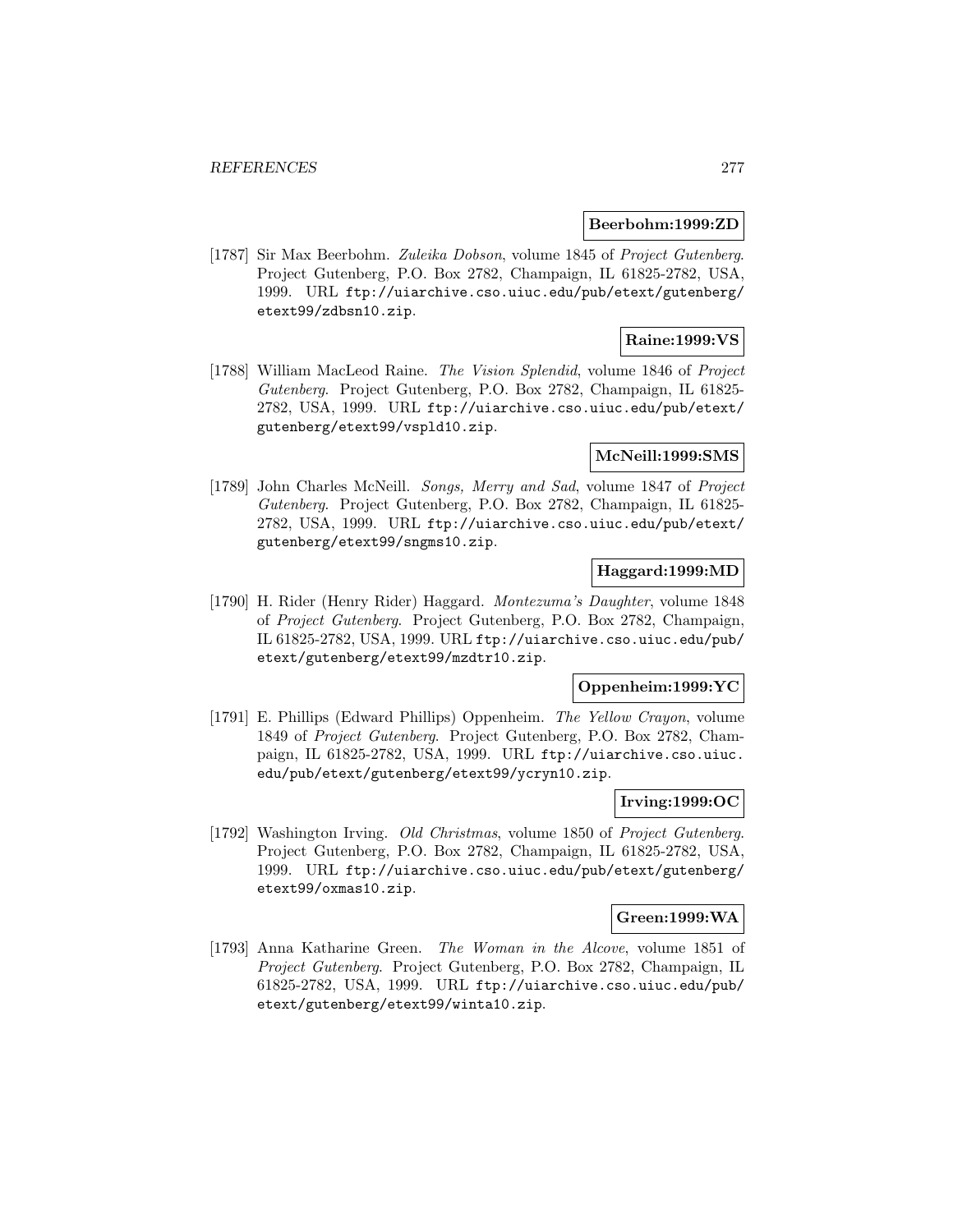**Beerbohm:1999:ZD**

[1787] Sir Max Beerbohm. *Zuleika Dobson*, volume 1845 of *Project Gutenberg*. Project Gutenberg, P.O. Box 2782, Champaign, IL 61825-2782, USA, 1999. URL `ftp://uiarchive.cso.uiuc.edu/pub/etext/gutenberg/etext99/zdbsn10.zip`.

**Raine:1999:VS**

[1788] William MacLeod Raine. *The Vision Splendid*, volume 1846 of *Project Gutenberg*. Project Gutenberg, P.O. Box 2782, Champaign, IL 61825-2782, USA, 1999. URL `ftp://uiarchive.cso.uiuc.edu/pub/etext/gutenberg/etext99/vspld10.zip`.

**McNeill:1999:SMS**

[1789] John Charles McNeill. *Songs, Merry and Sad*, volume 1847 of *Project Gutenberg*. Project Gutenberg, P.O. Box 2782, Champaign, IL 61825-2782, USA, 1999. URL `ftp://uiarchive.cso.uiuc.edu/pub/etext/gutenberg/etext99/sngms10.zip`.

**Haggard:1999:MD**

[1790] H. Rider (Henry Rider) Haggard. *Montezuma's Daughter*, volume 1848 of *Project Gutenberg*. Project Gutenberg, P.O. Box 2782, Champaign, IL 61825-2782, USA, 1999. URL `ftp://uiarchive.cso.uiuc.edu/pub/etext/gutenberg/etext99/mzdtr10.zip`.

**Oppenheim:1999:YC**

[1791] E. Phillips (Edward Phillips) Oppenheim. *The Yellow Crayon*, volume 1849 of *Project Gutenberg*. Project Gutenberg, P.O. Box 2782, Champaign, IL 61825-2782, USA, 1999. URL `ftp://uiarchive.cso.uiuc.edu/pub/etext/gutenberg/etext99/ycryn10.zip`.

**Irving:1999:OC**

[1792] Washington Irving. *Old Christmas*, volume 1850 of *Project Gutenberg*. Project Gutenberg, P.O. Box 2782, Champaign, IL 61825-2782, USA, 1999. URL `ftp://uiarchive.cso.uiuc.edu/pub/etext/gutenberg/etext99/oxmas10.zip`.

**Green:1999:WA**

[1793] Anna Katharine Green. *The Woman in the Alcove*, volume 1851 of *Project Gutenberg*. Project Gutenberg, P.O. Box 2782, Champaign, IL 61825-2782, USA, 1999. URL `ftp://uiarchive.cso.uiuc.edu/pub/etext/gutenberg/etext99/winta10.zip`.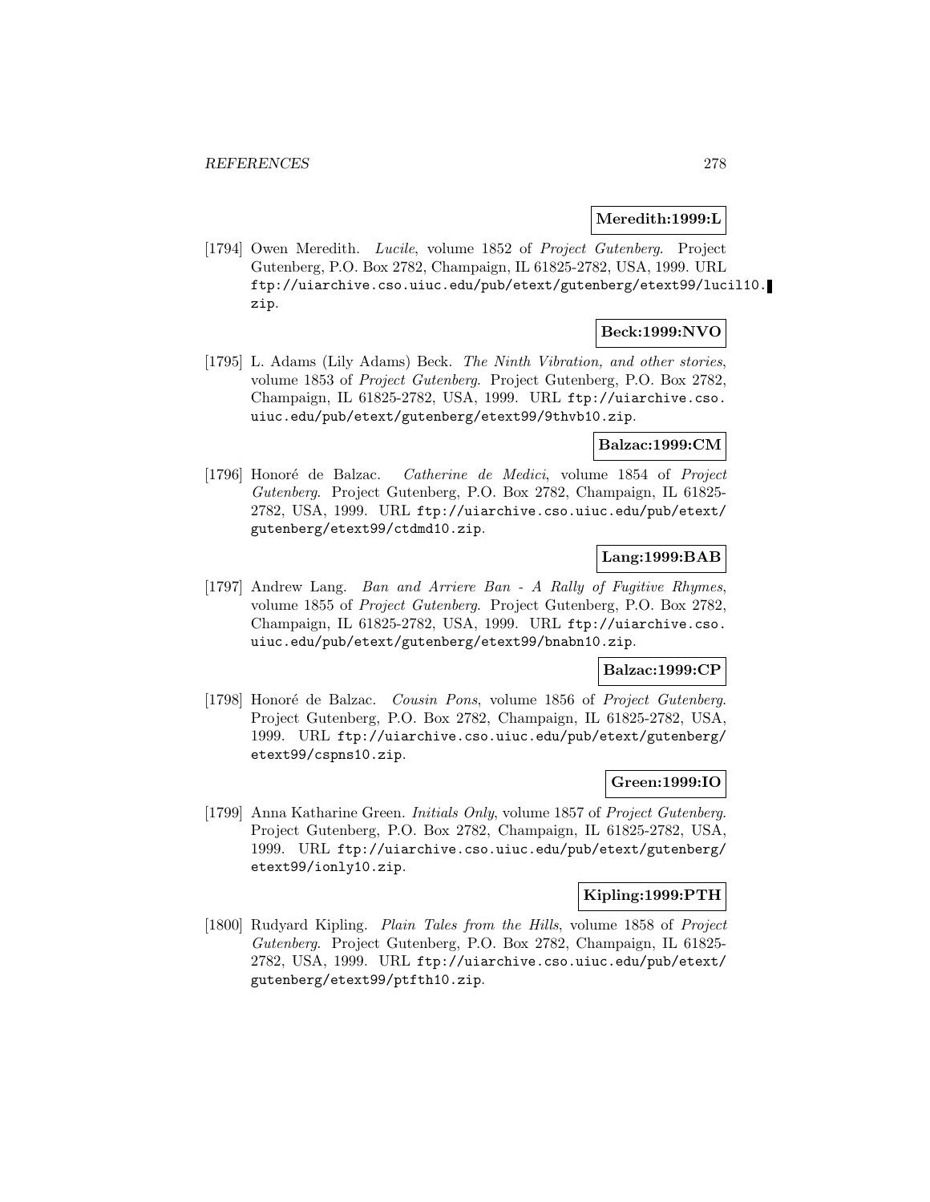**Meredith:1999:L**

[1794] Owen Meredith. *Lucile*, volume 1852 of *Project Gutenberg*. Project Gutenberg, P.O. Box 2782, Champaign, IL 61825-2782, USA, 1999. URL ftp://uiarchive.cso.uiuc.edu/pub/etext/gutenberg/etext99/lucil10.zip.

**Beck:1999:NVO**

[1795] L. Adams (Lily Adams) Beck. *The Ninth Vibration, and other stories*, volume 1853 of *Project Gutenberg*. Project Gutenberg, P.O. Box 2782, Champaign, IL 61825-2782, USA, 1999. URL ftp://uiarchive.cso.uiuc.edu/pub/etext/gutenberg/etext99/9thvb10.zip.

**Balzac:1999:CM**

[1796] Honoré de Balzac. *Catherine de Medici*, volume 1854 of *Project Gutenberg*. Project Gutenberg, P.O. Box 2782, Champaign, IL 61825-2782, USA, 1999. URL ftp://uiarchive.cso.uiuc.edu/pub/etext/gutenberg/etext99/ctdmd10.zip.

**Lang:1999:BAB**

[1797] Andrew Lang. *Ban and Arriere Ban - A Rally of Fugitive Rhymes*, volume 1855 of *Project Gutenberg*. Project Gutenberg, P.O. Box 2782, Champaign, IL 61825-2782, USA, 1999. URL ftp://uiarchive.cso.uiuc.edu/pub/etext/gutenberg/etext99/bnabn10.zip.

**Balzac:1999:CP**

[1798] Honoré de Balzac. *Cousin Pons*, volume 1856 of *Project Gutenberg*. Project Gutenberg, P.O. Box 2782, Champaign, IL 61825-2782, USA, 1999. URL ftp://uiarchive.cso.uiuc.edu/pub/etext/gutenberg/etext99/cspns10.zip.

**Green:1999:IO**

[1799] Anna Katharine Green. *Initials Only*, volume 1857 of *Project Gutenberg*. Project Gutenberg, P.O. Box 2782, Champaign, IL 61825-2782, USA, 1999. URL ftp://uiarchive.cso.uiuc.edu/pub/etext/gutenberg/etext99/ionly10.zip.

**Kipling:1999:PTH**

[1800] Rudyard Kipling. *Plain Tales from the Hills*, volume 1858 of *Project Gutenberg*. Project Gutenberg, P.O. Box 2782, Champaign, IL 61825-2782, USA, 1999. URL ftp://uiarchive.cso.uiuc.edu/pub/etext/gutenberg/etext99/ptfth10.zip.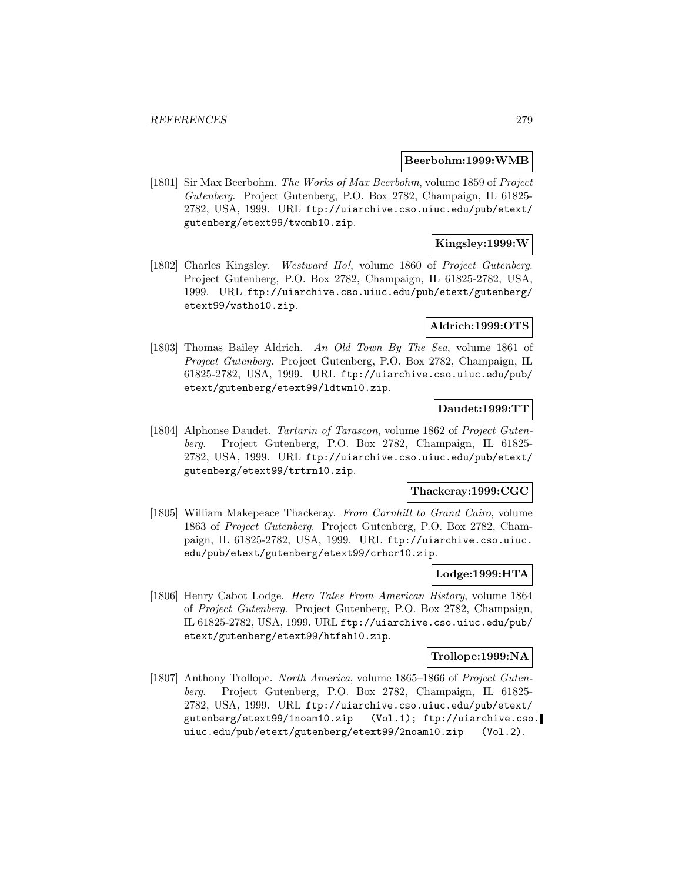**Beerbohm:1999:WMB**

[1801] Sir Max Beerbohm. *The Works of Max Beerbohm*, volume 1859 of *Project Gutenberg*. Project Gutenberg, P.O. Box 2782, Champaign, IL 61825-2782, USA, 1999. URL ftp://uiarchive.cso.uiuc.edu/pub/etext/gutenberg/etext99/twomb10.zip.

**Kingsley:1999:W**

[1802] Charles Kingsley. *Westward Ho!*, volume 1860 of *Project Gutenberg*. Project Gutenberg, P.O. Box 2782, Champaign, IL 61825-2782, USA, 1999. URL ftp://uiarchive.cso.uiuc.edu/pub/etext/gutenberg/etext99/wstho10.zip.

**Aldrich:1999:OTS**

[1803] Thomas Bailey Aldrich. *An Old Town By The Sea*, volume 1861 of *Project Gutenberg*. Project Gutenberg, P.O. Box 2782, Champaign, IL 61825-2782, USA, 1999. URL ftp://uiarchive.cso.uiuc.edu/pub/etext/gutenberg/etext99/ldtwn10.zip.

**Daudet:1999:TT**

[1804] Alphonse Daudet. *Tartarin of Tarascon*, volume 1862 of *Project Gutenberg*. Project Gutenberg, P.O. Box 2782, Champaign, IL 61825-2782, USA, 1999. URL ftp://uiarchive.cso.uiuc.edu/pub/etext/gutenberg/etext99/trtrn10.zip.

**Thackeray:1999:CGC**

[1805] William Makepeace Thackeray. *From Cornhill to Grand Cairo*, volume 1863 of *Project Gutenberg*. Project Gutenberg, P.O. Box 2782, Champaign, IL 61825-2782, USA, 1999. URL ftp://uiarchive.cso.uiuc.edu/pub/etext/gutenberg/etext99/crhcr10.zip.

**Lodge:1999:HTA**

[1806] Henry Cabot Lodge. *Hero Tales From American History*, volume 1864 of *Project Gutenberg*. Project Gutenberg, P.O. Box 2782, Champaign, IL 61825-2782, USA, 1999. URL ftp://uiarchive.cso.uiuc.edu/pub/etext/gutenberg/etext99/htfah10.zip.

**Trollope:1999:NA**

[1807] Anthony Trollope. *North America*, volume 1865–1866 of *Project Gutenberg*. Project Gutenberg, P.O. Box 2782, Champaign, IL 61825-2782, USA, 1999. URL ftp://uiarchive.cso.uiuc.edu/pub/etext/gutenberg/etext99/1noam10.zip (Vol.1); ftp://uiarchive.cso.uiuc.edu/pub/etext/gutenberg/etext99/2noam10.zip (Vol.2).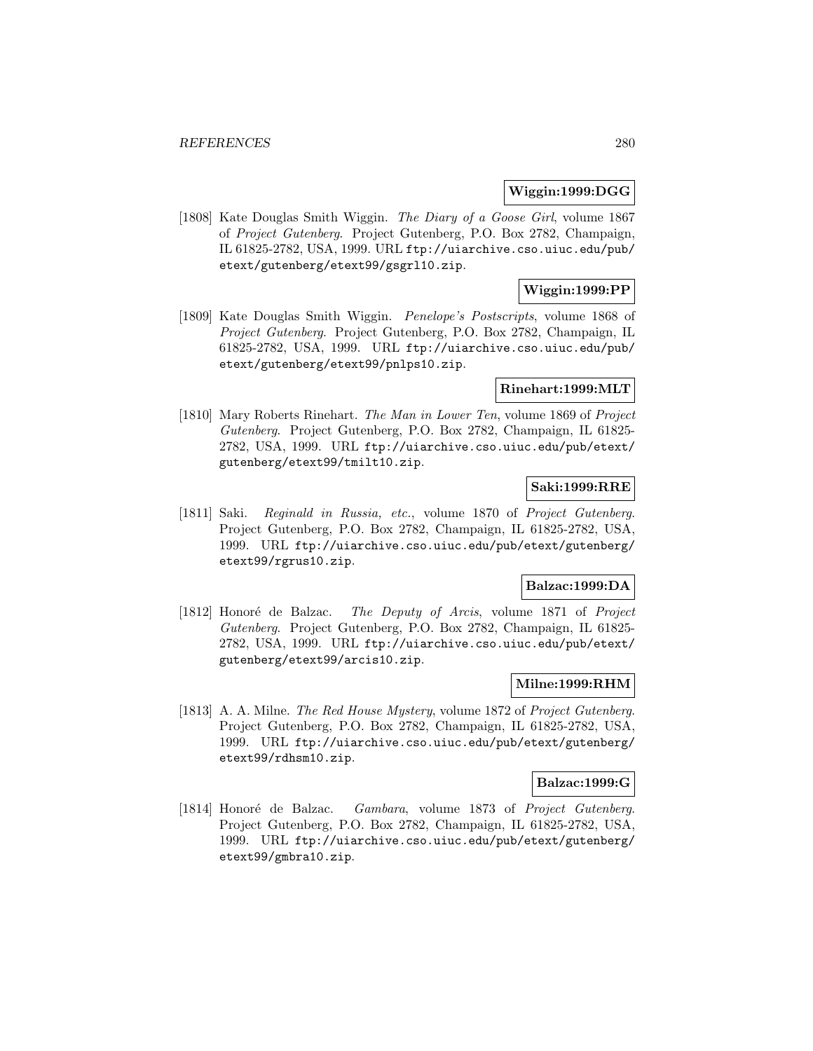**Wiggin:1999:DGG**

[1808] Kate Douglas Smith Wiggin. *The Diary of a Goose Girl*, volume 1867 of *Project Gutenberg*. Project Gutenberg, P.O. Box 2782, Champaign, IL 61825-2782, USA, 1999. URL `ftp://uiarchive.cso.uiuc.edu/pub/etext/gutenberg/etext99/gsgrl10.zip`.

**Wiggin:1999:PP**

[1809] Kate Douglas Smith Wiggin. *Penelope's Postscripts*, volume 1868 of *Project Gutenberg*. Project Gutenberg, P.O. Box 2782, Champaign, IL 61825-2782, USA, 1999. URL `ftp://uiarchive.cso.uiuc.edu/pub/etext/gutenberg/etext99/pnlps10.zip`.

**Rinehart:1999:MLT**

[1810] Mary Roberts Rinehart. *The Man in Lower Ten*, volume 1869 of *Project Gutenberg*. Project Gutenberg, P.O. Box 2782, Champaign, IL 61825-2782, USA, 1999. URL `ftp://uiarchive.cso.uiuc.edu/pub/etext/gutenberg/etext99/tmilt10.zip`.

**Saki:1999:RRE**

[1811] Saki. *Reginald in Russia, etc.*, volume 1870 of *Project Gutenberg*. Project Gutenberg, P.O. Box 2782, Champaign, IL 61825-2782, USA, 1999. URL `ftp://uiarchive.cso.uiuc.edu/pub/etext/gutenberg/etext99/rgrus10.zip`.

**Balzac:1999:DA**

[1812] Honoré de Balzac. *The Deputy of Arcis*, volume 1871 of *Project Gutenberg*. Project Gutenberg, P.O. Box 2782, Champaign, IL 61825-2782, USA, 1999. URL `ftp://uiarchive.cso.uiuc.edu/pub/etext/gutenberg/etext99/arcis10.zip`.

**Milne:1999:RHM**

[1813] A. A. Milne. *The Red House Mystery*, volume 1872 of *Project Gutenberg*. Project Gutenberg, P.O. Box 2782, Champaign, IL 61825-2782, USA, 1999. URL `ftp://uiarchive.cso.uiuc.edu/pub/etext/gutenberg/etext99/rdhsm10.zip`.

**Balzac:1999:G**

[1814] Honoré de Balzac. *Gambara*, volume 1873 of *Project Gutenberg*. Project Gutenberg, P.O. Box 2782, Champaign, IL 61825-2782, USA, 1999. URL `ftp://uiarchive.cso.uiuc.edu/pub/etext/gutenberg/etext99/gmbra10.zip`.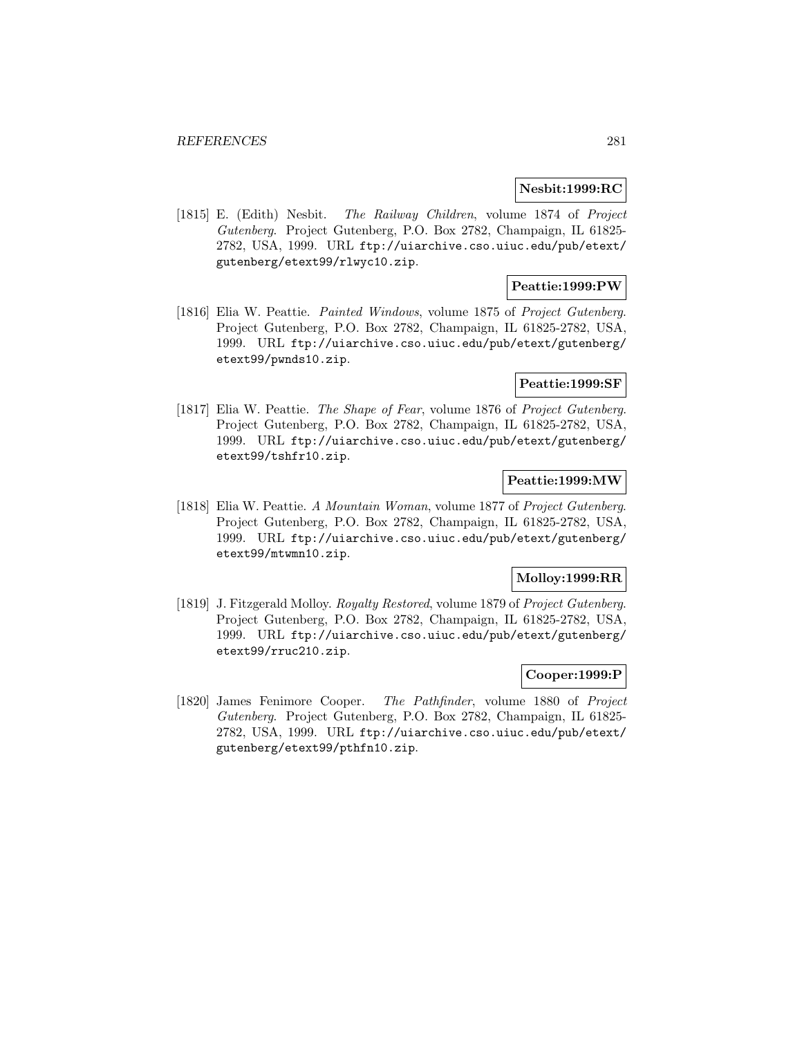**Nesbit:1999:RC**

[1815] E. (Edith) Nesbit. *The Railway Children*, volume 1874 of *Project Gutenberg*. Project Gutenberg, P.O. Box 2782, Champaign, IL 61825-2782, USA, 1999. URL `ftp://uiarchive.cso.uiuc.edu/pub/etext/gutenberg/etext99/rlwyc10.zip`.

**Peattie:1999:PW**

[1816] Elia W. Peattie. *Painted Windows*, volume 1875 of *Project Gutenberg*. Project Gutenberg, P.O. Box 2782, Champaign, IL 61825-2782, USA, 1999. URL `ftp://uiarchive.cso.uiuc.edu/pub/etext/gutenberg/etext99/pwnds10.zip`.

**Peattie:1999:SF**

[1817] Elia W. Peattie. *The Shape of Fear*, volume 1876 of *Project Gutenberg*. Project Gutenberg, P.O. Box 2782, Champaign, IL 61825-2782, USA, 1999. URL `ftp://uiarchive.cso.uiuc.edu/pub/etext/gutenberg/etext99/tshfr10.zip`.

**Peattie:1999:MW**

[1818] Elia W. Peattie. *A Mountain Woman*, volume 1877 of *Project Gutenberg*. Project Gutenberg, P.O. Box 2782, Champaign, IL 61825-2782, USA, 1999. URL `ftp://uiarchive.cso.uiuc.edu/pub/etext/gutenberg/etext99/mtwmn10.zip`.

**Molloy:1999:RR**

[1819] J. Fitzgerald Molloy. *Royalty Restored*, volume 1879 of *Project Gutenberg*. Project Gutenberg, P.O. Box 2782, Champaign, IL 61825-2782, USA, 1999. URL `ftp://uiarchive.cso.uiuc.edu/pub/etext/gutenberg/etext99/rruc210.zip`.

**Cooper:1999:P**

[1820] James Fenimore Cooper. *The Pathfinder*, volume 1880 of *Project Gutenberg*. Project Gutenberg, P.O. Box 2782, Champaign, IL 61825-2782, USA, 1999. URL `ftp://uiarchive.cso.uiuc.edu/pub/etext/gutenberg/etext99/pthfn10.zip`.